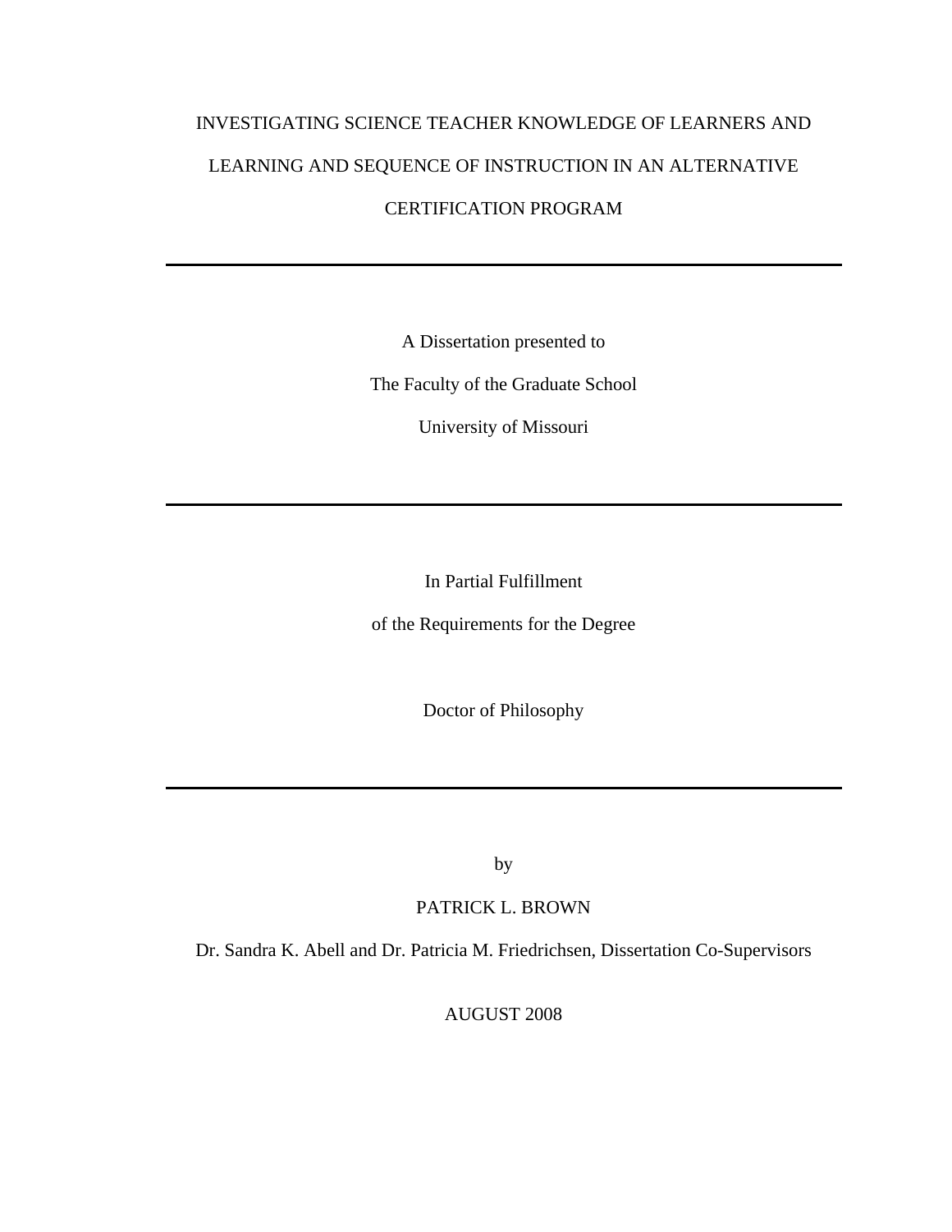# INVESTIGATING SCIENCE TEACHER KNOWLEDGE OF LEARNERS AND LEARNING AND SEQUENCE OF INSTRUCTION IN AN ALTERNATIVE CERTIFICATION PROGRAM

---

A Dissertation presented to

The Faculty of the Graduate School

University of Missouri

---

In Partial Fulfillment

of the Requirements for the Degree

Doctor of Philosophy

---

by

PATRICK L. BROWN

Dr. Sandra K. Abell and Dr. Patricia M. Friedrichsen, Dissertation Co-Supervisors

AUGUST 2008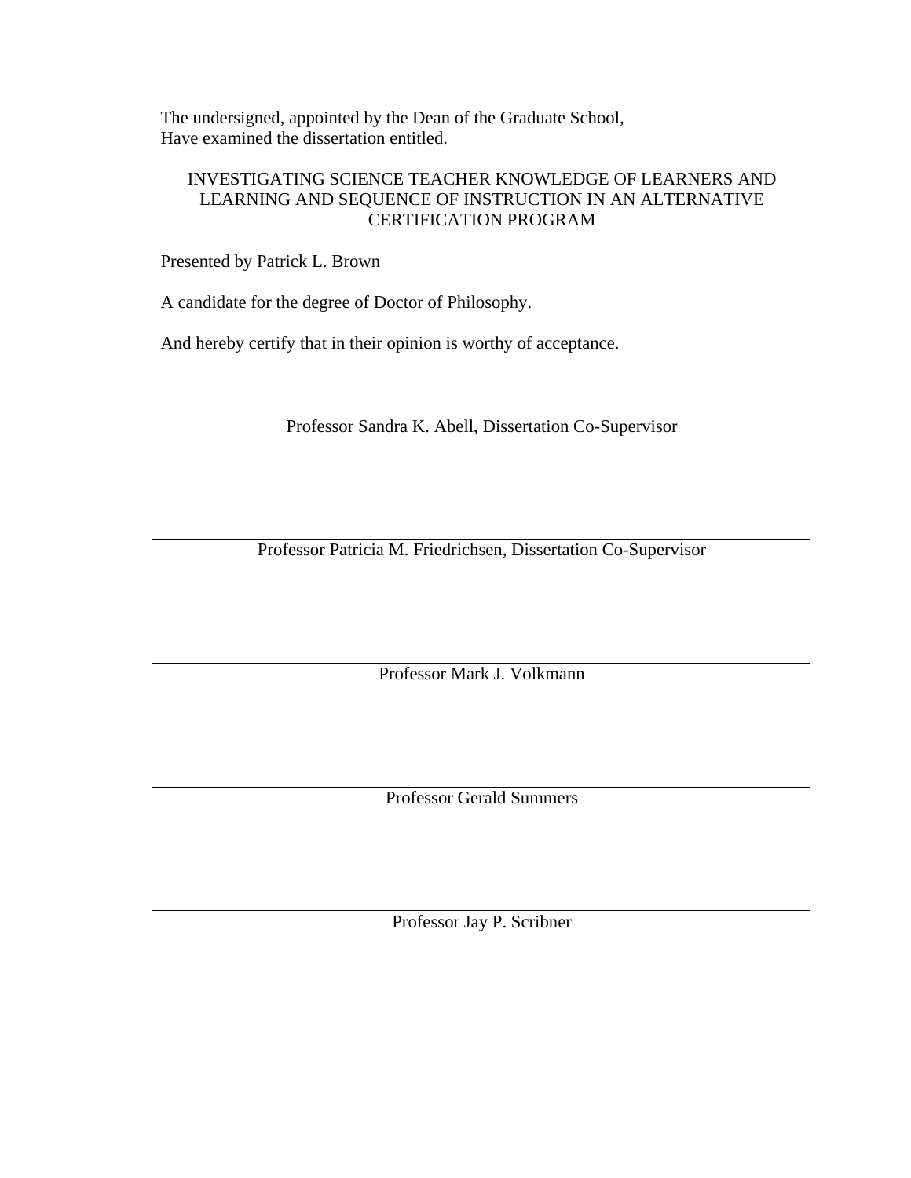The undersigned, appointed by the Dean of the Graduate School,
Have examined the dissertation entitled.

INVESTIGATING SCIENCE TEACHER KNOWLEDGE OF LEARNERS AND LEARNING AND SEQUENCE OF INSTRUCTION IN AN ALTERNATIVE CERTIFICATION PROGRAM

Presented by Patrick L. Brown

A candidate for the degree of Doctor of Philosophy.

And hereby certify that in their opinion is worthy of acceptance.

---

Professor Sandra K. Abell, Dissertation Co-Supervisor

---

Professor Patricia M. Friedrichsen, Dissertation Co-Supervisor

---

Professor Mark J. Volkmann

---

Professor Gerald Summers

---

Professor Jay P. Scribner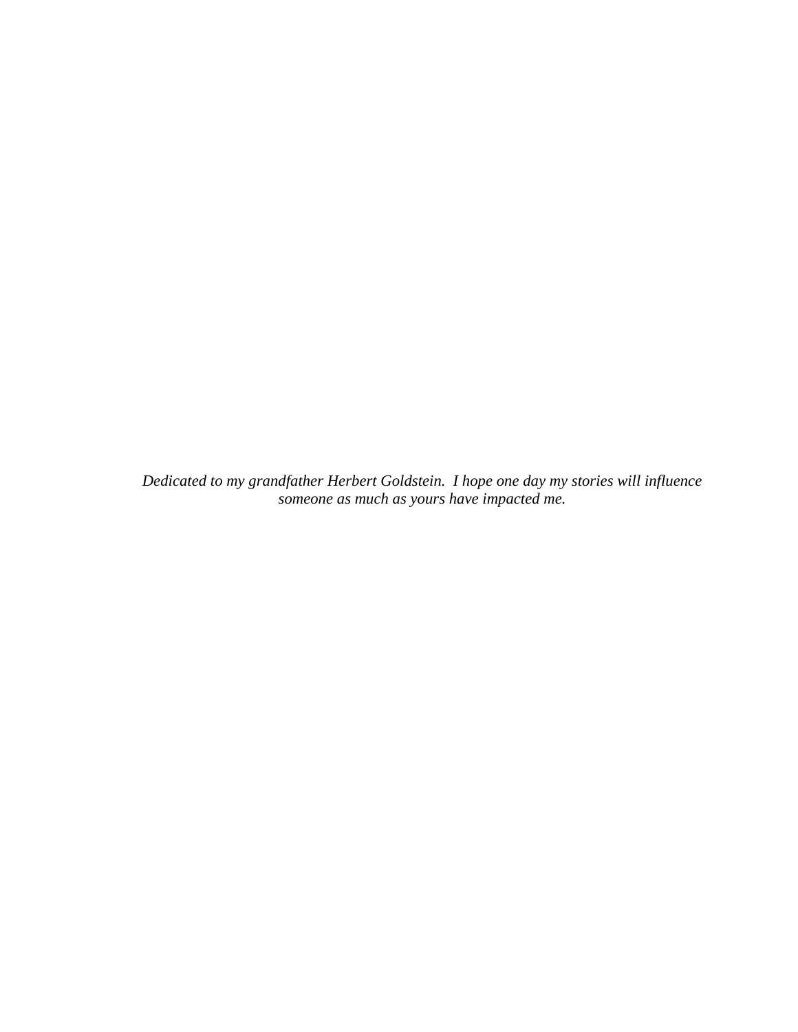*Dedicated to my grandfather Herbert Goldstein. I hope one day my stories will influence someone as much as yours have impacted me.*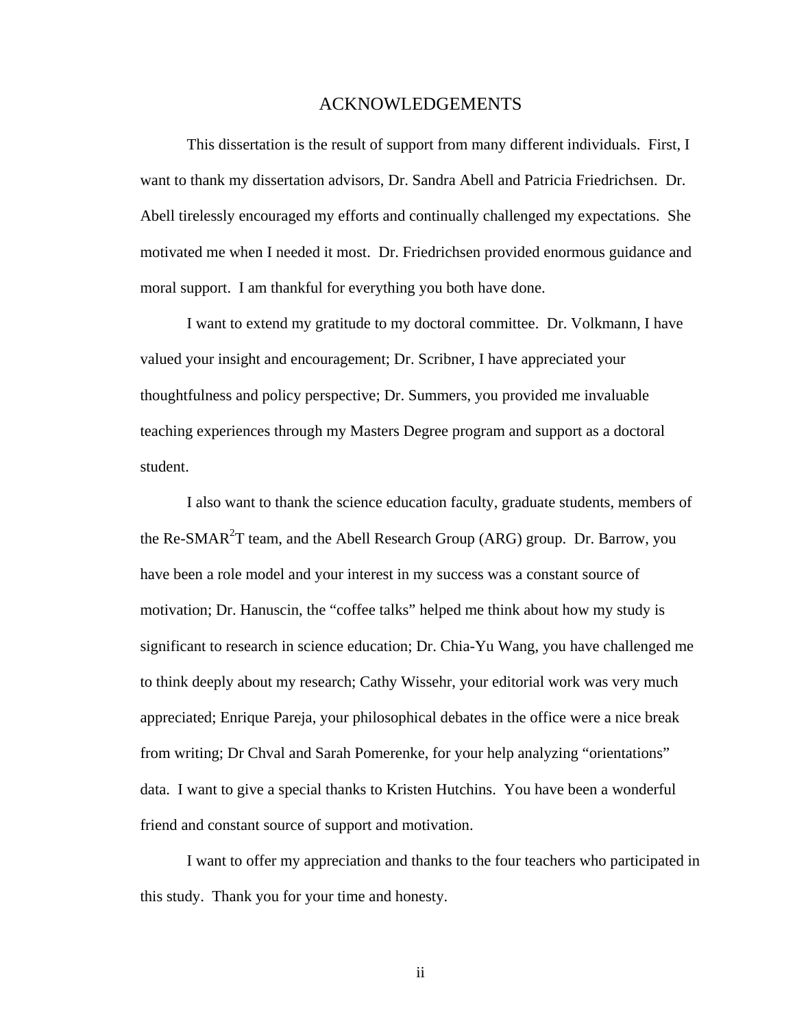# ACKNOWLEDGEMENTS

This dissertation is the result of support from many different individuals. First, I want to thank my dissertation advisors, Dr. Sandra Abell and Patricia Friedrichsen. Dr. Abell tirelessly encouraged my efforts and continually challenged my expectations. She motivated me when I needed it most. Dr. Friedrichsen provided enormous guidance and moral support. I am thankful for everything you both have done.

I want to extend my gratitude to my doctoral committee. Dr. Volkmann, I have valued your insight and encouragement; Dr. Scribner, I have appreciated your thoughtfulness and policy perspective; Dr. Summers, you provided me invaluable teaching experiences through my Masters Degree program and support as a doctoral student.

I also want to thank the science education faculty, graduate students, members of the Re-SMAR$^2$T team, and the Abell Research Group (ARG) group. Dr. Barrow, you have been a role model and your interest in my success was a constant source of motivation; Dr. Hanuscin, the "coffee talks" helped me think about how my study is significant to research in science education; Dr. Chia-Yu Wang, you have challenged me to think deeply about my research; Cathy Wissehr, your editorial work was very much appreciated; Enrique Pareja, your philosophical debates in the office were a nice break from writing; Dr Chval and Sarah Pomerenke, for your help analyzing "orientations" data. I want to give a special thanks to Kristen Hutchins. You have been a wonderful friend and constant source of support and motivation.

I want to offer my appreciation and thanks to the four teachers who participated in this study. Thank you for your time and honesty.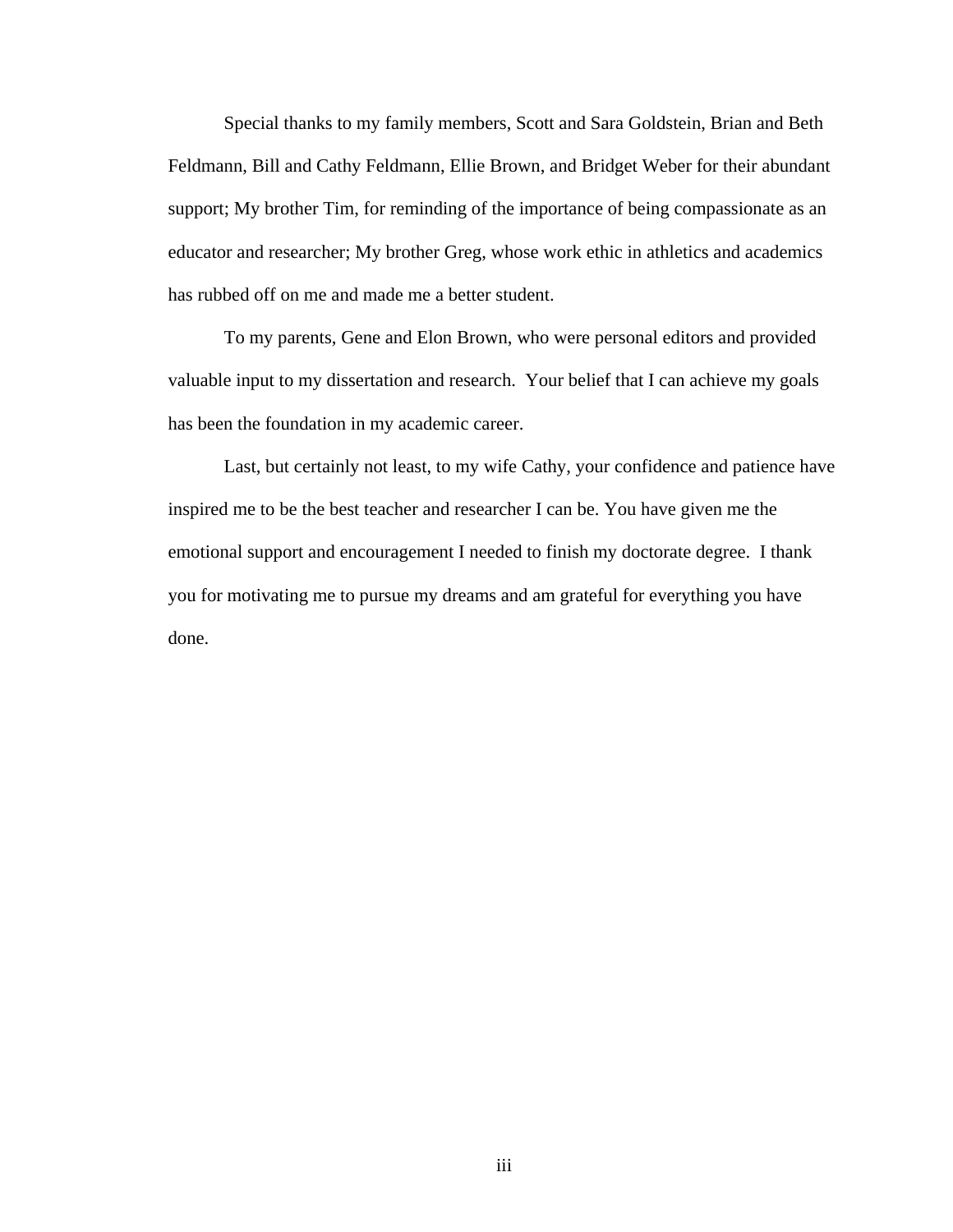Special thanks to my family members, Scott and Sara Goldstein, Brian and Beth Feldmann, Bill and Cathy Feldmann, Ellie Brown, and Bridget Weber for their abundant support; My brother Tim, for reminding of the importance of being compassionate as an educator and researcher; My brother Greg, whose work ethic in athletics and academics has rubbed off on me and made me a better student.

To my parents, Gene and Elon Brown, who were personal editors and provided valuable input to my dissertation and research. Your belief that I can achieve my goals has been the foundation in my academic career.

Last, but certainly not least, to my wife Cathy, your confidence and patience have inspired me to be the best teacher and researcher I can be. You have given me the emotional support and encouragement I needed to finish my doctorate degree. I thank you for motivating me to pursue my dreams and am grateful for everything you have done.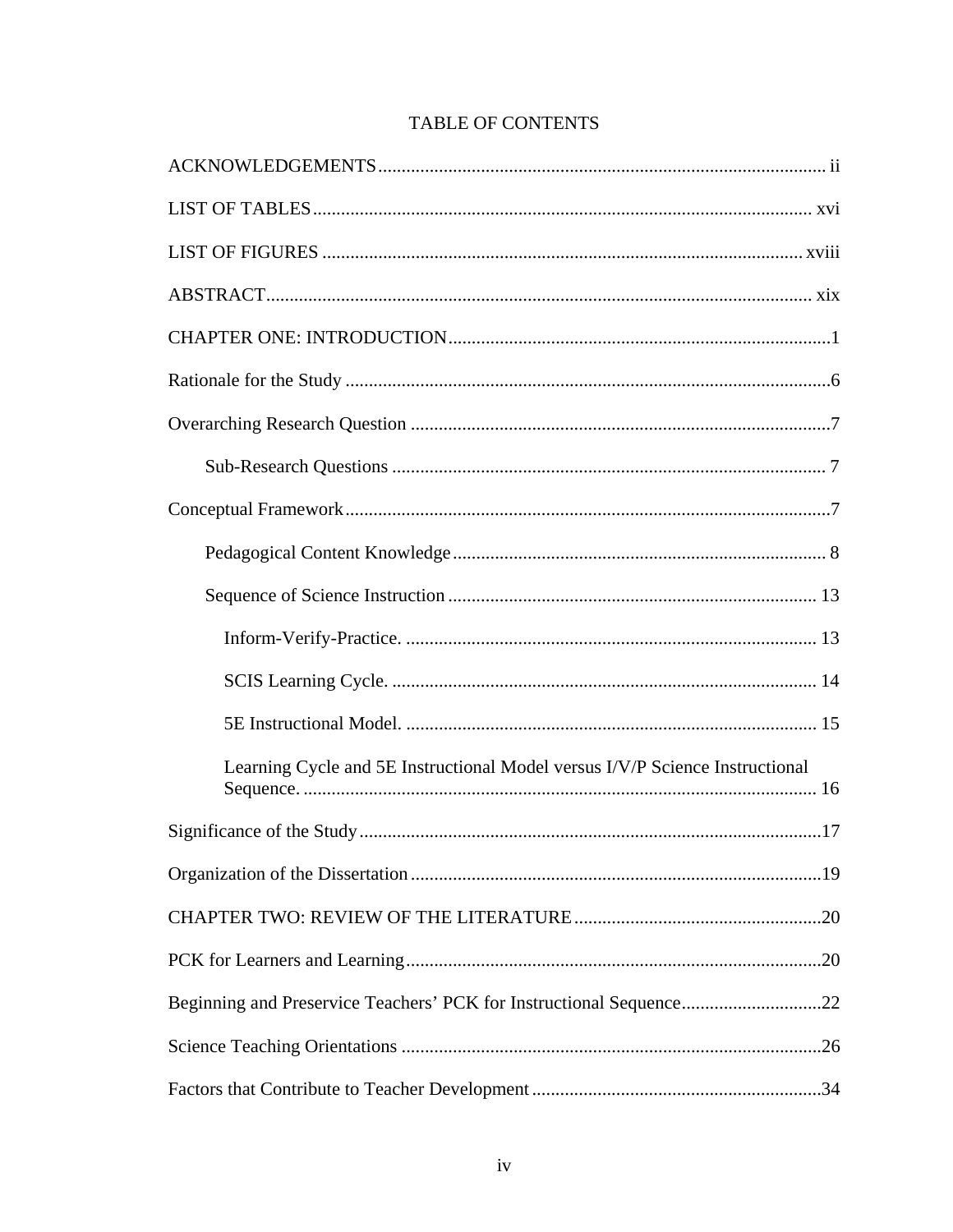# TABLE OF CONTENTS

ACKNOWLEDGEMENTS ................................................................................................ ii

LIST OF TABLES ........................................................................................................... xvi

LIST OF FIGURES ........................................................................................................ xviii

ABSTRACT ..................................................................................................................... xix

CHAPTER ONE: INTRODUCTION .................................................................................. 1

Rationale for the Study ....................................................................................................... 6

Overarching Research Question ......................................................................................... 7

- Sub-Research Questions ............................................................................................. 7

Conceptual Framework ........................................................................................................ 7

- Pedagogical Content Knowledge ................................................................................ 8
- Sequence of Science Instruction ............................................................................... 13
  - Inform-Verify-Practice. ........................................................................................ 13
  - SCIS Learning Cycle. ........................................................................................... 14
  - 5E Instructional Model. ........................................................................................ 15
  - Learning Cycle and 5E Instructional Model versus I/V/P Science Instructional Sequence. .............................................................................................................. 16

Significance of the Study ................................................................................................... 17

Organization of the Dissertation ........................................................................................ 19

CHAPTER TWO: REVIEW OF THE LITERATURE ..................................................... 20

PCK for Learners and Learning ......................................................................................... 20

Beginning and Preservice Teachers' PCK for Instructional Sequence .............................. 22

Science Teaching Orientations .......................................................................................... 26

Factors that Contribute to Teacher Development .............................................................. 34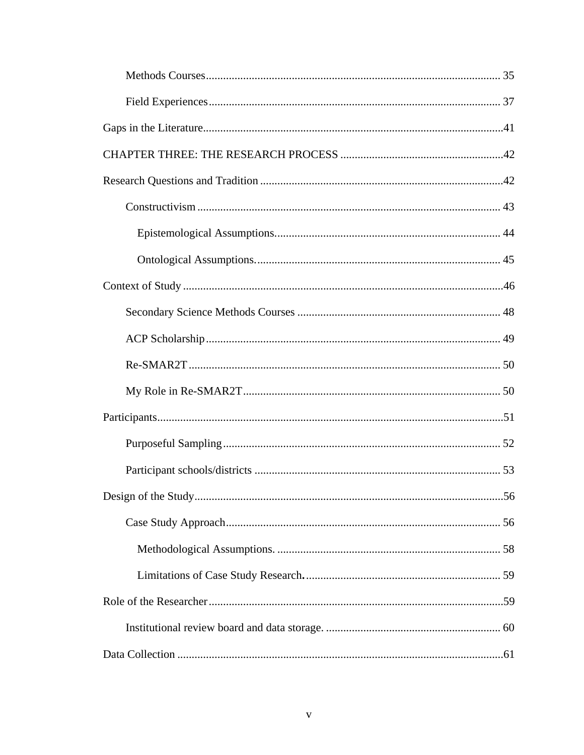Methods Courses ........................................................................................................ 35

Field Experiences ....................................................................................................... 37

Gaps in the Literature ........................................................................................................ 41

CHAPTER THREE: THE RESEARCH PROCESS ......................................................... 42

Research Questions and Tradition ..................................................................................... 42

Constructivism ........................................................................................................... 43

Epistemological Assumptions. ............................................................................. 44

Ontological Assumptions. .................................................................................... 45

Context of Study ................................................................................................................ 46

Secondary Science Methods Courses ....................................................................... 48

ACP Scholarship ....................................................................................................... 49

Re-SMAR2T ............................................................................................................. 50

My Role in Re-SMAR2T .......................................................................................... 50

Participants ......................................................................................................................... 51

Purposeful Sampling ................................................................................................. 52

Participant schools/districts ...................................................................................... 53

Design of the Study ............................................................................................................ 56

Case Study Approach ................................................................................................ 56

Methodological Assumptions. ............................................................................. 58

Limitations of Case Study Research. ................................................................... 59

Role of the Researcher ....................................................................................................... 59

Institutional review board and data storage. ............................................................. 60

Data Collection .................................................................................................................. 61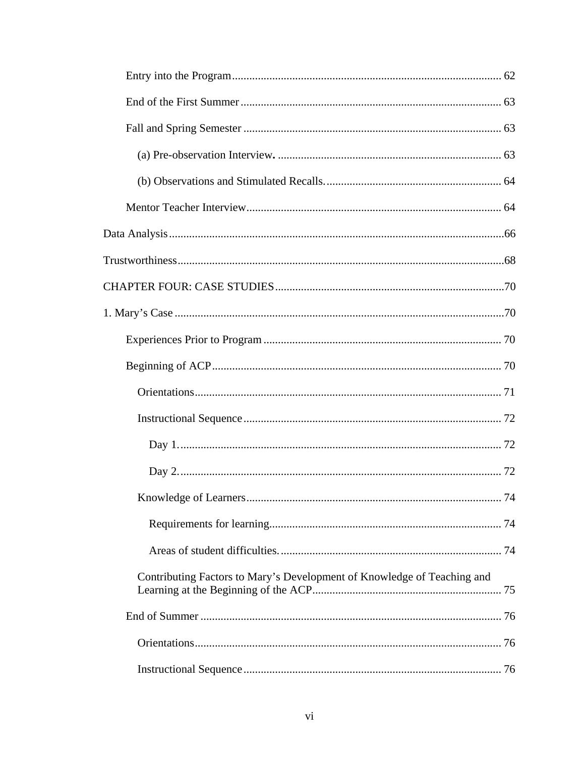Entry into the Program ............................................................................................ 62

End of the First Summer .......................................................................................... 63

Fall and Spring Semester ......................................................................................... 63

(a) Pre-observation Interview. ............................................................................ 63

(b) Observations and Stimulated Recalls. ............................................................ 64

Mentor Teacher Interview ........................................................................................ 64

Data Analysis ....................................................................................................................66

Trustworthiness .................................................................................................................68

CHAPTER FOUR: CASE STUDIES ................................................................................70

1. Mary's Case ...................................................................................................................70

Experiences Prior to Program .................................................................................. 70

Beginning of ACP .................................................................................................... 70

Orientations .......................................................................................................... 71

Instructional Sequence ......................................................................................... 72

Day 1. ............................................................................................................... 72

Day 2. ............................................................................................................... 72

Knowledge of Learners ........................................................................................ 74

Requirements for learning. ............................................................................... 74

Areas of student difficulties. ............................................................................ 74

Contributing Factors to Mary's Development of Knowledge of Teaching and Learning at the Beginning of the ACP ................................................................ 75

End of Summer ........................................................................................................ 76

Orientations .......................................................................................................... 76

Instructional Sequence ......................................................................................... 76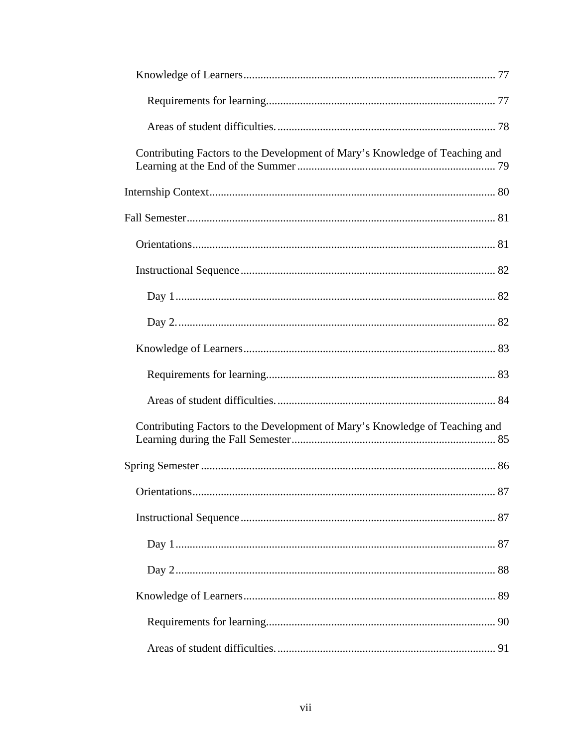Knowledge of Learners ........................................................................................ 77

Requirements for learning................................................................................ 77

Areas of student difficulties. ............................................................................ 78

Contributing Factors to the Development of Mary's Knowledge of Teaching and Learning at the End of the Summer ..................................................................... 79

Internship Context.................................................................................................... 80

Fall Semester............................................................................................................ 81

Orientations.......................................................................................................... 81

Instructional Sequence ......................................................................................... 82

Day 1 ................................................................................................................ 82

Day 2. ............................................................................................................... 82

Knowledge of Learners ........................................................................................ 83

Requirements for learning................................................................................ 83

Areas of student difficulties. ............................................................................ 84

Contributing Factors to the Development of Mary's Knowledge of Teaching and Learning during the Fall Semester ....................................................................... 85

Spring Semester ....................................................................................................... 86

Orientations.......................................................................................................... 87

Instructional Sequence ......................................................................................... 87

Day 1 ................................................................................................................ 87

Day 2 ................................................................................................................ 88

Knowledge of Learners ........................................................................................ 89

Requirements for learning................................................................................ 90

Areas of student difficulties. ............................................................................ 91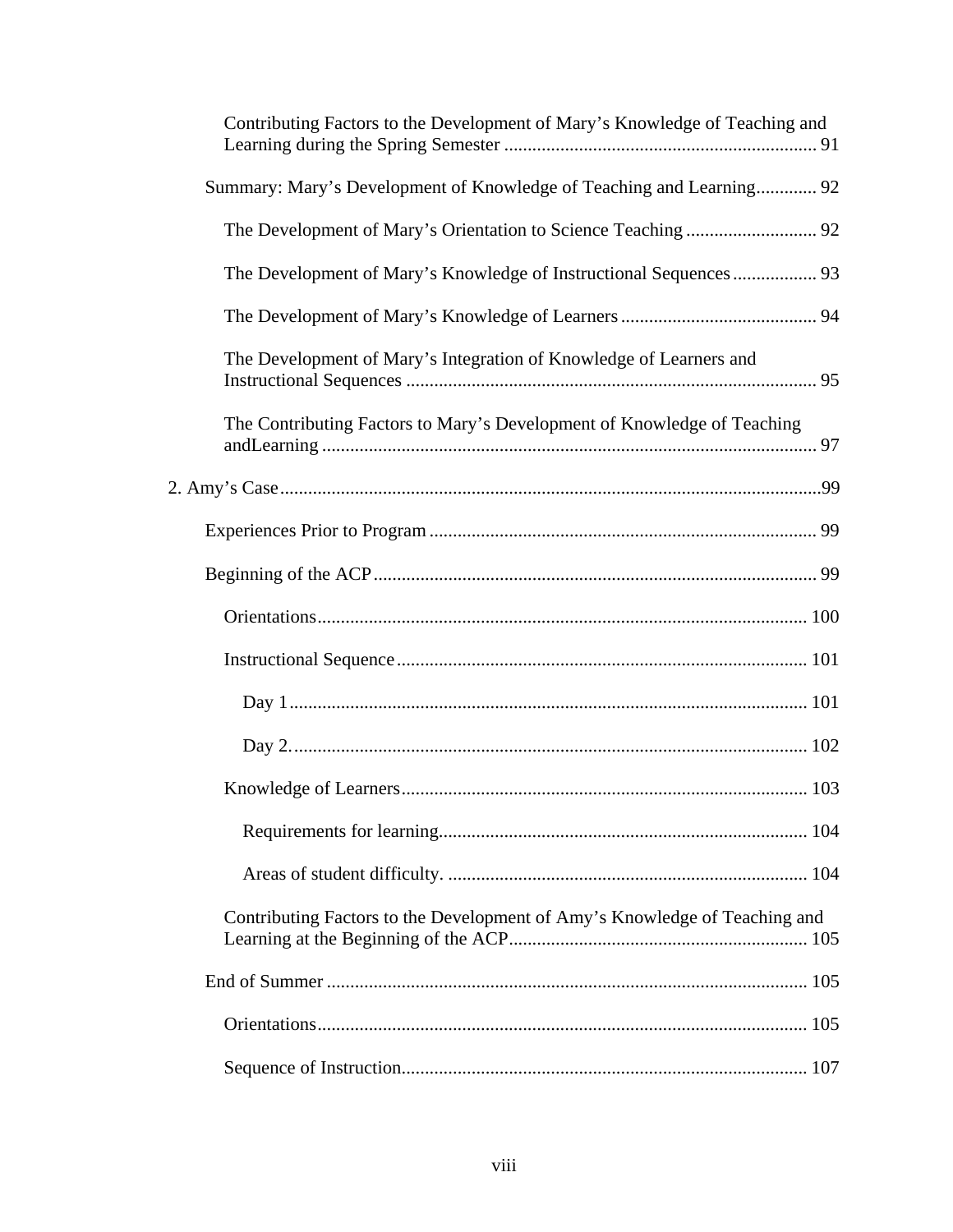Contributing Factors to the Development of Mary's Knowledge of Teaching and Learning during the Spring Semester ........ 91

Summary: Mary's Development of Knowledge of Teaching and Learning........ 92

The Development of Mary's Orientation to Science Teaching ........ 92

The Development of Mary's Knowledge of Instructional Sequences........ 93

The Development of Mary's Knowledge of Learners ........ 94

The Development of Mary's Integration of Knowledge of Learners and Instructional Sequences ........ 95

The Contributing Factors to Mary's Development of Knowledge of Teaching andLearning ........ 97

2. Amy's Case........ 99

Experiences Prior to Program ........ 99

Beginning of the ACP........ 99

Orientations........ 100

Instructional Sequence........ 101

Day 1........ 101

Day 2........ 102

Knowledge of Learners........ 103

Requirements for learning........ 104

Areas of student difficulty. ........ 104

Contributing Factors to the Development of Amy's Knowledge of Teaching and Learning at the Beginning of the ACP........ 105

End of Summer ........ 105

Orientations........ 105

Sequence of Instruction........ 107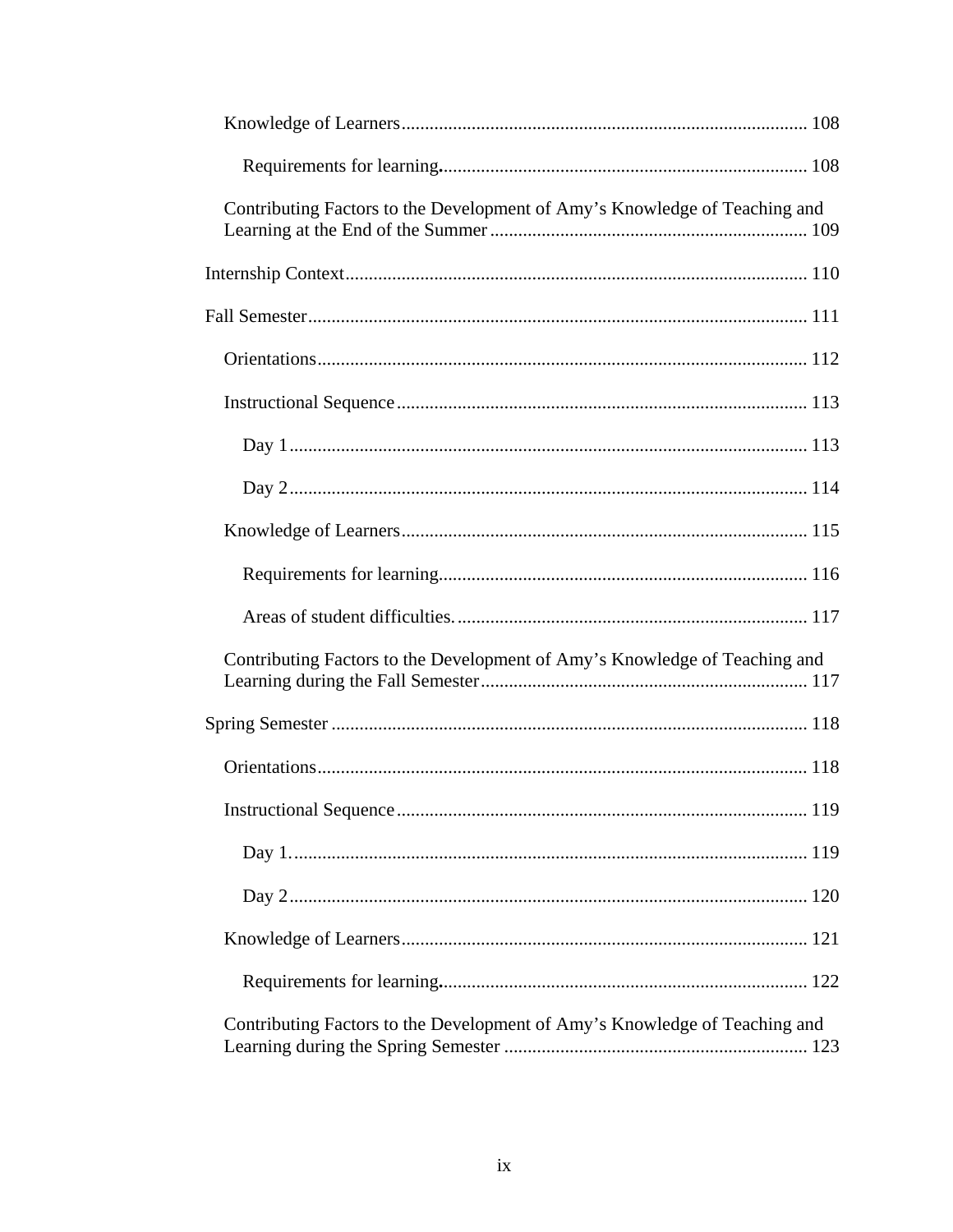Knowledge of Learners ........................................................................................ 108

Requirements for learning. ............................................................................. 108

Contributing Factors to the Development of Amy's Knowledge of Teaching and Learning at the End of the Summer ................................................................... 109

Internship Context .................................................................................................. 110

Fall Semester ........................................................................................................... 111

Orientations ......................................................................................................... 112

Instructional Sequence ....................................................................................... 113

Day 1 .............................................................................................................. 113

Day 2 .............................................................................................................. 114

Knowledge of Learners ........................................................................................ 115

Requirements for learning .............................................................................. 116

Areas of student difficulties. ........................................................................... 117

Contributing Factors to the Development of Amy's Knowledge of Teaching and Learning during the Fall Semester ..................................................................... 117

Spring Semester ..................................................................................................... 118

Orientations ......................................................................................................... 118

Instructional Sequence ....................................................................................... 119

Day 1. ............................................................................................................. 119

Day 2 .............................................................................................................. 120

Knowledge of Learners ........................................................................................ 121

Requirements for learning. ............................................................................. 122

Contributing Factors to the Development of Amy's Knowledge of Teaching and Learning during the Spring Semester ................................................................ 123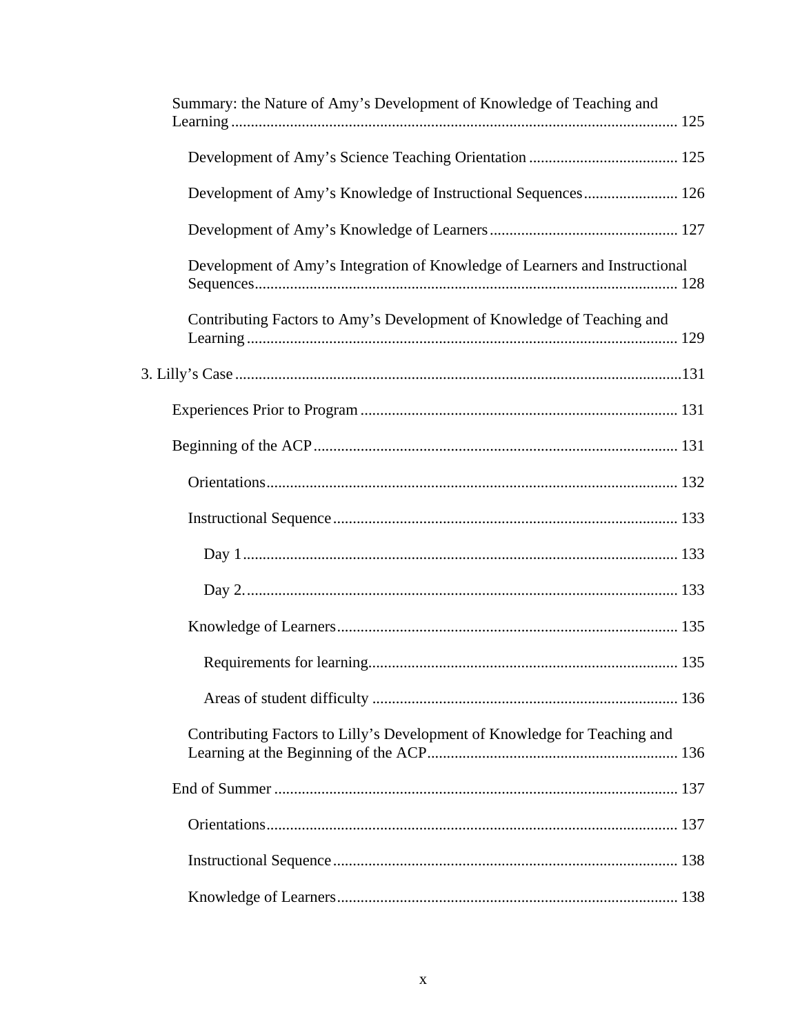Summary: the Nature of Amy's Development of Knowledge of Teaching and Learning .......... 125

Development of Amy's Science Teaching Orientation .......... 125

Development of Amy's Knowledge of Instructional Sequences .......... 126

Development of Amy's Knowledge of Learners .......... 127

Development of Amy's Integration of Knowledge of Learners and Instructional Sequences .......... 128

Contributing Factors to Amy's Development of Knowledge of Teaching and Learning .......... 129

3. Lilly's Case .......... 131

Experiences Prior to Program .......... 131

Beginning of the ACP .......... 131

Orientations .......... 132

Instructional Sequence .......... 133

Day 1 .......... 133

Day 2. .......... 133

Knowledge of Learners .......... 135

Requirements for learning .......... 135

Areas of student difficulty .......... 136

Contributing Factors to Lilly's Development of Knowledge for Teaching and Learning at the Beginning of the ACP .......... 136

End of Summer .......... 137

Orientations .......... 137

Instructional Sequence .......... 138

Knowledge of Learners .......... 138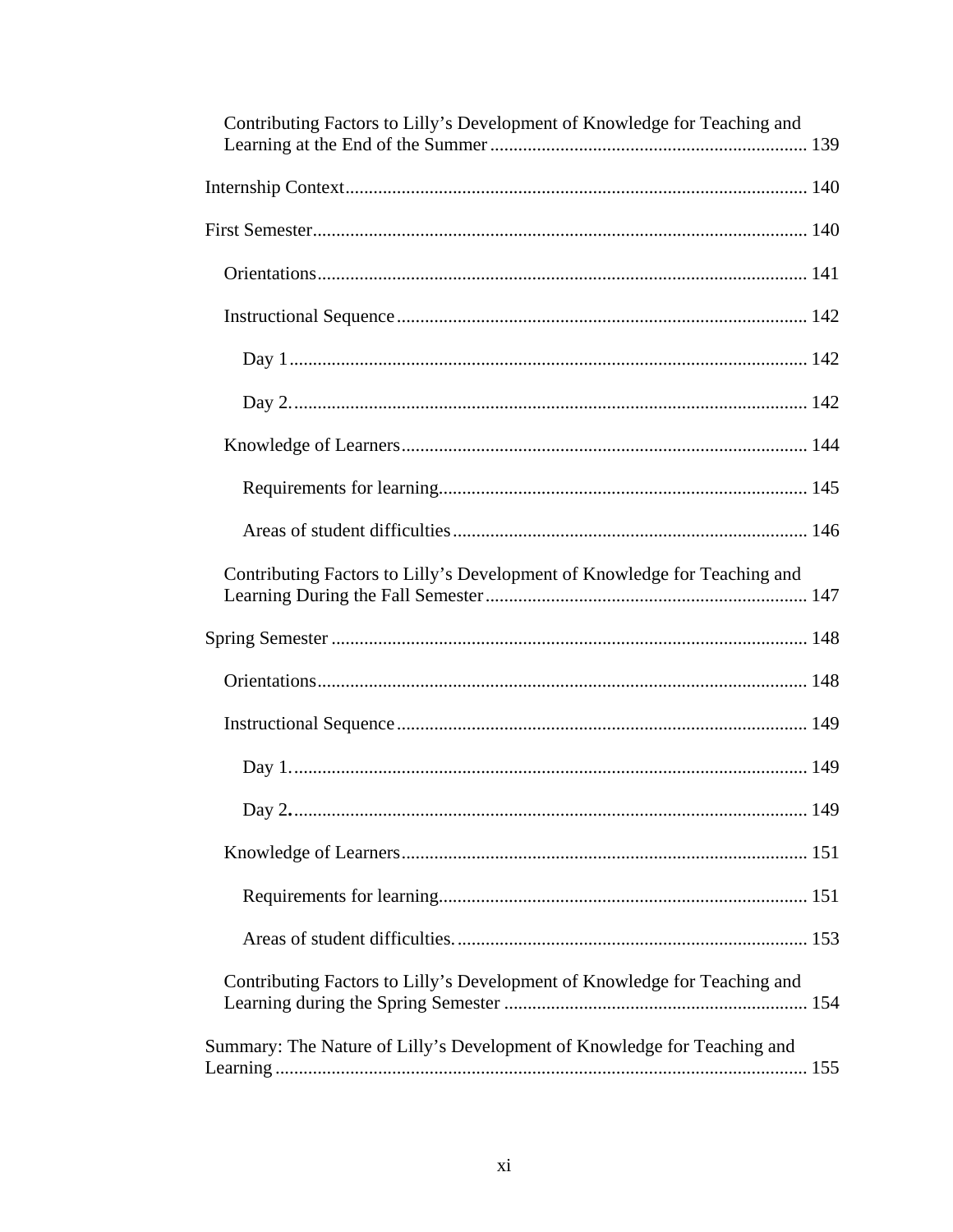Contributing Factors to Lilly's Development of Knowledge for Teaching and Learning at the End of the Summer ..... 139

Internship Context ..... 140

First Semester ..... 140

Orientations ..... 141

Instructional Sequence ..... 142

Day 1 ..... 142

Day 2. ..... 142

Knowledge of Learners ..... 144

Requirements for learning ..... 145

Areas of student difficulties ..... 146

Contributing Factors to Lilly's Development of Knowledge for Teaching and Learning During the Fall Semester ..... 147

Spring Semester ..... 148

Orientations ..... 148

Instructional Sequence ..... 149

Day 1. ..... 149

Day 2. ..... 149

Knowledge of Learners ..... 151

Requirements for learning ..... 151

Areas of student difficulties. ..... 153

Contributing Factors to Lilly's Development of Knowledge for Teaching and Learning during the Spring Semester ..... 154

Summary: The Nature of Lilly's Development of Knowledge for Teaching and Learning ..... 155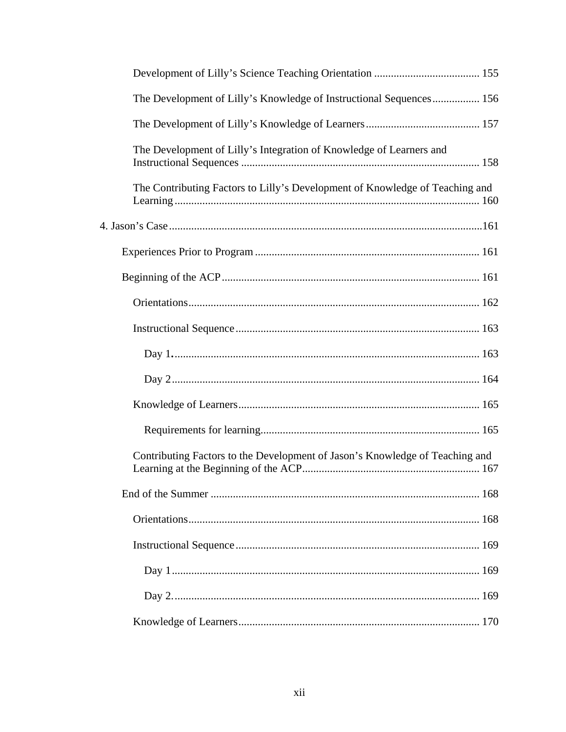Development of Lilly's Science Teaching Orientation ...................................... 155

The Development of Lilly's Knowledge of Instructional Sequences................. 156

The Development of Lilly's Knowledge of Learners......................................... 157

The Development of Lilly's Integration of Knowledge of Learners and Instructional Sequences ..................................................................................... 158

The Contributing Factors to Lilly's Development of Knowledge of Teaching and Learning ............................................................................................................ 160

4. Jason's Case ...............................................................................................................161

Experiences Prior to Program ................................................................................ 161

Beginning of the ACP ............................................................................................ 161

Orientations........................................................................................................ 162

Instructional Sequence....................................................................................... 163

Day 1. ............................................................................................................ 163

Day 2.............................................................................................................. 164

Knowledge of Learners...................................................................................... 165

Requirements for learning.............................................................................. 165

Contributing Factors to the Development of Jason's Knowledge of Teaching and Learning at the Beginning of the ACP................................................................ 167

End of the Summer ................................................................................................ 168

Orientations........................................................................................................ 168

Instructional Sequence....................................................................................... 169

Day 1.............................................................................................................. 169

Day 2. ............................................................................................................. 169

Knowledge of Learners...................................................................................... 170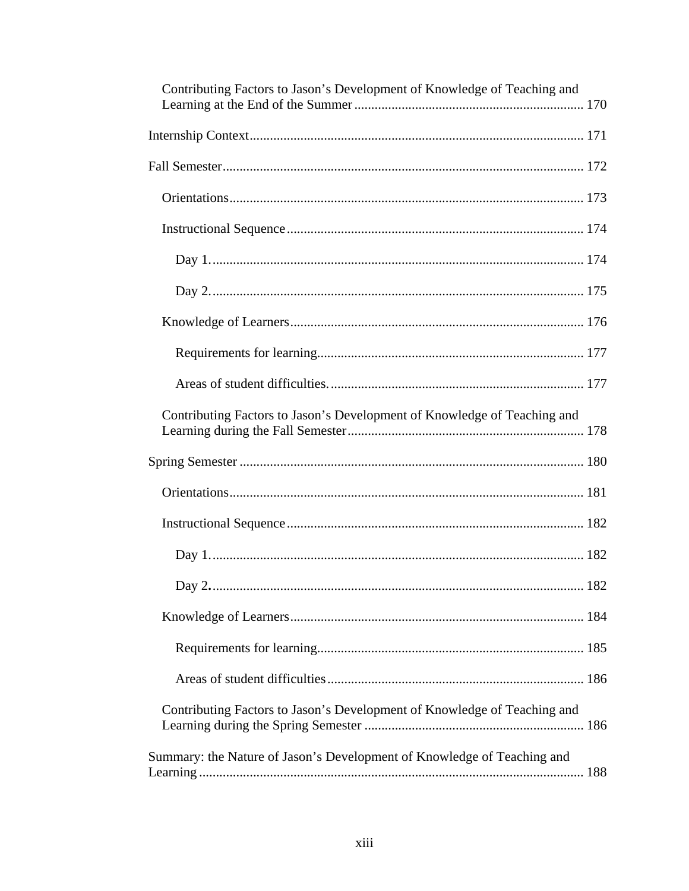Contributing Factors to Jason's Development of Knowledge of Teaching and Learning at the End of the Summer .................................................................... 170

Internship Context.................................................................................................. 171

Fall Semester.......................................................................................................... 172

Orientations........................................................................................................ 173

Instructional Sequence....................................................................................... 174

Day 1............................................................................................................. 174

Day 2............................................................................................................. 175

Knowledge of Learners...................................................................................... 176

Requirements for learning.............................................................................. 177

Areas of student difficulties............................................................................ 177

Contributing Factors to Jason's Development of Knowledge of Teaching and Learning during the Fall Semester..................................................................... 178

Spring Semester ..................................................................................................... 180

Orientations........................................................................................................ 181

Instructional Sequence....................................................................................... 182

Day 1............................................................................................................. 182

Day 2............................................................................................................. 182

Knowledge of Learners...................................................................................... 184

Requirements for learning.............................................................................. 185

Areas of student difficulties............................................................................ 186

Contributing Factors to Jason's Development of Knowledge of Teaching and Learning during the Spring Semester ................................................................ 186

Summary: the Nature of Jason's Development of Knowledge of Teaching and Learning .................................................................................................................. 188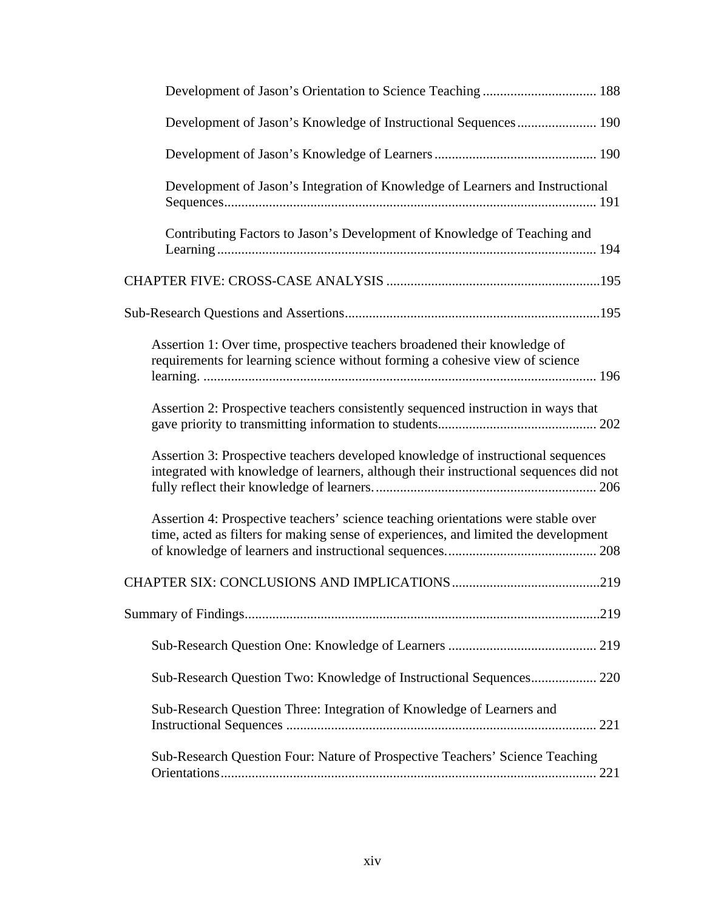Development of Jason's Orientation to Science Teaching ................................ 188

Development of Jason's Knowledge of Instructional Sequences...................... 190

Development of Jason's Knowledge of Learners ............................................. 190

Development of Jason's Integration of Knowledge of Learners and Instructional Sequences........................................................................................................ 191

Contributing Factors to Jason's Development of Knowledge of Teaching and Learning ........................................................................................................... 194

CHAPTER FIVE: CROSS-CASE ANALYSIS ............................................................195

Sub-Research Questions and Assertions........................................................................195

Assertion 1: Over time, prospective teachers broadened their knowledge of requirements for learning science without forming a cohesive view of science learning. ................................................................................................................ 196

Assertion 2: Prospective teachers consistently sequenced instruction in ways that gave priority to transmitting information to students............................................. 202

Assertion 3: Prospective teachers developed knowledge of instructional sequences integrated with knowledge of learners, although their instructional sequences did not fully reflect their knowledge of learners. ............................................................... 206

Assertion 4: Prospective teachers' science teaching orientations were stable over time, acted as filters for making sense of experiences, and limited the development of knowledge of learners and instructional sequences. .......................................... 208

CHAPTER SIX: CONCLUSIONS AND IMPLICATIONS..........................................219

Summary of Findings.....................................................................................................219

Sub-Research Question One: Knowledge of Learners .......................................... 219

Sub-Research Question Two: Knowledge of Instructional Sequences.................. 220

Sub-Research Question Three: Integration of Knowledge of Learners and Instructional Sequences ......................................................................................... 221

Sub-Research Question Four: Nature of Prospective Teachers' Science Teaching Orientations........................................................................................................... 221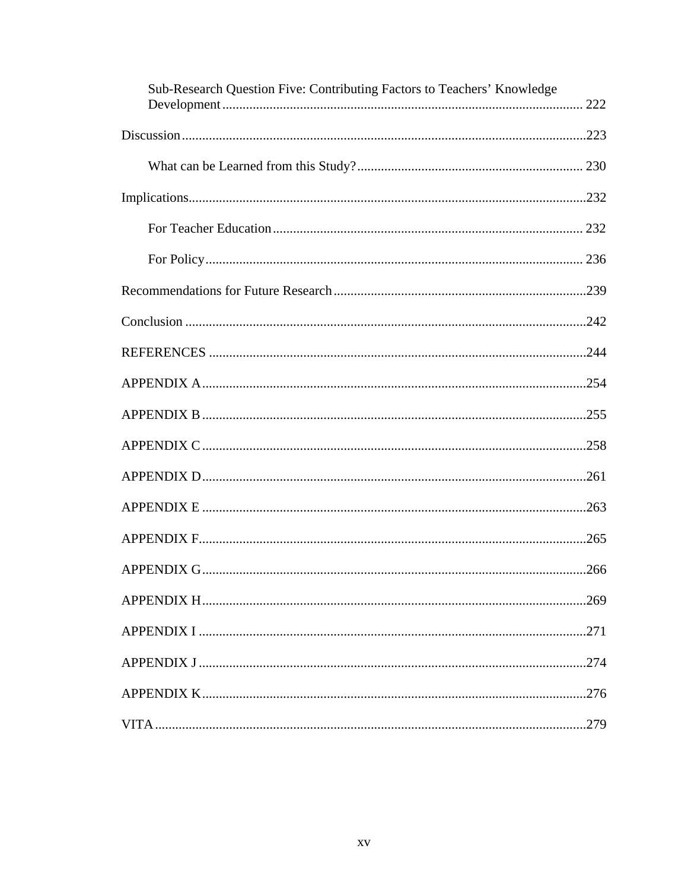Sub-Research Question Five: Contributing Factors to Teachers' Knowledge Development ........ 222

Discussion ........ 223

What can be Learned from this Study? ........ 230

Implications ........ 232

For Teacher Education ........ 232

For Policy ........ 236

Recommendations for Future Research ........ 239

Conclusion ........ 242

REFERENCES ........ 244

APPENDIX A ........ 254

APPENDIX B ........ 255

APPENDIX C ........ 258

APPENDIX D ........ 261

APPENDIX E ........ 263

APPENDIX F ........ 265

APPENDIX G ........ 266

APPENDIX H ........ 269

APPENDIX I ........ 271

APPENDIX J ........ 274

APPENDIX K ........ 276

VITA ........ 279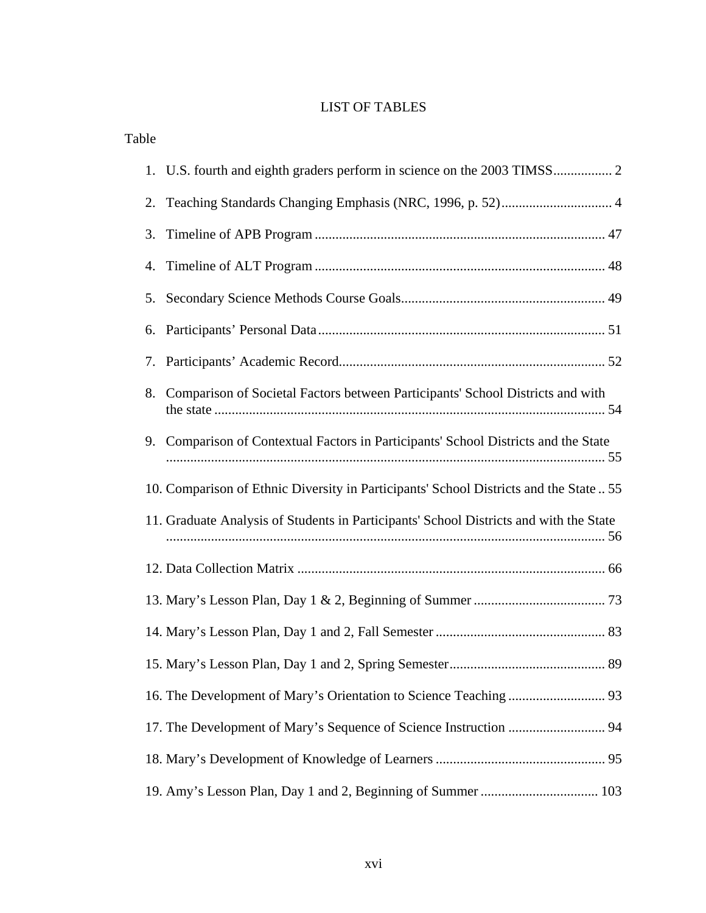# LIST OF TABLES

Table

1. U.S. fourth and eighth graders perform in science on the 2003 TIMSS ................. 2
2. Teaching Standards Changing Emphasis (NRC, 1996, p. 52) ................................ 4
3. Timeline of APB Program ................................................................................... 47
4. Timeline of ALT Program ................................................................................... 48
5. Secondary Science Methods Course Goals.......................................................... 49
6. Participants' Personal Data .................................................................................. 51
7. Participants' Academic Record............................................................................ 52
8. Comparison of Societal Factors between Participants' School Districts and with the state ................................................................................................................ 54
9. Comparison of Contextual Factors in Participants' School Districts and the State .............................................................................................................................. 55
10. Comparison of Ethnic Diversity in Participants' School Districts and the State .. 55
11. Graduate Analysis of Students in Participants' School Districts and with the State .............................................................................................................................. 56
12. Data Collection Matrix ........................................................................................ 66
13. Mary's Lesson Plan, Day 1 & 2, Beginning of Summer ...................................... 73
14. Mary's Lesson Plan, Day 1 and 2, Fall Semester ................................................ 83
15. Mary's Lesson Plan, Day 1 and 2, Spring Semester............................................. 89
16. The Development of Mary's Orientation to Science Teaching ............................ 93
17. The Development of Mary's Sequence of Science Instruction ............................ 94
18. Mary's Development of Knowledge of Learners ................................................ 95
19. Amy's Lesson Plan, Day 1 and 2, Beginning of Summer .................................. 103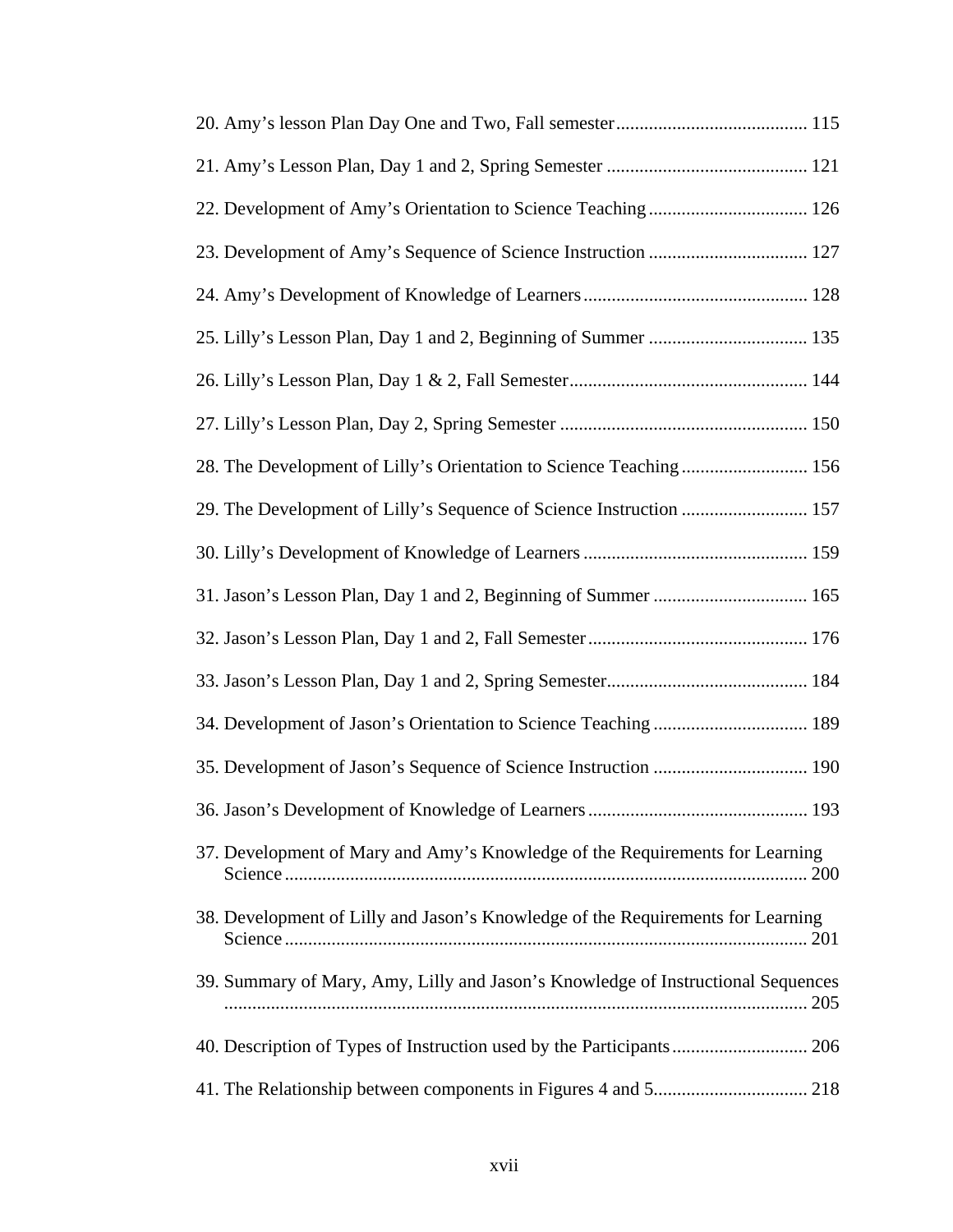20. Amy's lesson Plan Day One and Two, Fall semester ........................................ 115

21. Amy's Lesson Plan, Day 1 and 2, Spring Semester .......................................... 121

22. Development of Amy's Orientation to Science Teaching ................................. 126

23. Development of Amy's Sequence of Science Instruction ................................. 127

24. Amy's Development of Knowledge of Learners ............................................... 128

25. Lilly's Lesson Plan, Day 1 and 2, Beginning of Summer ................................. 135

26. Lilly's Lesson Plan, Day 1 & 2, Fall Semester .................................................. 144

27. Lilly's Lesson Plan, Day 2, Spring Semester .................................................... 150

28. The Development of Lilly's Orientation to Science Teaching .......................... 156

29. The Development of Lilly's Sequence of Science Instruction .......................... 157

30. Lilly's Development of Knowledge of Learners ............................................... 159

31. Jason's Lesson Plan, Day 1 and 2, Beginning of Summer ................................ 165

32. Jason's Lesson Plan, Day 1 and 2, Fall Semester .............................................. 176

33. Jason's Lesson Plan, Day 1 and 2, Spring Semester .......................................... 184

34. Development of Jason's Orientation to Science Teaching ................................ 189

35. Development of Jason's Sequence of Science Instruction ................................ 190

36. Jason's Development of Knowledge of Learners .............................................. 193

37. Development of Mary and Amy's Knowledge of the Requirements for Learning Science ............................................................................................................... 200

38. Development of Lilly and Jason's Knowledge of the Requirements for Learning Science ............................................................................................................... 201

39. Summary of Mary, Amy, Lilly and Jason's Knowledge of Instructional Sequences ............................................................................................................ 205

40. Description of Types of Instruction used by the Participants ............................ 206

41. The Relationship between components in Figures 4 and 5 ................................ 218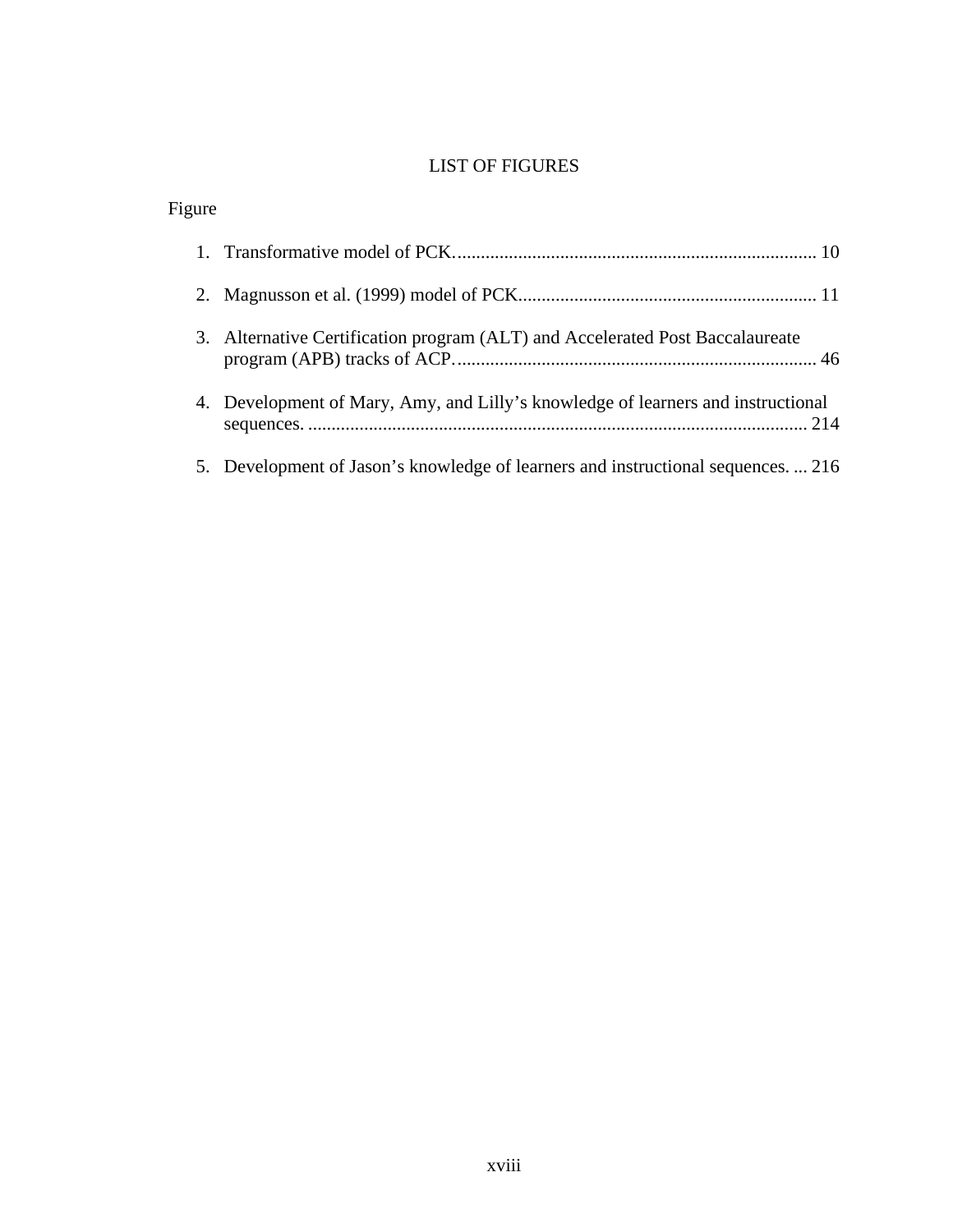# LIST OF FIGURES

Figure

1. Transformative model of PCK. ............................................................................ 10
2. Magnusson et al. (1999) model of PCK. .............................................................. 11
3. Alternative Certification program (ALT) and Accelerated Post Baccalaureate program (APB) tracks of ACP. ............................................................................ 46
4. Development of Mary, Amy, and Lilly’s knowledge of learners and instructional sequences. ......................................................................................................... 214
5. Development of Jason’s knowledge of learners and instructional sequences. ... 216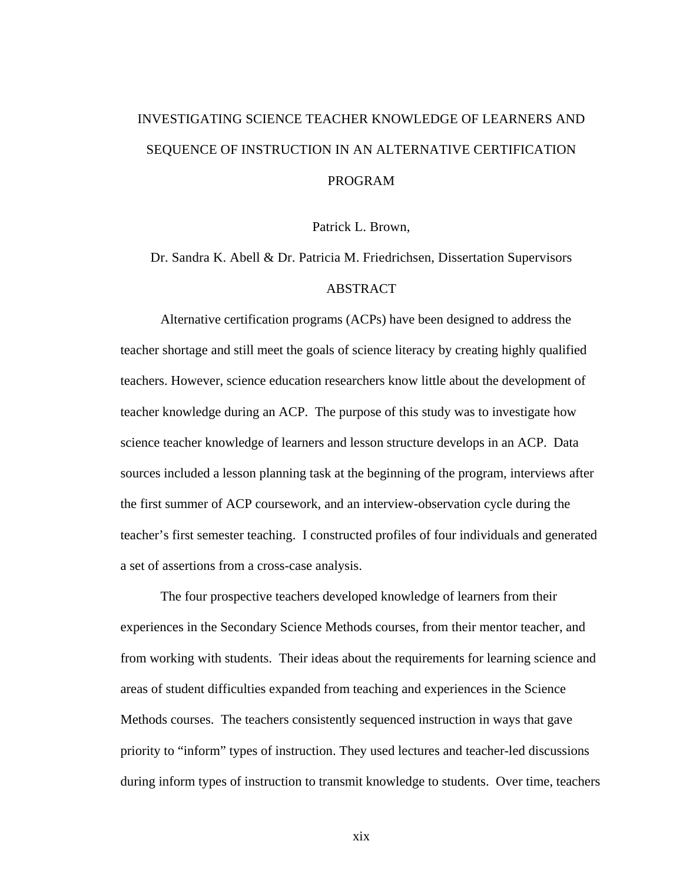# INVESTIGATING SCIENCE TEACHER KNOWLEDGE OF LEARNERS AND SEQUENCE OF INSTRUCTION IN AN ALTERNATIVE CERTIFICATION PROGRAM

Patrick L. Brown,

Dr. Sandra K. Abell & Dr. Patricia M. Friedrichsen, Dissertation Supervisors

## ABSTRACT

Alternative certification programs (ACPs) have been designed to address the teacher shortage and still meet the goals of science literacy by creating highly qualified teachers. However, science education researchers know little about the development of teacher knowledge during an ACP. The purpose of this study was to investigate how science teacher knowledge of learners and lesson structure develops in an ACP. Data sources included a lesson planning task at the beginning of the program, interviews after the first summer of ACP coursework, and an interview-observation cycle during the teacher's first semester teaching. I constructed profiles of four individuals and generated a set of assertions from a cross-case analysis.

The four prospective teachers developed knowledge of learners from their experiences in the Secondary Science Methods courses, from their mentor teacher, and from working with students. Their ideas about the requirements for learning science and areas of student difficulties expanded from teaching and experiences in the Science Methods courses. The teachers consistently sequenced instruction in ways that gave priority to "inform" types of instruction. They used lectures and teacher-led discussions during inform types of instruction to transmit knowledge to students. Over time, teachers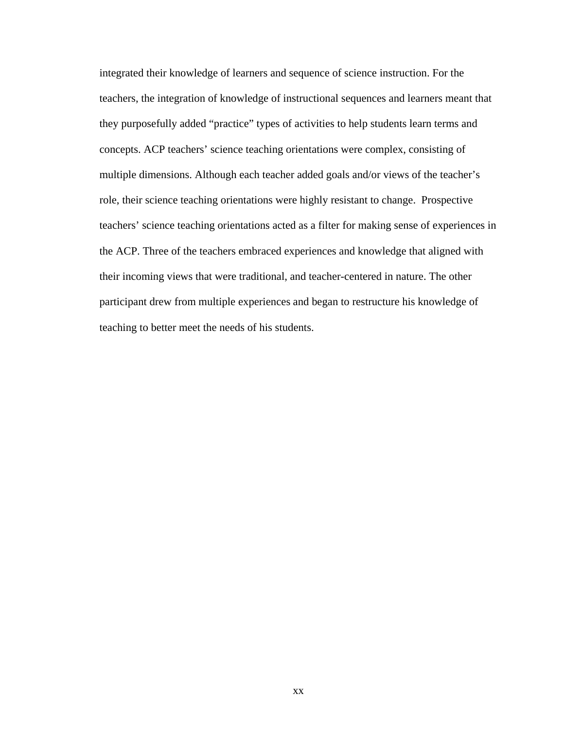integrated their knowledge of learners and sequence of science instruction. For the teachers, the integration of knowledge of instructional sequences and learners meant that they purposefully added "practice" types of activities to help students learn terms and concepts. ACP teachers' science teaching orientations were complex, consisting of multiple dimensions. Although each teacher added goals and/or views of the teacher's role, their science teaching orientations were highly resistant to change. Prospective teachers' science teaching orientations acted as a filter for making sense of experiences in the ACP. Three of the teachers embraced experiences and knowledge that aligned with their incoming views that were traditional, and teacher-centered in nature. The other participant drew from multiple experiences and began to restructure his knowledge of teaching to better meet the needs of his students.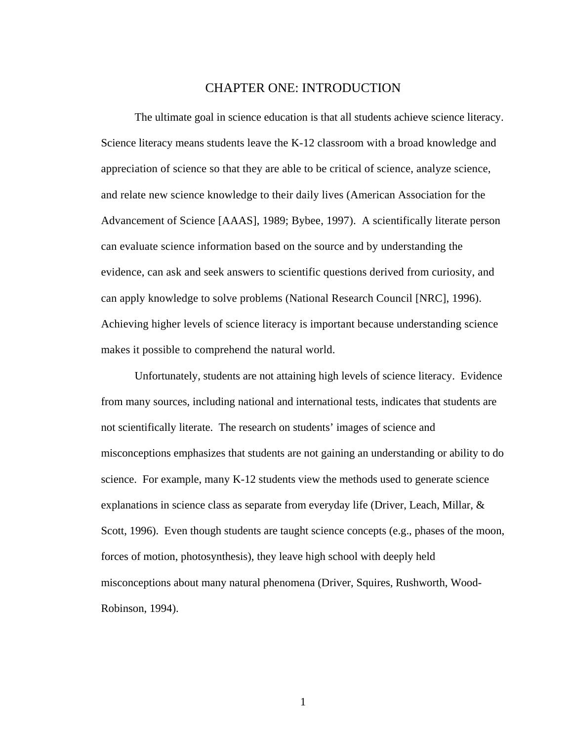# CHAPTER ONE: INTRODUCTION

The ultimate goal in science education is that all students achieve science literacy. Science literacy means students leave the K-12 classroom with a broad knowledge and appreciation of science so that they are able to be critical of science, analyze science, and relate new science knowledge to their daily lives (American Association for the Advancement of Science [AAAS], 1989; Bybee, 1997). A scientifically literate person can evaluate science information based on the source and by understanding the evidence, can ask and seek answers to scientific questions derived from curiosity, and can apply knowledge to solve problems (National Research Council [NRC], 1996). Achieving higher levels of science literacy is important because understanding science makes it possible to comprehend the natural world.

Unfortunately, students are not attaining high levels of science literacy. Evidence from many sources, including national and international tests, indicates that students are not scientifically literate. The research on students' images of science and misconceptions emphasizes that students are not gaining an understanding or ability to do science. For example, many K-12 students view the methods used to generate science explanations in science class as separate from everyday life (Driver, Leach, Millar, & Scott, 1996). Even though students are taught science concepts (e.g., phases of the moon, forces of motion, photosynthesis), they leave high school with deeply held misconceptions about many natural phenomena (Driver, Squires, Rushworth, Wood-Robinson, 1994).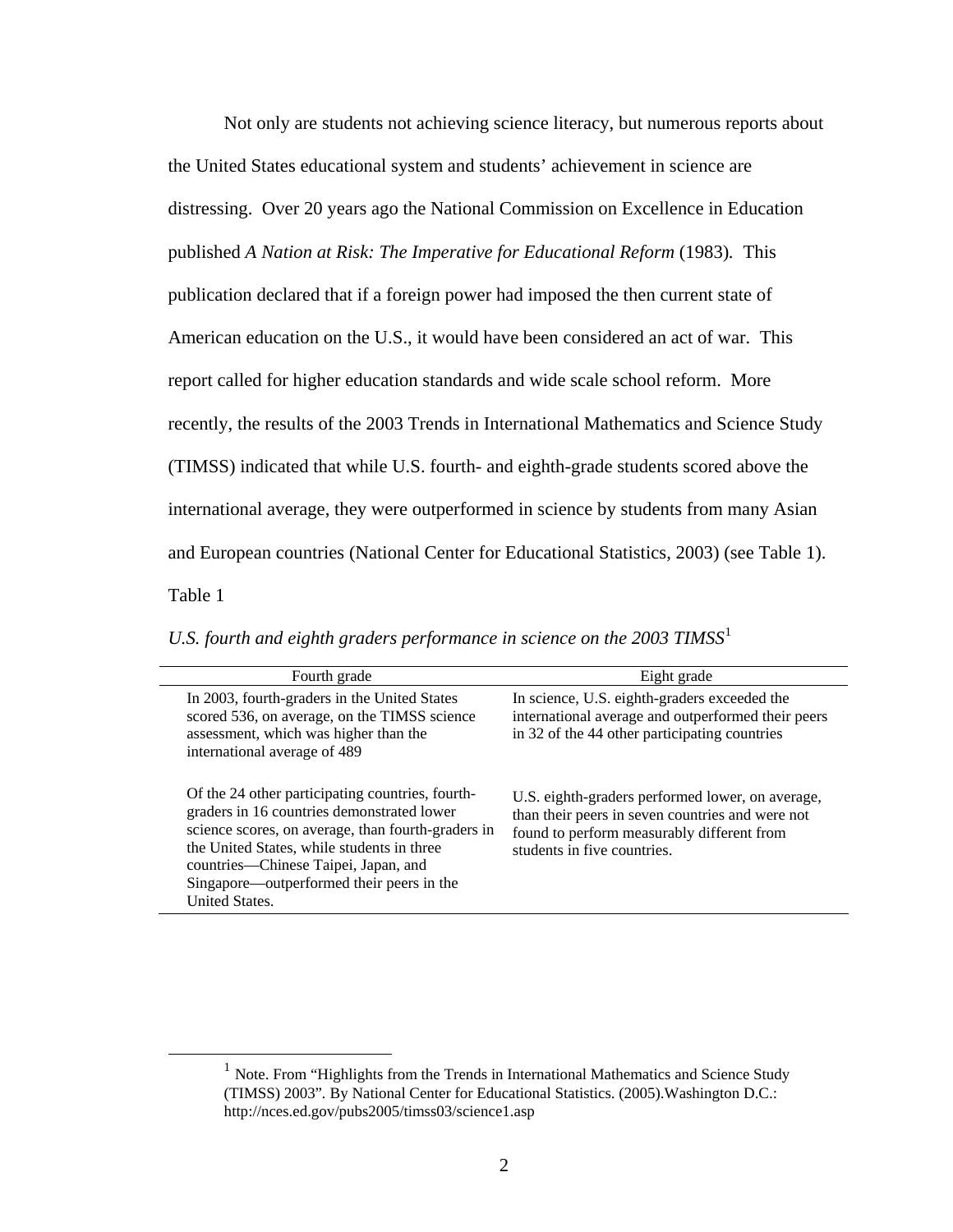Not only are students not achieving science literacy, but numerous reports about the United States educational system and students' achievement in science are distressing. Over 20 years ago the National Commission on Excellence in Education published *A Nation at Risk: The Imperative for Educational Reform* (1983). This publication declared that if a foreign power had imposed the then current state of American education on the U.S., it would have been considered an act of war. This report called for higher education standards and wide scale school reform. More recently, the results of the 2003 Trends in International Mathematics and Science Study (TIMSS) indicated that while U.S. fourth- and eighth-grade students scored above the international average, they were outperformed in science by students from many Asian and European countries (National Center for Educational Statistics, 2003) (see Table 1).

Table 1

*U.S. fourth and eighth graders performance in science on the 2003 TIMSS*[1]

| Fourth grade | Eight grade |
|---|---|
| In 2003, fourth-graders in the United States scored 536, on average, on the TIMSS science assessment, which was higher than the international average of 489 | In science, U.S. eighth-graders exceeded the international average and outperformed their peers in 32 of the 44 other participating countries |
| Of the 24 other participating countries, fourth-graders in 16 countries demonstrated lower science scores, on average, than fourth-graders in the United States, while students in three countries—Chinese Taipei, Japan, and Singapore—outperformed their peers in the United States. | U.S. eighth-graders performed lower, on average, than their peers in seven countries and were not found to perform measurably different from students in five countries. |

[1] Note. From "Highlights from the Trends in International Mathematics and Science Study (TIMSS) 2003". By National Center for Educational Statistics. (2005).Washington D.C.: http://nces.ed.gov/pubs2005/timss03/science1.asp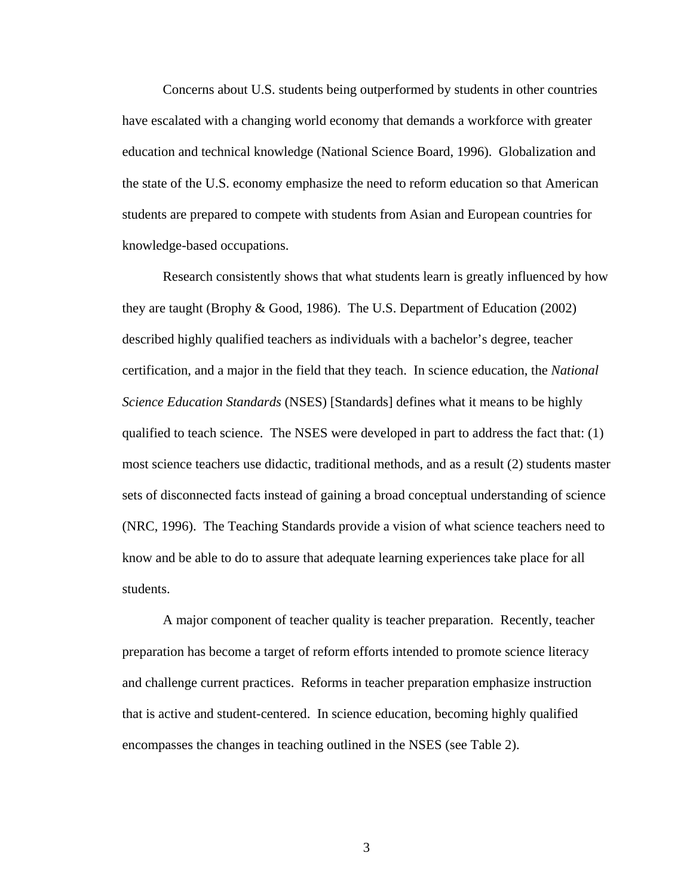Concerns about U.S. students being outperformed by students in other countries have escalated with a changing world economy that demands a workforce with greater education and technical knowledge (National Science Board, 1996). Globalization and the state of the U.S. economy emphasize the need to reform education so that American students are prepared to compete with students from Asian and European countries for knowledge-based occupations.

Research consistently shows that what students learn is greatly influenced by how they are taught (Brophy & Good, 1986). The U.S. Department of Education (2002) described highly qualified teachers as individuals with a bachelor's degree, teacher certification, and a major in the field that they teach. In science education, the *National Science Education Standards* (NSES) [Standards] defines what it means to be highly qualified to teach science. The NSES were developed in part to address the fact that: (1) most science teachers use didactic, traditional methods, and as a result (2) students master sets of disconnected facts instead of gaining a broad conceptual understanding of science (NRC, 1996). The Teaching Standards provide a vision of what science teachers need to know and be able to do to assure that adequate learning experiences take place for all students.

A major component of teacher quality is teacher preparation. Recently, teacher preparation has become a target of reform efforts intended to promote science literacy and challenge current practices. Reforms in teacher preparation emphasize instruction that is active and student-centered. In science education, becoming highly qualified encompasses the changes in teaching outlined in the NSES (see Table 2).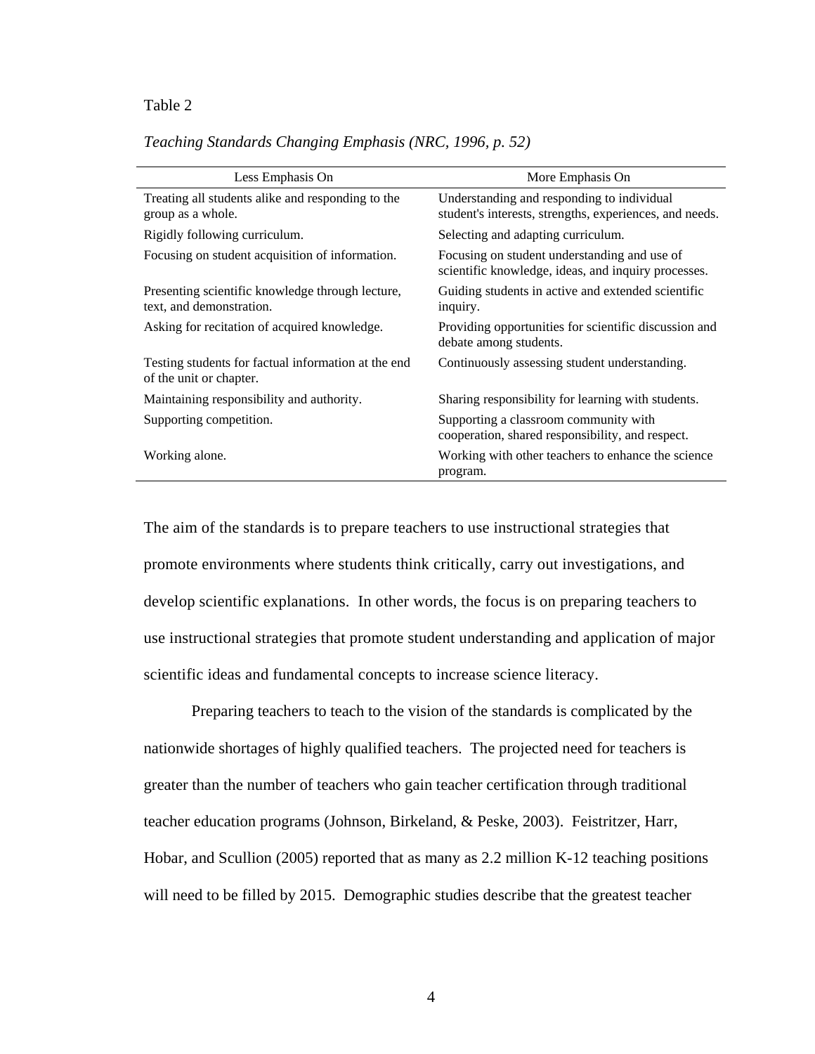Table 2

*Teaching Standards Changing Emphasis (NRC, 1996, p. 52)*

| Less Emphasis On | More Emphasis On |
|---|---|
| Treating all students alike and responding to the group as a whole. | Understanding and responding to individual student's interests, strengths, experiences, and needs. |
| Rigidly following curriculum. | Selecting and adapting curriculum. |
| Focusing on student acquisition of information. | Focusing on student understanding and use of scientific knowledge, ideas, and inquiry processes. |
| Presenting scientific knowledge through lecture, text, and demonstration. | Guiding students in active and extended scientific inquiry. |
| Asking for recitation of acquired knowledge. | Providing opportunities for scientific discussion and debate among students. |
| Testing students for factual information at the end of the unit or chapter. | Continuously assessing student understanding. |
| Maintaining responsibility and authority. | Sharing responsibility for learning with students. |
| Supporting competition. | Supporting a classroom community with cooperation, shared responsibility, and respect. |
| Working alone. | Working with other teachers to enhance the science program. |

The aim of the standards is to prepare teachers to use instructional strategies that promote environments where students think critically, carry out investigations, and develop scientific explanations. In other words, the focus is on preparing teachers to use instructional strategies that promote student understanding and application of major scientific ideas and fundamental concepts to increase science literacy.

Preparing teachers to teach to the vision of the standards is complicated by the nationwide shortages of highly qualified teachers. The projected need for teachers is greater than the number of teachers who gain teacher certification through traditional teacher education programs (Johnson, Birkeland, & Peske, 2003). Feistritzer, Harr, Hobar, and Scullion (2005) reported that as many as 2.2 million K-12 teaching positions will need to be filled by 2015. Demographic studies describe that the greatest teacher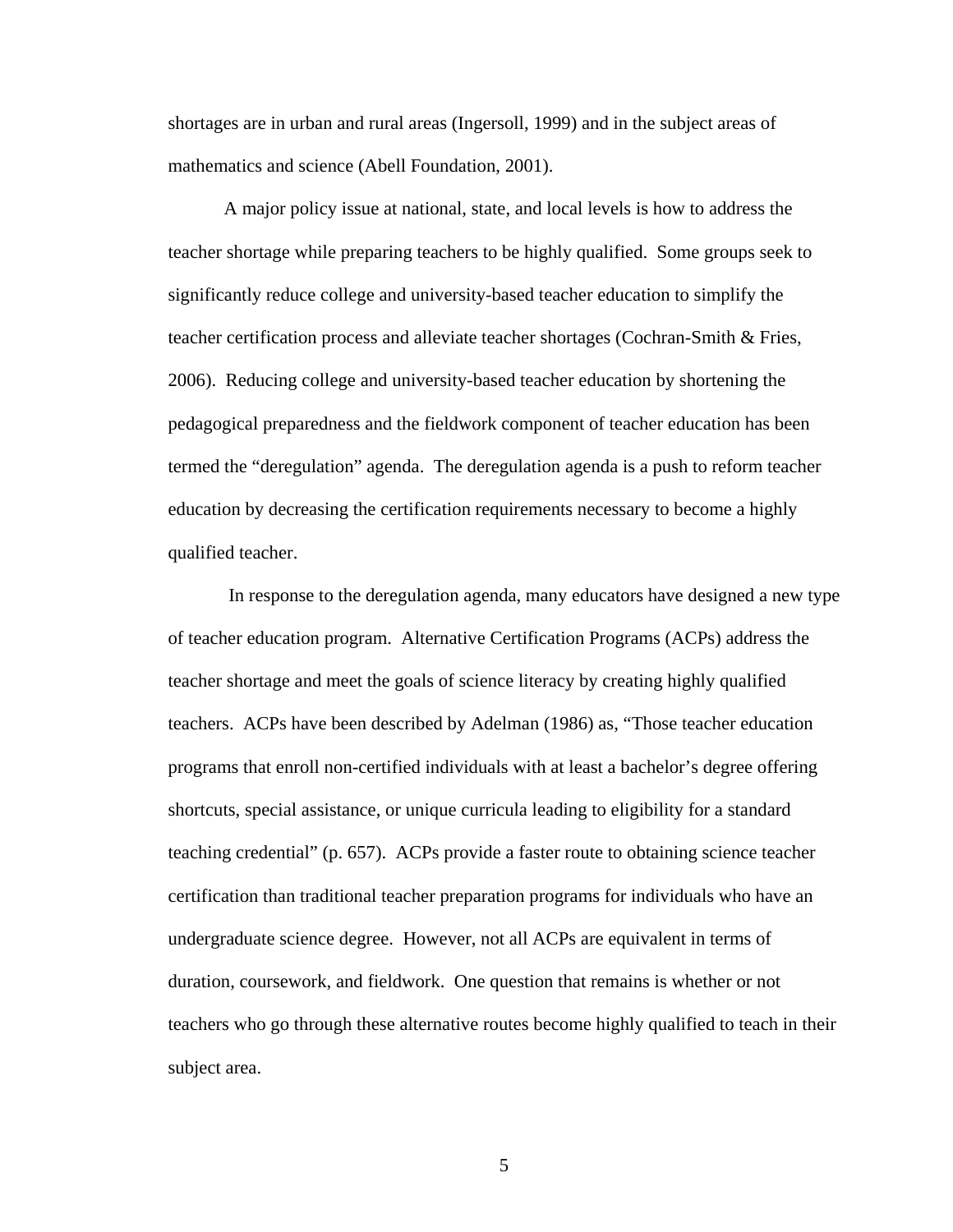shortages are in urban and rural areas (Ingersoll, 1999) and in the subject areas of mathematics and science (Abell Foundation, 2001).

A major policy issue at national, state, and local levels is how to address the teacher shortage while preparing teachers to be highly qualified. Some groups seek to significantly reduce college and university-based teacher education to simplify the teacher certification process and alleviate teacher shortages (Cochran-Smith & Fries, 2006). Reducing college and university-based teacher education by shortening the pedagogical preparedness and the fieldwork component of teacher education has been termed the "deregulation" agenda. The deregulation agenda is a push to reform teacher education by decreasing the certification requirements necessary to become a highly qualified teacher.

In response to the deregulation agenda, many educators have designed a new type of teacher education program. Alternative Certification Programs (ACPs) address the teacher shortage and meet the goals of science literacy by creating highly qualified teachers. ACPs have been described by Adelman (1986) as, "Those teacher education programs that enroll non-certified individuals with at least a bachelor's degree offering shortcuts, special assistance, or unique curricula leading to eligibility for a standard teaching credential" (p. 657). ACPs provide a faster route to obtaining science teacher certification than traditional teacher preparation programs for individuals who have an undergraduate science degree. However, not all ACPs are equivalent in terms of duration, coursework, and fieldwork. One question that remains is whether or not teachers who go through these alternative routes become highly qualified to teach in their subject area.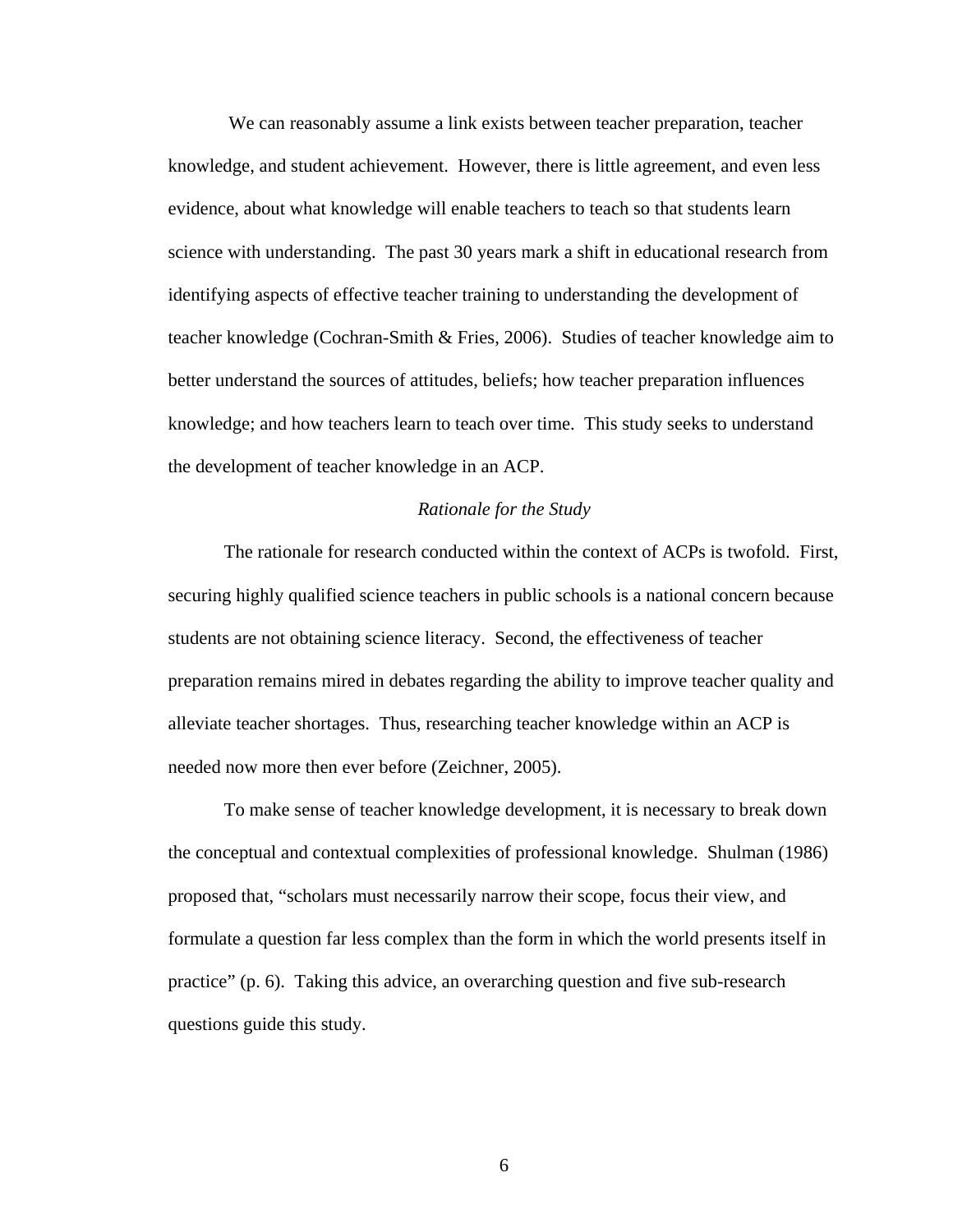We can reasonably assume a link exists between teacher preparation, teacher knowledge, and student achievement. However, there is little agreement, and even less evidence, about what knowledge will enable teachers to teach so that students learn science with understanding. The past 30 years mark a shift in educational research from identifying aspects of effective teacher training to understanding the development of teacher knowledge (Cochran-Smith & Fries, 2006). Studies of teacher knowledge aim to better understand the sources of attitudes, beliefs; how teacher preparation influences knowledge; and how teachers learn to teach over time. This study seeks to understand the development of teacher knowledge in an ACP.

### *Rationale for the Study*

The rationale for research conducted within the context of ACPs is twofold. First, securing highly qualified science teachers in public schools is a national concern because students are not obtaining science literacy. Second, the effectiveness of teacher preparation remains mired in debates regarding the ability to improve teacher quality and alleviate teacher shortages. Thus, researching teacher knowledge within an ACP is needed now more then ever before (Zeichner, 2005).

To make sense of teacher knowledge development, it is necessary to break down the conceptual and contextual complexities of professional knowledge. Shulman (1986) proposed that, "scholars must necessarily narrow their scope, focus their view, and formulate a question far less complex than the form in which the world presents itself in practice" (p. 6). Taking this advice, an overarching question and five sub-research questions guide this study.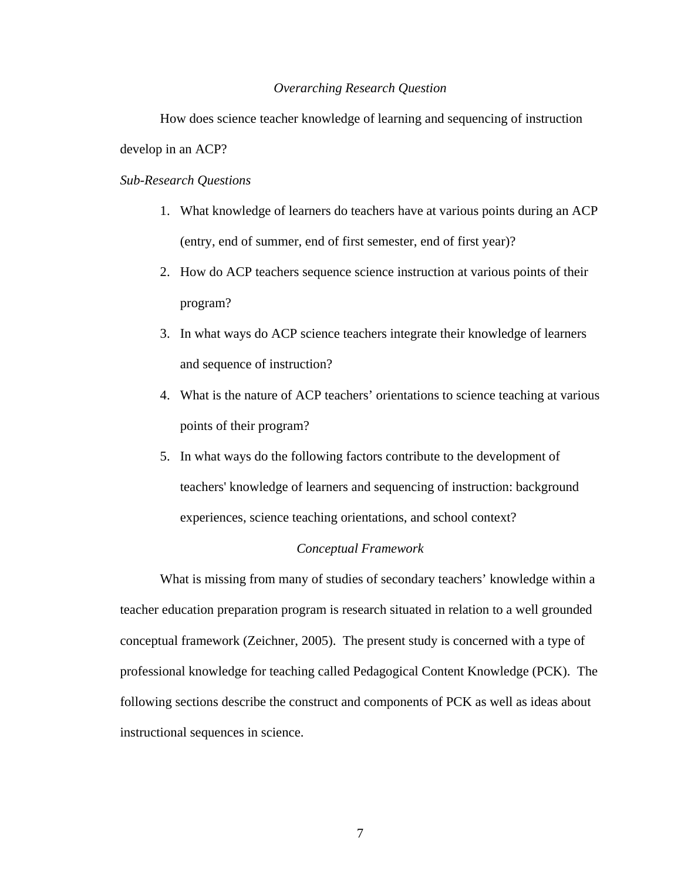### *Overarching Research Question*

How does science teacher knowledge of learning and sequencing of instruction develop in an ACP?

#### *Sub-Research Questions*

1. What knowledge of learners do teachers have at various points during an ACP (entry, end of summer, end of first semester, end of first year)?
2. How do ACP teachers sequence science instruction at various points of their program?
3. In what ways do ACP science teachers integrate their knowledge of learners and sequence of instruction?
4. What is the nature of ACP teachers' orientations to science teaching at various points of their program?
5. In what ways do the following factors contribute to the development of teachers' knowledge of learners and sequencing of instruction: background experiences, science teaching orientations, and school context?

### *Conceptual Framework*

What is missing from many of studies of secondary teachers' knowledge within a teacher education preparation program is research situated in relation to a well grounded conceptual framework (Zeichner, 2005). The present study is concerned with a type of professional knowledge for teaching called Pedagogical Content Knowledge (PCK). The following sections describe the construct and components of PCK as well as ideas about instructional sequences in science.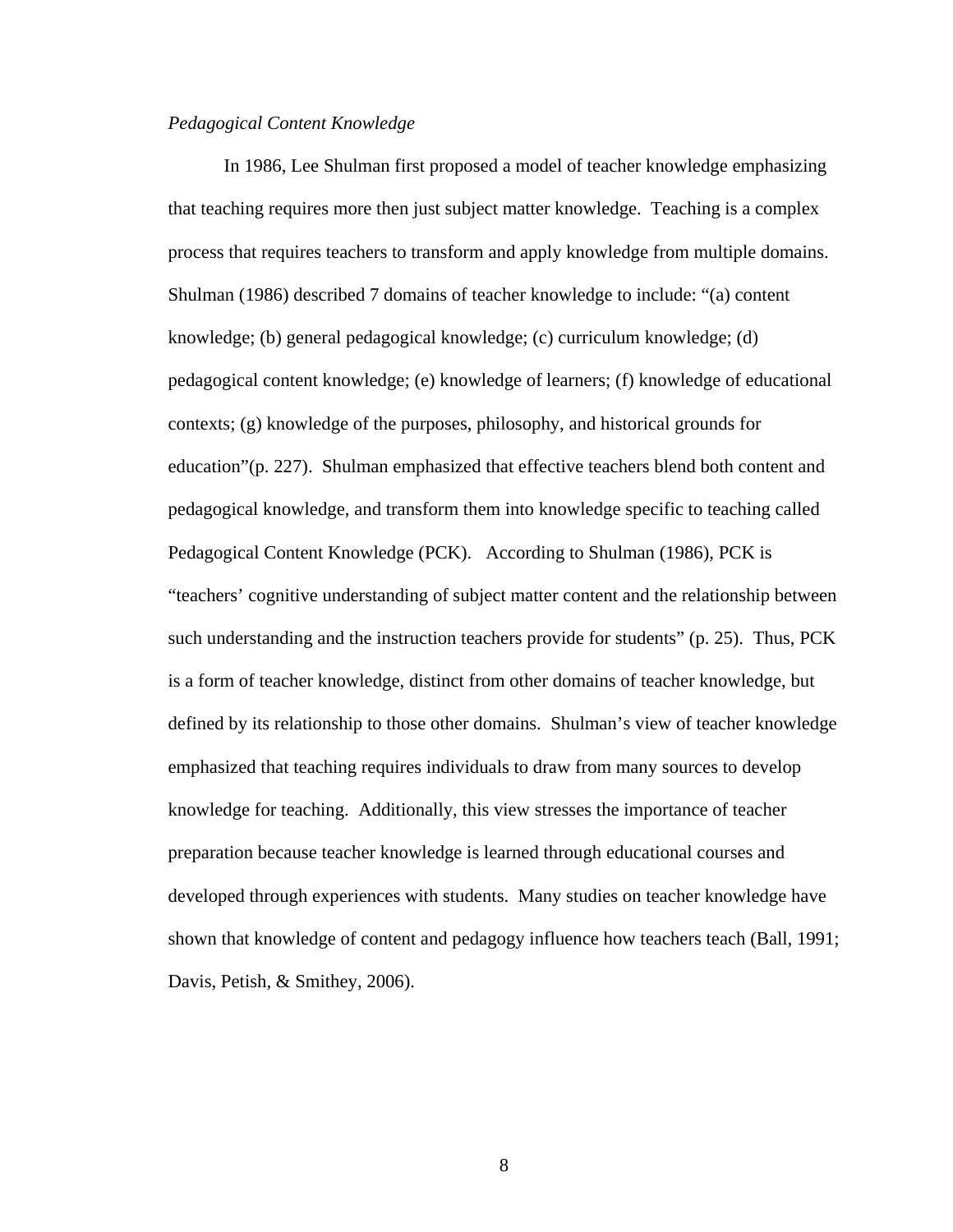*Pedagogical Content Knowledge*

In 1986, Lee Shulman first proposed a model of teacher knowledge emphasizing that teaching requires more then just subject matter knowledge. Teaching is a complex process that requires teachers to transform and apply knowledge from multiple domains. Shulman (1986) described 7 domains of teacher knowledge to include: "(a) content knowledge; (b) general pedagogical knowledge; (c) curriculum knowledge; (d) pedagogical content knowledge; (e) knowledge of learners; (f) knowledge of educational contexts; (g) knowledge of the purposes, philosophy, and historical grounds for education"(p. 227). Shulman emphasized that effective teachers blend both content and pedagogical knowledge, and transform them into knowledge specific to teaching called Pedagogical Content Knowledge (PCK). According to Shulman (1986), PCK is "teachers' cognitive understanding of subject matter content and the relationship between such understanding and the instruction teachers provide for students" (p. 25). Thus, PCK is a form of teacher knowledge, distinct from other domains of teacher knowledge, but defined by its relationship to those other domains. Shulman's view of teacher knowledge emphasized that teaching requires individuals to draw from many sources to develop knowledge for teaching. Additionally, this view stresses the importance of teacher preparation because teacher knowledge is learned through educational courses and developed through experiences with students. Many studies on teacher knowledge have shown that knowledge of content and pedagogy influence how teachers teach (Ball, 1991; Davis, Petish, & Smithey, 2006).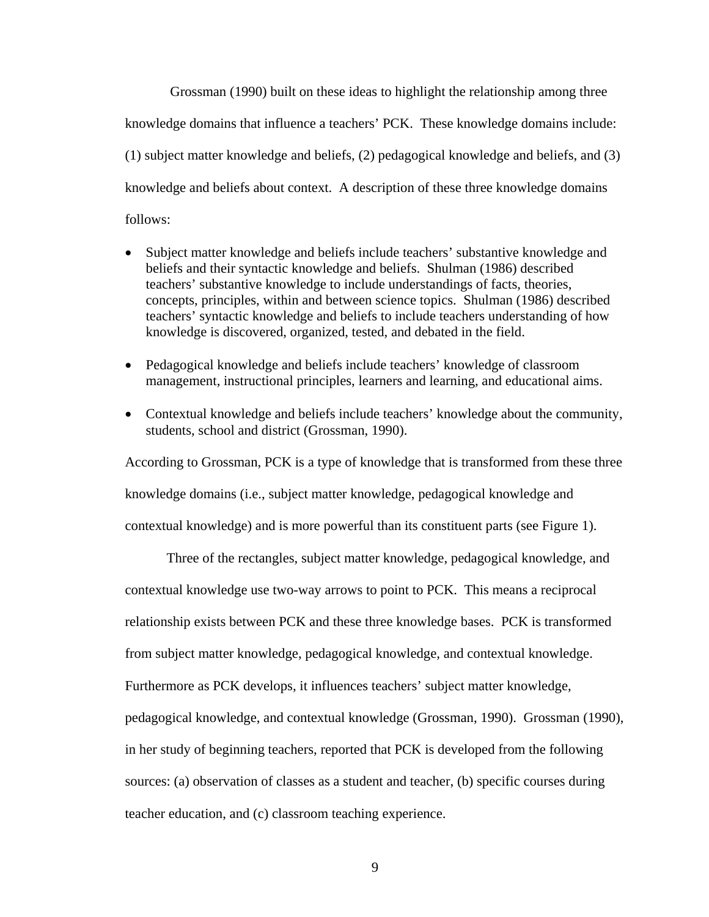Grossman (1990) built on these ideas to highlight the relationship among three knowledge domains that influence a teachers' PCK. These knowledge domains include: (1) subject matter knowledge and beliefs, (2) pedagogical knowledge and beliefs, and (3) knowledge and beliefs about context. A description of these three knowledge domains follows:

- Subject matter knowledge and beliefs include teachers' substantive knowledge and beliefs and their syntactic knowledge and beliefs. Shulman (1986) described teachers' substantive knowledge to include understandings of facts, theories, concepts, principles, within and between science topics. Shulman (1986) described teachers' syntactic knowledge and beliefs to include teachers understanding of how knowledge is discovered, organized, tested, and debated in the field.

- Pedagogical knowledge and beliefs include teachers' knowledge of classroom management, instructional principles, learners and learning, and educational aims.

- Contextual knowledge and beliefs include teachers' knowledge about the community, students, school and district (Grossman, 1990).

According to Grossman, PCK is a type of knowledge that is transformed from these three knowledge domains (i.e., subject matter knowledge, pedagogical knowledge and contextual knowledge) and is more powerful than its constituent parts (see Figure 1).

Three of the rectangles, subject matter knowledge, pedagogical knowledge, and contextual knowledge use two-way arrows to point to PCK. This means a reciprocal relationship exists between PCK and these three knowledge bases. PCK is transformed from subject matter knowledge, pedagogical knowledge, and contextual knowledge. Furthermore as PCK develops, it influences teachers' subject matter knowledge, pedagogical knowledge, and contextual knowledge (Grossman, 1990). Grossman (1990), in her study of beginning teachers, reported that PCK is developed from the following sources: (a) observation of classes as a student and teacher, (b) specific courses during teacher education, and (c) classroom teaching experience.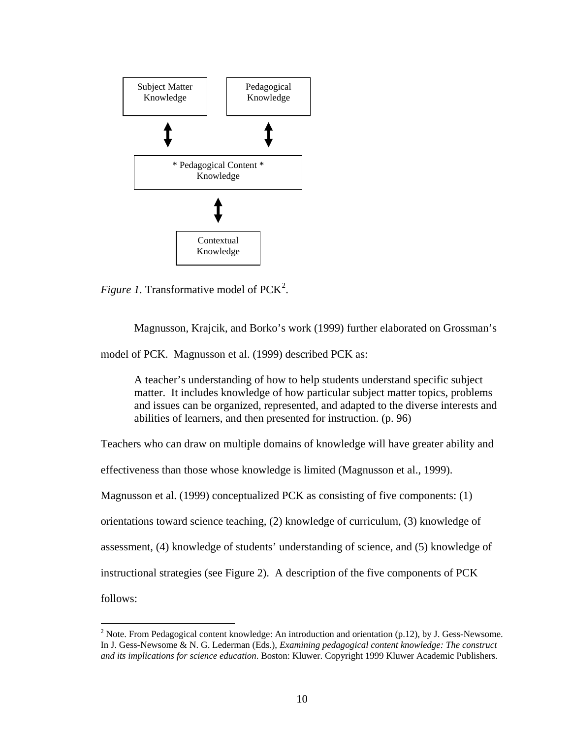Subject Matter Knowledge

Pedagogical Knowledge

* Pedagogical Content * Knowledge

Contextual Knowledge

*Figure 1.* Transformative model of PCK[2].

Magnusson, Krajcik, and Borko's work (1999) further elaborated on Grossman's model of PCK. Magnusson et al. (1999) described PCK as:

> A teacher's understanding of how to help students understand specific subject matter. It includes knowledge of how particular subject matter topics, problems and issues can be organized, represented, and adapted to the diverse interests and abilities of learners, and then presented for instruction. (p. 96)

Teachers who can draw on multiple domains of knowledge will have greater ability and effectiveness than those whose knowledge is limited (Magnusson et al., 1999). Magnusson et al. (1999) conceptualized PCK as consisting of five components: (1) orientations toward science teaching, (2) knowledge of curriculum, (3) knowledge of assessment, (4) knowledge of students' understanding of science, and (5) knowledge of instructional strategies (see Figure 2). A description of the five components of PCK follows:

[2] Note. From Pedagogical content knowledge: An introduction and orientation (p.12), by J. Gess-Newsome. In J. Gess-Newsome & N. G. Lederman (Eds.), *Examining pedagogical content knowledge: The construct and its implications for science education*. Boston: Kluwer. Copyright 1999 Kluwer Academic Publishers.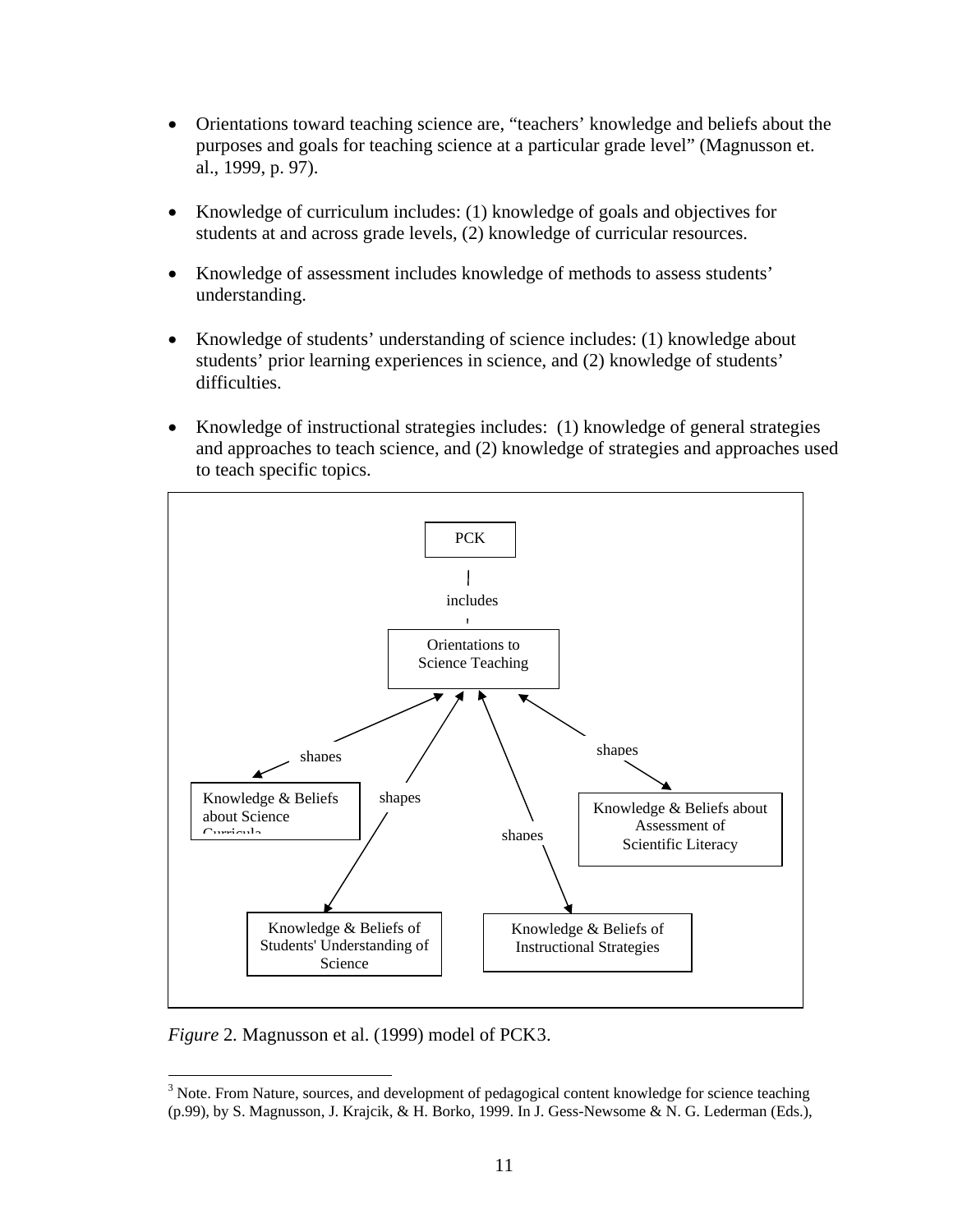- Orientations toward teaching science are, "teachers' knowledge and beliefs about the purposes and goals for teaching science at a particular grade level" (Magnusson et. al., 1999, p. 97).

- Knowledge of curriculum includes: (1) knowledge of goals and objectives for students at and across grade levels, (2) knowledge of curricular resources.

- Knowledge of assessment includes knowledge of methods to assess students' understanding.

- Knowledge of students' understanding of science includes: (1) knowledge about students' prior learning experiences in science, and (2) knowledge of students' difficulties.

- Knowledge of instructional strategies includes: (1) knowledge of general strategies and approaches to teach science, and (2) knowledge of strategies and approaches used to teach specific topics.

PCK

includes

Orientations to Science Teaching

shapes

shapes

shapes

shapes

Knowledge & Beliefs about Science Curricula

Knowledge & Beliefs about Assessment of Scientific Literacy

Knowledge & Beliefs of Students' Understanding of Science

Knowledge & Beliefs of Instructional Strategies

*Figure* 2. Magnusson et al. (1999) model of PCK3.

[3] Note. From Nature, sources, and development of pedagogical content knowledge for science teaching (p.99), by S. Magnusson, J. Krajcik, & H. Borko, 1999. In J. Gess-Newsome & N. G. Lederman (Eds.),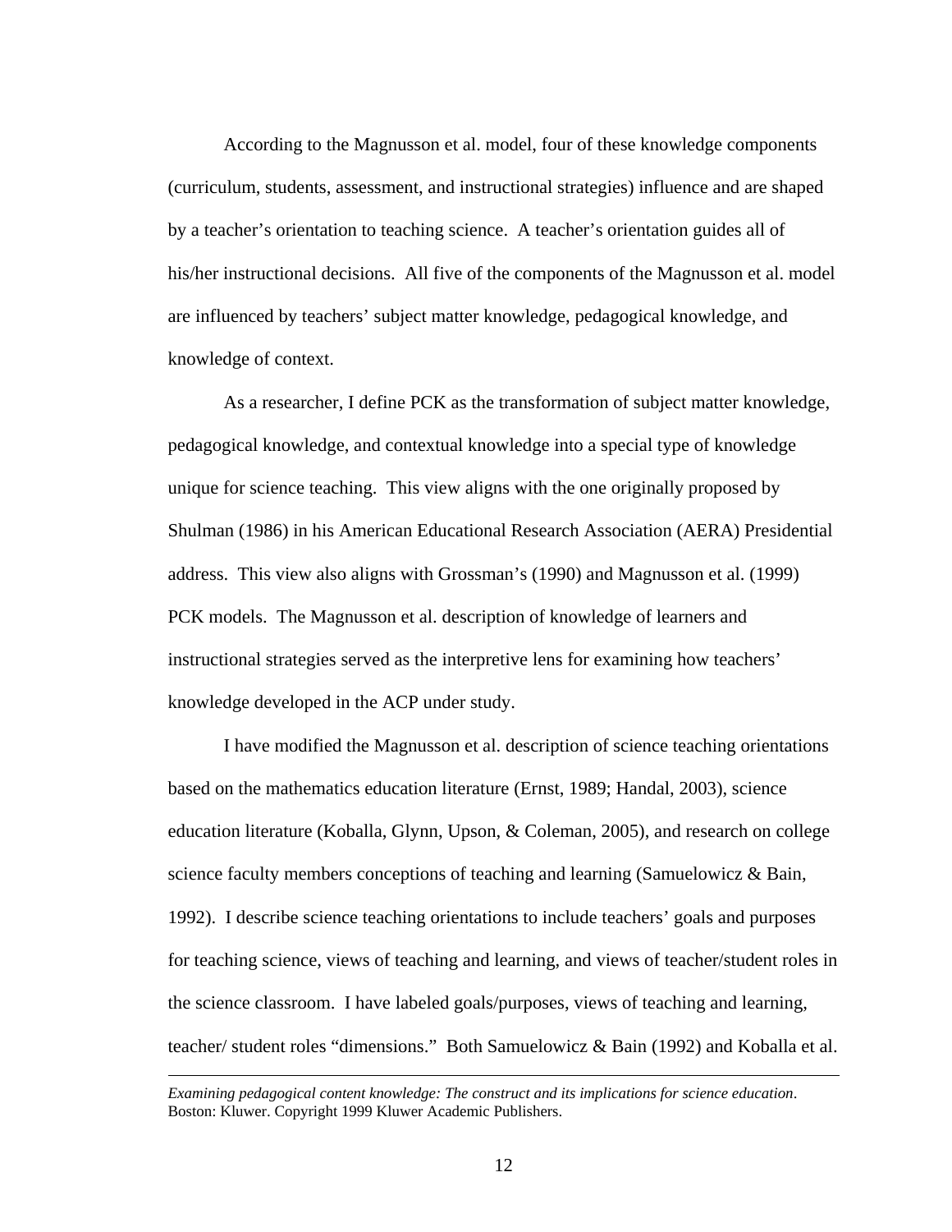According to the Magnusson et al. model, four of these knowledge components (curriculum, students, assessment, and instructional strategies) influence and are shaped by a teacher's orientation to teaching science. A teacher's orientation guides all of his/her instructional decisions. All five of the components of the Magnusson et al. model are influenced by teachers' subject matter knowledge, pedagogical knowledge, and knowledge of context.

As a researcher, I define PCK as the transformation of subject matter knowledge, pedagogical knowledge, and contextual knowledge into a special type of knowledge unique for science teaching. This view aligns with the one originally proposed by Shulman (1986) in his American Educational Research Association (AERA) Presidential address. This view also aligns with Grossman's (1990) and Magnusson et al. (1999) PCK models. The Magnusson et al. description of knowledge of learners and instructional strategies served as the interpretive lens for examining how teachers' knowledge developed in the ACP under study.

I have modified the Magnusson et al. description of science teaching orientations based on the mathematics education literature (Ernst, 1989; Handal, 2003), science education literature (Koballa, Glynn, Upson, & Coleman, 2005), and research on college science faculty members conceptions of teaching and learning (Samuelowicz & Bain, 1992). I describe science teaching orientations to include teachers' goals and purposes for teaching science, views of teaching and learning, and views of teacher/student roles in the science classroom. I have labeled goals/purposes, views of teaching and learning, teacher/ student roles "dimensions." Both Samuelowicz & Bain (1992) and Koballa et al.

---

*Examining pedagogical content knowledge: The construct and its implications for science education*. Boston: Kluwer. Copyright 1999 Kluwer Academic Publishers.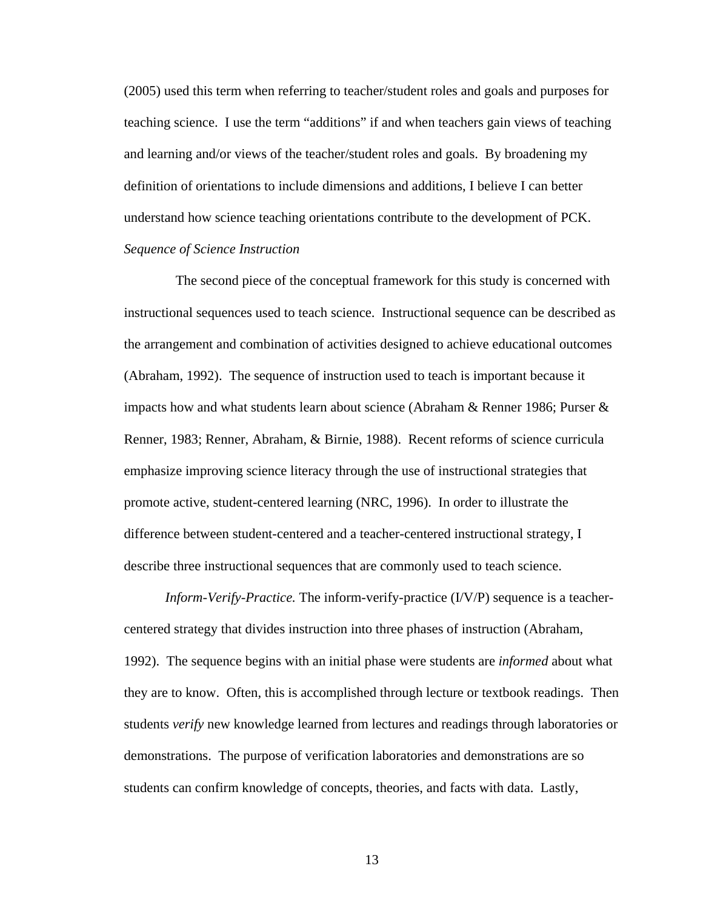(2005) used this term when referring to teacher/student roles and goals and purposes for teaching science. I use the term "additions" if and when teachers gain views of teaching and learning and/or views of the teacher/student roles and goals. By broadening my definition of orientations to include dimensions and additions, I believe I can better understand how science teaching orientations contribute to the development of PCK.

### *Sequence of Science Instruction*

The second piece of the conceptual framework for this study is concerned with instructional sequences used to teach science. Instructional sequence can be described as the arrangement and combination of activities designed to achieve educational outcomes (Abraham, 1992). The sequence of instruction used to teach is important because it impacts how and what students learn about science (Abraham & Renner 1986; Purser & Renner, 1983; Renner, Abraham, & Birnie, 1988). Recent reforms of science curricula emphasize improving science literacy through the use of instructional strategies that promote active, student-centered learning (NRC, 1996). In order to illustrate the difference between student-centered and a teacher-centered instructional strategy, I describe three instructional sequences that are commonly used to teach science.

*Inform-Verify-Practice.* The inform-verify-practice (I/V/P) sequence is a teacher-centered strategy that divides instruction into three phases of instruction (Abraham, 1992). The sequence begins with an initial phase were students are *informed* about what they are to know. Often, this is accomplished through lecture or textbook readings. Then students *verify* new knowledge learned from lectures and readings through laboratories or demonstrations. The purpose of verification laboratories and demonstrations are so students can confirm knowledge of concepts, theories, and facts with data. Lastly,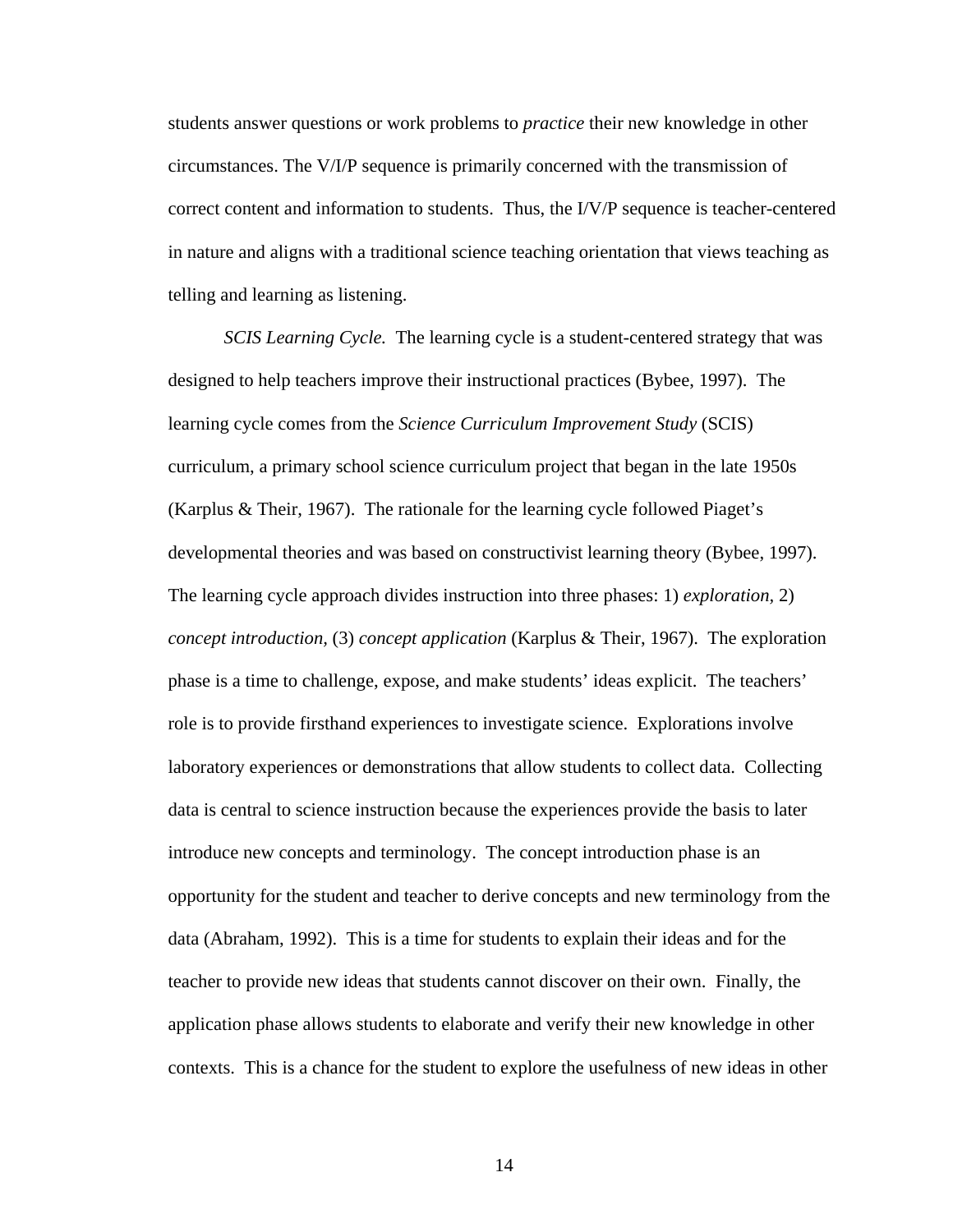students answer questions or work problems to *practice* their new knowledge in other circumstances. The V/I/P sequence is primarily concerned with the transmission of correct content and information to students. Thus, the I/V/P sequence is teacher-centered in nature and aligns with a traditional science teaching orientation that views teaching as telling and learning as listening.

*SCIS Learning Cycle.* The learning cycle is a student-centered strategy that was designed to help teachers improve their instructional practices (Bybee, 1997). The learning cycle comes from the *Science Curriculum Improvement Study* (SCIS) curriculum, a primary school science curriculum project that began in the late 1950s (Karplus & Their, 1967). The rationale for the learning cycle followed Piaget's developmental theories and was based on constructivist learning theory (Bybee, 1997). The learning cycle approach divides instruction into three phases: 1) *exploration*, 2) *concept introduction*, (3) *concept application* (Karplus & Their, 1967). The exploration phase is a time to challenge, expose, and make students' ideas explicit. The teachers' role is to provide firsthand experiences to investigate science. Explorations involve laboratory experiences or demonstrations that allow students to collect data. Collecting data is central to science instruction because the experiences provide the basis to later introduce new concepts and terminology. The concept introduction phase is an opportunity for the student and teacher to derive concepts and new terminology from the data (Abraham, 1992). This is a time for students to explain their ideas and for the teacher to provide new ideas that students cannot discover on their own. Finally, the application phase allows students to elaborate and verify their new knowledge in other contexts. This is a chance for the student to explore the usefulness of new ideas in other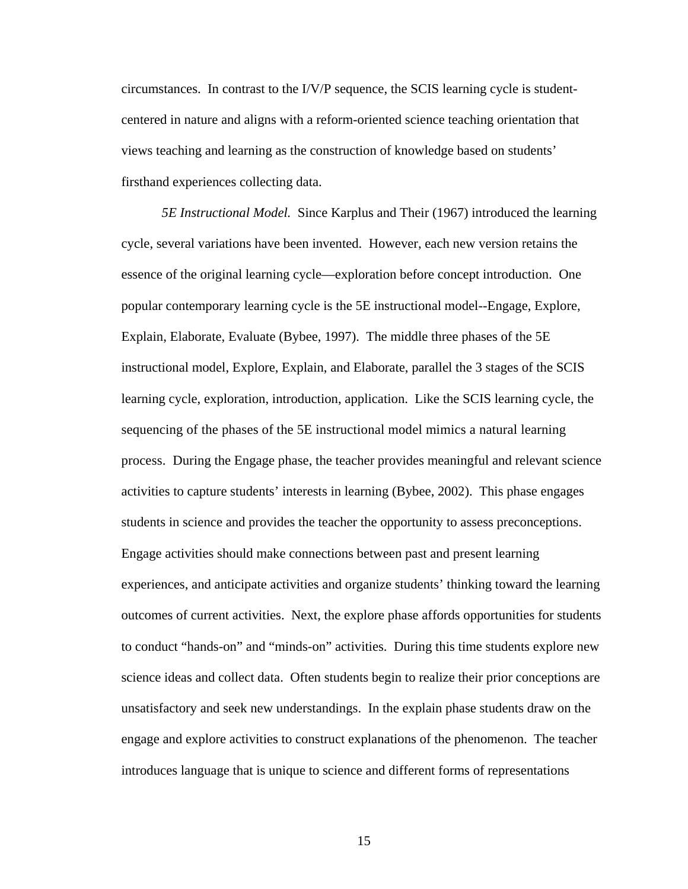circumstances. In contrast to the I/V/P sequence, the SCIS learning cycle is student-centered in nature and aligns with a reform-oriented science teaching orientation that views teaching and learning as the construction of knowledge based on students' firsthand experiences collecting data.

*5E Instructional Model.* Since Karplus and Their (1967) introduced the learning cycle, several variations have been invented. However, each new version retains the essence of the original learning cycle—exploration before concept introduction. One popular contemporary learning cycle is the 5E instructional model--Engage, Explore, Explain, Elaborate, Evaluate (Bybee, 1997). The middle three phases of the 5E instructional model, Explore, Explain, and Elaborate, parallel the 3 stages of the SCIS learning cycle, exploration, introduction, application. Like the SCIS learning cycle, the sequencing of the phases of the 5E instructional model mimics a natural learning process. During the Engage phase, the teacher provides meaningful and relevant science activities to capture students' interests in learning (Bybee, 2002). This phase engages students in science and provides the teacher the opportunity to assess preconceptions. Engage activities should make connections between past and present learning experiences, and anticipate activities and organize students' thinking toward the learning outcomes of current activities. Next, the explore phase affords opportunities for students to conduct "hands-on" and "minds-on" activities. During this time students explore new science ideas and collect data. Often students begin to realize their prior conceptions are unsatisfactory and seek new understandings. In the explain phase students draw on the engage and explore activities to construct explanations of the phenomenon. The teacher introduces language that is unique to science and different forms of representations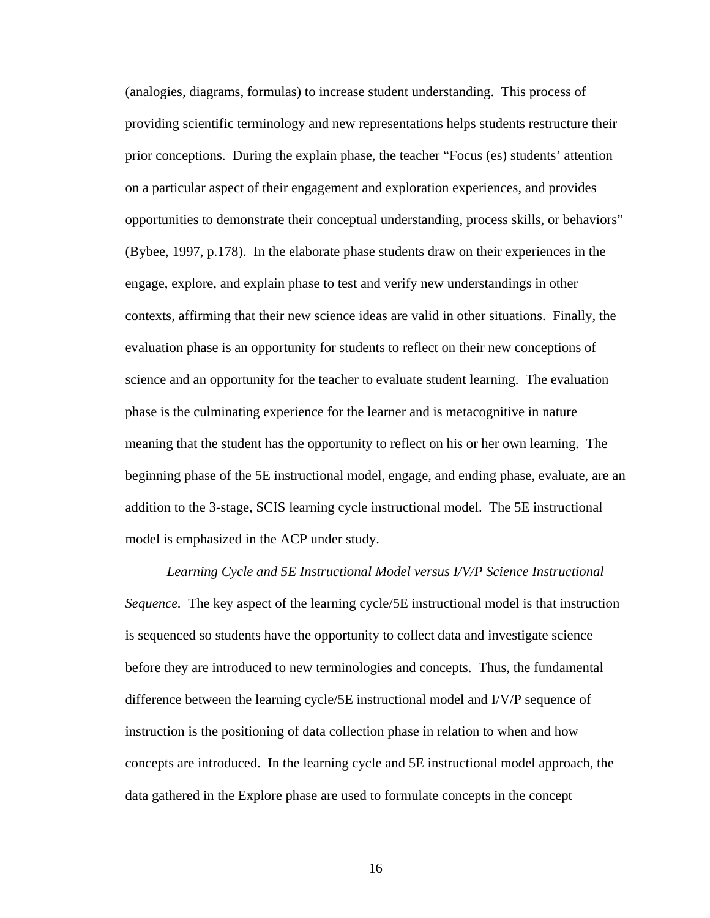(analogies, diagrams, formulas) to increase student understanding. This process of providing scientific terminology and new representations helps students restructure their prior conceptions. During the explain phase, the teacher "Focus (es) students' attention on a particular aspect of their engagement and exploration experiences, and provides opportunities to demonstrate their conceptual understanding, process skills, or behaviors" (Bybee, 1997, p.178). In the elaborate phase students draw on their experiences in the engage, explore, and explain phase to test and verify new understandings in other contexts, affirming that their new science ideas are valid in other situations. Finally, the evaluation phase is an opportunity for students to reflect on their new conceptions of science and an opportunity for the teacher to evaluate student learning. The evaluation phase is the culminating experience for the learner and is metacognitive in nature meaning that the student has the opportunity to reflect on his or her own learning. The beginning phase of the 5E instructional model, engage, and ending phase, evaluate, are an addition to the 3-stage, SCIS learning cycle instructional model. The 5E instructional model is emphasized in the ACP under study.

*Learning Cycle and 5E Instructional Model versus I/V/P Science Instructional Sequence.* The key aspect of the learning cycle/5E instructional model is that instruction is sequenced so students have the opportunity to collect data and investigate science before they are introduced to new terminologies and concepts. Thus, the fundamental difference between the learning cycle/5E instructional model and I/V/P sequence of instruction is the positioning of data collection phase in relation to when and how concepts are introduced. In the learning cycle and 5E instructional model approach, the data gathered in the Explore phase are used to formulate concepts in the concept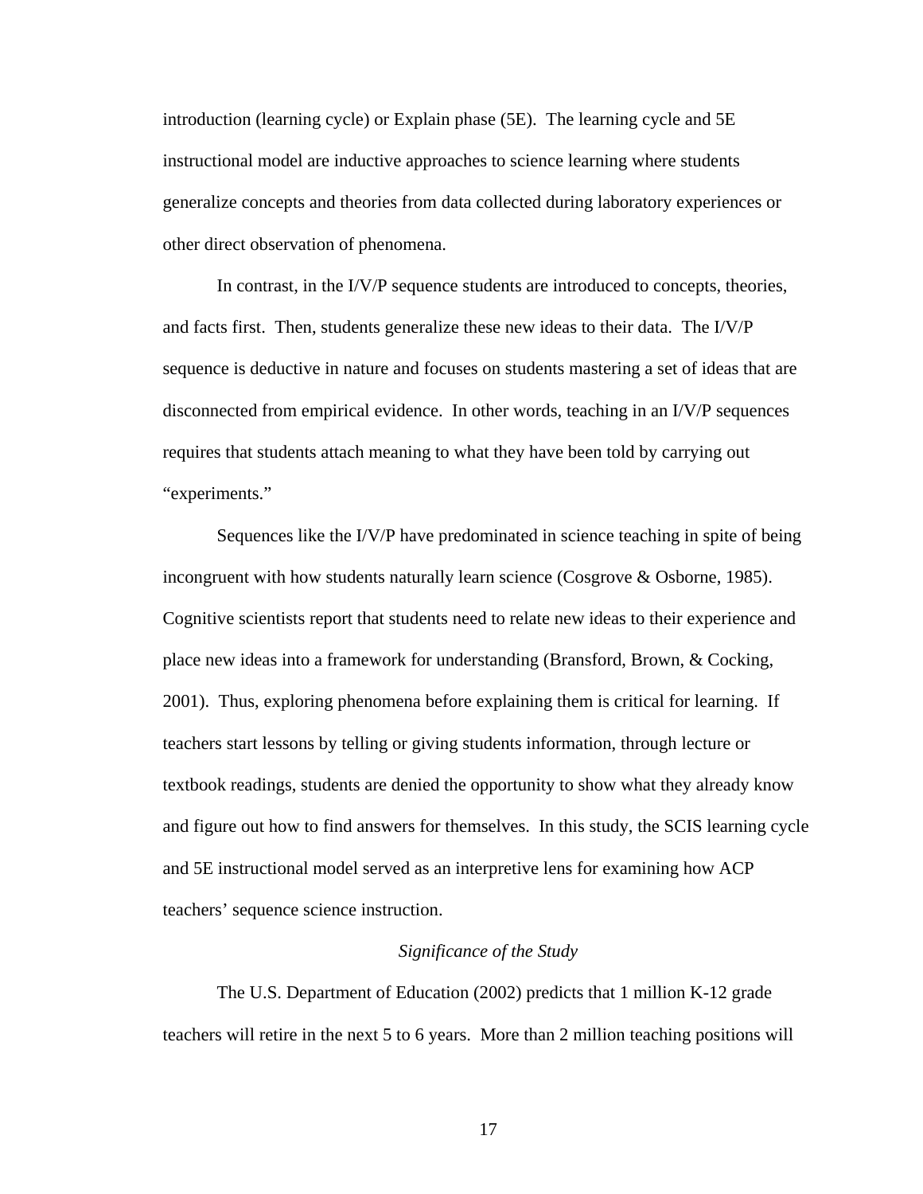introduction (learning cycle) or Explain phase (5E). The learning cycle and 5E instructional model are inductive approaches to science learning where students generalize concepts and theories from data collected during laboratory experiences or other direct observation of phenomena.

In contrast, in the I/V/P sequence students are introduced to concepts, theories, and facts first. Then, students generalize these new ideas to their data. The I/V/P sequence is deductive in nature and focuses on students mastering a set of ideas that are disconnected from empirical evidence. In other words, teaching in an I/V/P sequences requires that students attach meaning to what they have been told by carrying out "experiments."

Sequences like the I/V/P have predominated in science teaching in spite of being incongruent with how students naturally learn science (Cosgrove & Osborne, 1985). Cognitive scientists report that students need to relate new ideas to their experience and place new ideas into a framework for understanding (Bransford, Brown, & Cocking, 2001). Thus, exploring phenomena before explaining them is critical for learning. If teachers start lessons by telling or giving students information, through lecture or textbook readings, students are denied the opportunity to show what they already know and figure out how to find answers for themselves. In this study, the SCIS learning cycle and 5E instructional model served as an interpretive lens for examining how ACP teachers' sequence science instruction.

### *Significance of the Study*

The U.S. Department of Education (2002) predicts that 1 million K-12 grade teachers will retire in the next 5 to 6 years. More than 2 million teaching positions will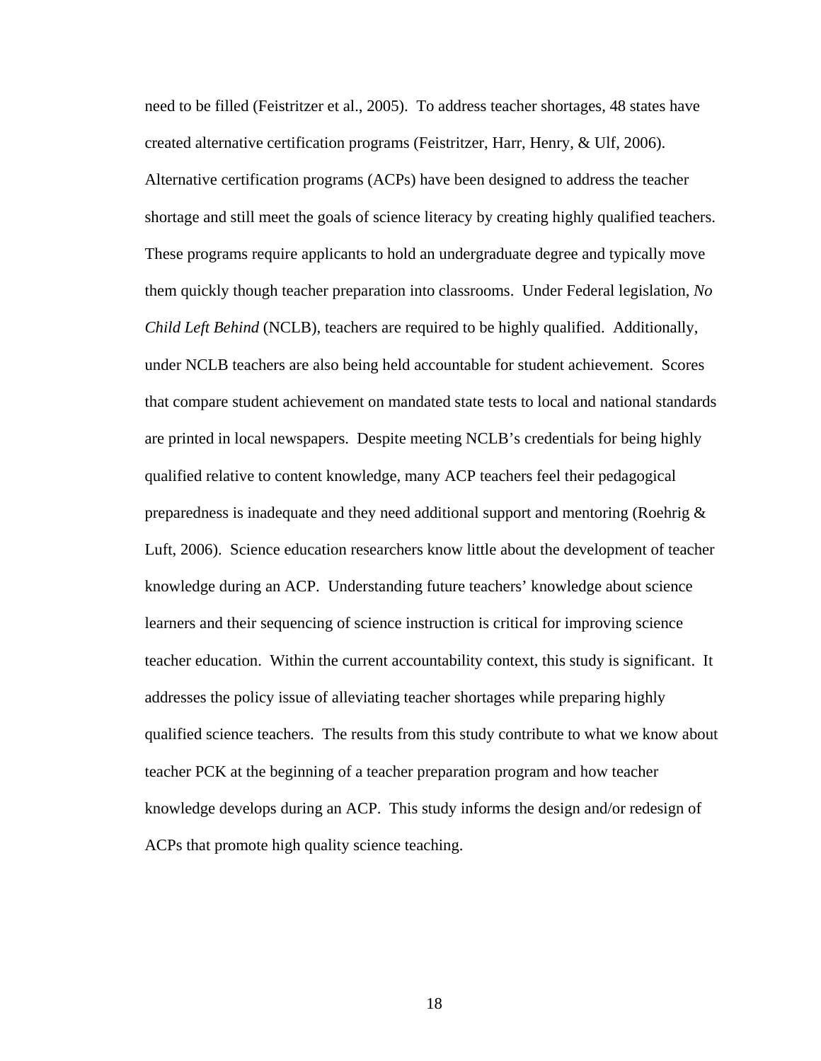need to be filled (Feistritzer et al., 2005). To address teacher shortages, 48 states have created alternative certification programs (Feistritzer, Harr, Henry, & Ulf, 2006). Alternative certification programs (ACPs) have been designed to address the teacher shortage and still meet the goals of science literacy by creating highly qualified teachers. These programs require applicants to hold an undergraduate degree and typically move them quickly though teacher preparation into classrooms. Under Federal legislation, *No Child Left Behind* (NCLB), teachers are required to be highly qualified. Additionally, under NCLB teachers are also being held accountable for student achievement. Scores that compare student achievement on mandated state tests to local and national standards are printed in local newspapers. Despite meeting NCLB's credentials for being highly qualified relative to content knowledge, many ACP teachers feel their pedagogical preparedness is inadequate and they need additional support and mentoring (Roehrig & Luft, 2006). Science education researchers know little about the development of teacher knowledge during an ACP. Understanding future teachers' knowledge about science learners and their sequencing of science instruction is critical for improving science teacher education. Within the current accountability context, this study is significant. It addresses the policy issue of alleviating teacher shortages while preparing highly qualified science teachers. The results from this study contribute to what we know about teacher PCK at the beginning of a teacher preparation program and how teacher knowledge develops during an ACP. This study informs the design and/or redesign of ACPs that promote high quality science teaching.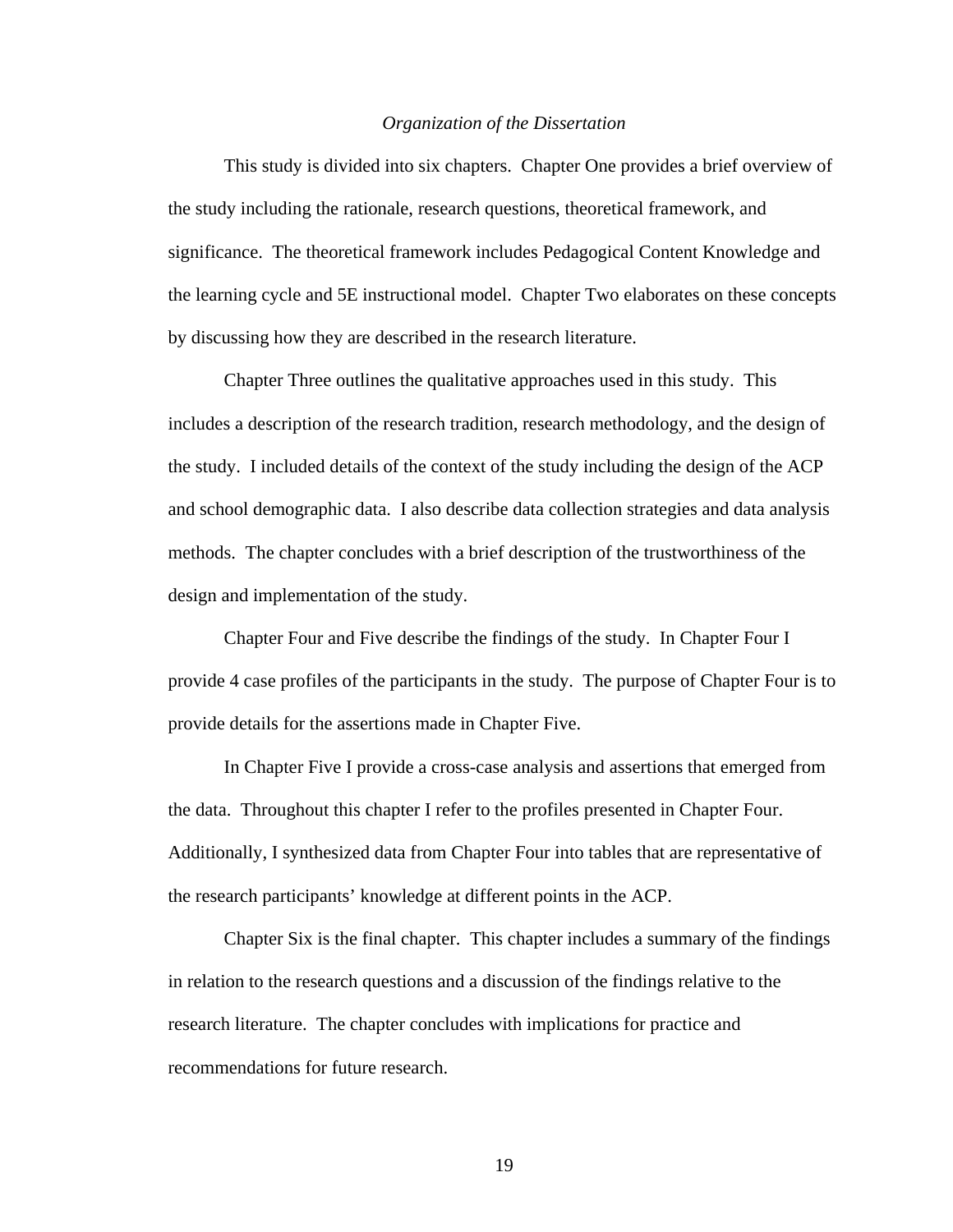### *Organization of the Dissertation*

This study is divided into six chapters. Chapter One provides a brief overview of the study including the rationale, research questions, theoretical framework, and significance. The theoretical framework includes Pedagogical Content Knowledge and the learning cycle and 5E instructional model. Chapter Two elaborates on these concepts by discussing how they are described in the research literature.

Chapter Three outlines the qualitative approaches used in this study. This includes a description of the research tradition, research methodology, and the design of the study. I included details of the context of the study including the design of the ACP and school demographic data. I also describe data collection strategies and data analysis methods. The chapter concludes with a brief description of the trustworthiness of the design and implementation of the study.

Chapter Four and Five describe the findings of the study. In Chapter Four I provide 4 case profiles of the participants in the study. The purpose of Chapter Four is to provide details for the assertions made in Chapter Five.

In Chapter Five I provide a cross-case analysis and assertions that emerged from the data. Throughout this chapter I refer to the profiles presented in Chapter Four. Additionally, I synthesized data from Chapter Four into tables that are representative of the research participants' knowledge at different points in the ACP.

Chapter Six is the final chapter. This chapter includes a summary of the findings in relation to the research questions and a discussion of the findings relative to the research literature. The chapter concludes with implications for practice and recommendations for future research.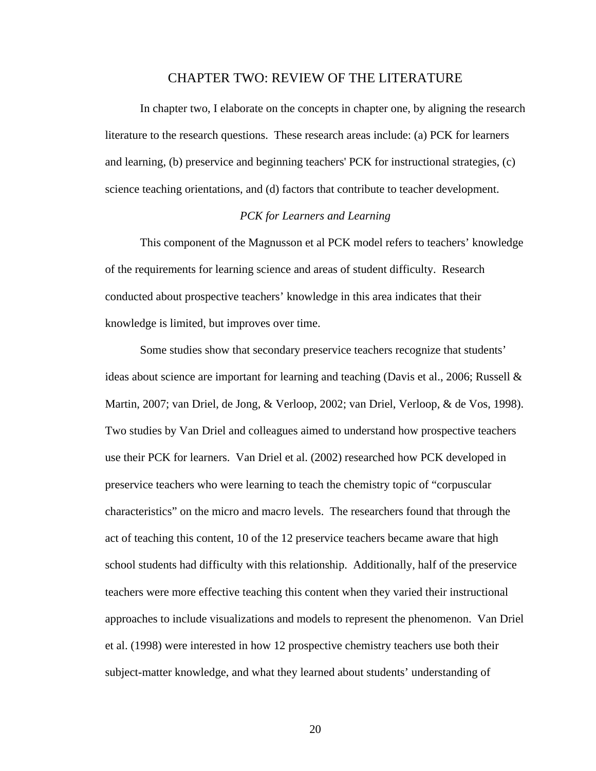# CHAPTER TWO: REVIEW OF THE LITERATURE

In chapter two, I elaborate on the concepts in chapter one, by aligning the research literature to the research questions. These research areas include: (a) PCK for learners and learning, (b) preservice and beginning teachers' PCK for instructional strategies, (c) science teaching orientations, and (d) factors that contribute to teacher development.

## *PCK for Learners and Learning*

This component of the Magnusson et al PCK model refers to teachers' knowledge of the requirements for learning science and areas of student difficulty. Research conducted about prospective teachers' knowledge in this area indicates that their knowledge is limited, but improves over time.

Some studies show that secondary preservice teachers recognize that students' ideas about science are important for learning and teaching (Davis et al., 2006; Russell & Martin, 2007; van Driel, de Jong, & Verloop, 2002; van Driel, Verloop, & de Vos, 1998). Two studies by Van Driel and colleagues aimed to understand how prospective teachers use their PCK for learners. Van Driel et al. (2002) researched how PCK developed in preservice teachers who were learning to teach the chemistry topic of "corpuscular characteristics" on the micro and macro levels. The researchers found that through the act of teaching this content, 10 of the 12 preservice teachers became aware that high school students had difficulty with this relationship. Additionally, half of the preservice teachers were more effective teaching this content when they varied their instructional approaches to include visualizations and models to represent the phenomenon. Van Driel et al. (1998) were interested in how 12 prospective chemistry teachers use both their subject-matter knowledge, and what they learned about students' understanding of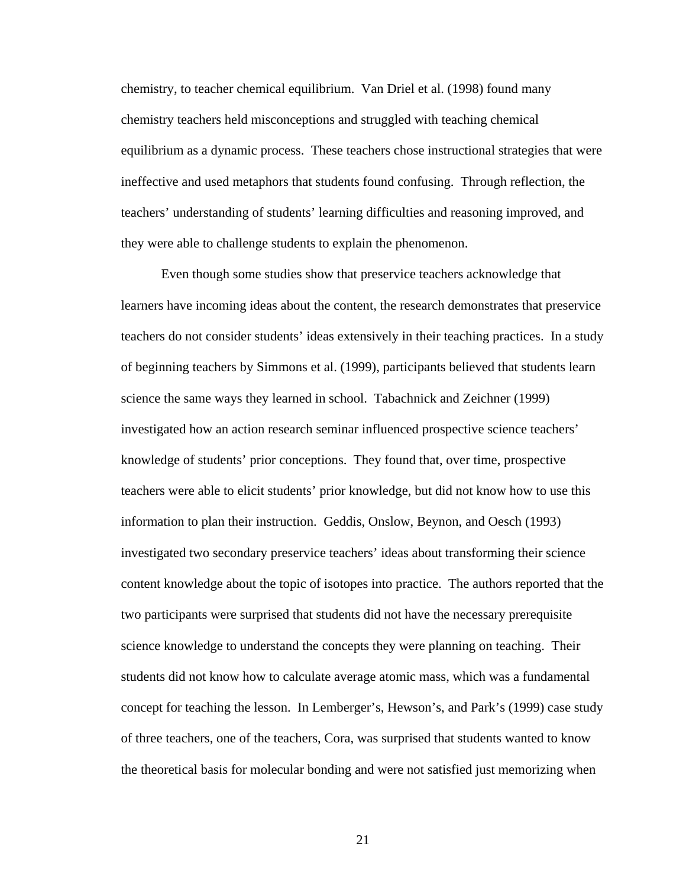chemistry, to teacher chemical equilibrium. Van Driel et al. (1998) found many chemistry teachers held misconceptions and struggled with teaching chemical equilibrium as a dynamic process. These teachers chose instructional strategies that were ineffective and used metaphors that students found confusing. Through reflection, the teachers' understanding of students' learning difficulties and reasoning improved, and they were able to challenge students to explain the phenomenon.

Even though some studies show that preservice teachers acknowledge that learners have incoming ideas about the content, the research demonstrates that preservice teachers do not consider students' ideas extensively in their teaching practices. In a study of beginning teachers by Simmons et al. (1999), participants believed that students learn science the same ways they learned in school. Tabachnick and Zeichner (1999) investigated how an action research seminar influenced prospective science teachers' knowledge of students' prior conceptions. They found that, over time, prospective teachers were able to elicit students' prior knowledge, but did not know how to use this information to plan their instruction. Geddis, Onslow, Beynon, and Oesch (1993) investigated two secondary preservice teachers' ideas about transforming their science content knowledge about the topic of isotopes into practice. The authors reported that the two participants were surprised that students did not have the necessary prerequisite science knowledge to understand the concepts they were planning on teaching. Their students did not know how to calculate average atomic mass, which was a fundamental concept for teaching the lesson. In Lemberger's, Hewson's, and Park's (1999) case study of three teachers, one of the teachers, Cora, was surprised that students wanted to know the theoretical basis for molecular bonding and were not satisfied just memorizing when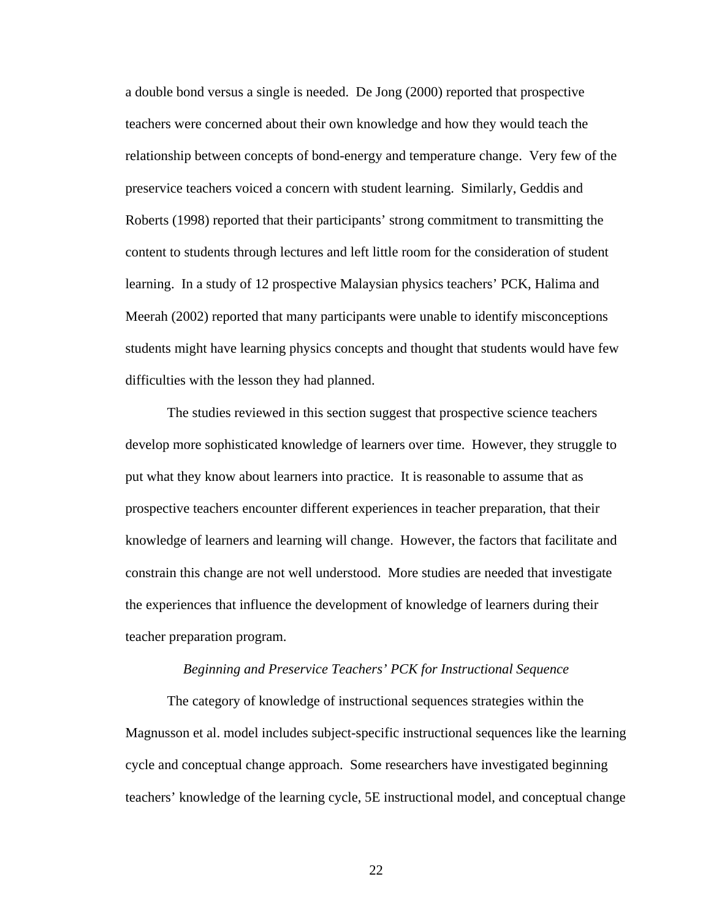a double bond versus a single is needed. De Jong (2000) reported that prospective teachers were concerned about their own knowledge and how they would teach the relationship between concepts of bond-energy and temperature change. Very few of the preservice teachers voiced a concern with student learning. Similarly, Geddis and Roberts (1998) reported that their participants' strong commitment to transmitting the content to students through lectures and left little room for the consideration of student learning. In a study of 12 prospective Malaysian physics teachers' PCK, Halima and Meerah (2002) reported that many participants were unable to identify misconceptions students might have learning physics concepts and thought that students would have few difficulties with the lesson they had planned.

The studies reviewed in this section suggest that prospective science teachers develop more sophisticated knowledge of learners over time. However, they struggle to put what they know about learners into practice. It is reasonable to assume that as prospective teachers encounter different experiences in teacher preparation, that their knowledge of learners and learning will change. However, the factors that facilitate and constrain this change are not well understood. More studies are needed that investigate the experiences that influence the development of knowledge of learners during their teacher preparation program.

### *Beginning and Preservice Teachers' PCK for Instructional Sequence*

The category of knowledge of instructional sequences strategies within the Magnusson et al. model includes subject-specific instructional sequences like the learning cycle and conceptual change approach. Some researchers have investigated beginning teachers' knowledge of the learning cycle, 5E instructional model, and conceptual change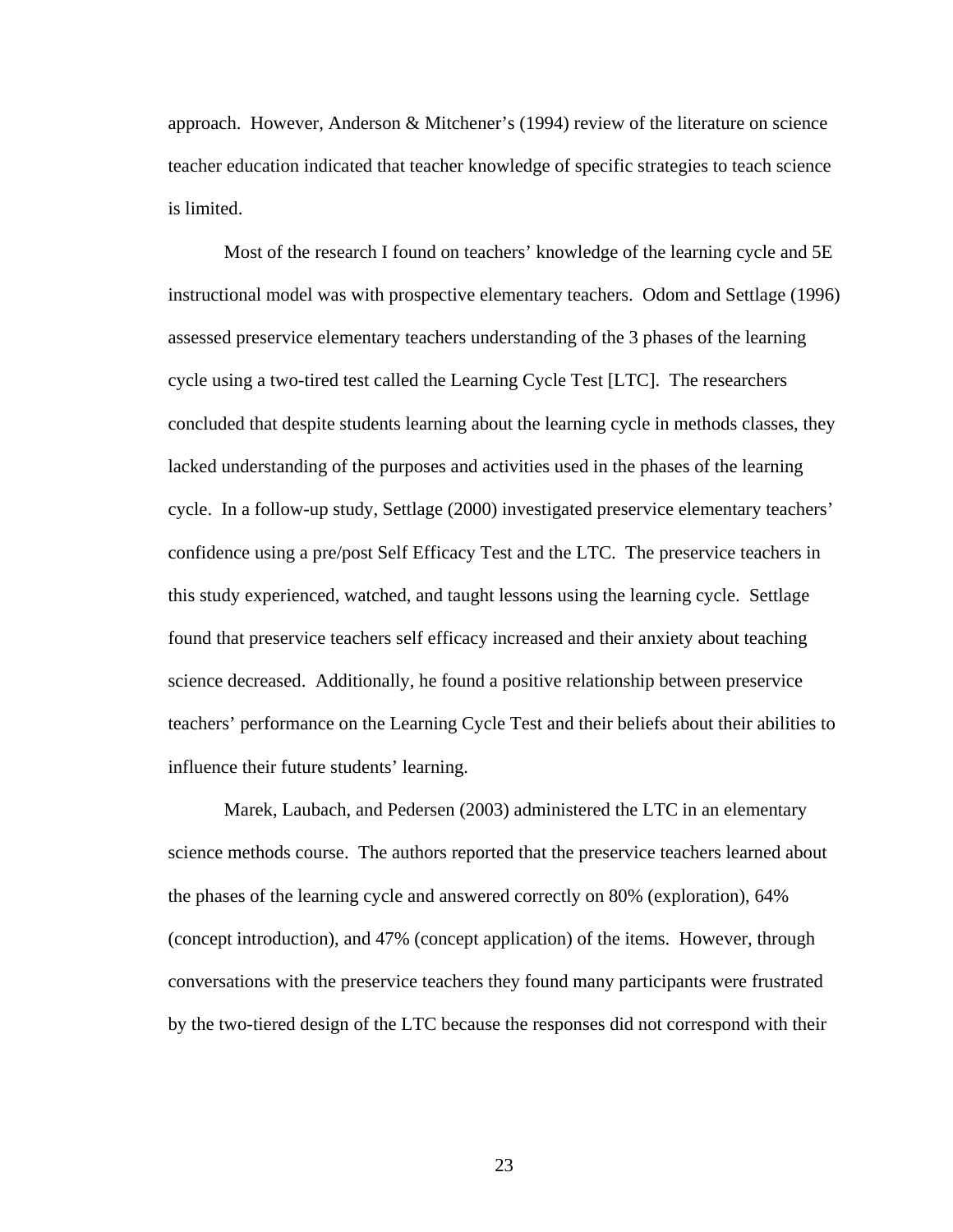approach. However, Anderson & Mitchener's (1994) review of the literature on science teacher education indicated that teacher knowledge of specific strategies to teach science is limited.

Most of the research I found on teachers' knowledge of the learning cycle and 5E instructional model was with prospective elementary teachers. Odom and Settlage (1996) assessed preservice elementary teachers understanding of the 3 phases of the learning cycle using a two-tired test called the Learning Cycle Test [LTC]. The researchers concluded that despite students learning about the learning cycle in methods classes, they lacked understanding of the purposes and activities used in the phases of the learning cycle. In a follow-up study, Settlage (2000) investigated preservice elementary teachers' confidence using a pre/post Self Efficacy Test and the LTC. The preservice teachers in this study experienced, watched, and taught lessons using the learning cycle. Settlage found that preservice teachers self efficacy increased and their anxiety about teaching science decreased. Additionally, he found a positive relationship between preservice teachers' performance on the Learning Cycle Test and their beliefs about their abilities to influence their future students' learning.

Marek, Laubach, and Pedersen (2003) administered the LTC in an elementary science methods course. The authors reported that the preservice teachers learned about the phases of the learning cycle and answered correctly on 80% (exploration), 64% (concept introduction), and 47% (concept application) of the items. However, through conversations with the preservice teachers they found many participants were frustrated by the two-tiered design of the LTC because the responses did not correspond with their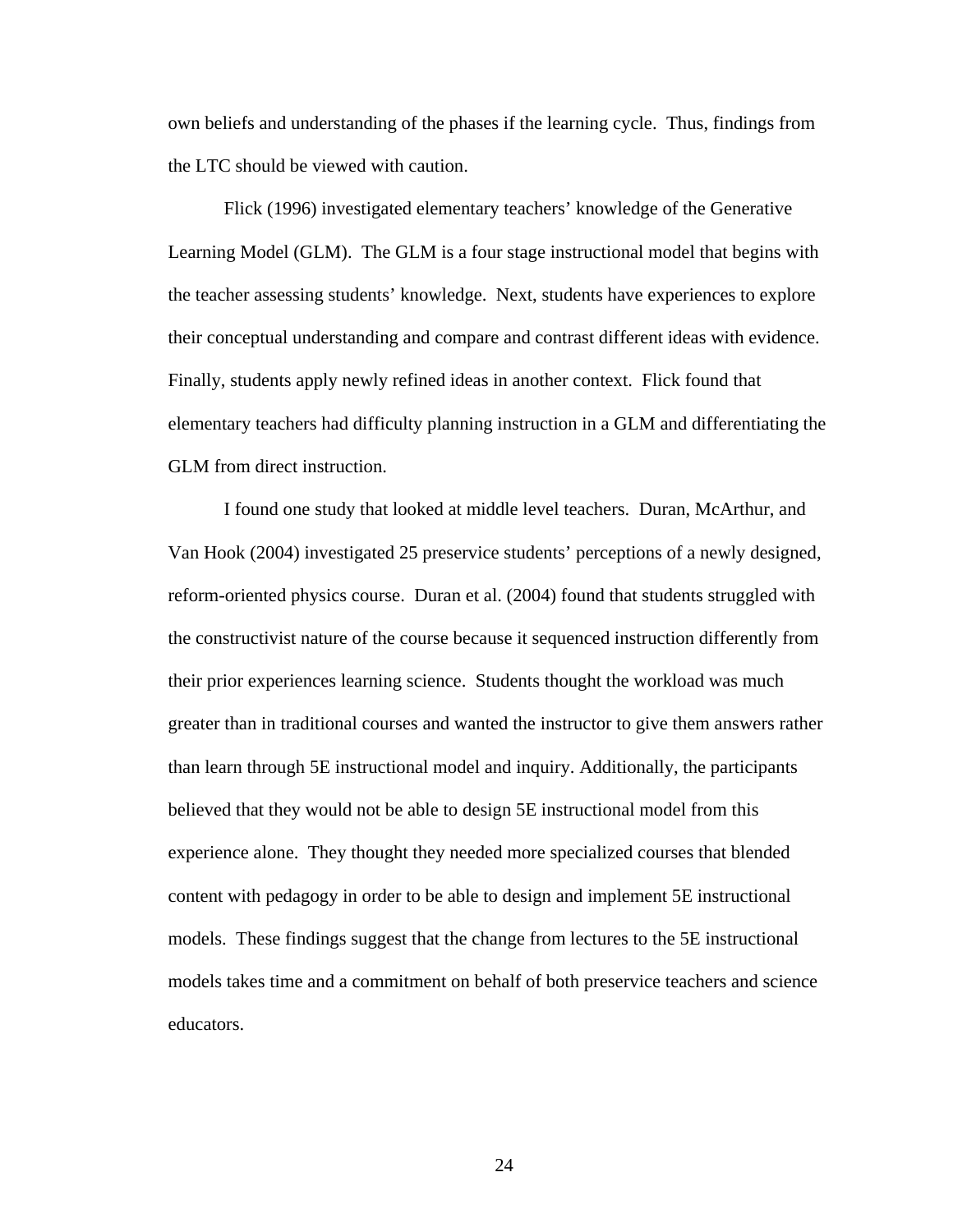own beliefs and understanding of the phases if the learning cycle.  Thus, findings from the LTC should be viewed with caution.

Flick (1996) investigated elementary teachers' knowledge of the Generative Learning Model (GLM).  The GLM is a four stage instructional model that begins with the teacher assessing students' knowledge.  Next, students have experiences to explore their conceptual understanding and compare and contrast different ideas with evidence. Finally, students apply newly refined ideas in another context.  Flick found that elementary teachers had difficulty planning instruction in a GLM and differentiating the GLM from direct instruction.

I found one study that looked at middle level teachers.  Duran, McArthur, and Van Hook (2004) investigated 25 preservice students' perceptions of a newly designed, reform-oriented physics course.  Duran et al. (2004) found that students struggled with the constructivist nature of the course because it sequenced instruction differently from their prior experiences learning science.  Students thought the workload was much greater than in traditional courses and wanted the instructor to give them answers rather than learn through 5E instructional model and inquiry. Additionally, the participants believed that they would not be able to design 5E instructional model from this experience alone.  They thought they needed more specialized courses that blended content with pedagogy in order to be able to design and implement 5E instructional models.  These findings suggest that the change from lectures to the 5E instructional models takes time and a commitment on behalf of both preservice teachers and science educators.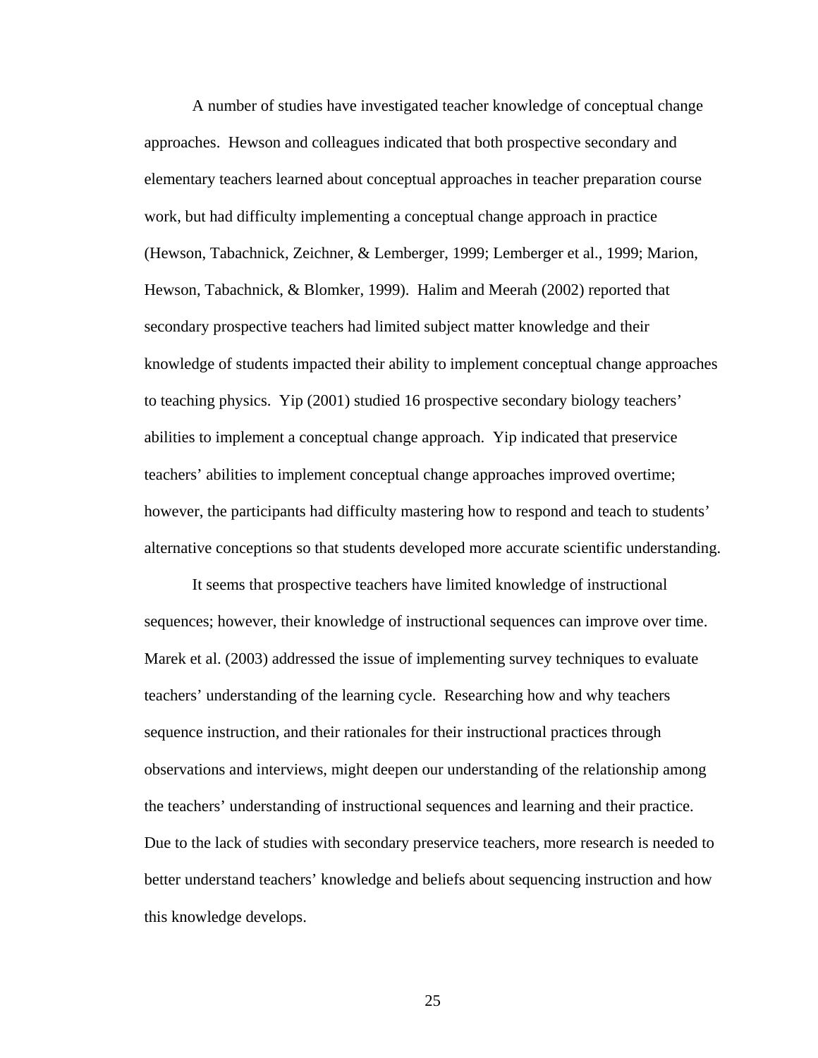A number of studies have investigated teacher knowledge of conceptual change approaches. Hewson and colleagues indicated that both prospective secondary and elementary teachers learned about conceptual approaches in teacher preparation course work, but had difficulty implementing a conceptual change approach in practice (Hewson, Tabachnick, Zeichner, & Lemberger, 1999; Lemberger et al., 1999; Marion, Hewson, Tabachnick, & Blomker, 1999). Halim and Meerah (2002) reported that secondary prospective teachers had limited subject matter knowledge and their knowledge of students impacted their ability to implement conceptual change approaches to teaching physics. Yip (2001) studied 16 prospective secondary biology teachers' abilities to implement a conceptual change approach. Yip indicated that preservice teachers' abilities to implement conceptual change approaches improved overtime; however, the participants had difficulty mastering how to respond and teach to students' alternative conceptions so that students developed more accurate scientific understanding.

It seems that prospective teachers have limited knowledge of instructional sequences; however, their knowledge of instructional sequences can improve over time. Marek et al. (2003) addressed the issue of implementing survey techniques to evaluate teachers' understanding of the learning cycle. Researching how and why teachers sequence instruction, and their rationales for their instructional practices through observations and interviews, might deepen our understanding of the relationship among the teachers' understanding of instructional sequences and learning and their practice. Due to the lack of studies with secondary preservice teachers, more research is needed to better understand teachers' knowledge and beliefs about sequencing instruction and how this knowledge develops.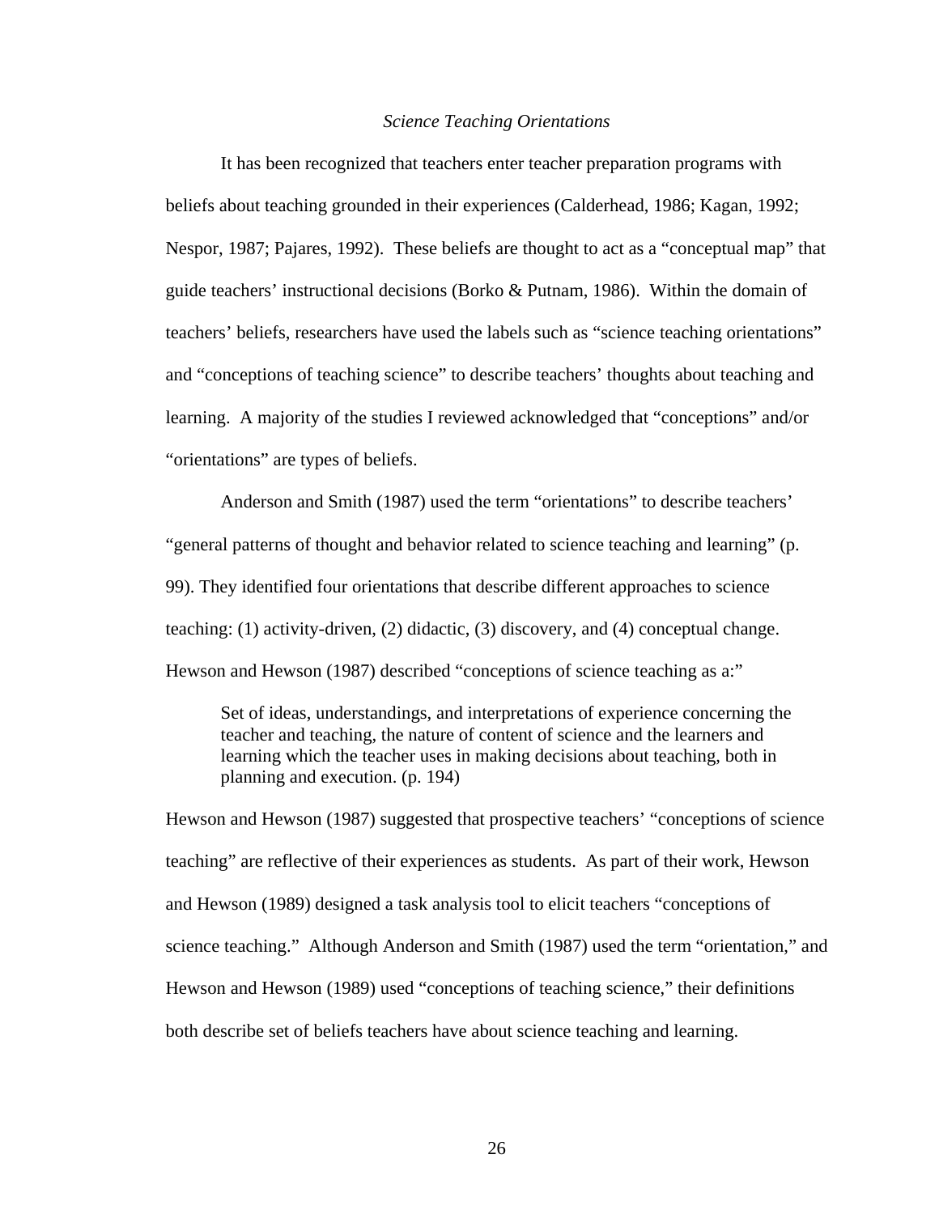### *Science Teaching Orientations*

It has been recognized that teachers enter teacher preparation programs with beliefs about teaching grounded in their experiences (Calderhead, 1986; Kagan, 1992; Nespor, 1987; Pajares, 1992). These beliefs are thought to act as a "conceptual map" that guide teachers' instructional decisions (Borko & Putnam, 1986). Within the domain of teachers' beliefs, researchers have used the labels such as "science teaching orientations" and "conceptions of teaching science" to describe teachers' thoughts about teaching and learning. A majority of the studies I reviewed acknowledged that "conceptions" and/or "orientations" are types of beliefs.

Anderson and Smith (1987) used the term "orientations" to describe teachers' "general patterns of thought and behavior related to science teaching and learning" (p. 99). They identified four orientations that describe different approaches to science teaching: (1) activity-driven, (2) didactic, (3) discovery, and (4) conceptual change. Hewson and Hewson (1987) described "conceptions of science teaching as a:"

> Set of ideas, understandings, and interpretations of experience concerning the teacher and teaching, the nature of content of science and the learners and learning which the teacher uses in making decisions about teaching, both in planning and execution. (p. 194)

Hewson and Hewson (1987) suggested that prospective teachers' "conceptions of science teaching" are reflective of their experiences as students. As part of their work, Hewson and Hewson (1989) designed a task analysis tool to elicit teachers "conceptions of science teaching." Although Anderson and Smith (1987) used the term "orientation," and Hewson and Hewson (1989) used "conceptions of teaching science," their definitions both describe set of beliefs teachers have about science teaching and learning.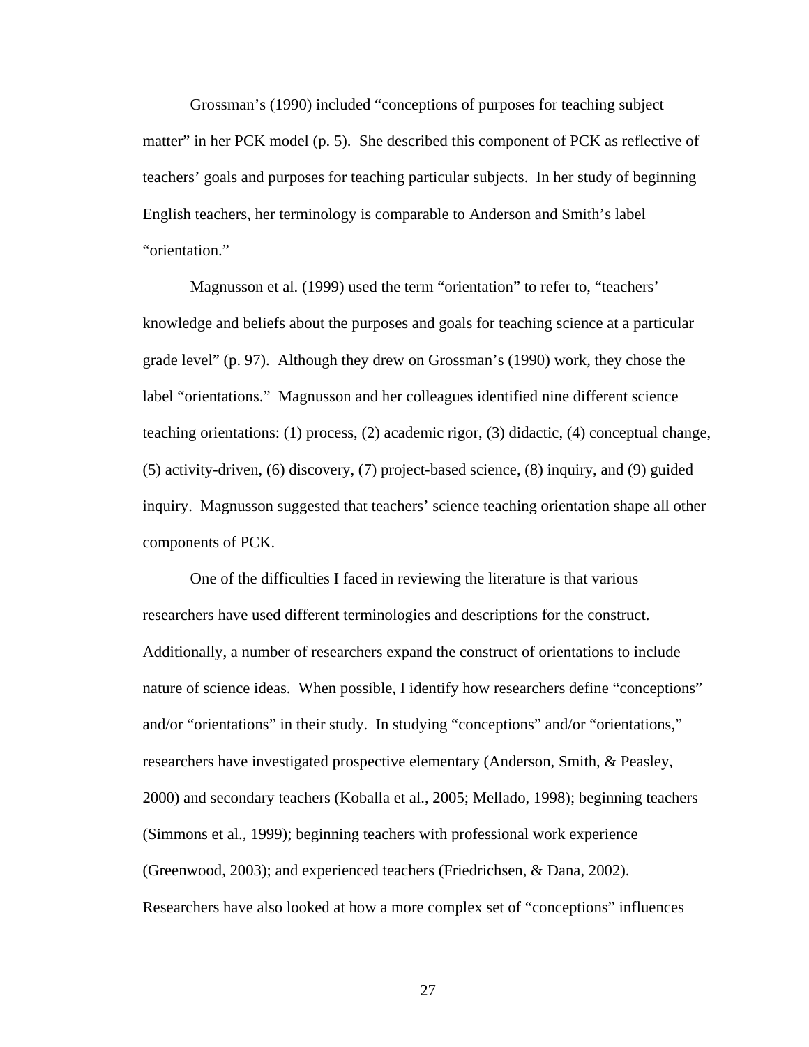Grossman's (1990) included "conceptions of purposes for teaching subject matter" in her PCK model (p. 5). She described this component of PCK as reflective of teachers' goals and purposes for teaching particular subjects. In her study of beginning English teachers, her terminology is comparable to Anderson and Smith's label "orientation."

Magnusson et al. (1999) used the term "orientation" to refer to, "teachers' knowledge and beliefs about the purposes and goals for teaching science at a particular grade level" (p. 97). Although they drew on Grossman's (1990) work, they chose the label "orientations." Magnusson and her colleagues identified nine different science teaching orientations: (1) process, (2) academic rigor, (3) didactic, (4) conceptual change, (5) activity-driven, (6) discovery, (7) project-based science, (8) inquiry, and (9) guided inquiry. Magnusson suggested that teachers' science teaching orientation shape all other components of PCK.

One of the difficulties I faced in reviewing the literature is that various researchers have used different terminologies and descriptions for the construct. Additionally, a number of researchers expand the construct of orientations to include nature of science ideas. When possible, I identify how researchers define "conceptions" and/or "orientations" in their study. In studying "conceptions" and/or "orientations," researchers have investigated prospective elementary (Anderson, Smith, & Peasley, 2000) and secondary teachers (Koballa et al., 2005; Mellado, 1998); beginning teachers (Simmons et al., 1999); beginning teachers with professional work experience (Greenwood, 2003); and experienced teachers (Friedrichsen, & Dana, 2002). Researchers have also looked at how a more complex set of "conceptions" influences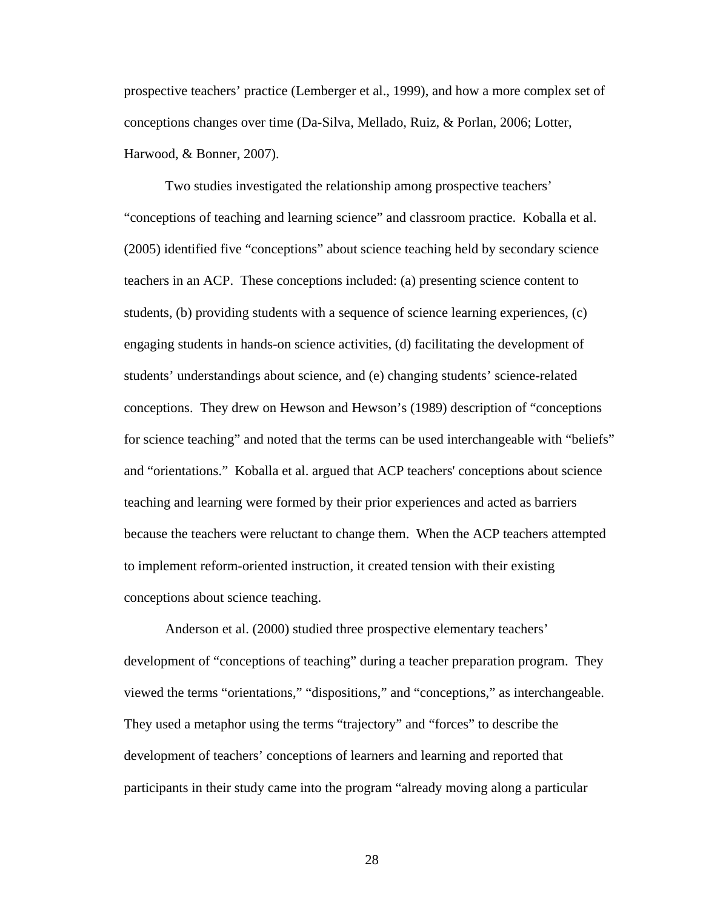prospective teachers' practice (Lemberger et al., 1999), and how a more complex set of conceptions changes over time (Da-Silva, Mellado, Ruiz, & Porlan, 2006; Lotter, Harwood, & Bonner, 2007).

Two studies investigated the relationship among prospective teachers' "conceptions of teaching and learning science" and classroom practice. Koballa et al. (2005) identified five "conceptions" about science teaching held by secondary science teachers in an ACP. These conceptions included: (a) presenting science content to students, (b) providing students with a sequence of science learning experiences, (c) engaging students in hands-on science activities, (d) facilitating the development of students' understandings about science, and (e) changing students' science-related conceptions. They drew on Hewson and Hewson's (1989) description of "conceptions for science teaching" and noted that the terms can be used interchangeable with "beliefs" and "orientations." Koballa et al. argued that ACP teachers' conceptions about science teaching and learning were formed by their prior experiences and acted as barriers because the teachers were reluctant to change them. When the ACP teachers attempted to implement reform-oriented instruction, it created tension with their existing conceptions about science teaching.

Anderson et al. (2000) studied three prospective elementary teachers' development of "conceptions of teaching" during a teacher preparation program. They viewed the terms "orientations," "dispositions," and "conceptions," as interchangeable. They used a metaphor using the terms "trajectory" and "forces" to describe the development of teachers' conceptions of learners and learning and reported that participants in their study came into the program "already moving along a particular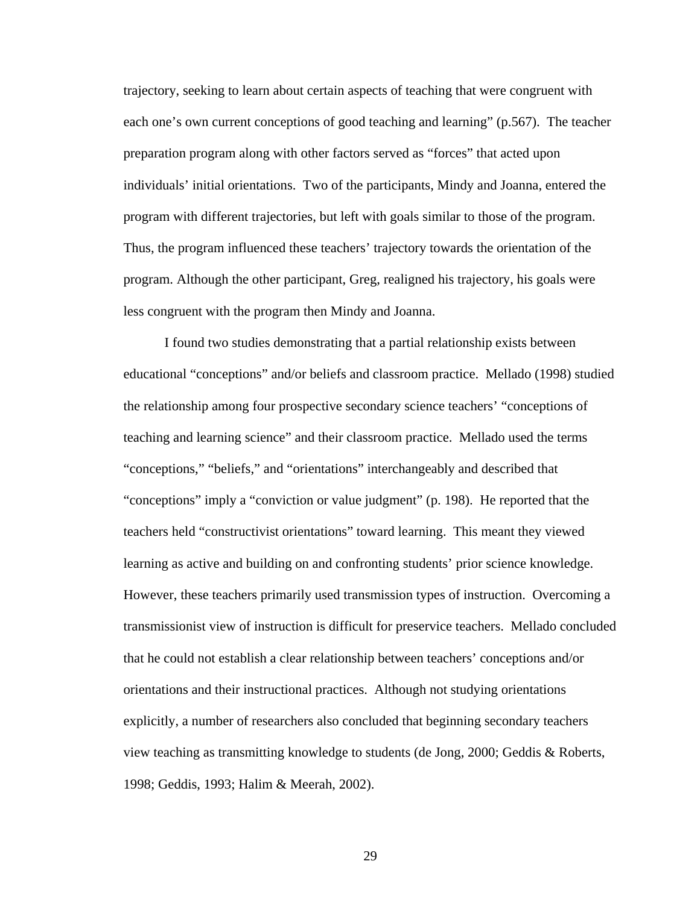trajectory, seeking to learn about certain aspects of teaching that were congruent with each one's own current conceptions of good teaching and learning" (p.567). The teacher preparation program along with other factors served as "forces" that acted upon individuals' initial orientations. Two of the participants, Mindy and Joanna, entered the program with different trajectories, but left with goals similar to those of the program. Thus, the program influenced these teachers' trajectory towards the orientation of the program. Although the other participant, Greg, realigned his trajectory, his goals were less congruent with the program then Mindy and Joanna.

I found two studies demonstrating that a partial relationship exists between educational "conceptions" and/or beliefs and classroom practice. Mellado (1998) studied the relationship among four prospective secondary science teachers' "conceptions of teaching and learning science" and their classroom practice. Mellado used the terms "conceptions," "beliefs," and "orientations" interchangeably and described that "conceptions" imply a "conviction or value judgment" (p. 198). He reported that the teachers held "constructivist orientations" toward learning. This meant they viewed learning as active and building on and confronting students' prior science knowledge. However, these teachers primarily used transmission types of instruction. Overcoming a transmissionist view of instruction is difficult for preservice teachers. Mellado concluded that he could not establish a clear relationship between teachers' conceptions and/or orientations and their instructional practices. Although not studying orientations explicitly, a number of researchers also concluded that beginning secondary teachers view teaching as transmitting knowledge to students (de Jong, 2000; Geddis & Roberts, 1998; Geddis, 1993; Halim & Meerah, 2002).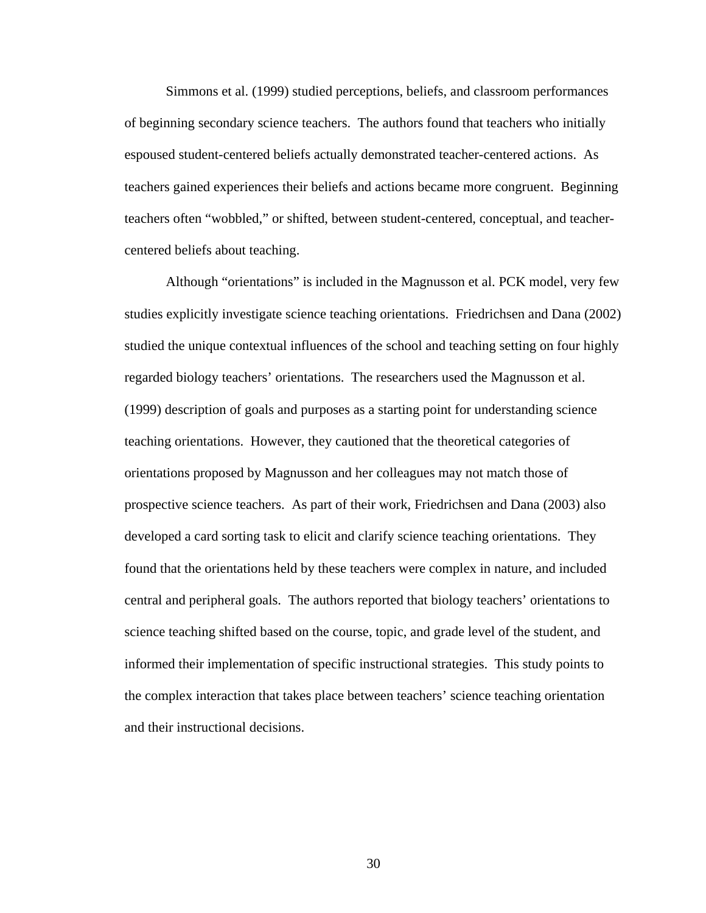Simmons et al. (1999) studied perceptions, beliefs, and classroom performances of beginning secondary science teachers. The authors found that teachers who initially espoused student-centered beliefs actually demonstrated teacher-centered actions. As teachers gained experiences their beliefs and actions became more congruent. Beginning teachers often "wobbled," or shifted, between student-centered, conceptual, and teacher-centered beliefs about teaching.

Although "orientations" is included in the Magnusson et al. PCK model, very few studies explicitly investigate science teaching orientations. Friedrichsen and Dana (2002) studied the unique contextual influences of the school and teaching setting on four highly regarded biology teachers' orientations. The researchers used the Magnusson et al. (1999) description of goals and purposes as a starting point for understanding science teaching orientations. However, they cautioned that the theoretical categories of orientations proposed by Magnusson and her colleagues may not match those of prospective science teachers. As part of their work, Friedrichsen and Dana (2003) also developed a card sorting task to elicit and clarify science teaching orientations. They found that the orientations held by these teachers were complex in nature, and included central and peripheral goals. The authors reported that biology teachers' orientations to science teaching shifted based on the course, topic, and grade level of the student, and informed their implementation of specific instructional strategies. This study points to the complex interaction that takes place between teachers' science teaching orientation and their instructional decisions.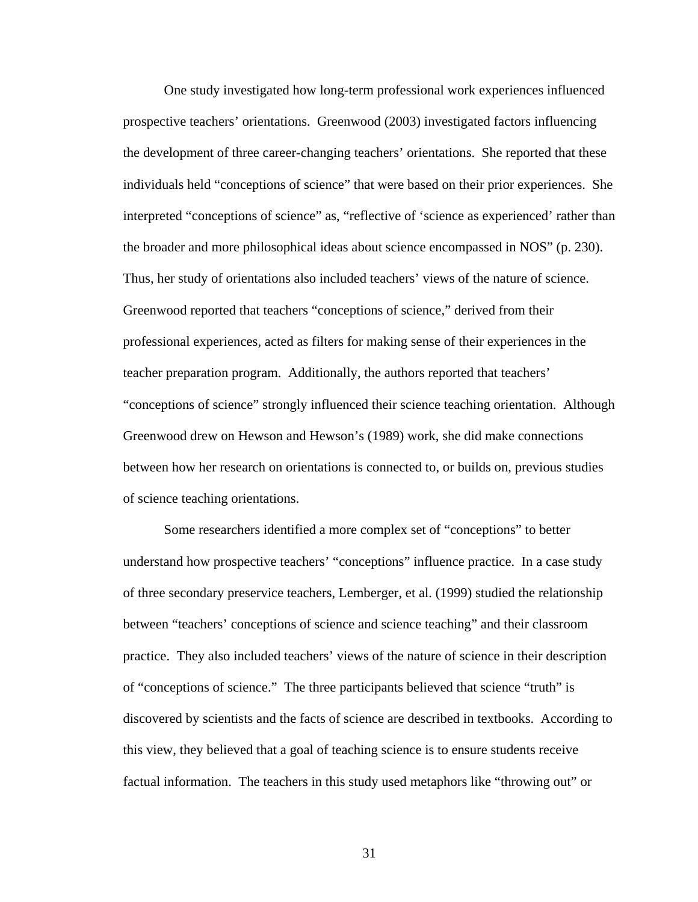One study investigated how long-term professional work experiences influenced prospective teachers' orientations. Greenwood (2003) investigated factors influencing the development of three career-changing teachers' orientations. She reported that these individuals held "conceptions of science" that were based on their prior experiences. She interpreted "conceptions of science" as, "reflective of 'science as experienced' rather than the broader and more philosophical ideas about science encompassed in NOS" (p. 230). Thus, her study of orientations also included teachers' views of the nature of science. Greenwood reported that teachers "conceptions of science," derived from their professional experiences, acted as filters for making sense of their experiences in the teacher preparation program. Additionally, the authors reported that teachers' "conceptions of science" strongly influenced their science teaching orientation. Although Greenwood drew on Hewson and Hewson's (1989) work, she did make connections between how her research on orientations is connected to, or builds on, previous studies of science teaching orientations.

Some researchers identified a more complex set of "conceptions" to better understand how prospective teachers' "conceptions" influence practice. In a case study of three secondary preservice teachers, Lemberger, et al. (1999) studied the relationship between "teachers' conceptions of science and science teaching" and their classroom practice. They also included teachers' views of the nature of science in their description of "conceptions of science." The three participants believed that science "truth" is discovered by scientists and the facts of science are described in textbooks. According to this view, they believed that a goal of teaching science is to ensure students receive factual information. The teachers in this study used metaphors like "throwing out" or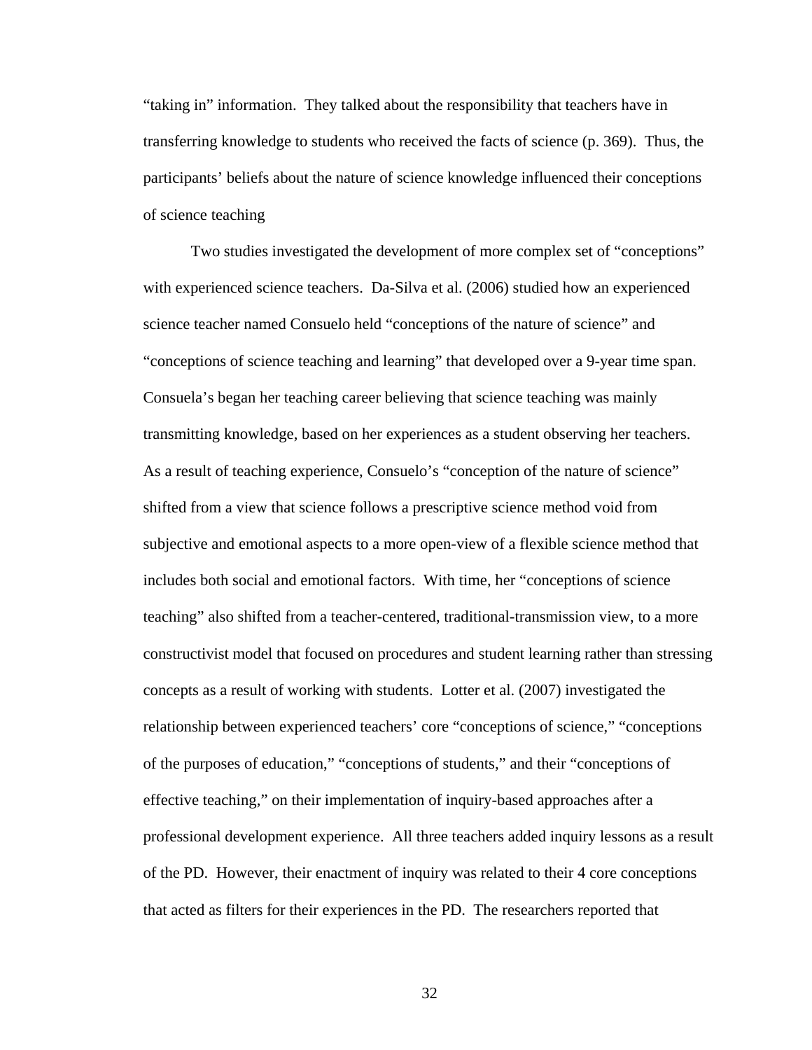"taking in" information. They talked about the responsibility that teachers have in transferring knowledge to students who received the facts of science (p. 369). Thus, the participants' beliefs about the nature of science knowledge influenced their conceptions of science teaching

Two studies investigated the development of more complex set of "conceptions" with experienced science teachers. Da-Silva et al. (2006) studied how an experienced science teacher named Consuelo held "conceptions of the nature of science" and "conceptions of science teaching and learning" that developed over a 9-year time span. Consuela's began her teaching career believing that science teaching was mainly transmitting knowledge, based on her experiences as a student observing her teachers. As a result of teaching experience, Consuelo's "conception of the nature of science" shifted from a view that science follows a prescriptive science method void from subjective and emotional aspects to a more open-view of a flexible science method that includes both social and emotional factors. With time, her "conceptions of science teaching" also shifted from a teacher-centered, traditional-transmission view, to a more constructivist model that focused on procedures and student learning rather than stressing concepts as a result of working with students. Lotter et al. (2007) investigated the relationship between experienced teachers' core "conceptions of science," "conceptions of the purposes of education," "conceptions of students," and their "conceptions of effective teaching," on their implementation of inquiry-based approaches after a professional development experience. All three teachers added inquiry lessons as a result of the PD. However, their enactment of inquiry was related to their 4 core conceptions that acted as filters for their experiences in the PD. The researchers reported that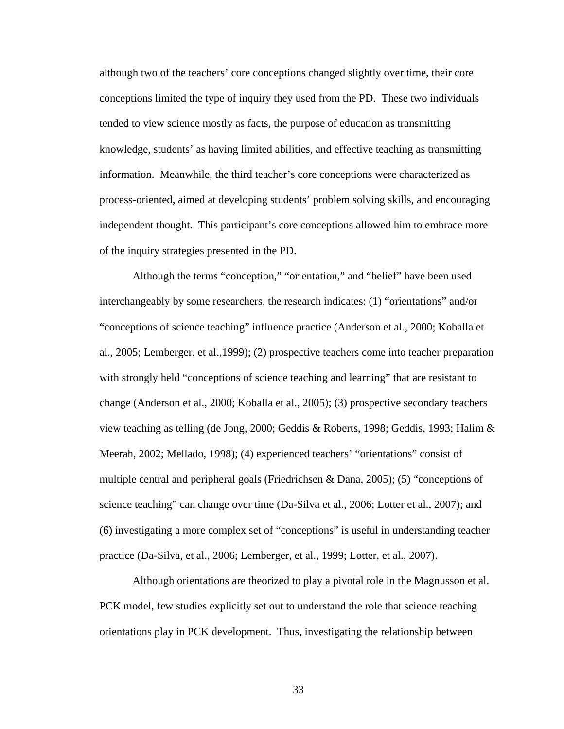although two of the teachers' core conceptions changed slightly over time, their core conceptions limited the type of inquiry they used from the PD. These two individuals tended to view science mostly as facts, the purpose of education as transmitting knowledge, students' as having limited abilities, and effective teaching as transmitting information. Meanwhile, the third teacher's core conceptions were characterized as process-oriented, aimed at developing students' problem solving skills, and encouraging independent thought. This participant's core conceptions allowed him to embrace more of the inquiry strategies presented in the PD.

Although the terms "conception," "orientation," and "belief" have been used interchangeably by some researchers, the research indicates: (1) "orientations" and/or "conceptions of science teaching" influence practice (Anderson et al., 2000; Koballa et al., 2005; Lemberger, et al.,1999); (2) prospective teachers come into teacher preparation with strongly held "conceptions of science teaching and learning" that are resistant to change (Anderson et al., 2000; Koballa et al., 2005); (3) prospective secondary teachers view teaching as telling (de Jong, 2000; Geddis & Roberts, 1998; Geddis, 1993; Halim & Meerah, 2002; Mellado, 1998); (4) experienced teachers' "orientations" consist of multiple central and peripheral goals (Friedrichsen & Dana, 2005); (5) "conceptions of science teaching" can change over time (Da-Silva et al., 2006; Lotter et al., 2007); and (6) investigating a more complex set of "conceptions" is useful in understanding teacher practice (Da-Silva, et al., 2006; Lemberger, et al., 1999; Lotter, et al., 2007).

Although orientations are theorized to play a pivotal role in the Magnusson et al. PCK model, few studies explicitly set out to understand the role that science teaching orientations play in PCK development. Thus, investigating the relationship between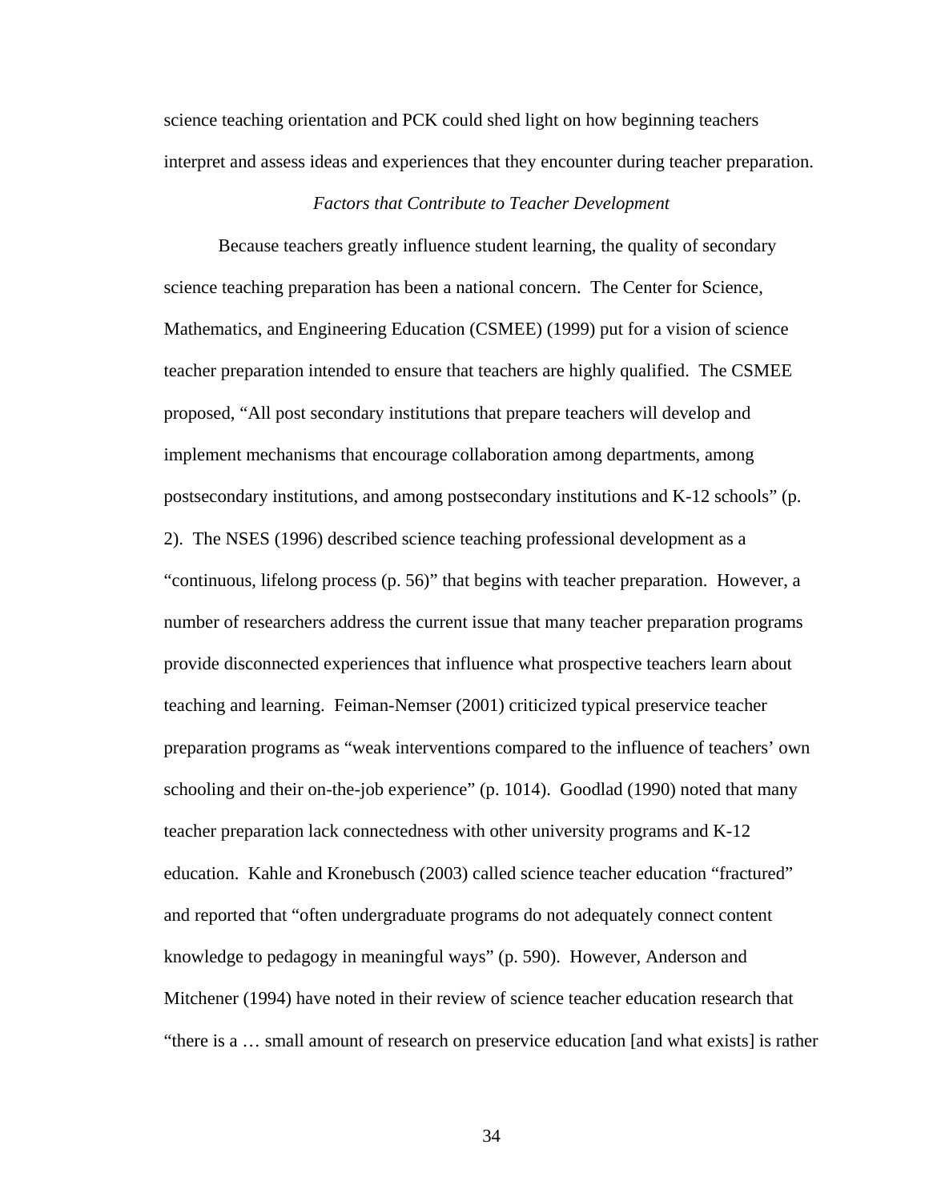science teaching orientation and PCK could shed light on how beginning teachers interpret and assess ideas and experiences that they encounter during teacher preparation.

### *Factors that Contribute to Teacher Development*

Because teachers greatly influence student learning, the quality of secondary science teaching preparation has been a national concern. The Center for Science, Mathematics, and Engineering Education (CSMEE) (1999) put for a vision of science teacher preparation intended to ensure that teachers are highly qualified. The CSMEE proposed, "All post secondary institutions that prepare teachers will develop and implement mechanisms that encourage collaboration among departments, among postsecondary institutions, and among postsecondary institutions and K-12 schools" (p. 2). The NSES (1996) described science teaching professional development as a "continuous, lifelong process (p. 56)" that begins with teacher preparation. However, a number of researchers address the current issue that many teacher preparation programs provide disconnected experiences that influence what prospective teachers learn about teaching and learning. Feiman-Nemser (2001) criticized typical preservice teacher preparation programs as "weak interventions compared to the influence of teachers' own schooling and their on-the-job experience" (p. 1014). Goodlad (1990) noted that many teacher preparation lack connectedness with other university programs and K-12 education. Kahle and Kronebusch (2003) called science teacher education "fractured" and reported that "often undergraduate programs do not adequately connect content knowledge to pedagogy in meaningful ways" (p. 590). However, Anderson and Mitchener (1994) have noted in their review of science teacher education research that "there is a … small amount of research on preservice education [and what exists] is rather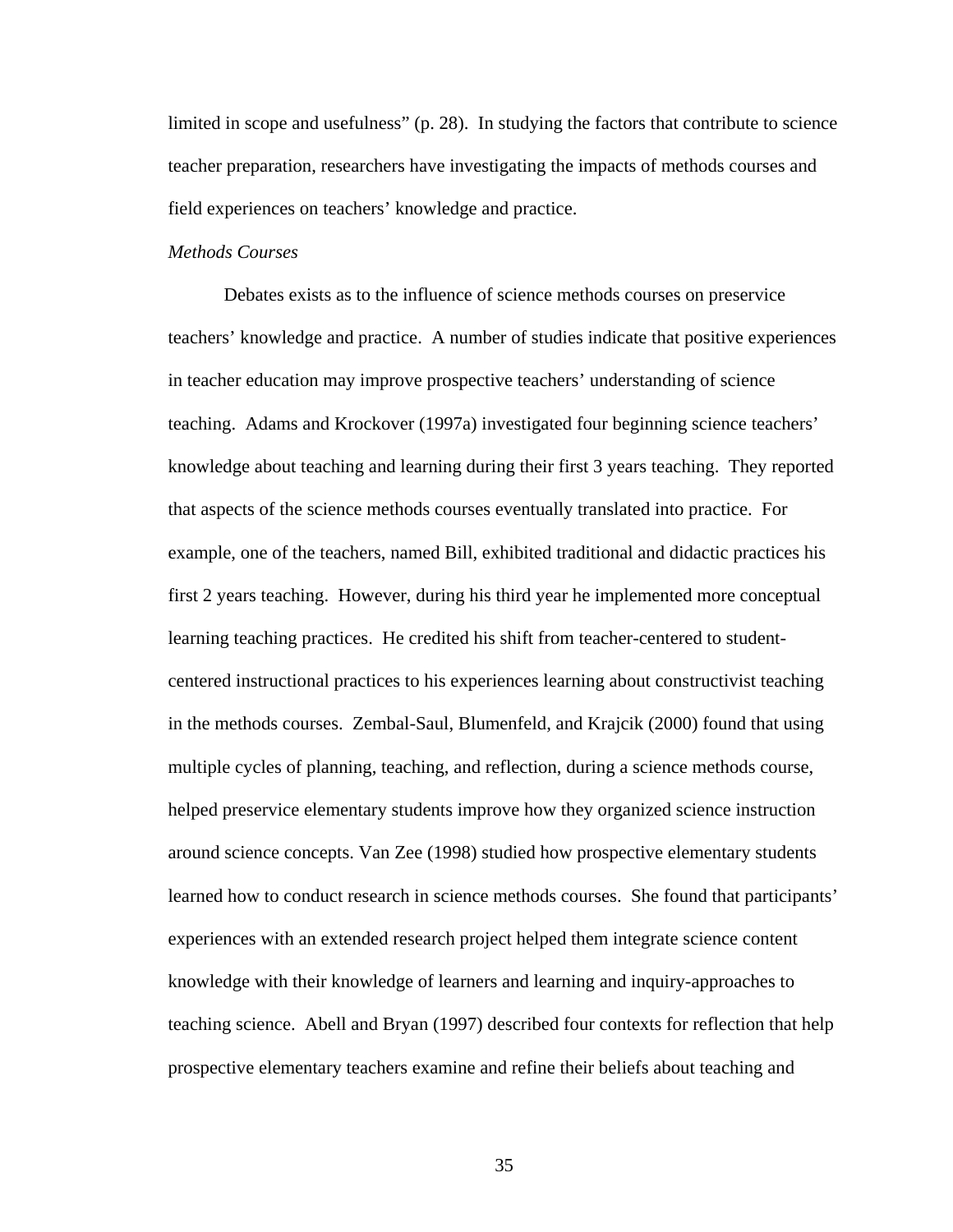limited in scope and usefulness" (p. 28). In studying the factors that contribute to science teacher preparation, researchers have investigating the impacts of methods courses and field experiences on teachers' knowledge and practice.

*Methods Courses*

Debates exists as to the influence of science methods courses on preservice teachers' knowledge and practice. A number of studies indicate that positive experiences in teacher education may improve prospective teachers' understanding of science teaching. Adams and Krockover (1997a) investigated four beginning science teachers' knowledge about teaching and learning during their first 3 years teaching. They reported that aspects of the science methods courses eventually translated into practice. For example, one of the teachers, named Bill, exhibited traditional and didactic practices his first 2 years teaching. However, during his third year he implemented more conceptual learning teaching practices. He credited his shift from teacher-centered to student-centered instructional practices to his experiences learning about constructivist teaching in the methods courses. Zembal-Saul, Blumenfeld, and Krajcik (2000) found that using multiple cycles of planning, teaching, and reflection, during a science methods course, helped preservice elementary students improve how they organized science instruction around science concepts. Van Zee (1998) studied how prospective elementary students learned how to conduct research in science methods courses. She found that participants' experiences with an extended research project helped them integrate science content knowledge with their knowledge of learners and learning and inquiry-approaches to teaching science. Abell and Bryan (1997) described four contexts for reflection that help prospective elementary teachers examine and refine their beliefs about teaching and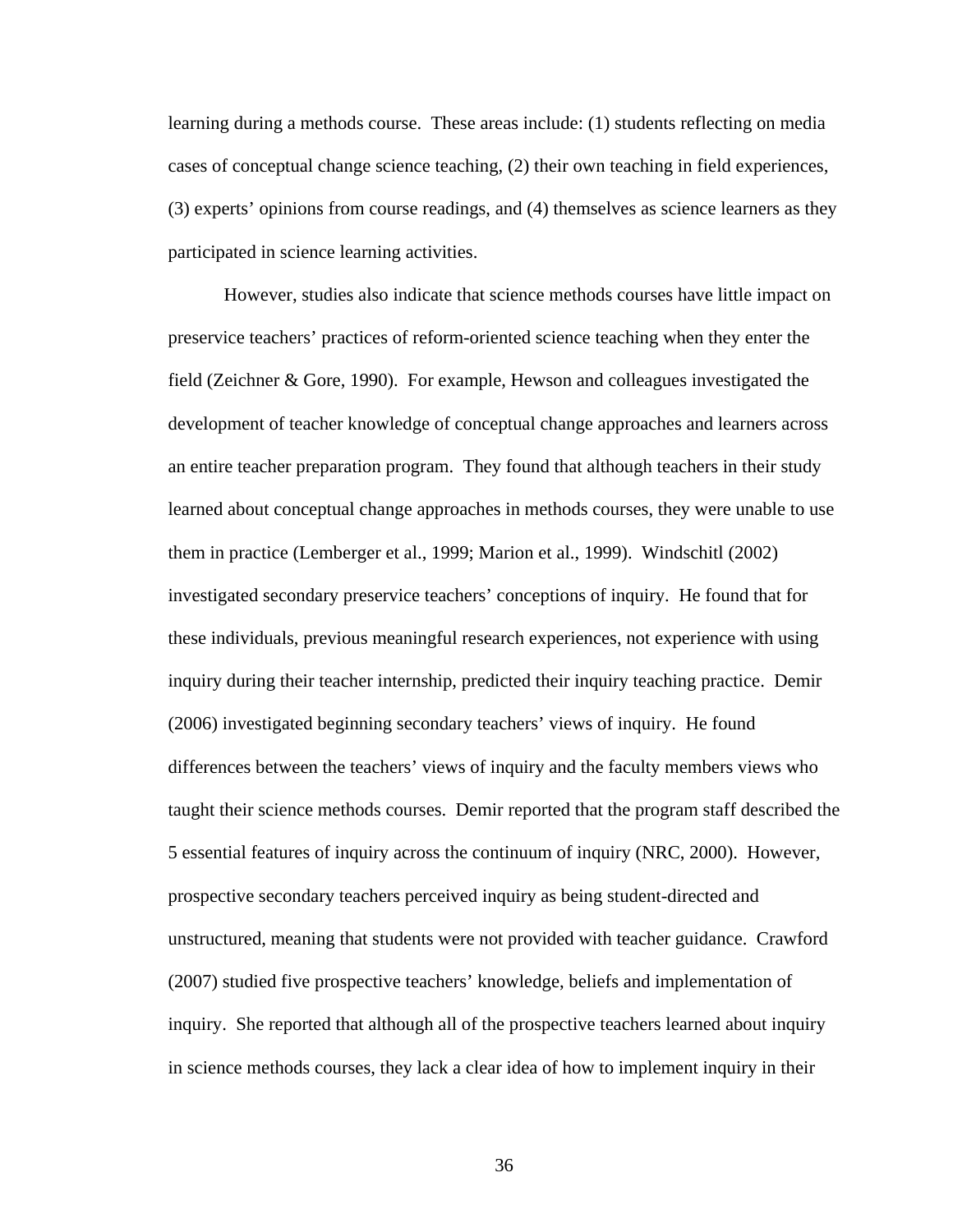learning during a methods course. These areas include: (1) students reflecting on media cases of conceptual change science teaching, (2) their own teaching in field experiences, (3) experts' opinions from course readings, and (4) themselves as science learners as they participated in science learning activities.

However, studies also indicate that science methods courses have little impact on preservice teachers' practices of reform-oriented science teaching when they enter the field (Zeichner & Gore, 1990). For example, Hewson and colleagues investigated the development of teacher knowledge of conceptual change approaches and learners across an entire teacher preparation program. They found that although teachers in their study learned about conceptual change approaches in methods courses, they were unable to use them in practice (Lemberger et al., 1999; Marion et al., 1999). Windschitl (2002) investigated secondary preservice teachers' conceptions of inquiry. He found that for these individuals, previous meaningful research experiences, not experience with using inquiry during their teacher internship, predicted their inquiry teaching practice. Demir (2006) investigated beginning secondary teachers' views of inquiry. He found differences between the teachers' views of inquiry and the faculty members views who taught their science methods courses. Demir reported that the program staff described the 5 essential features of inquiry across the continuum of inquiry (NRC, 2000). However, prospective secondary teachers perceived inquiry as being student-directed and unstructured, meaning that students were not provided with teacher guidance. Crawford (2007) studied five prospective teachers' knowledge, beliefs and implementation of inquiry. She reported that although all of the prospective teachers learned about inquiry in science methods courses, they lack a clear idea of how to implement inquiry in their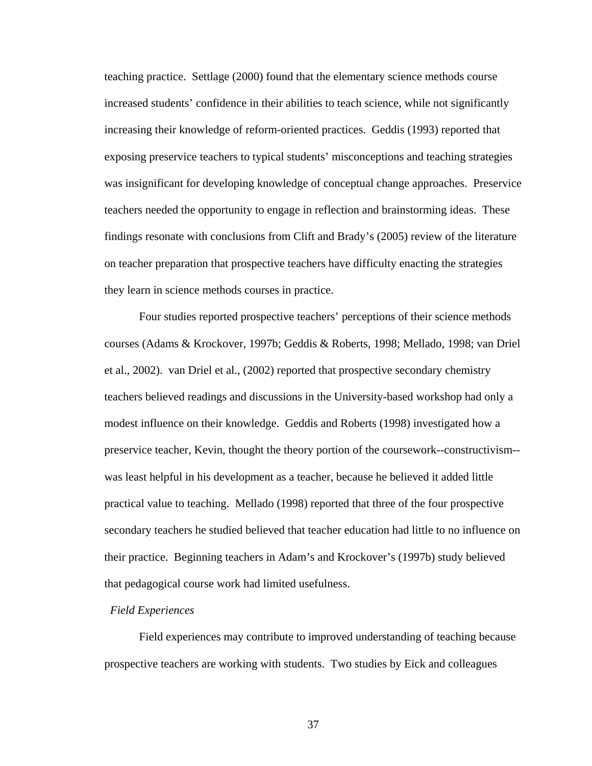teaching practice. Settlage (2000) found that the elementary science methods course increased students' confidence in their abilities to teach science, while not significantly increasing their knowledge of reform-oriented practices. Geddis (1993) reported that exposing preservice teachers to typical students' misconceptions and teaching strategies was insignificant for developing knowledge of conceptual change approaches. Preservice teachers needed the opportunity to engage in reflection and brainstorming ideas. These findings resonate with conclusions from Clift and Brady's (2005) review of the literature on teacher preparation that prospective teachers have difficulty enacting the strategies they learn in science methods courses in practice.

Four studies reported prospective teachers' perceptions of their science methods courses (Adams & Krockover, 1997b; Geddis & Roberts, 1998; Mellado, 1998; van Driel et al., 2002). van Driel et al., (2002) reported that prospective secondary chemistry teachers believed readings and discussions in the University-based workshop had only a modest influence on their knowledge. Geddis and Roberts (1998) investigated how a preservice teacher, Kevin, thought the theory portion of the coursework--constructivism--was least helpful in his development as a teacher, because he believed it added little practical value to teaching. Mellado (1998) reported that three of the four prospective secondary teachers he studied believed that teacher education had little to no influence on their practice. Beginning teachers in Adam's and Krockover's (1997b) study believed that pedagogical course work had limited usefulness.

### *Field Experiences*

Field experiences may contribute to improved understanding of teaching because prospective teachers are working with students. Two studies by Eick and colleagues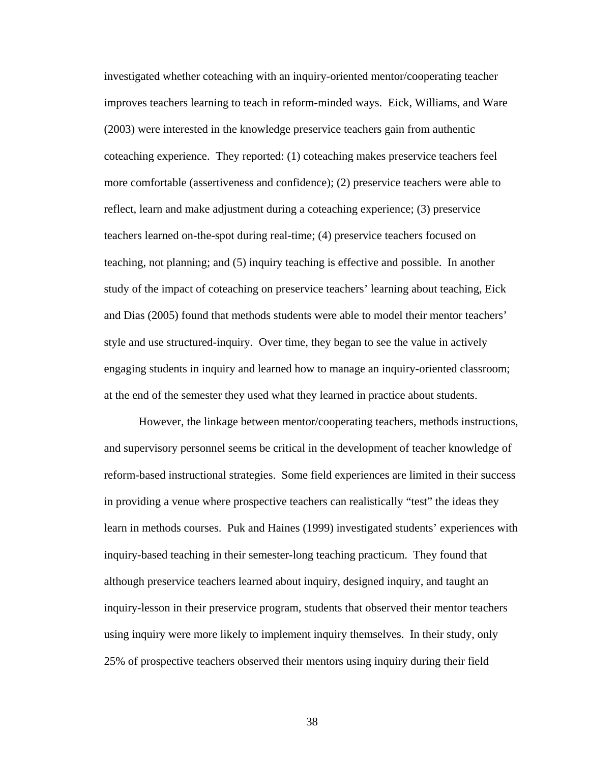investigated whether coteaching with an inquiry-oriented mentor/cooperating teacher improves teachers learning to teach in reform-minded ways. Eick, Williams, and Ware (2003) were interested in the knowledge preservice teachers gain from authentic coteaching experience. They reported: (1) coteaching makes preservice teachers feel more comfortable (assertiveness and confidence); (2) preservice teachers were able to reflect, learn and make adjustment during a coteaching experience; (3) preservice teachers learned on-the-spot during real-time; (4) preservice teachers focused on teaching, not planning; and (5) inquiry teaching is effective and possible. In another study of the impact of coteaching on preservice teachers' learning about teaching, Eick and Dias (2005) found that methods students were able to model their mentor teachers' style and use structured-inquiry. Over time, they began to see the value in actively engaging students in inquiry and learned how to manage an inquiry-oriented classroom; at the end of the semester they used what they learned in practice about students.

However, the linkage between mentor/cooperating teachers, methods instructions, and supervisory personnel seems be critical in the development of teacher knowledge of reform-based instructional strategies. Some field experiences are limited in their success in providing a venue where prospective teachers can realistically "test" the ideas they learn in methods courses. Puk and Haines (1999) investigated students' experiences with inquiry-based teaching in their semester-long teaching practicum. They found that although preservice teachers learned about inquiry, designed inquiry, and taught an inquiry-lesson in their preservice program, students that observed their mentor teachers using inquiry were more likely to implement inquiry themselves. In their study, only 25% of prospective teachers observed their mentors using inquiry during their field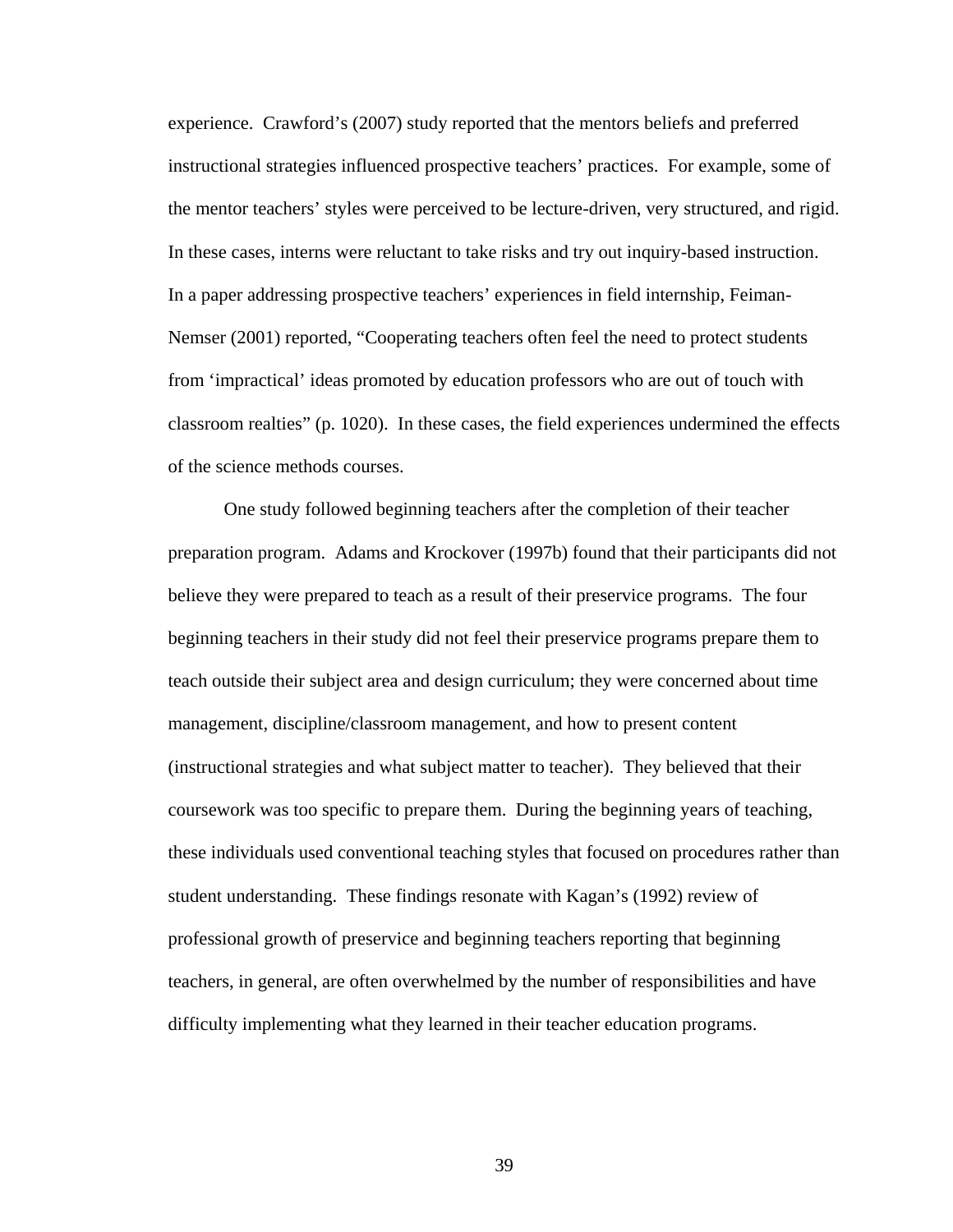experience. Crawford's (2007) study reported that the mentors beliefs and preferred instructional strategies influenced prospective teachers' practices. For example, some of the mentor teachers' styles were perceived to be lecture-driven, very structured, and rigid. In these cases, interns were reluctant to take risks and try out inquiry-based instruction. In a paper addressing prospective teachers' experiences in field internship, Feiman-Nemser (2001) reported, "Cooperating teachers often feel the need to protect students from 'impractical' ideas promoted by education professors who are out of touch with classroom realties" (p. 1020). In these cases, the field experiences undermined the effects of the science methods courses.

One study followed beginning teachers after the completion of their teacher preparation program. Adams and Krockover (1997b) found that their participants did not believe they were prepared to teach as a result of their preservice programs. The four beginning teachers in their study did not feel their preservice programs prepare them to teach outside their subject area and design curriculum; they were concerned about time management, discipline/classroom management, and how to present content (instructional strategies and what subject matter to teacher). They believed that their coursework was too specific to prepare them. During the beginning years of teaching, these individuals used conventional teaching styles that focused on procedures rather than student understanding. These findings resonate with Kagan's (1992) review of professional growth of preservice and beginning teachers reporting that beginning teachers, in general, are often overwhelmed by the number of responsibilities and have difficulty implementing what they learned in their teacher education programs.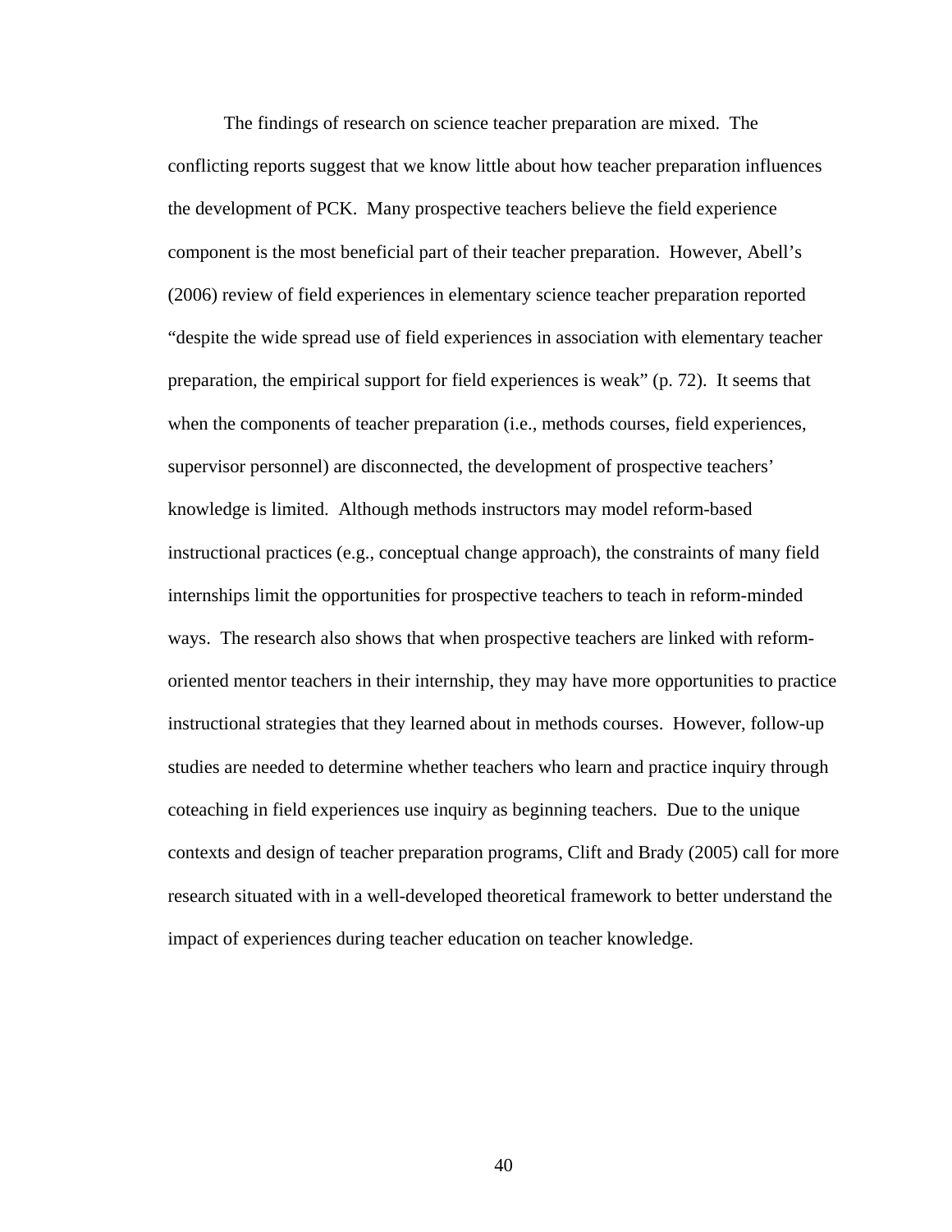The findings of research on science teacher preparation are mixed. The conflicting reports suggest that we know little about how teacher preparation influences the development of PCK. Many prospective teachers believe the field experience component is the most beneficial part of their teacher preparation. However, Abell's (2006) review of field experiences in elementary science teacher preparation reported "despite the wide spread use of field experiences in association with elementary teacher preparation, the empirical support for field experiences is weak" (p. 72). It seems that when the components of teacher preparation (i.e., methods courses, field experiences, supervisor personnel) are disconnected, the development of prospective teachers' knowledge is limited. Although methods instructors may model reform-based instructional practices (e.g., conceptual change approach), the constraints of many field internships limit the opportunities for prospective teachers to teach in reform-minded ways. The research also shows that when prospective teachers are linked with reform-oriented mentor teachers in their internship, they may have more opportunities to practice instructional strategies that they learned about in methods courses. However, follow-up studies are needed to determine whether teachers who learn and practice inquiry through coteaching in field experiences use inquiry as beginning teachers. Due to the unique contexts and design of teacher preparation programs, Clift and Brady (2005) call for more research situated with in a well-developed theoretical framework to better understand the impact of experiences during teacher education on teacher knowledge.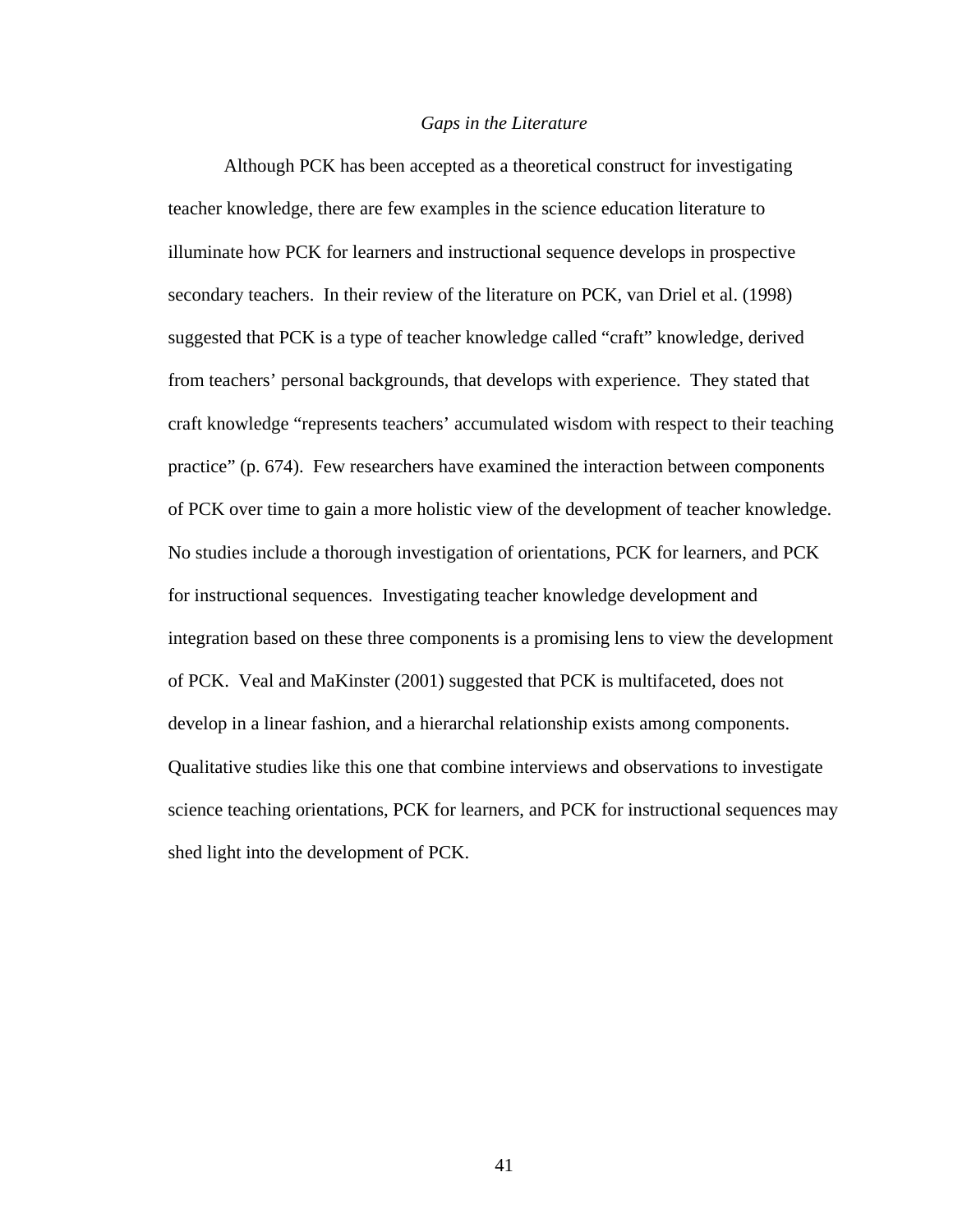### *Gaps in the Literature*

Although PCK has been accepted as a theoretical construct for investigating teacher knowledge, there are few examples in the science education literature to illuminate how PCK for learners and instructional sequence develops in prospective secondary teachers. In their review of the literature on PCK, van Driel et al. (1998) suggested that PCK is a type of teacher knowledge called "craft" knowledge, derived from teachers' personal backgrounds, that develops with experience. They stated that craft knowledge "represents teachers' accumulated wisdom with respect to their teaching practice" (p. 674). Few researchers have examined the interaction between components of PCK over time to gain a more holistic view of the development of teacher knowledge. No studies include a thorough investigation of orientations, PCK for learners, and PCK for instructional sequences. Investigating teacher knowledge development and integration based on these three components is a promising lens to view the development of PCK. Veal and MaKinster (2001) suggested that PCK is multifaceted, does not develop in a linear fashion, and a hierarchal relationship exists among components. Qualitative studies like this one that combine interviews and observations to investigate science teaching orientations, PCK for learners, and PCK for instructional sequences may shed light into the development of PCK.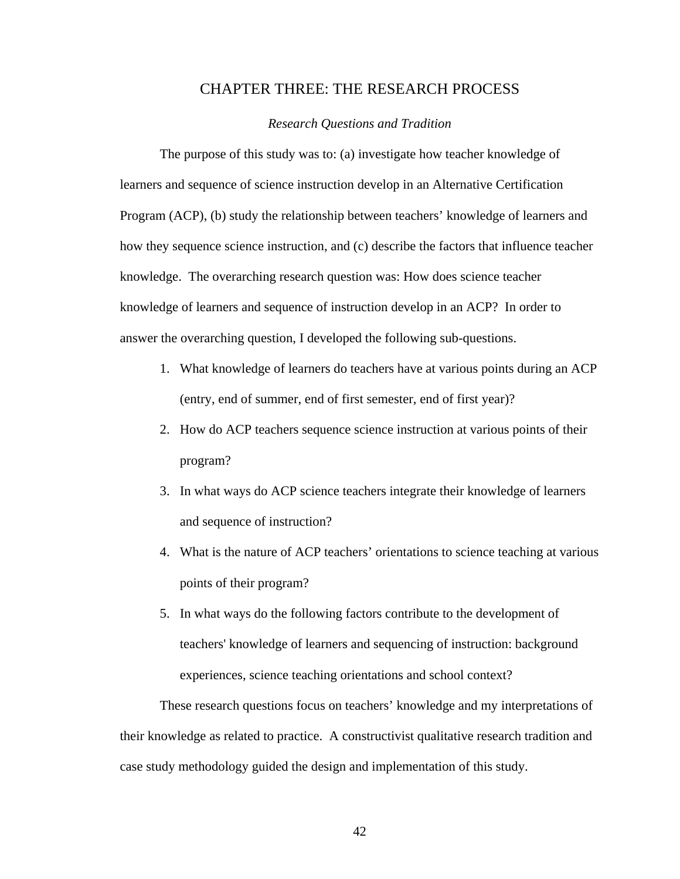# CHAPTER THREE: THE RESEARCH PROCESS

*Research Questions and Tradition*

The purpose of this study was to: (a) investigate how teacher knowledge of learners and sequence of science instruction develop in an Alternative Certification Program (ACP), (b) study the relationship between teachers' knowledge of learners and how they sequence science instruction, and (c) describe the factors that influence teacher knowledge. The overarching research question was: How does science teacher knowledge of learners and sequence of instruction develop in an ACP? In order to answer the overarching question, I developed the following sub-questions.

1. What knowledge of learners do teachers have at various points during an ACP (entry, end of summer, end of first semester, end of first year)?
2. How do ACP teachers sequence science instruction at various points of their program?
3. In what ways do ACP science teachers integrate their knowledge of learners and sequence of instruction?
4. What is the nature of ACP teachers' orientations to science teaching at various points of their program?
5. In what ways do the following factors contribute to the development of teachers' knowledge of learners and sequencing of instruction: background experiences, science teaching orientations and school context?

These research questions focus on teachers' knowledge and my interpretations of their knowledge as related to practice. A constructivist qualitative research tradition and case study methodology guided the design and implementation of this study.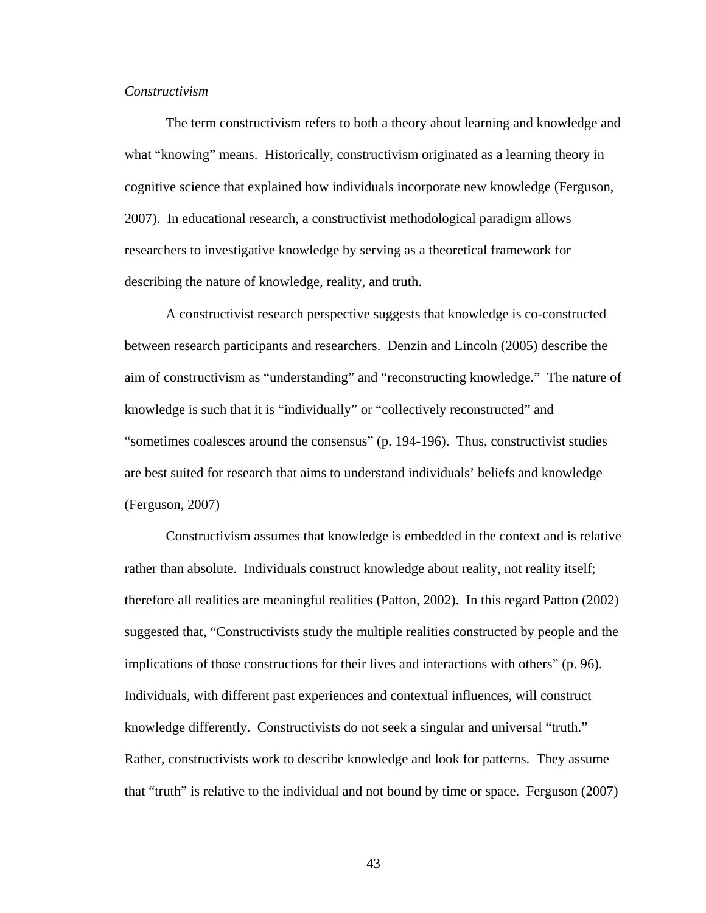*Constructivism*

The term constructivism refers to both a theory about learning and knowledge and what "knowing" means. Historically, constructivism originated as a learning theory in cognitive science that explained how individuals incorporate new knowledge (Ferguson, 2007). In educational research, a constructivist methodological paradigm allows researchers to investigative knowledge by serving as a theoretical framework for describing the nature of knowledge, reality, and truth.

A constructivist research perspective suggests that knowledge is co-constructed between research participants and researchers. Denzin and Lincoln (2005) describe the aim of constructivism as "understanding" and "reconstructing knowledge." The nature of knowledge is such that it is "individually" or "collectively reconstructed" and "sometimes coalesces around the consensus" (p. 194-196). Thus, constructivist studies are best suited for research that aims to understand individuals' beliefs and knowledge (Ferguson, 2007)

Constructivism assumes that knowledge is embedded in the context and is relative rather than absolute. Individuals construct knowledge about reality, not reality itself; therefore all realities are meaningful realities (Patton, 2002). In this regard Patton (2002) suggested that, "Constructivists study the multiple realities constructed by people and the implications of those constructions for their lives and interactions with others" (p. 96). Individuals, with different past experiences and contextual influences, will construct knowledge differently. Constructivists do not seek a singular and universal "truth." Rather, constructivists work to describe knowledge and look for patterns. They assume that "truth" is relative to the individual and not bound by time or space. Ferguson (2007)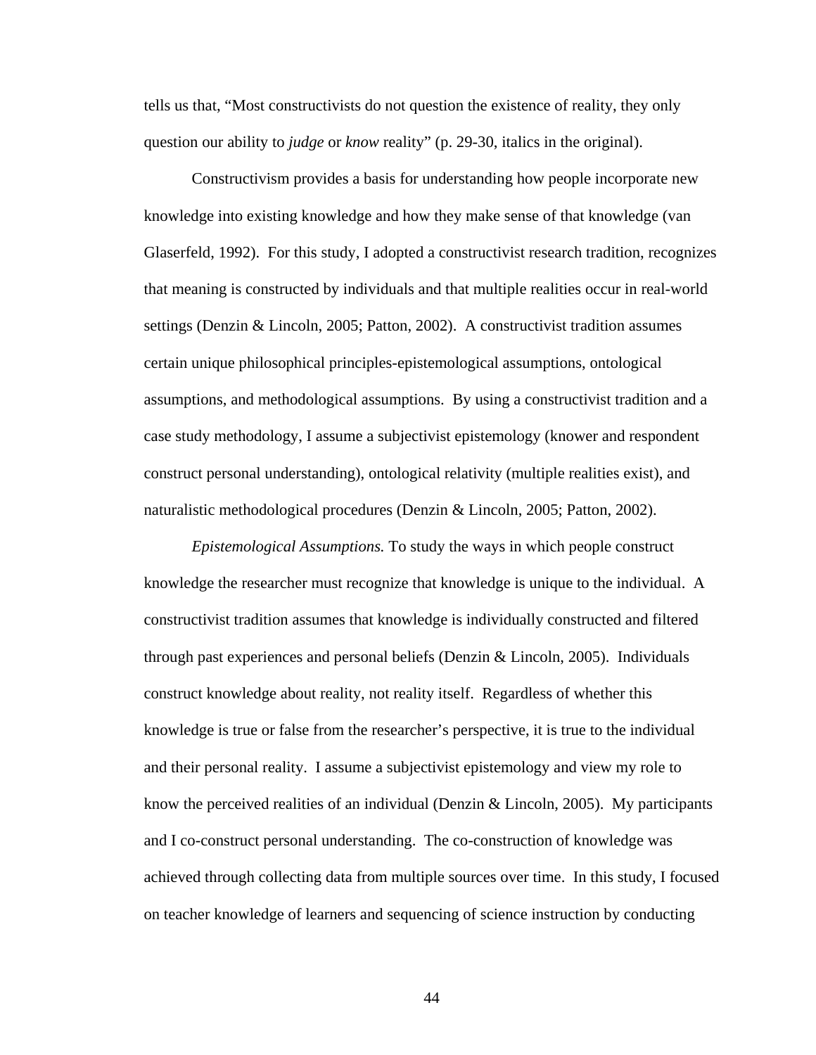tells us that, "Most constructivists do not question the existence of reality, they only question our ability to *judge* or *know* reality" (p. 29-30, italics in the original).

Constructivism provides a basis for understanding how people incorporate new knowledge into existing knowledge and how they make sense of that knowledge (van Glaserfeld, 1992). For this study, I adopted a constructivist research tradition, recognizes that meaning is constructed by individuals and that multiple realities occur in real-world settings (Denzin & Lincoln, 2005; Patton, 2002). A constructivist tradition assumes certain unique philosophical principles-epistemological assumptions, ontological assumptions, and methodological assumptions. By using a constructivist tradition and a case study methodology, I assume a subjectivist epistemology (knower and respondent construct personal understanding), ontological relativity (multiple realities exist), and naturalistic methodological procedures (Denzin & Lincoln, 2005; Patton, 2002).

*Epistemological Assumptions.* To study the ways in which people construct knowledge the researcher must recognize that knowledge is unique to the individual. A constructivist tradition assumes that knowledge is individually constructed and filtered through past experiences and personal beliefs (Denzin & Lincoln, 2005). Individuals construct knowledge about reality, not reality itself. Regardless of whether this knowledge is true or false from the researcher's perspective, it is true to the individual and their personal reality. I assume a subjectivist epistemology and view my role to know the perceived realities of an individual (Denzin & Lincoln, 2005). My participants and I co-construct personal understanding. The co-construction of knowledge was achieved through collecting data from multiple sources over time. In this study, I focused on teacher knowledge of learners and sequencing of science instruction by conducting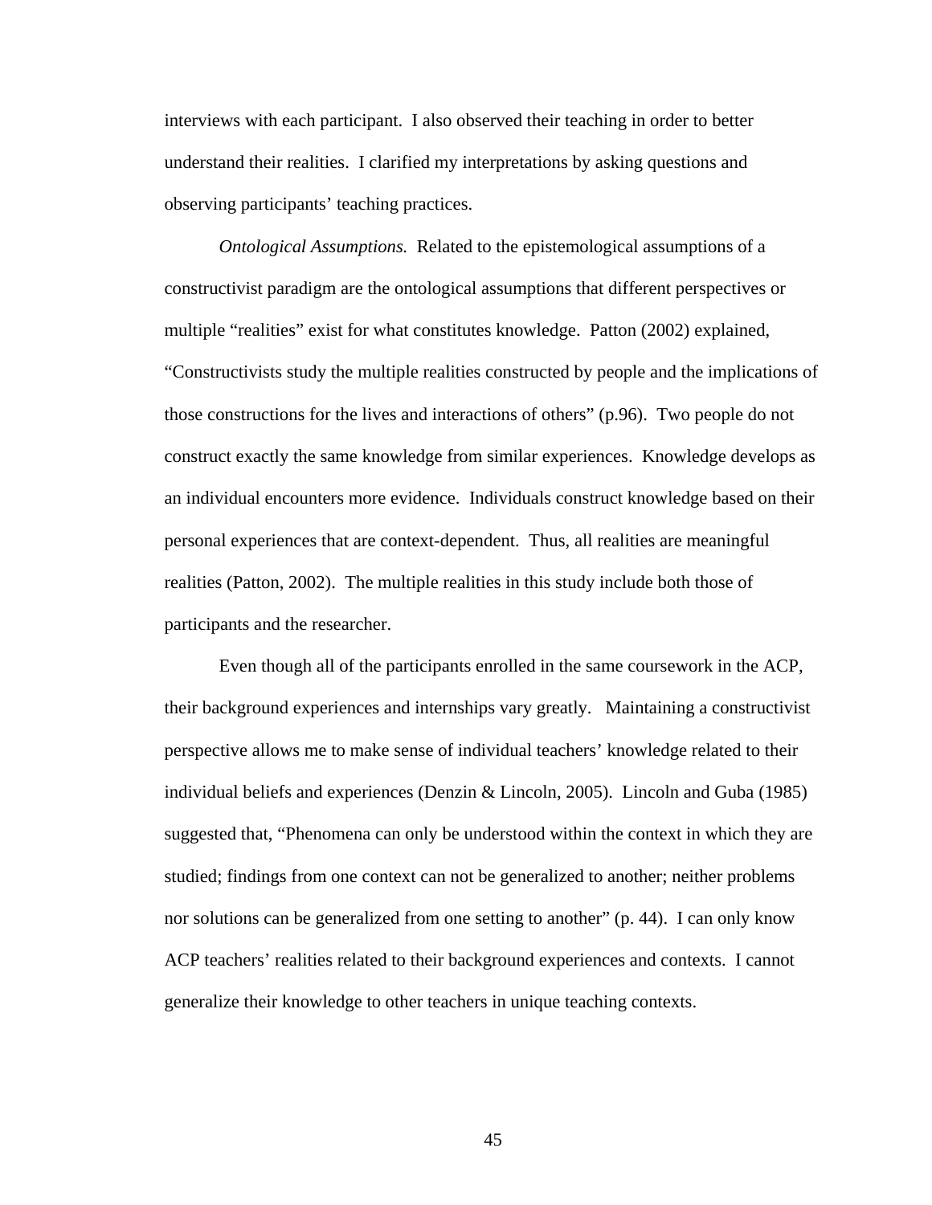interviews with each participant. I also observed their teaching in order to better understand their realities. I clarified my interpretations by asking questions and observing participants' teaching practices.

*Ontological Assumptions.* Related to the epistemological assumptions of a constructivist paradigm are the ontological assumptions that different perspectives or multiple "realities" exist for what constitutes knowledge. Patton (2002) explained, "Constructivists study the multiple realities constructed by people and the implications of those constructions for the lives and interactions of others" (p.96). Two people do not construct exactly the same knowledge from similar experiences. Knowledge develops as an individual encounters more evidence. Individuals construct knowledge based on their personal experiences that are context-dependent. Thus, all realities are meaningful realities (Patton, 2002). The multiple realities in this study include both those of participants and the researcher.

Even though all of the participants enrolled in the same coursework in the ACP, their background experiences and internships vary greatly. Maintaining a constructivist perspective allows me to make sense of individual teachers' knowledge related to their individual beliefs and experiences (Denzin & Lincoln, 2005). Lincoln and Guba (1985) suggested that, "Phenomena can only be understood within the context in which they are studied; findings from one context can not be generalized to another; neither problems nor solutions can be generalized from one setting to another" (p. 44). I can only know ACP teachers' realities related to their background experiences and contexts. I cannot generalize their knowledge to other teachers in unique teaching contexts.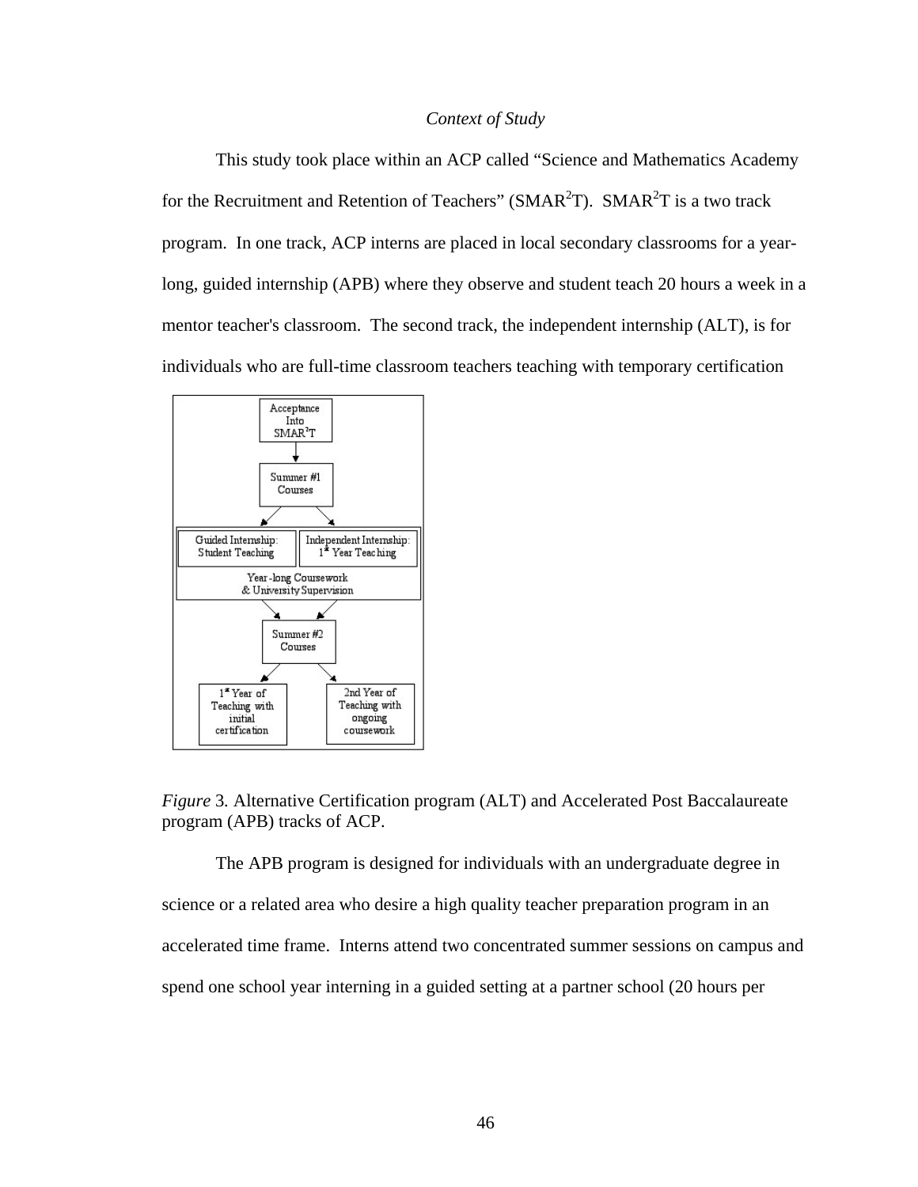*Context of Study*

This study took place within an ACP called "Science and Mathematics Academy for the Recruitment and Retention of Teachers" (SMAR$^2$T). SMAR$^2$T is a two track program. In one track, ACP interns are placed in local secondary classrooms for a year-long, guided internship (APB) where they observe and student teach 20 hours a week in a mentor teacher's classroom. The second track, the independent internship (ALT), is for individuals who are full-time classroom teachers teaching with temporary certification

*Figure* 3. Alternative Certification program (ALT) and Accelerated Post Baccalaureate program (APB) tracks of ACP.

The APB program is designed for individuals with an undergraduate degree in science or a related area who desire a high quality teacher preparation program in an accelerated time frame. Interns attend two concentrated summer sessions on campus and spend one school year interning in a guided setting at a partner school (20 hours per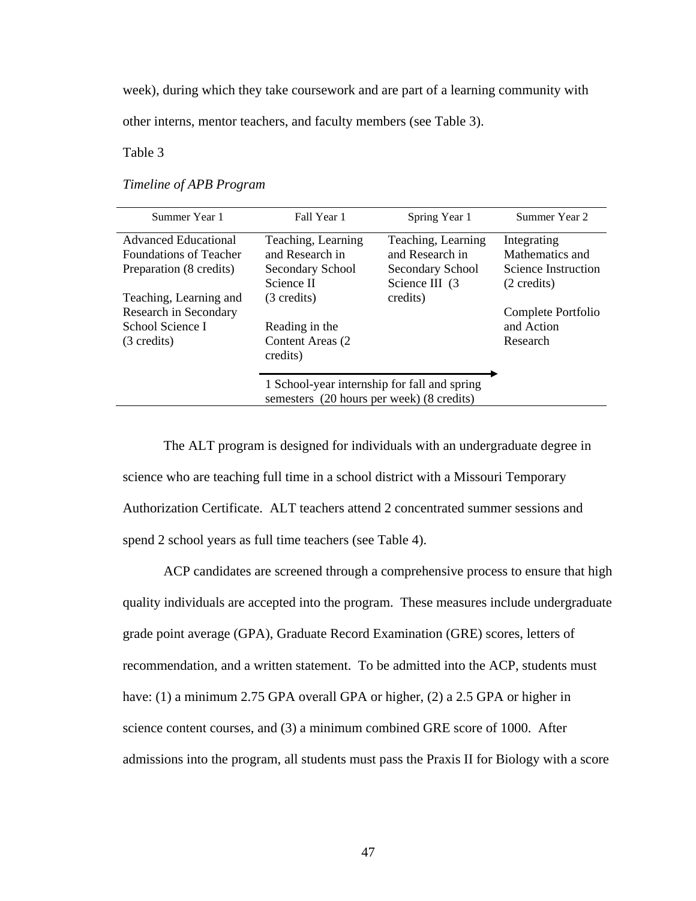week), during which they take coursework and are part of a learning community with other interns, mentor teachers, and faculty members (see Table 3).

Table 3

*Timeline of APB Program*

| Summer Year 1 | Fall Year 1 | Spring Year 1 | Summer Year 2 |
|---|---|---|---|
| Advanced Educational Foundations of Teacher Preparation (8 credits)<br><br>Teaching, Learning and Research in Secondary School Science I (3 credits) | Teaching, Learning and Research in Secondary School Science II (3 credits)<br><br>Reading in the Content Areas (2 credits) | Teaching, Learning and Research in Secondary School Science III (3 credits) | Integrating Mathematics and Science Instruction (2 credits)<br><br>Complete Portfolio and Action Research |
| | 1 School-year internship for fall and spring semesters (20 hours per week) (8 credits) | | |

The ALT program is designed for individuals with an undergraduate degree in science who are teaching full time in a school district with a Missouri Temporary Authorization Certificate. ALT teachers attend 2 concentrated summer sessions and spend 2 school years as full time teachers (see Table 4).

ACP candidates are screened through a comprehensive process to ensure that high quality individuals are accepted into the program. These measures include undergraduate grade point average (GPA), Graduate Record Examination (GRE) scores, letters of recommendation, and a written statement. To be admitted into the ACP, students must have: (1) a minimum 2.75 GPA overall GPA or higher, (2) a 2.5 GPA or higher in science content courses, and (3) a minimum combined GRE score of 1000. After admissions into the program, all students must pass the Praxis II for Biology with a score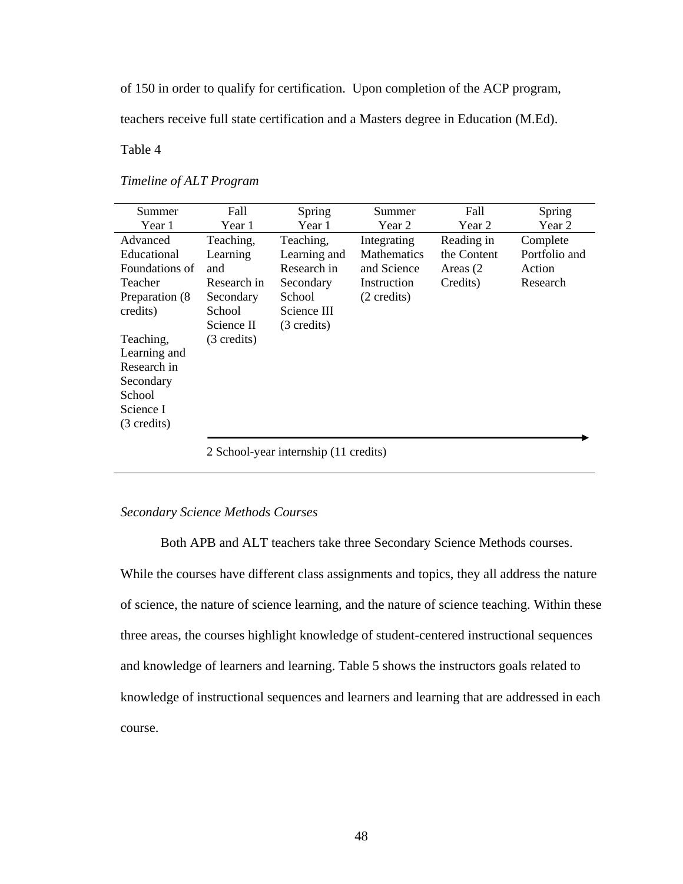of 150 in order to qualify for certification. Upon completion of the ACP program, teachers receive full state certification and a Masters degree in Education (M.Ed).

Table 4

*Timeline of ALT Program*

| Summer Year 1 | Fall Year 1 | Spring Year 1 | Summer Year 2 | Fall Year 2 | Spring Year 2 |
|---|---|---|---|---|---|
| Advanced Educational Foundations of Teacher Preparation (8 credits)<br><br>Teaching, Learning and Research in Secondary School Science I (3 credits) | Teaching, Learning and Research in Secondary School Science II (3 credits) | Teaching, Learning and Research in Secondary School Science III (3 credits) | Integrating Mathematics and Science Instruction (2 credits) | Reading in the Content Areas (2 Credits) | Complete Portfolio and Action Research |
| | 2 School-year internship (11 credits) → | | | | |

*Secondary Science Methods Courses*

Both APB and ALT teachers take three Secondary Science Methods courses. While the courses have different class assignments and topics, they all address the nature of science, the nature of science learning, and the nature of science teaching. Within these three areas, the courses highlight knowledge of student-centered instructional sequences and knowledge of learners and learning. Table 5 shows the instructors goals related to knowledge of instructional sequences and learners and learning that are addressed in each course.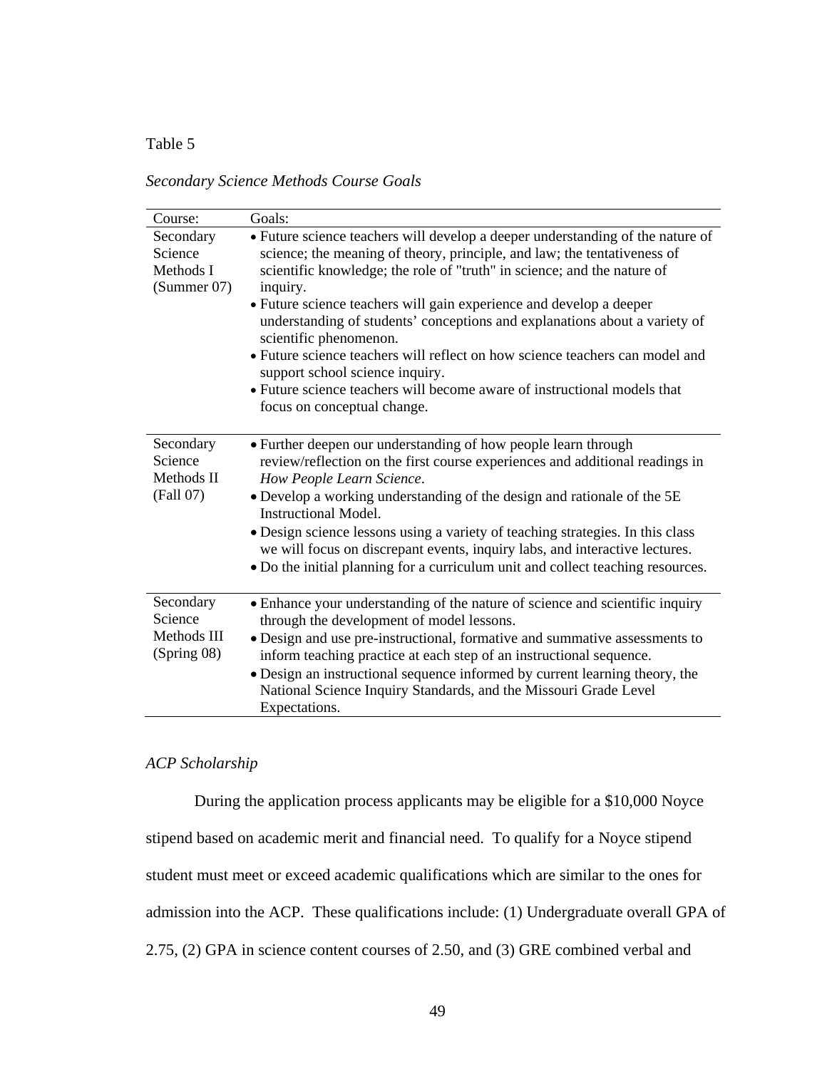Table 5

*Secondary Science Methods Course Goals*

| Course: | Goals: |
|---|---|
| Secondary Science Methods I (Summer 07) | • Future science teachers will develop a deeper understanding of the nature of science; the meaning of theory, principle, and law; the tentativeness of scientific knowledge; the role of "truth" in science; and the nature of inquiry.<br>• Future science teachers will gain experience and develop a deeper understanding of students' conceptions and explanations about a variety of scientific phenomenon.<br>• Future science teachers will reflect on how science teachers can model and support school science inquiry.<br>• Future science teachers will become aware of instructional models that focus on conceptual change. |
| Secondary Science Methods II (Fall 07) | • Further deepen our understanding of how people learn through review/reflection on the first course experiences and additional readings in *How People Learn Science*.<br>• Develop a working understanding of the design and rationale of the 5E Instructional Model.<br>• Design science lessons using a variety of teaching strategies. In this class we will focus on discrepant events, inquiry labs, and interactive lectures.<br>• Do the initial planning for a curriculum unit and collect teaching resources. |
| Secondary Science Methods III (Spring 08) | • Enhance your understanding of the nature of science and scientific inquiry through the development of model lessons.<br>• Design and use pre-instructional, formative and summative assessments to inform teaching practice at each step of an instructional sequence.<br>• Design an instructional sequence informed by current learning theory, the National Science Inquiry Standards, and the Missouri Grade Level Expectations. |

*ACP Scholarship*

During the application process applicants may be eligible for a $10,000 Noyce stipend based on academic merit and financial need. To qualify for a Noyce stipend student must meet or exceed academic qualifications which are similar to the ones for admission into the ACP. These qualifications include: (1) Undergraduate overall GPA of 2.75, (2) GPA in science content courses of 2.50, and (3) GRE combined verbal and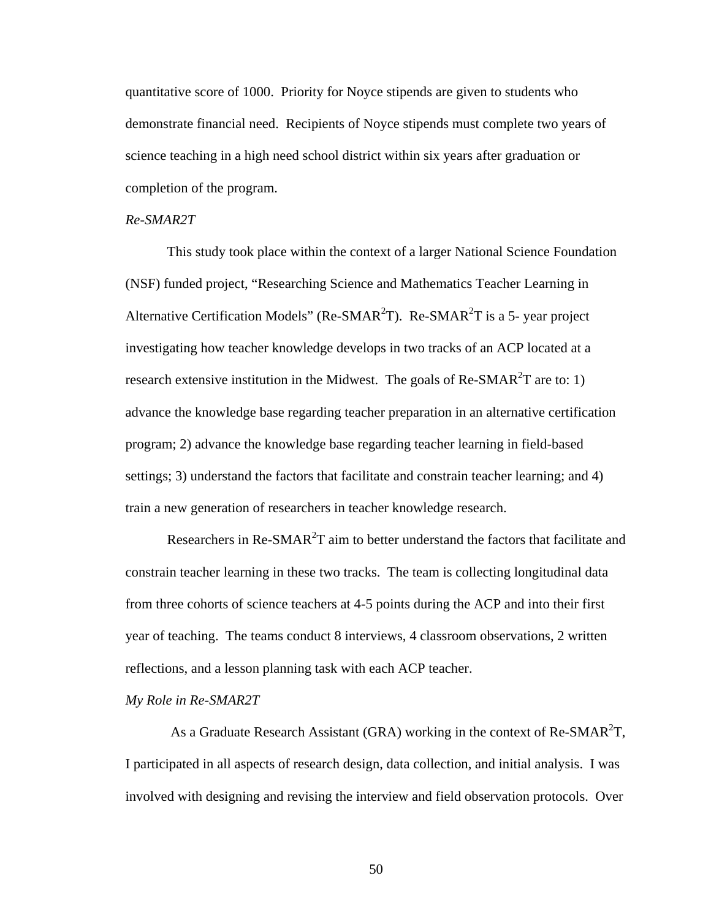quantitative score of 1000. Priority for Noyce stipends are given to students who demonstrate financial need. Recipients of Noyce stipends must complete two years of science teaching in a high need school district within six years after graduation or completion of the program.

*Re-SMAR2T*

This study took place within the context of a larger National Science Foundation (NSF) funded project, "Researching Science and Mathematics Teacher Learning in Alternative Certification Models" (Re-SMAR$^2$T). Re-SMAR$^2$T is a 5- year project investigating how teacher knowledge develops in two tracks of an ACP located at a research extensive institution in the Midwest. The goals of Re-SMAR$^2$T are to: 1) advance the knowledge base regarding teacher preparation in an alternative certification program; 2) advance the knowledge base regarding teacher learning in field-based settings; 3) understand the factors that facilitate and constrain teacher learning; and 4) train a new generation of researchers in teacher knowledge research.

Researchers in Re-SMAR$^2$T aim to better understand the factors that facilitate and constrain teacher learning in these two tracks. The team is collecting longitudinal data from three cohorts of science teachers at 4-5 points during the ACP and into their first year of teaching. The teams conduct 8 interviews, 4 classroom observations, 2 written reflections, and a lesson planning task with each ACP teacher.

*My Role in Re-SMAR2T*

As a Graduate Research Assistant (GRA) working in the context of Re-SMAR$^2$T, I participated in all aspects of research design, data collection, and initial analysis. I was involved with designing and revising the interview and field observation protocols. Over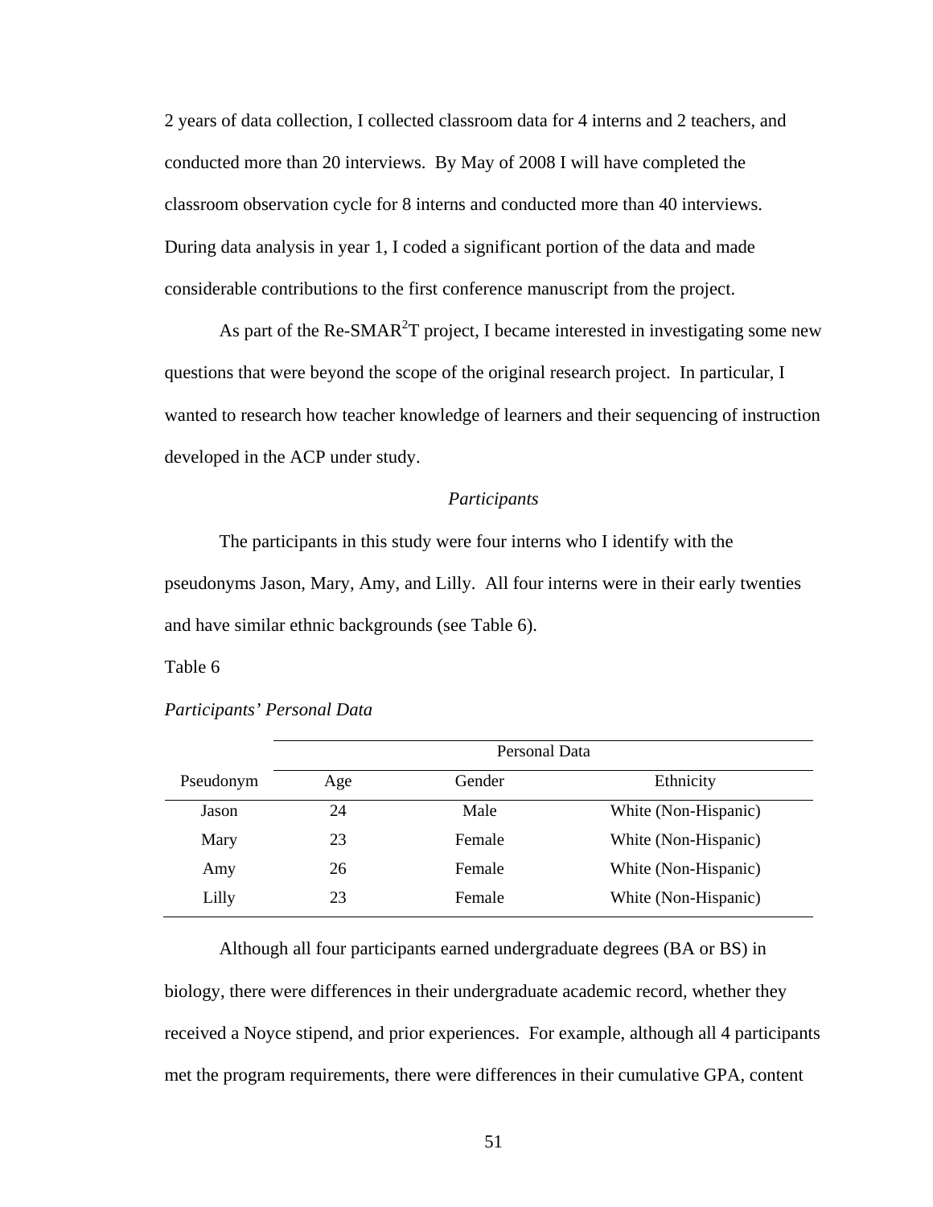2 years of data collection, I collected classroom data for 4 interns and 2 teachers, and conducted more than 20 interviews. By May of 2008 I will have completed the classroom observation cycle for 8 interns and conducted more than 40 interviews. During data analysis in year 1, I coded a significant portion of the data and made considerable contributions to the first conference manuscript from the project.

As part of the Re-SMAR$^2$T project, I became interested in investigating some new questions that were beyond the scope of the original research project. In particular, I wanted to research how teacher knowledge of learners and their sequencing of instruction developed in the ACP under study.

*Participants*

The participants in this study were four interns who I identify with the pseudonyms Jason, Mary, Amy, and Lilly. All four interns were in their early twenties and have similar ethnic backgrounds (see Table 6).

Table 6

*Participants' Personal Data*

| | Personal Data | | |
|---|---|---|---|
| Pseudonym | Age | Gender | Ethnicity |
| Jason | 24 | Male | White (Non-Hispanic) |
| Mary | 23 | Female | White (Non-Hispanic) |
| Amy | 26 | Female | White (Non-Hispanic) |
| Lilly | 23 | Female | White (Non-Hispanic) |

Although all four participants earned undergraduate degrees (BA or BS) in biology, there were differences in their undergraduate academic record, whether they received a Noyce stipend, and prior experiences. For example, although all 4 participants met the program requirements, there were differences in their cumulative GPA, content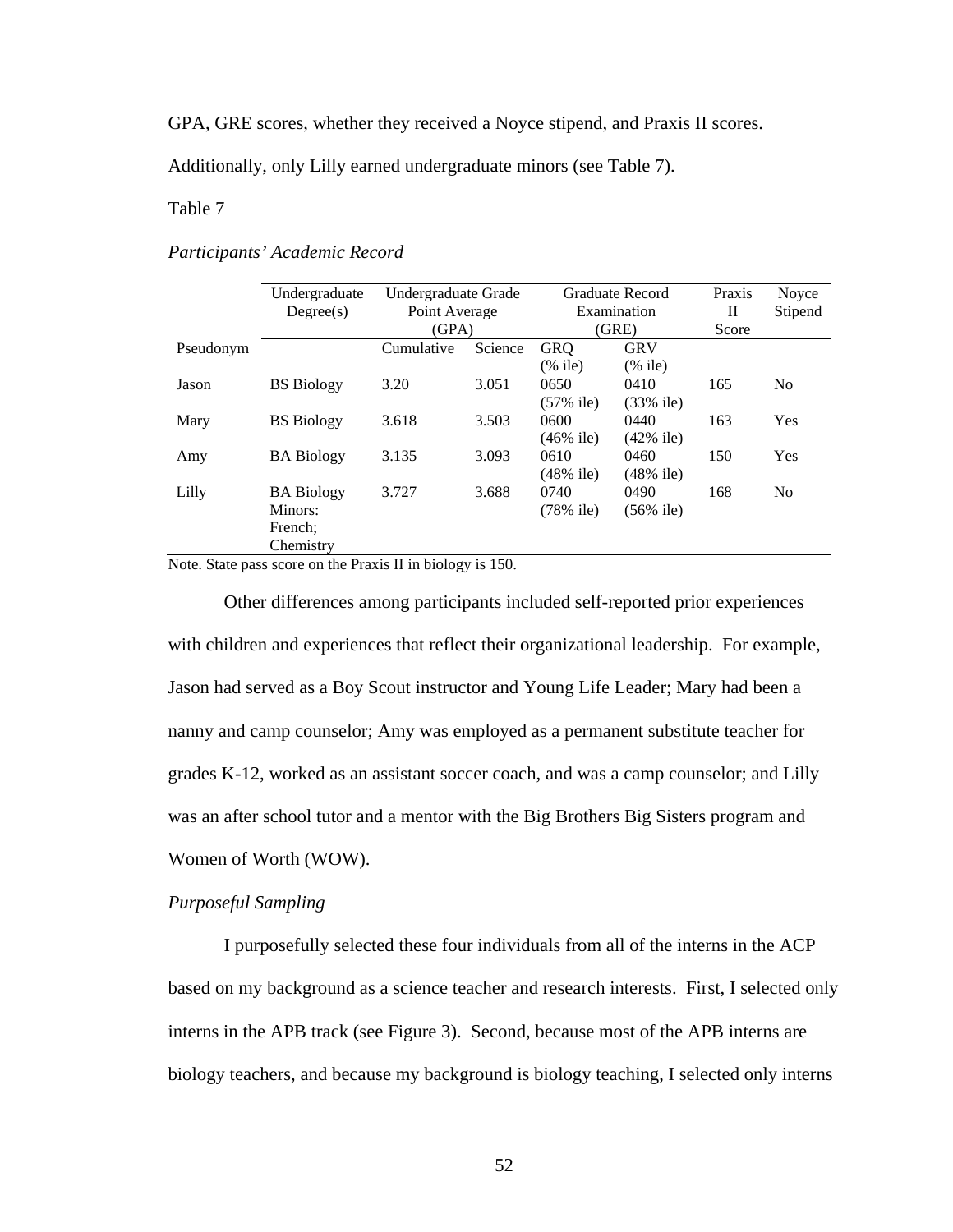GPA, GRE scores, whether they received a Noyce stipend, and Praxis II scores. Additionally, only Lilly earned undergraduate minors (see Table 7).

Table 7

*Participants' Academic Record*

| Pseudonym | Undergraduate Degree(s) | Undergraduate Grade Point Average (GPA) | | Graduate Record Examination (GRE) | | Praxis II Score | Noyce Stipend |
|---|---|---|---|---|---|---|---|
| | | Cumulative | Science | GRQ (% ile) | GRV (% ile) | | |
| Jason | BS Biology | 3.20 | 3.051 | 0650 (57% ile) | 0410 (33% ile) | 165 | No |
| Mary | BS Biology | 3.618 | 3.503 | 0600 (46% ile) | 0440 (42% ile) | 163 | Yes |
| Amy | BA Biology | 3.135 | 3.093 | 0610 (48% ile) | 0460 (48% ile) | 150 | Yes |
| Lilly | BA Biology Minors: French; Chemistry | 3.727 | 3.688 | 0740 (78% ile) | 0490 (56% ile) | 168 | No |

Note. State pass score on the Praxis II in biology is 150.

Other differences among participants included self-reported prior experiences with children and experiences that reflect their organizational leadership. For example, Jason had served as a Boy Scout instructor and Young Life Leader; Mary had been a nanny and camp counselor; Amy was employed as a permanent substitute teacher for grades K-12, worked as an assistant soccer coach, and was a camp counselor; and Lilly was an after school tutor and a mentor with the Big Brothers Big Sisters program and Women of Worth (WOW).

*Purposeful Sampling*

I purposefully selected these four individuals from all of the interns in the ACP based on my background as a science teacher and research interests. First, I selected only interns in the APB track (see Figure 3). Second, because most of the APB interns are biology teachers, and because my background is biology teaching, I selected only interns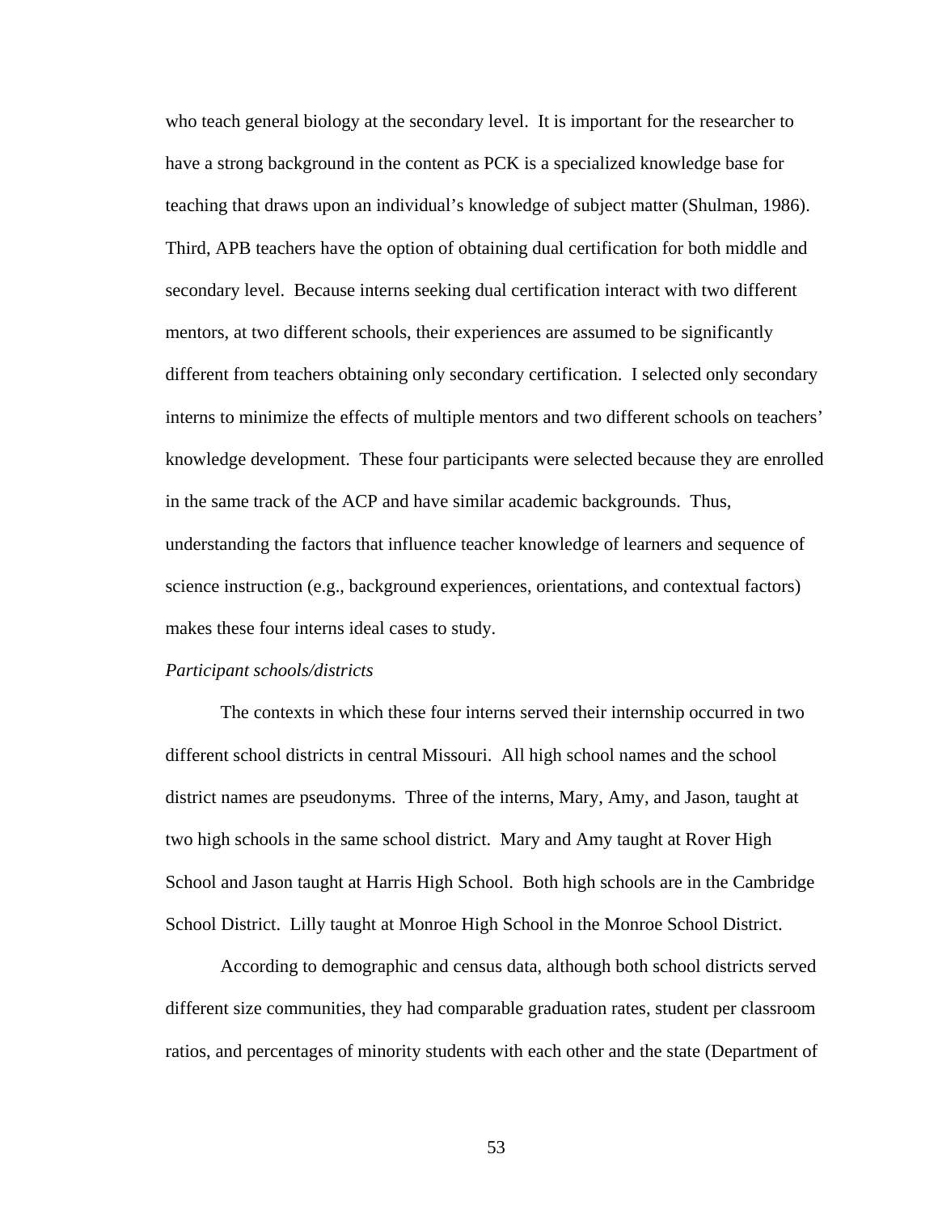who teach general biology at the secondary level. It is important for the researcher to have a strong background in the content as PCK is a specialized knowledge base for teaching that draws upon an individual's knowledge of subject matter (Shulman, 1986). Third, APB teachers have the option of obtaining dual certification for both middle and secondary level. Because interns seeking dual certification interact with two different mentors, at two different schools, their experiences are assumed to be significantly different from teachers obtaining only secondary certification. I selected only secondary interns to minimize the effects of multiple mentors and two different schools on teachers' knowledge development. These four participants were selected because they are enrolled in the same track of the ACP and have similar academic backgrounds. Thus, understanding the factors that influence teacher knowledge of learners and sequence of science instruction (e.g., background experiences, orientations, and contextual factors) makes these four interns ideal cases to study.

*Participant schools/districts*

The contexts in which these four interns served their internship occurred in two different school districts in central Missouri. All high school names and the school district names are pseudonyms. Three of the interns, Mary, Amy, and Jason, taught at two high schools in the same school district. Mary and Amy taught at Rover High School and Jason taught at Harris High School. Both high schools are in the Cambridge School District. Lilly taught at Monroe High School in the Monroe School District.

According to demographic and census data, although both school districts served different size communities, they had comparable graduation rates, student per classroom ratios, and percentages of minority students with each other and the state (Department of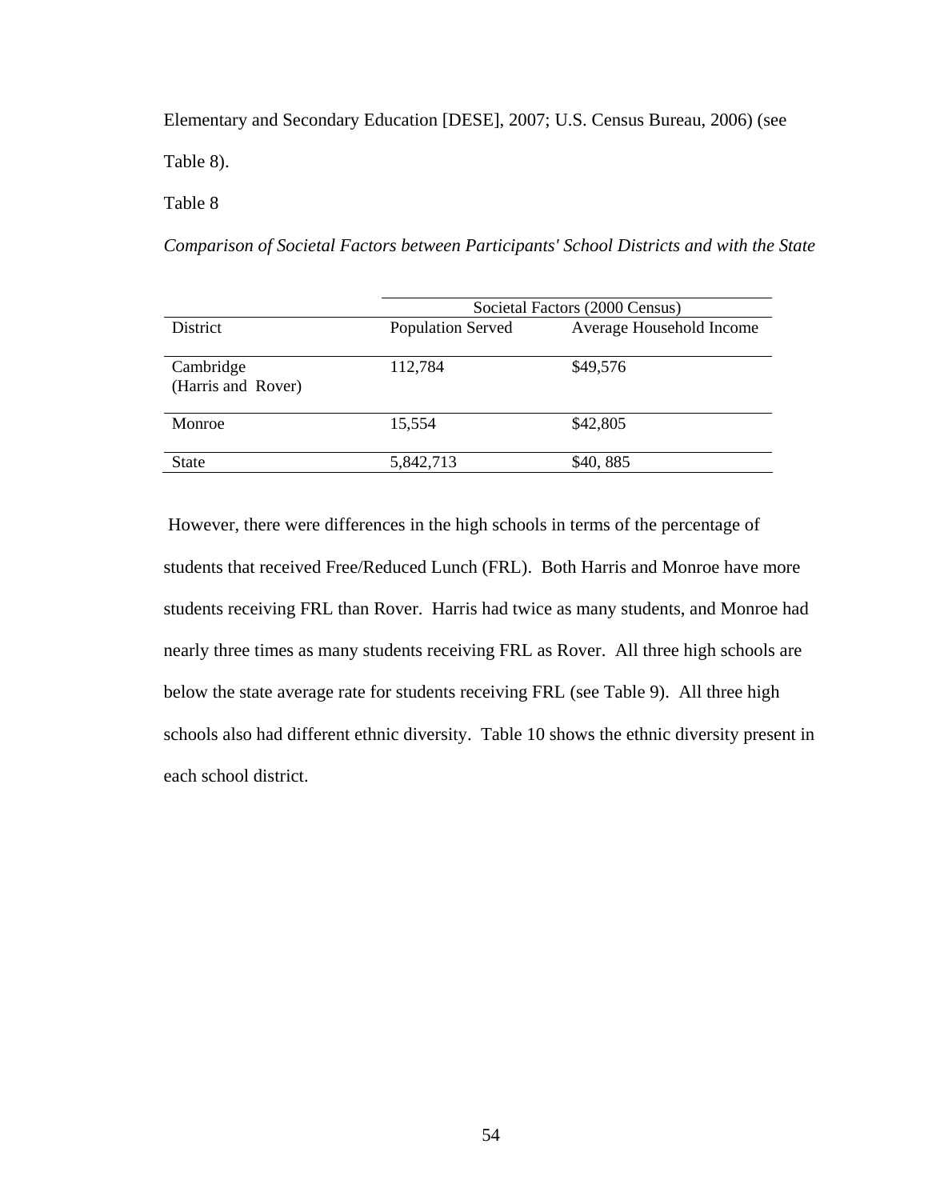Elementary and Secondary Education [DESE], 2007; U.S. Census Bureau, 2006) (see Table 8).

Table 8

*Comparison of Societal Factors between Participants' School Districts and with the State*

| | Societal Factors (2000 Census) | |
|---|---|---|
| District | Population Served | Average Household Income |
| Cambridge (Harris and Rover) | 112,784 | $49,576 |
| Monroe | 15,554 | $42,805 |
| State | 5,842,713 | $40, 885 |

However, there were differences in the high schools in terms of the percentage of students that received Free/Reduced Lunch (FRL). Both Harris and Monroe have more students receiving FRL than Rover. Harris had twice as many students, and Monroe had nearly three times as many students receiving FRL as Rover. All three high schools are below the state average rate for students receiving FRL (see Table 9). All three high schools also had different ethnic diversity. Table 10 shows the ethnic diversity present in each school district.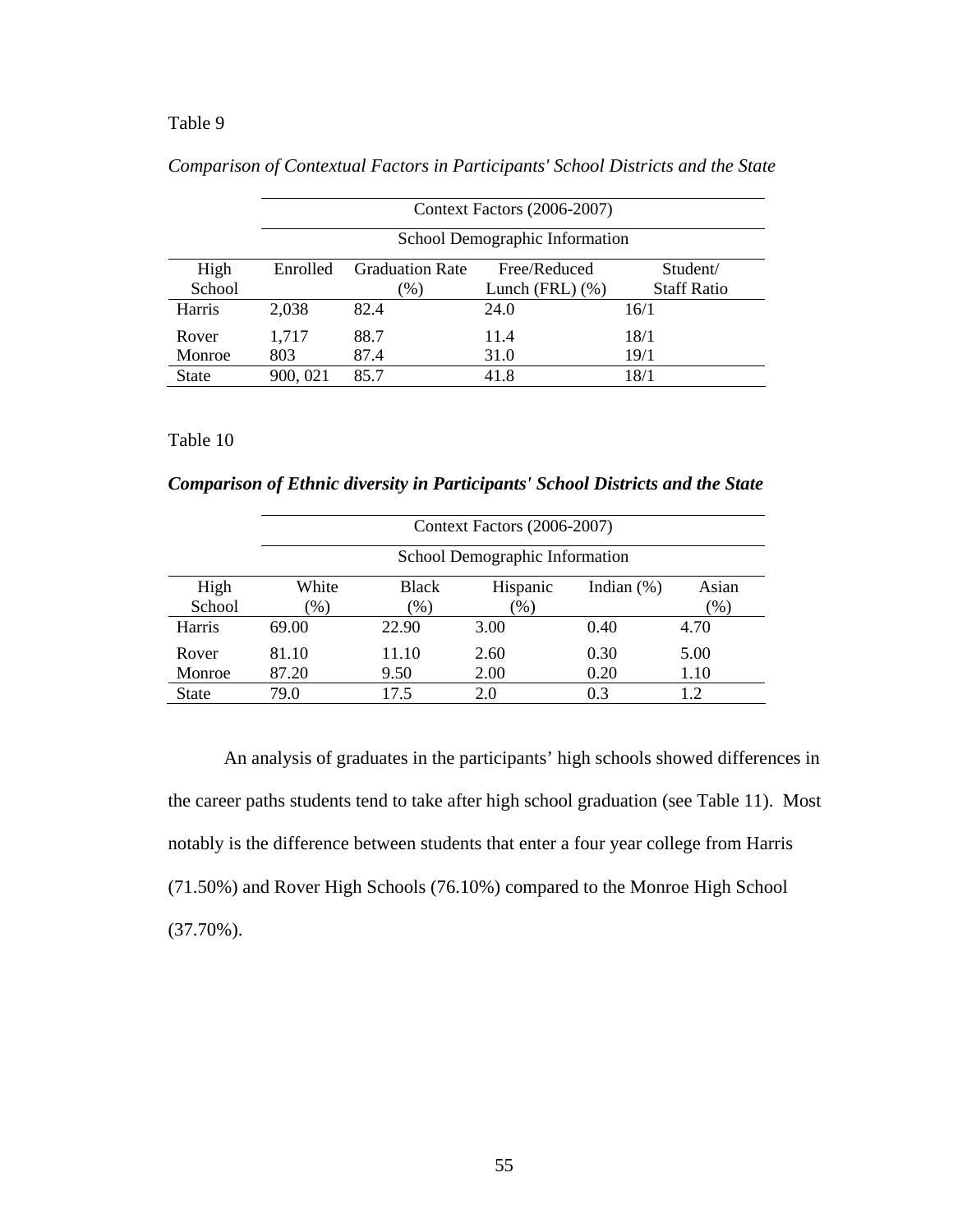Table 9

*Comparison of Contextual Factors in Participants' School Districts and the State*

| | Context Factors (2006-2007) | | | |
|---|---|---|---|---|
| | School Demographic Information | | | |
| High School | Enrolled | Graduation Rate (%) | Free/Reduced Lunch (FRL) (%) | Student/ Staff Ratio |
| Harris | 2,038 | 82.4 | 24.0 | 16/1 |
| Rover | 1,717 | 88.7 | 11.4 | 18/1 |
| Monroe | 803 | 87.4 | 31.0 | 19/1 |
| State | 900, 021 | 85.7 | 41.8 | 18/1 |

Table 10

***Comparison of Ethnic diversity in Participants' School Districts and the State***

| | Context Factors (2006-2007) | | | | |
|---|---|---|---|---|---|
| | School Demographic Information | | | | |
| High School | White (%) | Black (%) | Hispanic (%) | Indian (%) | Asian (%) |
| Harris | 69.00 | 22.90 | 3.00 | 0.40 | 4.70 |
| Rover | 81.10 | 11.10 | 2.60 | 0.30 | 5.00 |
| Monroe | 87.20 | 9.50 | 2.00 | 0.20 | 1.10 |
| State | 79.0 | 17.5 | 2.0 | 0.3 | 1.2 |

An analysis of graduates in the participants' high schools showed differences in the career paths students tend to take after high school graduation (see Table 11). Most notably is the difference between students that enter a four year college from Harris (71.50%) and Rover High Schools (76.10%) compared to the Monroe High School (37.70%).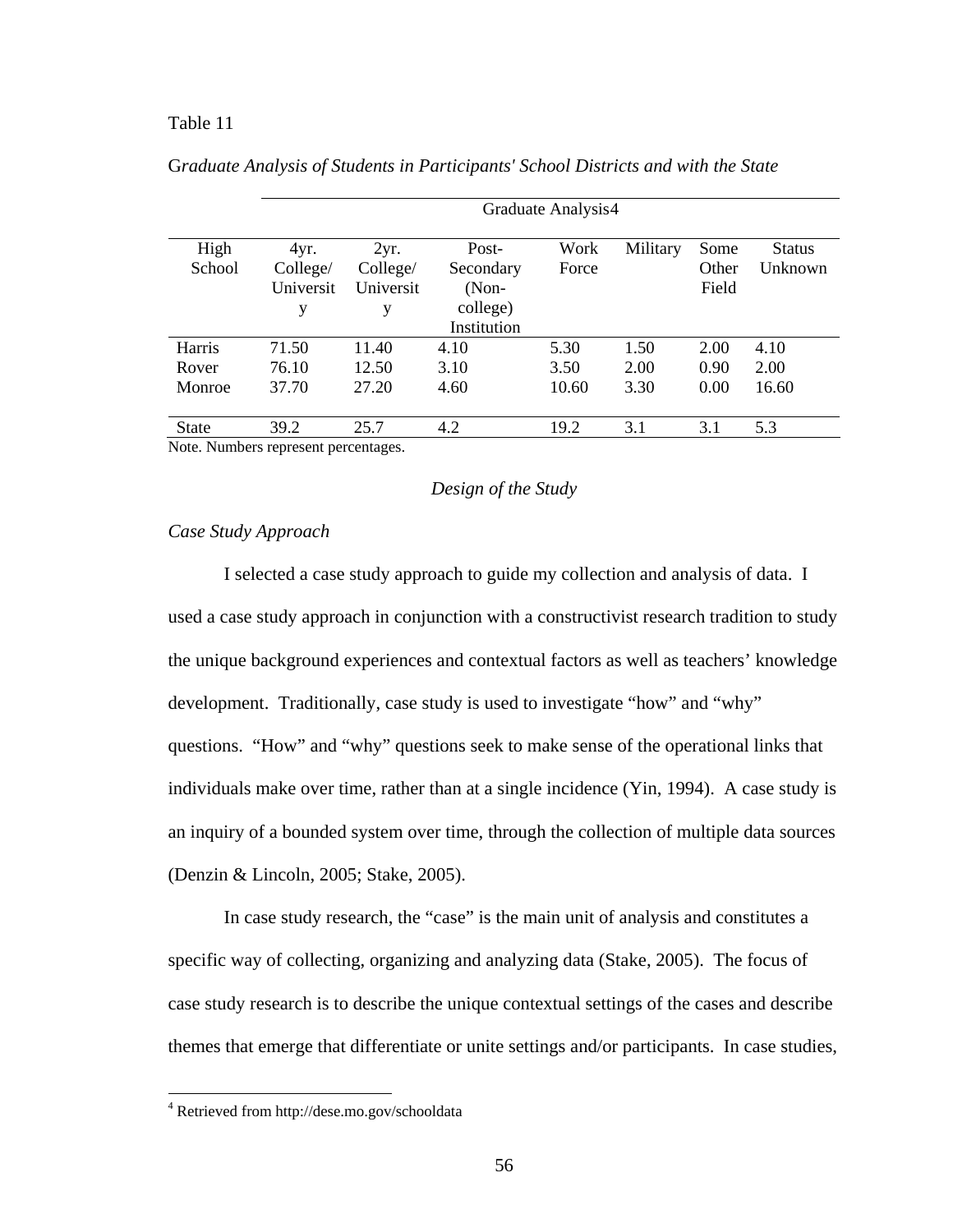Table 11

*Graduate Analysis of Students in Participants' School Districts and with the State*

| | Graduate Analysis[4] | | | | | | |
|---|---|---|---|---|---|---|---|
| High School | 4yr. College/ University | 2yr. College/ University | Post-Secondary (Non-college) Institution | Work Force | Military | Some Other Field | Status Unknown |
| Harris | 71.50 | 11.40 | 4.10 | 5.30 | 1.50 | 2.00 | 4.10 |
| Rover | 76.10 | 12.50 | 3.10 | 3.50 | 2.00 | 0.90 | 2.00 |
| Monroe | 37.70 | 27.20 | 4.60 | 10.60 | 3.30 | 0.00 | 16.60 |
| State | 39.2 | 25.7 | 4.2 | 19.2 | 3.1 | 3.1 | 5.3 |

Note. Numbers represent percentages.

## *Design of the Study*

### *Case Study Approach*

I selected a case study approach to guide my collection and analysis of data. I used a case study approach in conjunction with a constructivist research tradition to study the unique background experiences and contextual factors as well as teachers' knowledge development. Traditionally, case study is used to investigate "how" and "why" questions. "How" and "why" questions seek to make sense of the operational links that individuals make over time, rather than at a single incidence (Yin, 1994). A case study is an inquiry of a bounded system over time, through the collection of multiple data sources (Denzin & Lincoln, 2005; Stake, 2005).

In case study research, the "case" is the main unit of analysis and constitutes a specific way of collecting, organizing and analyzing data (Stake, 2005). The focus of case study research is to describe the unique contextual settings of the cases and describe themes that emerge that differentiate or unite settings and/or participants. In case studies,

[4] Retrieved from http://dese.mo.gov/schooldata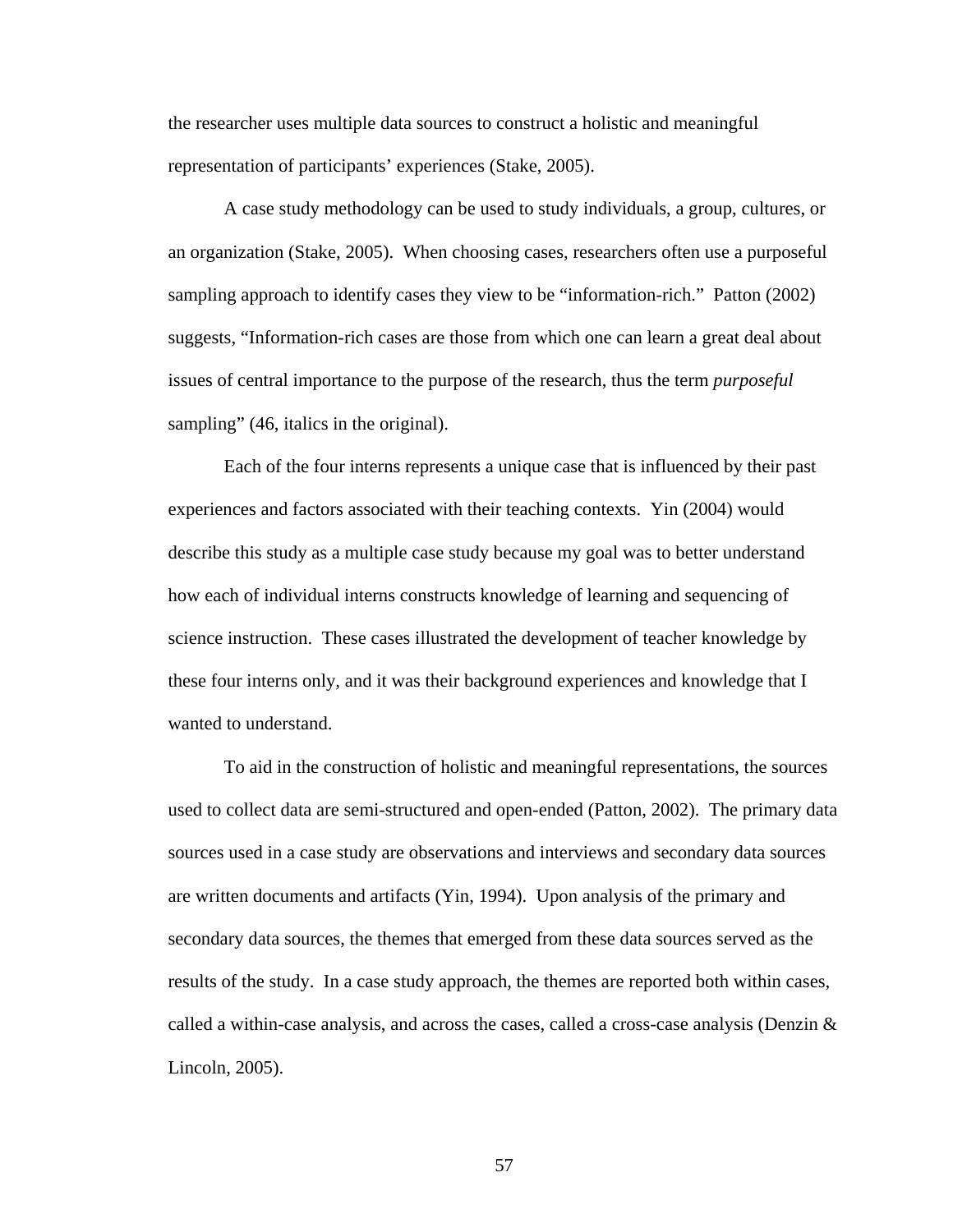the researcher uses multiple data sources to construct a holistic and meaningful representation of participants' experiences (Stake, 2005).

A case study methodology can be used to study individuals, a group, cultures, or an organization (Stake, 2005). When choosing cases, researchers often use a purposeful sampling approach to identify cases they view to be "information-rich." Patton (2002) suggests, "Information-rich cases are those from which one can learn a great deal about issues of central importance to the purpose of the research, thus the term *purposeful* sampling" (46, italics in the original).

Each of the four interns represents a unique case that is influenced by their past experiences and factors associated with their teaching contexts. Yin (2004) would describe this study as a multiple case study because my goal was to better understand how each of individual interns constructs knowledge of learning and sequencing of science instruction. These cases illustrated the development of teacher knowledge by these four interns only, and it was their background experiences and knowledge that I wanted to understand.

To aid in the construction of holistic and meaningful representations, the sources used to collect data are semi-structured and open-ended (Patton, 2002). The primary data sources used in a case study are observations and interviews and secondary data sources are written documents and artifacts (Yin, 1994). Upon analysis of the primary and secondary data sources, the themes that emerged from these data sources served as the results of the study. In a case study approach, the themes are reported both within cases, called a within-case analysis, and across the cases, called a cross-case analysis (Denzin & Lincoln, 2005).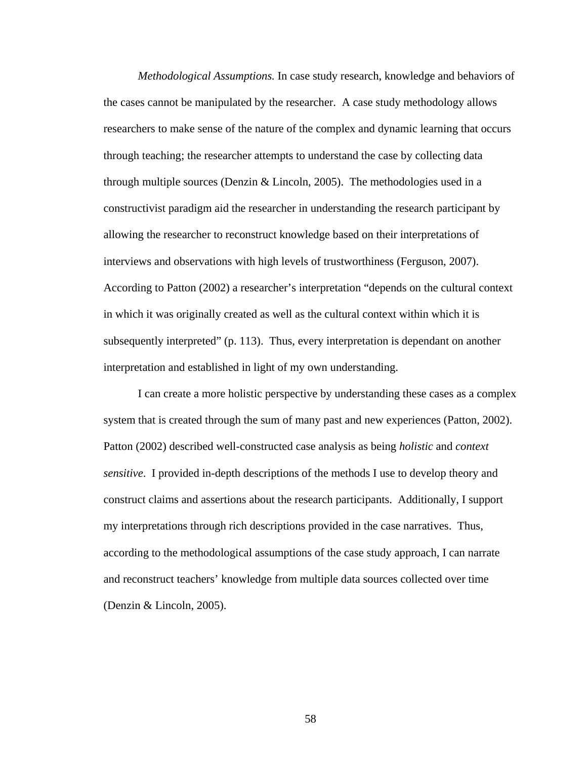*Methodological Assumptions.* In case study research, knowledge and behaviors of the cases cannot be manipulated by the researcher. A case study methodology allows researchers to make sense of the nature of the complex and dynamic learning that occurs through teaching; the researcher attempts to understand the case by collecting data through multiple sources (Denzin & Lincoln, 2005). The methodologies used in a constructivist paradigm aid the researcher in understanding the research participant by allowing the researcher to reconstruct knowledge based on their interpretations of interviews and observations with high levels of trustworthiness (Ferguson, 2007). According to Patton (2002) a researcher's interpretation "depends on the cultural context in which it was originally created as well as the cultural context within which it is subsequently interpreted" (p. 113). Thus, every interpretation is dependant on another interpretation and established in light of my own understanding.

I can create a more holistic perspective by understanding these cases as a complex system that is created through the sum of many past and new experiences (Patton, 2002). Patton (2002) described well-constructed case analysis as being *holistic* and *context sensitive*. I provided in-depth descriptions of the methods I use to develop theory and construct claims and assertions about the research participants. Additionally, I support my interpretations through rich descriptions provided in the case narratives. Thus, according to the methodological assumptions of the case study approach, I can narrate and reconstruct teachers' knowledge from multiple data sources collected over time (Denzin & Lincoln, 2005).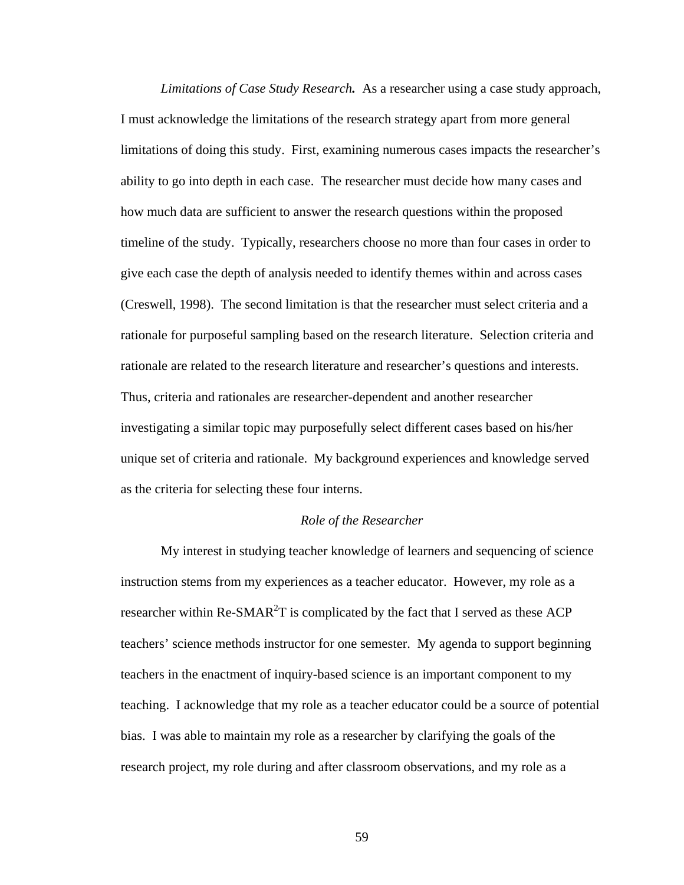*Limitations of Case Study Research.* As a researcher using a case study approach, I must acknowledge the limitations of the research strategy apart from more general limitations of doing this study. First, examining numerous cases impacts the researcher's ability to go into depth in each case. The researcher must decide how many cases and how much data are sufficient to answer the research questions within the proposed timeline of the study. Typically, researchers choose no more than four cases in order to give each case the depth of analysis needed to identify themes within and across cases (Creswell, 1998). The second limitation is that the researcher must select criteria and a rationale for purposeful sampling based on the research literature. Selection criteria and rationale are related to the research literature and researcher's questions and interests. Thus, criteria and rationales are researcher-dependent and another researcher investigating a similar topic may purposefully select different cases based on his/her unique set of criteria and rationale. My background experiences and knowledge served as the criteria for selecting these four interns.

### *Role of the Researcher*

My interest in studying teacher knowledge of learners and sequencing of science instruction stems from my experiences as a teacher educator. However, my role as a researcher within Re-SMAR$^2$T is complicated by the fact that I served as these ACP teachers' science methods instructor for one semester. My agenda to support beginning teachers in the enactment of inquiry-based science is an important component to my teaching. I acknowledge that my role as a teacher educator could be a source of potential bias. I was able to maintain my role as a researcher by clarifying the goals of the research project, my role during and after classroom observations, and my role as a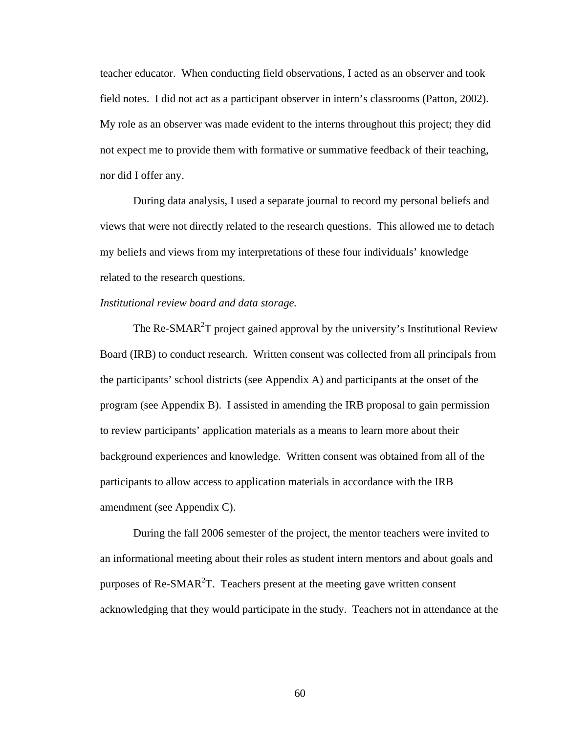teacher educator. When conducting field observations, I acted as an observer and took field notes. I did not act as a participant observer in intern's classrooms (Patton, 2002). My role as an observer was made evident to the interns throughout this project; they did not expect me to provide them with formative or summative feedback of their teaching, nor did I offer any.

During data analysis, I used a separate journal to record my personal beliefs and views that were not directly related to the research questions. This allowed me to detach my beliefs and views from my interpretations of these four individuals' knowledge related to the research questions.

*Institutional review board and data storage.*

The Re-SMAR$^2$T project gained approval by the university's Institutional Review Board (IRB) to conduct research. Written consent was collected from all principals from the participants' school districts (see Appendix A) and participants at the onset of the program (see Appendix B). I assisted in amending the IRB proposal to gain permission to review participants' application materials as a means to learn more about their background experiences and knowledge. Written consent was obtained from all of the participants to allow access to application materials in accordance with the IRB amendment (see Appendix C).

During the fall 2006 semester of the project, the mentor teachers were invited to an informational meeting about their roles as student intern mentors and about goals and purposes of Re-SMAR$^2$T. Teachers present at the meeting gave written consent acknowledging that they would participate in the study. Teachers not in attendance at the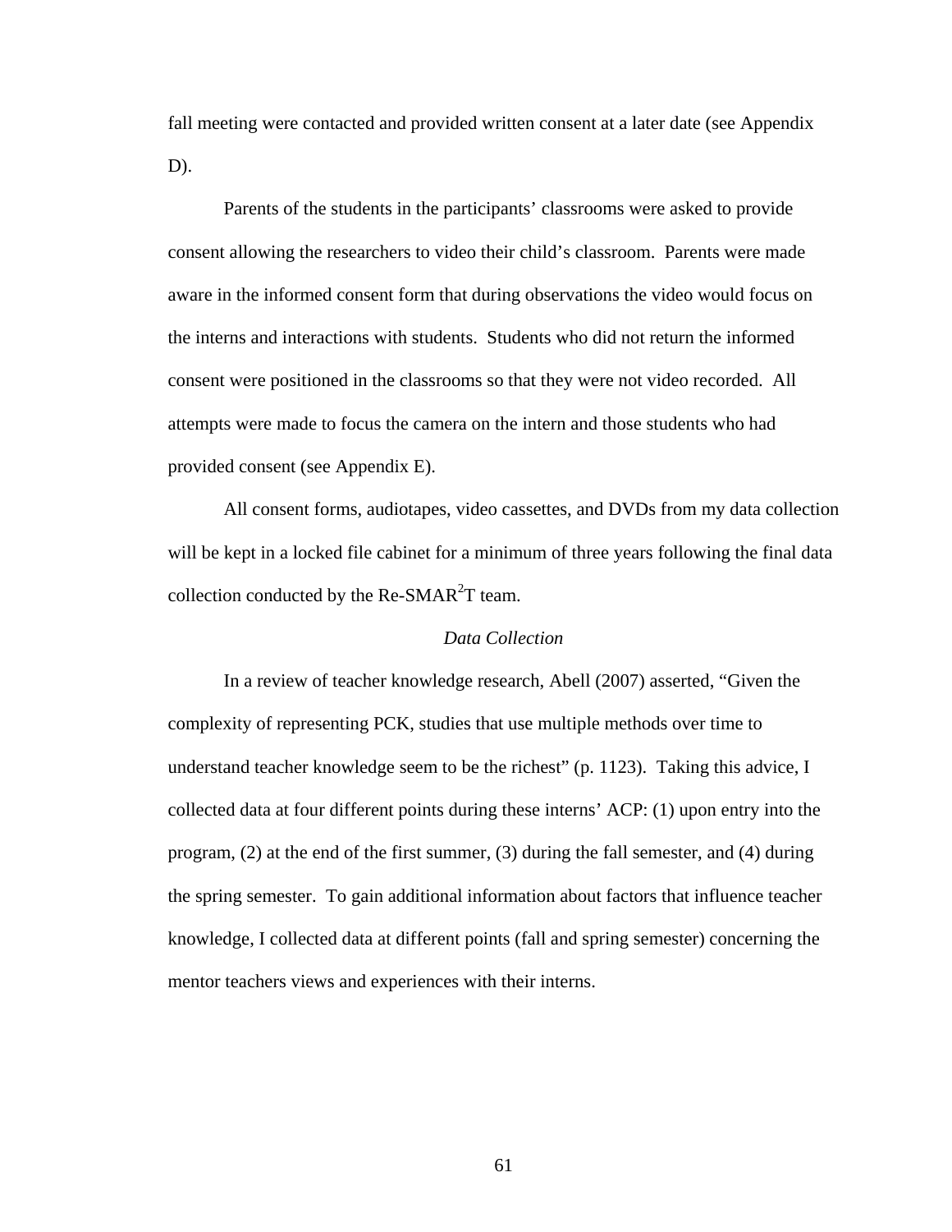fall meeting were contacted and provided written consent at a later date (see Appendix D).

Parents of the students in the participants' classrooms were asked to provide consent allowing the researchers to video their child's classroom. Parents were made aware in the informed consent form that during observations the video would focus on the interns and interactions with students. Students who did not return the informed consent were positioned in the classrooms so that they were not video recorded. All attempts were made to focus the camera on the intern and those students who had provided consent (see Appendix E).

All consent forms, audiotapes, video cassettes, and DVDs from my data collection will be kept in a locked file cabinet for a minimum of three years following the final data collection conducted by the Re-SMAR$^2$T team.

### *Data Collection*

In a review of teacher knowledge research, Abell (2007) asserted, "Given the complexity of representing PCK, studies that use multiple methods over time to understand teacher knowledge seem to be the richest" (p. 1123). Taking this advice, I collected data at four different points during these interns' ACP: (1) upon entry into the program, (2) at the end of the first summer, (3) during the fall semester, and (4) during the spring semester. To gain additional information about factors that influence teacher knowledge, I collected data at different points (fall and spring semester) concerning the mentor teachers views and experiences with their interns.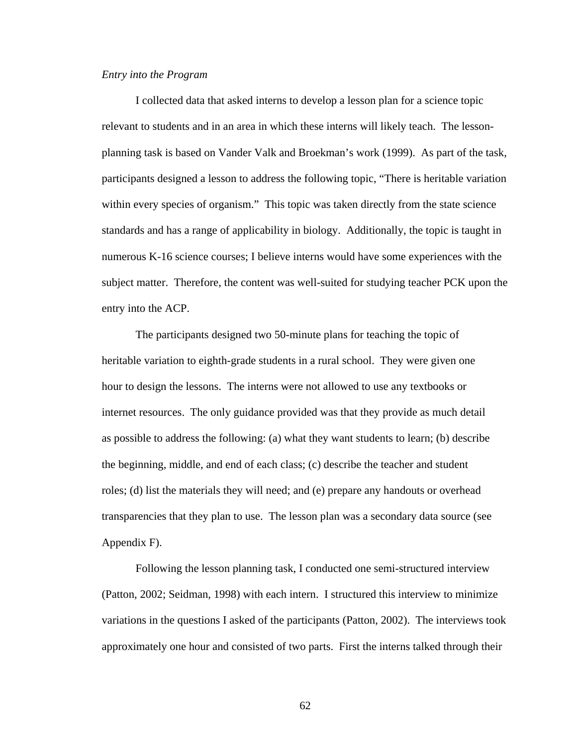*Entry into the Program*

I collected data that asked interns to develop a lesson plan for a science topic relevant to students and in an area in which these interns will likely teach. The lesson-planning task is based on Vander Valk and Broekman's work (1999). As part of the task, participants designed a lesson to address the following topic, "There is heritable variation within every species of organism." This topic was taken directly from the state science standards and has a range of applicability in biology. Additionally, the topic is taught in numerous K-16 science courses; I believe interns would have some experiences with the subject matter. Therefore, the content was well-suited for studying teacher PCK upon the entry into the ACP.

The participants designed two 50-minute plans for teaching the topic of heritable variation to eighth-grade students in a rural school. They were given one hour to design the lessons. The interns were not allowed to use any textbooks or internet resources. The only guidance provided was that they provide as much detail as possible to address the following: (a) what they want students to learn; (b) describe the beginning, middle, and end of each class; (c) describe the teacher and student roles; (d) list the materials they will need; and (e) prepare any handouts or overhead transparencies that they plan to use. The lesson plan was a secondary data source (see Appendix F).

Following the lesson planning task, I conducted one semi-structured interview (Patton, 2002; Seidman, 1998) with each intern. I structured this interview to minimize variations in the questions I asked of the participants (Patton, 2002). The interviews took approximately one hour and consisted of two parts. First the interns talked through their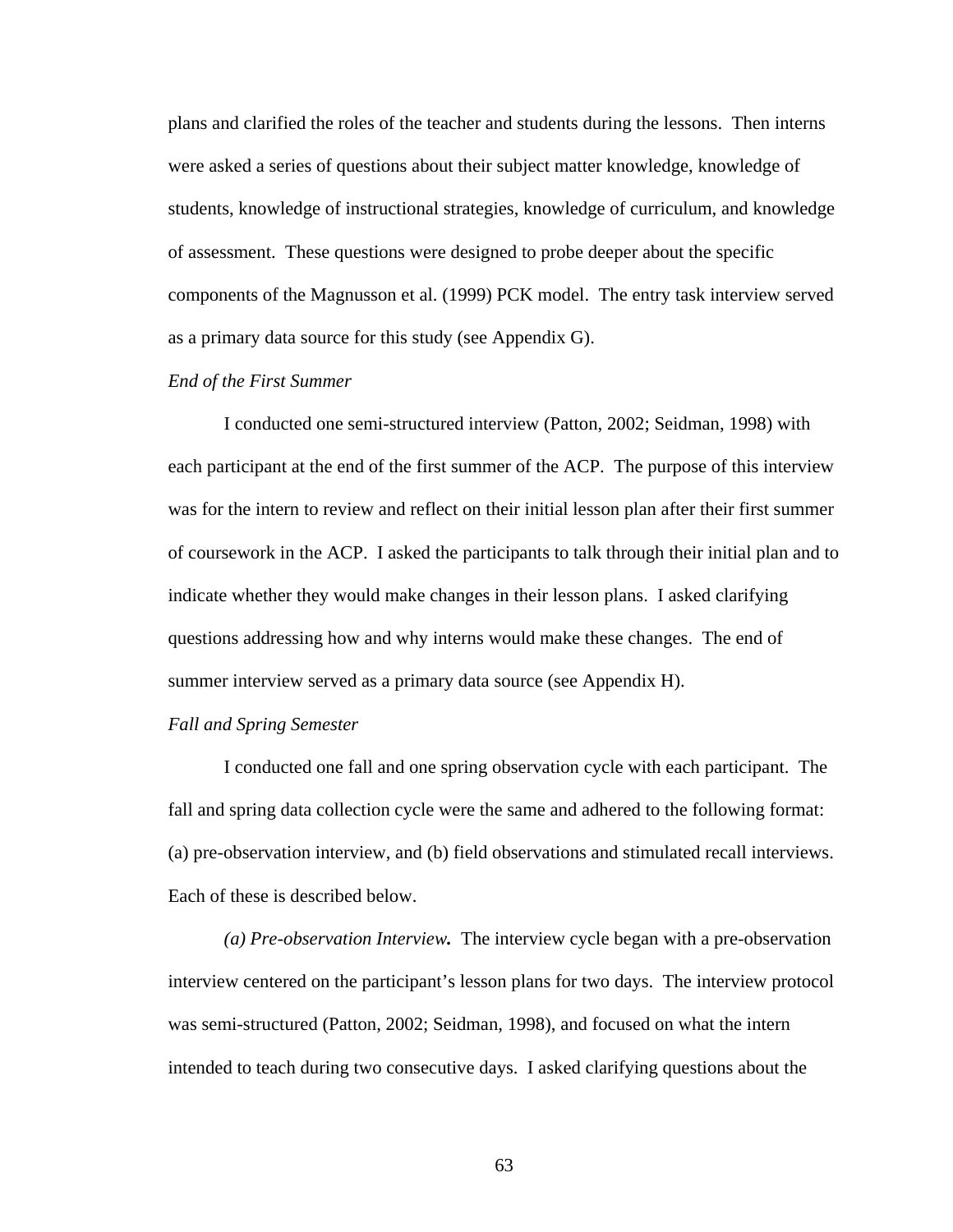plans and clarified the roles of the teacher and students during the lessons. Then interns were asked a series of questions about their subject matter knowledge, knowledge of students, knowledge of instructional strategies, knowledge of curriculum, and knowledge of assessment. These questions were designed to probe deeper about the specific components of the Magnusson et al. (1999) PCK model. The entry task interview served as a primary data source for this study (see Appendix G).

*End of the First Summer*

I conducted one semi-structured interview (Patton, 2002; Seidman, 1998) with each participant at the end of the first summer of the ACP. The purpose of this interview was for the intern to review and reflect on their initial lesson plan after their first summer of coursework in the ACP. I asked the participants to talk through their initial plan and to indicate whether they would make changes in their lesson plans. I asked clarifying questions addressing how and why interns would make these changes. The end of summer interview served as a primary data source (see Appendix H).

*Fall and Spring Semester*

I conducted one fall and one spring observation cycle with each participant. The fall and spring data collection cycle were the same and adhered to the following format: (a) pre-observation interview, and (b) field observations and stimulated recall interviews. Each of these is described below.

***(a) Pre-observation Interview.*** The interview cycle began with a pre-observation interview centered on the participant's lesson plans for two days. The interview protocol was semi-structured (Patton, 2002; Seidman, 1998), and focused on what the intern intended to teach during two consecutive days. I asked clarifying questions about the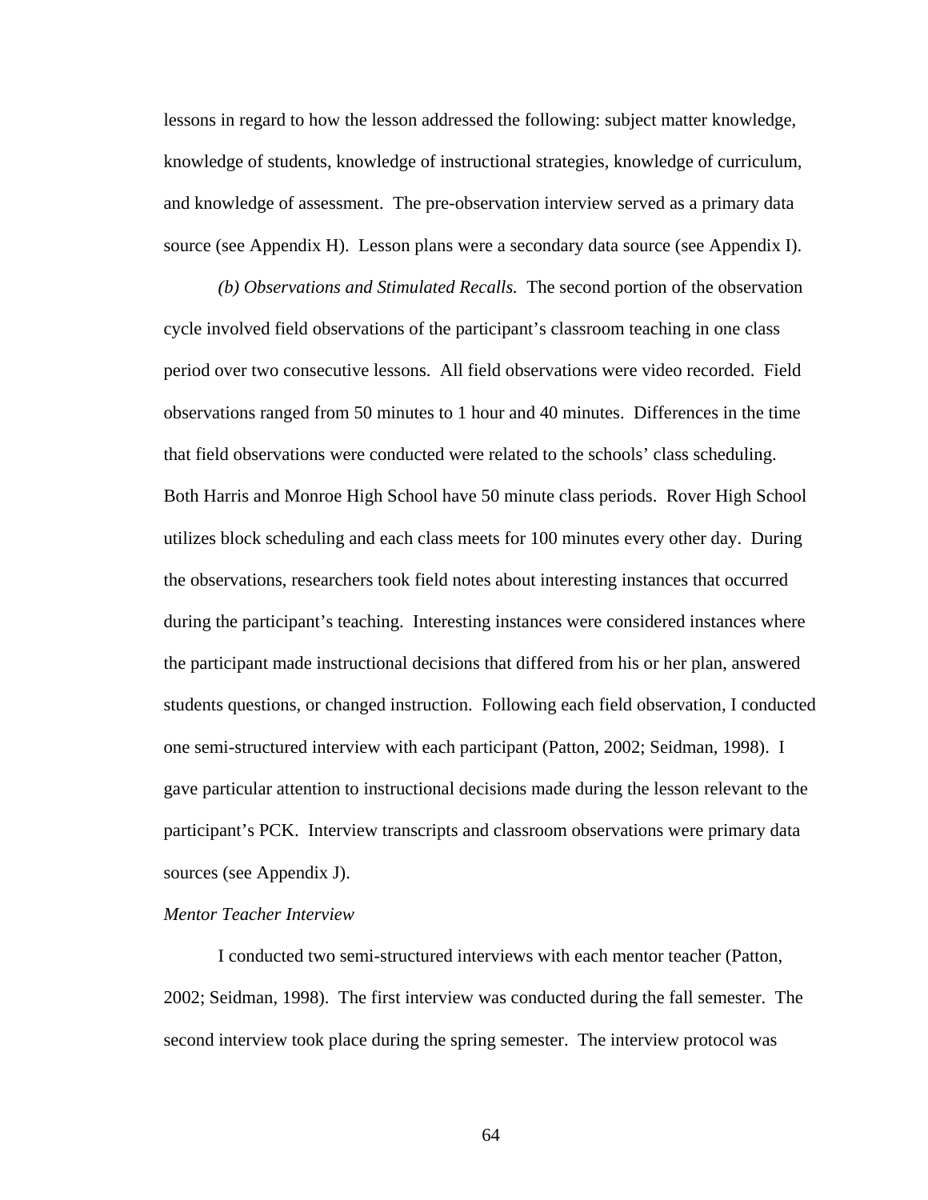lessons in regard to how the lesson addressed the following: subject matter knowledge, knowledge of students, knowledge of instructional strategies, knowledge of curriculum, and knowledge of assessment. The pre-observation interview served as a primary data source (see Appendix H). Lesson plans were a secondary data source (see Appendix I).

*(b) Observations and Stimulated Recalls.* The second portion of the observation cycle involved field observations of the participant's classroom teaching in one class period over two consecutive lessons. All field observations were video recorded. Field observations ranged from 50 minutes to 1 hour and 40 minutes. Differences in the time that field observations were conducted were related to the schools' class scheduling. Both Harris and Monroe High School have 50 minute class periods. Rover High School utilizes block scheduling and each class meets for 100 minutes every other day. During the observations, researchers took field notes about interesting instances that occurred during the participant's teaching. Interesting instances were considered instances where the participant made instructional decisions that differed from his or her plan, answered students questions, or changed instruction. Following each field observation, I conducted one semi-structured interview with each participant (Patton, 2002; Seidman, 1998). I gave particular attention to instructional decisions made during the lesson relevant to the participant's PCK. Interview transcripts and classroom observations were primary data sources (see Appendix J).

*Mentor Teacher Interview*

I conducted two semi-structured interviews with each mentor teacher (Patton, 2002; Seidman, 1998). The first interview was conducted during the fall semester. The second interview took place during the spring semester. The interview protocol was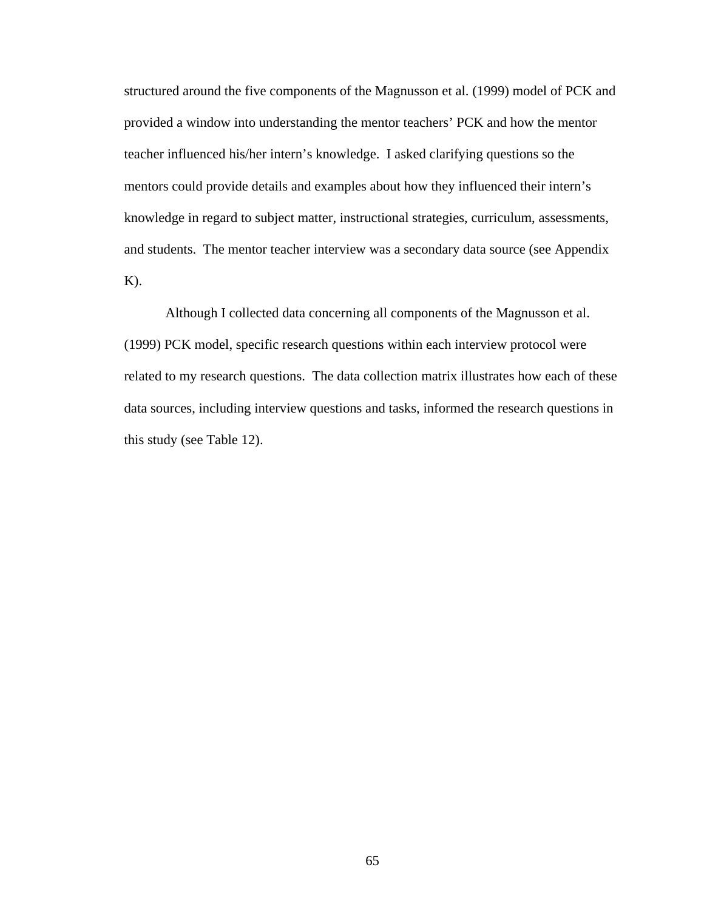structured around the five components of the Magnusson et al. (1999) model of PCK and provided a window into understanding the mentor teachers' PCK and how the mentor teacher influenced his/her intern's knowledge. I asked clarifying questions so the mentors could provide details and examples about how they influenced their intern's knowledge in regard to subject matter, instructional strategies, curriculum, assessments, and students. The mentor teacher interview was a secondary data source (see Appendix K).

Although I collected data concerning all components of the Magnusson et al. (1999) PCK model, specific research questions within each interview protocol were related to my research questions. The data collection matrix illustrates how each of these data sources, including interview questions and tasks, informed the research questions in this study (see Table 12).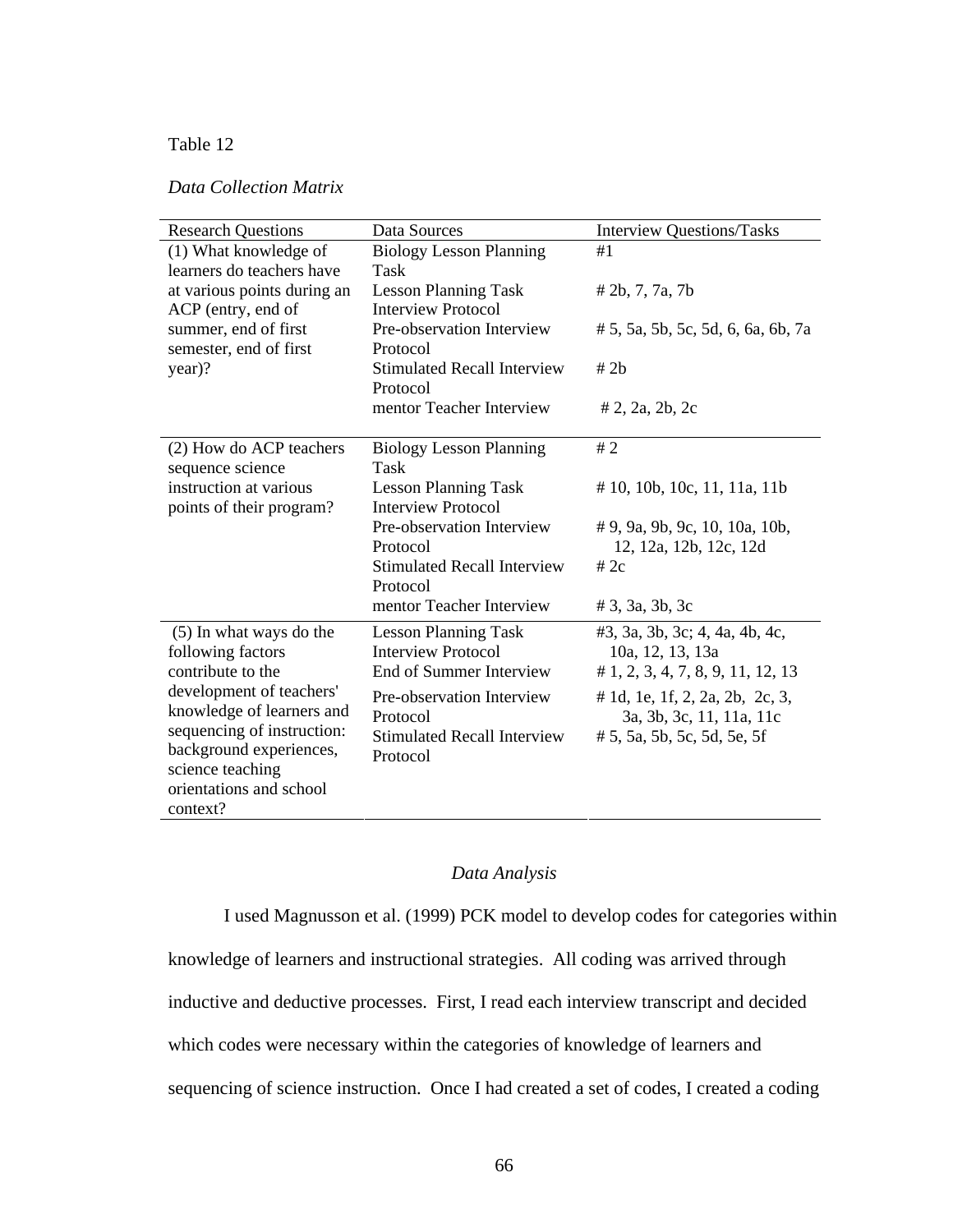Table 12

*Data Collection Matrix*

| Research Questions | Data Sources | Interview Questions/Tasks |
|---|---|---|
| (1) What knowledge of learners do teachers have at various points during an ACP (entry, end of summer, end of first semester, end of first year)? | Biology Lesson Planning Task | #1 |
| | Lesson Planning Task Interview Protocol | # 2b, 7, 7a, 7b |
| | Pre-observation Interview Protocol | # 5, 5a, 5b, 5c, 5d, 6, 6a, 6b, 7a |
| | Stimulated Recall Interview Protocol | # 2b |
| | mentor Teacher Interview | # 2, 2a, 2b, 2c |
| (2) How do ACP teachers sequence science instruction at various points of their program? | Biology Lesson Planning Task | # 2 |
| | Lesson Planning Task Interview Protocol | # 10, 10b, 10c, 11, 11a, 11b |
| | Pre-observation Interview Protocol | # 9, 9a, 9b, 9c, 10, 10a, 10b, 12, 12a, 12b, 12c, 12d |
| | Stimulated Recall Interview Protocol | # 2c |
| | mentor Teacher Interview | # 3, 3a, 3b, 3c |
| (5) In what ways do the following factors contribute to the development of teachers' knowledge of learners and sequencing of instruction: background experiences, science teaching orientations and school context? | Lesson Planning Task Interview Protocol | #3, 3a, 3b, 3c; 4, 4a, 4b, 4c, 10a, 12, 13, 13a |
| | End of Summer Interview | # 1, 2, 3, 4, 7, 8, 9, 11, 12, 13 |
| | Pre-observation Interview Protocol | # 1d, 1e, 1f, 2, 2a, 2b, 2c, 3, 3a, 3b, 3c, 11, 11a, 11c |
| | Stimulated Recall Interview Protocol | # 5, 5a, 5b, 5c, 5d, 5e, 5f |

## *Data Analysis*

I used Magnusson et al. (1999) PCK model to develop codes for categories within knowledge of learners and instructional strategies. All coding was arrived through inductive and deductive processes. First, I read each interview transcript and decided which codes were necessary within the categories of knowledge of learners and sequencing of science instruction. Once I had created a set of codes, I created a coding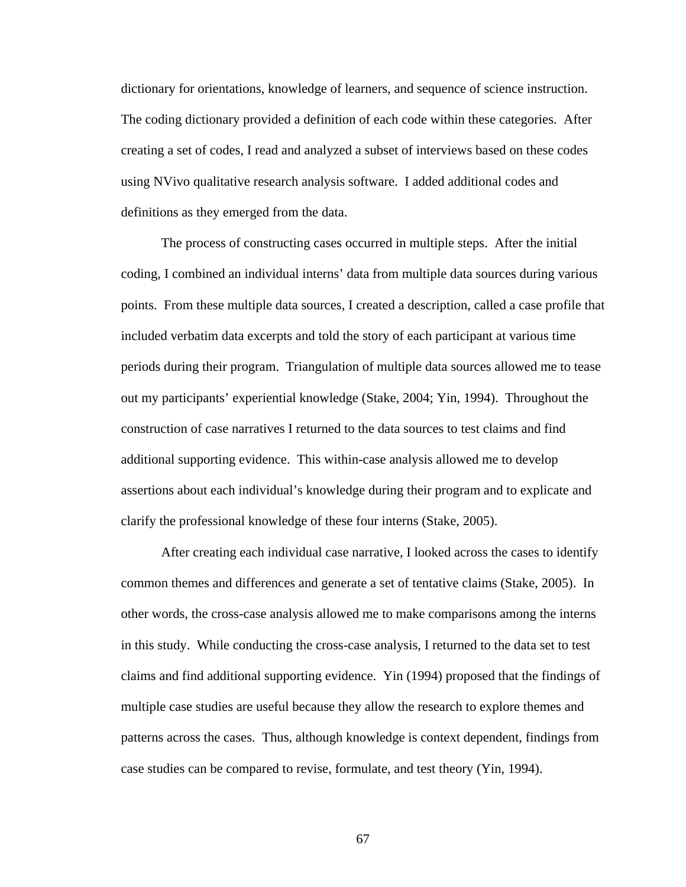dictionary for orientations, knowledge of learners, and sequence of science instruction. The coding dictionary provided a definition of each code within these categories. After creating a set of codes, I read and analyzed a subset of interviews based on these codes using NVivo qualitative research analysis software. I added additional codes and definitions as they emerged from the data.

The process of constructing cases occurred in multiple steps. After the initial coding, I combined an individual interns' data from multiple data sources during various points. From these multiple data sources, I created a description, called a case profile that included verbatim data excerpts and told the story of each participant at various time periods during their program. Triangulation of multiple data sources allowed me to tease out my participants' experiential knowledge (Stake, 2004; Yin, 1994). Throughout the construction of case narratives I returned to the data sources to test claims and find additional supporting evidence. This within-case analysis allowed me to develop assertions about each individual's knowledge during their program and to explicate and clarify the professional knowledge of these four interns (Stake, 2005).

After creating each individual case narrative, I looked across the cases to identify common themes and differences and generate a set of tentative claims (Stake, 2005). In other words, the cross-case analysis allowed me to make comparisons among the interns in this study. While conducting the cross-case analysis, I returned to the data set to test claims and find additional supporting evidence. Yin (1994) proposed that the findings of multiple case studies are useful because they allow the research to explore themes and patterns across the cases. Thus, although knowledge is context dependent, findings from case studies can be compared to revise, formulate, and test theory (Yin, 1994).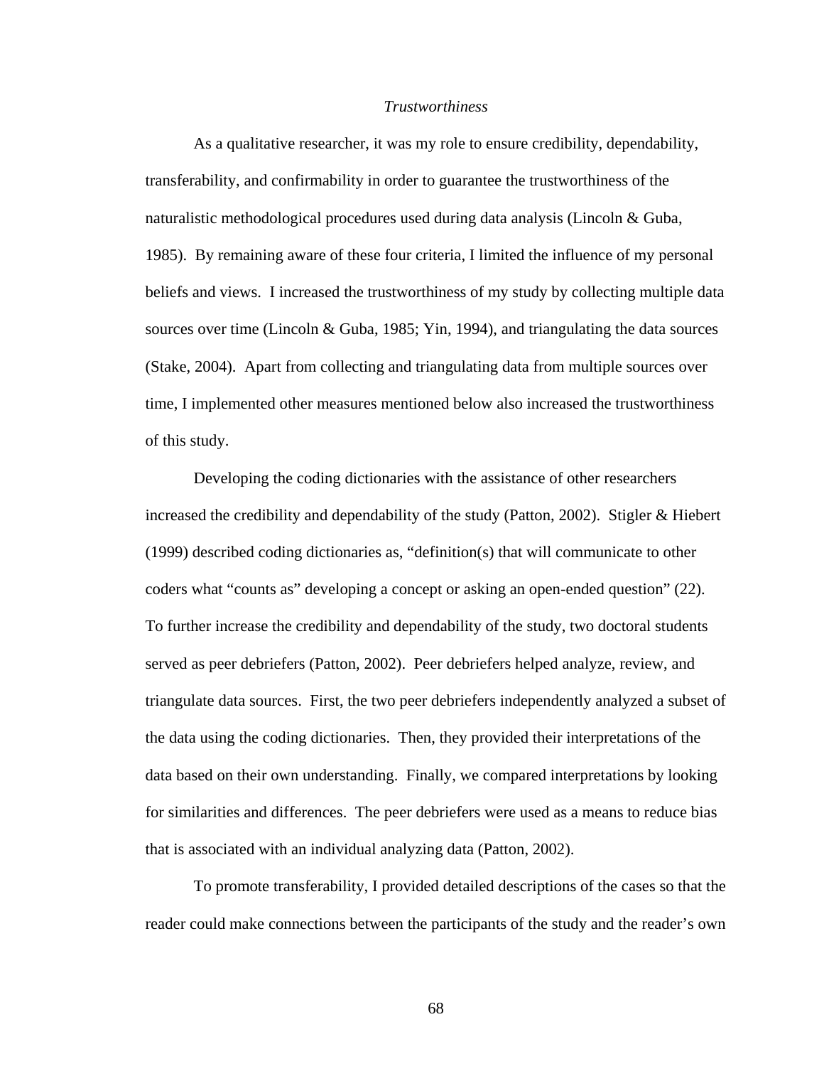### *Trustworthiness*

As a qualitative researcher, it was my role to ensure credibility, dependability, transferability, and confirmability in order to guarantee the trustworthiness of the naturalistic methodological procedures used during data analysis (Lincoln & Guba, 1985). By remaining aware of these four criteria, I limited the influence of my personal beliefs and views. I increased the trustworthiness of my study by collecting multiple data sources over time (Lincoln & Guba, 1985; Yin, 1994), and triangulating the data sources (Stake, 2004). Apart from collecting and triangulating data from multiple sources over time, I implemented other measures mentioned below also increased the trustworthiness of this study.

Developing the coding dictionaries with the assistance of other researchers increased the credibility and dependability of the study (Patton, 2002). Stigler & Hiebert (1999) described coding dictionaries as, "definition(s) that will communicate to other coders what "counts as" developing a concept or asking an open-ended question" (22). To further increase the credibility and dependability of the study, two doctoral students served as peer debriefers (Patton, 2002). Peer debriefers helped analyze, review, and triangulate data sources. First, the two peer debriefers independently analyzed a subset of the data using the coding dictionaries. Then, they provided their interpretations of the data based on their own understanding. Finally, we compared interpretations by looking for similarities and differences. The peer debriefers were used as a means to reduce bias that is associated with an individual analyzing data (Patton, 2002).

To promote transferability, I provided detailed descriptions of the cases so that the reader could make connections between the participants of the study and the reader's own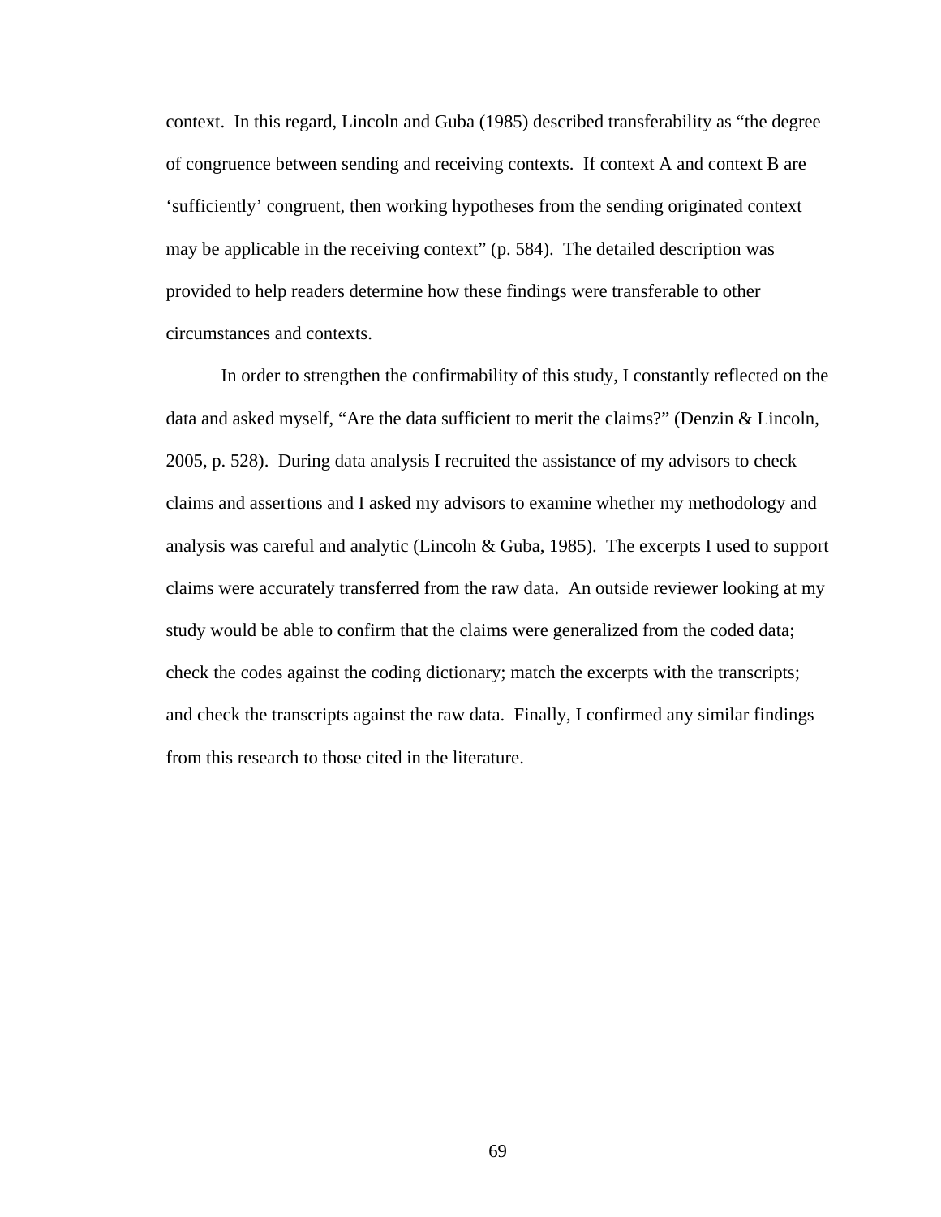context. In this regard, Lincoln and Guba (1985) described transferability as "the degree of congruence between sending and receiving contexts. If context A and context B are 'sufficiently' congruent, then working hypotheses from the sending originated context may be applicable in the receiving context" (p. 584). The detailed description was provided to help readers determine how these findings were transferable to other circumstances and contexts.

In order to strengthen the confirmability of this study, I constantly reflected on the data and asked myself, "Are the data sufficient to merit the claims?" (Denzin & Lincoln, 2005, p. 528). During data analysis I recruited the assistance of my advisors to check claims and assertions and I asked my advisors to examine whether my methodology and analysis was careful and analytic (Lincoln & Guba, 1985). The excerpts I used to support claims were accurately transferred from the raw data. An outside reviewer looking at my study would be able to confirm that the claims were generalized from the coded data; check the codes against the coding dictionary; match the excerpts with the transcripts; and check the transcripts against the raw data. Finally, I confirmed any similar findings from this research to those cited in the literature.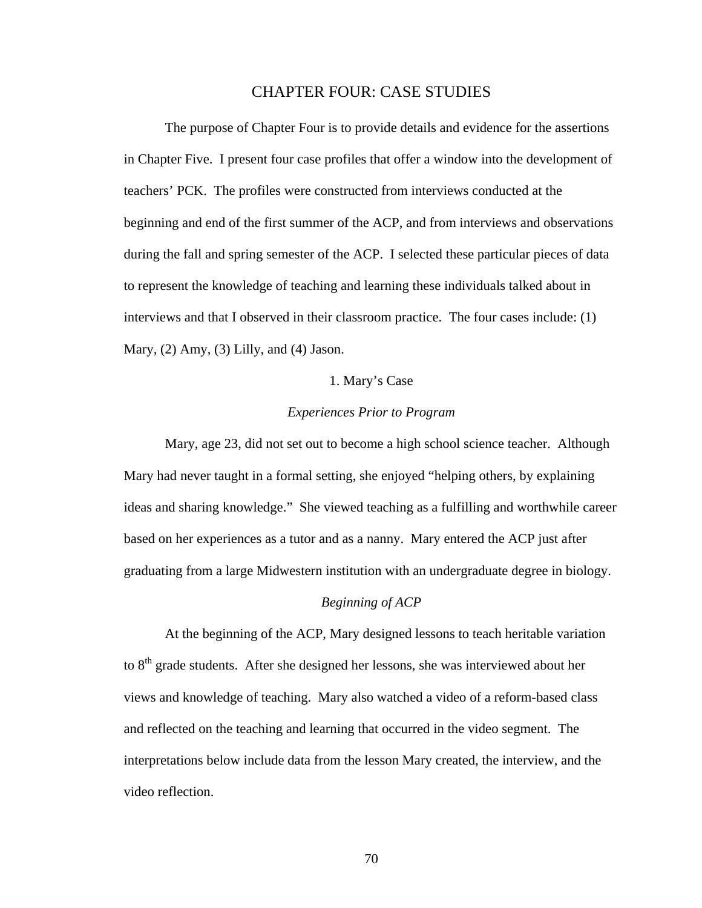# CHAPTER FOUR: CASE STUDIES

The purpose of Chapter Four is to provide details and evidence for the assertions in Chapter Five. I present four case profiles that offer a window into the development of teachers' PCK. The profiles were constructed from interviews conducted at the beginning and end of the first summer of the ACP, and from interviews and observations during the fall and spring semester of the ACP. I selected these particular pieces of data to represent the knowledge of teaching and learning these individuals talked about in interviews and that I observed in their classroom practice. The four cases include: (1) Mary, (2) Amy, (3) Lilly, and (4) Jason.

## 1. Mary's Case

### *Experiences Prior to Program*

Mary, age 23, did not set out to become a high school science teacher. Although Mary had never taught in a formal setting, she enjoyed "helping others, by explaining ideas and sharing knowledge." She viewed teaching as a fulfilling and worthwhile career based on her experiences as a tutor and as a nanny. Mary entered the ACP just after graduating from a large Midwestern institution with an undergraduate degree in biology.

### *Beginning of ACP*

At the beginning of the ACP, Mary designed lessons to teach heritable variation to 8th grade students. After she designed her lessons, she was interviewed about her views and knowledge of teaching. Mary also watched a video of a reform-based class and reflected on the teaching and learning that occurred in the video segment. The interpretations below include data from the lesson Mary created, the interview, and the video reflection.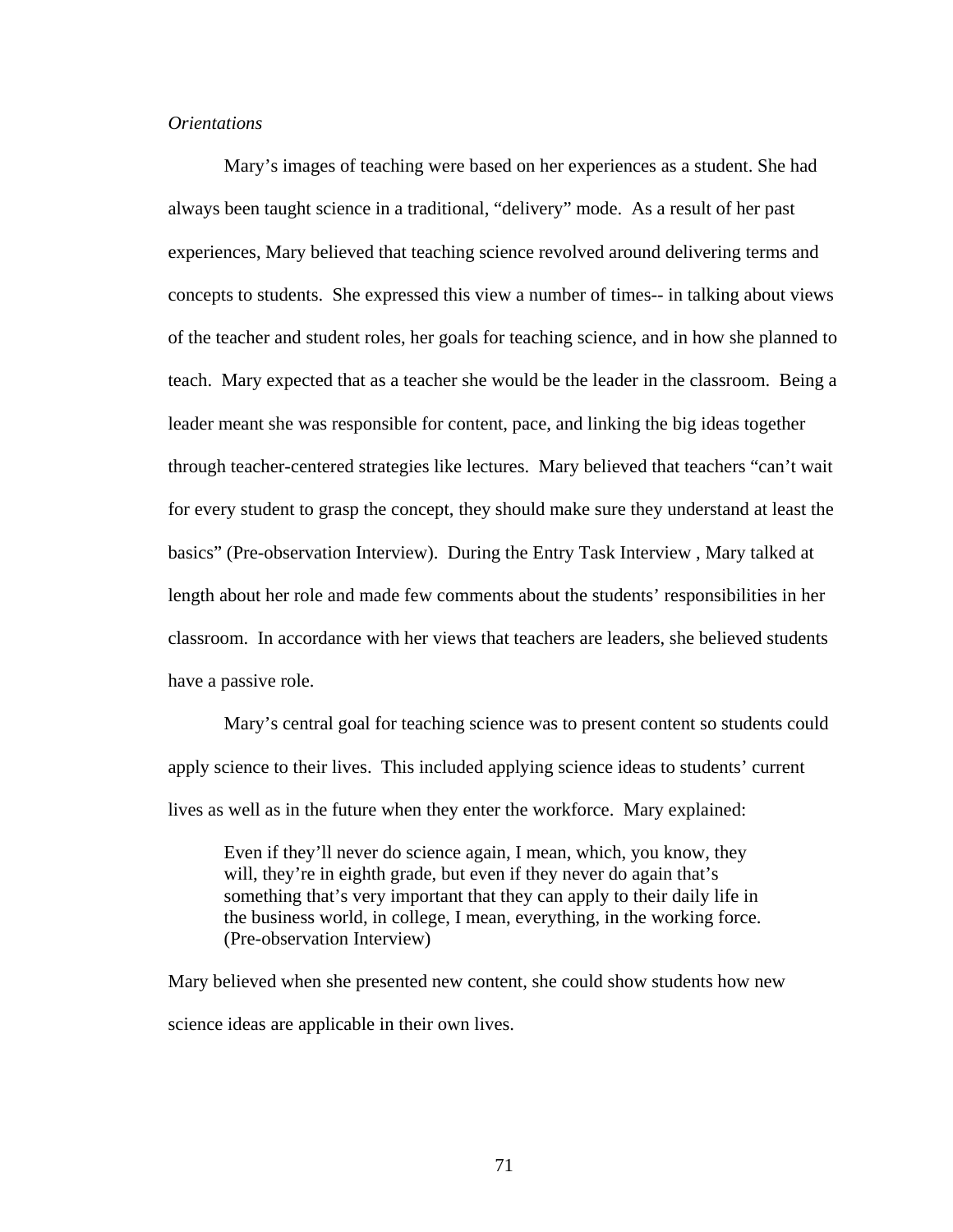*Orientations*

Mary's images of teaching were based on her experiences as a student. She had always been taught science in a traditional, "delivery" mode. As a result of her past experiences, Mary believed that teaching science revolved around delivering terms and concepts to students. She expressed this view a number of times-- in talking about views of the teacher and student roles, her goals for teaching science, and in how she planned to teach. Mary expected that as a teacher she would be the leader in the classroom. Being a leader meant she was responsible for content, pace, and linking the big ideas together through teacher-centered strategies like lectures. Mary believed that teachers "can't wait for every student to grasp the concept, they should make sure they understand at least the basics" (Pre-observation Interview). During the Entry Task Interview , Mary talked at length about her role and made few comments about the students' responsibilities in her classroom. In accordance with her views that teachers are leaders, she believed students have a passive role.

Mary's central goal for teaching science was to present content so students could apply science to their lives. This included applying science ideas to students' current lives as well as in the future when they enter the workforce. Mary explained:

> Even if they'll never do science again, I mean, which, you know, they will, they're in eighth grade, but even if they never do again that's something that's very important that they can apply to their daily life in the business world, in college, I mean, everything, in the working force. (Pre-observation Interview)

Mary believed when she presented new content, she could show students how new science ideas are applicable in their own lives.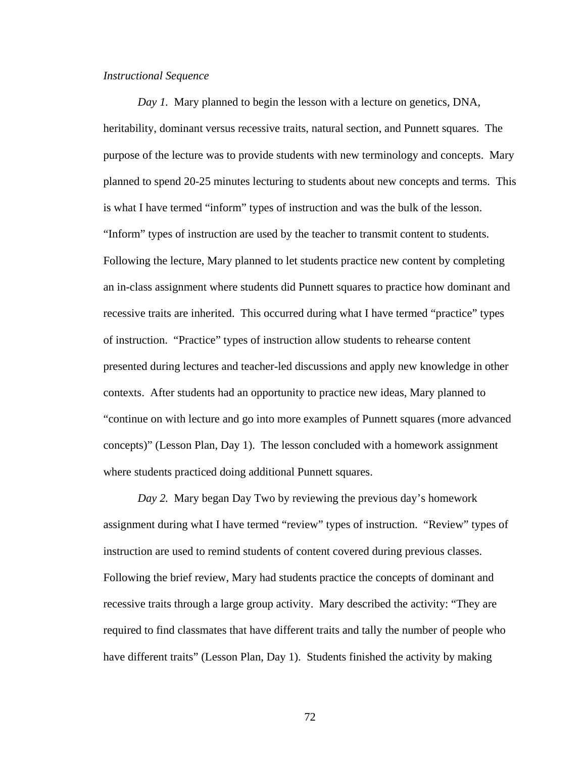*Instructional Sequence*

*Day 1.* Mary planned to begin the lesson with a lecture on genetics, DNA, heritability, dominant versus recessive traits, natural section, and Punnett squares. The purpose of the lecture was to provide students with new terminology and concepts. Mary planned to spend 20-25 minutes lecturing to students about new concepts and terms. This is what I have termed "inform" types of instruction and was the bulk of the lesson. "Inform" types of instruction are used by the teacher to transmit content to students. Following the lecture, Mary planned to let students practice new content by completing an in-class assignment where students did Punnett squares to practice how dominant and recessive traits are inherited. This occurred during what I have termed "practice" types of instruction. "Practice" types of instruction allow students to rehearse content presented during lectures and teacher-led discussions and apply new knowledge in other contexts. After students had an opportunity to practice new ideas, Mary planned to "continue on with lecture and go into more examples of Punnett squares (more advanced concepts)" (Lesson Plan, Day 1). The lesson concluded with a homework assignment where students practiced doing additional Punnett squares.

*Day 2.* Mary began Day Two by reviewing the previous day's homework assignment during what I have termed "review" types of instruction. "Review" types of instruction are used to remind students of content covered during previous classes. Following the brief review, Mary had students practice the concepts of dominant and recessive traits through a large group activity. Mary described the activity: "They are required to find classmates that have different traits and tally the number of people who have different traits" (Lesson Plan, Day 1). Students finished the activity by making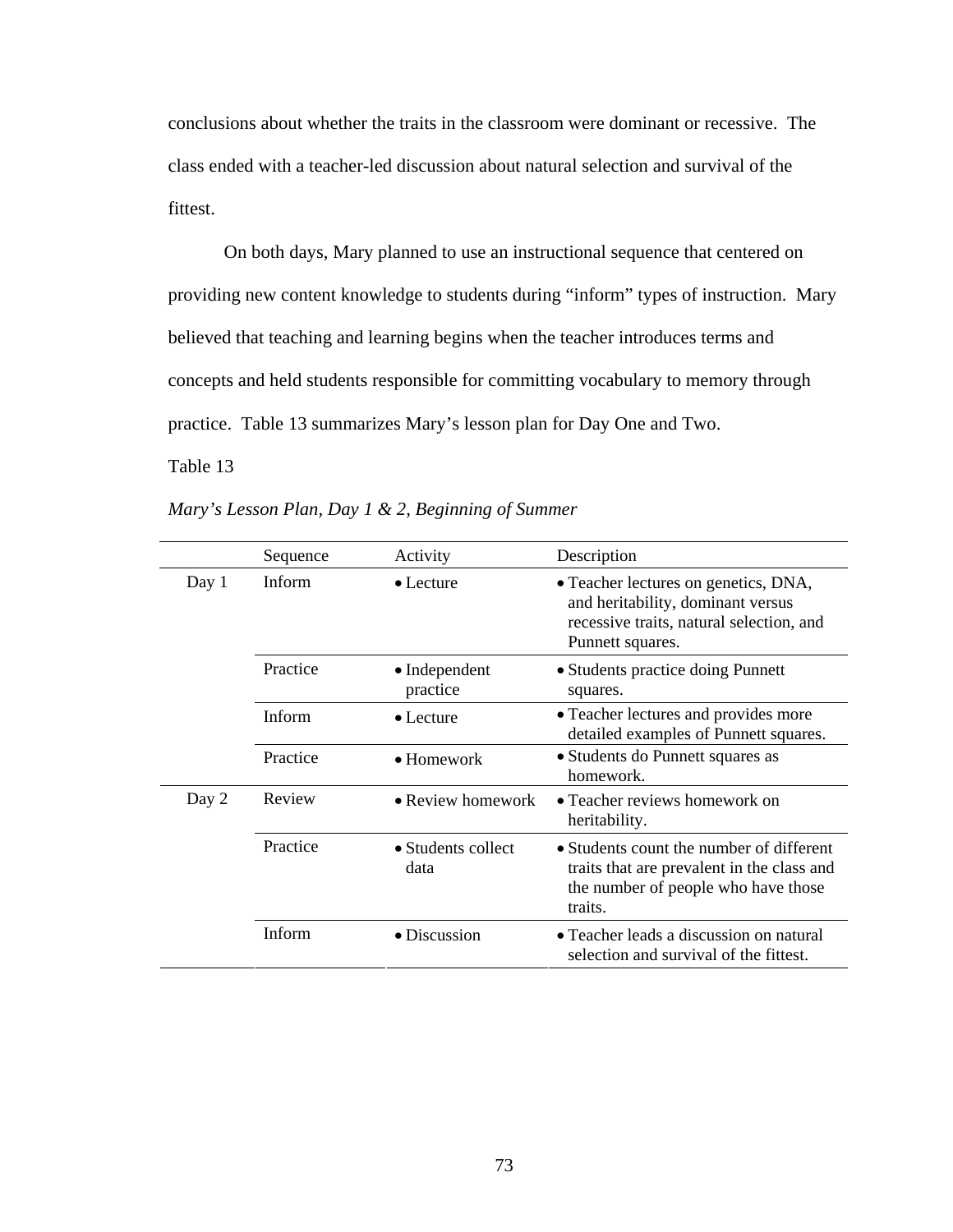conclusions about whether the traits in the classroom were dominant or recessive. The class ended with a teacher-led discussion about natural selection and survival of the fittest.

On both days, Mary planned to use an instructional sequence that centered on providing new content knowledge to students during "inform" types of instruction. Mary believed that teaching and learning begins when the teacher introduces terms and concepts and held students responsible for committing vocabulary to memory through practice. Table 13 summarizes Mary's lesson plan for Day One and Two.

Table 13

*Mary's Lesson Plan, Day 1 & 2, Beginning of Summer*

| | Sequence | Activity | Description |
|---|---|---|---|
| Day 1 | Inform | • Lecture | • Teacher lectures on genetics, DNA, and heritability, dominant versus recessive traits, natural selection, and Punnett squares. |
| | Practice | • Independent practice | • Students practice doing Punnett squares. |
| | Inform | • Lecture | • Teacher lectures and provides more detailed examples of Punnett squares. |
| | Practice | • Homework | • Students do Punnett squares as homework. |
| Day 2 | Review | • Review homework | • Teacher reviews homework on heritability. |
| | Practice | • Students collect data | • Students count the number of different traits that are prevalent in the class and the number of people who have those traits. |
| | Inform | • Discussion | • Teacher leads a discussion on natural selection and survival of the fittest. |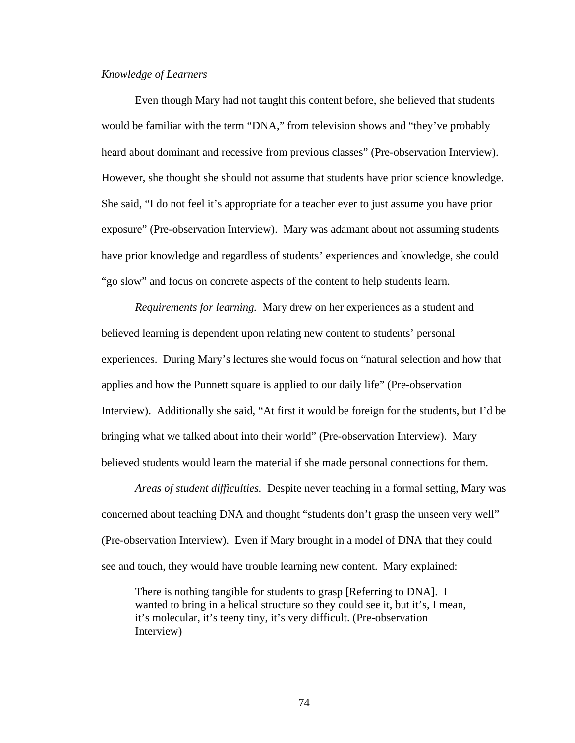*Knowledge of Learners*

Even though Mary had not taught this content before, she believed that students would be familiar with the term "DNA," from television shows and "they've probably heard about dominant and recessive from previous classes" (Pre-observation Interview). However, she thought she should not assume that students have prior science knowledge. She said, "I do not feel it's appropriate for a teacher ever to just assume you have prior exposure" (Pre-observation Interview). Mary was adamant about not assuming students have prior knowledge and regardless of students' experiences and knowledge, she could "go slow" and focus on concrete aspects of the content to help students learn.

*Requirements for learning.* Mary drew on her experiences as a student and believed learning is dependent upon relating new content to students' personal experiences. During Mary's lectures she would focus on "natural selection and how that applies and how the Punnett square is applied to our daily life" (Pre-observation Interview). Additionally she said, "At first it would be foreign for the students, but I'd be bringing what we talked about into their world" (Pre-observation Interview). Mary believed students would learn the material if she made personal connections for them.

*Areas of student difficulties.* Despite never teaching in a formal setting, Mary was concerned about teaching DNA and thought "students don't grasp the unseen very well" (Pre-observation Interview). Even if Mary brought in a model of DNA that they could see and touch, they would have trouble learning new content. Mary explained:

> There is nothing tangible for students to grasp [Referring to DNA]. I wanted to bring in a helical structure so they could see it, but it's, I mean, it's molecular, it's teeny tiny, it's very difficult. (Pre-observation Interview)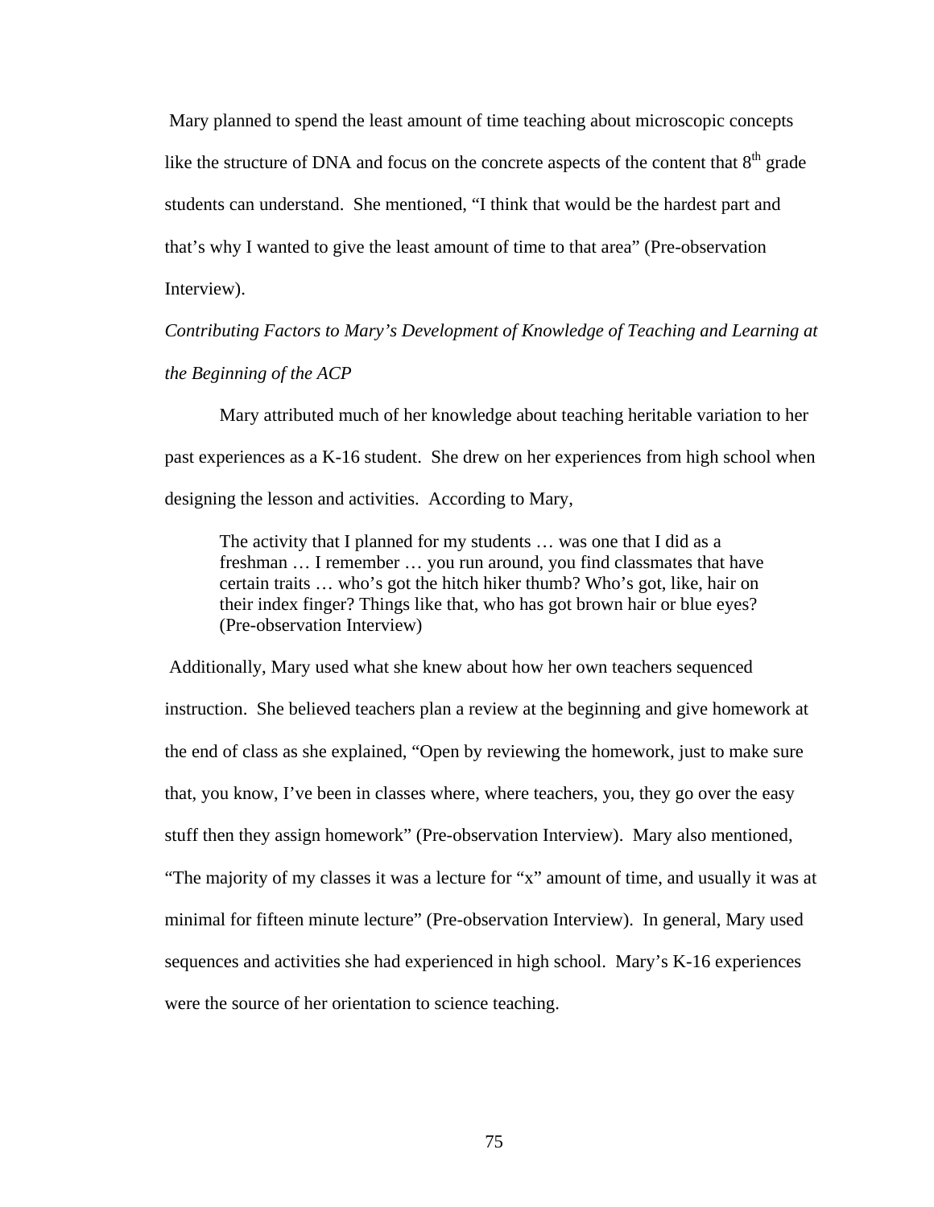Mary planned to spend the least amount of time teaching about microscopic concepts like the structure of DNA and focus on the concrete aspects of the content that 8th grade students can understand. She mentioned, "I think that would be the hardest part and that's why I wanted to give the least amount of time to that area" (Pre-observation Interview).

*Contributing Factors to Mary's Development of Knowledge of Teaching and Learning at the Beginning of the ACP*

Mary attributed much of her knowledge about teaching heritable variation to her past experiences as a K-16 student. She drew on her experiences from high school when designing the lesson and activities. According to Mary,

> The activity that I planned for my students … was one that I did as a freshman … I remember … you run around, you find classmates that have certain traits … who's got the hitch hiker thumb? Who's got, like, hair on their index finger? Things like that, who has got brown hair or blue eyes? (Pre-observation Interview)

Additionally, Mary used what she knew about how her own teachers sequenced instruction. She believed teachers plan a review at the beginning and give homework at the end of class as she explained, "Open by reviewing the homework, just to make sure that, you know, I've been in classes where, where teachers, you, they go over the easy stuff then they assign homework" (Pre-observation Interview). Mary also mentioned, "The majority of my classes it was a lecture for "x" amount of time, and usually it was at minimal for fifteen minute lecture" (Pre-observation Interview). In general, Mary used sequences and activities she had experienced in high school. Mary's K-16 experiences were the source of her orientation to science teaching.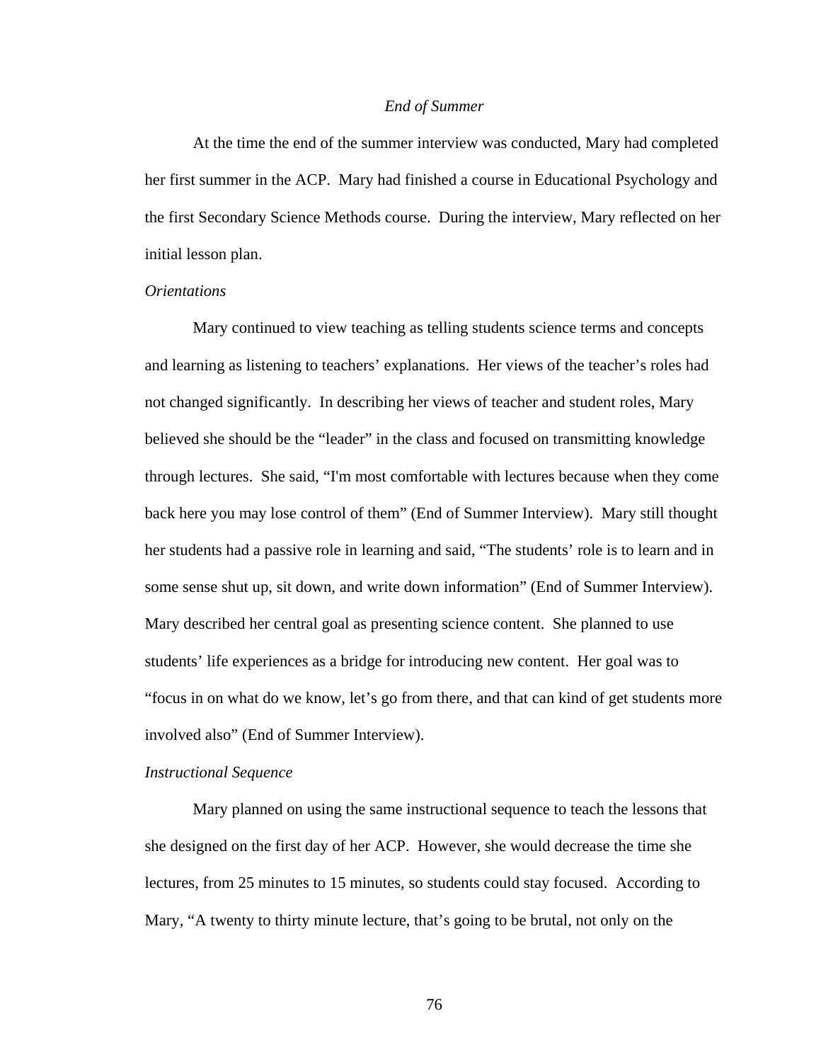*End of Summer*

At the time the end of the summer interview was conducted, Mary had completed her first summer in the ACP. Mary had finished a course in Educational Psychology and the first Secondary Science Methods course. During the interview, Mary reflected on her initial lesson plan.

*Orientations*

Mary continued to view teaching as telling students science terms and concepts and learning as listening to teachers' explanations. Her views of the teacher's roles had not changed significantly. In describing her views of teacher and student roles, Mary believed she should be the "leader" in the class and focused on transmitting knowledge through lectures. She said, "I'm most comfortable with lectures because when they come back here you may lose control of them" (End of Summer Interview). Mary still thought her students had a passive role in learning and said, "The students' role is to learn and in some sense shut up, sit down, and write down information" (End of Summer Interview). Mary described her central goal as presenting science content. She planned to use students' life experiences as a bridge for introducing new content. Her goal was to "focus in on what do we know, let's go from there, and that can kind of get students more involved also" (End of Summer Interview).

*Instructional Sequence*

Mary planned on using the same instructional sequence to teach the lessons that she designed on the first day of her ACP. However, she would decrease the time she lectures, from 25 minutes to 15 minutes, so students could stay focused. According to Mary, "A twenty to thirty minute lecture, that's going to be brutal, not only on the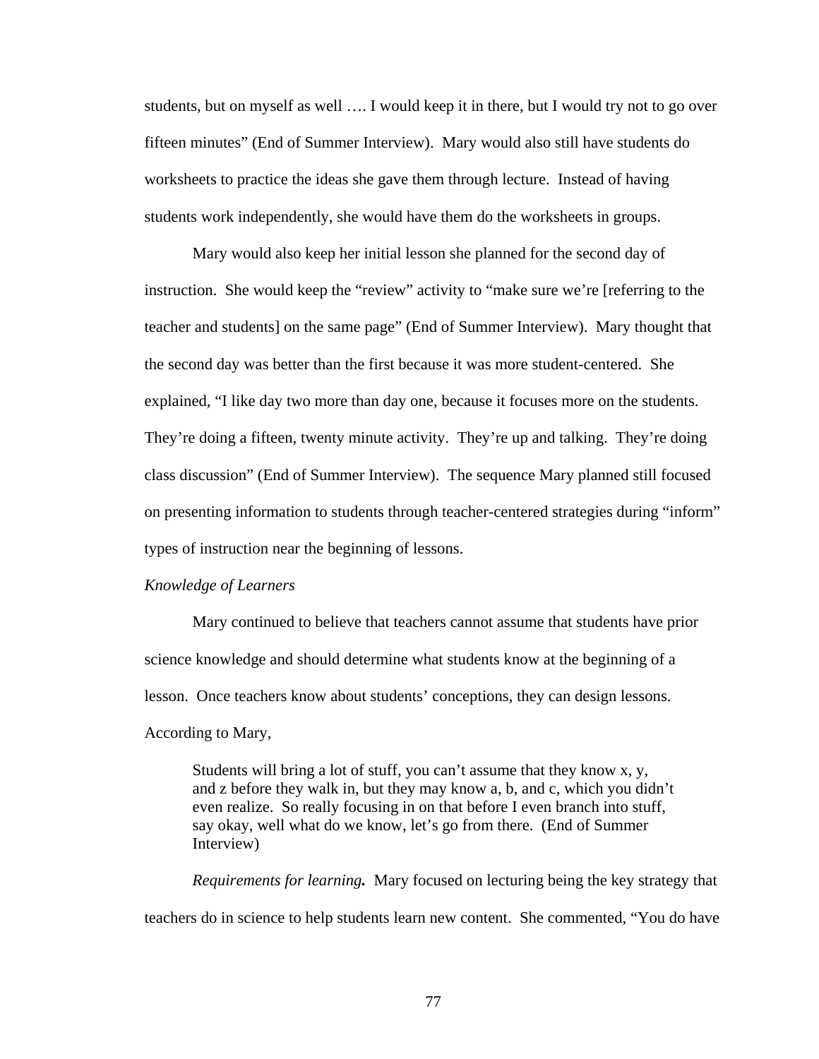students, but on myself as well …. I would keep it in there, but I would try not to go over fifteen minutes" (End of Summer Interview). Mary would also still have students do worksheets to practice the ideas she gave them through lecture. Instead of having students work independently, she would have them do the worksheets in groups.

Mary would also keep her initial lesson she planned for the second day of instruction. She would keep the "review" activity to "make sure we're [referring to the teacher and students] on the same page" (End of Summer Interview). Mary thought that the second day was better than the first because it was more student-centered. She explained, "I like day two more than day one, because it focuses more on the students. They're doing a fifteen, twenty minute activity. They're up and talking. They're doing class discussion" (End of Summer Interview). The sequence Mary planned still focused on presenting information to students through teacher-centered strategies during "inform" types of instruction near the beginning of lessons.

*Knowledge of Learners*

Mary continued to believe that teachers cannot assume that students have prior science knowledge and should determine what students know at the beginning of a lesson. Once teachers know about students' conceptions, they can design lessons. According to Mary,

> Students will bring a lot of stuff, you can't assume that they know x, y, and z before they walk in, but they may know a, b, and c, which you didn't even realize. So really focusing in on that before I even branch into stuff, say okay, well what do we know, let's go from there. (End of Summer Interview)

***Requirements for learning.*** Mary focused on lecturing being the key strategy that teachers do in science to help students learn new content. She commented, "You do have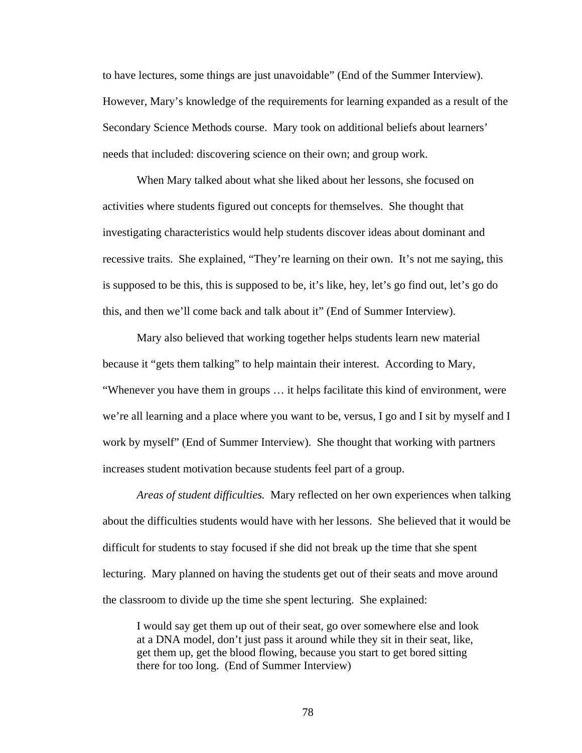to have lectures, some things are just unavoidable" (End of the Summer Interview). However, Mary's knowledge of the requirements for learning expanded as a result of the Secondary Science Methods course. Mary took on additional beliefs about learners' needs that included: discovering science on their own; and group work.

When Mary talked about what she liked about her lessons, she focused on activities where students figured out concepts for themselves. She thought that investigating characteristics would help students discover ideas about dominant and recessive traits. She explained, "They're learning on their own. It's not me saying, this is supposed to be this, this is supposed to be, it's like, hey, let's go find out, let's go do this, and then we'll come back and talk about it" (End of Summer Interview).

Mary also believed that working together helps students learn new material because it "gets them talking" to help maintain their interest. According to Mary, "Whenever you have them in groups … it helps facilitate this kind of environment, were we're all learning and a place where you want to be, versus, I go and I sit by myself and I work by myself" (End of Summer Interview). She thought that working with partners increases student motivation because students feel part of a group.

*Areas of student difficulties.* Mary reflected on her own experiences when talking about the difficulties students would have with her lessons. She believed that it would be difficult for students to stay focused if she did not break up the time that she spent lecturing. Mary planned on having the students get out of their seats and move around the classroom to divide up the time she spent lecturing. She explained:

> I would say get them up out of their seat, go over somewhere else and look at a DNA model, don't just pass it around while they sit in their seat, like, get them up, get the blood flowing, because you start to get bored sitting there for too long. (End of Summer Interview)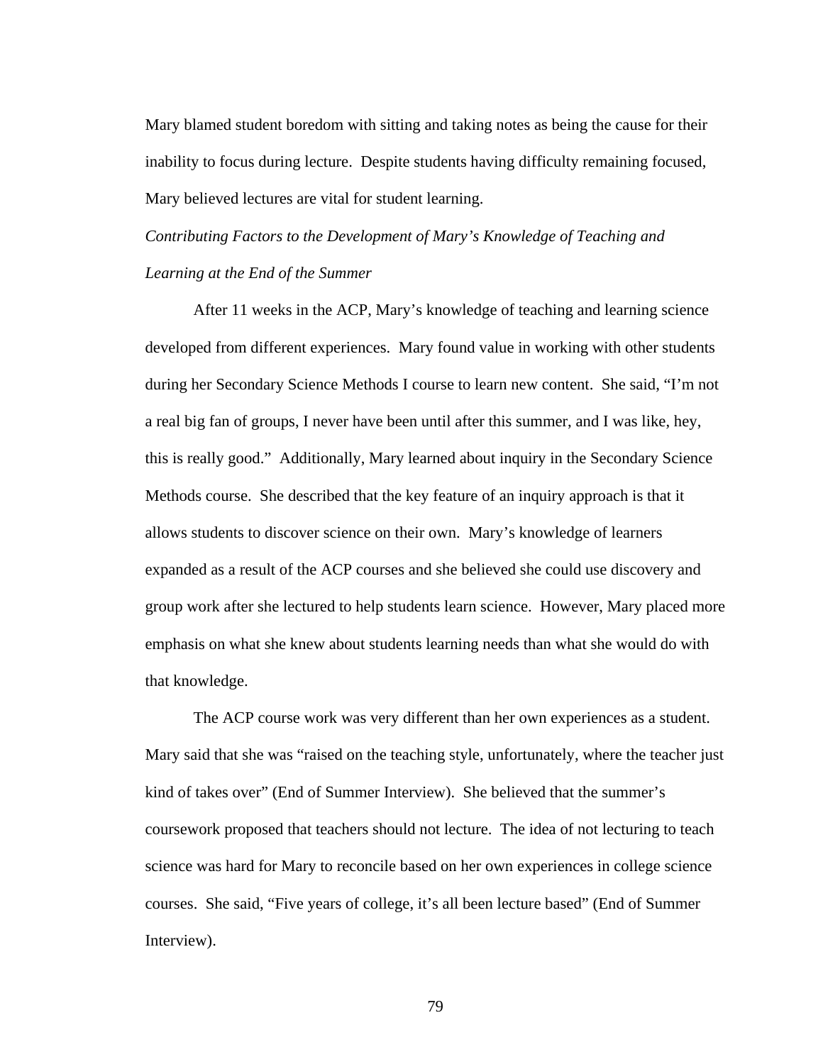Mary blamed student boredom with sitting and taking notes as being the cause for their inability to focus during lecture. Despite students having difficulty remaining focused, Mary believed lectures are vital for student learning.

*Contributing Factors to the Development of Mary's Knowledge of Teaching and Learning at the End of the Summer*

After 11 weeks in the ACP, Mary's knowledge of teaching and learning science developed from different experiences. Mary found value in working with other students during her Secondary Science Methods I course to learn new content. She said, "I'm not a real big fan of groups, I never have been until after this summer, and I was like, hey, this is really good." Additionally, Mary learned about inquiry in the Secondary Science Methods course. She described that the key feature of an inquiry approach is that it allows students to discover science on their own. Mary's knowledge of learners expanded as a result of the ACP courses and she believed she could use discovery and group work after she lectured to help students learn science. However, Mary placed more emphasis on what she knew about students learning needs than what she would do with that knowledge.

The ACP course work was very different than her own experiences as a student. Mary said that she was "raised on the teaching style, unfortunately, where the teacher just kind of takes over" (End of Summer Interview). She believed that the summer's coursework proposed that teachers should not lecture. The idea of not lecturing to teach science was hard for Mary to reconcile based on her own experiences in college science courses. She said, "Five years of college, it's all been lecture based" (End of Summer Interview).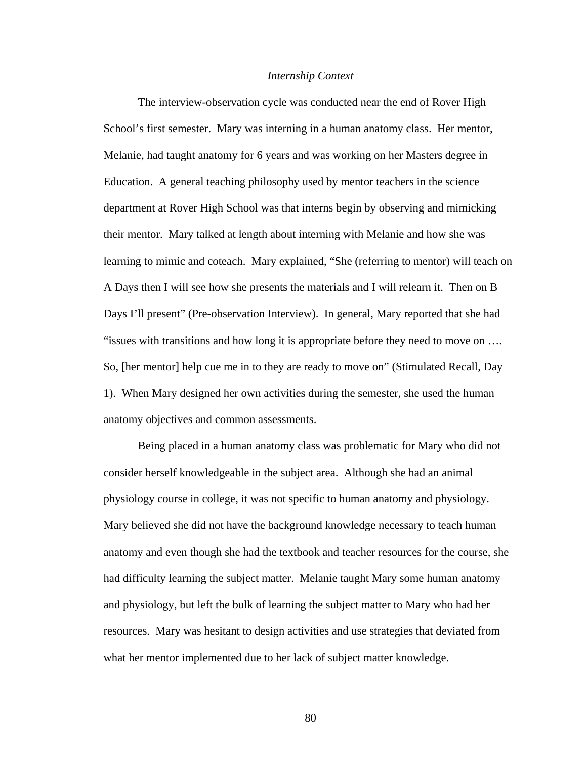### *Internship Context*

The interview-observation cycle was conducted near the end of Rover High School's first semester. Mary was interning in a human anatomy class. Her mentor, Melanie, had taught anatomy for 6 years and was working on her Masters degree in Education. A general teaching philosophy used by mentor teachers in the science department at Rover High School was that interns begin by observing and mimicking their mentor. Mary talked at length about interning with Melanie and how she was learning to mimic and coteach. Mary explained, "She (referring to mentor) will teach on A Days then I will see how she presents the materials and I will relearn it. Then on B Days I'll present" (Pre-observation Interview). In general, Mary reported that she had "issues with transitions and how long it is appropriate before they need to move on …. So, [her mentor] help cue me in to they are ready to move on" (Stimulated Recall, Day 1). When Mary designed her own activities during the semester, she used the human anatomy objectives and common assessments.

Being placed in a human anatomy class was problematic for Mary who did not consider herself knowledgeable in the subject area. Although she had an animal physiology course in college, it was not specific to human anatomy and physiology. Mary believed she did not have the background knowledge necessary to teach human anatomy and even though she had the textbook and teacher resources for the course, she had difficulty learning the subject matter. Melanie taught Mary some human anatomy and physiology, but left the bulk of learning the subject matter to Mary who had her resources. Mary was hesitant to design activities and use strategies that deviated from what her mentor implemented due to her lack of subject matter knowledge.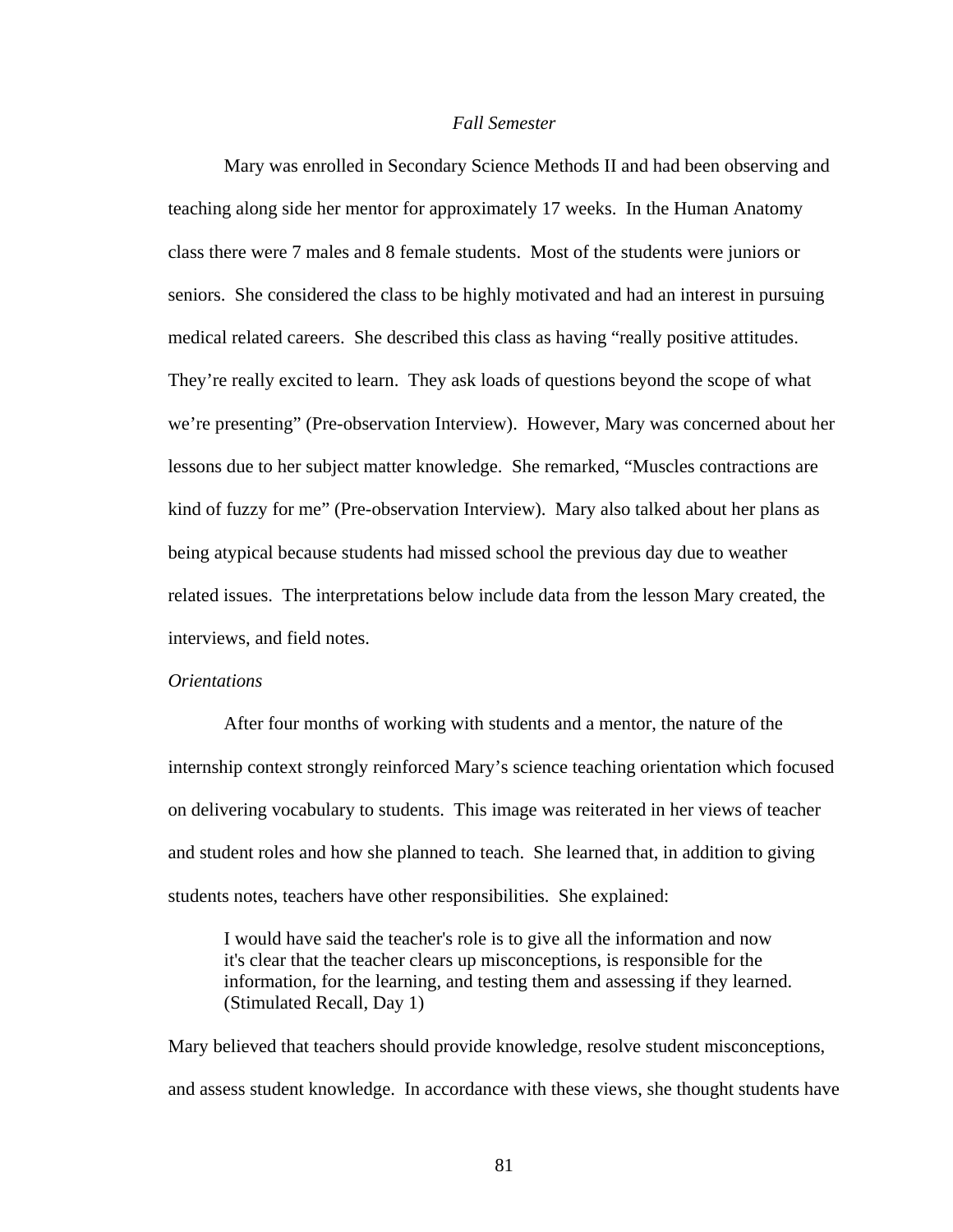*Fall Semester*

Mary was enrolled in Secondary Science Methods II and had been observing and teaching along side her mentor for approximately 17 weeks. In the Human Anatomy class there were 7 males and 8 female students. Most of the students were juniors or seniors. She considered the class to be highly motivated and had an interest in pursuing medical related careers. She described this class as having "really positive attitudes. They're really excited to learn. They ask loads of questions beyond the scope of what we're presenting" (Pre-observation Interview). However, Mary was concerned about her lessons due to her subject matter knowledge. She remarked, "Muscles contractions are kind of fuzzy for me" (Pre-observation Interview). Mary also talked about her plans as being atypical because students had missed school the previous day due to weather related issues. The interpretations below include data from the lesson Mary created, the interviews, and field notes.

*Orientations*

After four months of working with students and a mentor, the nature of the internship context strongly reinforced Mary's science teaching orientation which focused on delivering vocabulary to students. This image was reiterated in her views of teacher and student roles and how she planned to teach. She learned that, in addition to giving students notes, teachers have other responsibilities. She explained:

> I would have said the teacher's role is to give all the information and now it's clear that the teacher clears up misconceptions, is responsible for the information, for the learning, and testing them and assessing if they learned. (Stimulated Recall, Day 1)

Mary believed that teachers should provide knowledge, resolve student misconceptions, and assess student knowledge. In accordance with these views, she thought students have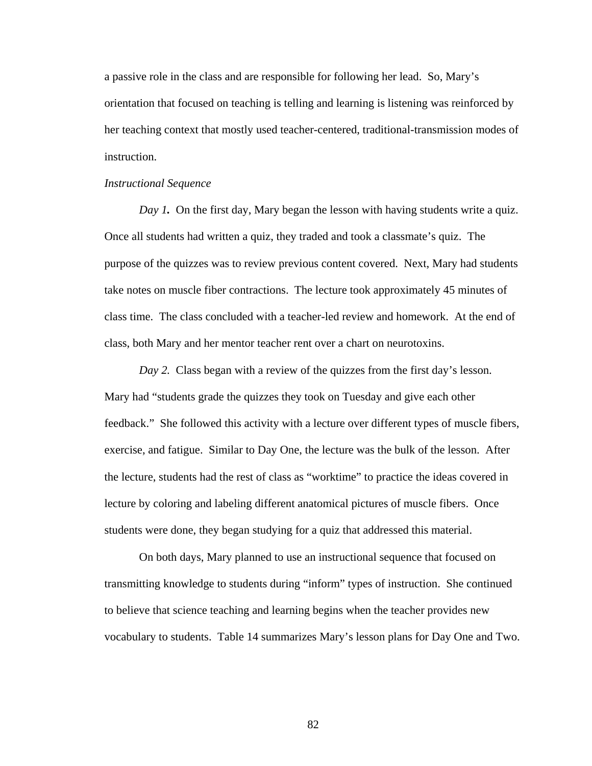a passive role in the class and are responsible for following her lead. So, Mary's orientation that focused on teaching is telling and learning is listening was reinforced by her teaching context that mostly used teacher-centered, traditional-transmission modes of instruction.

*Instructional Sequence*

***Day 1.*** On the first day, Mary began the lesson with having students write a quiz. Once all students had written a quiz, they traded and took a classmate's quiz. The purpose of the quizzes was to review previous content covered. Next, Mary had students take notes on muscle fiber contractions. The lecture took approximately 45 minutes of class time. The class concluded with a teacher-led review and homework. At the end of class, both Mary and her mentor teacher rent over a chart on neurotoxins.

*Day 2.* Class began with a review of the quizzes from the first day's lesson. Mary had "students grade the quizzes they took on Tuesday and give each other feedback." She followed this activity with a lecture over different types of muscle fibers, exercise, and fatigue. Similar to Day One, the lecture was the bulk of the lesson. After the lecture, students had the rest of class as "worktime" to practice the ideas covered in lecture by coloring and labeling different anatomical pictures of muscle fibers. Once students were done, they began studying for a quiz that addressed this material.

On both days, Mary planned to use an instructional sequence that focused on transmitting knowledge to students during "inform" types of instruction. She continued to believe that science teaching and learning begins when the teacher provides new vocabulary to students. Table 14 summarizes Mary's lesson plans for Day One and Two.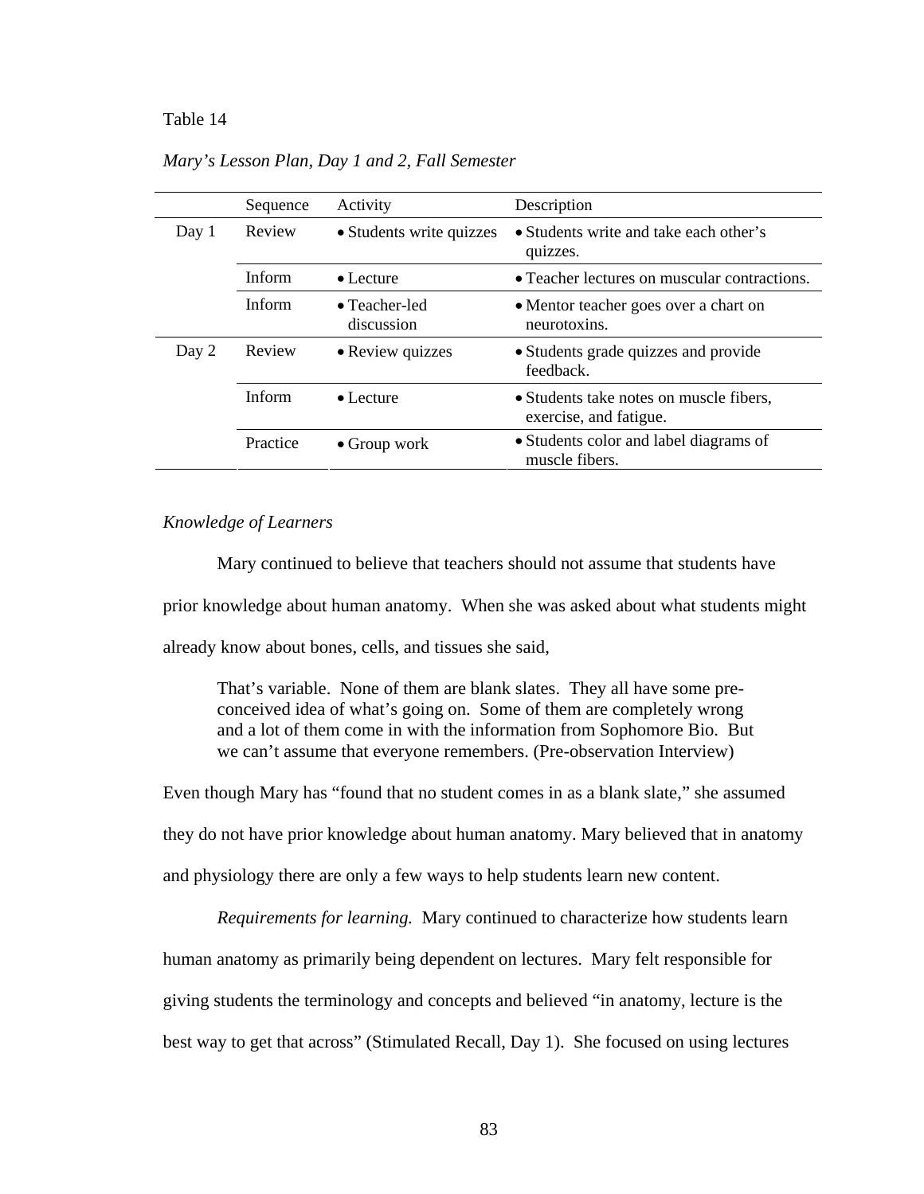Table 14

*Mary's Lesson Plan, Day 1 and 2, Fall Semester*

| | Sequence | Activity | Description |
|---|---|---|---|
| Day 1 | Review | • Students write quizzes | • Students write and take each other's quizzes. |
| | Inform | • Lecture | • Teacher lectures on muscular contractions. |
| | Inform | • Teacher-led discussion | • Mentor teacher goes over a chart on neurotoxins. |
| Day 2 | Review | • Review quizzes | • Students grade quizzes and provide feedback. |
| | Inform | • Lecture | • Students take notes on muscle fibers, exercise, and fatigue. |
| | Practice | • Group work | • Students color and label diagrams of muscle fibers. |

*Knowledge of Learners*

Mary continued to believe that teachers should not assume that students have prior knowledge about human anatomy. When she was asked about what students might already know about bones, cells, and tissues she said,

> That's variable. None of them are blank slates. They all have some pre-conceived idea of what's going on. Some of them are completely wrong and a lot of them come in with the information from Sophomore Bio. But we can't assume that everyone remembers. (Pre-observation Interview)

Even though Mary has "found that no student comes in as a blank slate," she assumed they do not have prior knowledge about human anatomy. Mary believed that in anatomy and physiology there are only a few ways to help students learn new content.

*Requirements for learning.* Mary continued to characterize how students learn human anatomy as primarily being dependent on lectures. Mary felt responsible for giving students the terminology and concepts and believed "in anatomy, lecture is the best way to get that across" (Stimulated Recall, Day 1). She focused on using lectures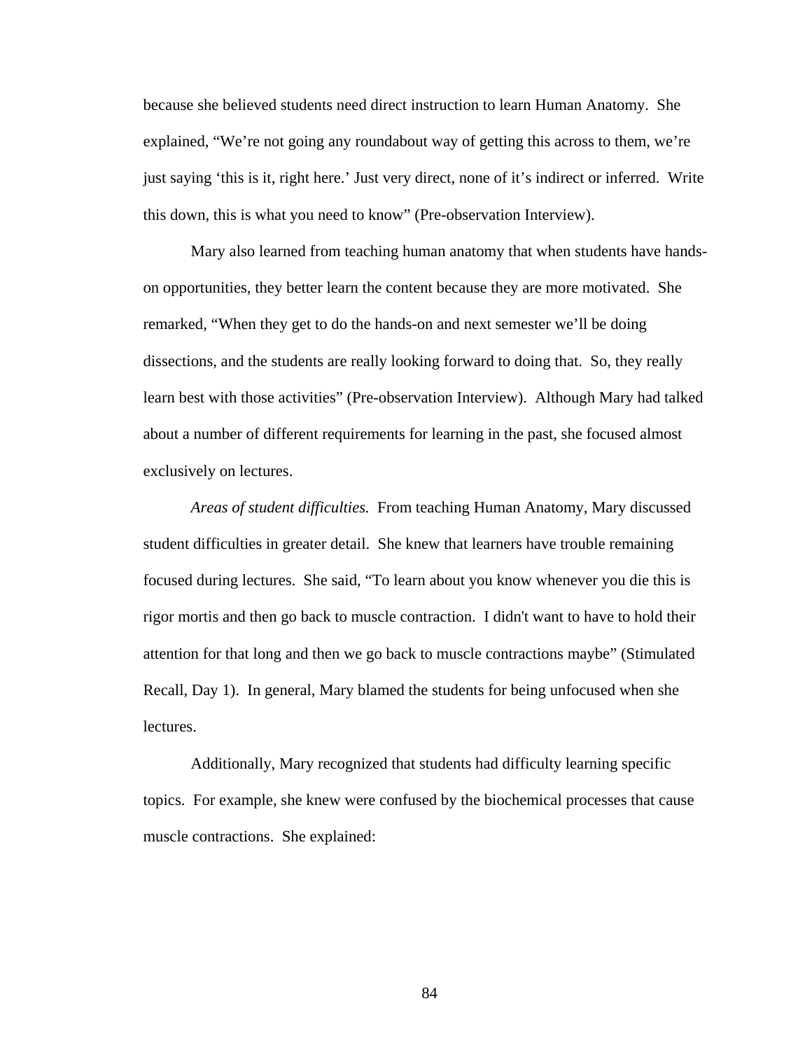because she believed students need direct instruction to learn Human Anatomy. She explained, “We’re not going any roundabout way of getting this across to them, we’re just saying ‘this is it, right here.’ Just very direct, none of it’s indirect or inferred. Write this down, this is what you need to know” (Pre-observation Interview).

Mary also learned from teaching human anatomy that when students have hands-on opportunities, they better learn the content because they are more motivated. She remarked, “When they get to do the hands-on and next semester we’ll be doing dissections, and the students are really looking forward to doing that. So, they really learn best with those activities” (Pre-observation Interview). Although Mary had talked about a number of different requirements for learning in the past, she focused almost exclusively on lectures.

*Areas of student difficulties.* From teaching Human Anatomy, Mary discussed student difficulties in greater detail. She knew that learners have trouble remaining focused during lectures. She said, “To learn about you know whenever you die this is rigor mortis and then go back to muscle contraction. I didn't want to have to hold their attention for that long and then we go back to muscle contractions maybe” (Stimulated Recall, Day 1). In general, Mary blamed the students for being unfocused when she lectures.

Additionally, Mary recognized that students had difficulty learning specific topics. For example, she knew were confused by the biochemical processes that cause muscle contractions. She explained: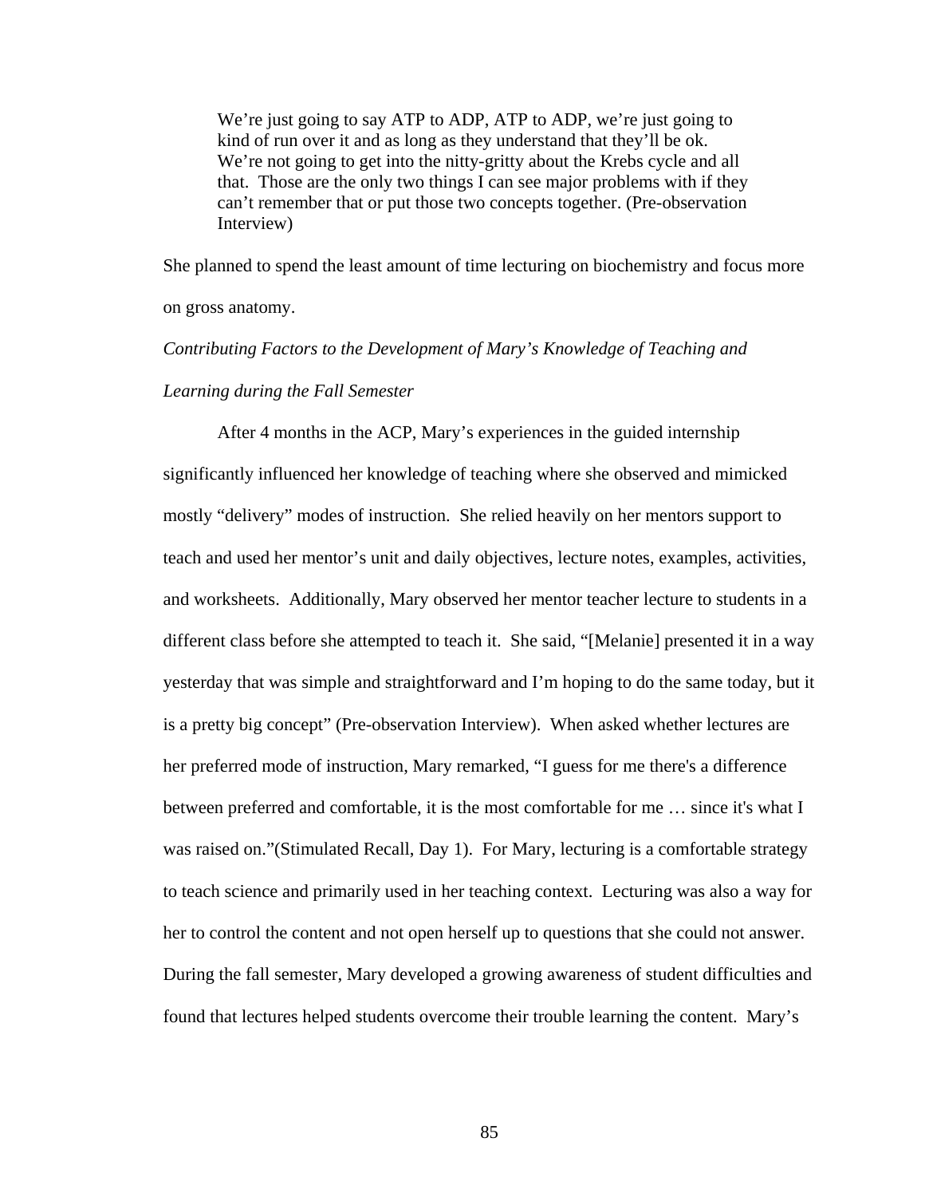> We're just going to say ATP to ADP, ATP to ADP, we're just going to kind of run over it and as long as they understand that they'll be ok. We're not going to get into the nitty-gritty about the Krebs cycle and all that. Those are the only two things I can see major problems with if they can't remember that or put those two concepts together. (Pre-observation Interview)

She planned to spend the least amount of time lecturing on biochemistry and focus more on gross anatomy.

*Contributing Factors to the Development of Mary's Knowledge of Teaching and Learning during the Fall Semester*

After 4 months in the ACP, Mary's experiences in the guided internship significantly influenced her knowledge of teaching where she observed and mimicked mostly "delivery" modes of instruction. She relied heavily on her mentors support to teach and used her mentor's unit and daily objectives, lecture notes, examples, activities, and worksheets. Additionally, Mary observed her mentor teacher lecture to students in a different class before she attempted to teach it. She said, "[Melanie] presented it in a way yesterday that was simple and straightforward and I'm hoping to do the same today, but it is a pretty big concept" (Pre-observation Interview). When asked whether lectures are her preferred mode of instruction, Mary remarked, "I guess for me there's a difference between preferred and comfortable, it is the most comfortable for me … since it's what I was raised on."(Stimulated Recall, Day 1). For Mary, lecturing is a comfortable strategy to teach science and primarily used in her teaching context. Lecturing was also a way for her to control the content and not open herself up to questions that she could not answer. During the fall semester, Mary developed a growing awareness of student difficulties and found that lectures helped students overcome their trouble learning the content. Mary's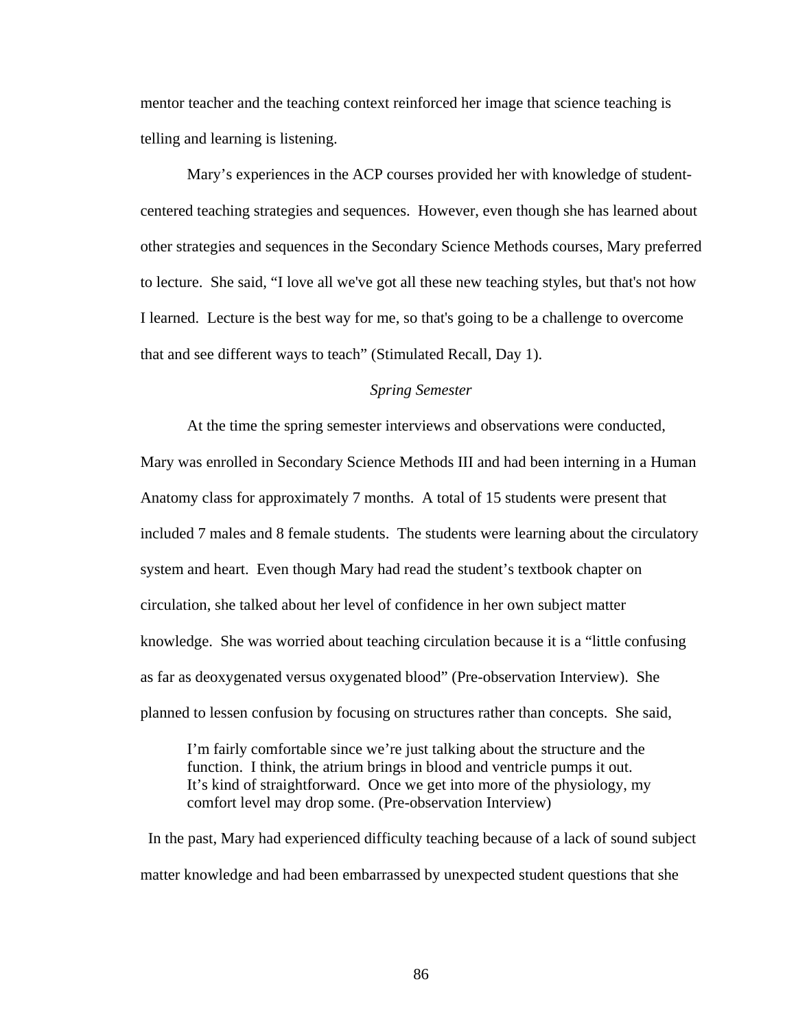mentor teacher and the teaching context reinforced her image that science teaching is telling and learning is listening.

Mary's experiences in the ACP courses provided her with knowledge of student-centered teaching strategies and sequences. However, even though she has learned about other strategies and sequences in the Secondary Science Methods courses, Mary preferred to lecture. She said, "I love all we've got all these new teaching styles, but that's not how I learned. Lecture is the best way for me, so that's going to be a challenge to overcome that and see different ways to teach" (Stimulated Recall, Day 1).

### *Spring Semester*

At the time the spring semester interviews and observations were conducted, Mary was enrolled in Secondary Science Methods III and had been interning in a Human Anatomy class for approximately 7 months. A total of 15 students were present that included 7 males and 8 female students. The students were learning about the circulatory system and heart. Even though Mary had read the student's textbook chapter on circulation, she talked about her level of confidence in her own subject matter knowledge. She was worried about teaching circulation because it is a "little confusing as far as deoxygenated versus oxygenated blood" (Pre-observation Interview). She planned to lessen confusion by focusing on structures rather than concepts. She said,

> I'm fairly comfortable since we're just talking about the structure and the function. I think, the atrium brings in blood and ventricle pumps it out. It's kind of straightforward. Once we get into more of the physiology, my comfort level may drop some. (Pre-observation Interview)

In the past, Mary had experienced difficulty teaching because of a lack of sound subject matter knowledge and had been embarrassed by unexpected student questions that she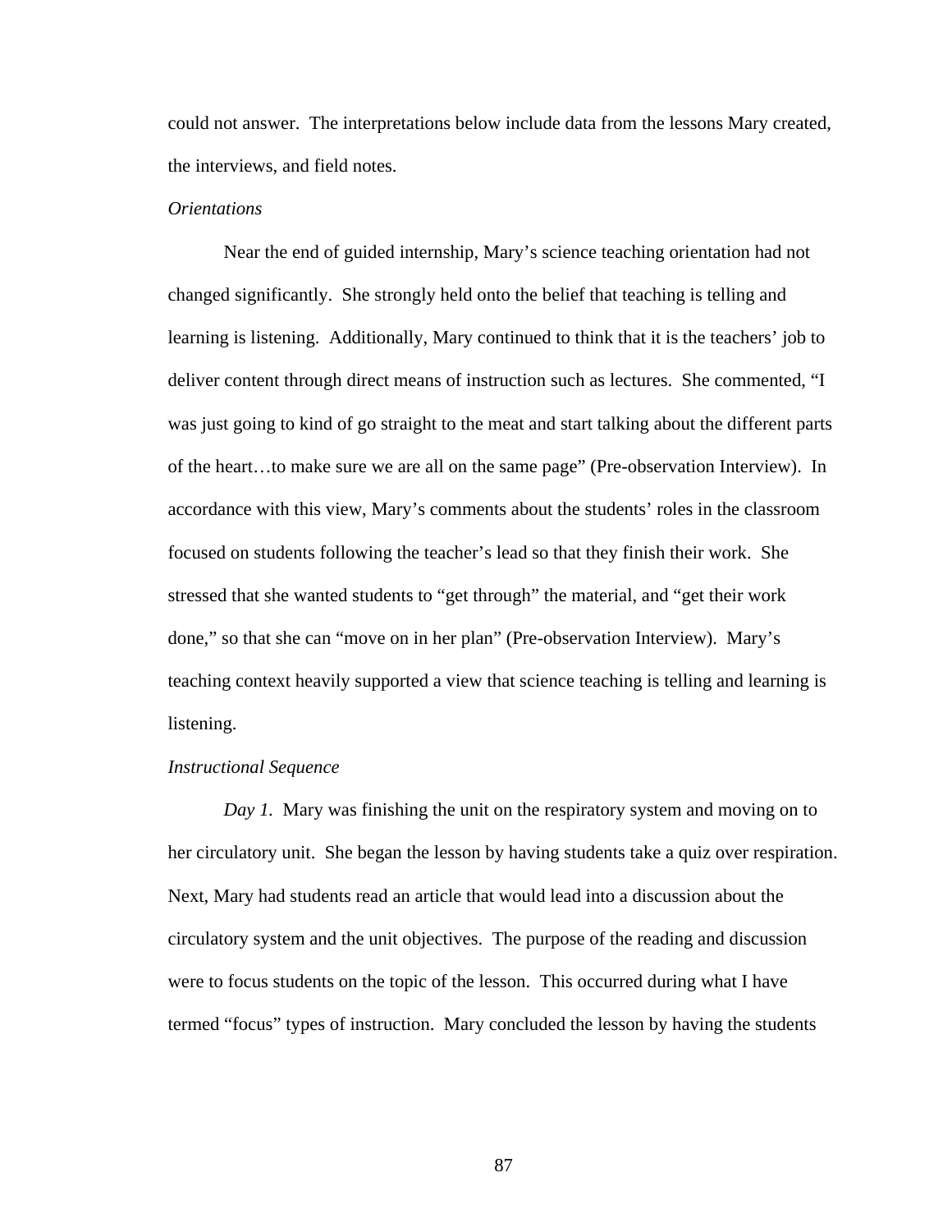could not answer. The interpretations below include data from the lessons Mary created, the interviews, and field notes.

*Orientations*

Near the end of guided internship, Mary's science teaching orientation had not changed significantly. She strongly held onto the belief that teaching is telling and learning is listening. Additionally, Mary continued to think that it is the teachers' job to deliver content through direct means of instruction such as lectures. She commented, "I was just going to kind of go straight to the meat and start talking about the different parts of the heart…to make sure we are all on the same page" (Pre-observation Interview). In accordance with this view, Mary's comments about the students' roles in the classroom focused on students following the teacher's lead so that they finish their work. She stressed that she wanted students to "get through" the material, and "get their work done," so that she can "move on in her plan" (Pre-observation Interview). Mary's teaching context heavily supported a view that science teaching is telling and learning is listening.

*Instructional Sequence*

*Day 1.* Mary was finishing the unit on the respiratory system and moving on to her circulatory unit. She began the lesson by having students take a quiz over respiration. Next, Mary had students read an article that would lead into a discussion about the circulatory system and the unit objectives. The purpose of the reading and discussion were to focus students on the topic of the lesson. This occurred during what I have termed "focus" types of instruction. Mary concluded the lesson by having the students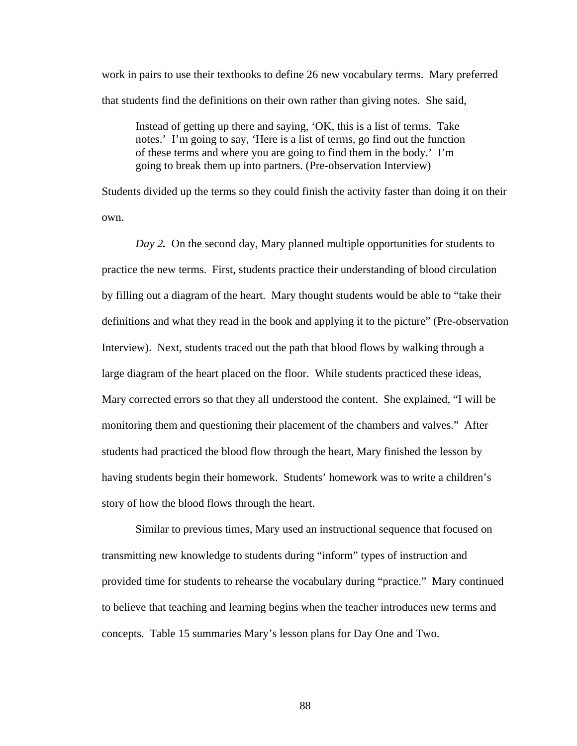work in pairs to use their textbooks to define 26 new vocabulary terms. Mary preferred that students find the definitions on their own rather than giving notes. She said,

> Instead of getting up there and saying, 'OK, this is a list of terms. Take notes.' I'm going to say, 'Here is a list of terms, go find out the function of these terms and where you are going to find them in the body.' I'm going to break them up into partners. (Pre-observation Interview)

Students divided up the terms so they could finish the activity faster than doing it on their own.

***Day 2.*** On the second day, Mary planned multiple opportunities for students to practice the new terms. First, students practice their understanding of blood circulation by filling out a diagram of the heart. Mary thought students would be able to "take their definitions and what they read in the book and applying it to the picture" (Pre-observation Interview). Next, students traced out the path that blood flows by walking through a large diagram of the heart placed on the floor. While students practiced these ideas, Mary corrected errors so that they all understood the content. She explained, "I will be monitoring them and questioning their placement of the chambers and valves." After students had practiced the blood flow through the heart, Mary finished the lesson by having students begin their homework. Students' homework was to write a children's story of how the blood flows through the heart.

Similar to previous times, Mary used an instructional sequence that focused on transmitting new knowledge to students during "inform" types of instruction and provided time for students to rehearse the vocabulary during "practice." Mary continued to believe that teaching and learning begins when the teacher introduces new terms and concepts. Table 15 summaries Mary's lesson plans for Day One and Two.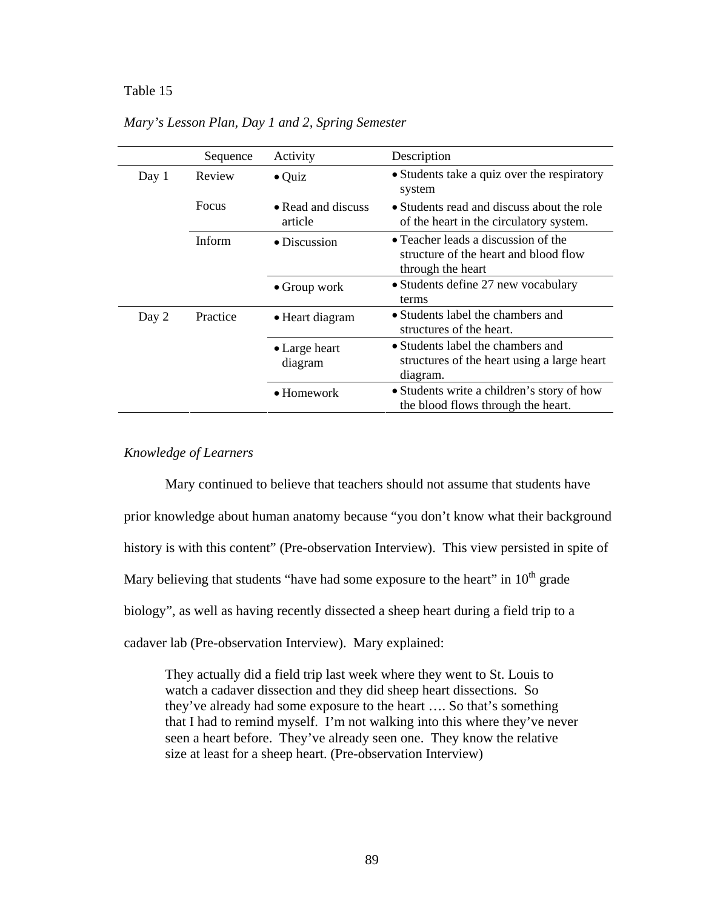Table 15

*Mary's Lesson Plan, Day 1 and 2, Spring Semester*

| | Sequence | Activity | Description |
|---|---|---|---|
| Day 1 | Review | • Quiz | • Students take a quiz over the respiratory system |
| | Focus | • Read and discuss article | • Students read and discuss about the role of the heart in the circulatory system. |
| | Inform | • Discussion | • Teacher leads a discussion of the structure of the heart and blood flow through the heart |
| | | • Group work | • Students define 27 new vocabulary terms |
| Day 2 | Practice | • Heart diagram | • Students label the chambers and structures of the heart. |
| | | • Large heart diagram | • Students label the chambers and structures of the heart using a large heart diagram. |
| | | • Homework | • Students write a children's story of how the blood flows through the heart. |

*Knowledge of Learners*

Mary continued to believe that teachers should not assume that students have prior knowledge about human anatomy because "you don't know what their background history is with this content" (Pre-observation Interview). This view persisted in spite of Mary believing that students "have had some exposure to the heart" in 10th grade biology", as well as having recently dissected a sheep heart during a field trip to a cadaver lab (Pre-observation Interview). Mary explained:

> They actually did a field trip last week where they went to St. Louis to watch a cadaver dissection and they did sheep heart dissections. So they've already had some exposure to the heart …. So that's something that I had to remind myself. I'm not walking into this where they've never seen a heart before. They've already seen one. They know the relative size at least for a sheep heart. (Pre-observation Interview)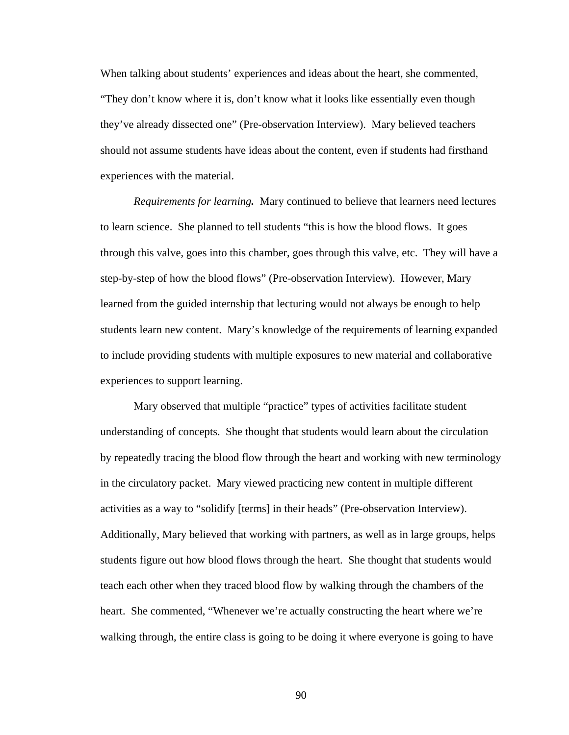When talking about students' experiences and ideas about the heart, she commented, "They don't know where it is, don't know what it looks like essentially even though they've already dissected one" (Pre-observation Interview). Mary believed teachers should not assume students have ideas about the content, even if students had firsthand experiences with the material.

***Requirements for learning.*** Mary continued to believe that learners need lectures to learn science. She planned to tell students "this is how the blood flows. It goes through this valve, goes into this chamber, goes through this valve, etc. They will have a step-by-step of how the blood flows" (Pre-observation Interview). However, Mary learned from the guided internship that lecturing would not always be enough to help students learn new content. Mary's knowledge of the requirements of learning expanded to include providing students with multiple exposures to new material and collaborative experiences to support learning.

Mary observed that multiple "practice" types of activities facilitate student understanding of concepts. She thought that students would learn about the circulation by repeatedly tracing the blood flow through the heart and working with new terminology in the circulatory packet. Mary viewed practicing new content in multiple different activities as a way to "solidify [terms] in their heads" (Pre-observation Interview). Additionally, Mary believed that working with partners, as well as in large groups, helps students figure out how blood flows through the heart. She thought that students would teach each other when they traced blood flow by walking through the chambers of the heart. She commented, "Whenever we're actually constructing the heart where we're walking through, the entire class is going to be doing it where everyone is going to have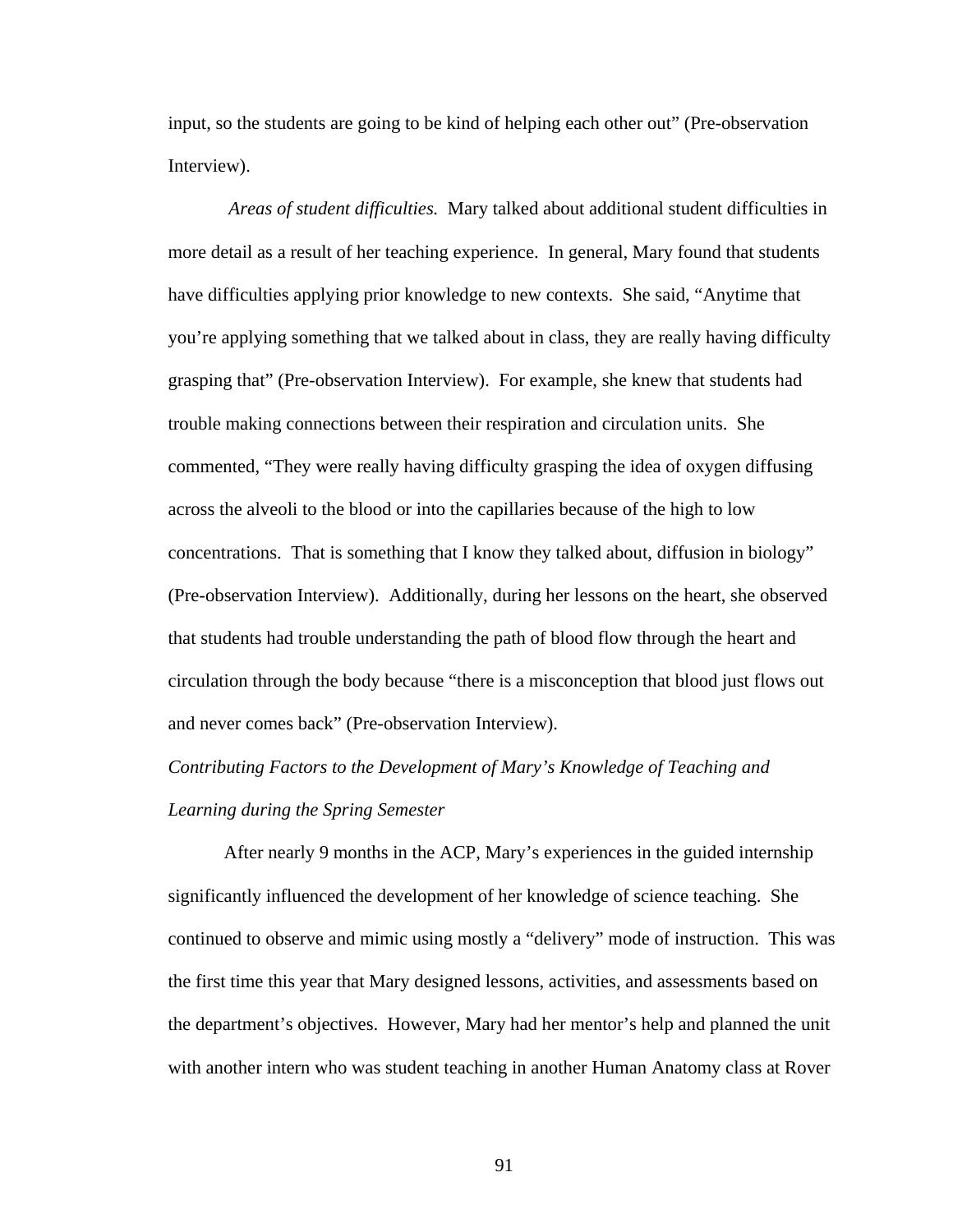input, so the students are going to be kind of helping each other out" (Pre-observation Interview).

*Areas of student difficulties.* Mary talked about additional student difficulties in more detail as a result of her teaching experience. In general, Mary found that students have difficulties applying prior knowledge to new contexts. She said, "Anytime that you're applying something that we talked about in class, they are really having difficulty grasping that" (Pre-observation Interview). For example, she knew that students had trouble making connections between their respiration and circulation units. She commented, "They were really having difficulty grasping the idea of oxygen diffusing across the alveoli to the blood or into the capillaries because of the high to low concentrations. That is something that I know they talked about, diffusion in biology" (Pre-observation Interview). Additionally, during her lessons on the heart, she observed that students had trouble understanding the path of blood flow through the heart and circulation through the body because "there is a misconception that blood just flows out and never comes back" (Pre-observation Interview).

*Contributing Factors to the Development of Mary's Knowledge of Teaching and Learning during the Spring Semester*

After nearly 9 months in the ACP, Mary's experiences in the guided internship significantly influenced the development of her knowledge of science teaching. She continued to observe and mimic using mostly a "delivery" mode of instruction. This was the first time this year that Mary designed lessons, activities, and assessments based on the department's objectives. However, Mary had her mentor's help and planned the unit with another intern who was student teaching in another Human Anatomy class at Rover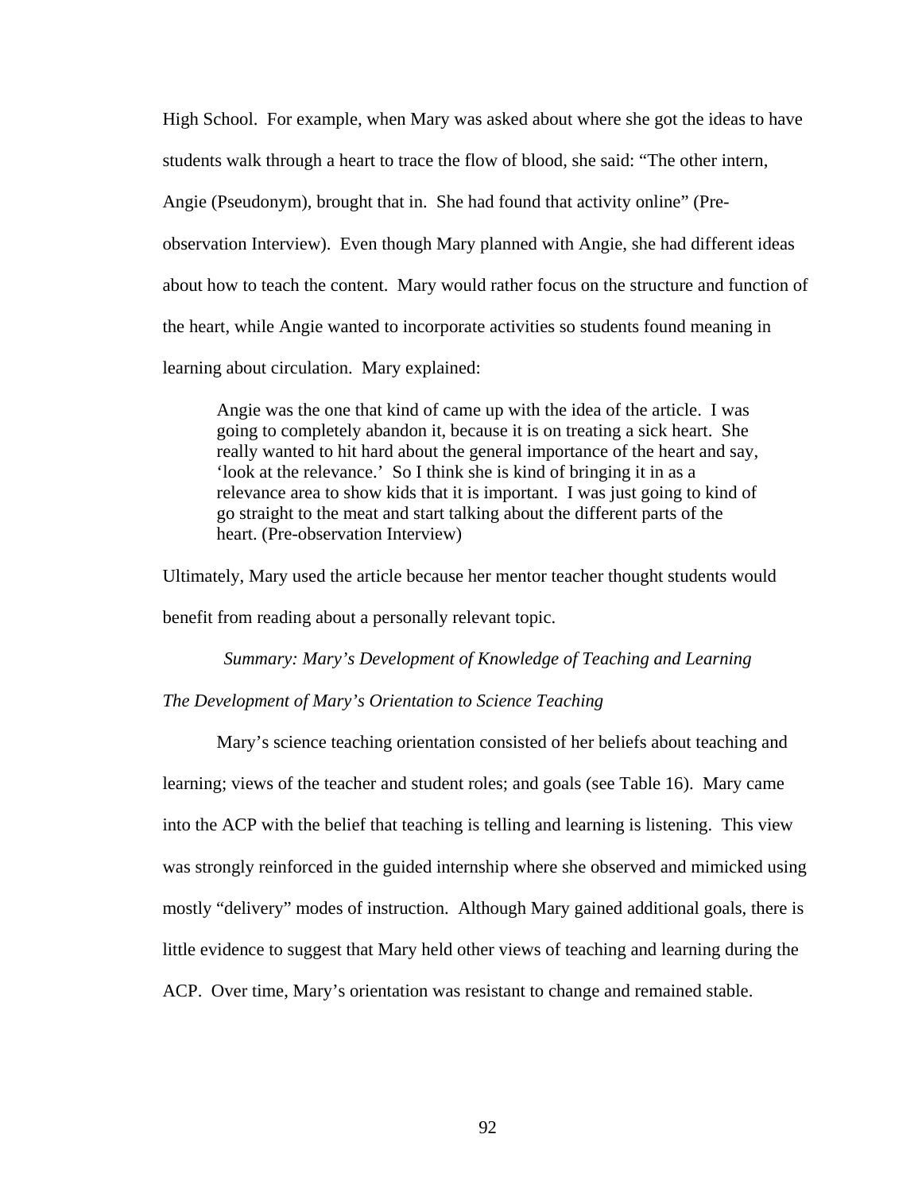High School. For example, when Mary was asked about where she got the ideas to have students walk through a heart to trace the flow of blood, she said: "The other intern, Angie (Pseudonym), brought that in. She had found that activity online" (Pre-observation Interview). Even though Mary planned with Angie, she had different ideas about how to teach the content. Mary would rather focus on the structure and function of the heart, while Angie wanted to incorporate activities so students found meaning in learning about circulation. Mary explained:

> Angie was the one that kind of came up with the idea of the article. I was going to completely abandon it, because it is on treating a sick heart. She really wanted to hit hard about the general importance of the heart and say, 'look at the relevance.' So I think she is kind of bringing it in as a relevance area to show kids that it is important. I was just going to kind of go straight to the meat and start talking about the different parts of the heart. (Pre-observation Interview)

Ultimately, Mary used the article because her mentor teacher thought students would benefit from reading about a personally relevant topic.

### *Summary: Mary's Development of Knowledge of Teaching and Learning*

#### *The Development of Mary's Orientation to Science Teaching*

Mary's science teaching orientation consisted of her beliefs about teaching and learning; views of the teacher and student roles; and goals (see Table 16). Mary came into the ACP with the belief that teaching is telling and learning is listening. This view was strongly reinforced in the guided internship where she observed and mimicked using mostly "delivery" modes of instruction. Although Mary gained additional goals, there is little evidence to suggest that Mary held other views of teaching and learning during the ACP. Over time, Mary's orientation was resistant to change and remained stable.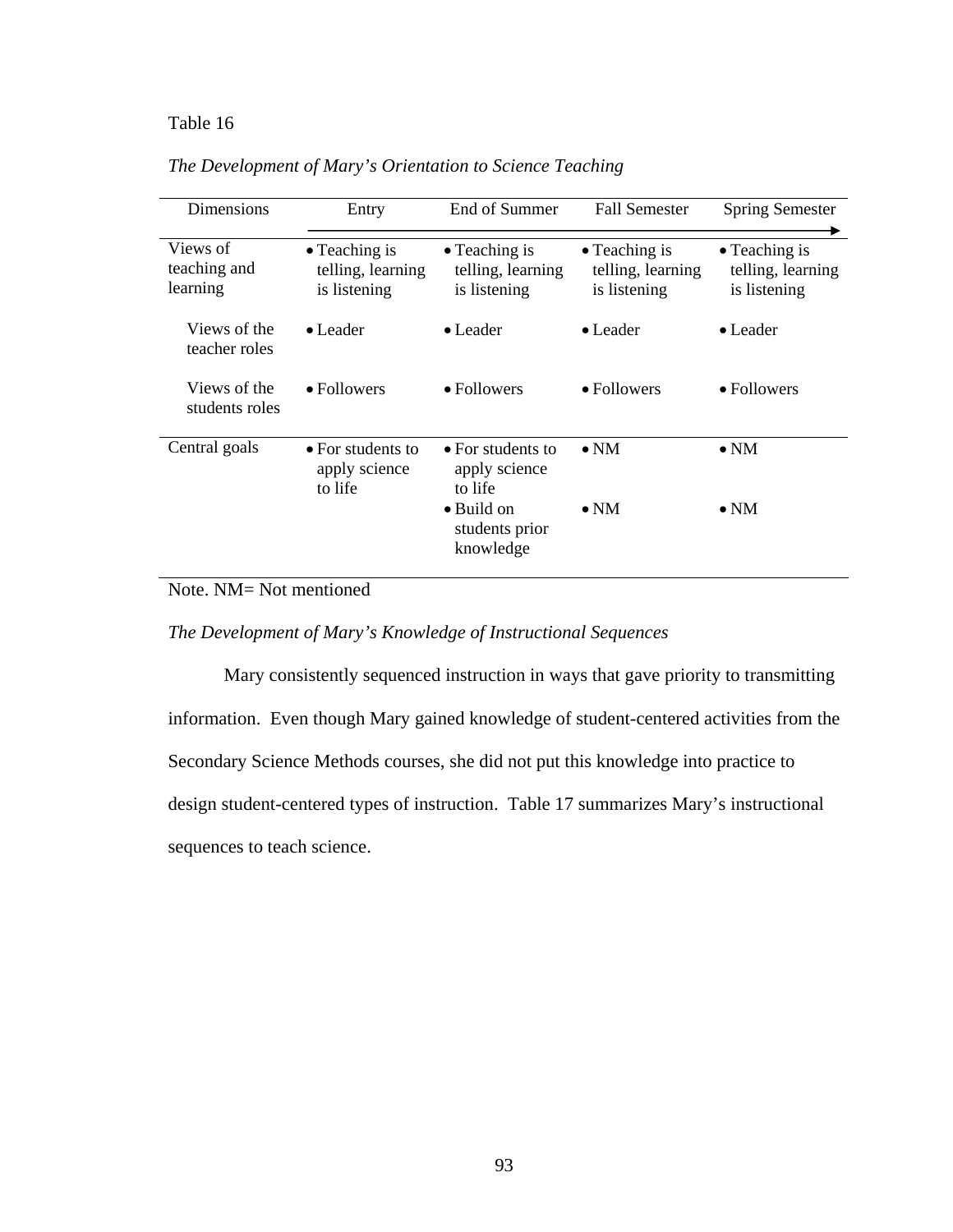Table 16

*The Development of Mary's Orientation to Science Teaching*

| Dimensions | Entry | End of Summer | Fall Semester | Spring Semester |
|---|---|---|---|---|
| Views of teaching and learning | • Teaching is telling, learning is listening | • Teaching is telling, learning is listening | • Teaching is telling, learning is listening | • Teaching is telling, learning is listening |
| Views of the teacher roles | • Leader | • Leader | • Leader | • Leader |
| Views of the students roles | • Followers | • Followers | • Followers | • Followers |
| Central goals | • For students to apply science to life | • For students to apply science to life | • NM | • NM |
| | | • Build on students prior knowledge | • NM | • NM |

Note. NM= Not mentioned

*The Development of Mary's Knowledge of Instructional Sequences*

Mary consistently sequenced instruction in ways that gave priority to transmitting information. Even though Mary gained knowledge of student-centered activities from the Secondary Science Methods courses, she did not put this knowledge into practice to design student-centered types of instruction. Table 17 summarizes Mary's instructional sequences to teach science.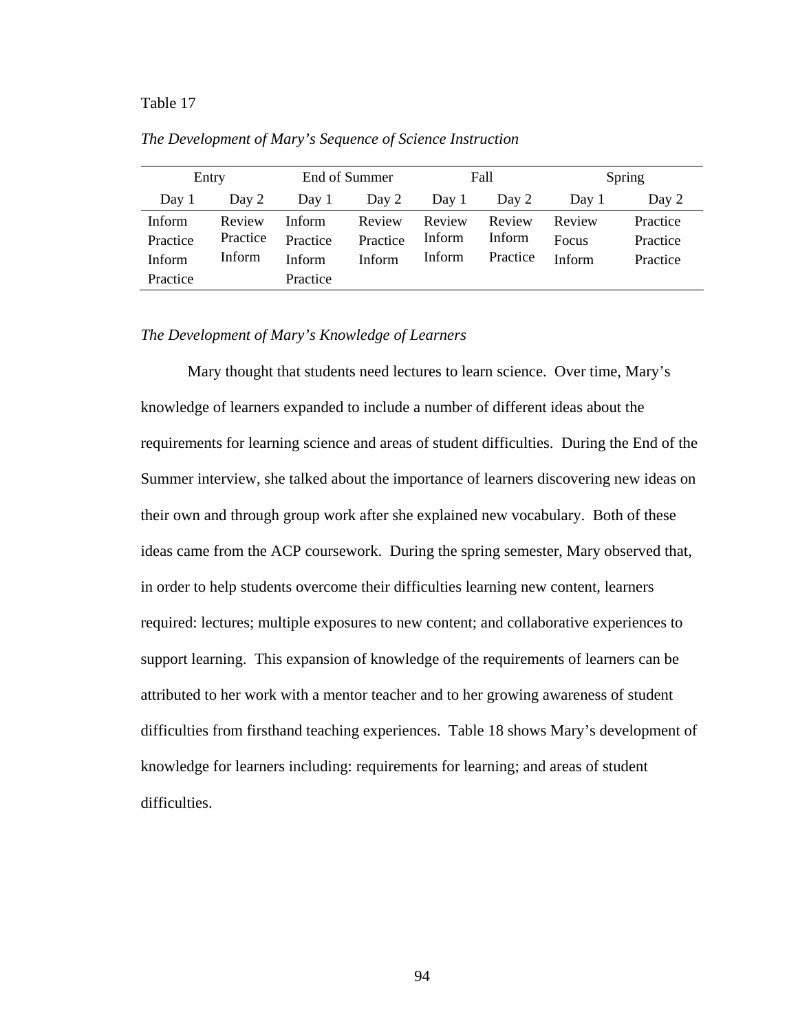Table 17

*The Development of Mary's Sequence of Science Instruction*

| Entry | | End of Summer | | Fall | | Spring | |
|---|---|---|---|---|---|---|---|
| Day 1 | Day 2 | Day 1 | Day 2 | Day 1 | Day 2 | Day 1 | Day 2 |
| Inform<br>Practice<br>Inform<br>Practice | Review<br>Practice<br>Inform | Inform<br>Practice<br>Inform<br>Practice | Review<br>Practice<br>Inform | Review<br>Inform<br>Inform | Review<br>Inform<br>Practice | Review<br>Focus<br>Inform | Practice<br>Practice<br>Practice |

*The Development of Mary's Knowledge of Learners*

Mary thought that students need lectures to learn science. Over time, Mary's knowledge of learners expanded to include a number of different ideas about the requirements for learning science and areas of student difficulties. During the End of the Summer interview, she talked about the importance of learners discovering new ideas on their own and through group work after she explained new vocabulary. Both of these ideas came from the ACP coursework. During the spring semester, Mary observed that, in order to help students overcome their difficulties learning new content, learners required: lectures; multiple exposures to new content; and collaborative experiences to support learning. This expansion of knowledge of the requirements of learners can be attributed to her work with a mentor teacher and to her growing awareness of student difficulties from firsthand teaching experiences. Table 18 shows Mary's development of knowledge for learners including: requirements for learning; and areas of student difficulties.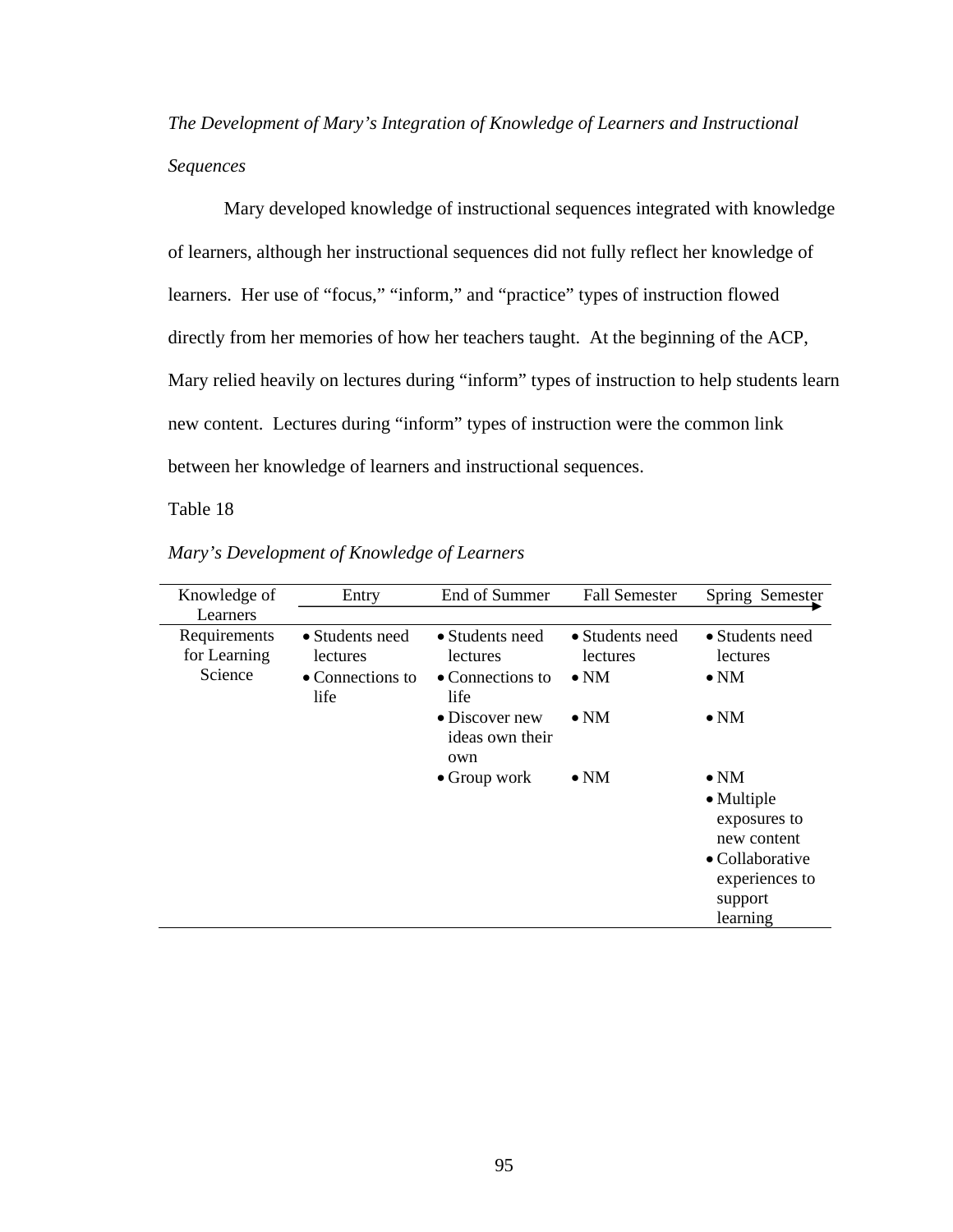*The Development of Mary's Integration of Knowledge of Learners and Instructional Sequences*

Mary developed knowledge of instructional sequences integrated with knowledge of learners, although her instructional sequences did not fully reflect her knowledge of learners. Her use of "focus," "inform," and "practice" types of instruction flowed directly from her memories of how her teachers taught. At the beginning of the ACP, Mary relied heavily on lectures during "inform" types of instruction to help students learn new content. Lectures during "inform" types of instruction were the common link between her knowledge of learners and instructional sequences.

Table 18

*Mary's Development of Knowledge of Learners*

| Knowledge of Learners | Entry | End of Summer | Fall Semester | Spring Semester |
|---|---|---|---|---|
| Requirements for Learning Science | • Students need lectures | • Students need lectures | • Students need lectures | • Students need lectures |
| | • Connections to life | • Connections to life | • NM | • NM |
| | | • Discover new ideas own their own | • NM | • NM |
| | | • Group work | • NM | • NM |
| | | | | • Multiple exposures to new content |
| | | | | • Collaborative experiences to support learning |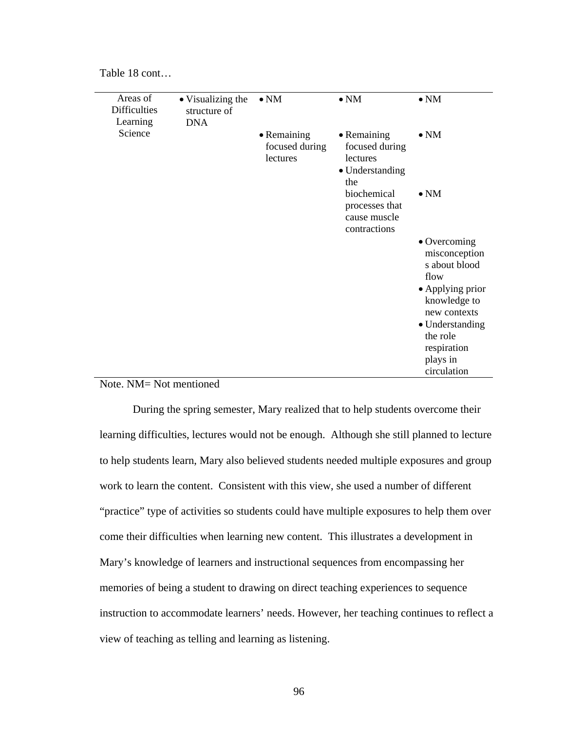Table 18 cont…

| | | | | |
|---|---|---|---|---|
| Areas of Difficulties Learning Science | • Visualizing the structure of DNA | • NM | • NM | • NM |
| | | • Remaining focused during lectures | • Remaining focused during lectures | • NM |
| | | | • Understanding the biochemical processes that cause muscle contractions | • NM |
| | | | | • Overcoming misconceptions about blood flow<br>• Applying prior knowledge to new contexts<br>• Understanding the role respiration plays in circulation |

Note. NM= Not mentioned

During the spring semester, Mary realized that to help students overcome their learning difficulties, lectures would not be enough. Although she still planned to lecture to help students learn, Mary also believed students needed multiple exposures and group work to learn the content. Consistent with this view, she used a number of different "practice" type of activities so students could have multiple exposures to help them over come their difficulties when learning new content. This illustrates a development in Mary's knowledge of learners and instructional sequences from encompassing her memories of being a student to drawing on direct teaching experiences to sequence instruction to accommodate learners' needs. However, her teaching continues to reflect a view of teaching as telling and learning as listening.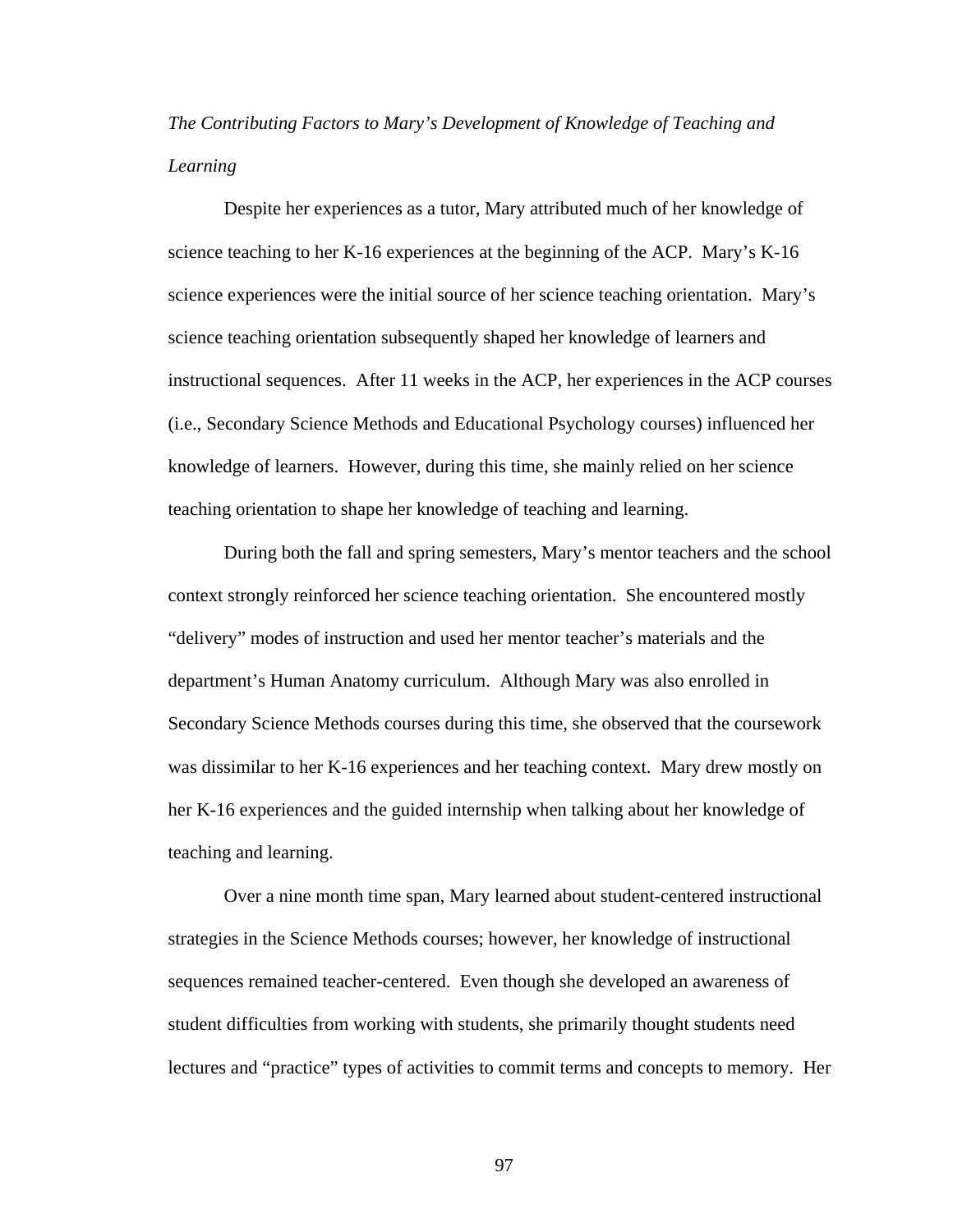*The Contributing Factors to Mary's Development of Knowledge of Teaching and Learning*

Despite her experiences as a tutor, Mary attributed much of her knowledge of science teaching to her K-16 experiences at the beginning of the ACP. Mary's K-16 science experiences were the initial source of her science teaching orientation. Mary's science teaching orientation subsequently shaped her knowledge of learners and instructional sequences. After 11 weeks in the ACP, her experiences in the ACP courses (i.e., Secondary Science Methods and Educational Psychology courses) influenced her knowledge of learners. However, during this time, she mainly relied on her science teaching orientation to shape her knowledge of teaching and learning.

During both the fall and spring semesters, Mary's mentor teachers and the school context strongly reinforced her science teaching orientation. She encountered mostly "delivery" modes of instruction and used her mentor teacher's materials and the department's Human Anatomy curriculum. Although Mary was also enrolled in Secondary Science Methods courses during this time, she observed that the coursework was dissimilar to her K-16 experiences and her teaching context. Mary drew mostly on her K-16 experiences and the guided internship when talking about her knowledge of teaching and learning.

Over a nine month time span, Mary learned about student-centered instructional strategies in the Science Methods courses; however, her knowledge of instructional sequences remained teacher-centered. Even though she developed an awareness of student difficulties from working with students, she primarily thought students need lectures and "practice" types of activities to commit terms and concepts to memory. Her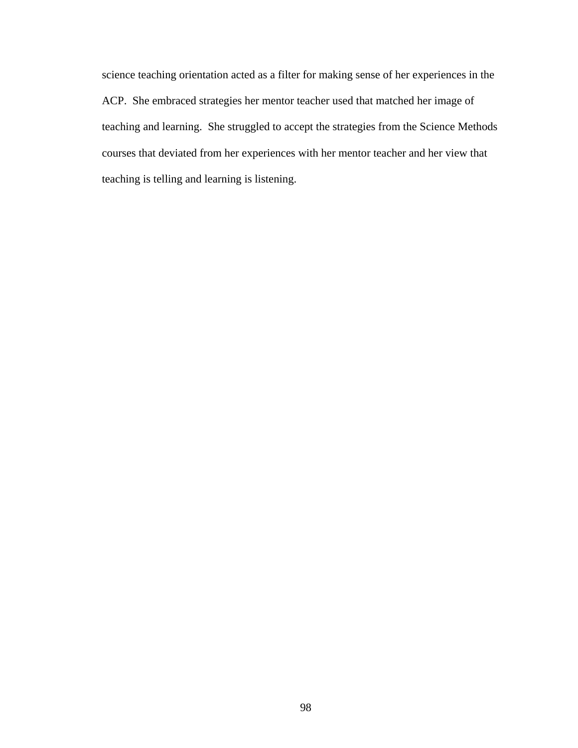science teaching orientation acted as a filter for making sense of her experiences in the ACP. She embraced strategies her mentor teacher used that matched her image of teaching and learning. She struggled to accept the strategies from the Science Methods courses that deviated from her experiences with her mentor teacher and her view that teaching is telling and learning is listening.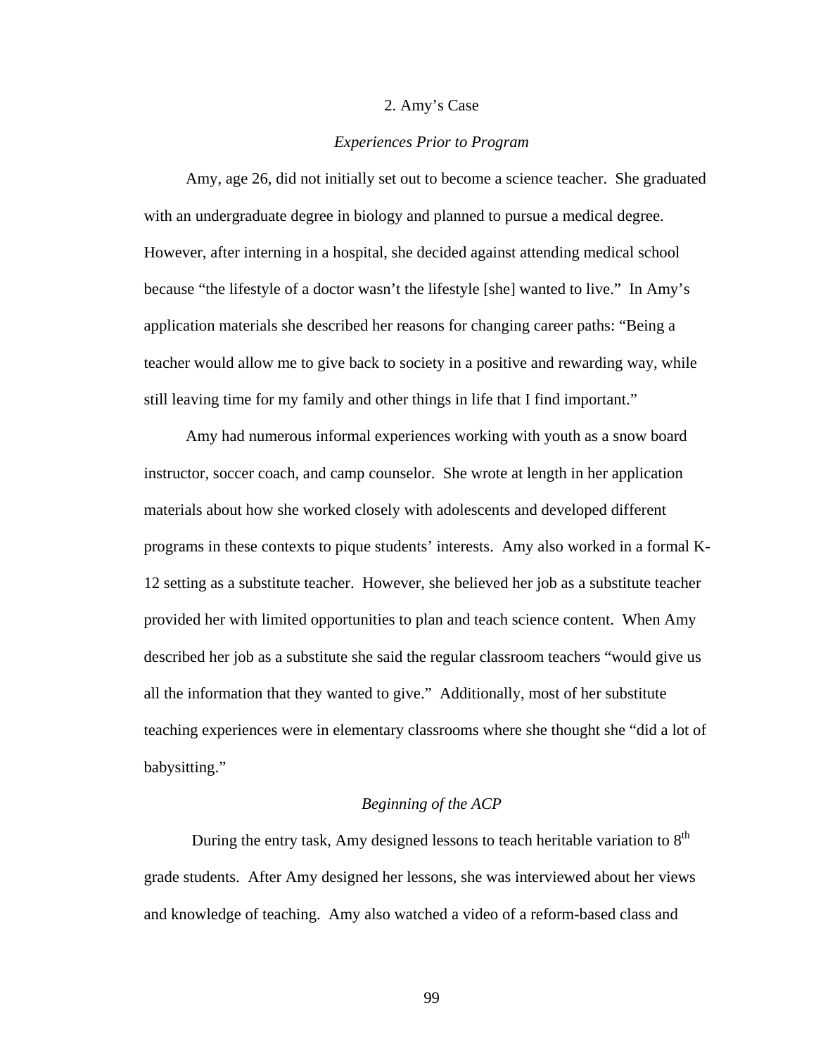## 2. Amy's Case

### *Experiences Prior to Program*

Amy, age 26, did not initially set out to become a science teacher. She graduated with an undergraduate degree in biology and planned to pursue a medical degree. However, after interning in a hospital, she decided against attending medical school because "the lifestyle of a doctor wasn't the lifestyle [she] wanted to live." In Amy's application materials she described her reasons for changing career paths: "Being a teacher would allow me to give back to society in a positive and rewarding way, while still leaving time for my family and other things in life that I find important."

Amy had numerous informal experiences working with youth as a snow board instructor, soccer coach, and camp counselor. She wrote at length in her application materials about how she worked closely with adolescents and developed different programs in these contexts to pique students' interests. Amy also worked in a formal K-12 setting as a substitute teacher. However, she believed her job as a substitute teacher provided her with limited opportunities to plan and teach science content. When Amy described her job as a substitute she said the regular classroom teachers "would give us all the information that they wanted to give." Additionally, most of her substitute teaching experiences were in elementary classrooms where she thought she "did a lot of babysitting."

### *Beginning of the ACP*

During the entry task, Amy designed lessons to teach heritable variation to 8th grade students. After Amy designed her lessons, she was interviewed about her views and knowledge of teaching. Amy also watched a video of a reform-based class and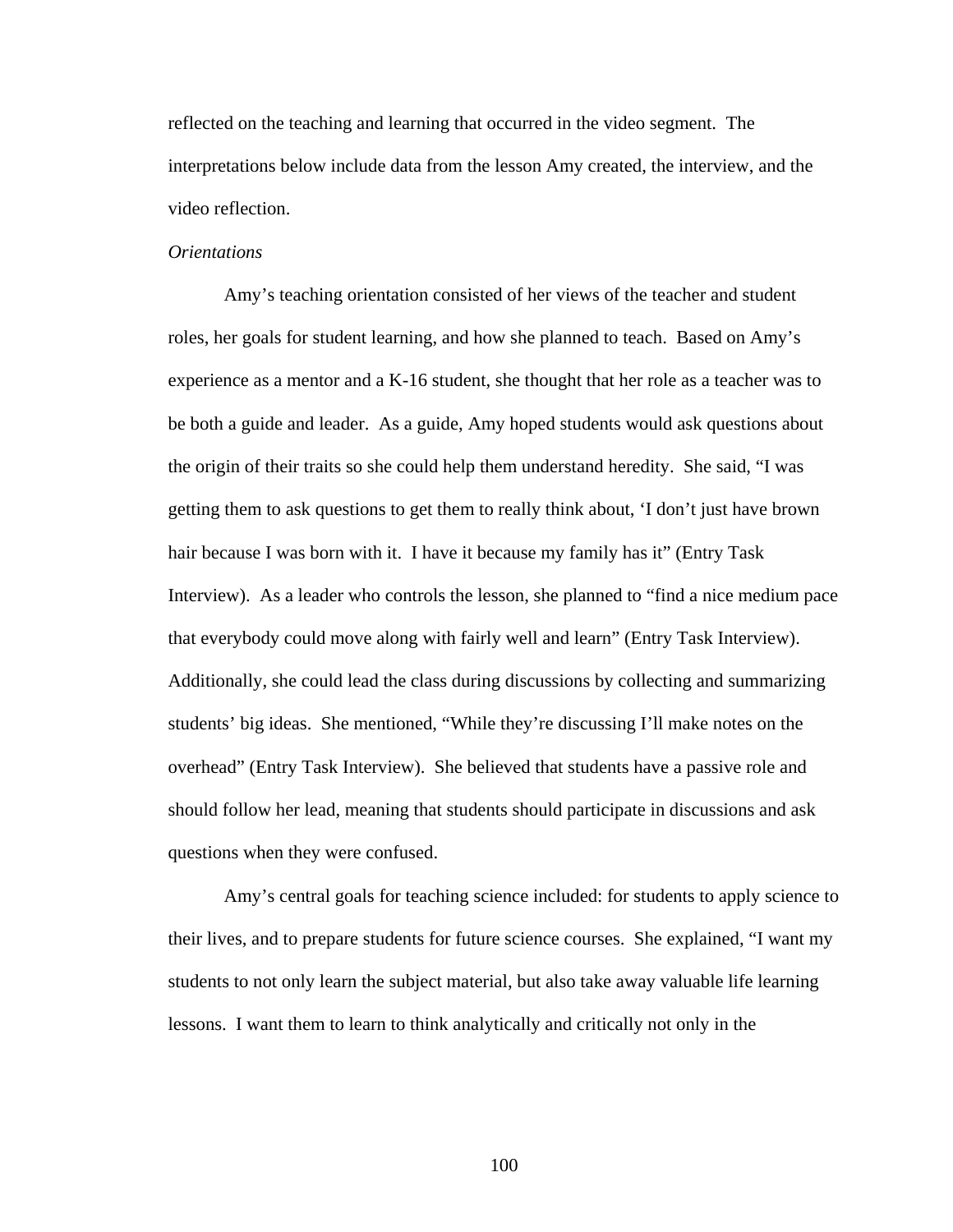reflected on the teaching and learning that occurred in the video segment. The interpretations below include data from the lesson Amy created, the interview, and the video reflection.

*Orientations*

Amy's teaching orientation consisted of her views of the teacher and student roles, her goals for student learning, and how she planned to teach. Based on Amy's experience as a mentor and a K-16 student, she thought that her role as a teacher was to be both a guide and leader. As a guide, Amy hoped students would ask questions about the origin of their traits so she could help them understand heredity. She said, "I was getting them to ask questions to get them to really think about, 'I don't just have brown hair because I was born with it. I have it because my family has it" (Entry Task Interview). As a leader who controls the lesson, she planned to "find a nice medium pace that everybody could move along with fairly well and learn" (Entry Task Interview). Additionally, she could lead the class during discussions by collecting and summarizing students' big ideas. She mentioned, "While they're discussing I'll make notes on the overhead" (Entry Task Interview). She believed that students have a passive role and should follow her lead, meaning that students should participate in discussions and ask questions when they were confused.

Amy's central goals for teaching science included: for students to apply science to their lives, and to prepare students for future science courses. She explained, "I want my students to not only learn the subject material, but also take away valuable life learning lessons. I want them to learn to think analytically and critically not only in the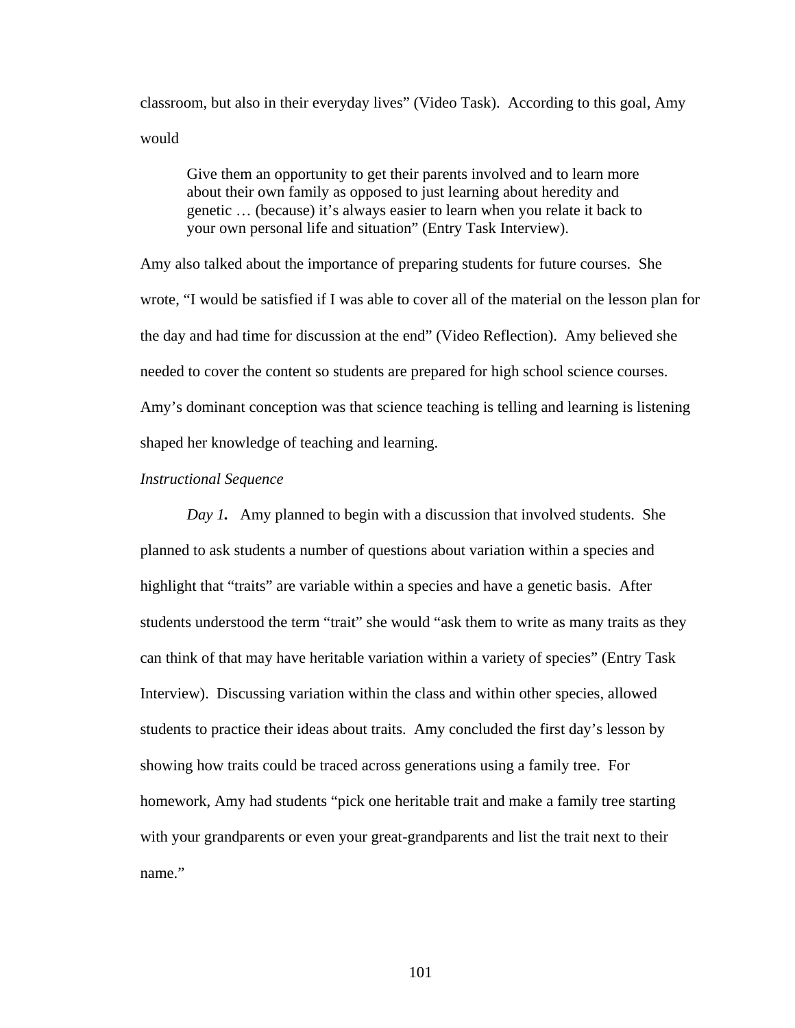classroom, but also in their everyday lives" (Video Task). According to this goal, Amy would

> Give them an opportunity to get their parents involved and to learn more about their own family as opposed to just learning about heredity and genetic … (because) it's always easier to learn when you relate it back to your own personal life and situation" (Entry Task Interview).

Amy also talked about the importance of preparing students for future courses. She wrote, "I would be satisfied if I was able to cover all of the material on the lesson plan for the day and had time for discussion at the end" (Video Reflection). Amy believed she needed to cover the content so students are prepared for high school science courses. Amy's dominant conception was that science teaching is telling and learning is listening shaped her knowledge of teaching and learning.

*Instructional Sequence*

*Day 1.* Amy planned to begin with a discussion that involved students. She planned to ask students a number of questions about variation within a species and highlight that "traits" are variable within a species and have a genetic basis. After students understood the term "trait" she would "ask them to write as many traits as they can think of that may have heritable variation within a variety of species" (Entry Task Interview). Discussing variation within the class and within other species, allowed students to practice their ideas about traits. Amy concluded the first day's lesson by showing how traits could be traced across generations using a family tree. For homework, Amy had students "pick one heritable trait and make a family tree starting with your grandparents or even your great-grandparents and list the trait next to their name."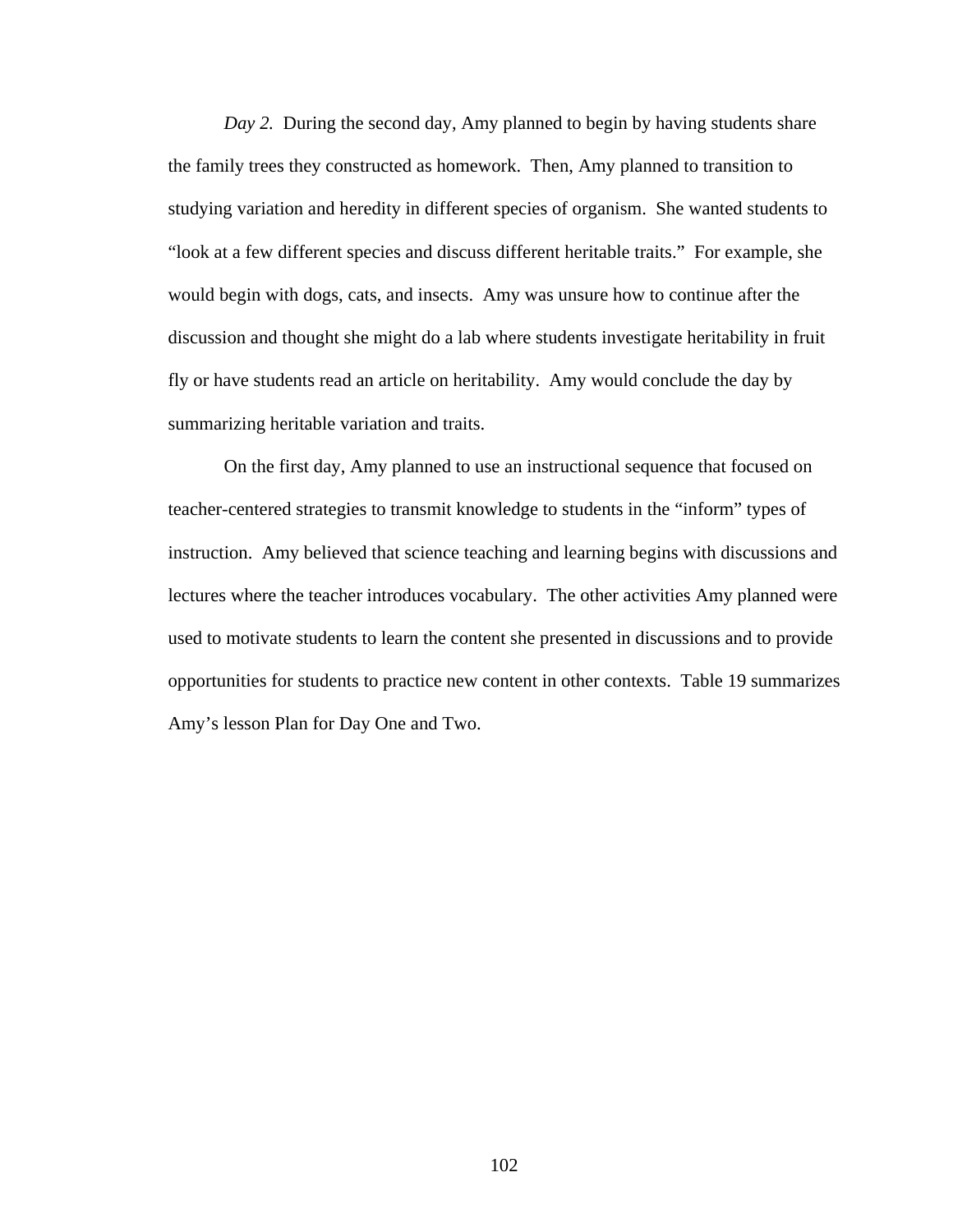*Day 2.* During the second day, Amy planned to begin by having students share the family trees they constructed as homework. Then, Amy planned to transition to studying variation and heredity in different species of organism. She wanted students to "look at a few different species and discuss different heritable traits." For example, she would begin with dogs, cats, and insects. Amy was unsure how to continue after the discussion and thought she might do a lab where students investigate heritability in fruit fly or have students read an article on heritability. Amy would conclude the day by summarizing heritable variation and traits.

On the first day, Amy planned to use an instructional sequence that focused on teacher-centered strategies to transmit knowledge to students in the "inform" types of instruction. Amy believed that science teaching and learning begins with discussions and lectures where the teacher introduces vocabulary. The other activities Amy planned were used to motivate students to learn the content she presented in discussions and to provide opportunities for students to practice new content in other contexts. Table 19 summarizes Amy's lesson Plan for Day One and Two.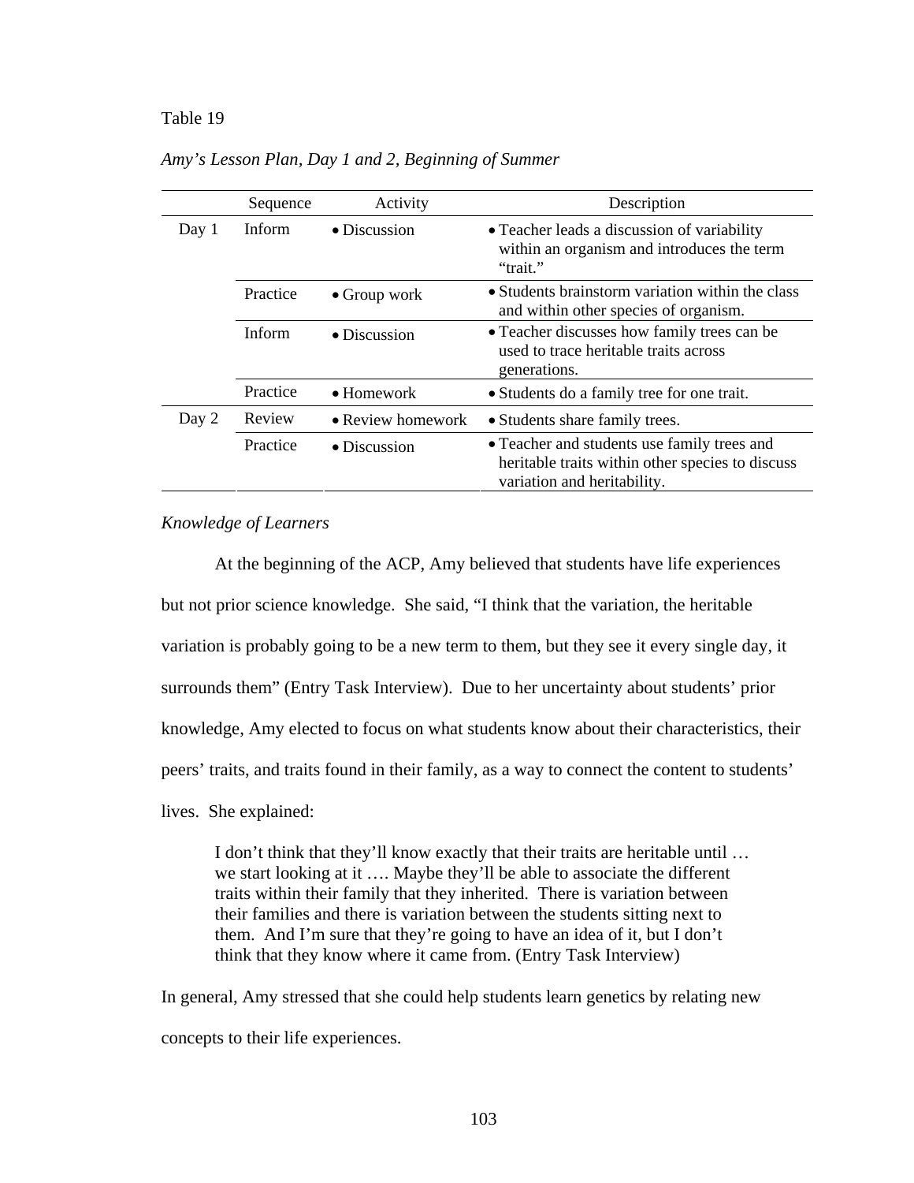Table 19

*Amy's Lesson Plan, Day 1 and 2, Beginning of Summer*

| | Sequence | Activity | Description |
|---|---|---|---|
| Day 1 | Inform | • Discussion | • Teacher leads a discussion of variability within an organism and introduces the term "trait." |
| | Practice | • Group work | • Students brainstorm variation within the class and within other species of organism. |
| | Inform | • Discussion | • Teacher discusses how family trees can be used to trace heritable traits across generations. |
| | Practice | • Homework | • Students do a family tree for one trait. |
| Day 2 | Review | • Review homework | • Students share family trees. |
| | Practice | • Discussion | • Teacher and students use family trees and heritable traits within other species to discuss variation and heritability. |

*Knowledge of Learners*

At the beginning of the ACP, Amy believed that students have life experiences but not prior science knowledge. She said, "I think that the variation, the heritable variation is probably going to be a new term to them, but they see it every single day, it surrounds them" (Entry Task Interview). Due to her uncertainty about students' prior knowledge, Amy elected to focus on what students know about their characteristics, their peers' traits, and traits found in their family, as a way to connect the content to students' lives. She explained:

> I don't think that they'll know exactly that their traits are heritable until … we start looking at it …. Maybe they'll be able to associate the different traits within their family that they inherited. There is variation between their families and there is variation between the students sitting next to them. And I'm sure that they're going to have an idea of it, but I don't think that they know where it came from. (Entry Task Interview)

In general, Amy stressed that she could help students learn genetics by relating new concepts to their life experiences.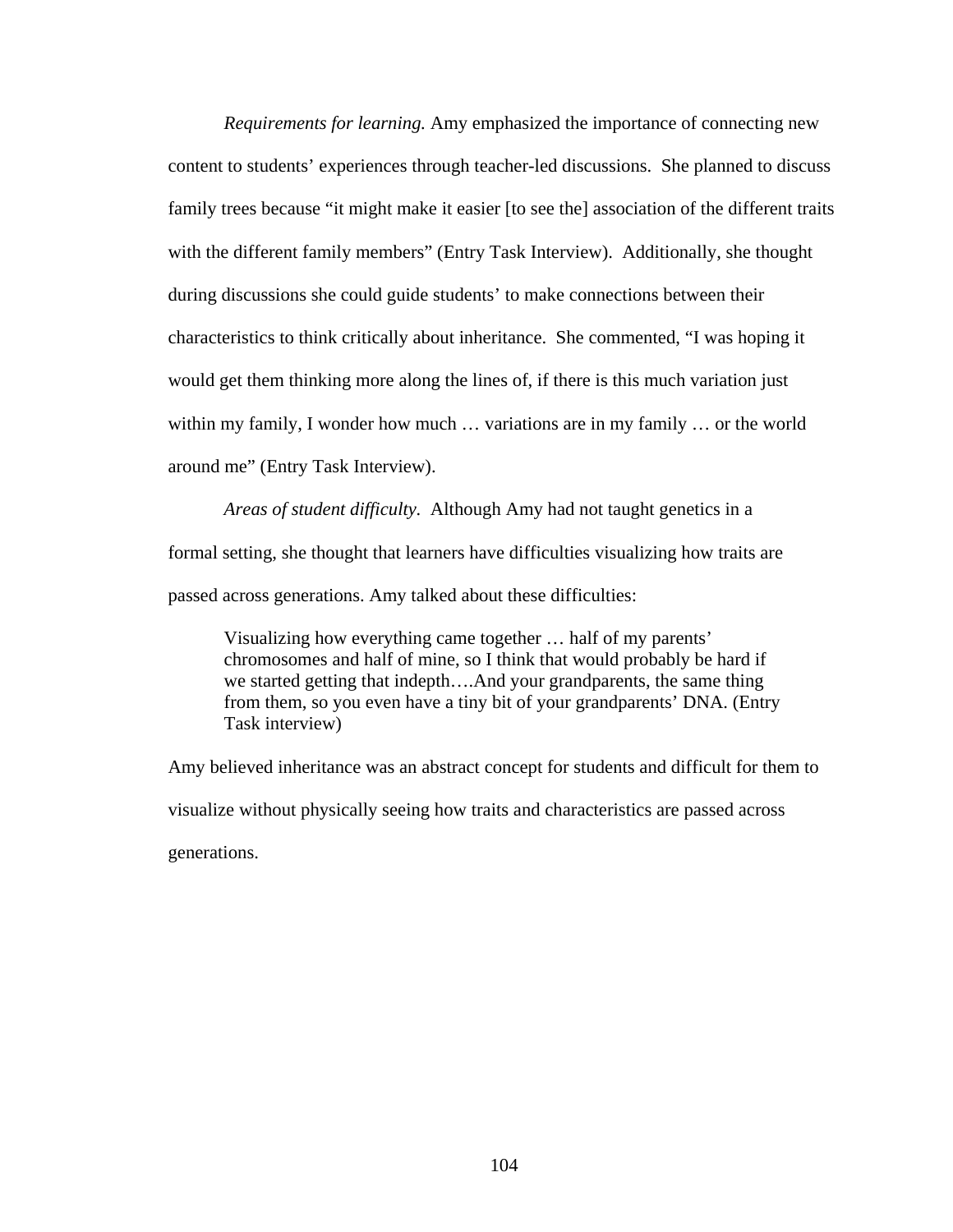*Requirements for learning.* Amy emphasized the importance of connecting new content to students' experiences through teacher-led discussions. She planned to discuss family trees because "it might make it easier [to see the] association of the different traits with the different family members" (Entry Task Interview). Additionally, she thought during discussions she could guide students' to make connections between their characteristics to think critically about inheritance. She commented, "I was hoping it would get them thinking more along the lines of, if there is this much variation just within my family, I wonder how much … variations are in my family … or the world around me" (Entry Task Interview).

*Areas of student difficulty.* Although Amy had not taught genetics in a formal setting, she thought that learners have difficulties visualizing how traits are passed across generations. Amy talked about these difficulties:

> Visualizing how everything came together … half of my parents' chromosomes and half of mine, so I think that would probably be hard if we started getting that indepth….And your grandparents, the same thing from them, so you even have a tiny bit of your grandparents' DNA. (Entry Task interview)

Amy believed inheritance was an abstract concept for students and difficult for them to visualize without physically seeing how traits and characteristics are passed across generations.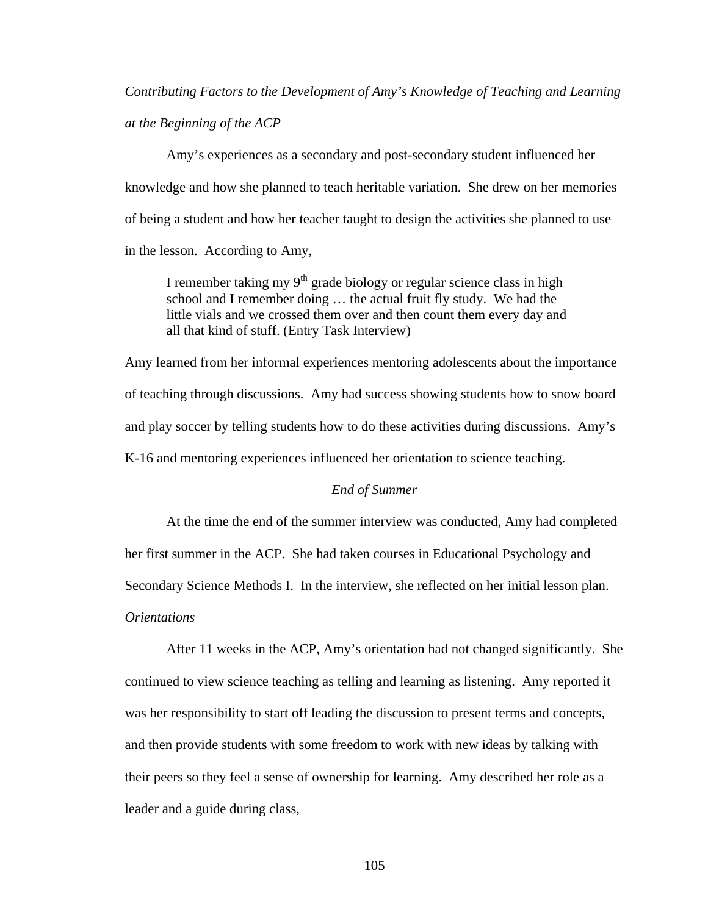*Contributing Factors to the Development of Amy's Knowledge of Teaching and Learning at the Beginning of the ACP*

Amy's experiences as a secondary and post-secondary student influenced her knowledge and how she planned to teach heritable variation. She drew on her memories of being a student and how her teacher taught to design the activities she planned to use in the lesson. According to Amy,

> I remember taking my 9th grade biology or regular science class in high school and I remember doing … the actual fruit fly study. We had the little vials and we crossed them over and then count them every day and all that kind of stuff. (Entry Task Interview)

Amy learned from her informal experiences mentoring adolescents about the importance of teaching through discussions. Amy had success showing students how to snow board and play soccer by telling students how to do these activities during discussions. Amy's K-16 and mentoring experiences influenced her orientation to science teaching.

### *End of Summer*

At the time the end of the summer interview was conducted, Amy had completed her first summer in the ACP. She had taken courses in Educational Psychology and Secondary Science Methods I. In the interview, she reflected on her initial lesson plan.

*Orientations*

After 11 weeks in the ACP, Amy's orientation had not changed significantly. She continued to view science teaching as telling and learning as listening. Amy reported it was her responsibility to start off leading the discussion to present terms and concepts, and then provide students with some freedom to work with new ideas by talking with their peers so they feel a sense of ownership for learning. Amy described her role as a leader and a guide during class,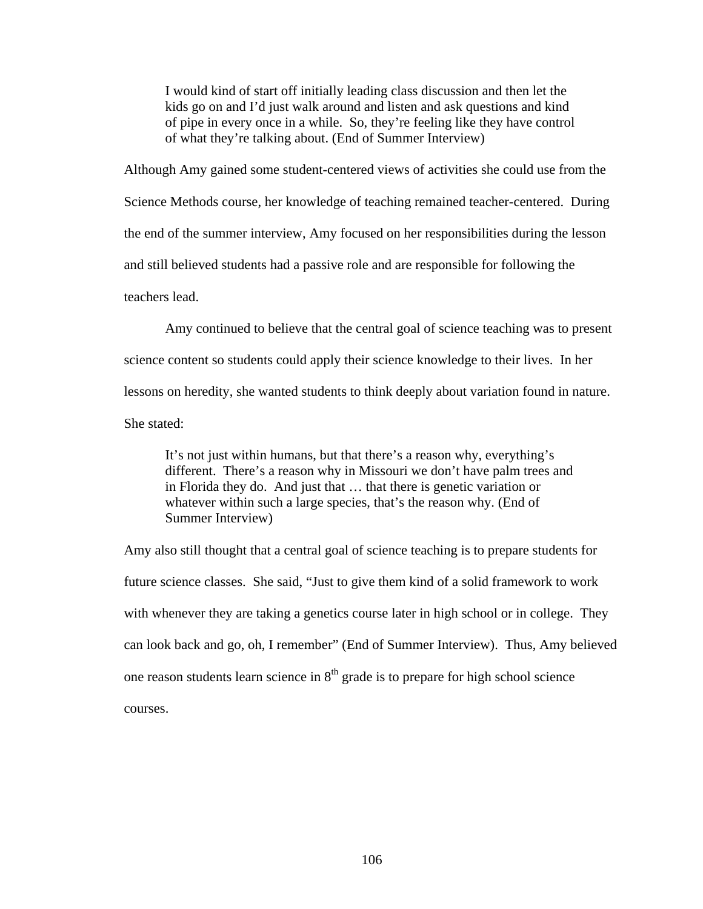> I would kind of start off initially leading class discussion and then let the kids go on and I'd just walk around and listen and ask questions and kind of pipe in every once in a while. So, they're feeling like they have control of what they're talking about. (End of Summer Interview)

Although Amy gained some student-centered views of activities she could use from the Science Methods course, her knowledge of teaching remained teacher-centered. During the end of the summer interview, Amy focused on her responsibilities during the lesson and still believed students had a passive role and are responsible for following the teachers lead.

Amy continued to believe that the central goal of science teaching was to present science content so students could apply their science knowledge to their lives. In her lessons on heredity, she wanted students to think deeply about variation found in nature. She stated:

> It's not just within humans, but that there's a reason why, everything's different. There's a reason why in Missouri we don't have palm trees and in Florida they do. And just that … that there is genetic variation or whatever within such a large species, that's the reason why. (End of Summer Interview)

Amy also still thought that a central goal of science teaching is to prepare students for future science classes. She said, "Just to give them kind of a solid framework to work with whenever they are taking a genetics course later in high school or in college. They can look back and go, oh, I remember" (End of Summer Interview). Thus, Amy believed one reason students learn science in 8th grade is to prepare for high school science courses.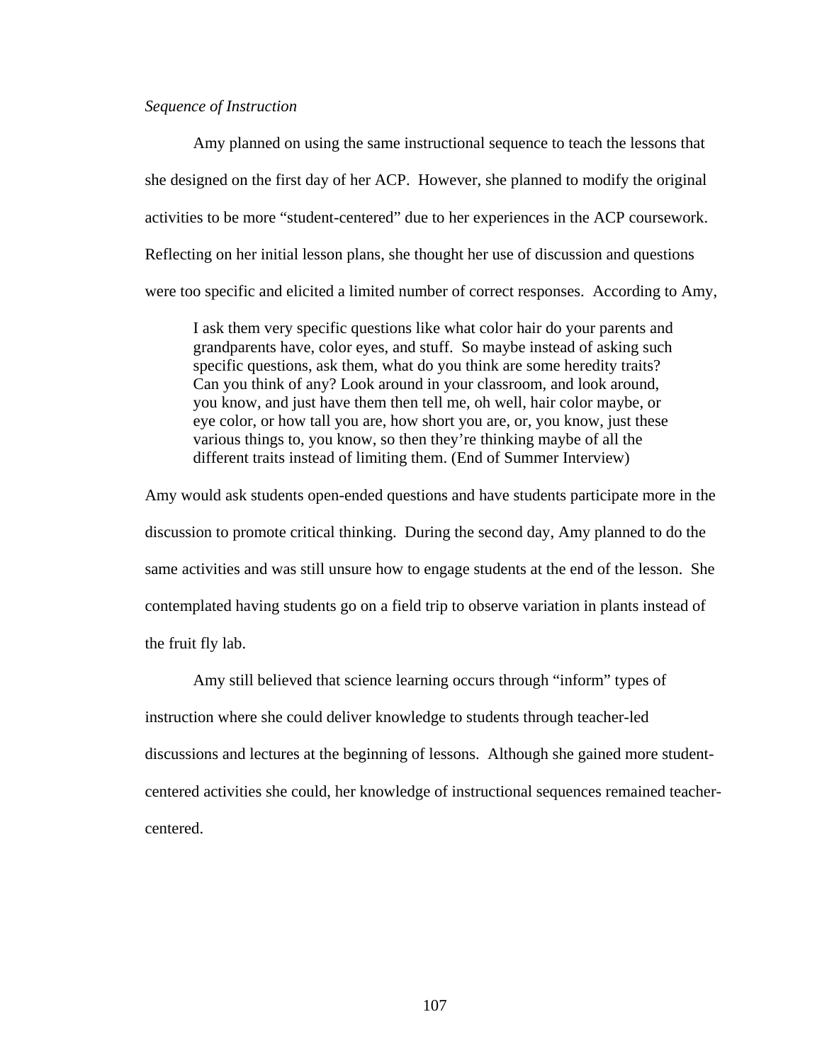*Sequence of Instruction*

Amy planned on using the same instructional sequence to teach the lessons that she designed on the first day of her ACP. However, she planned to modify the original activities to be more "student-centered" due to her experiences in the ACP coursework. Reflecting on her initial lesson plans, she thought her use of discussion and questions were too specific and elicited a limited number of correct responses. According to Amy,

> I ask them very specific questions like what color hair do your parents and grandparents have, color eyes, and stuff. So maybe instead of asking such specific questions, ask them, what do you think are some heredity traits? Can you think of any? Look around in your classroom, and look around, you know, and just have them then tell me, oh well, hair color maybe, or eye color, or how tall you are, how short you are, or, you know, just these various things to, you know, so then they're thinking maybe of all the different traits instead of limiting them. (End of Summer Interview)

Amy would ask students open-ended questions and have students participate more in the discussion to promote critical thinking. During the second day, Amy planned to do the same activities and was still unsure how to engage students at the end of the lesson. She contemplated having students go on a field trip to observe variation in plants instead of the fruit fly lab.

Amy still believed that science learning occurs through "inform" types of instruction where she could deliver knowledge to students through teacher-led discussions and lectures at the beginning of lessons. Although she gained more student-centered activities she could, her knowledge of instructional sequences remained teacher-centered.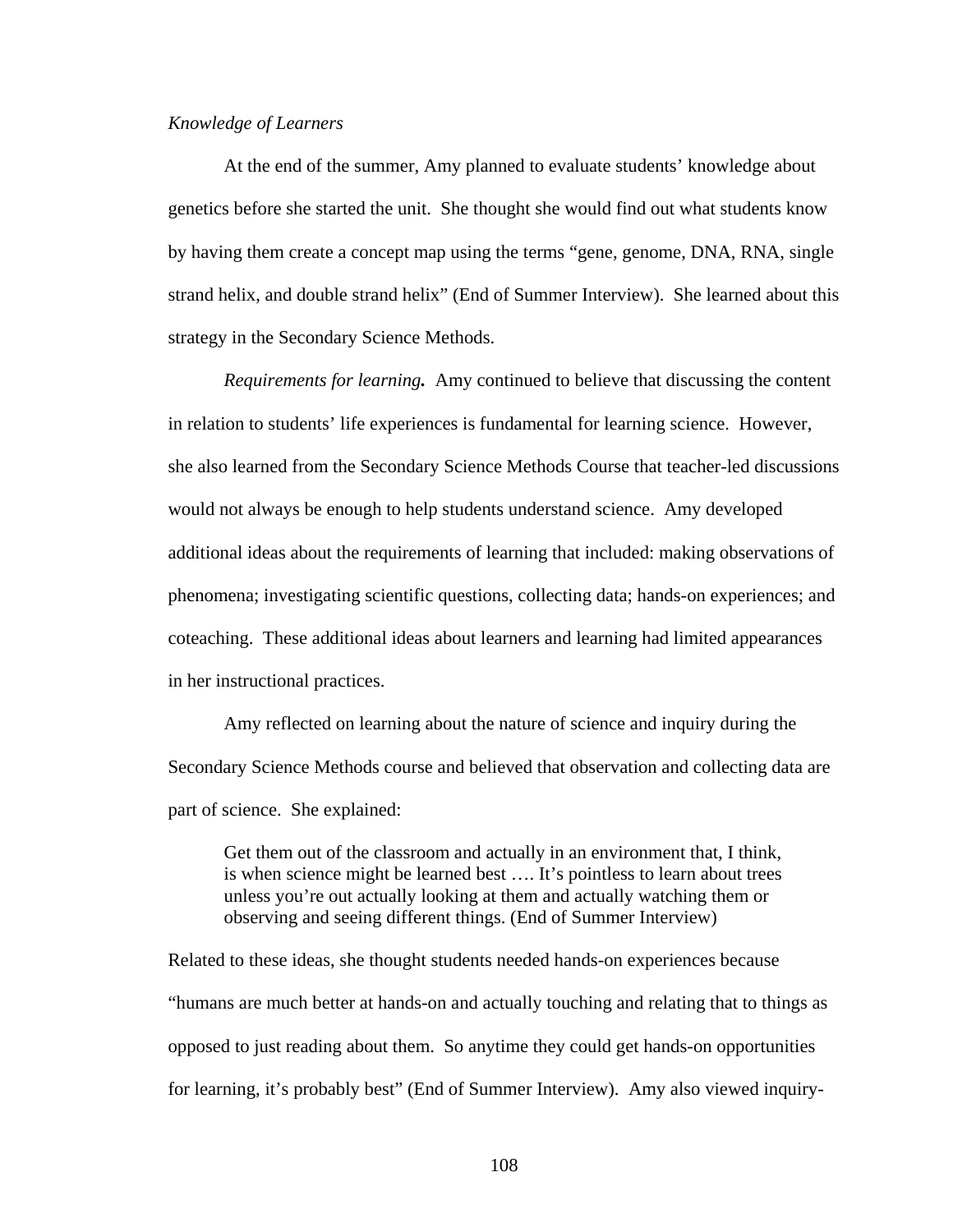*Knowledge of Learners*

At the end of the summer, Amy planned to evaluate students' knowledge about genetics before she started the unit. She thought she would find out what students know by having them create a concept map using the terms "gene, genome, DNA, RNA, single strand helix, and double strand helix" (End of Summer Interview). She learned about this strategy in the Secondary Science Methods.

*Requirements for learning.* Amy continued to believe that discussing the content in relation to students' life experiences is fundamental for learning science. However, she also learned from the Secondary Science Methods Course that teacher-led discussions would not always be enough to help students understand science. Amy developed additional ideas about the requirements of learning that included: making observations of phenomena; investigating scientific questions, collecting data; hands-on experiences; and coteaching. These additional ideas about learners and learning had limited appearances in her instructional practices.

Amy reflected on learning about the nature of science and inquiry during the Secondary Science Methods course and believed that observation and collecting data are part of science. She explained:

> Get them out of the classroom and actually in an environment that, I think, is when science might be learned best …. It's pointless to learn about trees unless you're out actually looking at them and actually watching them or observing and seeing different things. (End of Summer Interview)

Related to these ideas, she thought students needed hands-on experiences because "humans are much better at hands-on and actually touching and relating that to things as opposed to just reading about them. So anytime they could get hands-on opportunities for learning, it's probably best" (End of Summer Interview). Amy also viewed inquiry-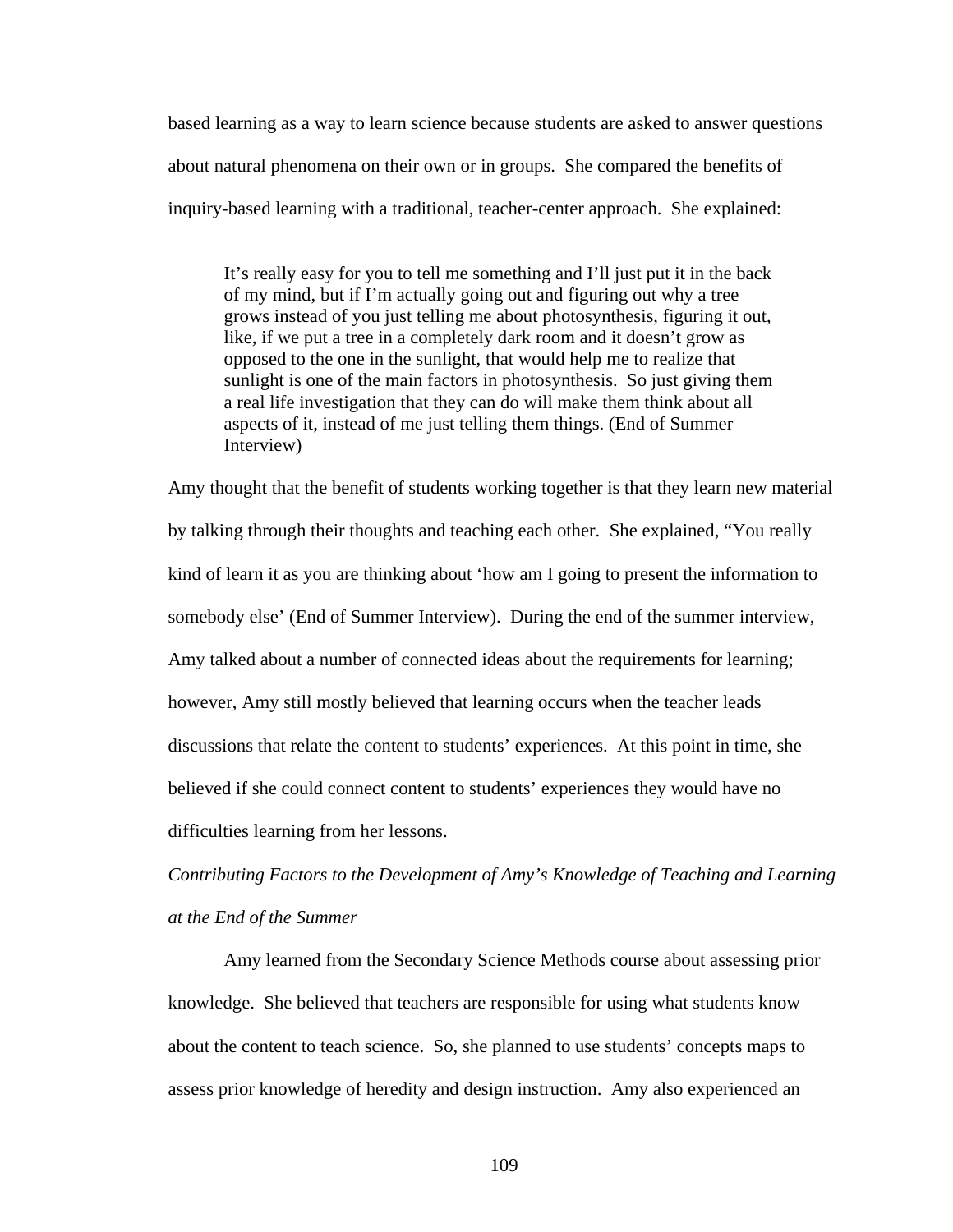based learning as a way to learn science because students are asked to answer questions about natural phenomena on their own or in groups. She compared the benefits of inquiry-based learning with a traditional, teacher-center approach. She explained:

> It's really easy for you to tell me something and I'll just put it in the back of my mind, but if I'm actually going out and figuring out why a tree grows instead of you just telling me about photosynthesis, figuring it out, like, if we put a tree in a completely dark room and it doesn't grow as opposed to the one in the sunlight, that would help me to realize that sunlight is one of the main factors in photosynthesis. So just giving them a real life investigation that they can do will make them think about all aspects of it, instead of me just telling them things. (End of Summer Interview)

Amy thought that the benefit of students working together is that they learn new material by talking through their thoughts and teaching each other. She explained, "You really kind of learn it as you are thinking about 'how am I going to present the information to somebody else' (End of Summer Interview). During the end of the summer interview, Amy talked about a number of connected ideas about the requirements for learning; however, Amy still mostly believed that learning occurs when the teacher leads discussions that relate the content to students' experiences. At this point in time, she believed if she could connect content to students' experiences they would have no difficulties learning from her lessons.

*Contributing Factors to the Development of Amy's Knowledge of Teaching and Learning at the End of the Summer*

Amy learned from the Secondary Science Methods course about assessing prior knowledge. She believed that teachers are responsible for using what students know about the content to teach science. So, she planned to use students' concepts maps to assess prior knowledge of heredity and design instruction. Amy also experienced an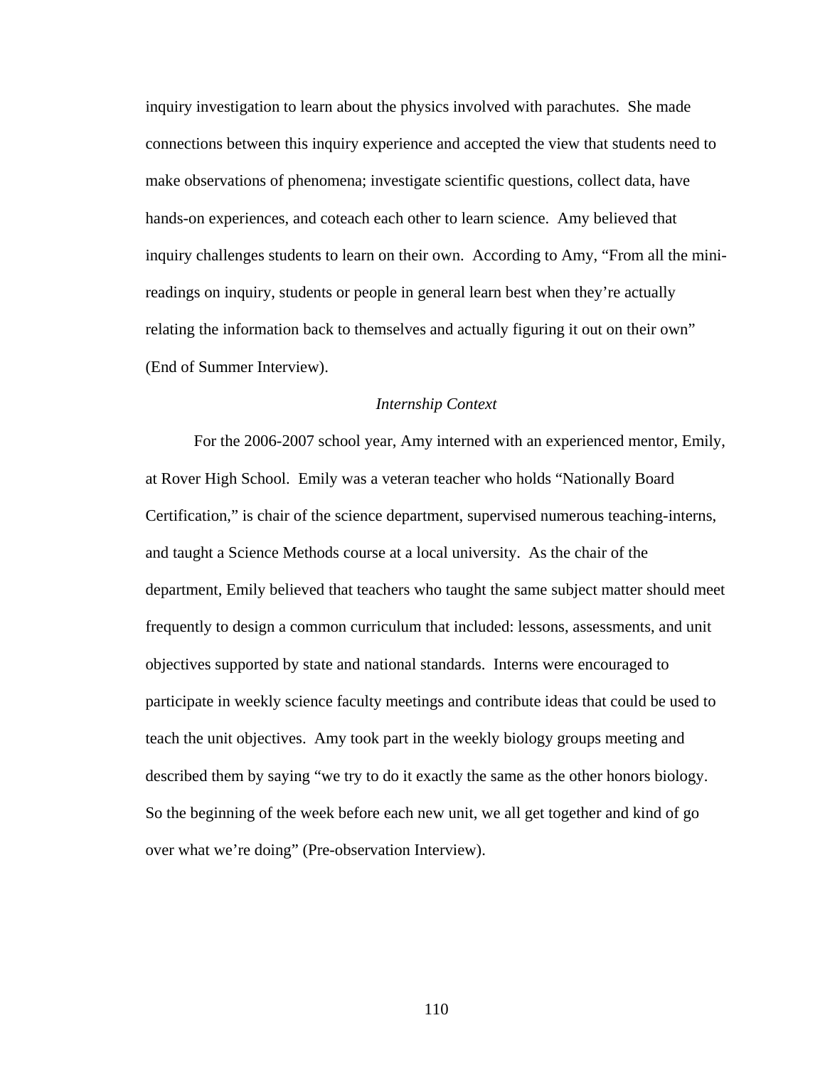inquiry investigation to learn about the physics involved with parachutes. She made connections between this inquiry experience and accepted the view that students need to make observations of phenomena; investigate scientific questions, collect data, have hands-on experiences, and coteach each other to learn science. Amy believed that inquiry challenges students to learn on their own. According to Amy, "From all the mini-readings on inquiry, students or people in general learn best when they're actually relating the information back to themselves and actually figuring it out on their own" (End of Summer Interview).

### *Internship Context*

For the 2006-2007 school year, Amy interned with an experienced mentor, Emily, at Rover High School. Emily was a veteran teacher who holds "Nationally Board Certification," is chair of the science department, supervised numerous teaching-interns, and taught a Science Methods course at a local university. As the chair of the department, Emily believed that teachers who taught the same subject matter should meet frequently to design a common curriculum that included: lessons, assessments, and unit objectives supported by state and national standards. Interns were encouraged to participate in weekly science faculty meetings and contribute ideas that could be used to teach the unit objectives. Amy took part in the weekly biology groups meeting and described them by saying "we try to do it exactly the same as the other honors biology. So the beginning of the week before each new unit, we all get together and kind of go over what we're doing" (Pre-observation Interview).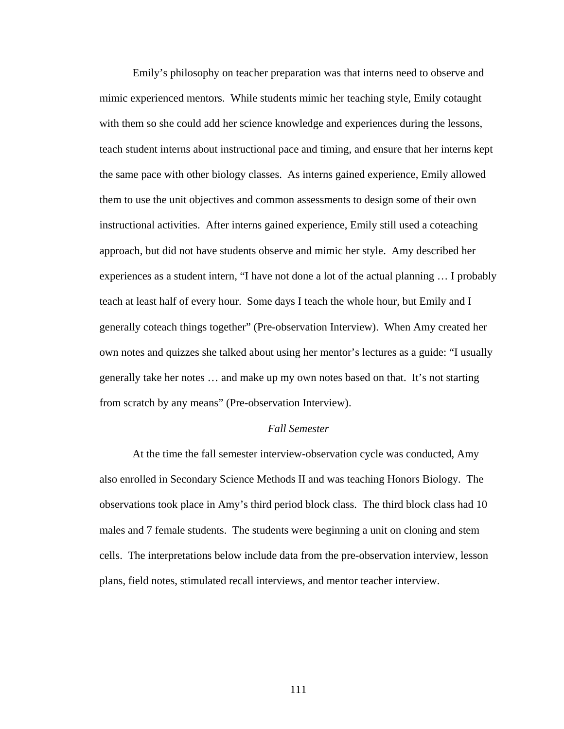Emily's philosophy on teacher preparation was that interns need to observe and mimic experienced mentors. While students mimic her teaching style, Emily cotaught with them so she could add her science knowledge and experiences during the lessons, teach student interns about instructional pace and timing, and ensure that her interns kept the same pace with other biology classes. As interns gained experience, Emily allowed them to use the unit objectives and common assessments to design some of their own instructional activities. After interns gained experience, Emily still used a coteaching approach, but did not have students observe and mimic her style. Amy described her experiences as a student intern, "I have not done a lot of the actual planning … I probably teach at least half of every hour. Some days I teach the whole hour, but Emily and I generally coteach things together" (Pre-observation Interview). When Amy created her own notes and quizzes she talked about using her mentor's lectures as a guide: "I usually generally take her notes … and make up my own notes based on that. It's not starting from scratch by any means" (Pre-observation Interview).

### *Fall Semester*

At the time the fall semester interview-observation cycle was conducted, Amy also enrolled in Secondary Science Methods II and was teaching Honors Biology. The observations took place in Amy's third period block class. The third block class had 10 males and 7 female students. The students were beginning a unit on cloning and stem cells. The interpretations below include data from the pre-observation interview, lesson plans, field notes, stimulated recall interviews, and mentor teacher interview.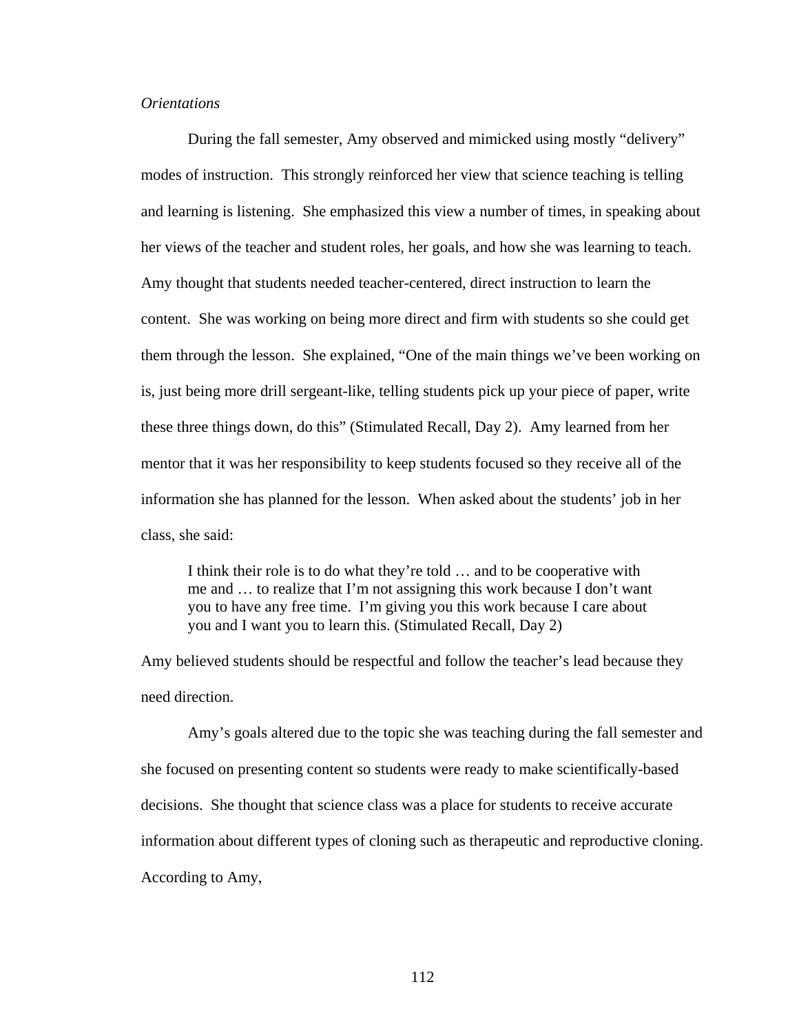*Orientations*

During the fall semester, Amy observed and mimicked using mostly "delivery" modes of instruction. This strongly reinforced her view that science teaching is telling and learning is listening. She emphasized this view a number of times, in speaking about her views of the teacher and student roles, her goals, and how she was learning to teach. Amy thought that students needed teacher-centered, direct instruction to learn the content. She was working on being more direct and firm with students so she could get them through the lesson. She explained, "One of the main things we've been working on is, just being more drill sergeant-like, telling students pick up your piece of paper, write these three things down, do this" (Stimulated Recall, Day 2). Amy learned from her mentor that it was her responsibility to keep students focused so they receive all of the information she has planned for the lesson. When asked about the students' job in her class, she said:

> I think their role is to do what they're told … and to be cooperative with me and … to realize that I'm not assigning this work because I don't want you to have any free time. I'm giving you this work because I care about you and I want you to learn this. (Stimulated Recall, Day 2)

Amy believed students should be respectful and follow the teacher's lead because they need direction.

Amy's goals altered due to the topic she was teaching during the fall semester and she focused on presenting content so students were ready to make scientifically-based decisions. She thought that science class was a place for students to receive accurate information about different types of cloning such as therapeutic and reproductive cloning. According to Amy,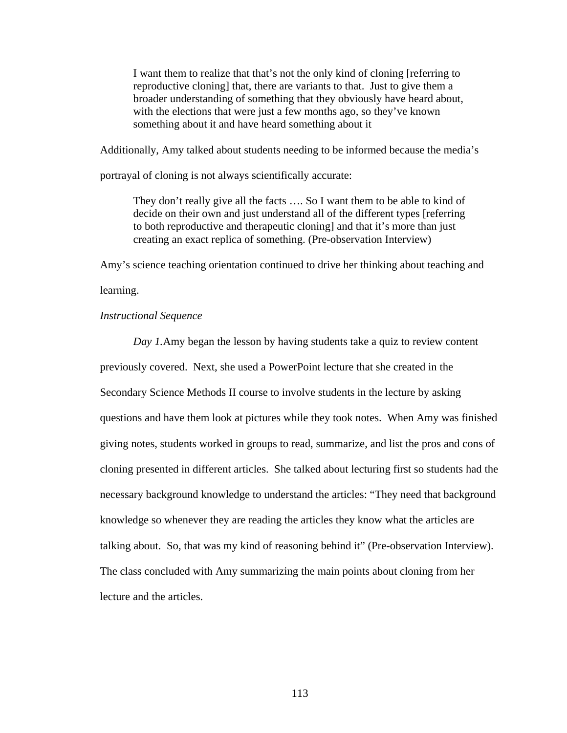> I want them to realize that that's not the only kind of cloning [referring to reproductive cloning] that, there are variants to that. Just to give them a broader understanding of something that they obviously have heard about, with the elections that were just a few months ago, so they've known something about it and have heard something about it

Additionally, Amy talked about students needing to be informed because the media's portrayal of cloning is not always scientifically accurate:

> They don't really give all the facts …. So I want them to be able to kind of decide on their own and just understand all of the different types [referring to both reproductive and therapeutic cloning] and that it's more than just creating an exact replica of something. (Pre-observation Interview)

Amy's science teaching orientation continued to drive her thinking about teaching and learning.

*Instructional Sequence*

*Day 1.* Amy began the lesson by having students take a quiz to review content previously covered. Next, she used a PowerPoint lecture that she created in the Secondary Science Methods II course to involve students in the lecture by asking questions and have them look at pictures while they took notes. When Amy was finished giving notes, students worked in groups to read, summarize, and list the pros and cons of cloning presented in different articles. She talked about lecturing first so students had the necessary background knowledge to understand the articles: "They need that background knowledge so whenever they are reading the articles they know what the articles are talking about. So, that was my kind of reasoning behind it" (Pre-observation Interview). The class concluded with Amy summarizing the main points about cloning from her lecture and the articles.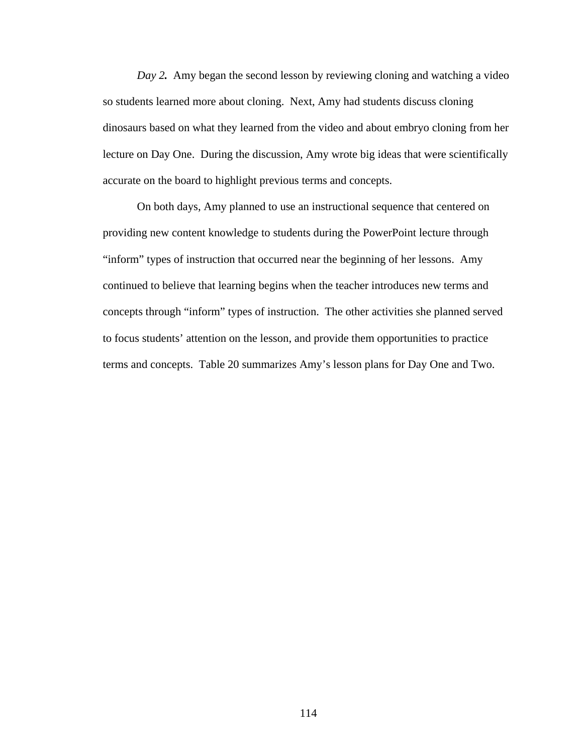*Day 2.* Amy began the second lesson by reviewing cloning and watching a video so students learned more about cloning. Next, Amy had students discuss cloning dinosaurs based on what they learned from the video and about embryo cloning from her lecture on Day One. During the discussion, Amy wrote big ideas that were scientifically accurate on the board to highlight previous terms and concepts.

On both days, Amy planned to use an instructional sequence that centered on providing new content knowledge to students during the PowerPoint lecture through "inform" types of instruction that occurred near the beginning of her lessons. Amy continued to believe that learning begins when the teacher introduces new terms and concepts through "inform" types of instruction. The other activities she planned served to focus students' attention on the lesson, and provide them opportunities to practice terms and concepts. Table 20 summarizes Amy's lesson plans for Day One and Two.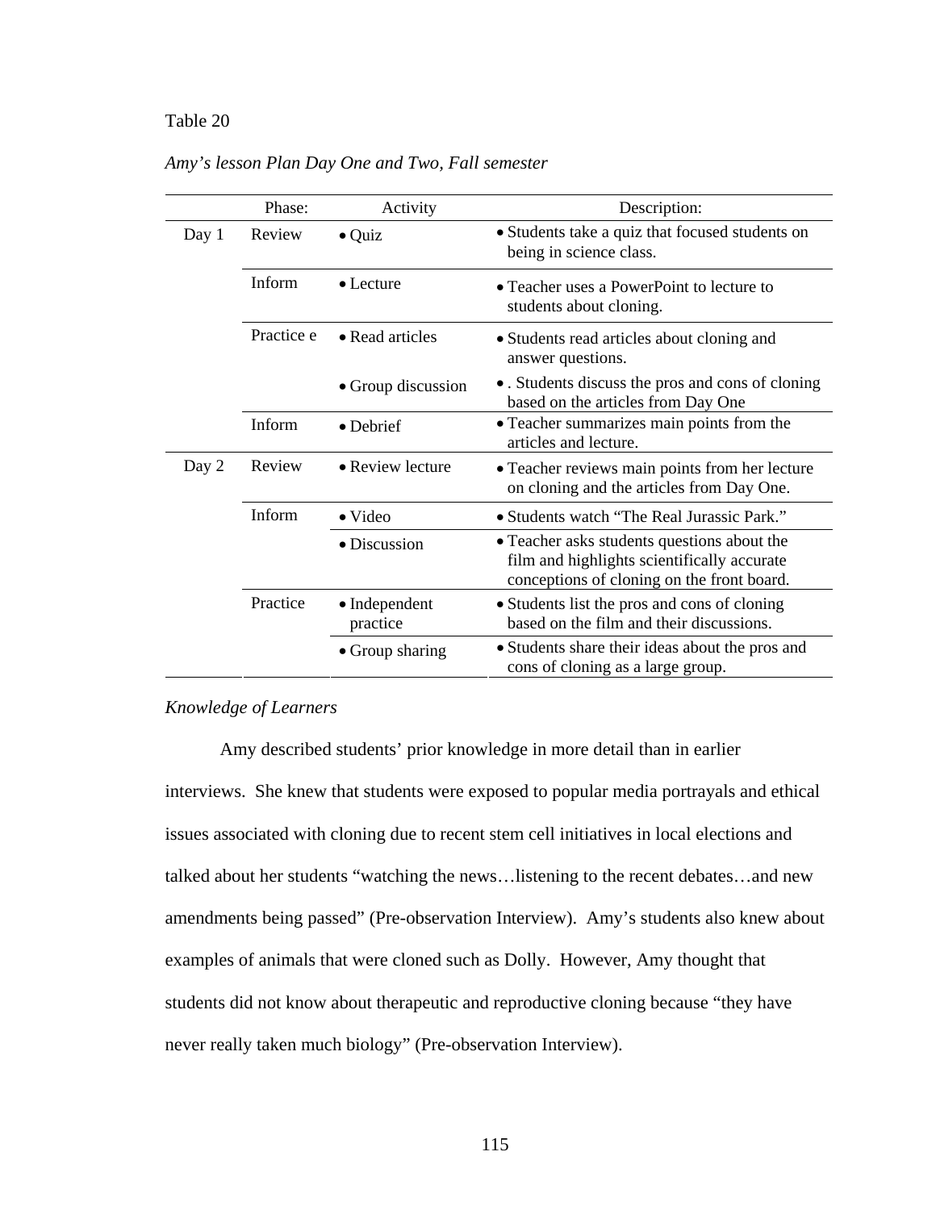Table 20

*Amy's lesson Plan Day One and Two, Fall semester*

| | Phase: | Activity | Description: |
|---|---|---|---|
| Day 1 | Review | • Quiz | • Students take a quiz that focused students on being in science class. |
| | Inform | • Lecture | • Teacher uses a PowerPoint to lecture to students about cloning. |
| | Practice e | • Read articles | • Students read articles about cloning and answer questions. |
| | | • Group discussion | • . Students discuss the pros and cons of cloning based on the articles from Day One |
| | Inform | • Debrief | • Teacher summarizes main points from the articles and lecture. |
| Day 2 | Review | • Review lecture | • Teacher reviews main points from her lecture on cloning and the articles from Day One. |
| | Inform | • Video | • Students watch "The Real Jurassic Park." |
| | | • Discussion | • Teacher asks students questions about the film and highlights scientifically accurate conceptions of cloning on the front board. |
| | Practice | • Independent practice | • Students list the pros and cons of cloning based on the film and their discussions. |
| | | • Group sharing | • Students share their ideas about the pros and cons of cloning as a large group. |

*Knowledge of Learners*

Amy described students' prior knowledge in more detail than in earlier interviews. She knew that students were exposed to popular media portrayals and ethical issues associated with cloning due to recent stem cell initiatives in local elections and talked about her students "watching the news…listening to the recent debates…and new amendments being passed" (Pre-observation Interview). Amy's students also knew about examples of animals that were cloned such as Dolly. However, Amy thought that students did not know about therapeutic and reproductive cloning because "they have never really taken much biology" (Pre-observation Interview).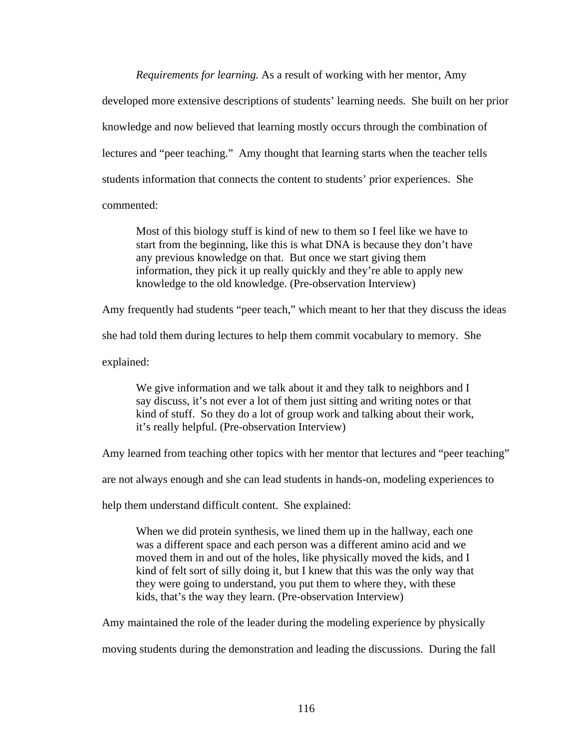*Requirements for learning.* As a result of working with her mentor, Amy developed more extensive descriptions of students' learning needs. She built on her prior knowledge and now believed that learning mostly occurs through the combination of lectures and "peer teaching." Amy thought that learning starts when the teacher tells students information that connects the content to students' prior experiences. She commented:

> Most of this biology stuff is kind of new to them so I feel like we have to start from the beginning, like this is what DNA is because they don't have any previous knowledge on that. But once we start giving them information, they pick it up really quickly and they're able to apply new knowledge to the old knowledge. (Pre-observation Interview)

Amy frequently had students "peer teach," which meant to her that they discuss the ideas she had told them during lectures to help them commit vocabulary to memory. She explained:

> We give information and we talk about it and they talk to neighbors and I say discuss, it's not ever a lot of them just sitting and writing notes or that kind of stuff. So they do a lot of group work and talking about their work, it's really helpful. (Pre-observation Interview)

Amy learned from teaching other topics with her mentor that lectures and "peer teaching" are not always enough and she can lead students in hands-on, modeling experiences to help them understand difficult content. She explained:

> When we did protein synthesis, we lined them up in the hallway, each one was a different space and each person was a different amino acid and we moved them in and out of the holes, like physically moved the kids, and I kind of felt sort of silly doing it, but I knew that this was the only way that they were going to understand, you put them to where they, with these kids, that's the way they learn. (Pre-observation Interview)

Amy maintained the role of the leader during the modeling experience by physically moving students during the demonstration and leading the discussions. During the fall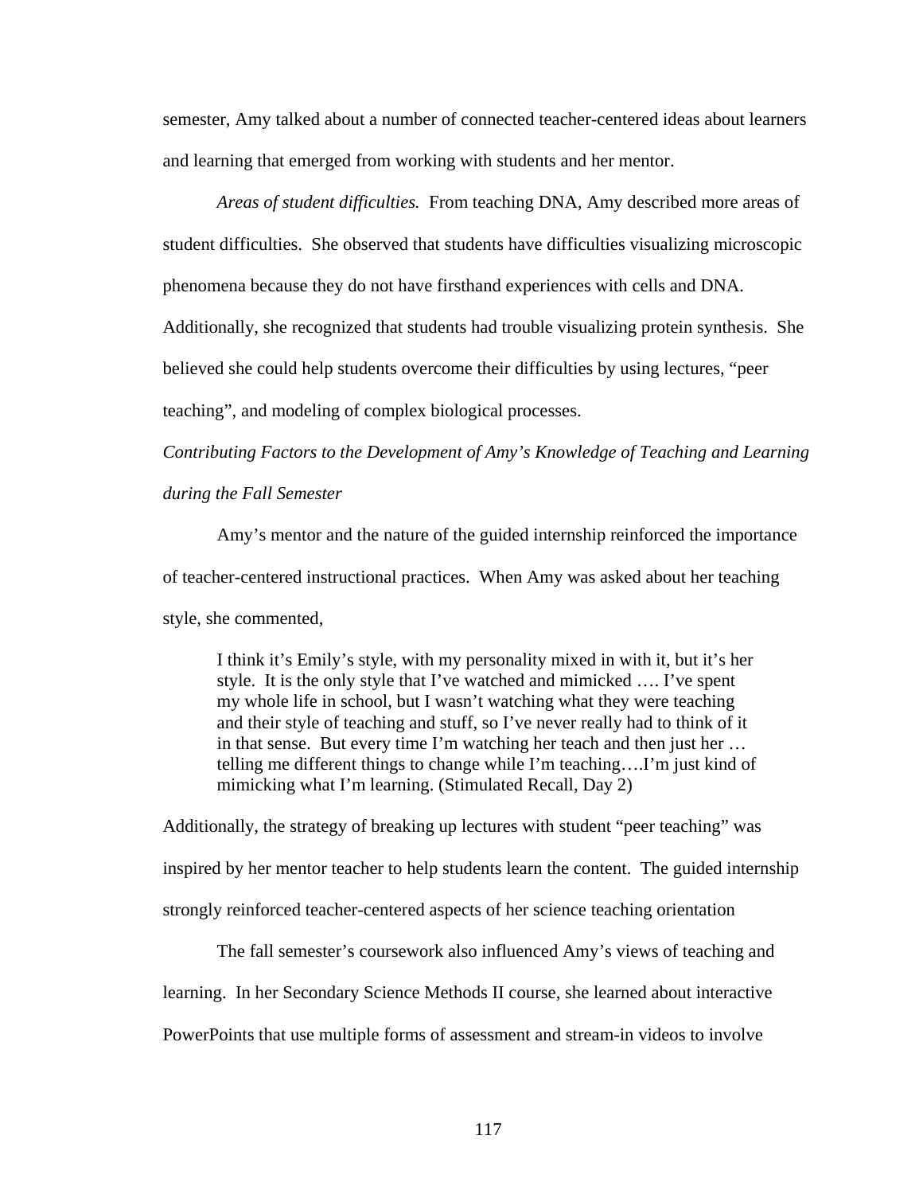semester, Amy talked about a number of connected teacher-centered ideas about learners and learning that emerged from working with students and her mentor.

*Areas of student difficulties.* From teaching DNA, Amy described more areas of student difficulties. She observed that students have difficulties visualizing microscopic phenomena because they do not have firsthand experiences with cells and DNA. Additionally, she recognized that students had trouble visualizing protein synthesis. She believed she could help students overcome their difficulties by using lectures, "peer teaching", and modeling of complex biological processes.

*Contributing Factors to the Development of Amy's Knowledge of Teaching and Learning during the Fall Semester*

Amy's mentor and the nature of the guided internship reinforced the importance of teacher-centered instructional practices. When Amy was asked about her teaching style, she commented,

> I think it's Emily's style, with my personality mixed in with it, but it's her style. It is the only style that I've watched and mimicked …. I've spent my whole life in school, but I wasn't watching what they were teaching and their style of teaching and stuff, so I've never really had to think of it in that sense. But every time I'm watching her teach and then just her … telling me different things to change while I'm teaching….I'm just kind of mimicking what I'm learning. (Stimulated Recall, Day 2)

Additionally, the strategy of breaking up lectures with student "peer teaching" was inspired by her mentor teacher to help students learn the content. The guided internship strongly reinforced teacher-centered aspects of her science teaching orientation

The fall semester's coursework also influenced Amy's views of teaching and learning. In her Secondary Science Methods II course, she learned about interactive PowerPoints that use multiple forms of assessment and stream-in videos to involve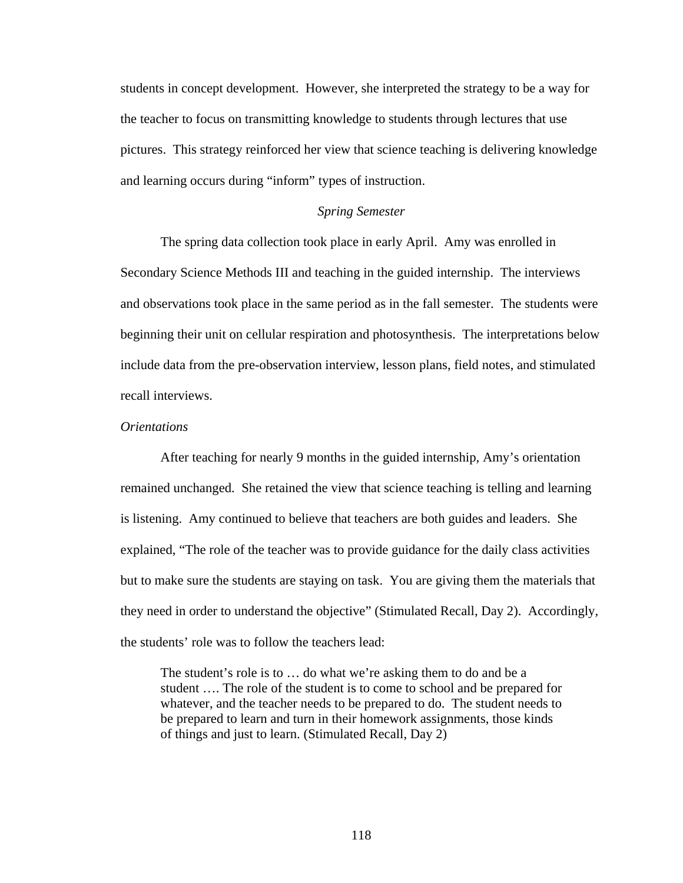students in concept development. However, she interpreted the strategy to be a way for the teacher to focus on transmitting knowledge to students through lectures that use pictures. This strategy reinforced her view that science teaching is delivering knowledge and learning occurs during "inform" types of instruction.

### *Spring Semester*

The spring data collection took place in early April. Amy was enrolled in Secondary Science Methods III and teaching in the guided internship. The interviews and observations took place in the same period as in the fall semester. The students were beginning their unit on cellular respiration and photosynthesis. The interpretations below include data from the pre-observation interview, lesson plans, field notes, and stimulated recall interviews.

#### *Orientations*

After teaching for nearly 9 months in the guided internship, Amy's orientation remained unchanged. She retained the view that science teaching is telling and learning is listening. Amy continued to believe that teachers are both guides and leaders. She explained, "The role of the teacher was to provide guidance for the daily class activities but to make sure the students are staying on task. You are giving them the materials that they need in order to understand the objective" (Stimulated Recall, Day 2). Accordingly, the students' role was to follow the teachers lead:

> The student's role is to … do what we're asking them to do and be a student …. The role of the student is to come to school and be prepared for whatever, and the teacher needs to be prepared to do. The student needs to be prepared to learn and turn in their homework assignments, those kinds of things and just to learn. (Stimulated Recall, Day 2)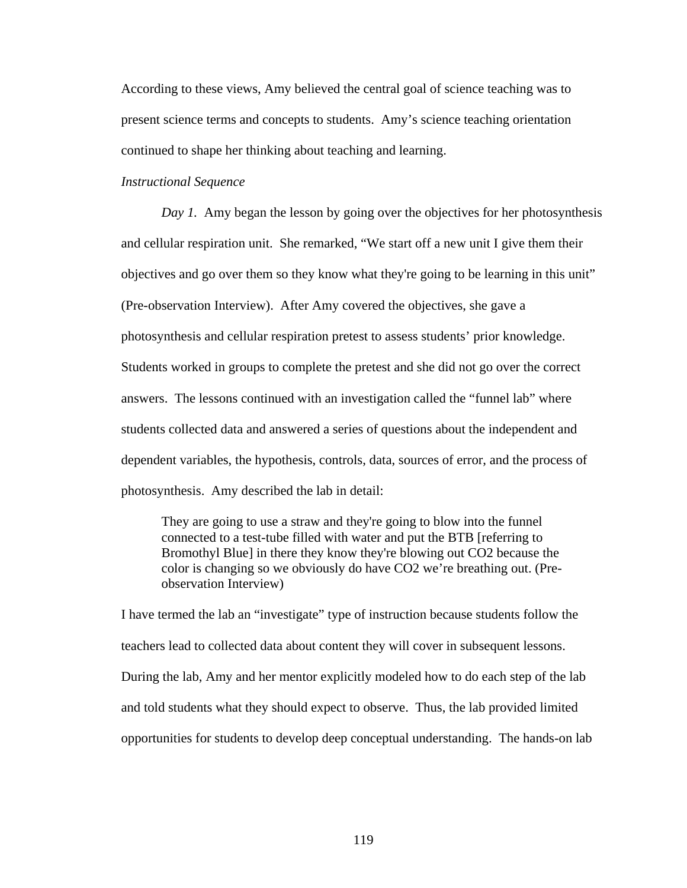According to these views, Amy believed the central goal of science teaching was to present science terms and concepts to students. Amy's science teaching orientation continued to shape her thinking about teaching and learning.

*Instructional Sequence*

*Day 1.* Amy began the lesson by going over the objectives for her photosynthesis and cellular respiration unit. She remarked, "We start off a new unit I give them their objectives and go over them so they know what they're going to be learning in this unit" (Pre-observation Interview). After Amy covered the objectives, she gave a photosynthesis and cellular respiration pretest to assess students' prior knowledge. Students worked in groups to complete the pretest and she did not go over the correct answers. The lessons continued with an investigation called the "funnel lab" where students collected data and answered a series of questions about the independent and dependent variables, the hypothesis, controls, data, sources of error, and the process of photosynthesis. Amy described the lab in detail:

> They are going to use a straw and they're going to blow into the funnel connected to a test-tube filled with water and put the BTB [referring to Bromothyl Blue] in there they know they're blowing out $CO_2$ because the color is changing so we obviously do have $CO_2$ we're breathing out. (Pre-observation Interview)

I have termed the lab an "investigate" type of instruction because students follow the teachers lead to collected data about content they will cover in subsequent lessons. During the lab, Amy and her mentor explicitly modeled how to do each step of the lab and told students what they should expect to observe. Thus, the lab provided limited opportunities for students to develop deep conceptual understanding. The hands-on lab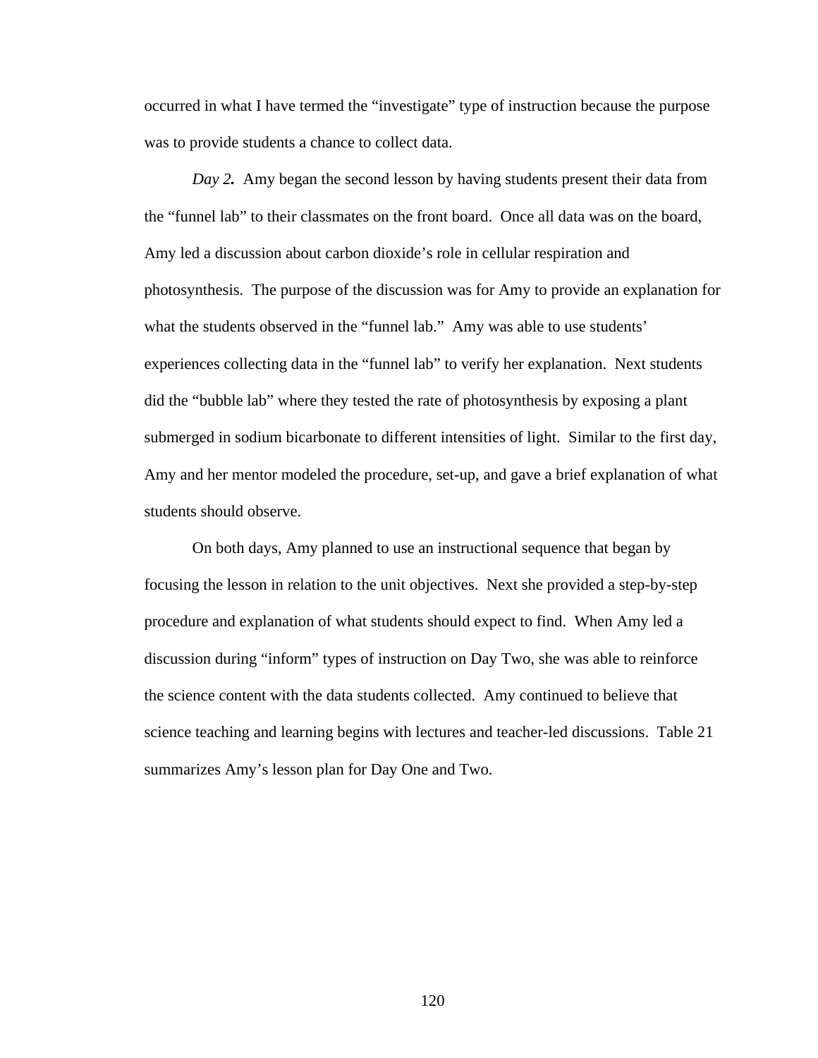occurred in what I have termed the “investigate” type of instruction because the purpose was to provide students a chance to collect data.

*Day 2.* Amy began the second lesson by having students present their data from the “funnel lab” to their classmates on the front board. Once all data was on the board, Amy led a discussion about carbon dioxide’s role in cellular respiration and photosynthesis. The purpose of the discussion was for Amy to provide an explanation for what the students observed in the “funnel lab.” Amy was able to use students’ experiences collecting data in the “funnel lab” to verify her explanation. Next students did the “bubble lab” where they tested the rate of photosynthesis by exposing a plant submerged in sodium bicarbonate to different intensities of light. Similar to the first day, Amy and her mentor modeled the procedure, set-up, and gave a brief explanation of what students should observe.

On both days, Amy planned to use an instructional sequence that began by focusing the lesson in relation to the unit objectives. Next she provided a step-by-step procedure and explanation of what students should expect to find. When Amy led a discussion during “inform” types of instruction on Day Two, she was able to reinforce the science content with the data students collected. Amy continued to believe that science teaching and learning begins with lectures and teacher-led discussions. Table 21 summarizes Amy’s lesson plan for Day One and Two.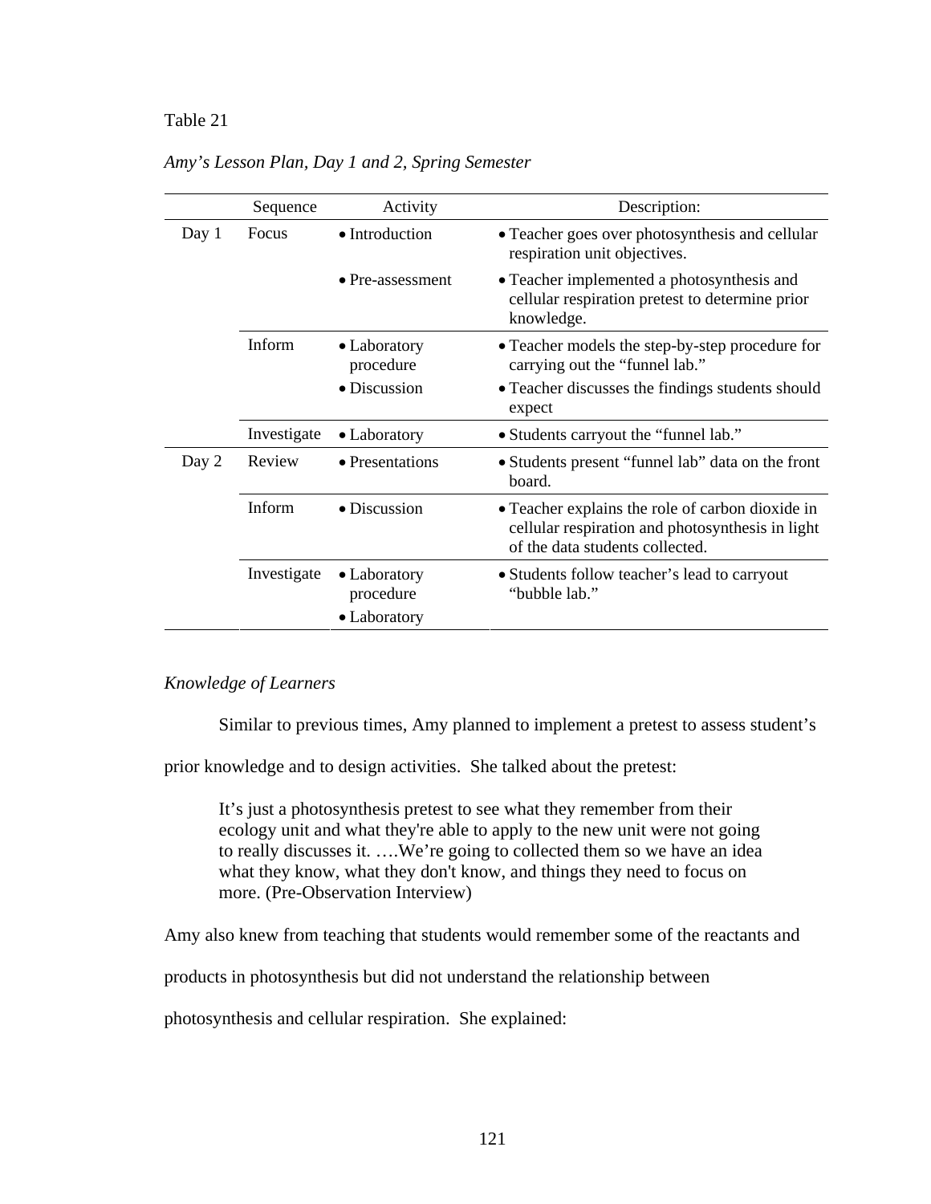Table 21

*Amy's Lesson Plan, Day 1 and 2, Spring Semester*

| | Sequence | Activity | Description: |
|---|---|---|---|
| Day 1 | Focus | • Introduction | • Teacher goes over photosynthesis and cellular respiration unit objectives. |
| | | • Pre-assessment | • Teacher implemented a photosynthesis and cellular respiration pretest to determine prior knowledge. |
| | Inform | • Laboratory procedure | • Teacher models the step-by-step procedure for carrying out the "funnel lab." |
| | | • Discussion | • Teacher discusses the findings students should expect |
| | Investigate | • Laboratory | • Students carryout the "funnel lab." |
| Day 2 | Review | • Presentations | • Students present "funnel lab" data on the front board. |
| | Inform | • Discussion | • Teacher explains the role of carbon dioxide in cellular respiration and photosynthesis in light of the data students collected. |
| | Investigate | • Laboratory procedure<br>• Laboratory | • Students follow teacher's lead to carryout "bubble lab." |

*Knowledge of Learners*

Similar to previous times, Amy planned to implement a pretest to assess student's prior knowledge and to design activities. She talked about the pretest:

> It's just a photosynthesis pretest to see what they remember from their ecology unit and what they're able to apply to the new unit were not going to really discusses it. ….We're going to collected them so we have an idea what they know, what they don't know, and things they need to focus on more. (Pre-Observation Interview)

Amy also knew from teaching that students would remember some of the reactants and products in photosynthesis but did not understand the relationship between photosynthesis and cellular respiration. She explained: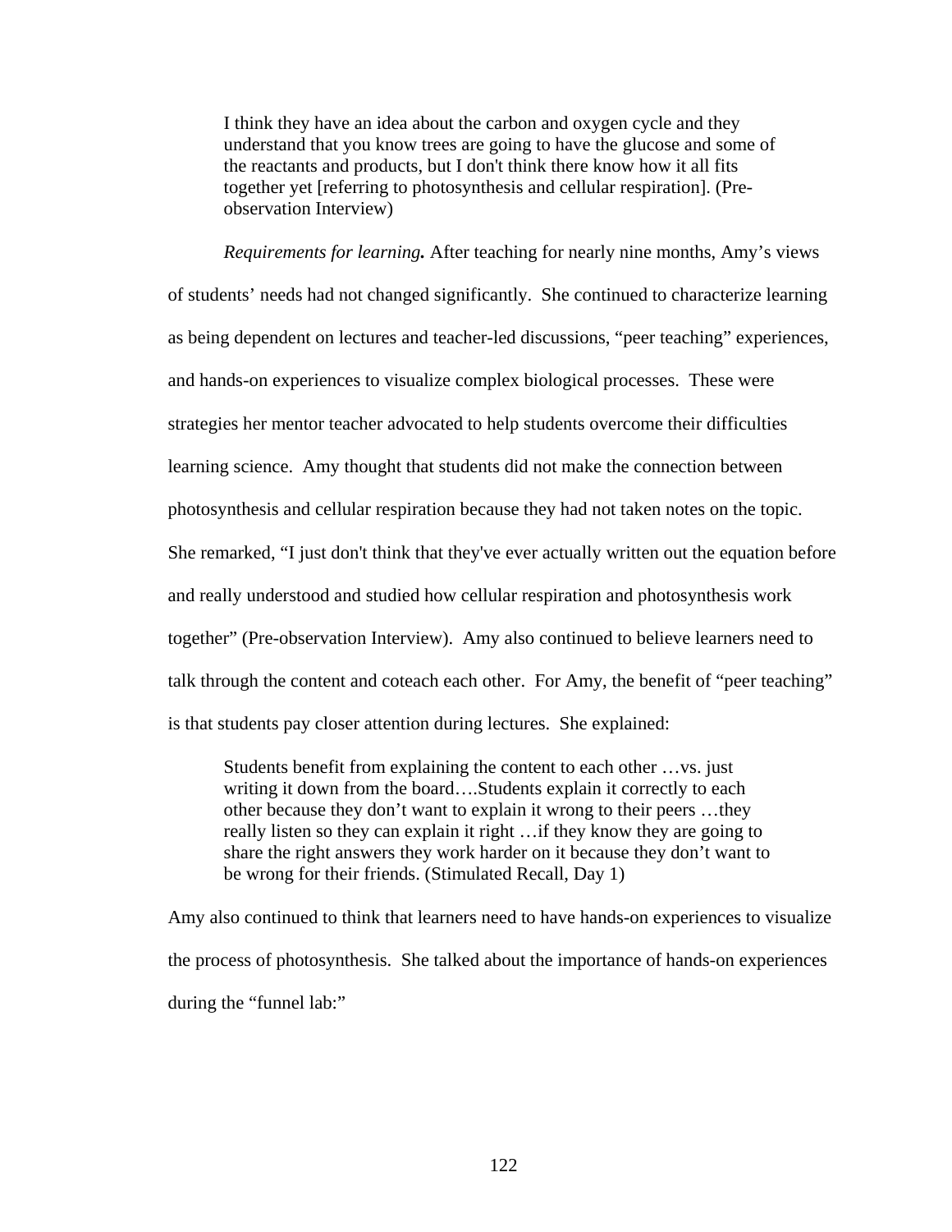> I think they have an idea about the carbon and oxygen cycle and they understand that you know trees are going to have the glucose and some of the reactants and products, but I don't think there know how it all fits together yet [referring to photosynthesis and cellular respiration]. (Pre-observation Interview)

***Requirements for learning.*** After teaching for nearly nine months, Amy's views of students' needs had not changed significantly. She continued to characterize learning as being dependent on lectures and teacher-led discussions, "peer teaching" experiences, and hands-on experiences to visualize complex biological processes. These were strategies her mentor teacher advocated to help students overcome their difficulties learning science. Amy thought that students did not make the connection between photosynthesis and cellular respiration because they had not taken notes on the topic. She remarked, "I just don't think that they've ever actually written out the equation before and really understood and studied how cellular respiration and photosynthesis work together" (Pre-observation Interview). Amy also continued to believe learners need to talk through the content and coteach each other. For Amy, the benefit of "peer teaching" is that students pay closer attention during lectures. She explained:

> Students benefit from explaining the content to each other …vs. just writing it down from the board….Students explain it correctly to each other because they don't want to explain it wrong to their peers …they really listen so they can explain it right …if they know they are going to share the right answers they work harder on it because they don't want to be wrong for their friends. (Stimulated Recall, Day 1)

Amy also continued to think that learners need to have hands-on experiences to visualize the process of photosynthesis. She talked about the importance of hands-on experiences during the "funnel lab:"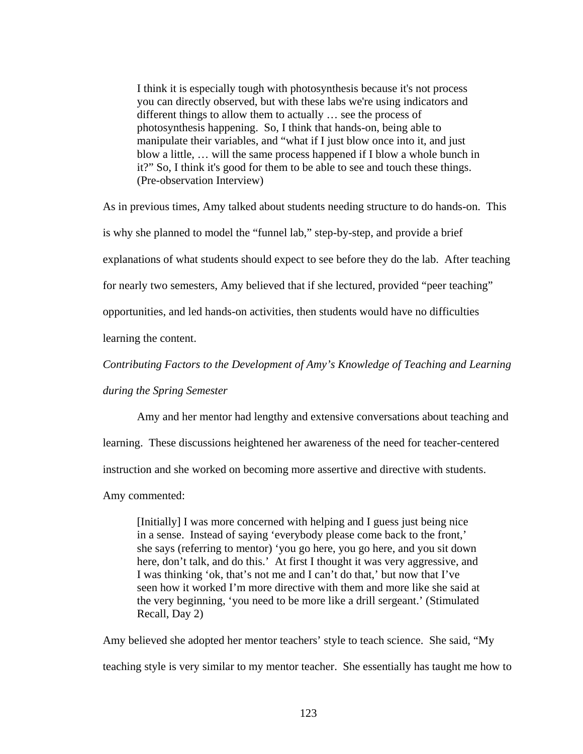> I think it is especially tough with photosynthesis because it's not process you can directly observed, but with these labs we're using indicators and different things to allow them to actually … see the process of photosynthesis happening. So, I think that hands-on, being able to manipulate their variables, and "what if I just blow once into it, and just blow a little, … will the same process happened if I blow a whole bunch in it?" So, I think it's good for them to be able to see and touch these things. (Pre-observation Interview)

As in previous times, Amy talked about students needing structure to do hands-on. This is why she planned to model the "funnel lab," step-by-step, and provide a brief explanations of what students should expect to see before they do the lab. After teaching for nearly two semesters, Amy believed that if she lectured, provided "peer teaching" opportunities, and led hands-on activities, then students would have no difficulties learning the content.

*Contributing Factors to the Development of Amy's Knowledge of Teaching and Learning during the Spring Semester*

Amy and her mentor had lengthy and extensive conversations about teaching and learning. These discussions heightened her awareness of the need for teacher-centered instruction and she worked on becoming more assertive and directive with students. Amy commented:

> [Initially] I was more concerned with helping and I guess just being nice in a sense. Instead of saying 'everybody please come back to the front,' she says (referring to mentor) 'you go here, you go here, and you sit down here, don't talk, and do this.' At first I thought it was very aggressive, and I was thinking 'ok, that's not me and I can't do that,' but now that I've seen how it worked I'm more directive with them and more like she said at the very beginning, 'you need to be more like a drill sergeant.' (Stimulated Recall, Day 2)

Amy believed she adopted her mentor teachers' style to teach science. She said, "My teaching style is very similar to my mentor teacher. She essentially has taught me how to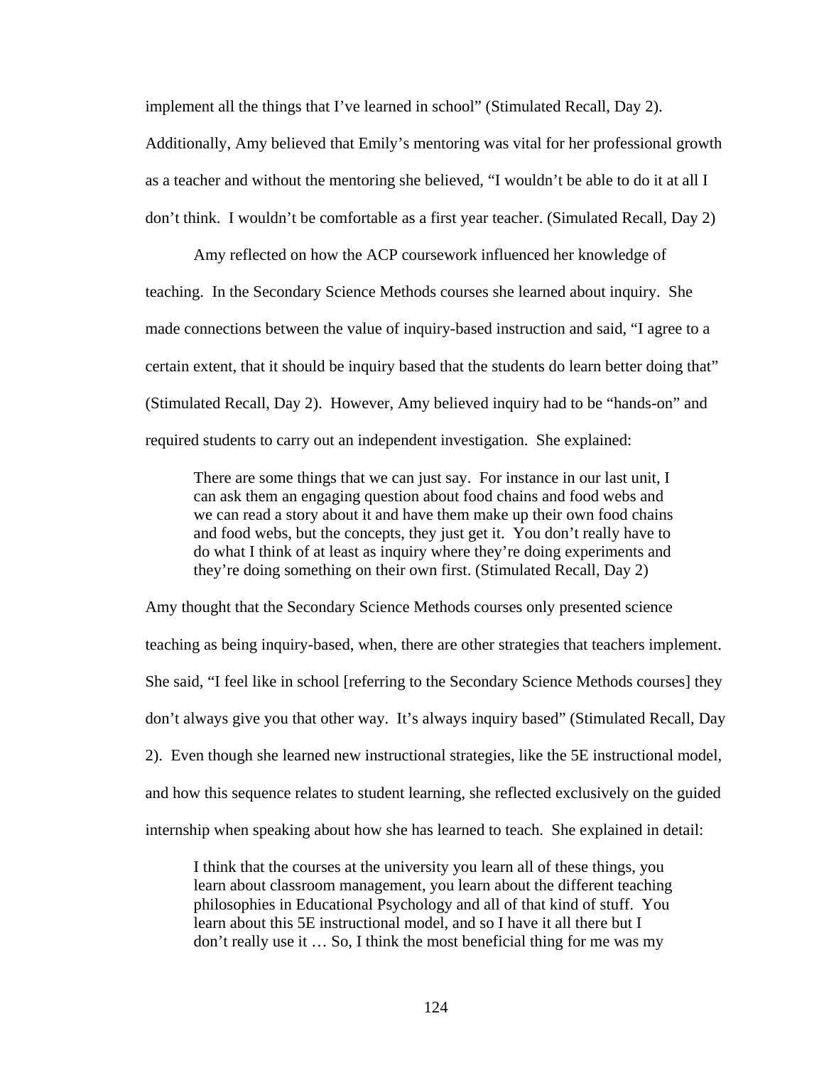implement all the things that I've learned in school" (Stimulated Recall, Day 2). Additionally, Amy believed that Emily's mentoring was vital for her professional growth as a teacher and without the mentoring she believed, "I wouldn't be able to do it at all I don't think. I wouldn't be comfortable as a first year teacher. (Simulated Recall, Day 2)

Amy reflected on how the ACP coursework influenced her knowledge of teaching. In the Secondary Science Methods courses she learned about inquiry. She made connections between the value of inquiry-based instruction and said, "I agree to a certain extent, that it should be inquiry based that the students do learn better doing that" (Stimulated Recall, Day 2). However, Amy believed inquiry had to be "hands-on" and required students to carry out an independent investigation. She explained:

> There are some things that we can just say. For instance in our last unit, I can ask them an engaging question about food chains and food webs and we can read a story about it and have them make up their own food chains and food webs, but the concepts, they just get it. You don't really have to do what I think of at least as inquiry where they're doing experiments and they're doing something on their own first. (Stimulated Recall, Day 2)

Amy thought that the Secondary Science Methods courses only presented science teaching as being inquiry-based, when, there are other strategies that teachers implement. She said, "I feel like in school [referring to the Secondary Science Methods courses] they don't always give you that other way. It's always inquiry based" (Stimulated Recall, Day 2). Even though she learned new instructional strategies, like the 5E instructional model, and how this sequence relates to student learning, she reflected exclusively on the guided internship when speaking about how she has learned to teach. She explained in detail:

> I think that the courses at the university you learn all of these things, you learn about classroom management, you learn about the different teaching philosophies in Educational Psychology and all of that kind of stuff. You learn about this 5E instructional model, and so I have it all there but I don't really use it … So, I think the most beneficial thing for me was my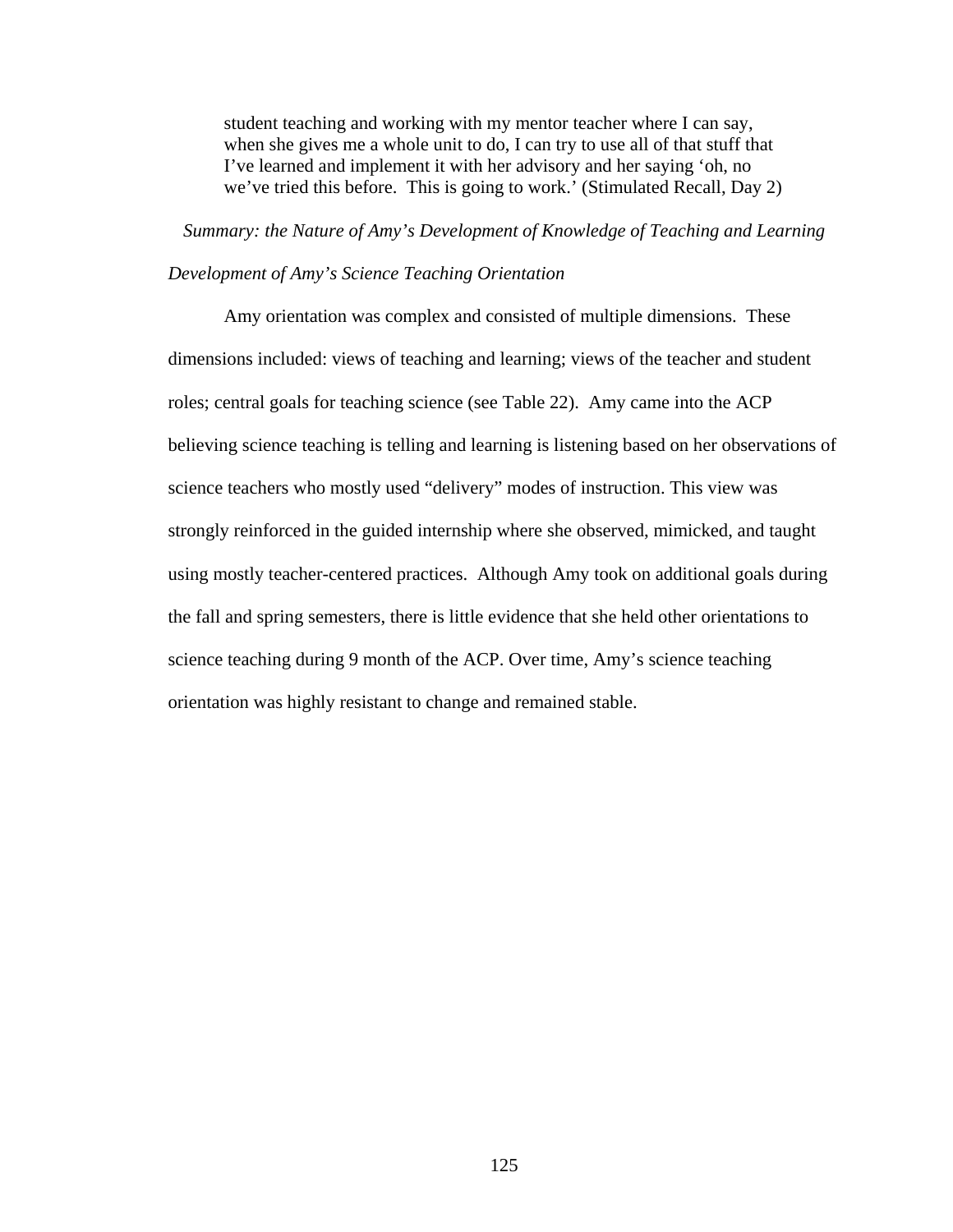> student teaching and working with my mentor teacher where I can say, when she gives me a whole unit to do, I can try to use all of that stuff that I've learned and implement it with her advisory and her saying 'oh, no we've tried this before. This is going to work.' (Stimulated Recall, Day 2)

*Summary: the Nature of Amy's Development of Knowledge of Teaching and Learning*

*Development of Amy's Science Teaching Orientation*

Amy orientation was complex and consisted of multiple dimensions. These dimensions included: views of teaching and learning; views of the teacher and student roles; central goals for teaching science (see Table 22). Amy came into the ACP believing science teaching is telling and learning is listening based on her observations of science teachers who mostly used "delivery" modes of instruction. This view was strongly reinforced in the guided internship where she observed, mimicked, and taught using mostly teacher-centered practices. Although Amy took on additional goals during the fall and spring semesters, there is little evidence that she held other orientations to science teaching during 9 month of the ACP. Over time, Amy's science teaching orientation was highly resistant to change and remained stable.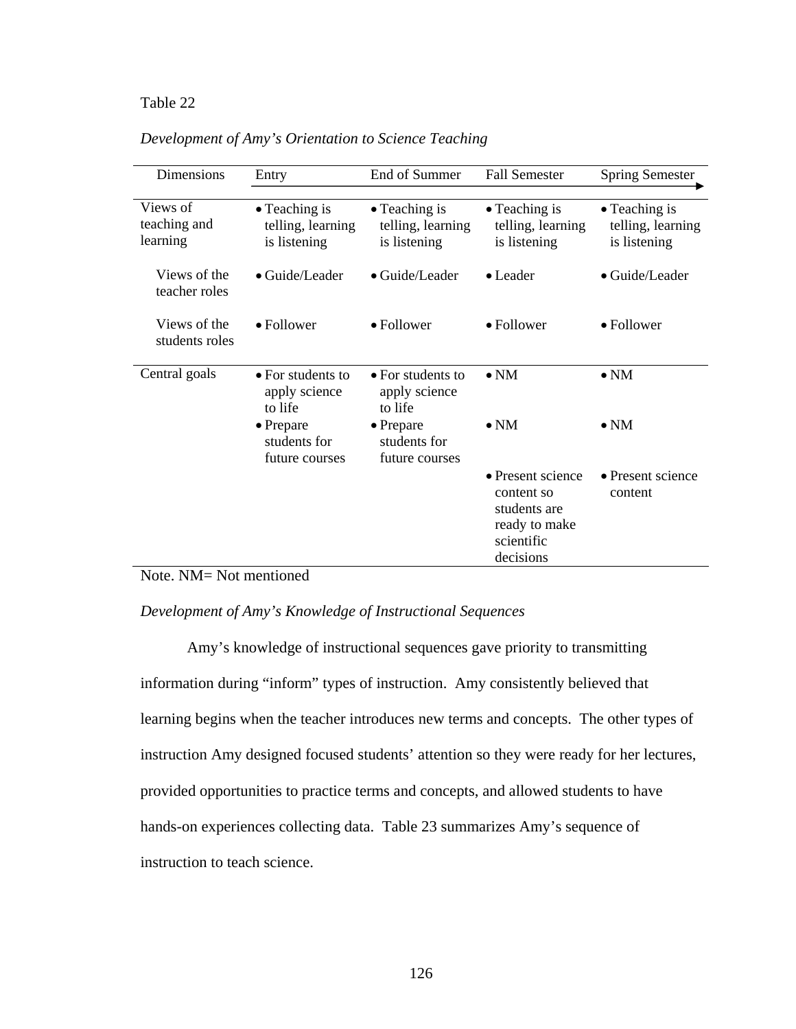Table 22

*Development of Amy's Orientation to Science Teaching*

| Dimensions | Entry | End of Summer | Fall Semester | Spring Semester |
|---|---|---|---|---|
| Views of teaching and learning | • Teaching is telling, learning is listening | • Teaching is telling, learning is listening | • Teaching is telling, learning is listening | • Teaching is telling, learning is listening |
| Views of the teacher roles | • Guide/Leader | • Guide/Leader | • Leader | • Guide/Leader |
| Views of the students roles | • Follower | • Follower | • Follower | • Follower |
| Central goals | • For students to apply science to life | • For students to apply science to life | • NM | • NM |
| | • Prepare students for future courses | • Prepare students for future courses | • NM | • NM |
| | | | • Present science content so students are ready to make scientific decisions | • Present science content |

Note. NM= Not mentioned

*Development of Amy's Knowledge of Instructional Sequences*

Amy's knowledge of instructional sequences gave priority to transmitting information during "inform" types of instruction. Amy consistently believed that learning begins when the teacher introduces new terms and concepts. The other types of instruction Amy designed focused students' attention so they were ready for her lectures, provided opportunities to practice terms and concepts, and allowed students to have hands-on experiences collecting data. Table 23 summarizes Amy's sequence of instruction to teach science.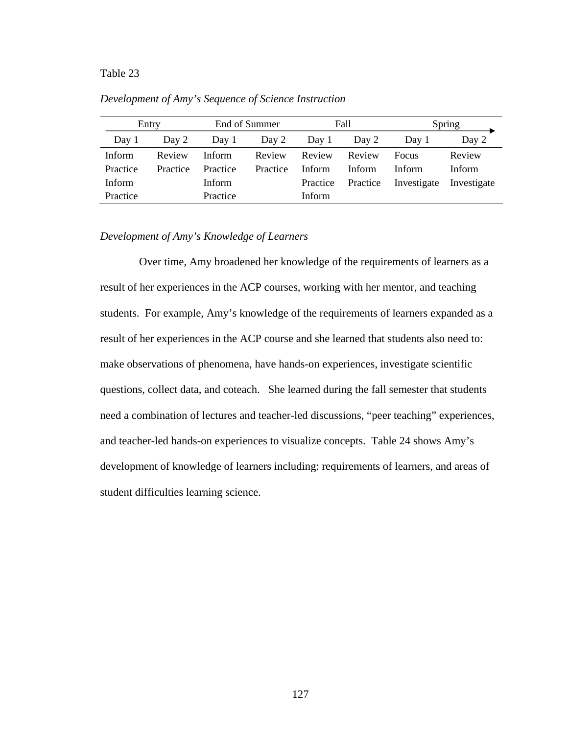Table 23

*Development of Amy's Sequence of Science Instruction*

| Entry | | End of Summer | | Fall | | Spring | |
|---|---|---|---|---|---|---|---|
| Day 1 | Day 2 | Day 1 | Day 2 | Day 1 | Day 2 | Day 1 | Day 2 |
| Inform<br>Practice<br>Inform<br>Practice | Review<br>Practice | Inform<br>Practice<br>Inform<br>Practice | Review<br>Practice | Review<br>Inform<br>Practice<br>Inform | Review<br>Inform<br>Practice | Focus<br>Inform<br>Investigate | Review<br>Inform<br>Investigate |

*Development of Amy's Knowledge of Learners*

Over time, Amy broadened her knowledge of the requirements of learners as a result of her experiences in the ACP courses, working with her mentor, and teaching students. For example, Amy's knowledge of the requirements of learners expanded as a result of her experiences in the ACP course and she learned that students also need to: make observations of phenomena, have hands-on experiences, investigate scientific questions, collect data, and coteach. She learned during the fall semester that students need a combination of lectures and teacher-led discussions, "peer teaching" experiences, and teacher-led hands-on experiences to visualize concepts. Table 24 shows Amy's development of knowledge of learners including: requirements of learners, and areas of student difficulties learning science.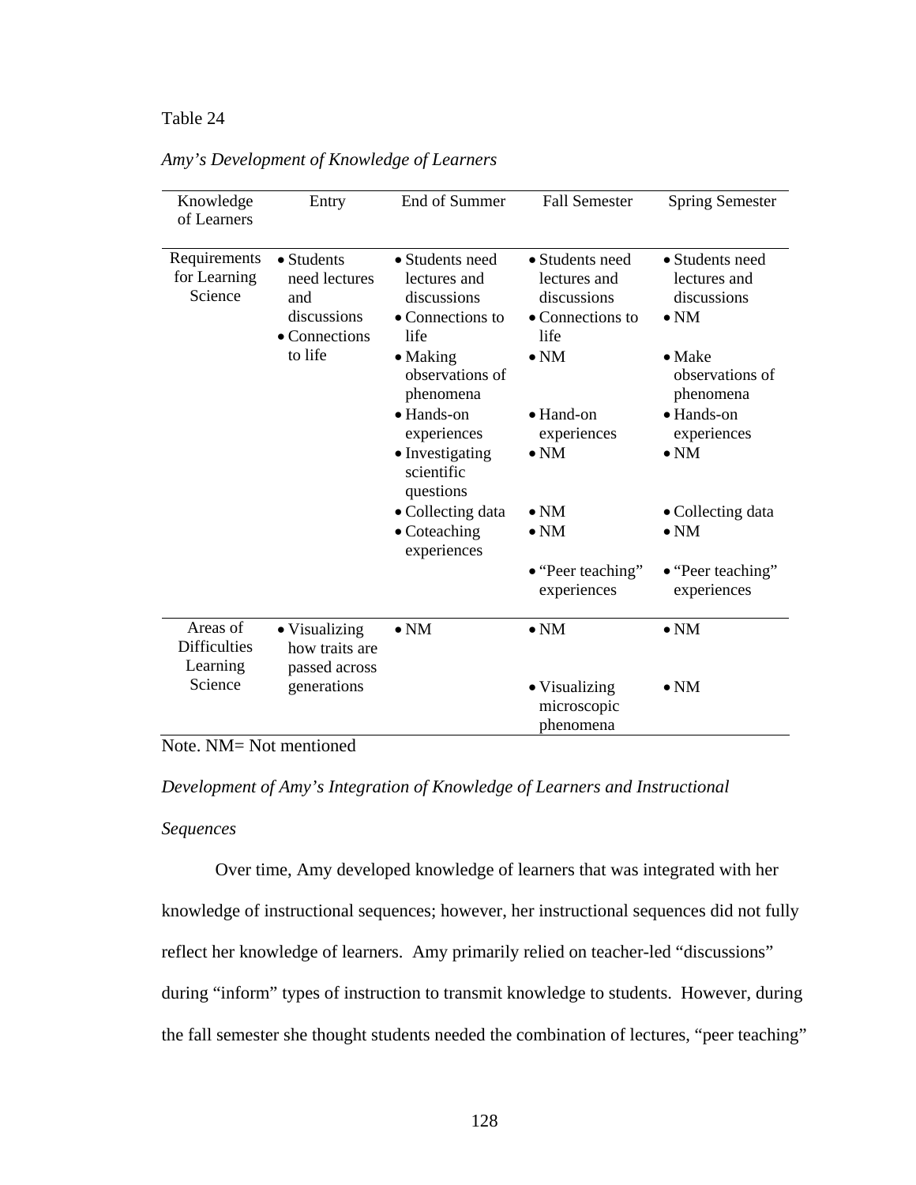Table 24

*Amy's Development of Knowledge of Learners*

| Knowledge of Learners | Entry | End of Summer | Fall Semester | Spring Semester |
|---|---|---|---|---|
| Requirements for Learning Science | • Students need lectures and discussions<br>• Connections to life | • Students need lectures and discussions<br>• Connections to life<br>• Making observations of phenomena<br>• Hands-on experiences<br>• Investigating scientific questions<br>• Collecting data<br>• Coteaching experiences | • Students need lectures and discussions<br>• Connections to life<br>• NM<br>• Hand-on experiences<br>• NM<br>• NM<br>• NM<br>• "Peer teaching" experiences | • Students need lectures and discussions<br>• NM<br>• Make observations of phenomena<br>• Hands-on experiences<br>• NM<br>• Collecting data<br>• NM<br>• "Peer teaching" experiences |
| Areas of Difficulties Learning Science | • Visualizing how traits are passed across generations | • NM | • NM<br>• Visualizing microscopic phenomena | • NM<br>• NM |

Note. NM= Not mentioned

*Development of Amy's Integration of Knowledge of Learners and Instructional Sequences*

Over time, Amy developed knowledge of learners that was integrated with her knowledge of instructional sequences; however, her instructional sequences did not fully reflect her knowledge of learners. Amy primarily relied on teacher-led "discussions" during "inform" types of instruction to transmit knowledge to students. However, during the fall semester she thought students needed the combination of lectures, "peer teaching"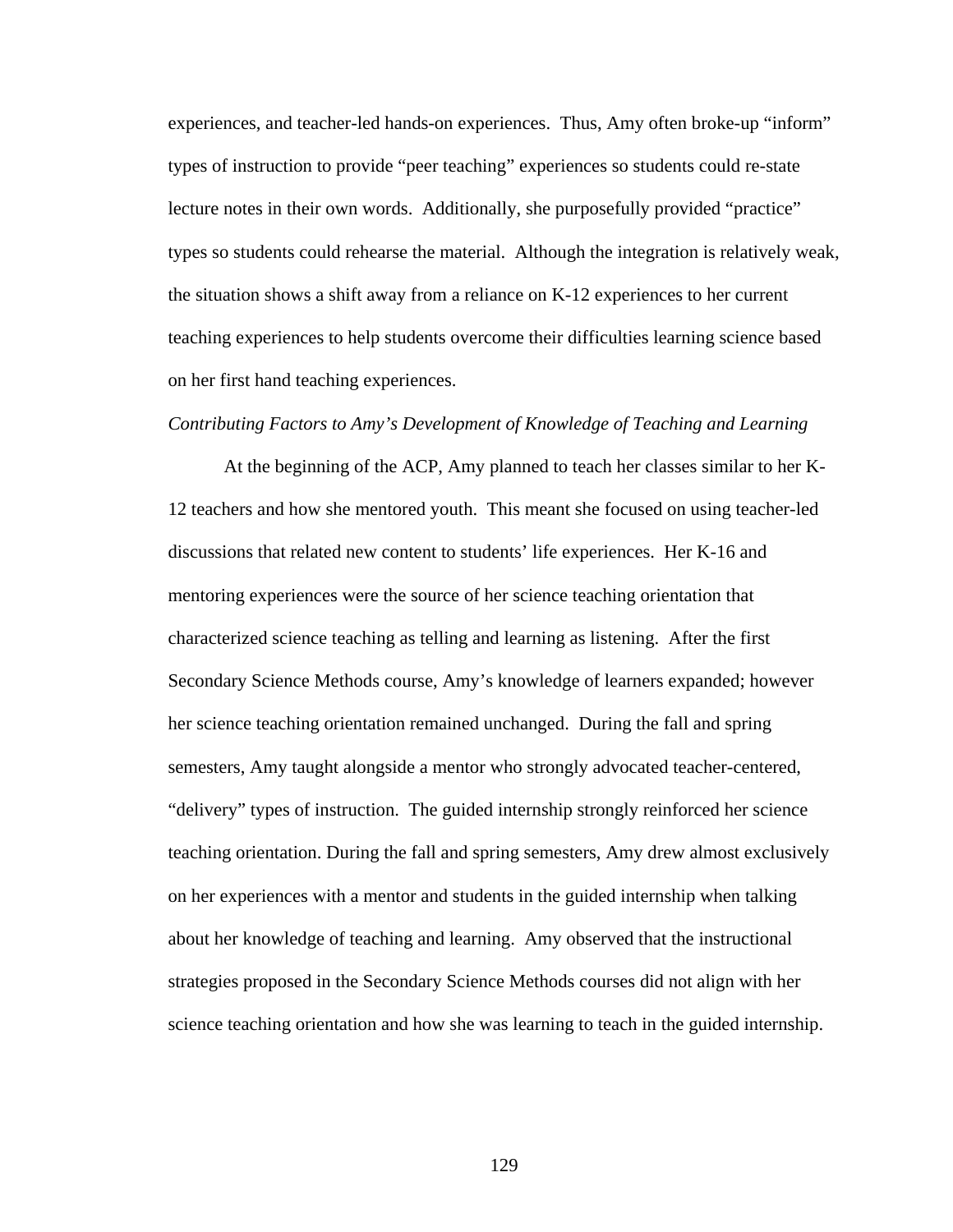experiences, and teacher-led hands-on experiences. Thus, Amy often broke-up "inform" types of instruction to provide "peer teaching" experiences so students could re-state lecture notes in their own words. Additionally, she purposefully provided "practice" types so students could rehearse the material. Although the integration is relatively weak, the situation shows a shift away from a reliance on K-12 experiences to her current teaching experiences to help students overcome their difficulties learning science based on her first hand teaching experiences.

*Contributing Factors to Amy's Development of Knowledge of Teaching and Learning*

At the beginning of the ACP, Amy planned to teach her classes similar to her K-12 teachers and how she mentored youth. This meant she focused on using teacher-led discussions that related new content to students' life experiences. Her K-16 and mentoring experiences were the source of her science teaching orientation that characterized science teaching as telling and learning as listening. After the first Secondary Science Methods course, Amy's knowledge of learners expanded; however her science teaching orientation remained unchanged. During the fall and spring semesters, Amy taught alongside a mentor who strongly advocated teacher-centered, "delivery" types of instruction. The guided internship strongly reinforced her science teaching orientation. During the fall and spring semesters, Amy drew almost exclusively on her experiences with a mentor and students in the guided internship when talking about her knowledge of teaching and learning. Amy observed that the instructional strategies proposed in the Secondary Science Methods courses did not align with her science teaching orientation and how she was learning to teach in the guided internship.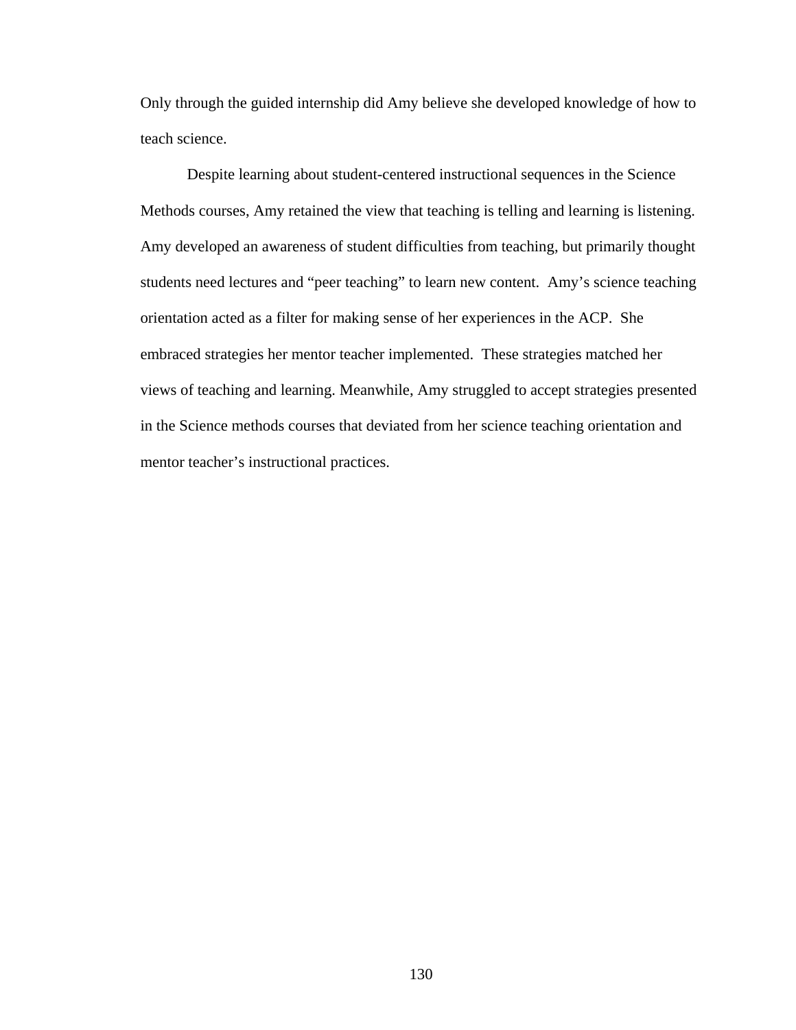Only through the guided internship did Amy believe she developed knowledge of how to teach science.

Despite learning about student-centered instructional sequences in the Science Methods courses, Amy retained the view that teaching is telling and learning is listening. Amy developed an awareness of student difficulties from teaching, but primarily thought students need lectures and "peer teaching" to learn new content. Amy's science teaching orientation acted as a filter for making sense of her experiences in the ACP. She embraced strategies her mentor teacher implemented. These strategies matched her views of teaching and learning. Meanwhile, Amy struggled to accept strategies presented in the Science methods courses that deviated from her science teaching orientation and mentor teacher's instructional practices.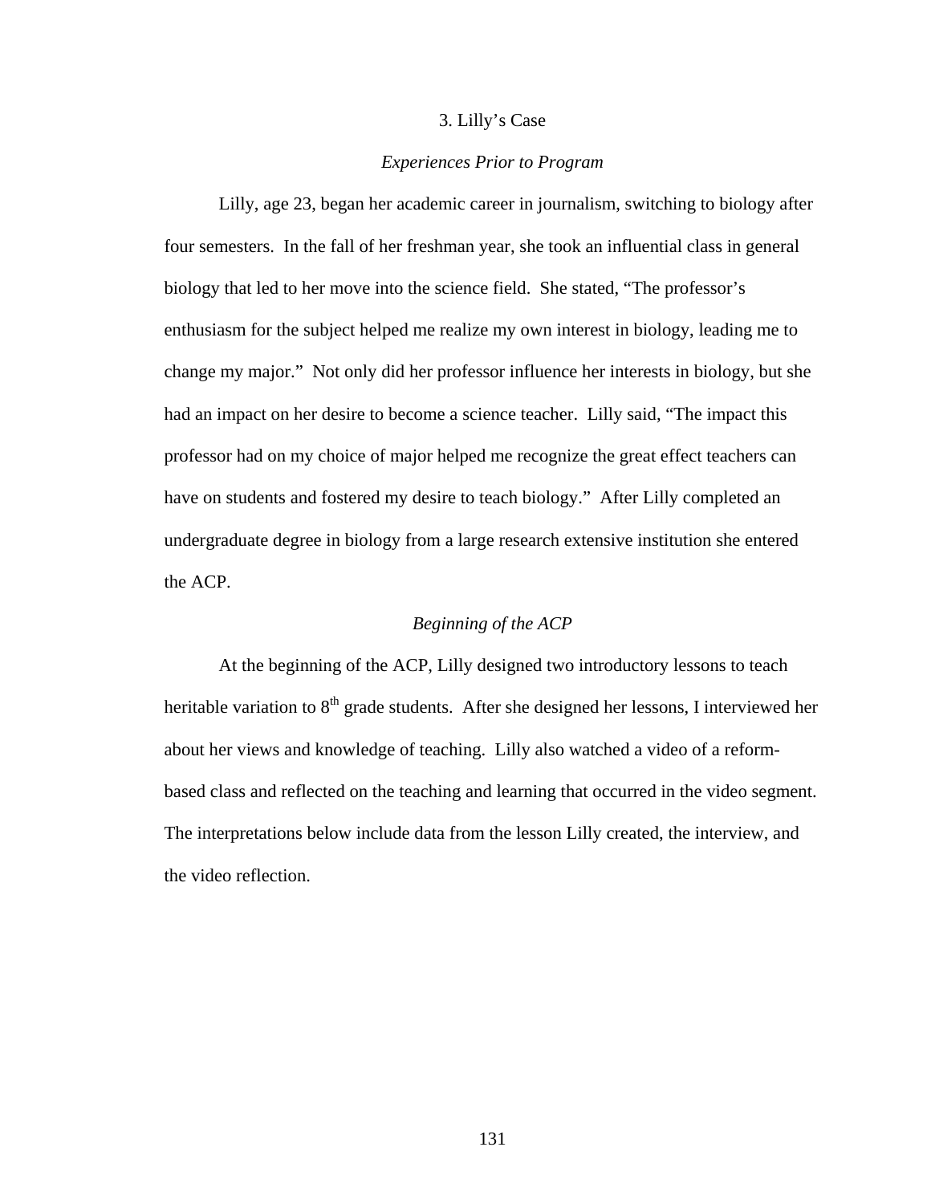### 3. Lilly's Case

#### *Experiences Prior to Program*

Lilly, age 23, began her academic career in journalism, switching to biology after four semesters. In the fall of her freshman year, she took an influential class in general biology that led to her move into the science field. She stated, "The professor's enthusiasm for the subject helped me realize my own interest in biology, leading me to change my major." Not only did her professor influence her interests in biology, but she had an impact on her desire to become a science teacher. Lilly said, "The impact this professor had on my choice of major helped me recognize the great effect teachers can have on students and fostered my desire to teach biology." After Lilly completed an undergraduate degree in biology from a large research extensive institution she entered the ACP.

#### *Beginning of the ACP*

At the beginning of the ACP, Lilly designed two introductory lessons to teach heritable variation to 8$^{th}$ grade students. After she designed her lessons, I interviewed her about her views and knowledge of teaching. Lilly also watched a video of a reform-based class and reflected on the teaching and learning that occurred in the video segment. The interpretations below include data from the lesson Lilly created, the interview, and the video reflection.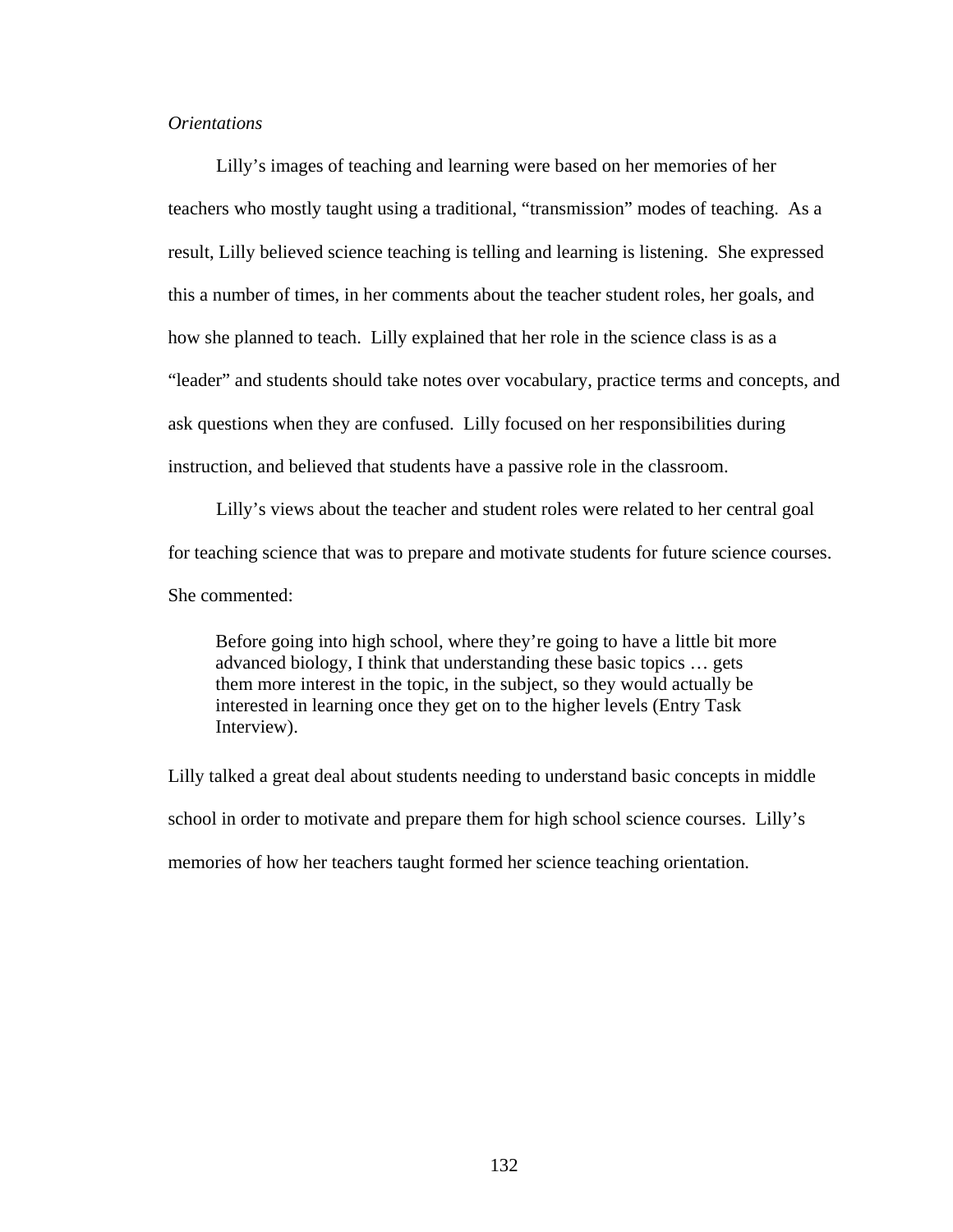*Orientations*

Lilly's images of teaching and learning were based on her memories of her teachers who mostly taught using a traditional, "transmission" modes of teaching. As a result, Lilly believed science teaching is telling and learning is listening. She expressed this a number of times, in her comments about the teacher student roles, her goals, and how she planned to teach. Lilly explained that her role in the science class is as a "leader" and students should take notes over vocabulary, practice terms and concepts, and ask questions when they are confused. Lilly focused on her responsibilities during instruction, and believed that students have a passive role in the classroom.

Lilly's views about the teacher and student roles were related to her central goal for teaching science that was to prepare and motivate students for future science courses. She commented:

> Before going into high school, where they're going to have a little bit more advanced biology, I think that understanding these basic topics … gets them more interest in the topic, in the subject, so they would actually be interested in learning once they get on to the higher levels (Entry Task Interview).

Lilly talked a great deal about students needing to understand basic concepts in middle school in order to motivate and prepare them for high school science courses. Lilly's memories of how her teachers taught formed her science teaching orientation.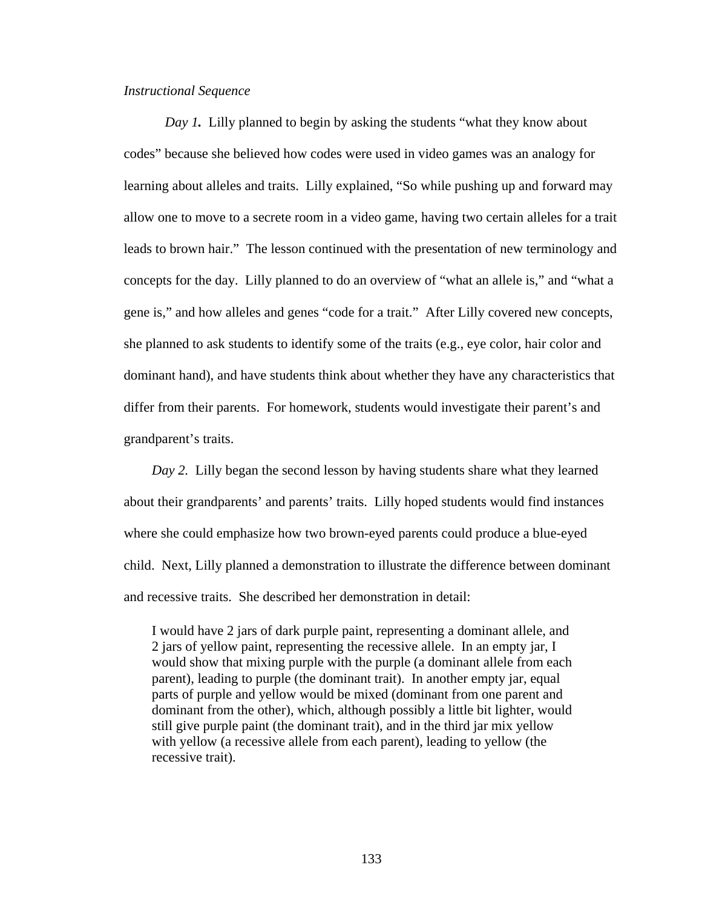*Instructional Sequence*

*Day 1.* Lilly planned to begin by asking the students "what they know about codes" because she believed how codes were used in video games was an analogy for learning about alleles and traits. Lilly explained, "So while pushing up and forward may allow one to move to a secrete room in a video game, having two certain alleles for a trait leads to brown hair." The lesson continued with the presentation of new terminology and concepts for the day. Lilly planned to do an overview of "what an allele is," and "what a gene is," and how alleles and genes "code for a trait." After Lilly covered new concepts, she planned to ask students to identify some of the traits (e.g., eye color, hair color and dominant hand), and have students think about whether they have any characteristics that differ from their parents. For homework, students would investigate their parent's and grandparent's traits.

*Day 2.* Lilly began the second lesson by having students share what they learned about their grandparents' and parents' traits. Lilly hoped students would find instances where she could emphasize how two brown-eyed parents could produce a blue-eyed child. Next, Lilly planned a demonstration to illustrate the difference between dominant and recessive traits. She described her demonstration in detail:

> I would have 2 jars of dark purple paint, representing a dominant allele, and 2 jars of yellow paint, representing the recessive allele. In an empty jar, I would show that mixing purple with the purple (a dominant allele from each parent), leading to purple (the dominant trait). In another empty jar, equal parts of purple and yellow would be mixed (dominant from one parent and dominant from the other), which, although possibly a little bit lighter, would still give purple paint (the dominant trait), and in the third jar mix yellow with yellow (a recessive allele from each parent), leading to yellow (the recessive trait).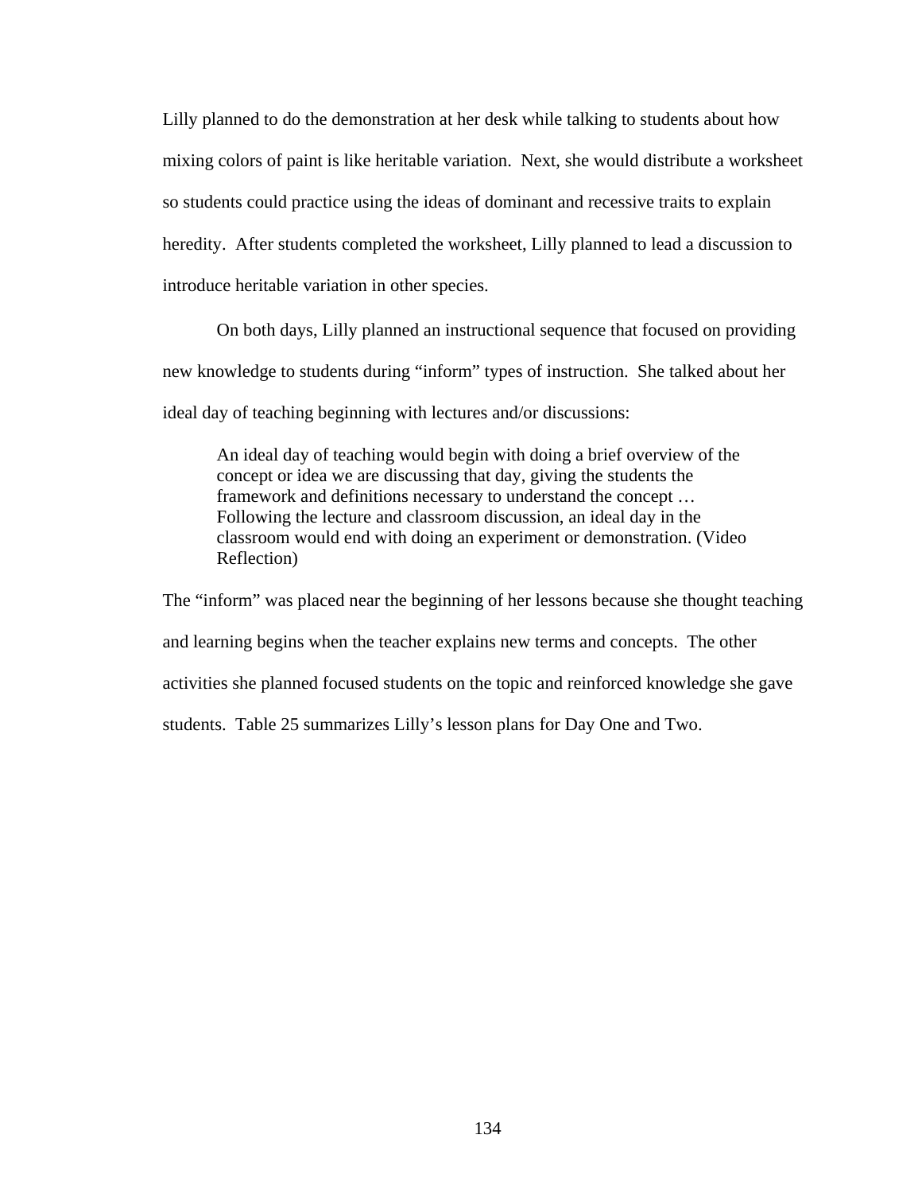Lilly planned to do the demonstration at her desk while talking to students about how mixing colors of paint is like heritable variation. Next, she would distribute a worksheet so students could practice using the ideas of dominant and recessive traits to explain heredity. After students completed the worksheet, Lilly planned to lead a discussion to introduce heritable variation in other species.

On both days, Lilly planned an instructional sequence that focused on providing new knowledge to students during "inform" types of instruction. She talked about her ideal day of teaching beginning with lectures and/or discussions:

> An ideal day of teaching would begin with doing a brief overview of the concept or idea we are discussing that day, giving the students the framework and definitions necessary to understand the concept … Following the lecture and classroom discussion, an ideal day in the classroom would end with doing an experiment or demonstration. (Video Reflection)

The "inform" was placed near the beginning of her lessons because she thought teaching and learning begins when the teacher explains new terms and concepts. The other activities she planned focused students on the topic and reinforced knowledge she gave students. Table 25 summarizes Lilly's lesson plans for Day One and Two.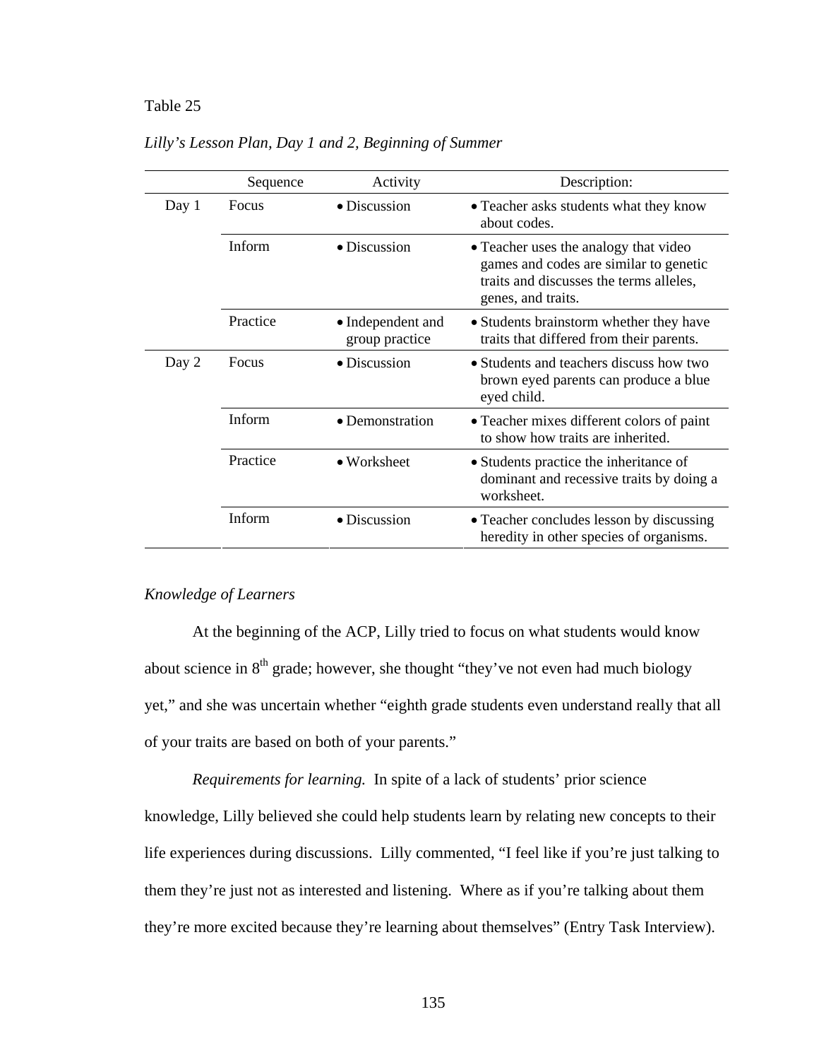Table 25

*Lilly's Lesson Plan, Day 1 and 2, Beginning of Summer*

| | Sequence | Activity | Description: |
|---|---|---|---|
| Day 1 | Focus | • Discussion | • Teacher asks students what they know about codes. |
| | Inform | • Discussion | • Teacher uses the analogy that video games and codes are similar to genetic traits and discusses the terms alleles, genes, and traits. |
| | Practice | • Independent and group practice | • Students brainstorm whether they have traits that differed from their parents. |
| Day 2 | Focus | • Discussion | • Students and teachers discuss how two brown eyed parents can produce a blue eyed child. |
| | Inform | • Demonstration | • Teacher mixes different colors of paint to show how traits are inherited. |
| | Practice | • Worksheet | • Students practice the inheritance of dominant and recessive traits by doing a worksheet. |
| | Inform | • Discussion | • Teacher concludes lesson by discussing heredity in other species of organisms. |

*Knowledge of Learners*

At the beginning of the ACP, Lilly tried to focus on what students would know about science in 8th grade; however, she thought "they've not even had much biology yet," and she was uncertain whether "eighth grade students even understand really that all of your traits are based on both of your parents."

*Requirements for learning.* In spite of a lack of students' prior science knowledge, Lilly believed she could help students learn by relating new concepts to their life experiences during discussions. Lilly commented, "I feel like if you're just talking to them they're just not as interested and listening. Where as if you're talking about them they're more excited because they're learning about themselves" (Entry Task Interview).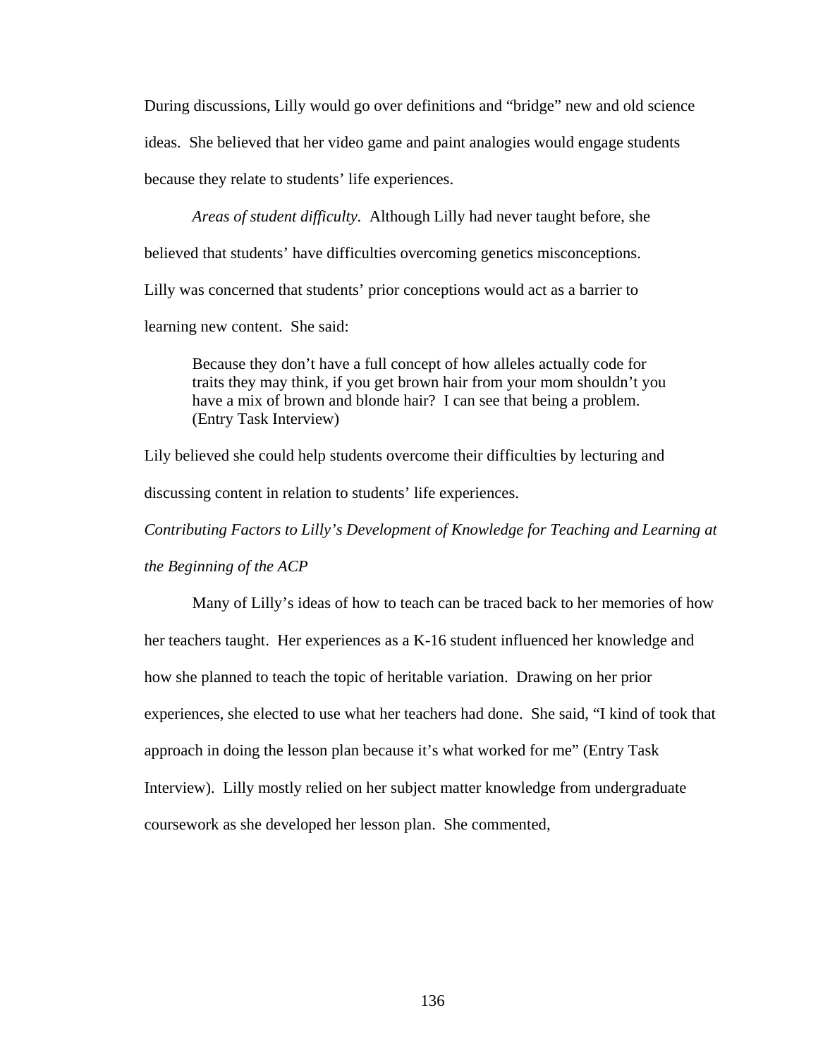During discussions, Lilly would go over definitions and "bridge" new and old science ideas. She believed that her video game and paint analogies would engage students because they relate to students' life experiences.

*Areas of student difficulty*. Although Lilly had never taught before, she believed that students' have difficulties overcoming genetics misconceptions. Lilly was concerned that students' prior conceptions would act as a barrier to learning new content. She said:

> Because they don't have a full concept of how alleles actually code for traits they may think, if you get brown hair from your mom shouldn't you have a mix of brown and blonde hair? I can see that being a problem. (Entry Task Interview)

Lily believed she could help students overcome their difficulties by lecturing and discussing content in relation to students' life experiences.

*Contributing Factors to Lilly's Development of Knowledge for Teaching and Learning at the Beginning of the ACP*

Many of Lilly's ideas of how to teach can be traced back to her memories of how her teachers taught. Her experiences as a K-16 student influenced her knowledge and how she planned to teach the topic of heritable variation. Drawing on her prior experiences, she elected to use what her teachers had done. She said, "I kind of took that approach in doing the lesson plan because it's what worked for me" (Entry Task Interview). Lilly mostly relied on her subject matter knowledge from undergraduate coursework as she developed her lesson plan. She commented,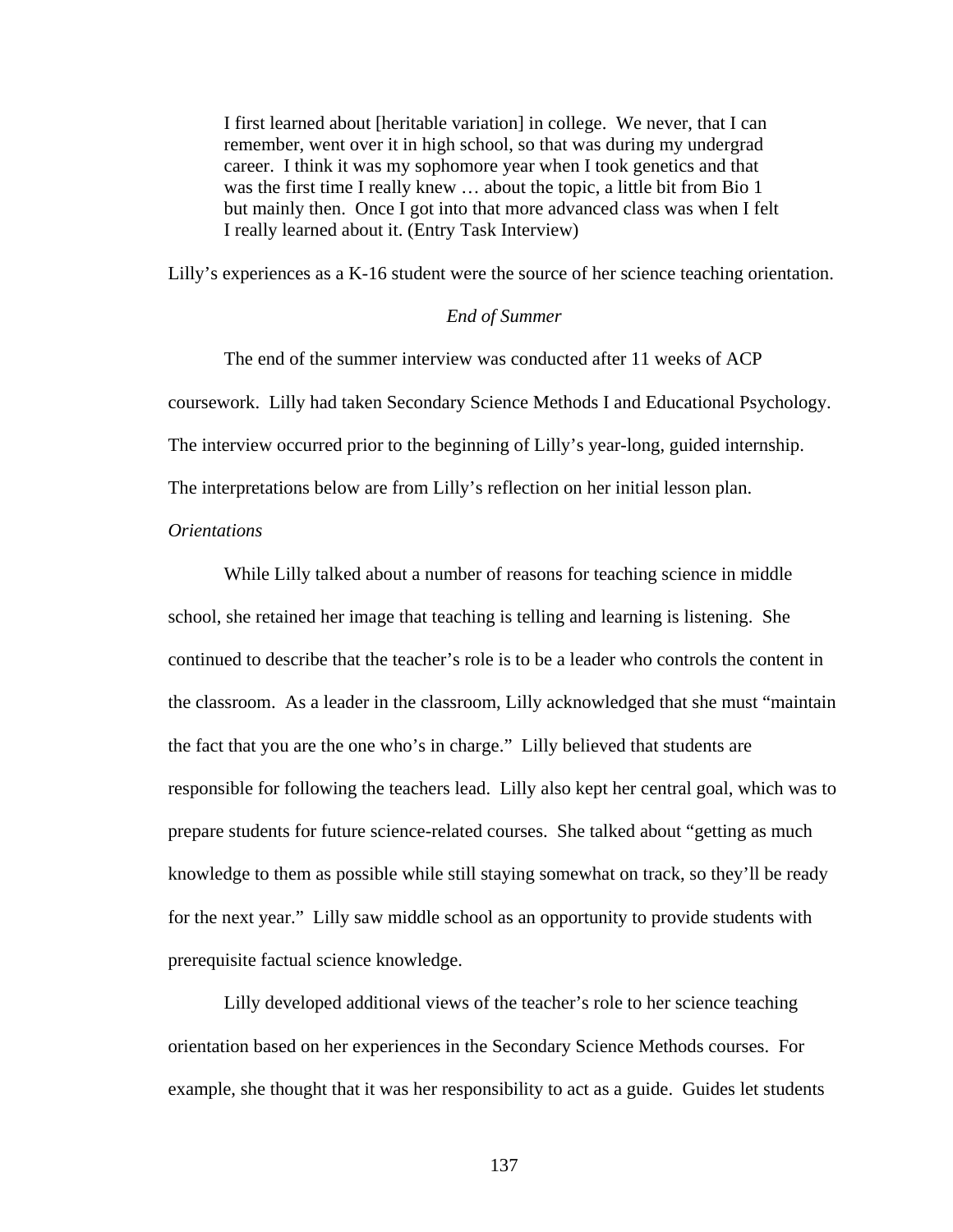> I first learned about [heritable variation] in college. We never, that I can remember, went over it in high school, so that was during my undergrad career. I think it was my sophomore year when I took genetics and that was the first time I really knew … about the topic, a little bit from Bio 1 but mainly then. Once I got into that more advanced class was when I felt I really learned about it. (Entry Task Interview)

Lilly's experiences as a K-16 student were the source of her science teaching orientation.

### *End of Summer*

The end of the summer interview was conducted after 11 weeks of ACP coursework. Lilly had taken Secondary Science Methods I and Educational Psychology. The interview occurred prior to the beginning of Lilly's year-long, guided internship. The interpretations below are from Lilly's reflection on her initial lesson plan.

#### *Orientations*

While Lilly talked about a number of reasons for teaching science in middle school, she retained her image that teaching is telling and learning is listening. She continued to describe that the teacher's role is to be a leader who controls the content in the classroom. As a leader in the classroom, Lilly acknowledged that she must "maintain the fact that you are the one who's in charge." Lilly believed that students are responsible for following the teachers lead. Lilly also kept her central goal, which was to prepare students for future science-related courses. She talked about "getting as much knowledge to them as possible while still staying somewhat on track, so they'll be ready for the next year." Lilly saw middle school as an opportunity to provide students with prerequisite factual science knowledge.

Lilly developed additional views of the teacher's role to her science teaching orientation based on her experiences in the Secondary Science Methods courses. For example, she thought that it was her responsibility to act as a guide. Guides let students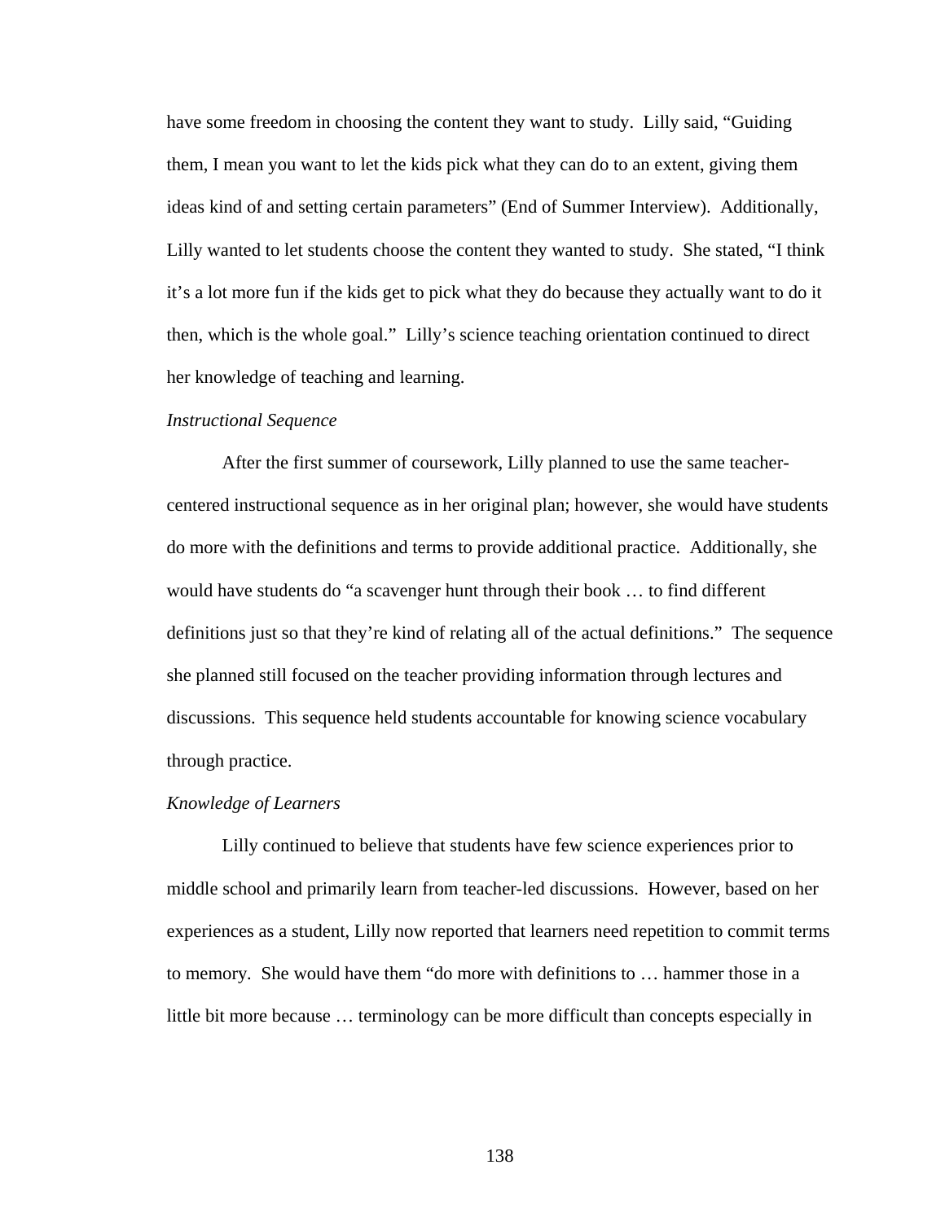have some freedom in choosing the content they want to study. Lilly said, "Guiding them, I mean you want to let the kids pick what they can do to an extent, giving them ideas kind of and setting certain parameters" (End of Summer Interview). Additionally, Lilly wanted to let students choose the content they wanted to study. She stated, "I think it's a lot more fun if the kids get to pick what they do because they actually want to do it then, which is the whole goal." Lilly's science teaching orientation continued to direct her knowledge of teaching and learning.

*Instructional Sequence*

After the first summer of coursework, Lilly planned to use the same teacher-centered instructional sequence as in her original plan; however, she would have students do more with the definitions and terms to provide additional practice. Additionally, she would have students do "a scavenger hunt through their book … to find different definitions just so that they're kind of relating all of the actual definitions." The sequence she planned still focused on the teacher providing information through lectures and discussions. This sequence held students accountable for knowing science vocabulary through practice.

*Knowledge of Learners*

Lilly continued to believe that students have few science experiences prior to middle school and primarily learn from teacher-led discussions. However, based on her experiences as a student, Lilly now reported that learners need repetition to commit terms to memory. She would have them "do more with definitions to … hammer those in a little bit more because … terminology can be more difficult than concepts especially in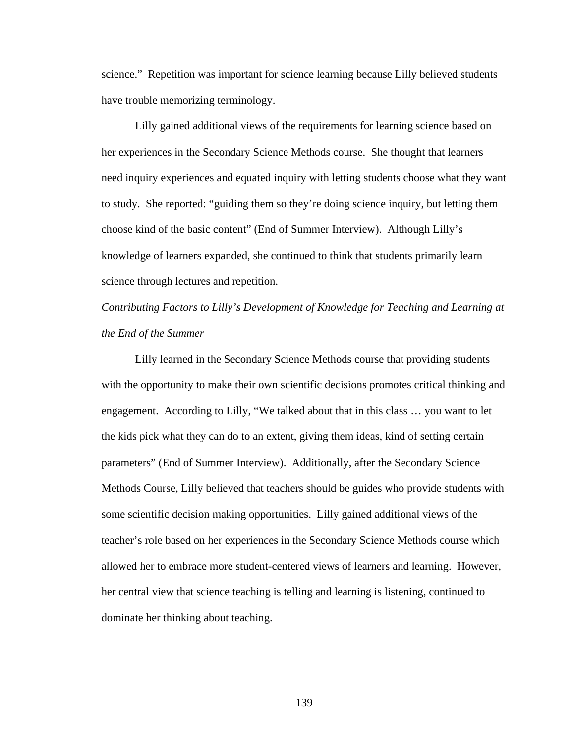science." Repetition was important for science learning because Lilly believed students have trouble memorizing terminology.

Lilly gained additional views of the requirements for learning science based on her experiences in the Secondary Science Methods course. She thought that learners need inquiry experiences and equated inquiry with letting students choose what they want to study. She reported: "guiding them so they're doing science inquiry, but letting them choose kind of the basic content" (End of Summer Interview). Although Lilly's knowledge of learners expanded, she continued to think that students primarily learn science through lectures and repetition.

*Contributing Factors to Lilly's Development of Knowledge for Teaching and Learning at the End of the Summer*

Lilly learned in the Secondary Science Methods course that providing students with the opportunity to make their own scientific decisions promotes critical thinking and engagement. According to Lilly, "We talked about that in this class … you want to let the kids pick what they can do to an extent, giving them ideas, kind of setting certain parameters" (End of Summer Interview). Additionally, after the Secondary Science Methods Course, Lilly believed that teachers should be guides who provide students with some scientific decision making opportunities. Lilly gained additional views of the teacher's role based on her experiences in the Secondary Science Methods course which allowed her to embrace more student-centered views of learners and learning. However, her central view that science teaching is telling and learning is listening, continued to dominate her thinking about teaching.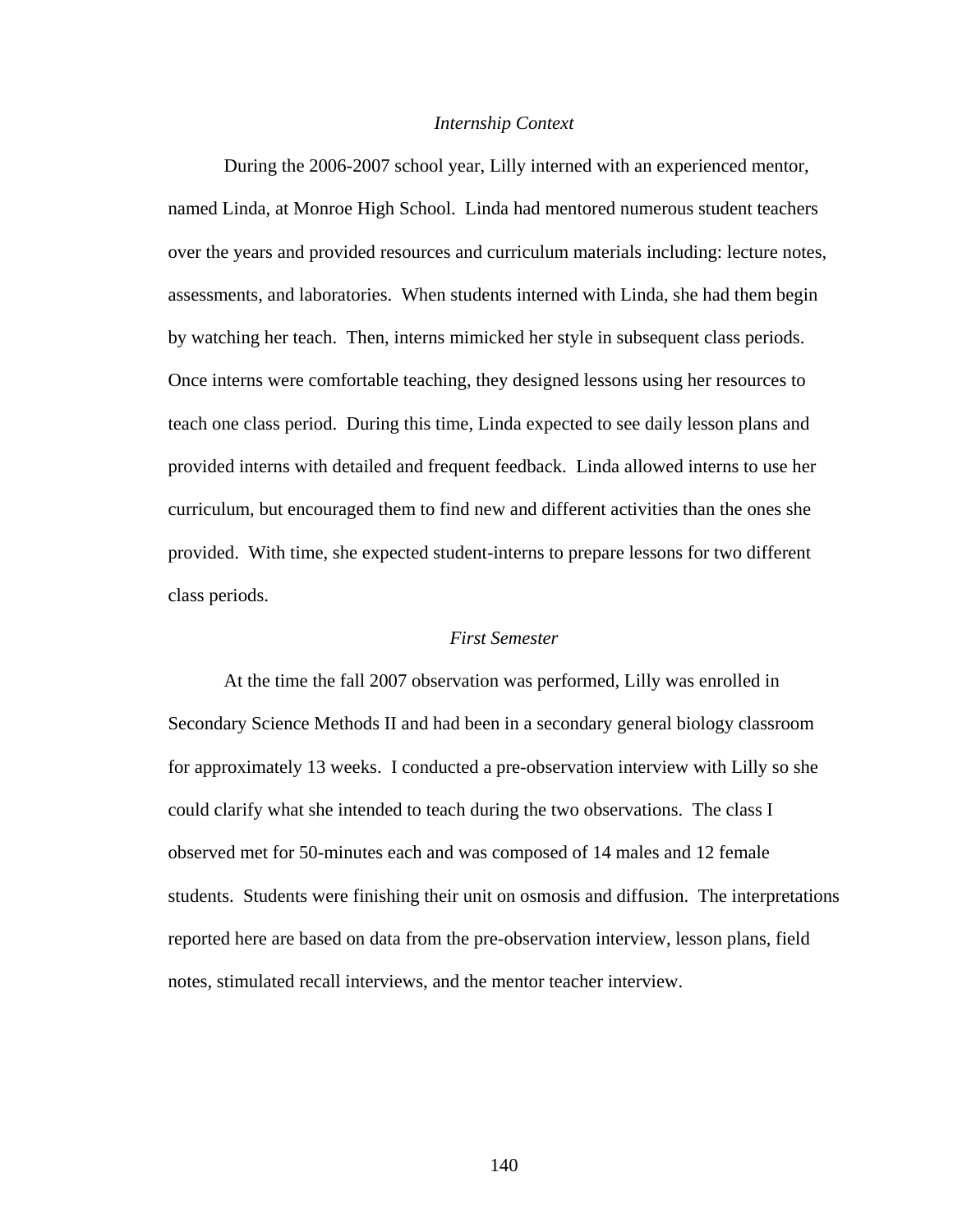*Internship Context*

During the 2006-2007 school year, Lilly interned with an experienced mentor, named Linda, at Monroe High School. Linda had mentored numerous student teachers over the years and provided resources and curriculum materials including: lecture notes, assessments, and laboratories. When students interned with Linda, she had them begin by watching her teach. Then, interns mimicked her style in subsequent class periods. Once interns were comfortable teaching, they designed lessons using her resources to teach one class period. During this time, Linda expected to see daily lesson plans and provided interns with detailed and frequent feedback. Linda allowed interns to use her curriculum, but encouraged them to find new and different activities than the ones she provided. With time, she expected student-interns to prepare lessons for two different class periods.

*First Semester*

At the time the fall 2007 observation was performed, Lilly was enrolled in Secondary Science Methods II and had been in a secondary general biology classroom for approximately 13 weeks. I conducted a pre-observation interview with Lilly so she could clarify what she intended to teach during the two observations. The class I observed met for 50-minutes each and was composed of 14 males and 12 female students. Students were finishing their unit on osmosis and diffusion. The interpretations reported here are based on data from the pre-observation interview, lesson plans, field notes, stimulated recall interviews, and the mentor teacher interview.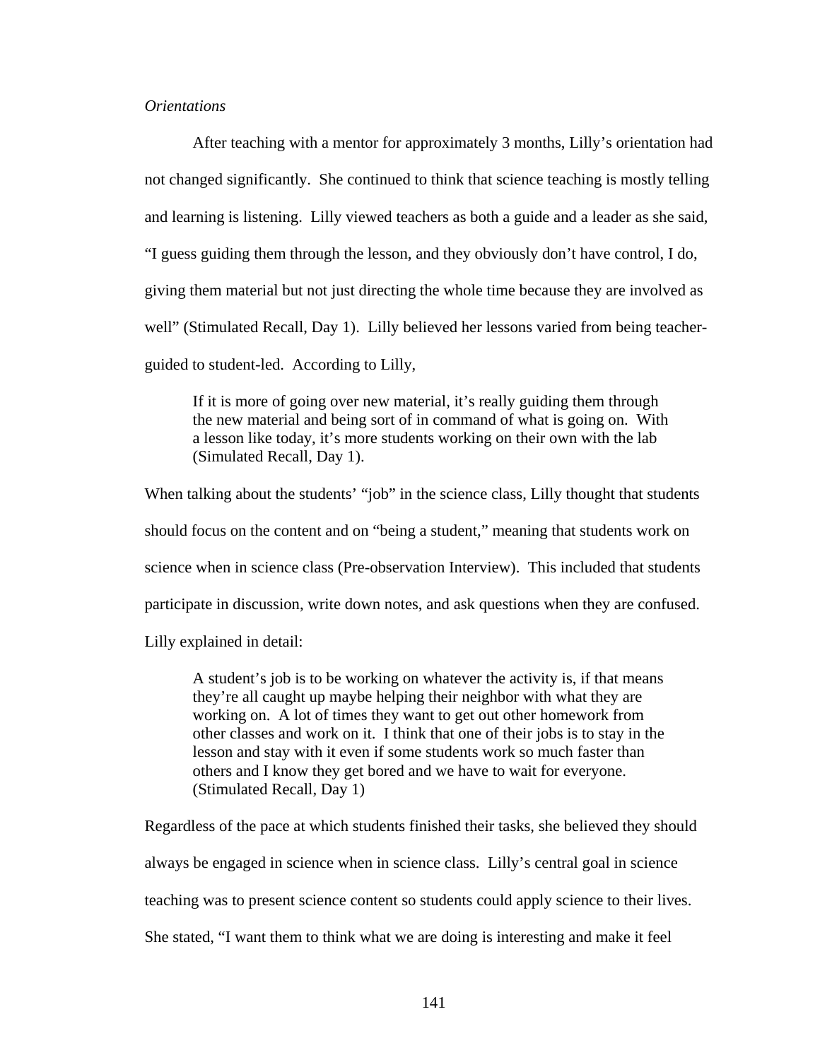*Orientations*

After teaching with a mentor for approximately 3 months, Lilly's orientation had not changed significantly. She continued to think that science teaching is mostly telling and learning is listening. Lilly viewed teachers as both a guide and a leader as she said, "I guess guiding them through the lesson, and they obviously don't have control, I do, giving them material but not just directing the whole time because they are involved as well" (Stimulated Recall, Day 1). Lilly believed her lessons varied from being teacher-guided to student-led. According to Lilly,

> If it is more of going over new material, it's really guiding them through the new material and being sort of in command of what is going on. With a lesson like today, it's more students working on their own with the lab (Simulated Recall, Day 1).

When talking about the students' "job" in the science class, Lilly thought that students should focus on the content and on "being a student," meaning that students work on science when in science class (Pre-observation Interview). This included that students participate in discussion, write down notes, and ask questions when they are confused. Lilly explained in detail:

> A student's job is to be working on whatever the activity is, if that means they're all caught up maybe helping their neighbor with what they are working on. A lot of times they want to get out other homework from other classes and work on it. I think that one of their jobs is to stay in the lesson and stay with it even if some students work so much faster than others and I know they get bored and we have to wait for everyone. (Stimulated Recall, Day 1)

Regardless of the pace at which students finished their tasks, she believed they should always be engaged in science when in science class. Lilly's central goal in science teaching was to present science content so students could apply science to their lives. She stated, "I want them to think what we are doing is interesting and make it feel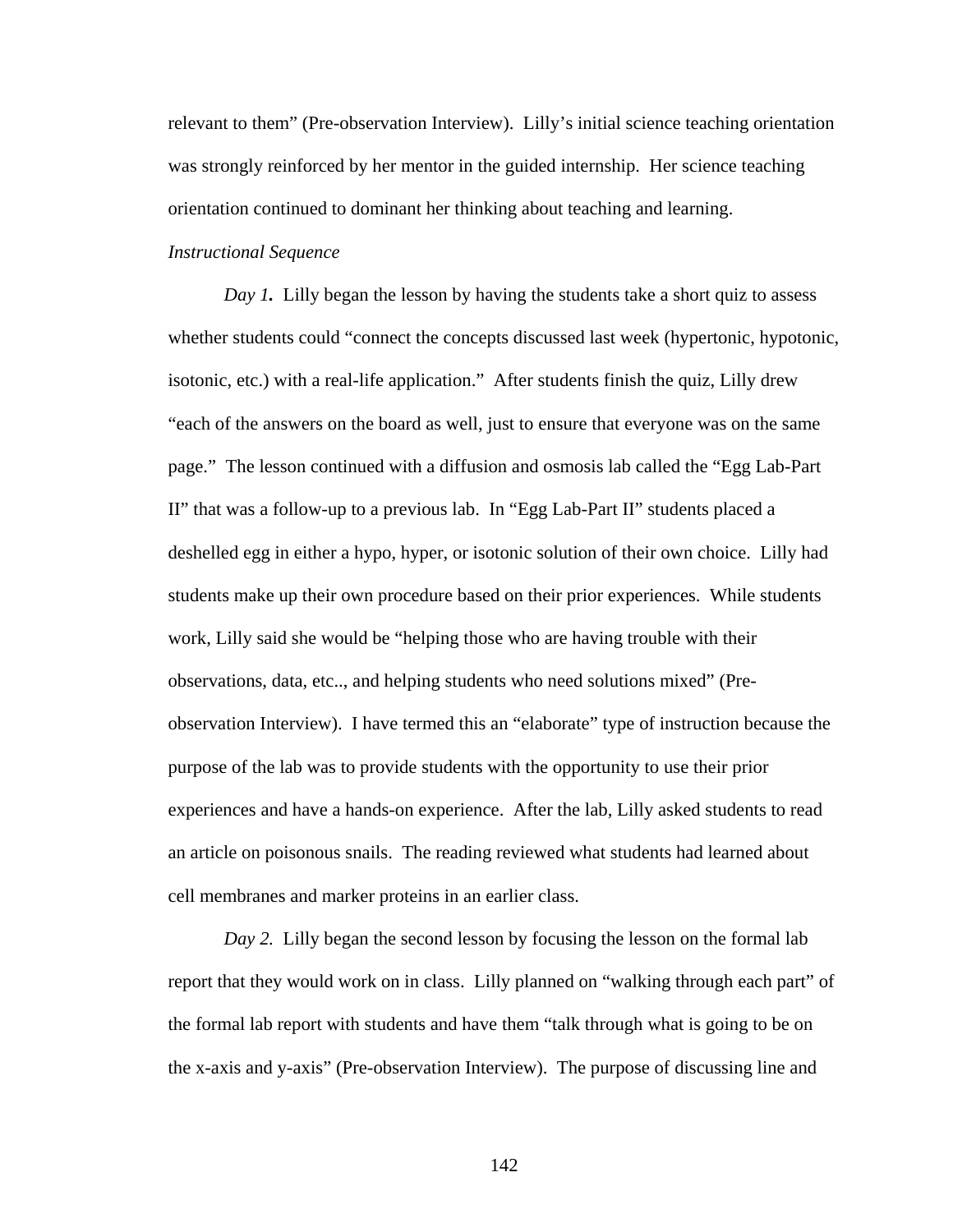relevant to them" (Pre-observation Interview). Lilly's initial science teaching orientation was strongly reinforced by her mentor in the guided internship. Her science teaching orientation continued to dominant her thinking about teaching and learning.

*Instructional Sequence*

***Day 1.*** Lilly began the lesson by having the students take a short quiz to assess whether students could "connect the concepts discussed last week (hypertonic, hypotonic, isotonic, etc.) with a real-life application." After students finish the quiz, Lilly drew "each of the answers on the board as well, just to ensure that everyone was on the same page." The lesson continued with a diffusion and osmosis lab called the "Egg Lab-Part II" that was a follow-up to a previous lab. In "Egg Lab-Part II" students placed a deshelled egg in either a hypo, hyper, or isotonic solution of their own choice. Lilly had students make up their own procedure based on their prior experiences. While students work, Lilly said she would be "helping those who are having trouble with their observations, data, etc.., and helping students who need solutions mixed" (Pre-observation Interview). I have termed this an "elaborate" type of instruction because the purpose of the lab was to provide students with the opportunity to use their prior experiences and have a hands-on experience. After the lab, Lilly asked students to read an article on poisonous snails. The reading reviewed what students had learned about cell membranes and marker proteins in an earlier class.

*Day 2.* Lilly began the second lesson by focusing the lesson on the formal lab report that they would work on in class. Lilly planned on "walking through each part" of the formal lab report with students and have them "talk through what is going to be on the x-axis and y-axis" (Pre-observation Interview). The purpose of discussing line and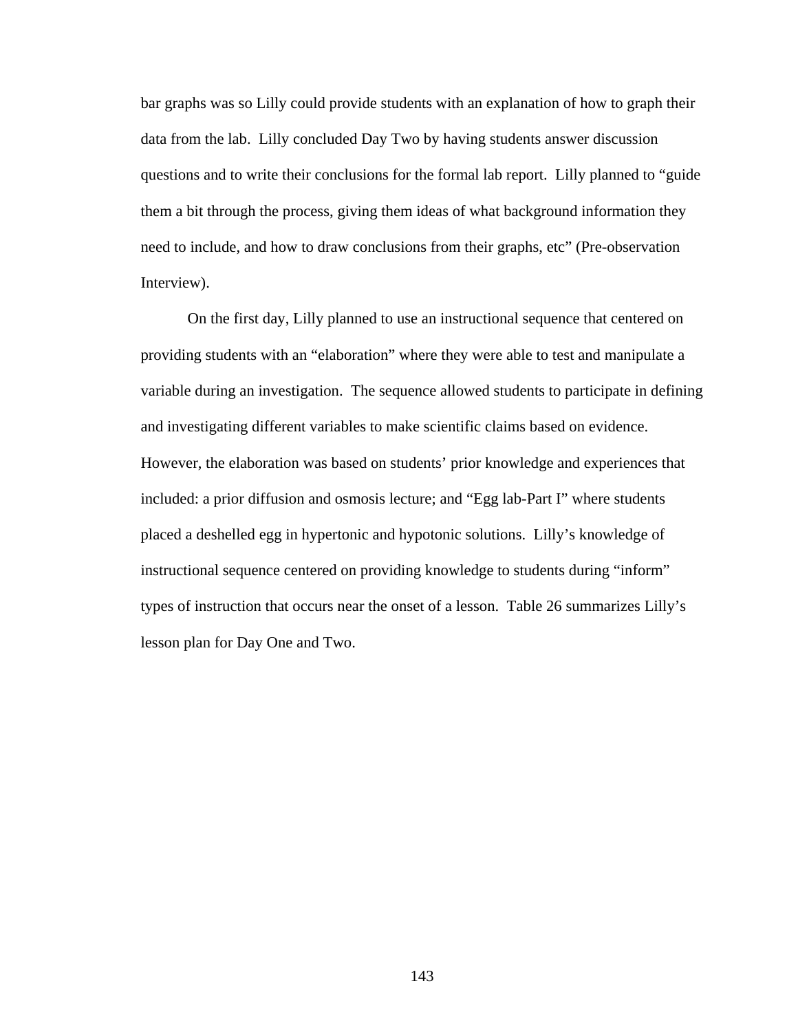bar graphs was so Lilly could provide students with an explanation of how to graph their data from the lab. Lilly concluded Day Two by having students answer discussion questions and to write their conclusions for the formal lab report. Lilly planned to "guide them a bit through the process, giving them ideas of what background information they need to include, and how to draw conclusions from their graphs, etc" (Pre-observation Interview).

On the first day, Lilly planned to use an instructional sequence that centered on providing students with an "elaboration" where they were able to test and manipulate a variable during an investigation. The sequence allowed students to participate in defining and investigating different variables to make scientific claims based on evidence. However, the elaboration was based on students' prior knowledge and experiences that included: a prior diffusion and osmosis lecture; and "Egg lab-Part I" where students placed a deshelled egg in hypertonic and hypotonic solutions. Lilly's knowledge of instructional sequence centered on providing knowledge to students during "inform" types of instruction that occurs near the onset of a lesson. Table 26 summarizes Lilly's lesson plan for Day One and Two.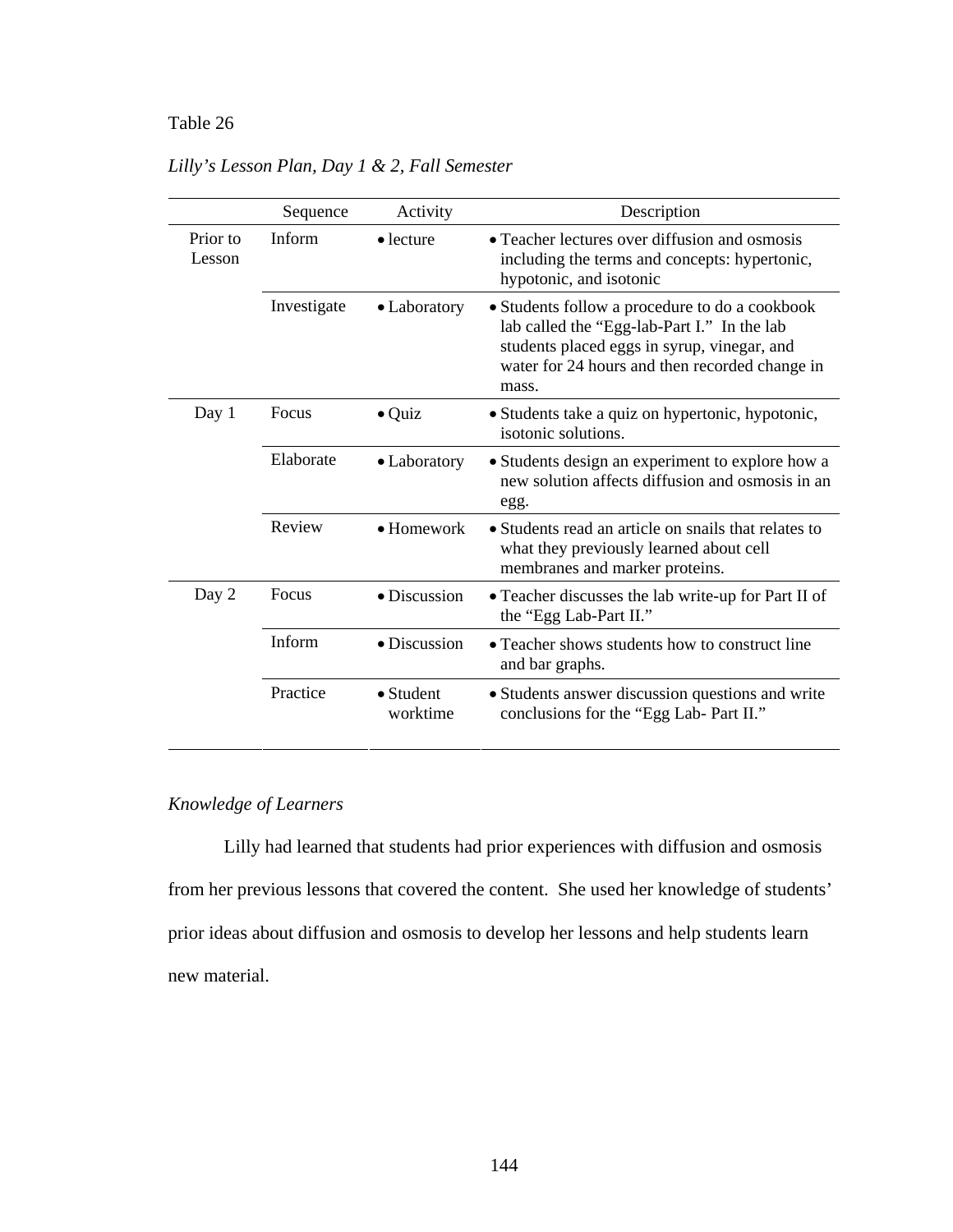Table 26

*Lilly's Lesson Plan, Day 1 & 2, Fall Semester*

| | Sequence | Activity | Description |
|---|---|---|---|
| Prior to Lesson | Inform | • lecture | • Teacher lectures over diffusion and osmosis including the terms and concepts: hypertonic, hypotonic, and isotonic |
| | Investigate | • Laboratory | • Students follow a procedure to do a cookbook lab called the "Egg-lab-Part I." In the lab students placed eggs in syrup, vinegar, and water for 24 hours and then recorded change in mass. |
| Day 1 | Focus | • Quiz | • Students take a quiz on hypertonic, hypotonic, isotonic solutions. |
| | Elaborate | • Laboratory | • Students design an experiment to explore how a new solution affects diffusion and osmosis in an egg. |
| | Review | • Homework | • Students read an article on snails that relates to what they previously learned about cell membranes and marker proteins. |
| Day 2 | Focus | • Discussion | • Teacher discusses the lab write-up for Part II of the "Egg Lab-Part II." |
| | Inform | • Discussion | • Teacher shows students how to construct line and bar graphs. |
| | Practice | • Student worktime | • Students answer discussion questions and write conclusions for the "Egg Lab- Part II." |

*Knowledge of Learners*

Lilly had learned that students had prior experiences with diffusion and osmosis from her previous lessons that covered the content. She used her knowledge of students' prior ideas about diffusion and osmosis to develop her lessons and help students learn new material.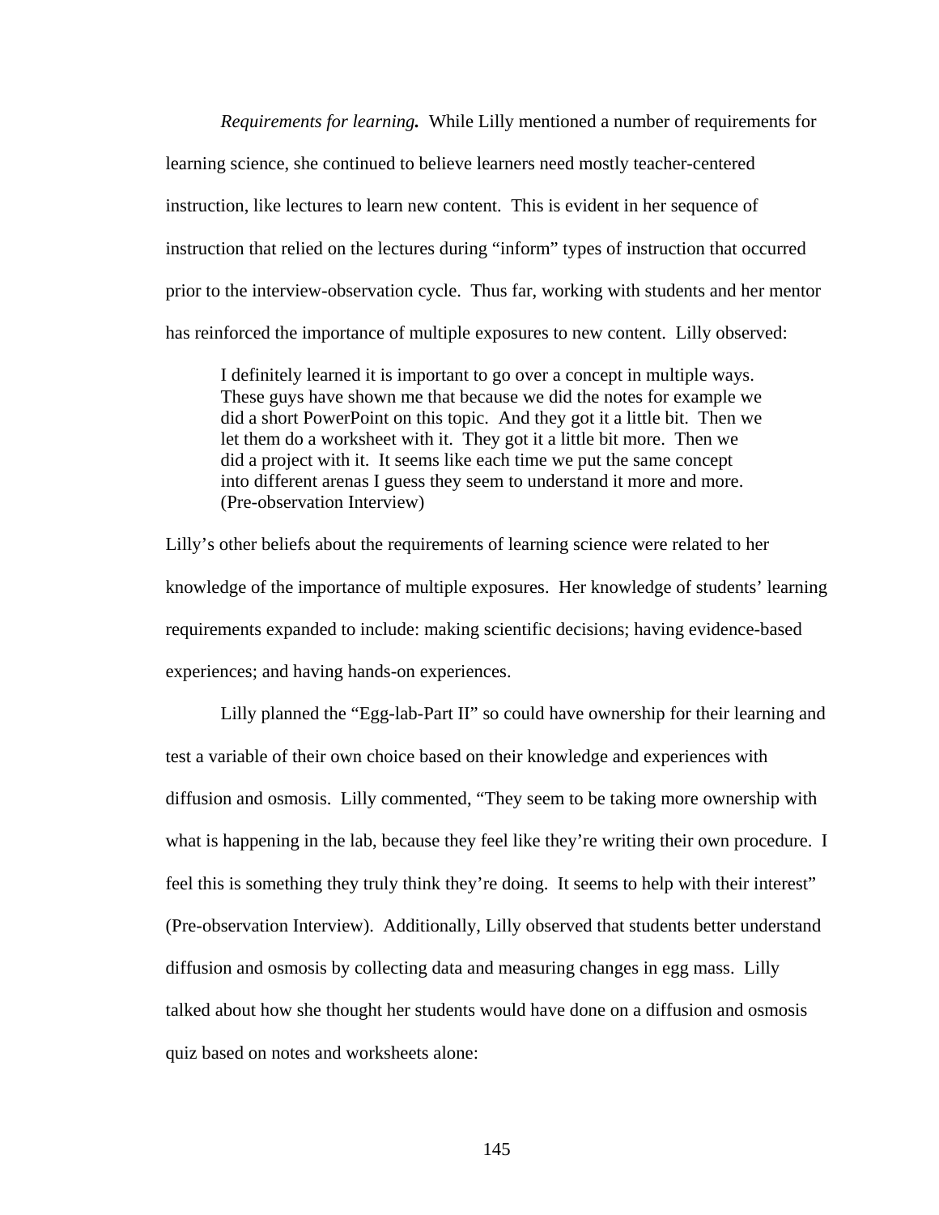*Requirements for learning.* While Lilly mentioned a number of requirements for learning science, she continued to believe learners need mostly teacher-centered instruction, like lectures to learn new content. This is evident in her sequence of instruction that relied on the lectures during "inform" types of instruction that occurred prior to the interview-observation cycle. Thus far, working with students and her mentor has reinforced the importance of multiple exposures to new content. Lilly observed:

> I definitely learned it is important to go over a concept in multiple ways. These guys have shown me that because we did the notes for example we did a short PowerPoint on this topic. And they got it a little bit. Then we let them do a worksheet with it. They got it a little bit more. Then we did a project with it. It seems like each time we put the same concept into different arenas I guess they seem to understand it more and more. (Pre-observation Interview)

Lilly's other beliefs about the requirements of learning science were related to her knowledge of the importance of multiple exposures. Her knowledge of students' learning requirements expanded to include: making scientific decisions; having evidence-based experiences; and having hands-on experiences.

Lilly planned the "Egg-lab-Part II" so could have ownership for their learning and test a variable of their own choice based on their knowledge and experiences with diffusion and osmosis. Lilly commented, "They seem to be taking more ownership with what is happening in the lab, because they feel like they're writing their own procedure. I feel this is something they truly think they're doing. It seems to help with their interest" (Pre-observation Interview). Additionally, Lilly observed that students better understand diffusion and osmosis by collecting data and measuring changes in egg mass. Lilly talked about how she thought her students would have done on a diffusion and osmosis quiz based on notes and worksheets alone: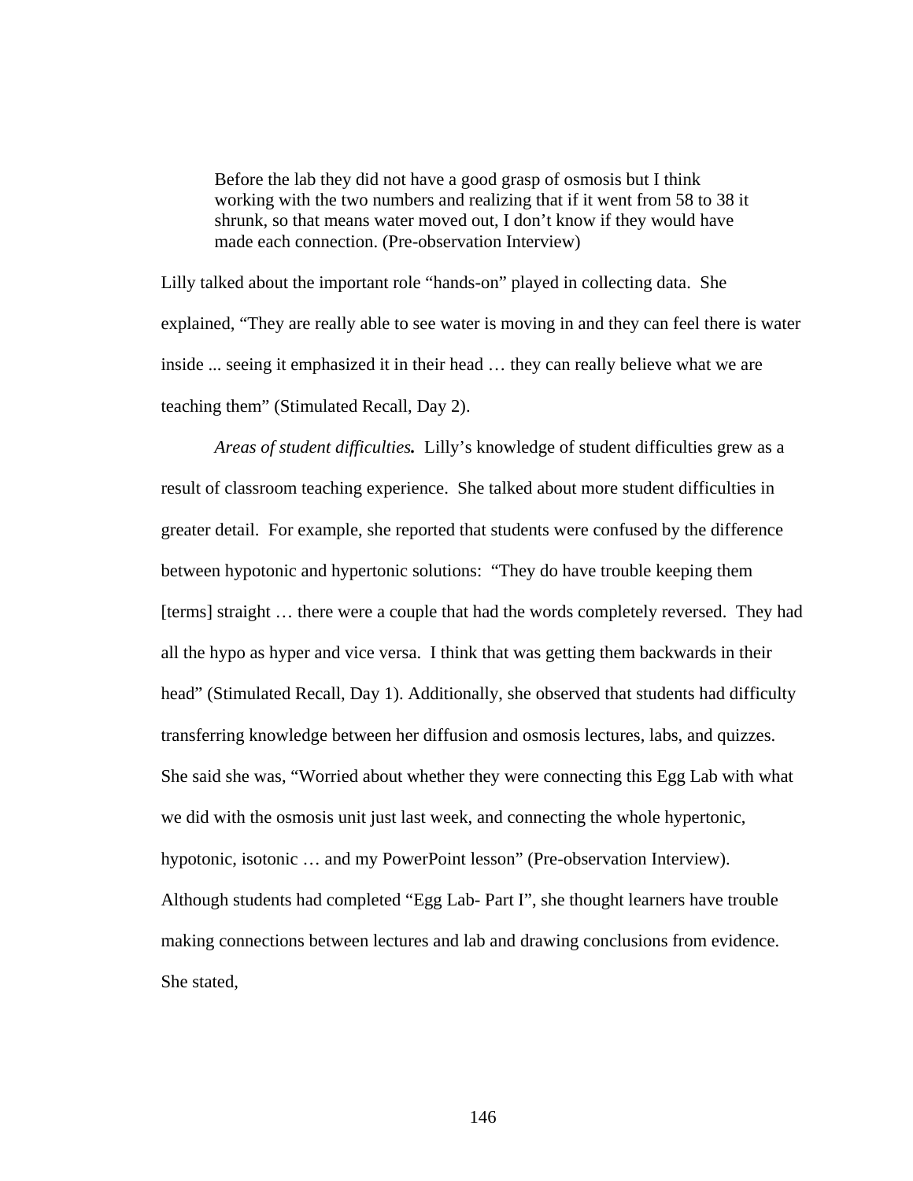> Before the lab they did not have a good grasp of osmosis but I think working with the two numbers and realizing that if it went from 58 to 38 it shrunk, so that means water moved out, I don't know if they would have made each connection. (Pre-observation Interview)

Lilly talked about the important role "hands-on" played in collecting data. She explained, "They are really able to see water is moving in and they can feel there is water inside ... seeing it emphasized it in their head … they can really believe what we are teaching them" (Stimulated Recall, Day 2).

***Areas of student difficulties.*** Lilly's knowledge of student difficulties grew as a result of classroom teaching experience. She talked about more student difficulties in greater detail. For example, she reported that students were confused by the difference between hypotonic and hypertonic solutions: "They do have trouble keeping them [terms] straight … there were a couple that had the words completely reversed. They had all the hypo as hyper and vice versa. I think that was getting them backwards in their head" (Stimulated Recall, Day 1). Additionally, she observed that students had difficulty transferring knowledge between her diffusion and osmosis lectures, labs, and quizzes. She said she was, "Worried about whether they were connecting this Egg Lab with what we did with the osmosis unit just last week, and connecting the whole hypertonic, hypotonic, isotonic … and my PowerPoint lesson" (Pre-observation Interview). Although students had completed "Egg Lab- Part I", she thought learners have trouble making connections between lectures and lab and drawing conclusions from evidence. She stated,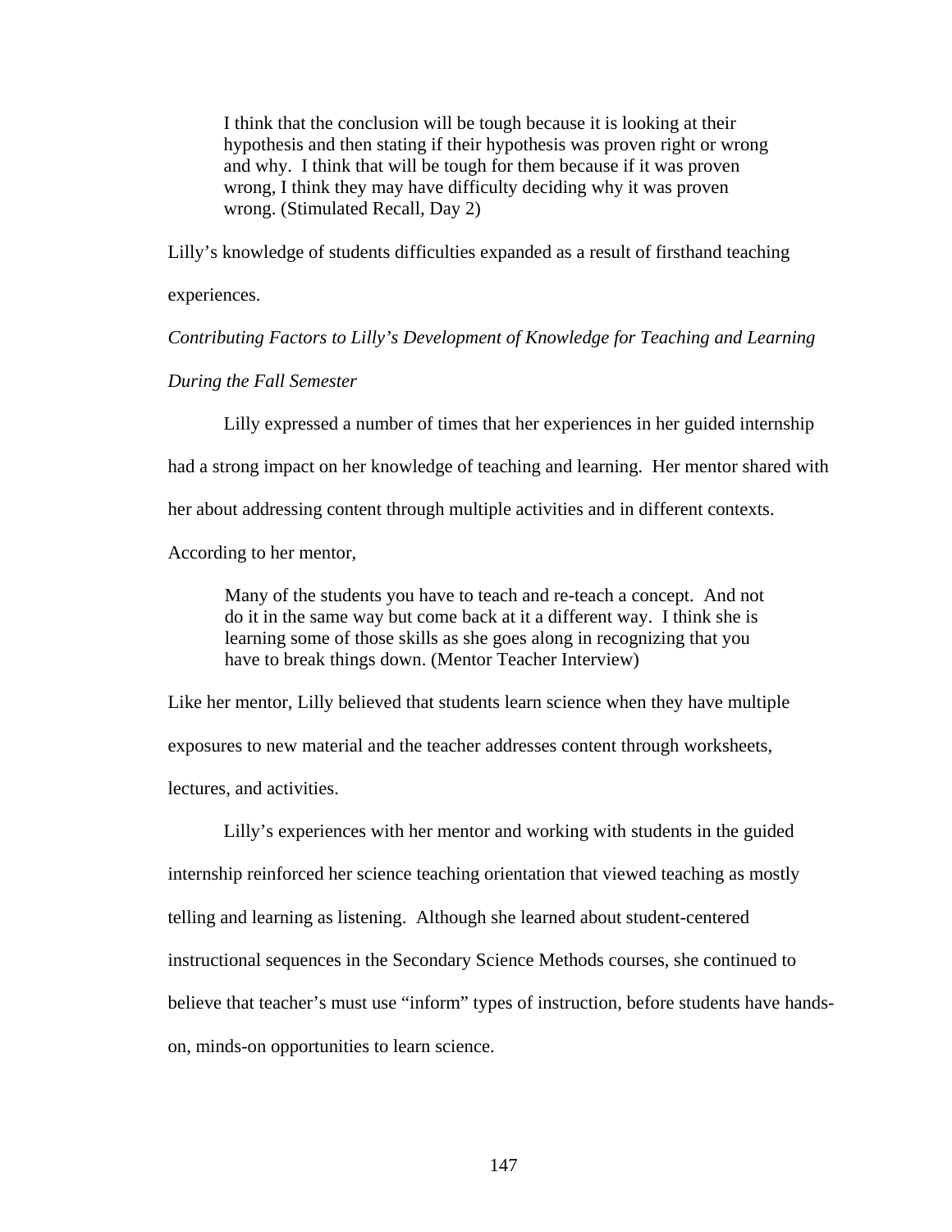> I think that the conclusion will be tough because it is looking at their hypothesis and then stating if their hypothesis was proven right or wrong and why. I think that will be tough for them because if it was proven wrong, I think they may have difficulty deciding why it was proven wrong. (Stimulated Recall, Day 2)

Lilly's knowledge of students difficulties expanded as a result of firsthand teaching experiences.

*Contributing Factors to Lilly's Development of Knowledge for Teaching and Learning During the Fall Semester*

Lilly expressed a number of times that her experiences in her guided internship had a strong impact on her knowledge of teaching and learning. Her mentor shared with her about addressing content through multiple activities and in different contexts. According to her mentor,

> Many of the students you have to teach and re-teach a concept. And not do it in the same way but come back at it a different way. I think she is learning some of those skills as she goes along in recognizing that you have to break things down. (Mentor Teacher Interview)

Like her mentor, Lilly believed that students learn science when they have multiple exposures to new material and the teacher addresses content through worksheets, lectures, and activities.

Lilly's experiences with her mentor and working with students in the guided internship reinforced her science teaching orientation that viewed teaching as mostly telling and learning as listening. Although she learned about student-centered instructional sequences in the Secondary Science Methods courses, she continued to believe that teacher's must use "inform" types of instruction, before students have hands-on, minds-on opportunities to learn science.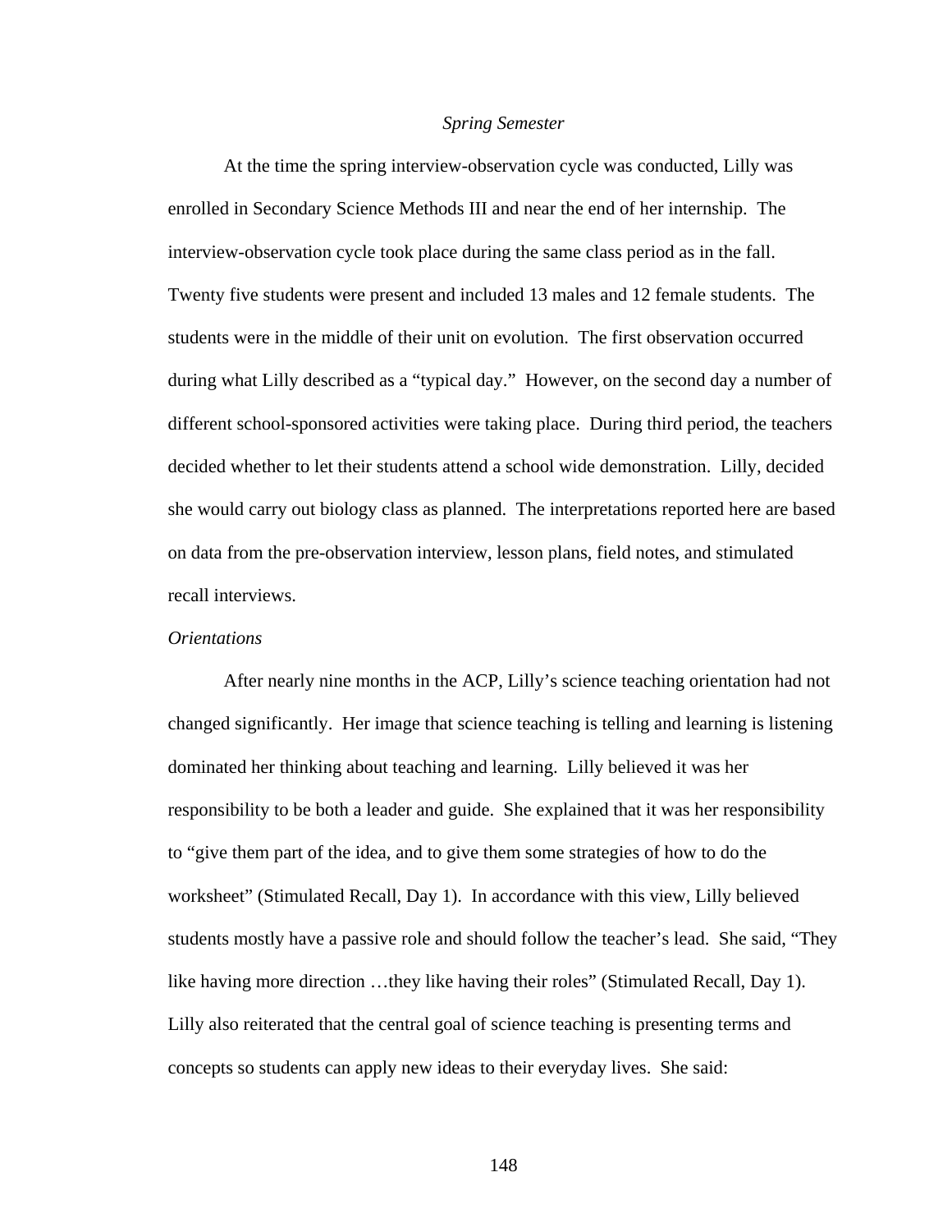*Spring Semester*

At the time the spring interview-observation cycle was conducted, Lilly was enrolled in Secondary Science Methods III and near the end of her internship. The interview-observation cycle took place during the same class period as in the fall. Twenty five students were present and included 13 males and 12 female students. The students were in the middle of their unit on evolution. The first observation occurred during what Lilly described as a "typical day." However, on the second day a number of different school-sponsored activities were taking place. During third period, the teachers decided whether to let their students attend a school wide demonstration. Lilly, decided she would carry out biology class as planned. The interpretations reported here are based on data from the pre-observation interview, lesson plans, field notes, and stimulated recall interviews.

*Orientations*

After nearly nine months in the ACP, Lilly's science teaching orientation had not changed significantly. Her image that science teaching is telling and learning is listening dominated her thinking about teaching and learning. Lilly believed it was her responsibility to be both a leader and guide. She explained that it was her responsibility to "give them part of the idea, and to give them some strategies of how to do the worksheet" (Stimulated Recall, Day 1). In accordance with this view, Lilly believed students mostly have a passive role and should follow the teacher's lead. She said, "They like having more direction …they like having their roles" (Stimulated Recall, Day 1). Lilly also reiterated that the central goal of science teaching is presenting terms and concepts so students can apply new ideas to their everyday lives. She said: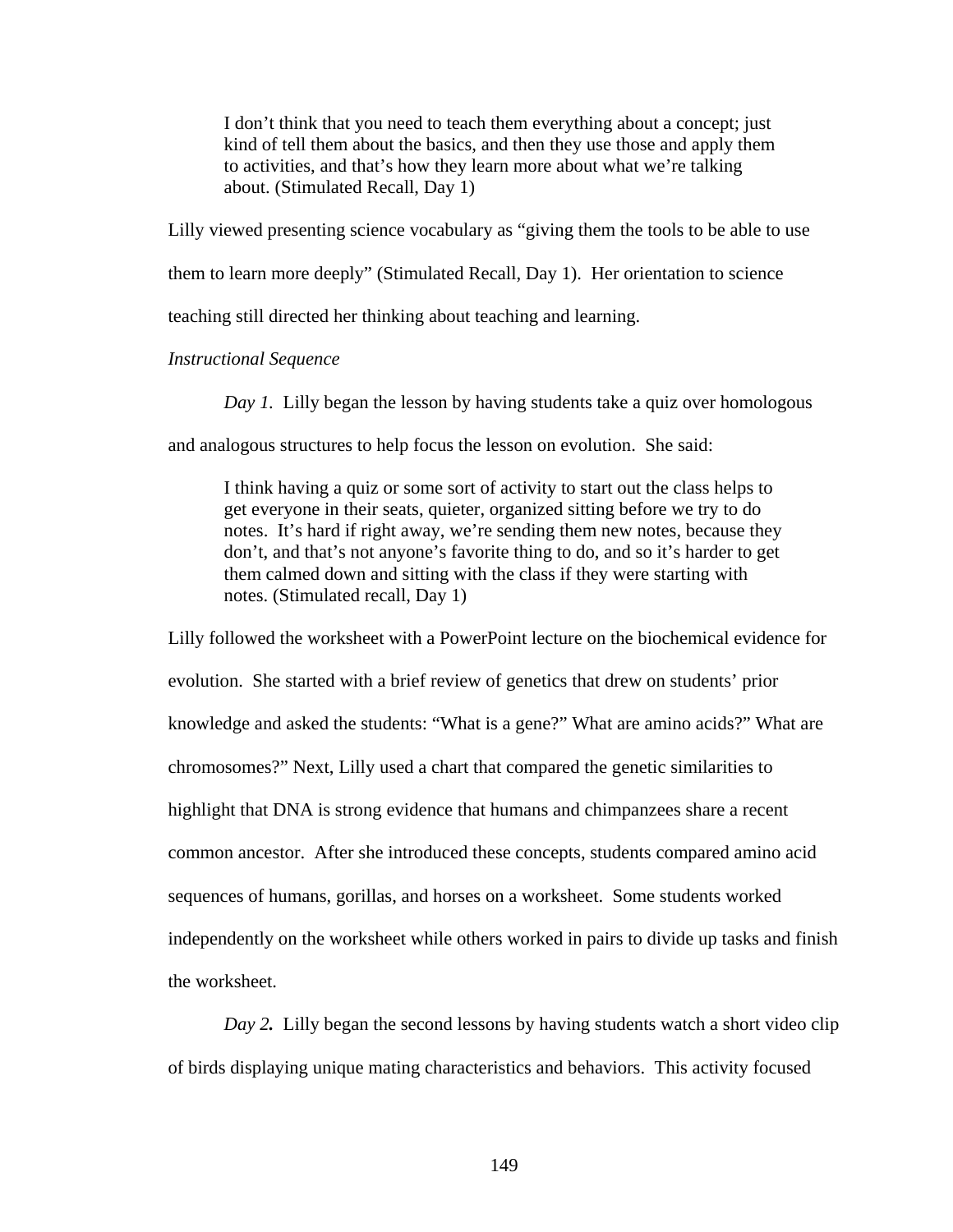> I don't think that you need to teach them everything about a concept; just kind of tell them about the basics, and then they use those and apply them to activities, and that's how they learn more about what we're talking about. (Stimulated Recall, Day 1)

Lilly viewed presenting science vocabulary as "giving them the tools to be able to use them to learn more deeply" (Stimulated Recall, Day 1). Her orientation to science teaching still directed her thinking about teaching and learning.

*Instructional Sequence*

*Day 1.* Lilly began the lesson by having students take a quiz over homologous and analogous structures to help focus the lesson on evolution. She said:

> I think having a quiz or some sort of activity to start out the class helps to get everyone in their seats, quieter, organized sitting before we try to do notes. It's hard if right away, we're sending them new notes, because they don't, and that's not anyone's favorite thing to do, and so it's harder to get them calmed down and sitting with the class if they were starting with notes. (Stimulated recall, Day 1)

Lilly followed the worksheet with a PowerPoint lecture on the biochemical evidence for evolution. She started with a brief review of genetics that drew on students' prior knowledge and asked the students: "What is a gene?" What are amino acids?" What are chromosomes?" Next, Lilly used a chart that compared the genetic similarities to highlight that DNA is strong evidence that humans and chimpanzees share a recent common ancestor. After she introduced these concepts, students compared amino acid sequences of humans, gorillas, and horses on a worksheet. Some students worked independently on the worksheet while others worked in pairs to divide up tasks and finish the worksheet.

*Day 2.* Lilly began the second lessons by having students watch a short video clip of birds displaying unique mating characteristics and behaviors. This activity focused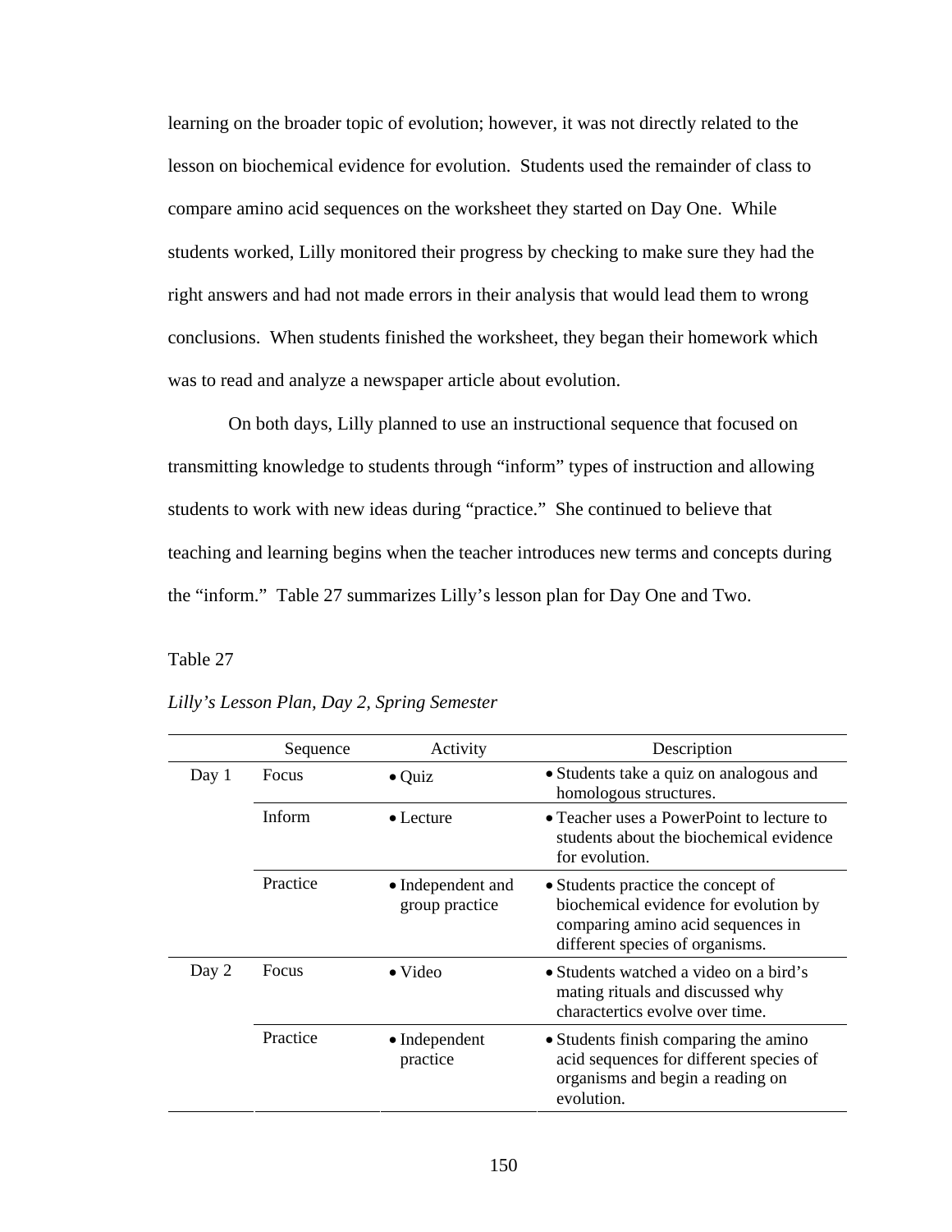learning on the broader topic of evolution; however, it was not directly related to the lesson on biochemical evidence for evolution. Students used the remainder of class to compare amino acid sequences on the worksheet they started on Day One. While students worked, Lilly monitored their progress by checking to make sure they had the right answers and had not made errors in their analysis that would lead them to wrong conclusions. When students finished the worksheet, they began their homework which was to read and analyze a newspaper article about evolution.

On both days, Lilly planned to use an instructional sequence that focused on transmitting knowledge to students through "inform" types of instruction and allowing students to work with new ideas during "practice." She continued to believe that teaching and learning begins when the teacher introduces new terms and concepts during the "inform." Table 27 summarizes Lilly's lesson plan for Day One and Two.

Table 27

*Lilly's Lesson Plan, Day 2, Spring Semester*

| | Sequence | Activity | Description |
|---|---|---|---|
| Day 1 | Focus | • Quiz | • Students take a quiz on analogous and homologous structures. |
| | Inform | • Lecture | • Teacher uses a PowerPoint to lecture to students about the biochemical evidence for evolution. |
| | Practice | • Independent and group practice | • Students practice the concept of biochemical evidence for evolution by comparing amino acid sequences in different species of organisms. |
| Day 2 | Focus | • Video | • Students watched a video on a bird's mating rituals and discussed why charactertics evolve over time. |
| | Practice | • Independent practice | • Students finish comparing the amino acid sequences for different species of organisms and begin a reading on evolution. |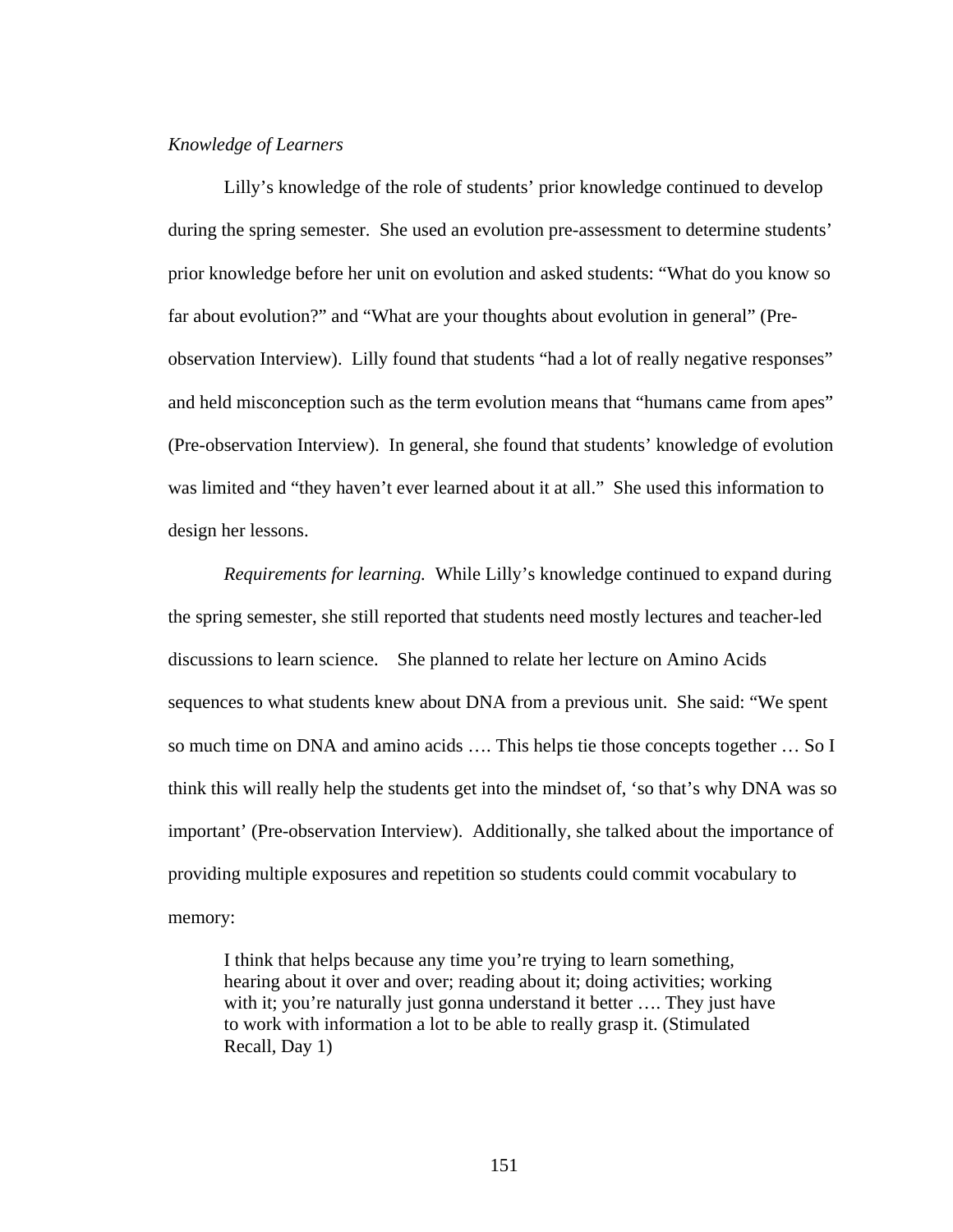*Knowledge of Learners*

Lilly's knowledge of the role of students' prior knowledge continued to develop during the spring semester. She used an evolution pre-assessment to determine students' prior knowledge before her unit on evolution and asked students: "What do you know so far about evolution?" and "What are your thoughts about evolution in general" (Pre-observation Interview). Lilly found that students "had a lot of really negative responses" and held misconception such as the term evolution means that "humans came from apes" (Pre-observation Interview). In general, she found that students' knowledge of evolution was limited and "they haven't ever learned about it at all." She used this information to design her lessons.

*Requirements for learning.* While Lilly's knowledge continued to expand during the spring semester, she still reported that students need mostly lectures and teacher-led discussions to learn science. She planned to relate her lecture on Amino Acids sequences to what students knew about DNA from a previous unit. She said: "We spent so much time on DNA and amino acids …. This helps tie those concepts together … So I think this will really help the students get into the mindset of, 'so that's why DNA was so important' (Pre-observation Interview). Additionally, she talked about the importance of providing multiple exposures and repetition so students could commit vocabulary to memory:

> I think that helps because any time you're trying to learn something, hearing about it over and over; reading about it; doing activities; working with it; you're naturally just gonna understand it better …. They just have to work with information a lot to be able to really grasp it. (Stimulated Recall, Day 1)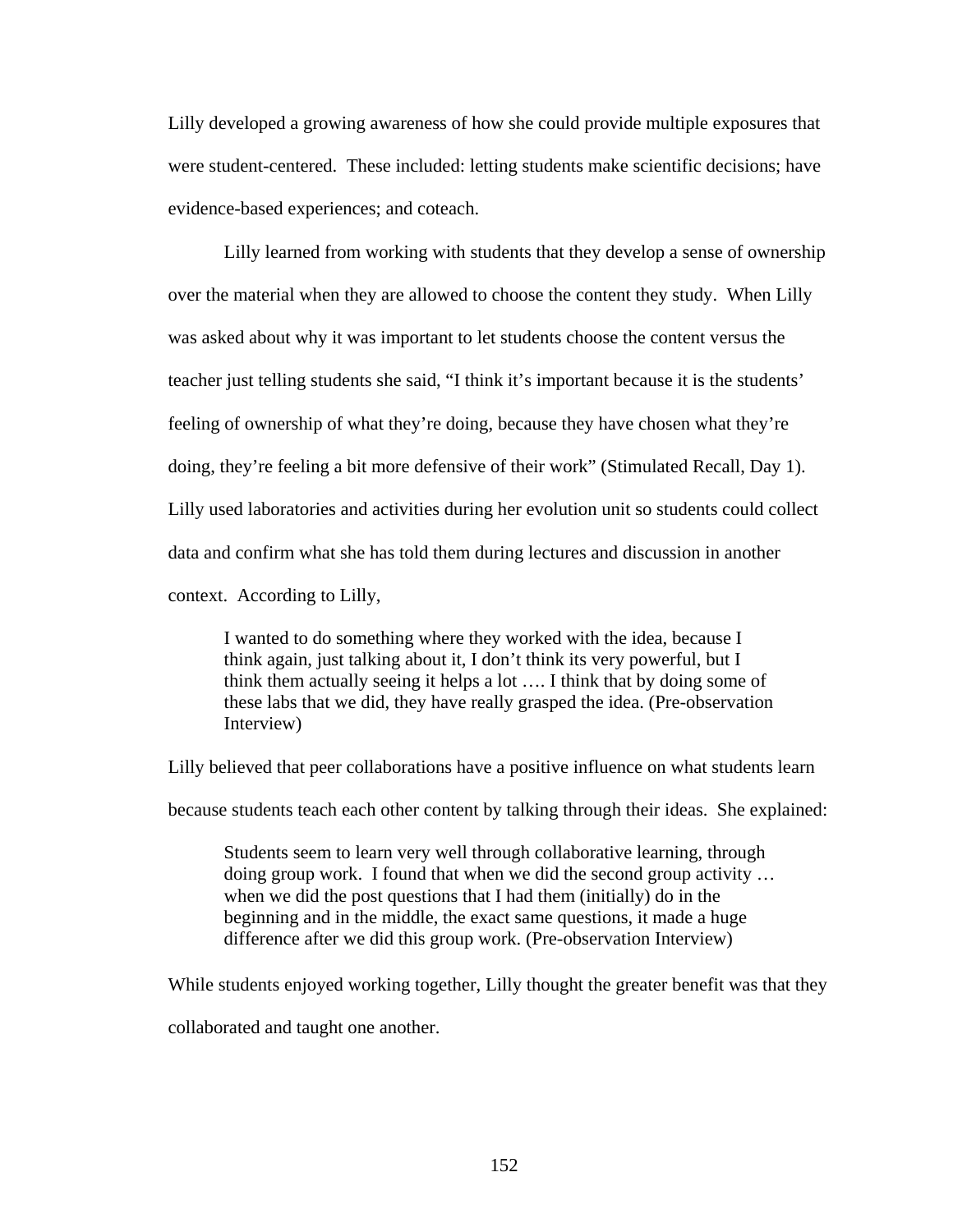Lilly developed a growing awareness of how she could provide multiple exposures that were student-centered. These included: letting students make scientific decisions; have evidence-based experiences; and coteach.

Lilly learned from working with students that they develop a sense of ownership over the material when they are allowed to choose the content they study. When Lilly was asked about why it was important to let students choose the content versus the teacher just telling students she said, "I think it's important because it is the students' feeling of ownership of what they're doing, because they have chosen what they're doing, they're feeling a bit more defensive of their work" (Stimulated Recall, Day 1). Lilly used laboratories and activities during her evolution unit so students could collect data and confirm what she has told them during lectures and discussion in another context. According to Lilly,

> I wanted to do something where they worked with the idea, because I think again, just talking about it, I don't think its very powerful, but I think them actually seeing it helps a lot …. I think that by doing some of these labs that we did, they have really grasped the idea. (Pre-observation Interview)

Lilly believed that peer collaborations have a positive influence on what students learn because students teach each other content by talking through their ideas. She explained:

> Students seem to learn very well through collaborative learning, through doing group work. I found that when we did the second group activity … when we did the post questions that I had them (initially) do in the beginning and in the middle, the exact same questions, it made a huge difference after we did this group work. (Pre-observation Interview)

While students enjoyed working together, Lilly thought the greater benefit was that they collaborated and taught one another.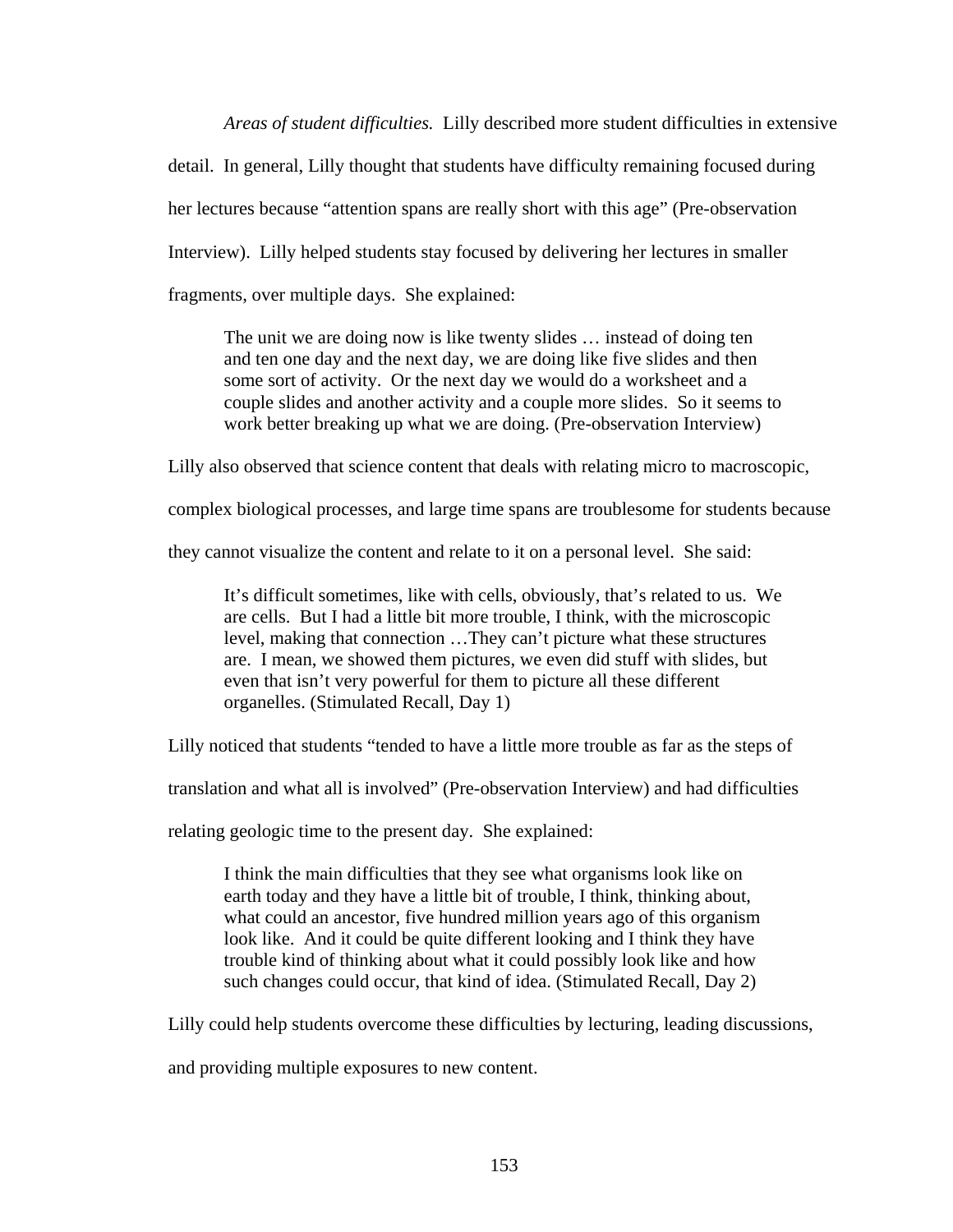*Areas of student difficulties.* Lilly described more student difficulties in extensive detail. In general, Lilly thought that students have difficulty remaining focused during her lectures because "attention spans are really short with this age" (Pre-observation Interview). Lilly helped students stay focused by delivering her lectures in smaller fragments, over multiple days. She explained:

> The unit we are doing now is like twenty slides … instead of doing ten and ten one day and the next day, we are doing like five slides and then some sort of activity. Or the next day we would do a worksheet and a couple slides and another activity and a couple more slides. So it seems to work better breaking up what we are doing. (Pre-observation Interview)

Lilly also observed that science content that deals with relating micro to macroscopic, complex biological processes, and large time spans are troublesome for students because they cannot visualize the content and relate to it on a personal level. She said:

> It's difficult sometimes, like with cells, obviously, that's related to us. We are cells. But I had a little bit more trouble, I think, with the microscopic level, making that connection …They can't picture what these structures are. I mean, we showed them pictures, we even did stuff with slides, but even that isn't very powerful for them to picture all these different organelles. (Stimulated Recall, Day 1)

Lilly noticed that students "tended to have a little more trouble as far as the steps of translation and what all is involved" (Pre-observation Interview) and had difficulties relating geologic time to the present day. She explained:

> I think the main difficulties that they see what organisms look like on earth today and they have a little bit of trouble, I think, thinking about, what could an ancestor, five hundred million years ago of this organism look like. And it could be quite different looking and I think they have trouble kind of thinking about what it could possibly look like and how such changes could occur, that kind of idea. (Stimulated Recall, Day 2)

Lilly could help students overcome these difficulties by lecturing, leading discussions, and providing multiple exposures to new content.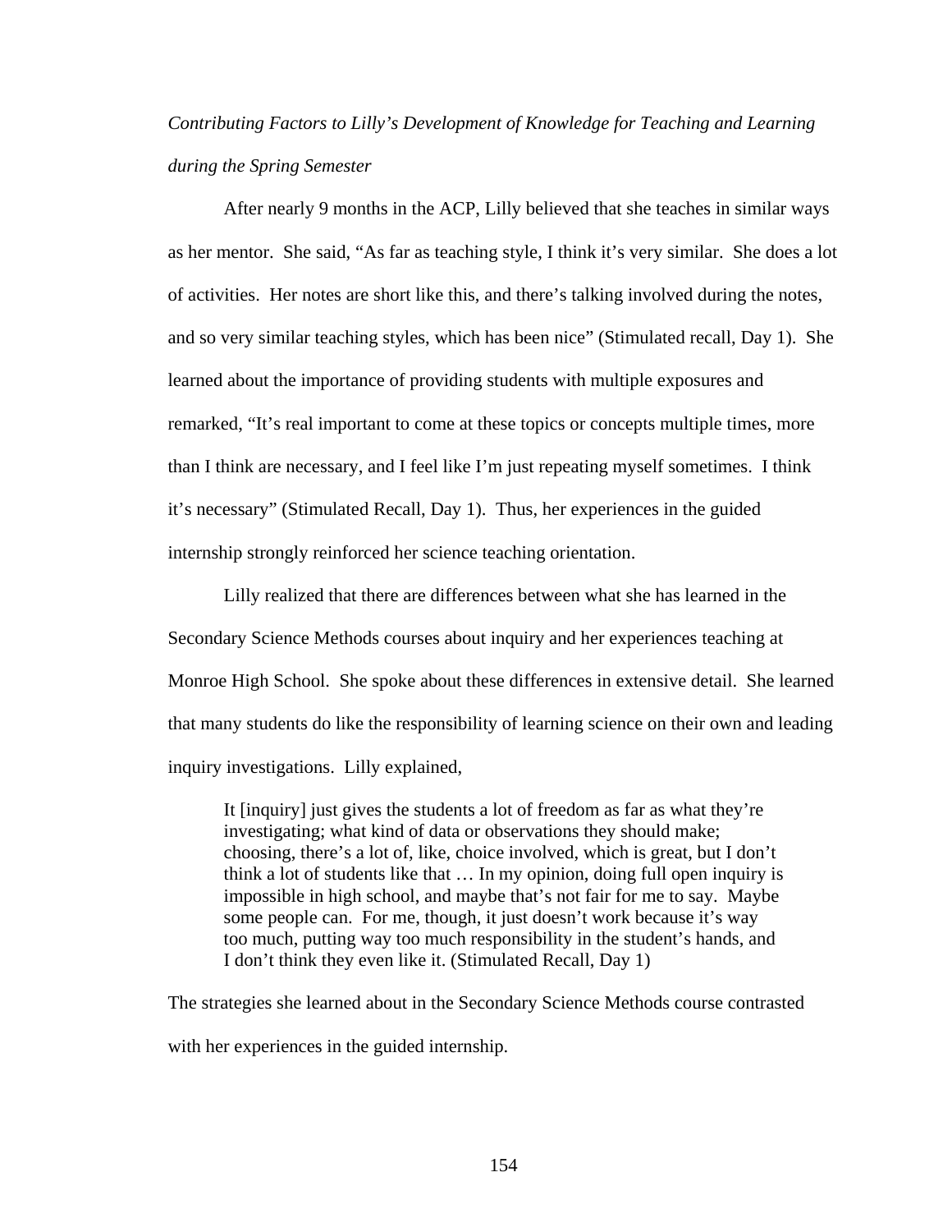*Contributing Factors to Lilly's Development of Knowledge for Teaching and Learning during the Spring Semester*

After nearly 9 months in the ACP, Lilly believed that she teaches in similar ways as her mentor. She said, "As far as teaching style, I think it's very similar. She does a lot of activities. Her notes are short like this, and there's talking involved during the notes, and so very similar teaching styles, which has been nice" (Stimulated recall, Day 1). She learned about the importance of providing students with multiple exposures and remarked, "It's real important to come at these topics or concepts multiple times, more than I think are necessary, and I feel like I'm just repeating myself sometimes. I think it's necessary" (Stimulated Recall, Day 1). Thus, her experiences in the guided internship strongly reinforced her science teaching orientation.

Lilly realized that there are differences between what she has learned in the Secondary Science Methods courses about inquiry and her experiences teaching at Monroe High School. She spoke about these differences in extensive detail. She learned that many students do like the responsibility of learning science on their own and leading inquiry investigations. Lilly explained,

> It [inquiry] just gives the students a lot of freedom as far as what they're investigating; what kind of data or observations they should make; choosing, there's a lot of, like, choice involved, which is great, but I don't think a lot of students like that … In my opinion, doing full open inquiry is impossible in high school, and maybe that's not fair for me to say. Maybe some people can. For me, though, it just doesn't work because it's way too much, putting way too much responsibility in the student's hands, and I don't think they even like it. (Stimulated Recall, Day 1)

The strategies she learned about in the Secondary Science Methods course contrasted with her experiences in the guided internship.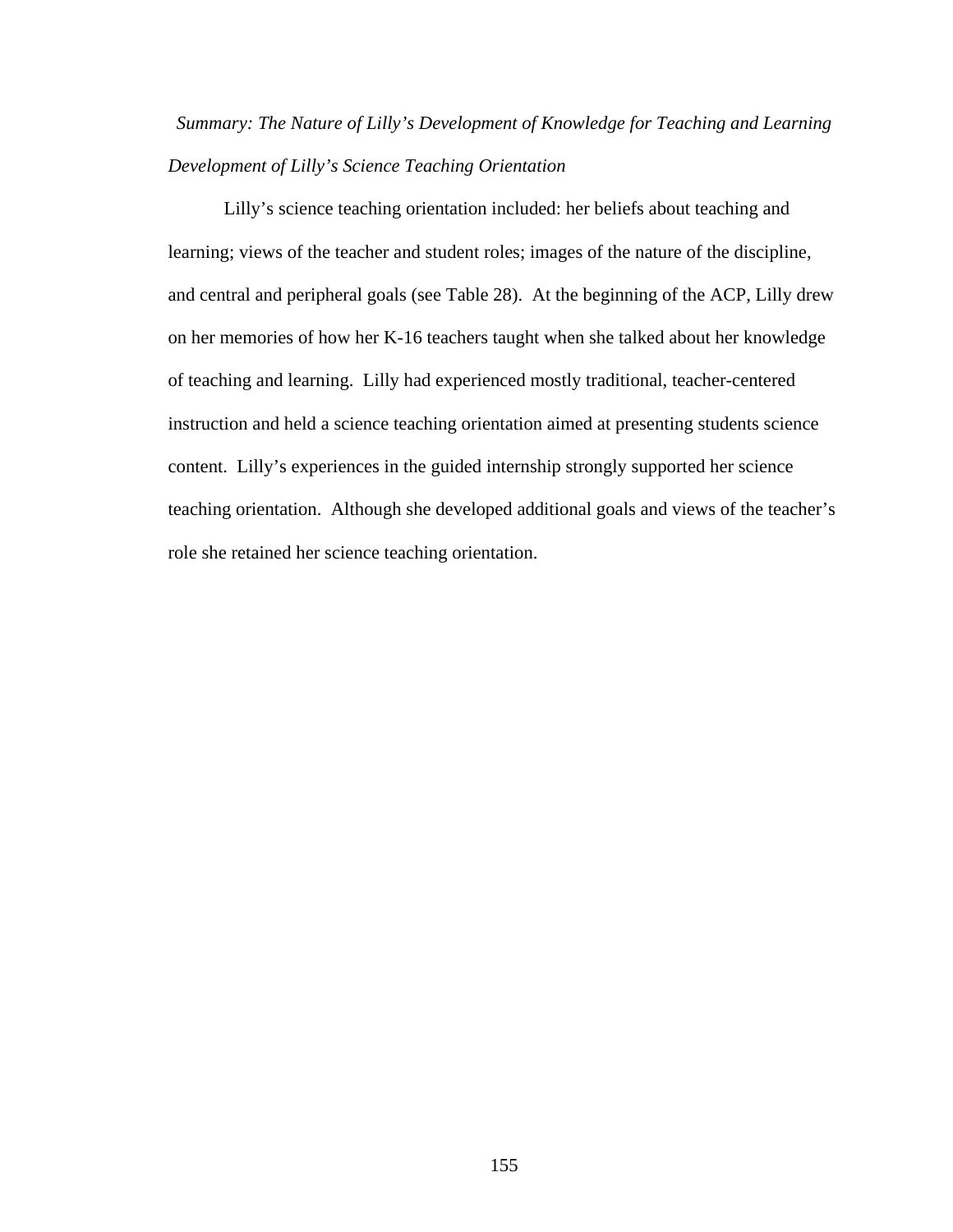### *Summary: The Nature of Lilly's Development of Knowledge for Teaching and Learning*

#### *Development of Lilly's Science Teaching Orientation*

Lilly's science teaching orientation included: her beliefs about teaching and learning; views of the teacher and student roles; images of the nature of the discipline, and central and peripheral goals (see Table 28). At the beginning of the ACP, Lilly drew on her memories of how her K-16 teachers taught when she talked about her knowledge of teaching and learning. Lilly had experienced mostly traditional, teacher-centered instruction and held a science teaching orientation aimed at presenting students science content. Lilly's experiences in the guided internship strongly supported her science teaching orientation. Although she developed additional goals and views of the teacher's role she retained her science teaching orientation.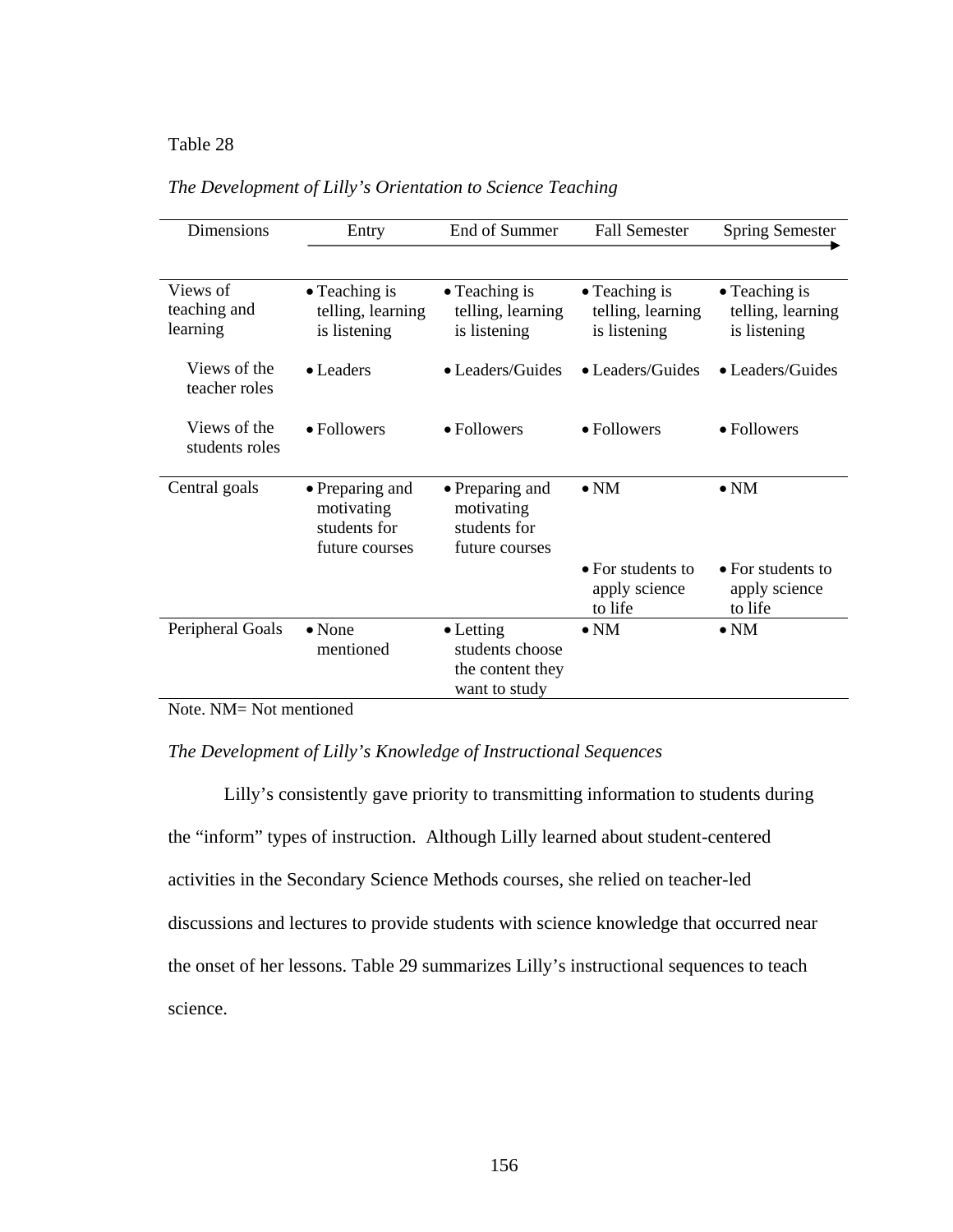Table 28

*The Development of Lilly's Orientation to Science Teaching*

| Dimensions | Entry | End of Summer | Fall Semester | Spring Semester |
|---|---|---|---|---|
| Views of teaching and learning | • Teaching is telling, learning is listening | • Teaching is telling, learning is listening | • Teaching is telling, learning is listening | • Teaching is telling, learning is listening |
| Views of the teacher roles | • Leaders | • Leaders/Guides | • Leaders/Guides | • Leaders/Guides |
| Views of the students roles | • Followers | • Followers | • Followers | • Followers |
| Central goals | • Preparing and motivating students for future courses | • Preparing and motivating students for future courses | • NM | • NM |
| | | | • For students to apply science to life | • For students to apply science to life |
| Peripheral Goals | • None mentioned | • Letting students choose the content they want to study | • NM | • NM |

Note. NM= Not mentioned

*The Development of Lilly's Knowledge of Instructional Sequences*

Lilly's consistently gave priority to transmitting information to students during the "inform" types of instruction. Although Lilly learned about student-centered activities in the Secondary Science Methods courses, she relied on teacher-led discussions and lectures to provide students with science knowledge that occurred near the onset of her lessons. Table 29 summarizes Lilly's instructional sequences to teach science.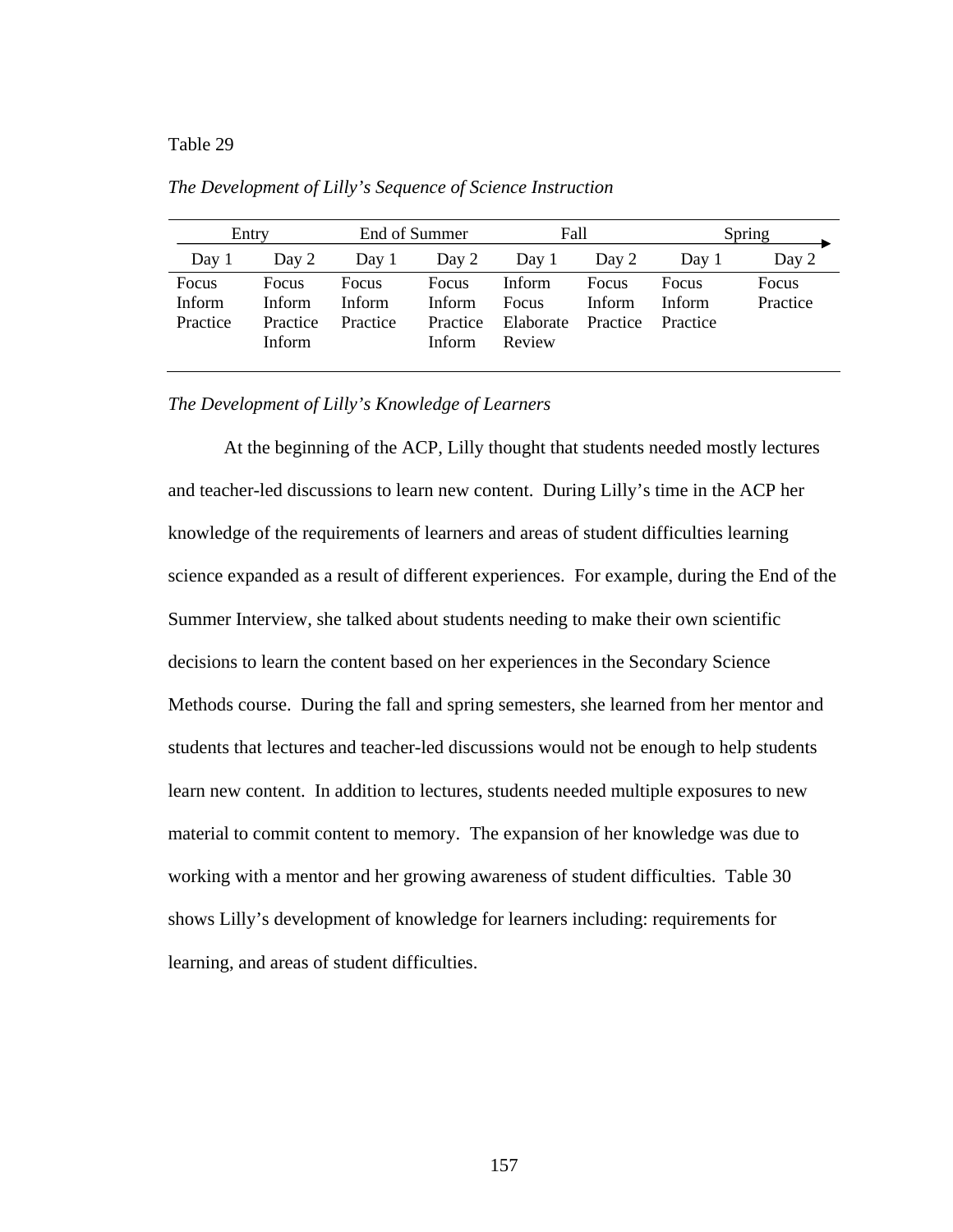Table 29

*The Development of Lilly's Sequence of Science Instruction*

| Entry | | End of Summer | | Fall | | Spring | |
|---|---|---|---|---|---|---|---|
| Day 1 | Day 2 | Day 1 | Day 2 | Day 1 | Day 2 | Day 1 | Day 2 |
| Focus<br>Inform<br>Practice | Focus<br>Inform<br>Practice<br>Inform | Focus<br>Inform<br>Practice | Focus<br>Inform<br>Practice<br>Inform | Inform<br>Focus<br>Elaborate<br>Review | Focus<br>Inform<br>Practice | Focus<br>Inform<br>Practice | Focus<br>Practice |

*The Development of Lilly's Knowledge of Learners*

At the beginning of the ACP, Lilly thought that students needed mostly lectures and teacher-led discussions to learn new content. During Lilly's time in the ACP her knowledge of the requirements of learners and areas of student difficulties learning science expanded as a result of different experiences. For example, during the End of the Summer Interview, she talked about students needing to make their own scientific decisions to learn the content based on her experiences in the Secondary Science Methods course. During the fall and spring semesters, she learned from her mentor and students that lectures and teacher-led discussions would not be enough to help students learn new content. In addition to lectures, students needed multiple exposures to new material to commit content to memory. The expansion of her knowledge was due to working with a mentor and her growing awareness of student difficulties. Table 30 shows Lilly's development of knowledge for learners including: requirements for learning, and areas of student difficulties.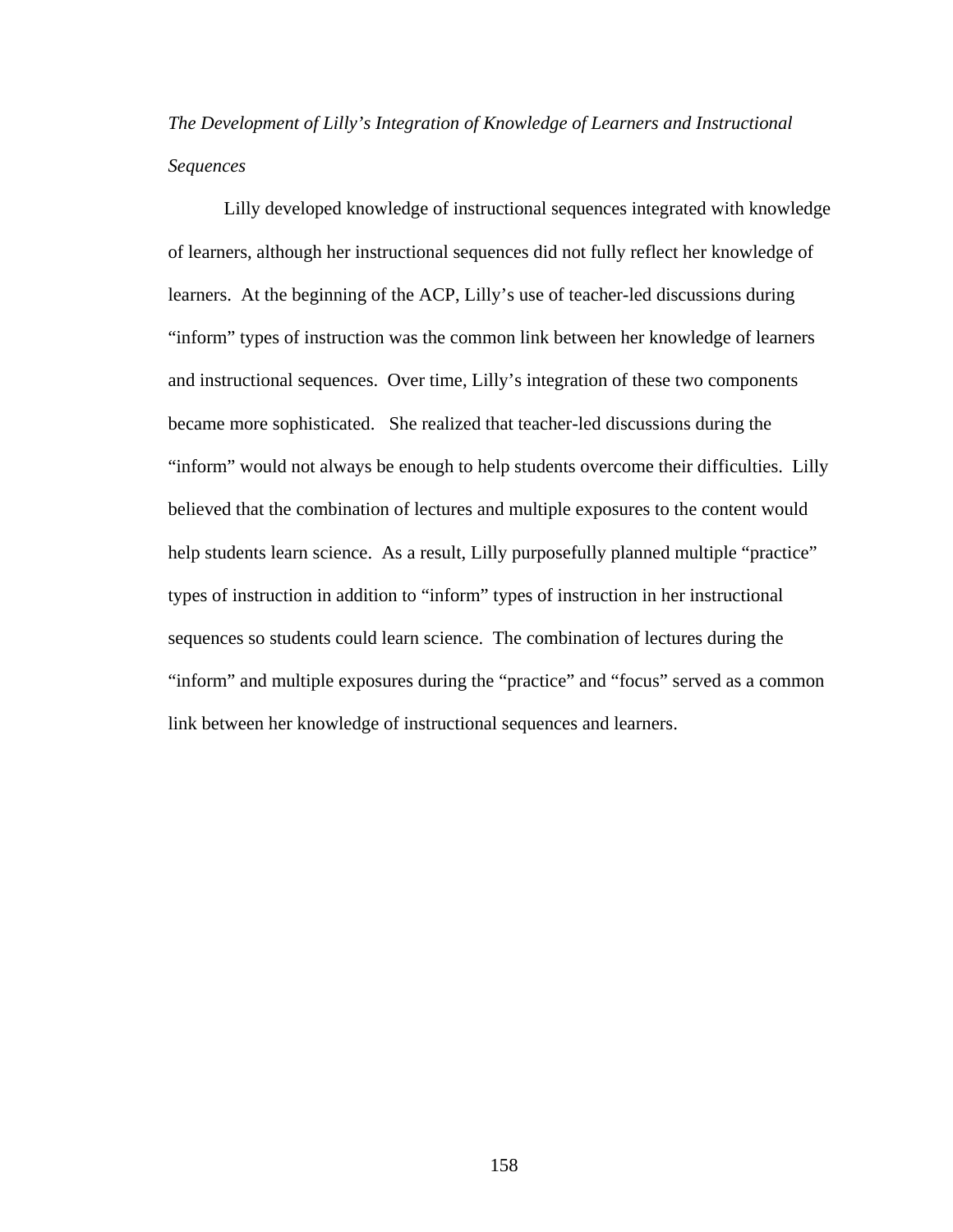*The Development of Lilly's Integration of Knowledge of Learners and Instructional Sequences*

Lilly developed knowledge of instructional sequences integrated with knowledge of learners, although her instructional sequences did not fully reflect her knowledge of learners. At the beginning of the ACP, Lilly's use of teacher-led discussions during "inform" types of instruction was the common link between her knowledge of learners and instructional sequences. Over time, Lilly's integration of these two components became more sophisticated. She realized that teacher-led discussions during the "inform" would not always be enough to help students overcome their difficulties. Lilly believed that the combination of lectures and multiple exposures to the content would help students learn science. As a result, Lilly purposefully planned multiple "practice" types of instruction in addition to "inform" types of instruction in her instructional sequences so students could learn science. The combination of lectures during the "inform" and multiple exposures during the "practice" and "focus" served as a common link between her knowledge of instructional sequences and learners.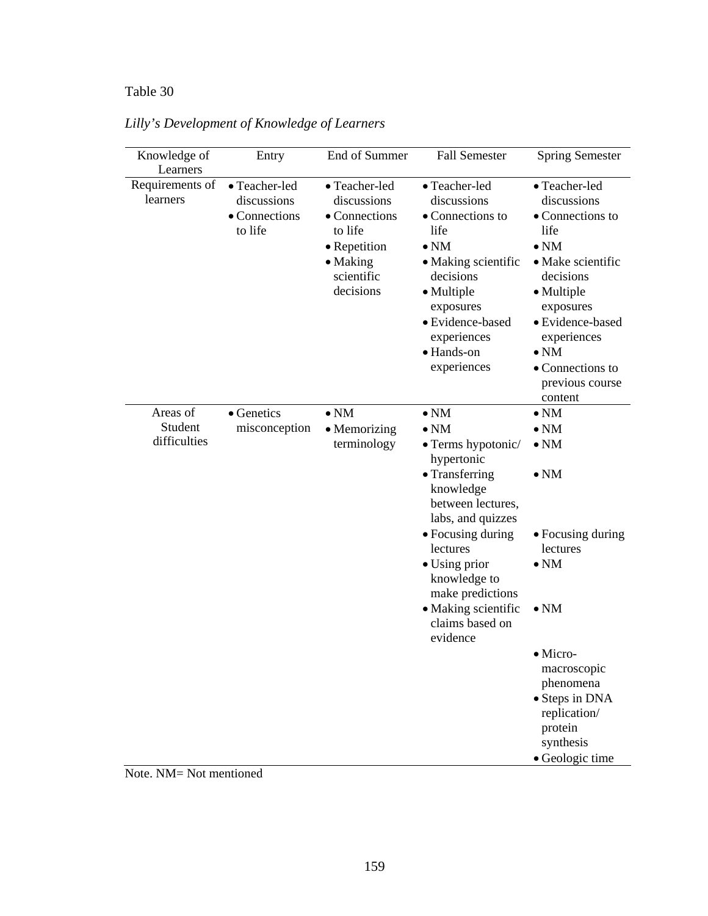Table 30

*Lilly's Development of Knowledge of Learners*

| Knowledge of Learners | Entry | End of Summer | Fall Semester | Spring Semester |
|---|---|---|---|---|
| Requirements of learners | • Teacher-led discussions<br>• Connections to life | • Teacher-led discussions<br>• Connections to life<br>• Repetition<br>• Making scientific decisions | • Teacher-led discussions<br>• Connections to life<br>• NM<br>• Making scientific decisions<br>• Multiple exposures<br>• Evidence-based experiences<br>• Hands-on experiences | • Teacher-led discussions<br>• Connections to life<br>• NM<br>• Make scientific decisions<br>• Multiple exposures<br>• Evidence-based experiences<br>• NM<br>• Connections to previous course content |
| Areas of Student difficulties | • Genetics misconception | • NM<br>• Memorizing terminology | • NM<br>• NM<br>• Terms hypotonic/ hypertonic<br>• Transferring knowledge between lectures, labs, and quizzes<br>• Focusing during lectures<br>• Using prior knowledge to make predictions<br>• Making scientific claims based on evidence | • NM<br>• NM<br>• NM<br>• NM<br>• Focusing during lectures<br>• NM<br>• NM<br>• Micro-macroscopic phenomena<br>• Steps in DNA replication/ protein synthesis<br>• Geologic time |

Note. NM= Not mentioned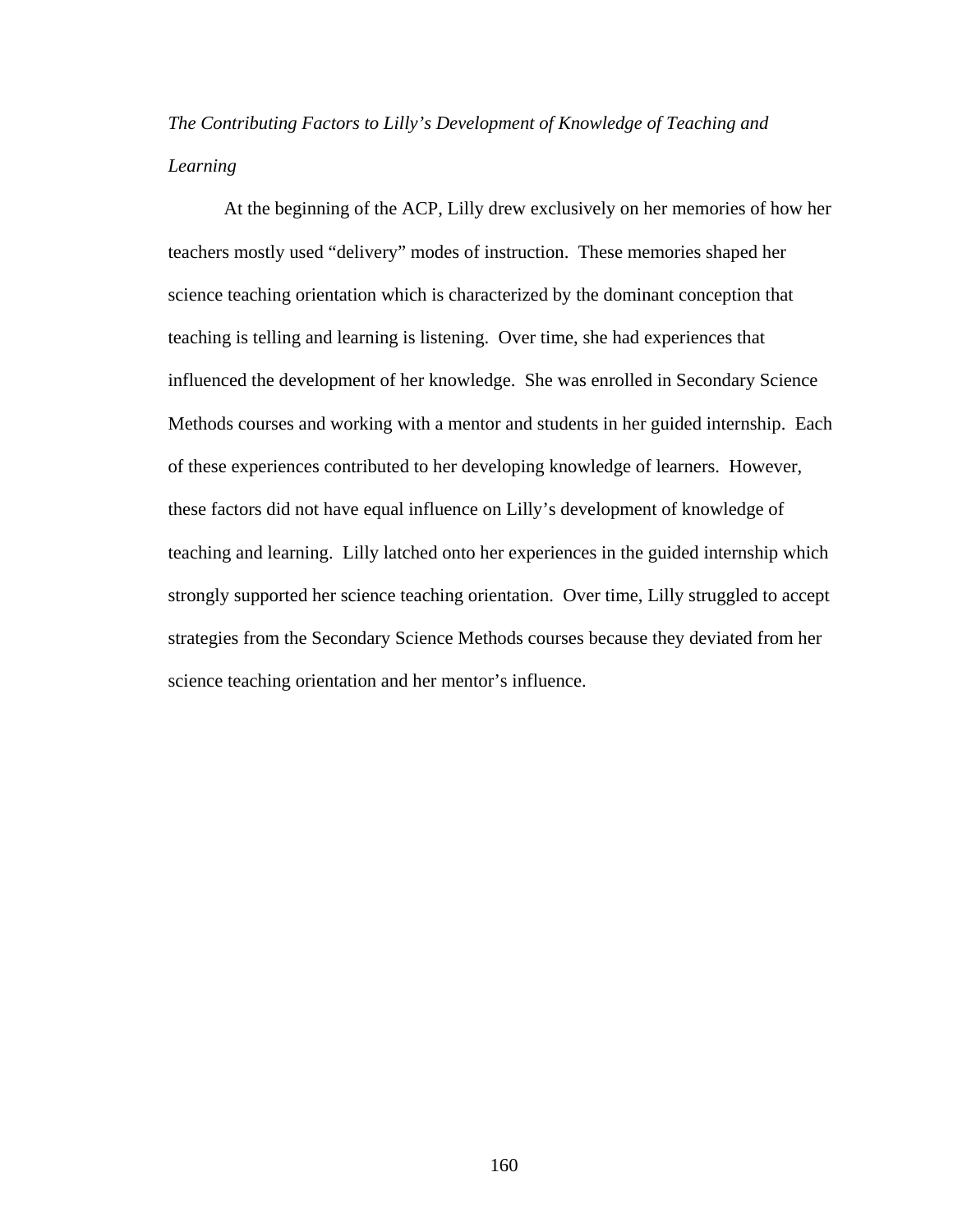*The Contributing Factors to Lilly's Development of Knowledge of Teaching and Learning*

At the beginning of the ACP, Lilly drew exclusively on her memories of how her teachers mostly used "delivery" modes of instruction. These memories shaped her science teaching orientation which is characterized by the dominant conception that teaching is telling and learning is listening. Over time, she had experiences that influenced the development of her knowledge. She was enrolled in Secondary Science Methods courses and working with a mentor and students in her guided internship. Each of these experiences contributed to her developing knowledge of learners. However, these factors did not have equal influence on Lilly's development of knowledge of teaching and learning. Lilly latched onto her experiences in the guided internship which strongly supported her science teaching orientation. Over time, Lilly struggled to accept strategies from the Secondary Science Methods courses because they deviated from her science teaching orientation and her mentor's influence.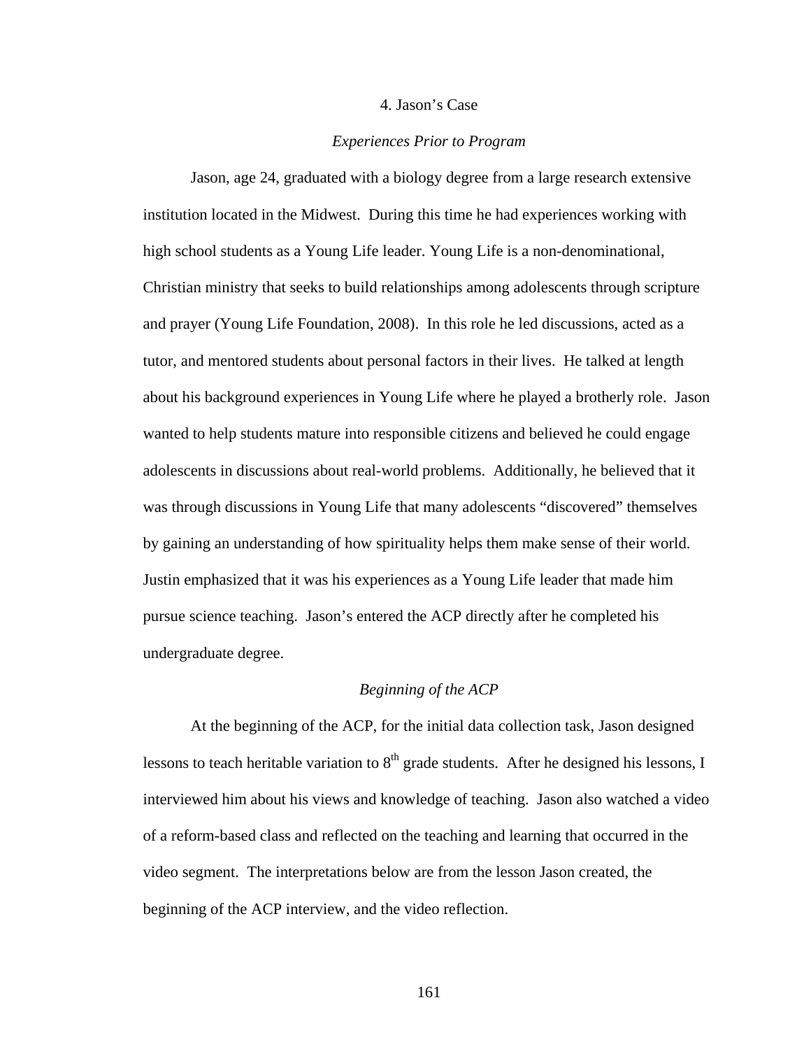## 4. Jason's Case

### *Experiences Prior to Program*

Jason, age 24, graduated with a biology degree from a large research extensive institution located in the Midwest. During this time he had experiences working with high school students as a Young Life leader. Young Life is a non-denominational, Christian ministry that seeks to build relationships among adolescents through scripture and prayer (Young Life Foundation, 2008). In this role he led discussions, acted as a tutor, and mentored students about personal factors in their lives. He talked at length about his background experiences in Young Life where he played a brotherly role. Jason wanted to help students mature into responsible citizens and believed he could engage adolescents in discussions about real-world problems. Additionally, he believed that it was through discussions in Young Life that many adolescents "discovered" themselves by gaining an understanding of how spirituality helps them make sense of their world. Justin emphasized that it was his experiences as a Young Life leader that made him pursue science teaching. Jason's entered the ACP directly after he completed his undergraduate degree.

### *Beginning of the ACP*

At the beginning of the ACP, for the initial data collection task, Jason designed lessons to teach heritable variation to 8th grade students. After he designed his lessons, I interviewed him about his views and knowledge of teaching. Jason also watched a video of a reform-based class and reflected on the teaching and learning that occurred in the video segment. The interpretations below are from the lesson Jason created, the beginning of the ACP interview, and the video reflection.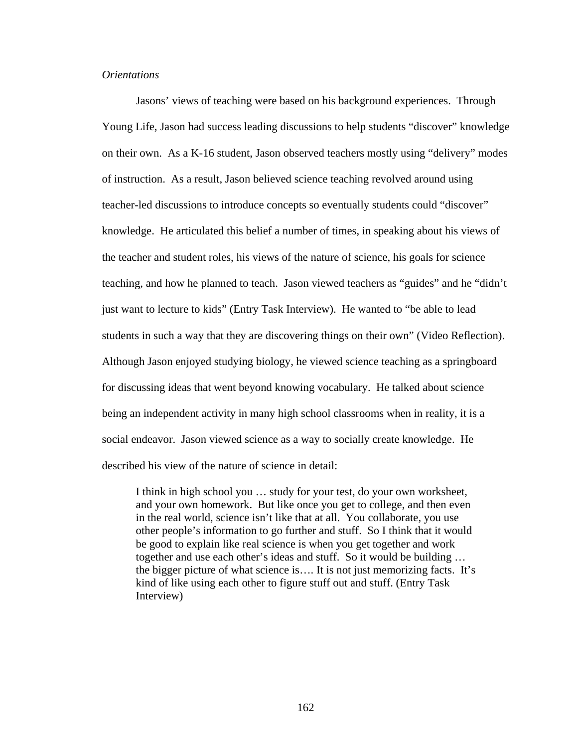*Orientations*

Jasons' views of teaching were based on his background experiences. Through Young Life, Jason had success leading discussions to help students "discover" knowledge on their own. As a K-16 student, Jason observed teachers mostly using "delivery" modes of instruction. As a result, Jason believed science teaching revolved around using teacher-led discussions to introduce concepts so eventually students could "discover" knowledge. He articulated this belief a number of times, in speaking about his views of the teacher and student roles, his views of the nature of science, his goals for science teaching, and how he planned to teach. Jason viewed teachers as "guides" and he "didn't just want to lecture to kids" (Entry Task Interview). He wanted to "be able to lead students in such a way that they are discovering things on their own" (Video Reflection). Although Jason enjoyed studying biology, he viewed science teaching as a springboard for discussing ideas that went beyond knowing vocabulary. He talked about science being an independent activity in many high school classrooms when in reality, it is a social endeavor. Jason viewed science as a way to socially create knowledge. He described his view of the nature of science in detail:

> I think in high school you … study for your test, do your own worksheet, and your own homework. But like once you get to college, and then even in the real world, science isn't like that at all. You collaborate, you use other people's information to go further and stuff. So I think that it would be good to explain like real science is when you get together and work together and use each other's ideas and stuff. So it would be building … the bigger picture of what science is…. It is not just memorizing facts. It's kind of like using each other to figure stuff out and stuff. (Entry Task Interview)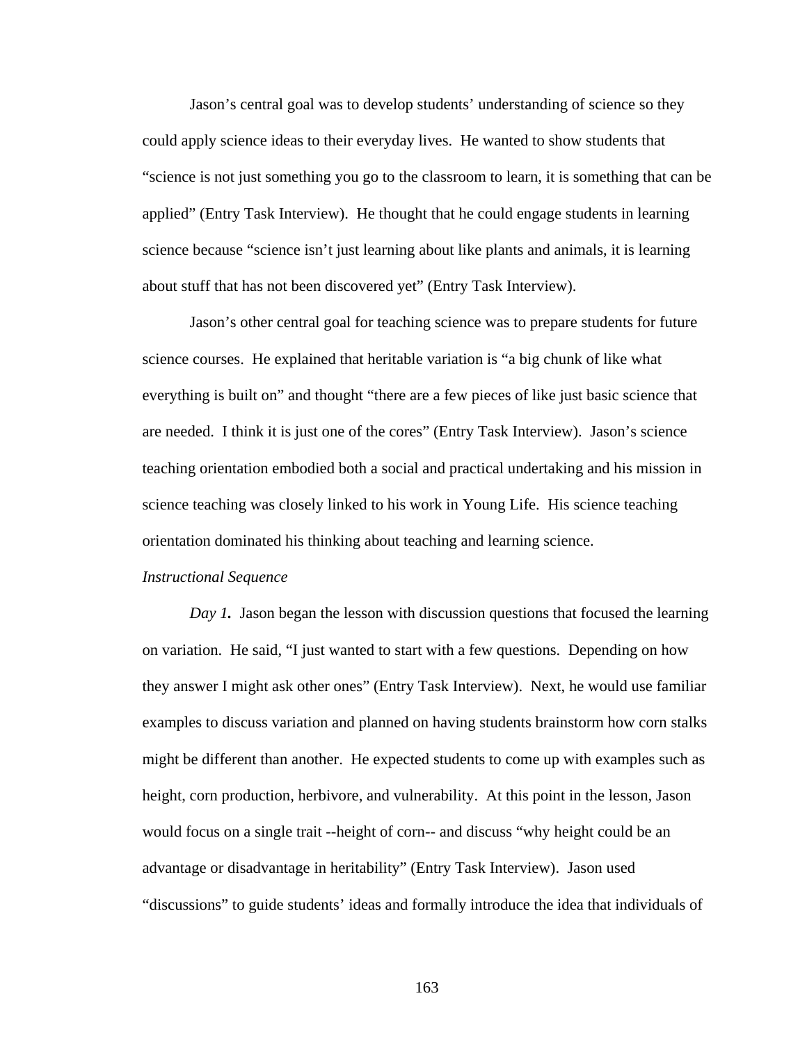Jason's central goal was to develop students' understanding of science so they could apply science ideas to their everyday lives. He wanted to show students that "science is not just something you go to the classroom to learn, it is something that can be applied" (Entry Task Interview). He thought that he could engage students in learning science because "science isn't just learning about like plants and animals, it is learning about stuff that has not been discovered yet" (Entry Task Interview).

Jason's other central goal for teaching science was to prepare students for future science courses. He explained that heritable variation is "a big chunk of like what everything is built on" and thought "there are a few pieces of like just basic science that are needed. I think it is just one of the cores" (Entry Task Interview). Jason's science teaching orientation embodied both a social and practical undertaking and his mission in science teaching was closely linked to his work in Young Life. His science teaching orientation dominated his thinking about teaching and learning science.

*Instructional Sequence*

*Day 1.* Jason began the lesson with discussion questions that focused the learning on variation. He said, "I just wanted to start with a few questions. Depending on how they answer I might ask other ones" (Entry Task Interview). Next, he would use familiar examples to discuss variation and planned on having students brainstorm how corn stalks might be different than another. He expected students to come up with examples such as height, corn production, herbivore, and vulnerability. At this point in the lesson, Jason would focus on a single trait --height of corn-- and discuss "why height could be an advantage or disadvantage in heritability" (Entry Task Interview). Jason used "discussions" to guide students' ideas and formally introduce the idea that individuals of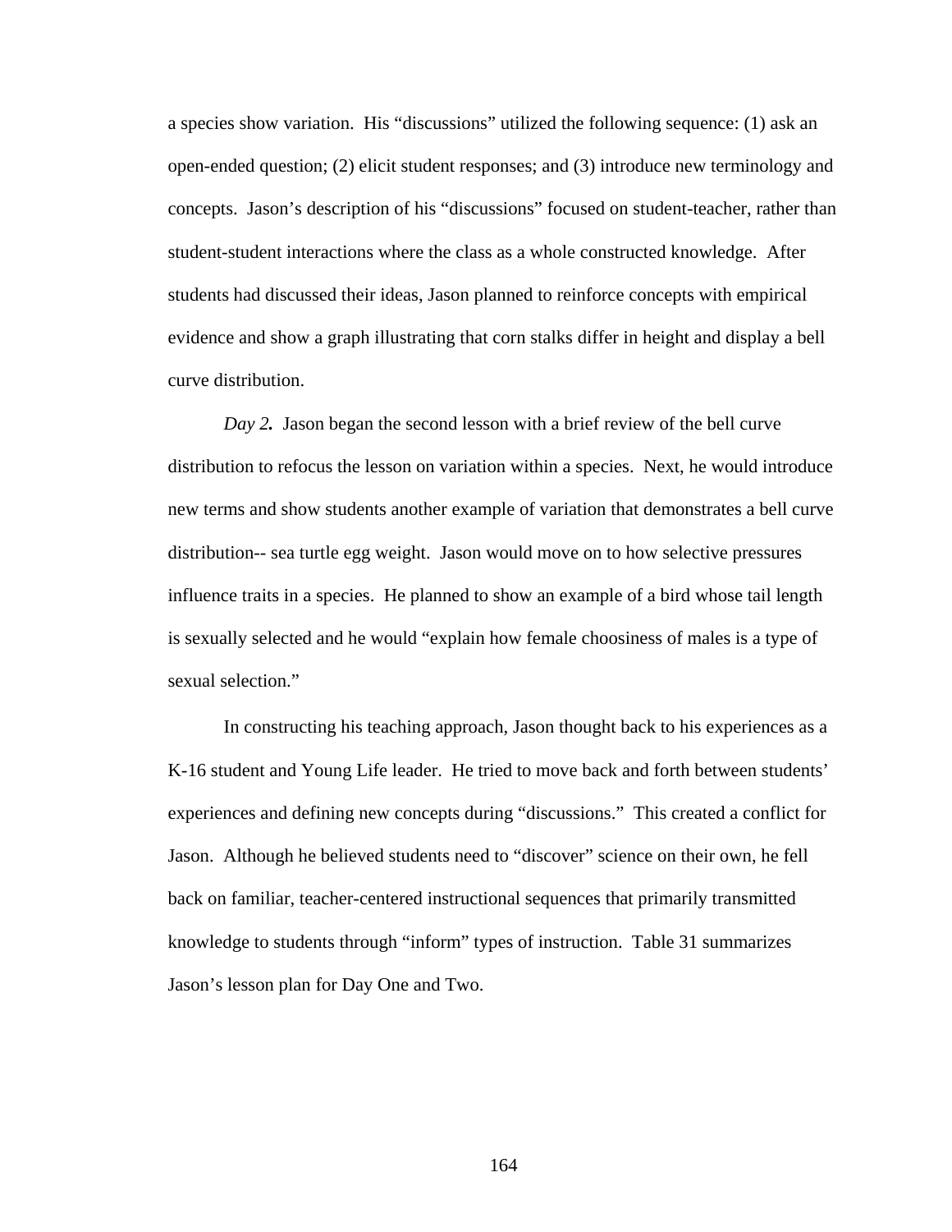a species show variation. His "discussions" utilized the following sequence: (1) ask an open-ended question; (2) elicit student responses; and (3) introduce new terminology and concepts. Jason's description of his "discussions" focused on student-teacher, rather than student-student interactions where the class as a whole constructed knowledge. After students had discussed their ideas, Jason planned to reinforce concepts with empirical evidence and show a graph illustrating that corn stalks differ in height and display a bell curve distribution.

*Day 2.* Jason began the second lesson with a brief review of the bell curve distribution to refocus the lesson on variation within a species. Next, he would introduce new terms and show students another example of variation that demonstrates a bell curve distribution-- sea turtle egg weight. Jason would move on to how selective pressures influence traits in a species. He planned to show an example of a bird whose tail length is sexually selected and he would "explain how female choosiness of males is a type of sexual selection."

In constructing his teaching approach, Jason thought back to his experiences as a K-16 student and Young Life leader. He tried to move back and forth between students' experiences and defining new concepts during "discussions." This created a conflict for Jason. Although he believed students need to "discover" science on their own, he fell back on familiar, teacher-centered instructional sequences that primarily transmitted knowledge to students through "inform" types of instruction. Table 31 summarizes Jason's lesson plan for Day One and Two.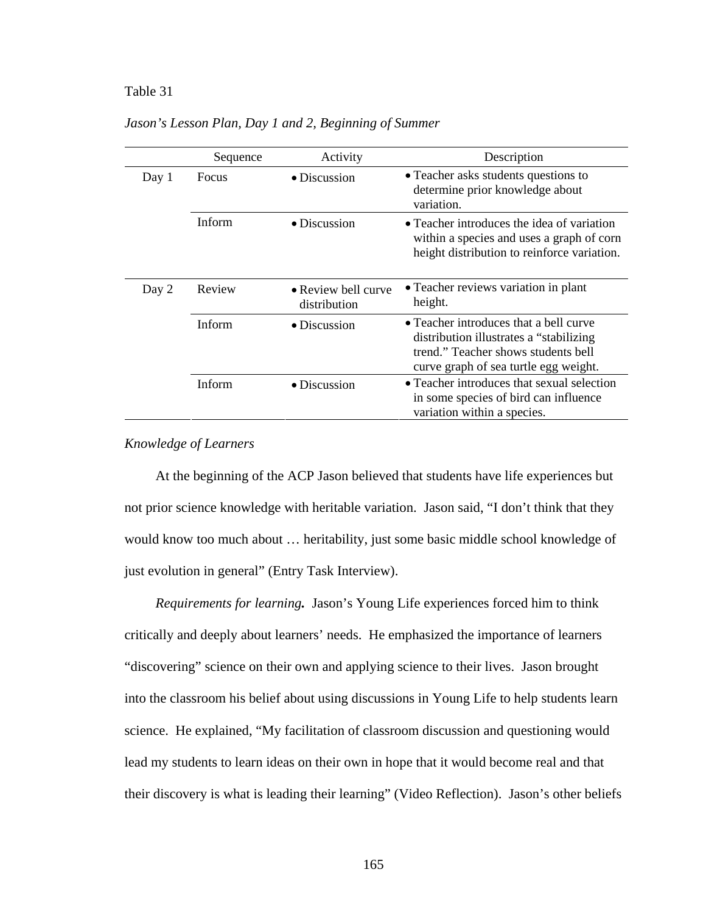Table 31

*Jason's Lesson Plan, Day 1 and 2, Beginning of Summer*

| | Sequence | Activity | Description |
|---|---|---|---|
| Day 1 | Focus | • Discussion | • Teacher asks students questions to determine prior knowledge about variation. |
| | Inform | • Discussion | • Teacher introduces the idea of variation within a species and uses a graph of corn height distribution to reinforce variation. |
| Day 2 | Review | • Review bell curve distribution | • Teacher reviews variation in plant height. |
| | Inform | • Discussion | • Teacher introduces that a bell curve distribution illustrates a "stabilizing trend." Teacher shows students bell curve graph of sea turtle egg weight. |
| | Inform | • Discussion | • Teacher introduces that sexual selection in some species of bird can influence variation within a species. |

*Knowledge of Learners*

At the beginning of the ACP Jason believed that students have life experiences but not prior science knowledge with heritable variation. Jason said, "I don't think that they would know too much about … heritability, just some basic middle school knowledge of just evolution in general" (Entry Task Interview).

***Requirements for learning.*** Jason's Young Life experiences forced him to think critically and deeply about learners' needs. He emphasized the importance of learners "discovering" science on their own and applying science to their lives. Jason brought into the classroom his belief about using discussions in Young Life to help students learn science. He explained, "My facilitation of classroom discussion and questioning would lead my students to learn ideas on their own in hope that it would become real and that their discovery is what is leading their learning" (Video Reflection). Jason's other beliefs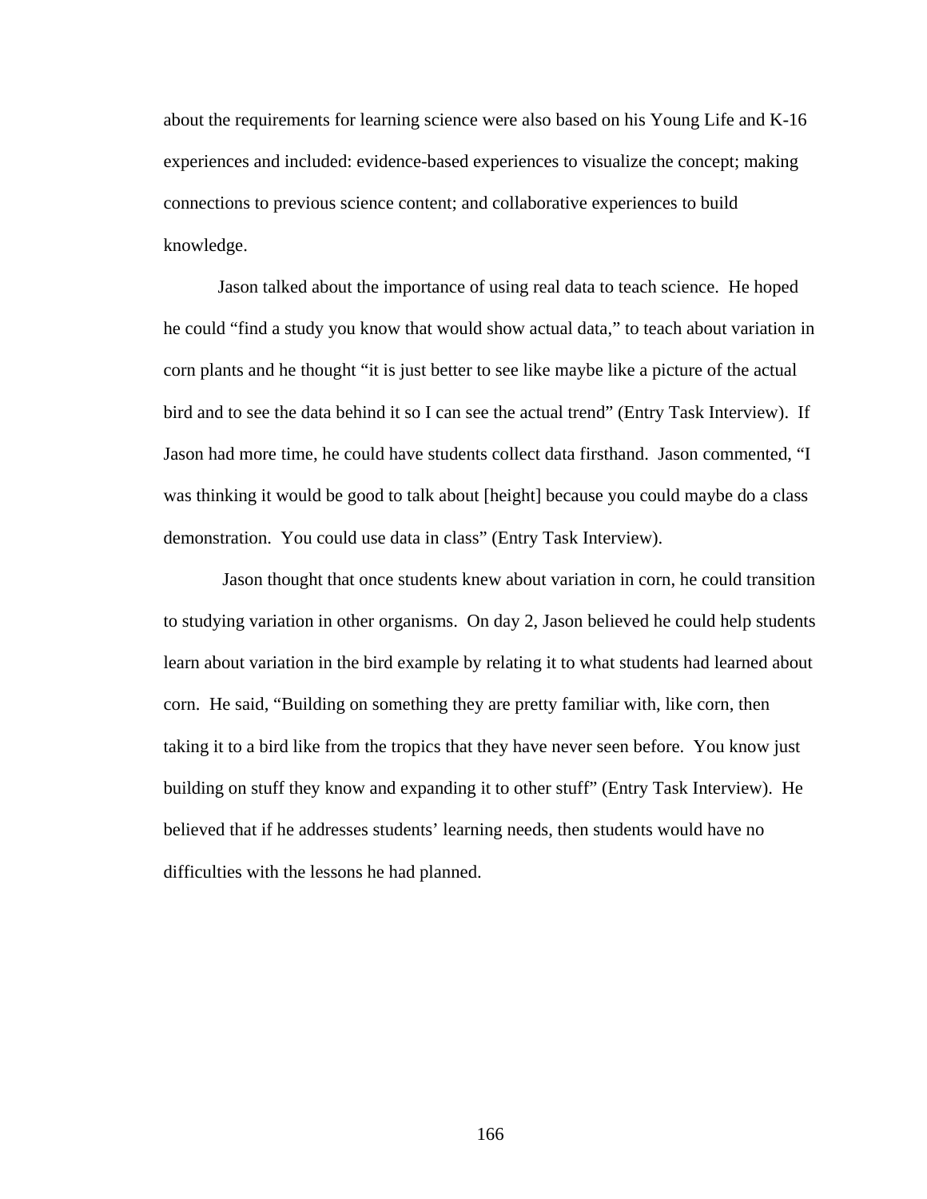about the requirements for learning science were also based on his Young Life and K-16 experiences and included: evidence-based experiences to visualize the concept; making connections to previous science content; and collaborative experiences to build knowledge.

Jason talked about the importance of using real data to teach science. He hoped he could "find a study you know that would show actual data," to teach about variation in corn plants and he thought "it is just better to see like maybe like a picture of the actual bird and to see the data behind it so I can see the actual trend" (Entry Task Interview). If Jason had more time, he could have students collect data firsthand. Jason commented, "I was thinking it would be good to talk about [height] because you could maybe do a class demonstration. You could use data in class" (Entry Task Interview).

Jason thought that once students knew about variation in corn, he could transition to studying variation in other organisms. On day 2, Jason believed he could help students learn about variation in the bird example by relating it to what students had learned about corn. He said, "Building on something they are pretty familiar with, like corn, then taking it to a bird like from the tropics that they have never seen before. You know just building on stuff they know and expanding it to other stuff" (Entry Task Interview). He believed that if he addresses students' learning needs, then students would have no difficulties with the lessons he had planned.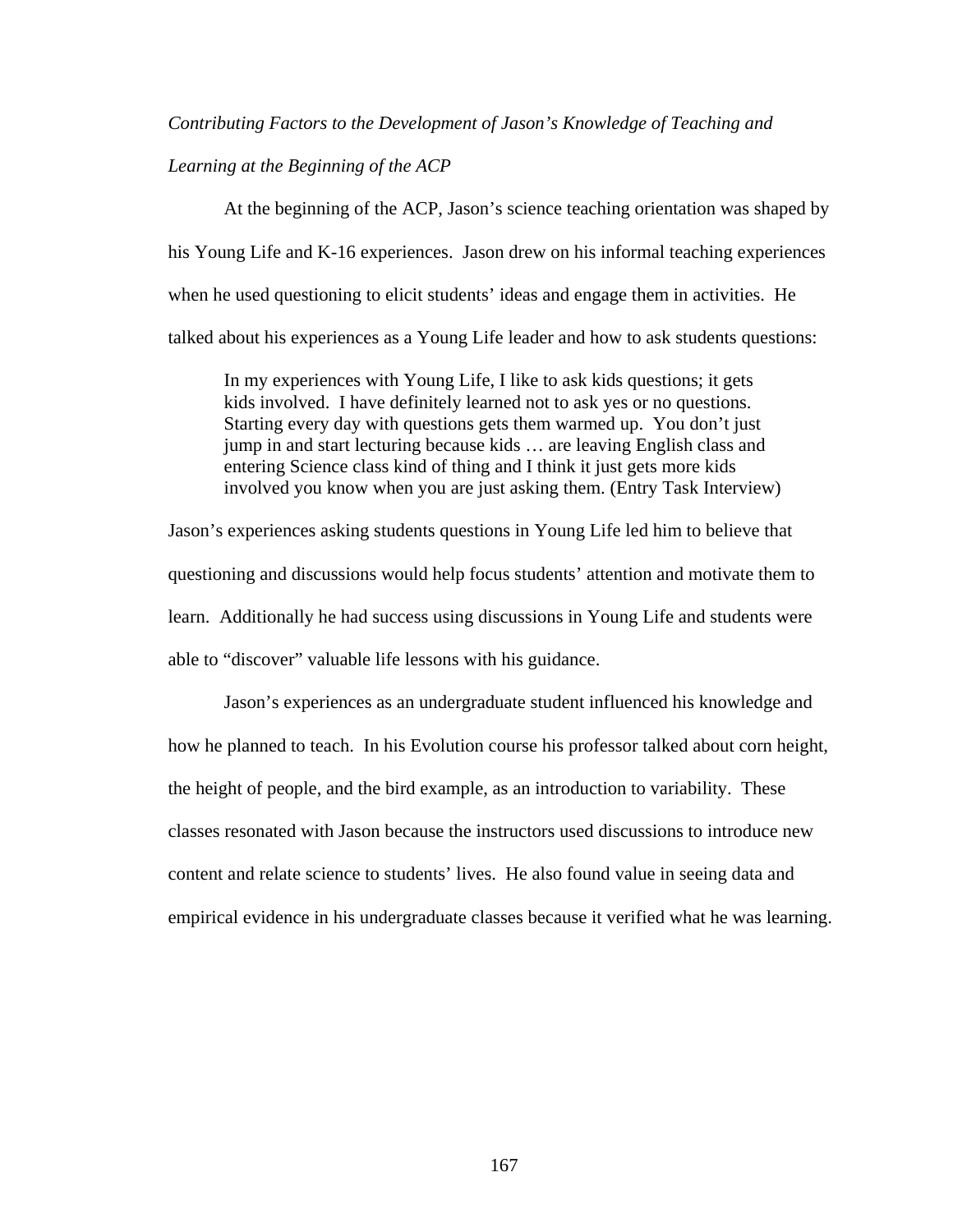*Contributing Factors to the Development of Jason's Knowledge of Teaching and Learning at the Beginning of the ACP*

At the beginning of the ACP, Jason's science teaching orientation was shaped by his Young Life and K-16 experiences. Jason drew on his informal teaching experiences when he used questioning to elicit students' ideas and engage them in activities. He talked about his experiences as a Young Life leader and how to ask students questions:

> In my experiences with Young Life, I like to ask kids questions; it gets kids involved. I have definitely learned not to ask yes or no questions. Starting every day with questions gets them warmed up. You don't just jump in and start lecturing because kids … are leaving English class and entering Science class kind of thing and I think it just gets more kids involved you know when you are just asking them. (Entry Task Interview)

Jason's experiences asking students questions in Young Life led him to believe that questioning and discussions would help focus students' attention and motivate them to learn. Additionally he had success using discussions in Young Life and students were able to "discover" valuable life lessons with his guidance.

Jason's experiences as an undergraduate student influenced his knowledge and how he planned to teach. In his Evolution course his professor talked about corn height, the height of people, and the bird example, as an introduction to variability. These classes resonated with Jason because the instructors used discussions to introduce new content and relate science to students' lives. He also found value in seeing data and empirical evidence in his undergraduate classes because it verified what he was learning.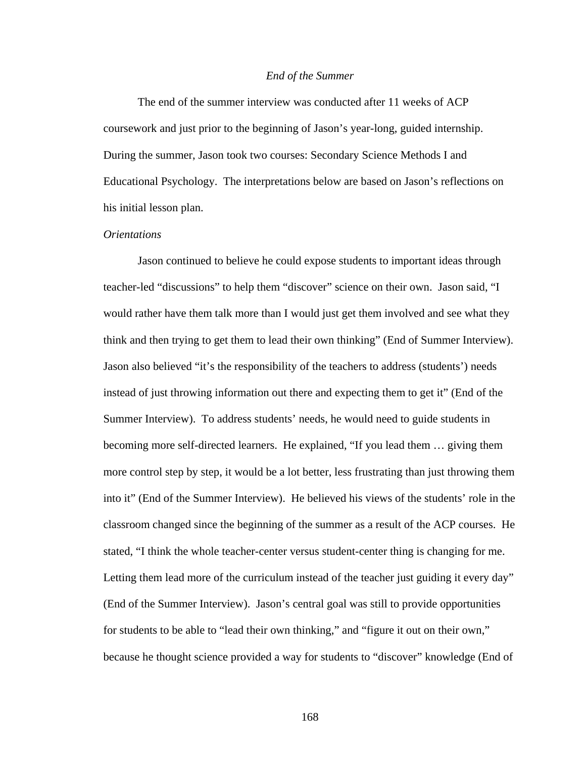*End of the Summer*

The end of the summer interview was conducted after 11 weeks of ACP coursework and just prior to the beginning of Jason's year-long, guided internship. During the summer, Jason took two courses: Secondary Science Methods I and Educational Psychology. The interpretations below are based on Jason's reflections on his initial lesson plan.

*Orientations*

Jason continued to believe he could expose students to important ideas through teacher-led "discussions" to help them "discover" science on their own. Jason said, "I would rather have them talk more than I would just get them involved and see what they think and then trying to get them to lead their own thinking" (End of Summer Interview). Jason also believed "it's the responsibility of the teachers to address (students') needs instead of just throwing information out there and expecting them to get it" (End of the Summer Interview). To address students' needs, he would need to guide students in becoming more self-directed learners. He explained, "If you lead them … giving them more control step by step, it would be a lot better, less frustrating than just throwing them into it" (End of the Summer Interview). He believed his views of the students' role in the classroom changed since the beginning of the summer as a result of the ACP courses. He stated, "I think the whole teacher-center versus student-center thing is changing for me. Letting them lead more of the curriculum instead of the teacher just guiding it every day" (End of the Summer Interview). Jason's central goal was still to provide opportunities for students to be able to "lead their own thinking," and "figure it out on their own," because he thought science provided a way for students to "discover" knowledge (End of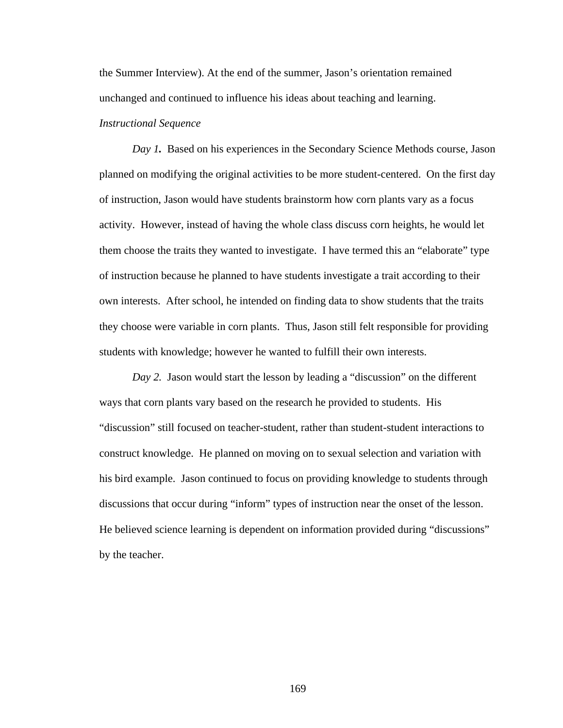the Summer Interview). At the end of the summer, Jason's orientation remained unchanged and continued to influence his ideas about teaching and learning.

*Instructional Sequence*

***Day 1.*** Based on his experiences in the Secondary Science Methods course, Jason planned on modifying the original activities to be more student-centered. On the first day of instruction, Jason would have students brainstorm how corn plants vary as a focus activity. However, instead of having the whole class discuss corn heights, he would let them choose the traits they wanted to investigate. I have termed this an "elaborate" type of instruction because he planned to have students investigate a trait according to their own interests. After school, he intended on finding data to show students that the traits they choose were variable in corn plants. Thus, Jason still felt responsible for providing students with knowledge; however he wanted to fulfill their own interests.

*Day 2.* Jason would start the lesson by leading a "discussion" on the different ways that corn plants vary based on the research he provided to students. His "discussion" still focused on teacher-student, rather than student-student interactions to construct knowledge. He planned on moving on to sexual selection and variation with his bird example. Jason continued to focus on providing knowledge to students through discussions that occur during "inform" types of instruction near the onset of the lesson. He believed science learning is dependent on information provided during "discussions" by the teacher.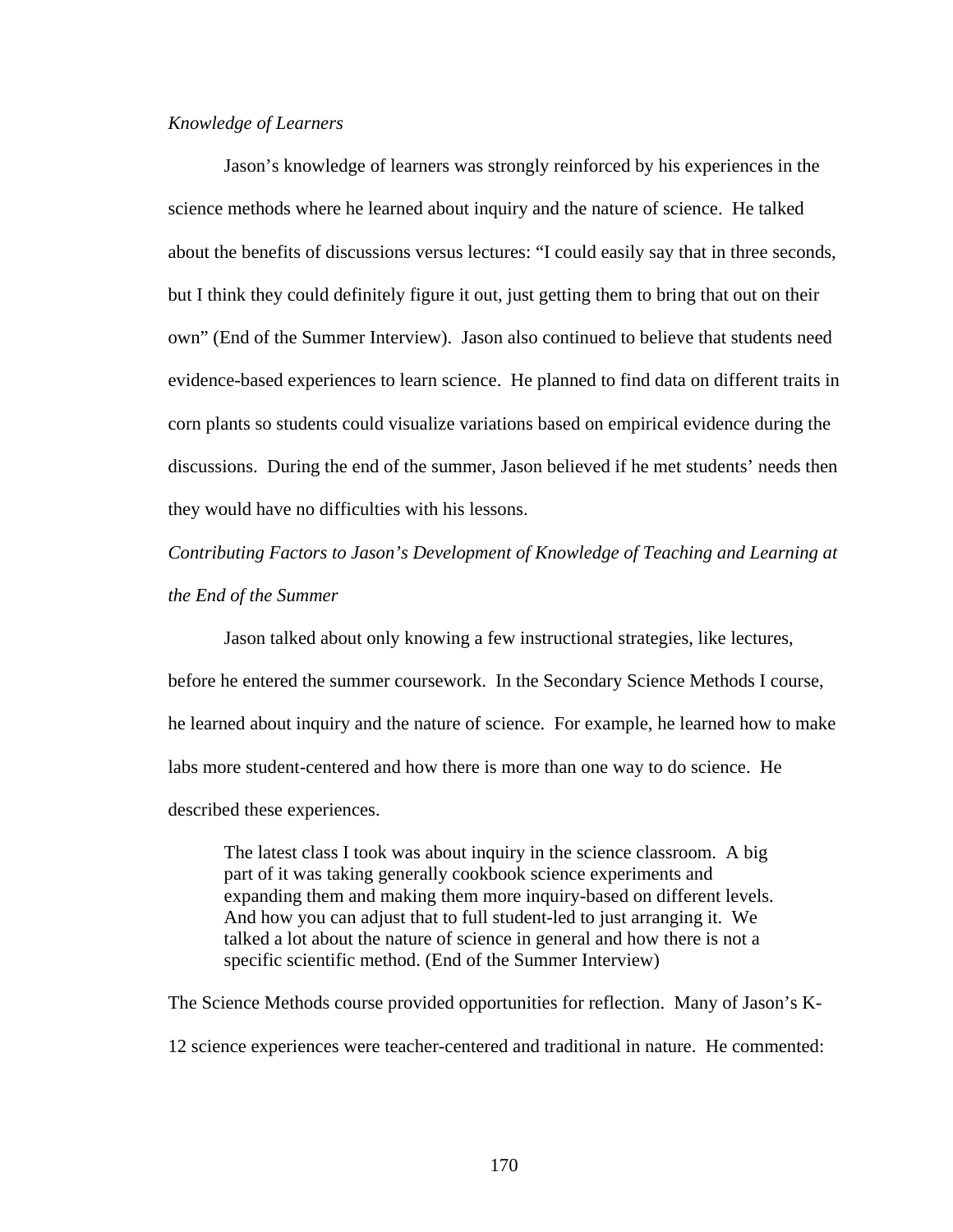*Knowledge of Learners*

Jason's knowledge of learners was strongly reinforced by his experiences in the science methods where he learned about inquiry and the nature of science. He talked about the benefits of discussions versus lectures: "I could easily say that in three seconds, but I think they could definitely figure it out, just getting them to bring that out on their own" (End of the Summer Interview). Jason also continued to believe that students need evidence-based experiences to learn science. He planned to find data on different traits in corn plants so students could visualize variations based on empirical evidence during the discussions. During the end of the summer, Jason believed if he met students' needs then they would have no difficulties with his lessons.

*Contributing Factors to Jason's Development of Knowledge of Teaching and Learning at the End of the Summer*

Jason talked about only knowing a few instructional strategies, like lectures, before he entered the summer coursework. In the Secondary Science Methods I course, he learned about inquiry and the nature of science. For example, he learned how to make labs more student-centered and how there is more than one way to do science. He described these experiences.

> The latest class I took was about inquiry in the science classroom. A big part of it was taking generally cookbook science experiments and expanding them and making them more inquiry-based on different levels. And how you can adjust that to full student-led to just arranging it. We talked a lot about the nature of science in general and how there is not a specific scientific method. (End of the Summer Interview)

The Science Methods course provided opportunities for reflection. Many of Jason's K-12 science experiences were teacher-centered and traditional in nature. He commented: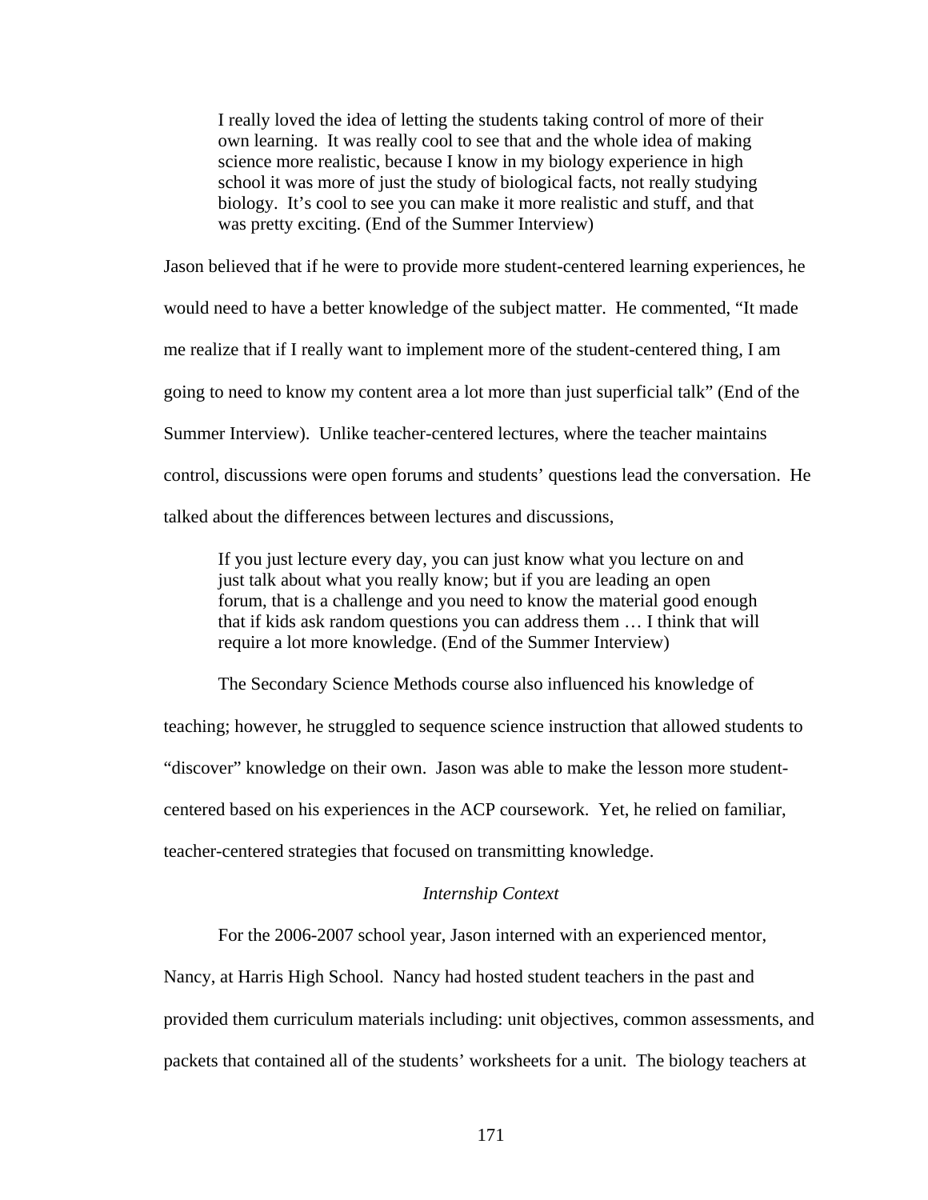> I really loved the idea of letting the students taking control of more of their own learning. It was really cool to see that and the whole idea of making science more realistic, because I know in my biology experience in high school it was more of just the study of biological facts, not really studying biology. It's cool to see you can make it more realistic and stuff, and that was pretty exciting. (End of the Summer Interview)

Jason believed that if he were to provide more student-centered learning experiences, he would need to have a better knowledge of the subject matter. He commented, "It made me realize that if I really want to implement more of the student-centered thing, I am going to need to know my content area a lot more than just superficial talk" (End of the Summer Interview). Unlike teacher-centered lectures, where the teacher maintains control, discussions were open forums and students' questions lead the conversation. He talked about the differences between lectures and discussions,

> If you just lecture every day, you can just know what you lecture on and just talk about what you really know; but if you are leading an open forum, that is a challenge and you need to know the material good enough that if kids ask random questions you can address them … I think that will require a lot more knowledge. (End of the Summer Interview)

The Secondary Science Methods course also influenced his knowledge of teaching; however, he struggled to sequence science instruction that allowed students to "discover" knowledge on their own. Jason was able to make the lesson more student-centered based on his experiences in the ACP coursework. Yet, he relied on familiar, teacher-centered strategies that focused on transmitting knowledge.

### *Internship Context*

For the 2006-2007 school year, Jason interned with an experienced mentor, Nancy, at Harris High School. Nancy had hosted student teachers in the past and provided them curriculum materials including: unit objectives, common assessments, and packets that contained all of the students' worksheets for a unit. The biology teachers at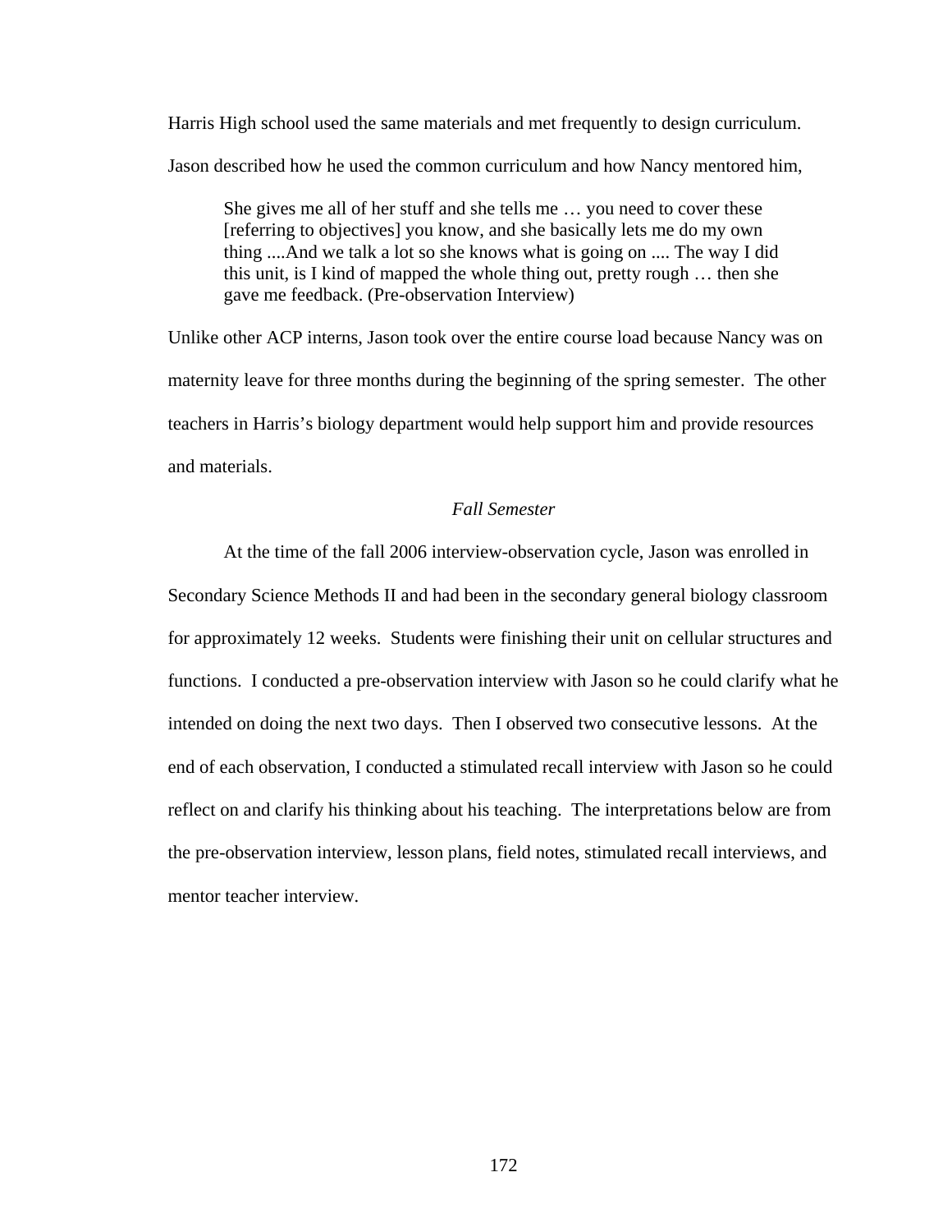Harris High school used the same materials and met frequently to design curriculum. Jason described how he used the common curriculum and how Nancy mentored him,

> She gives me all of her stuff and she tells me … you need to cover these [referring to objectives] you know, and she basically lets me do my own thing ....And we talk a lot so she knows what is going on .... The way I did this unit, is I kind of mapped the whole thing out, pretty rough … then she gave me feedback. (Pre-observation Interview)

Unlike other ACP interns, Jason took over the entire course load because Nancy was on maternity leave for three months during the beginning of the spring semester. The other teachers in Harris's biology department would help support him and provide resources and materials.

*Fall Semester*

At the time of the fall 2006 interview-observation cycle, Jason was enrolled in Secondary Science Methods II and had been in the secondary general biology classroom for approximately 12 weeks. Students were finishing their unit on cellular structures and functions. I conducted a pre-observation interview with Jason so he could clarify what he intended on doing the next two days. Then I observed two consecutive lessons. At the end of each observation, I conducted a stimulated recall interview with Jason so he could reflect on and clarify his thinking about his teaching. The interpretations below are from the pre-observation interview, lesson plans, field notes, stimulated recall interviews, and mentor teacher interview.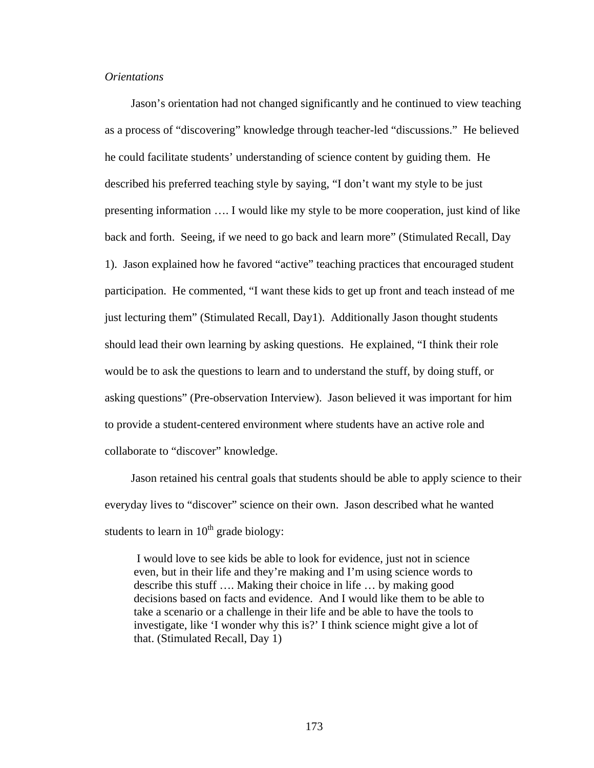*Orientations*

Jason's orientation had not changed significantly and he continued to view teaching as a process of "discovering" knowledge through teacher-led "discussions." He believed he could facilitate students' understanding of science content by guiding them. He described his preferred teaching style by saying, "I don't want my style to be just presenting information …. I would like my style to be more cooperation, just kind of like back and forth. Seeing, if we need to go back and learn more" (Stimulated Recall, Day 1). Jason explained how he favored "active" teaching practices that encouraged student participation. He commented, "I want these kids to get up front and teach instead of me just lecturing them" (Stimulated Recall, Day1). Additionally Jason thought students should lead their own learning by asking questions. He explained, "I think their role would be to ask the questions to learn and to understand the stuff, by doing stuff, or asking questions" (Pre-observation Interview). Jason believed it was important for him to provide a student-centered environment where students have an active role and collaborate to "discover" knowledge.

Jason retained his central goals that students should be able to apply science to their everyday lives to "discover" science on their own. Jason described what he wanted students to learn in 10th grade biology:

> I would love to see kids be able to look for evidence, just not in science even, but in their life and they're making and I'm using science words to describe this stuff …. Making their choice in life … by making good decisions based on facts and evidence. And I would like them to be able to take a scenario or a challenge in their life and be able to have the tools to investigate, like 'I wonder why this is?' I think science might give a lot of that. (Stimulated Recall, Day 1)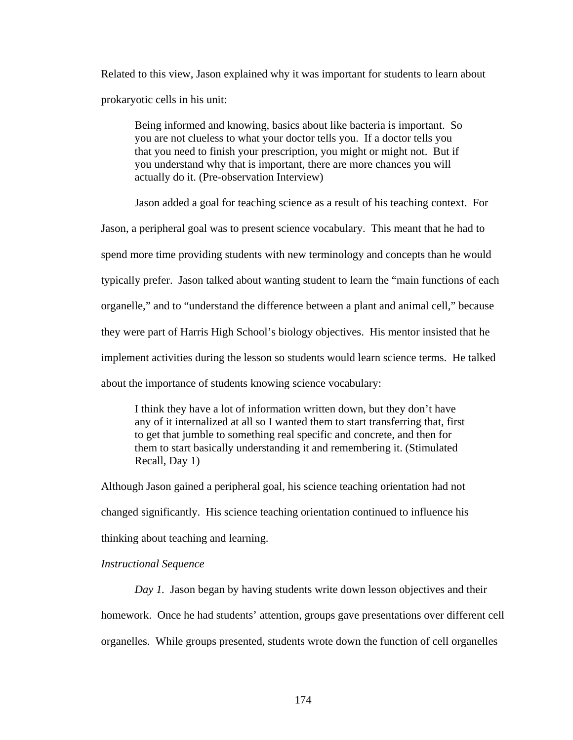Related to this view, Jason explained why it was important for students to learn about prokaryotic cells in his unit:

> Being informed and knowing, basics about like bacteria is important. So you are not clueless to what your doctor tells you. If a doctor tells you that you need to finish your prescription, you might or might not. But if you understand why that is important, there are more chances you will actually do it. (Pre-observation Interview)

Jason added a goal for teaching science as a result of his teaching context. For Jason, a peripheral goal was to present science vocabulary. This meant that he had to spend more time providing students with new terminology and concepts than he would typically prefer. Jason talked about wanting student to learn the "main functions of each organelle," and to "understand the difference between a plant and animal cell," because they were part of Harris High School's biology objectives. His mentor insisted that he implement activities during the lesson so students would learn science terms. He talked about the importance of students knowing science vocabulary:

> I think they have a lot of information written down, but they don't have any of it internalized at all so I wanted them to start transferring that, first to get that jumble to something real specific and concrete, and then for them to start basically understanding it and remembering it. (Stimulated Recall, Day 1)

Although Jason gained a peripheral goal, his science teaching orientation had not changed significantly. His science teaching orientation continued to influence his thinking about teaching and learning.

*Instructional Sequence*

*Day 1.* Jason began by having students write down lesson objectives and their homework. Once he had students' attention, groups gave presentations over different cell organelles. While groups presented, students wrote down the function of cell organelles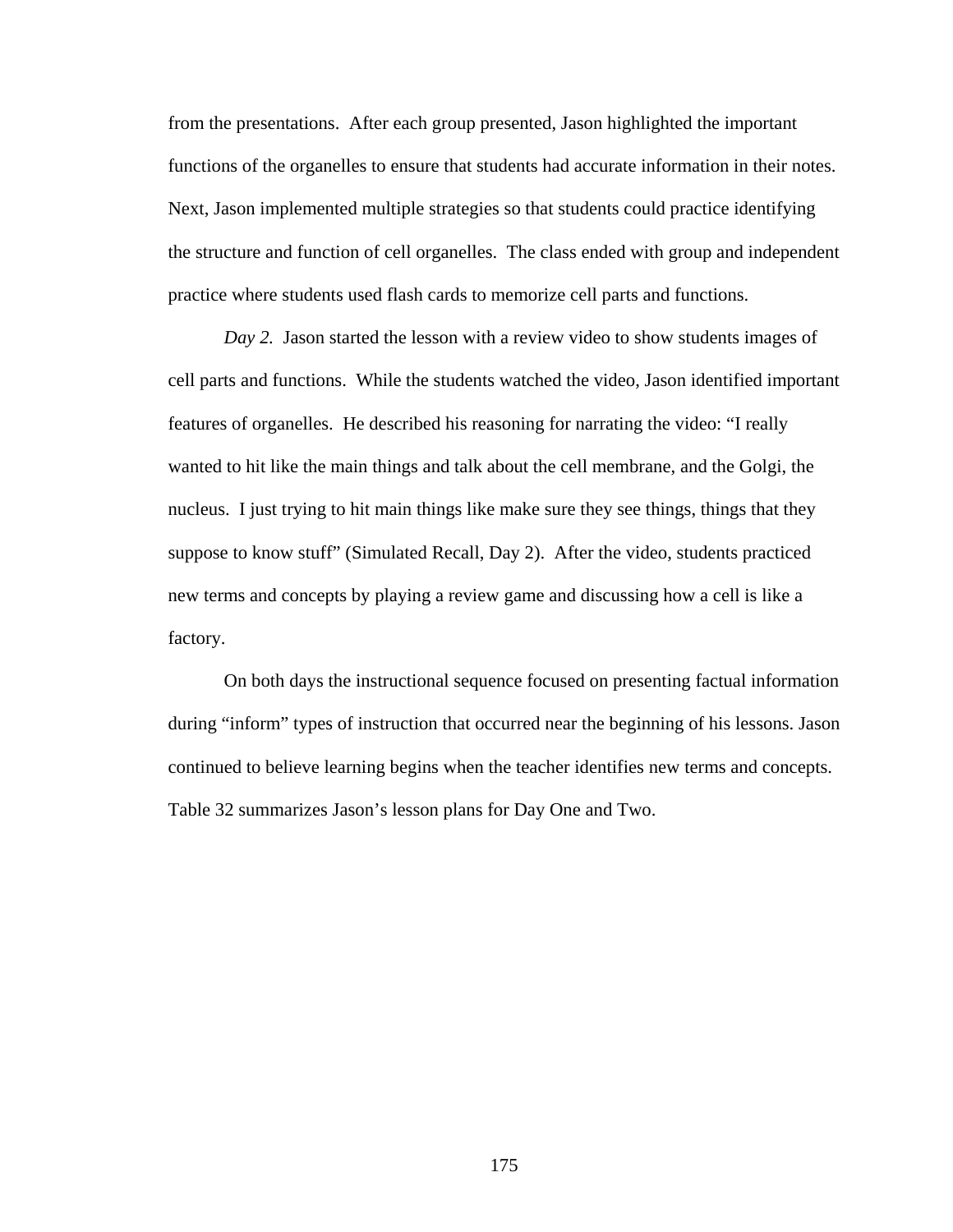from the presentations. After each group presented, Jason highlighted the important functions of the organelles to ensure that students had accurate information in their notes. Next, Jason implemented multiple strategies so that students could practice identifying the structure and function of cell organelles. The class ended with group and independent practice where students used flash cards to memorize cell parts and functions.

*Day 2.* Jason started the lesson with a review video to show students images of cell parts and functions. While the students watched the video, Jason identified important features of organelles. He described his reasoning for narrating the video: "I really wanted to hit like the main things and talk about the cell membrane, and the Golgi, the nucleus. I just trying to hit main things like make sure they see things, things that they suppose to know stuff" (Simulated Recall, Day 2). After the video, students practiced new terms and concepts by playing a review game and discussing how a cell is like a factory.

On both days the instructional sequence focused on presenting factual information during "inform" types of instruction that occurred near the beginning of his lessons. Jason continued to believe learning begins when the teacher identifies new terms and concepts. Table 32 summarizes Jason's lesson plans for Day One and Two.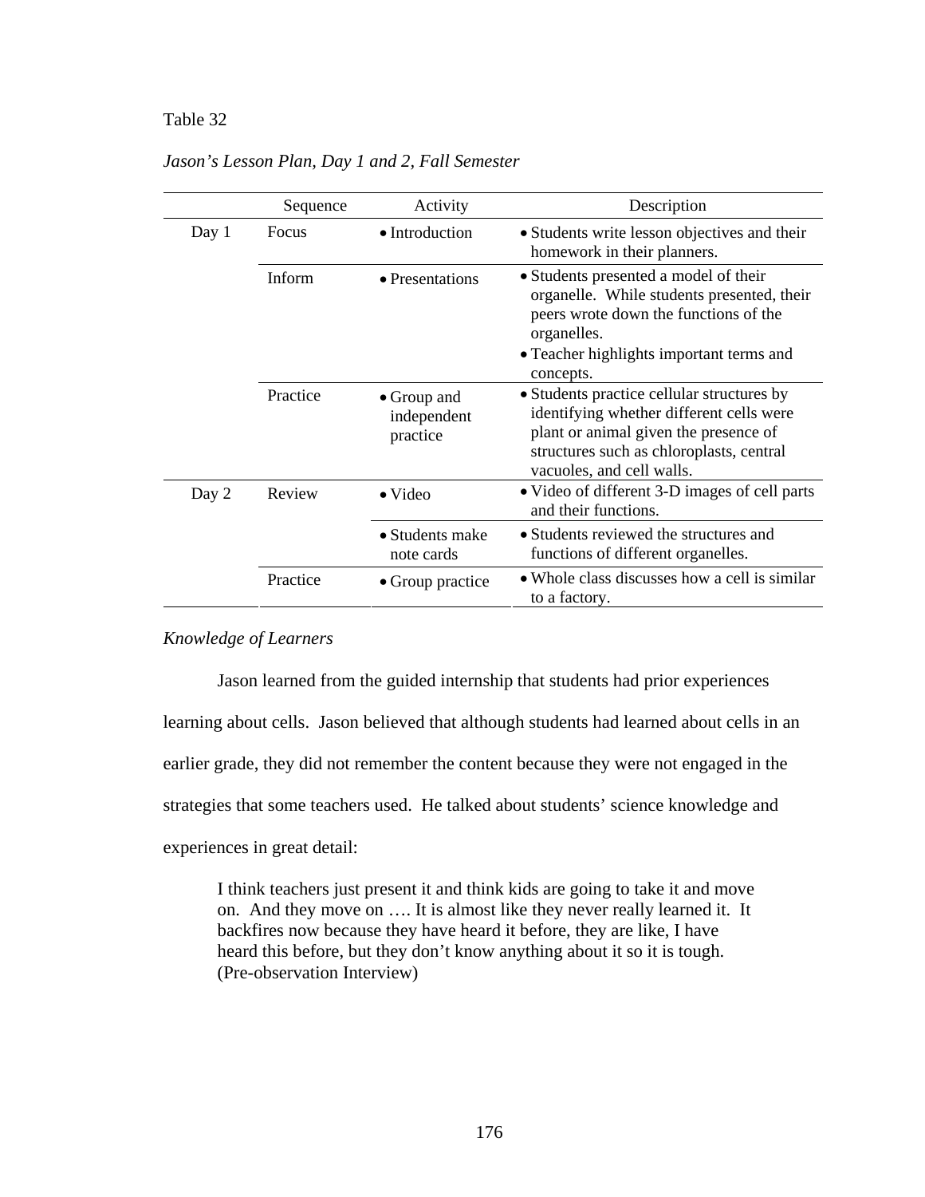Table 32

*Jason's Lesson Plan, Day 1 and 2, Fall Semester*

| | Sequence | Activity | Description |
|---|---|---|---|
| Day 1 | Focus | • Introduction | • Students write lesson objectives and their homework in their planners. |
| | Inform | • Presentations | • Students presented a model of their organelle. While students presented, their peers wrote down the functions of the organelles.<br>• Teacher highlights important terms and concepts. |
| | Practice | • Group and independent practice | • Students practice cellular structures by identifying whether different cells were plant or animal given the presence of structures such as chloroplasts, central vacuoles, and cell walls. |
| Day 2 | Review | • Video | • Video of different 3-D images of cell parts and their functions. |
| | | • Students make note cards | • Students reviewed the structures and functions of different organelles. |
| | Practice | • Group practice | • Whole class discusses how a cell is similar to a factory. |

*Knowledge of Learners*

Jason learned from the guided internship that students had prior experiences learning about cells. Jason believed that although students had learned about cells in an earlier grade, they did not remember the content because they were not engaged in the strategies that some teachers used. He talked about students' science knowledge and experiences in great detail:

> I think teachers just present it and think kids are going to take it and move on. And they move on …. It is almost like they never really learned it. It backfires now because they have heard it before, they are like, I have heard this before, but they don't know anything about it so it is tough. (Pre-observation Interview)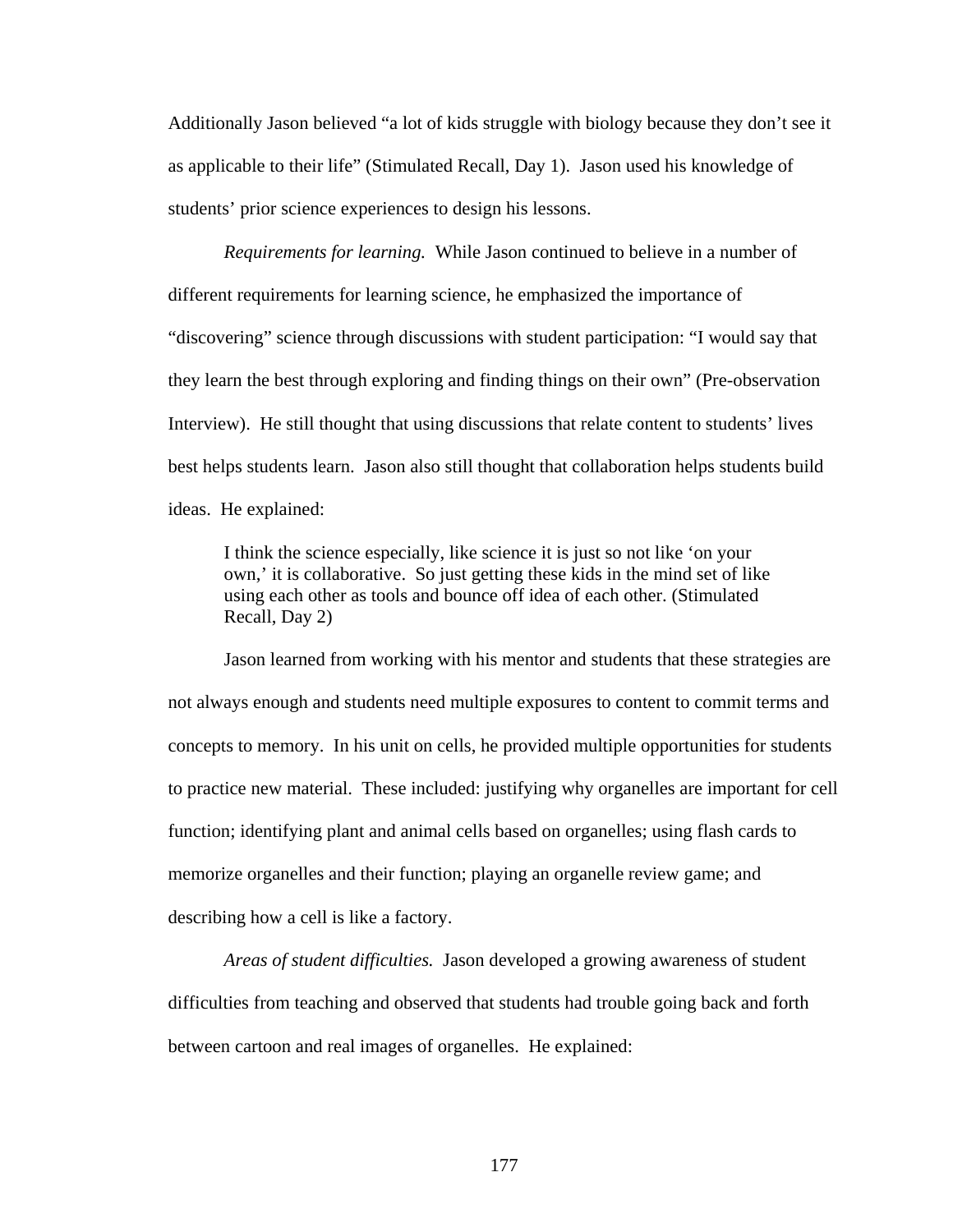Additionally Jason believed "a lot of kids struggle with biology because they don't see it as applicable to their life" (Stimulated Recall, Day 1). Jason used his knowledge of students' prior science experiences to design his lessons.

*Requirements for learning.* While Jason continued to believe in a number of different requirements for learning science, he emphasized the importance of "discovering" science through discussions with student participation: "I would say that they learn the best through exploring and finding things on their own" (Pre-observation Interview). He still thought that using discussions that relate content to students' lives best helps students learn. Jason also still thought that collaboration helps students build ideas. He explained:

> I think the science especially, like science it is just so not like 'on your own,' it is collaborative. So just getting these kids in the mind set of like using each other as tools and bounce off idea of each other. (Stimulated Recall, Day 2)

Jason learned from working with his mentor and students that these strategies are not always enough and students need multiple exposures to content to commit terms and concepts to memory. In his unit on cells, he provided multiple opportunities for students to practice new material. These included: justifying why organelles are important for cell function; identifying plant and animal cells based on organelles; using flash cards to memorize organelles and their function; playing an organelle review game; and describing how a cell is like a factory.

*Areas of student difficulties.* Jason developed a growing awareness of student difficulties from teaching and observed that students had trouble going back and forth between cartoon and real images of organelles. He explained: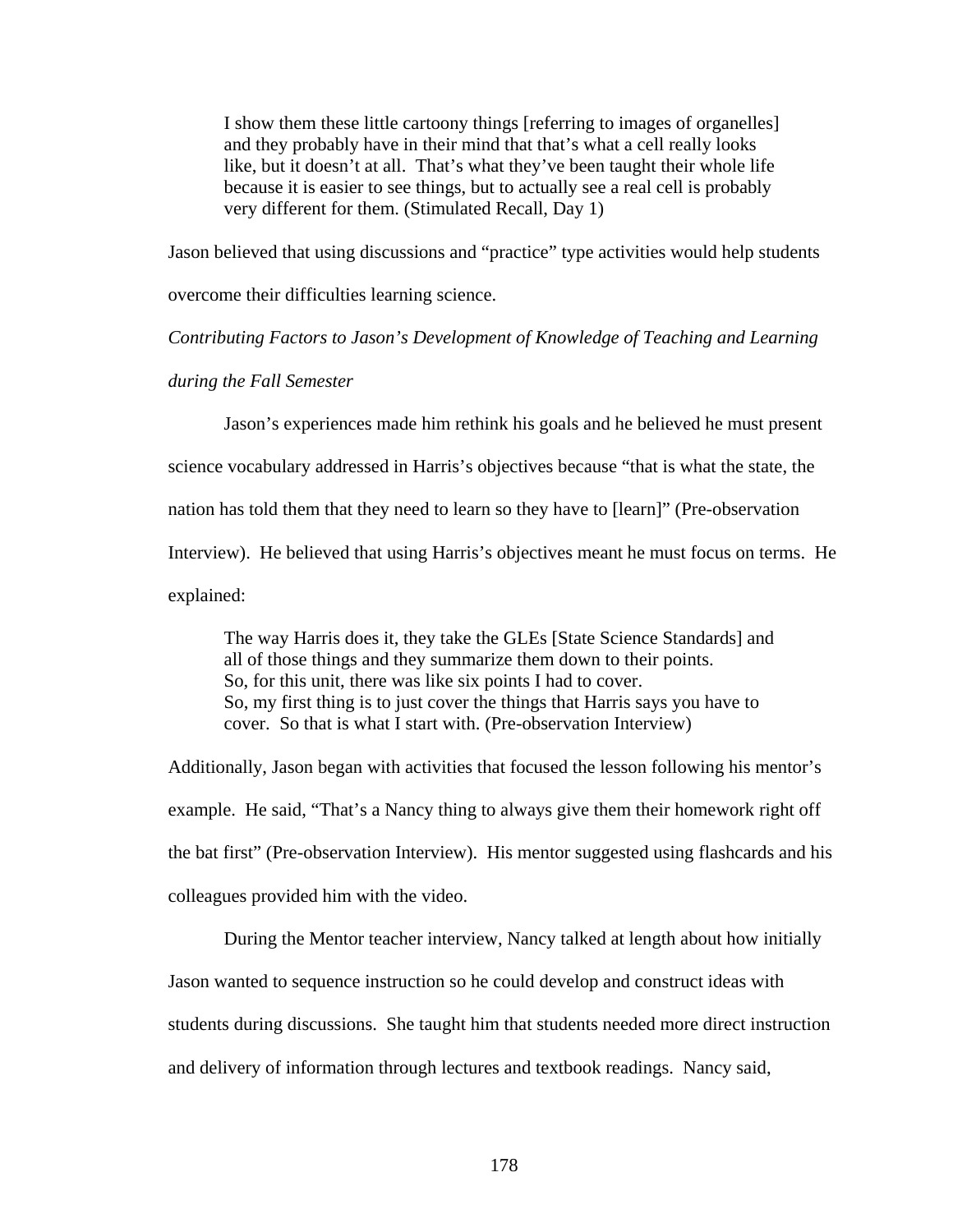> I show them these little cartoony things [referring to images of organelles] and they probably have in their mind that that's what a cell really looks like, but it doesn't at all. That's what they've been taught their whole life because it is easier to see things, but to actually see a real cell is probably very different for them. (Stimulated Recall, Day 1)

Jason believed that using discussions and "practice" type activities would help students overcome their difficulties learning science.

*Contributing Factors to Jason's Development of Knowledge of Teaching and Learning during the Fall Semester*

Jason's experiences made him rethink his goals and he believed he must present science vocabulary addressed in Harris's objectives because "that is what the state, the nation has told them that they need to learn so they have to [learn]" (Pre-observation Interview). He believed that using Harris's objectives meant he must focus on terms. He explained:

> The way Harris does it, they take the GLEs [State Science Standards] and all of those things and they summarize them down to their points. So, for this unit, there was like six points I had to cover. So, my first thing is to just cover the things that Harris says you have to cover. So that is what I start with. (Pre-observation Interview)

Additionally, Jason began with activities that focused the lesson following his mentor's example. He said, "That's a Nancy thing to always give them their homework right off the bat first" (Pre-observation Interview). His mentor suggested using flashcards and his colleagues provided him with the video.

During the Mentor teacher interview, Nancy talked at length about how initially Jason wanted to sequence instruction so he could develop and construct ideas with students during discussions. She taught him that students needed more direct instruction and delivery of information through lectures and textbook readings. Nancy said,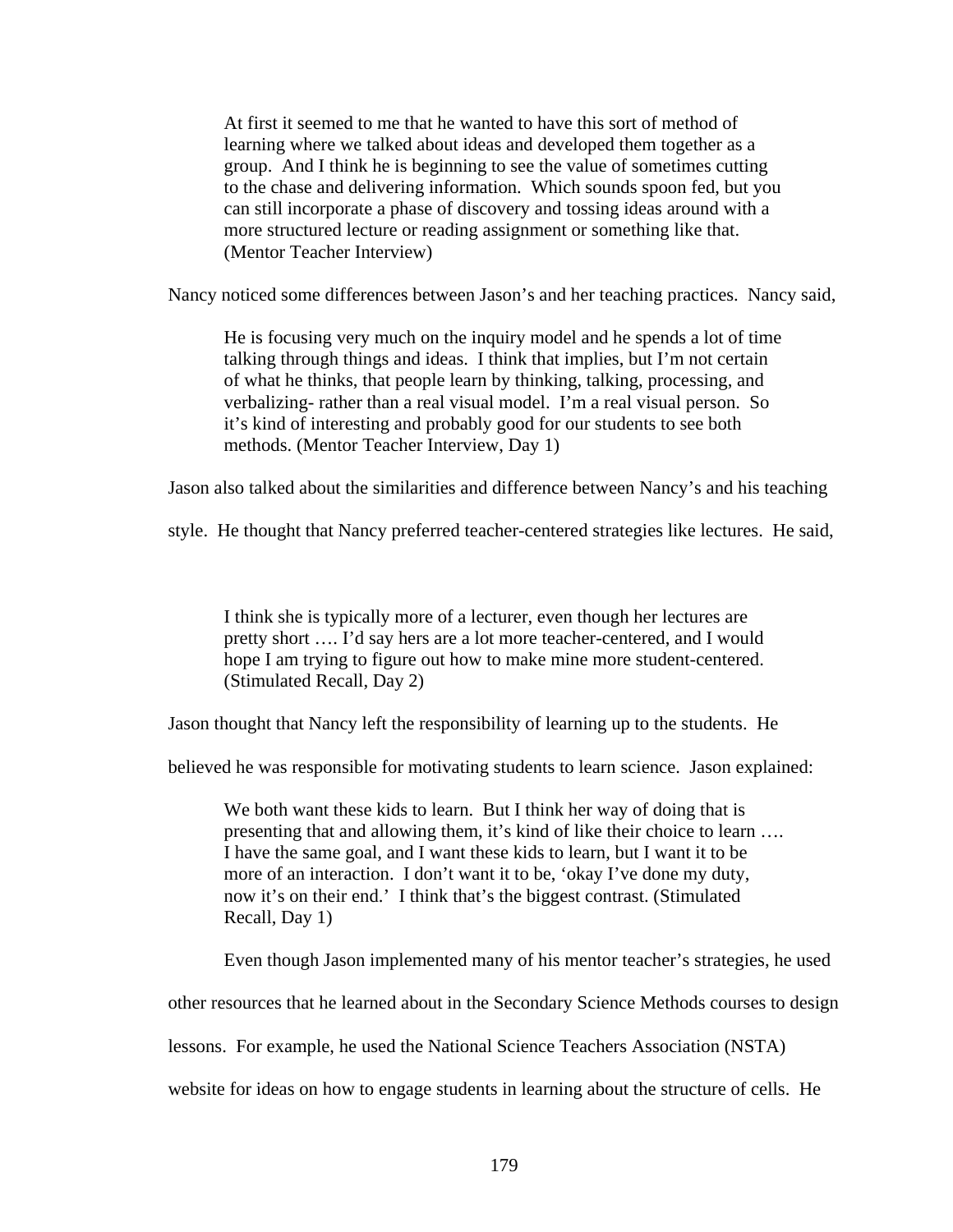> At first it seemed to me that he wanted to have this sort of method of learning where we talked about ideas and developed them together as a group. And I think he is beginning to see the value of sometimes cutting to the chase and delivering information. Which sounds spoon fed, but you can still incorporate a phase of discovery and tossing ideas around with a more structured lecture or reading assignment or something like that. (Mentor Teacher Interview)

Nancy noticed some differences between Jason's and her teaching practices. Nancy said,

> He is focusing very much on the inquiry model and he spends a lot of time talking through things and ideas. I think that implies, but I'm not certain of what he thinks, that people learn by thinking, talking, processing, and verbalizing- rather than a real visual model. I'm a real visual person. So it's kind of interesting and probably good for our students to see both methods. (Mentor Teacher Interview, Day 1)

Jason also talked about the similarities and difference between Nancy's and his teaching style. He thought that Nancy preferred teacher-centered strategies like lectures. He said,

> I think she is typically more of a lecturer, even though her lectures are pretty short …. I'd say hers are a lot more teacher-centered, and I would hope I am trying to figure out how to make mine more student-centered. (Stimulated Recall, Day 2)

Jason thought that Nancy left the responsibility of learning up to the students. He believed he was responsible for motivating students to learn science. Jason explained:

> We both want these kids to learn. But I think her way of doing that is presenting that and allowing them, it's kind of like their choice to learn …. I have the same goal, and I want these kids to learn, but I want it to be more of an interaction. I don't want it to be, 'okay I've done my duty, now it's on their end.' I think that's the biggest contrast. (Stimulated Recall, Day 1)

Even though Jason implemented many of his mentor teacher's strategies, he used other resources that he learned about in the Secondary Science Methods courses to design lessons. For example, he used the National Science Teachers Association (NSTA) website for ideas on how to engage students in learning about the structure of cells. He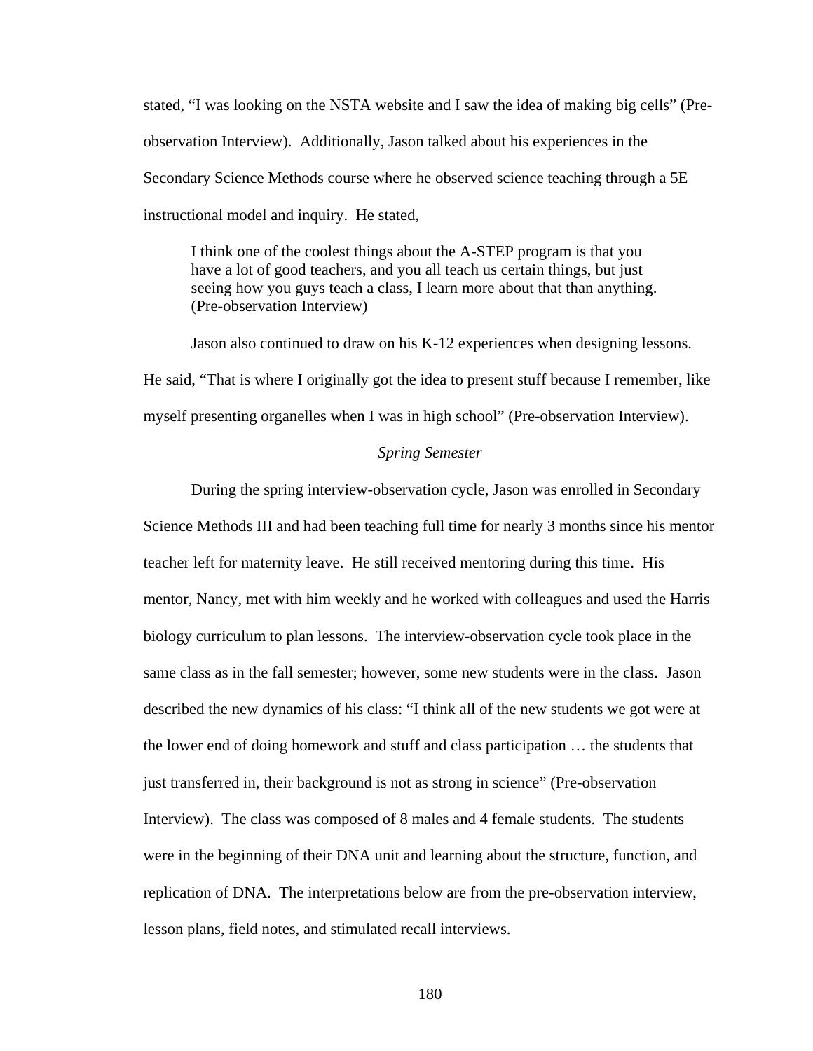stated, “I was looking on the NSTA website and I saw the idea of making big cells” (Pre-observation Interview). Additionally, Jason talked about his experiences in the Secondary Science Methods course where he observed science teaching through a 5E instructional model and inquiry. He stated,

> I think one of the coolest things about the A-STEP program is that you have a lot of good teachers, and you all teach us certain things, but just seeing how you guys teach a class, I learn more about that than anything. (Pre-observation Interview)

Jason also continued to draw on his K-12 experiences when designing lessons. He said, “That is where I originally got the idea to present stuff because I remember, like myself presenting organelles when I was in high school” (Pre-observation Interview).

*Spring Semester*

During the spring interview-observation cycle, Jason was enrolled in Secondary Science Methods III and had been teaching full time for nearly 3 months since his mentor teacher left for maternity leave. He still received mentoring during this time. His mentor, Nancy, met with him weekly and he worked with colleagues and used the Harris biology curriculum to plan lessons. The interview-observation cycle took place in the same class as in the fall semester; however, some new students were in the class. Jason described the new dynamics of his class: “I think all of the new students we got were at the lower end of doing homework and stuff and class participation … the students that just transferred in, their background is not as strong in science” (Pre-observation Interview). The class was composed of 8 males and 4 female students. The students were in the beginning of their DNA unit and learning about the structure, function, and replication of DNA. The interpretations below are from the pre-observation interview, lesson plans, field notes, and stimulated recall interviews.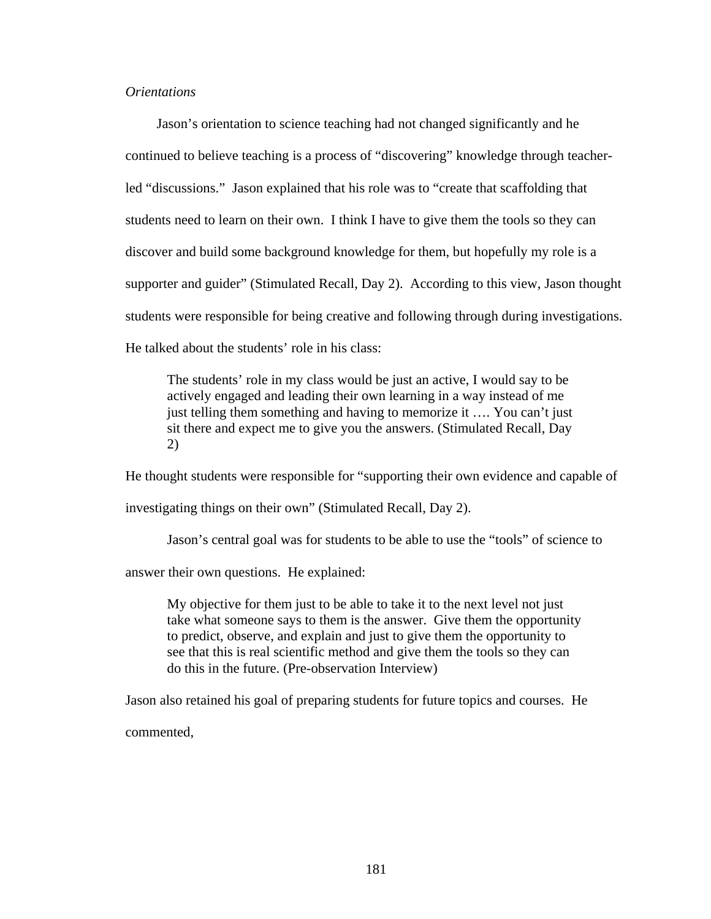*Orientations*

Jason's orientation to science teaching had not changed significantly and he continued to believe teaching is a process of "discovering" knowledge through teacher-led "discussions." Jason explained that his role was to "create that scaffolding that students need to learn on their own. I think I have to give them the tools so they can discover and build some background knowledge for them, but hopefully my role is a supporter and guider" (Stimulated Recall, Day 2). According to this view, Jason thought students were responsible for being creative and following through during investigations. He talked about the students' role in his class:

> The students' role in my class would be just an active, I would say to be actively engaged and leading their own learning in a way instead of me just telling them something and having to memorize it …. You can't just sit there and expect me to give you the answers. (Stimulated Recall, Day 2)

He thought students were responsible for "supporting their own evidence and capable of investigating things on their own" (Stimulated Recall, Day 2).

Jason's central goal was for students to be able to use the "tools" of science to answer their own questions. He explained:

> My objective for them just to be able to take it to the next level not just take what someone says to them is the answer. Give them the opportunity to predict, observe, and explain and just to give them the opportunity to see that this is real scientific method and give them the tools so they can do this in the future. (Pre-observation Interview)

Jason also retained his goal of preparing students for future topics and courses. He commented,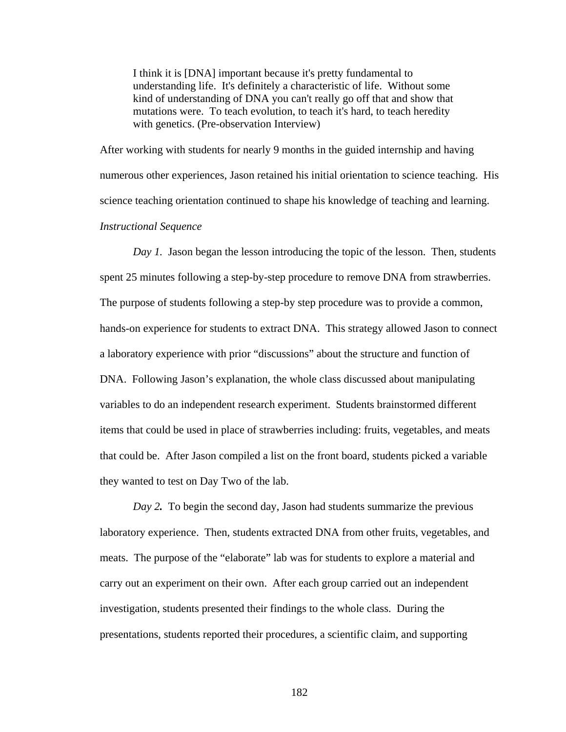> I think it is [DNA] important because it's pretty fundamental to understanding life. It's definitely a characteristic of life. Without some kind of understanding of DNA you can't really go off that and show that mutations were. To teach evolution, to teach it's hard, to teach heredity with genetics. (Pre-observation Interview)

After working with students for nearly 9 months in the guided internship and having numerous other experiences, Jason retained his initial orientation to science teaching. His science teaching orientation continued to shape his knowledge of teaching and learning.

*Instructional Sequence*

*Day 1.* Jason began the lesson introducing the topic of the lesson. Then, students spent 25 minutes following a step-by-step procedure to remove DNA from strawberries. The purpose of students following a step-by step procedure was to provide a common, hands-on experience for students to extract DNA. This strategy allowed Jason to connect a laboratory experience with prior "discussions" about the structure and function of DNA. Following Jason's explanation, the whole class discussed about manipulating variables to do an independent research experiment. Students brainstormed different items that could be used in place of strawberries including: fruits, vegetables, and meats that could be. After Jason compiled a list on the front board, students picked a variable they wanted to test on Day Two of the lab.

*Day 2.* To begin the second day, Jason had students summarize the previous laboratory experience. Then, students extracted DNA from other fruits, vegetables, and meats. The purpose of the "elaborate" lab was for students to explore a material and carry out an experiment on their own. After each group carried out an independent investigation, students presented their findings to the whole class. During the presentations, students reported their procedures, a scientific claim, and supporting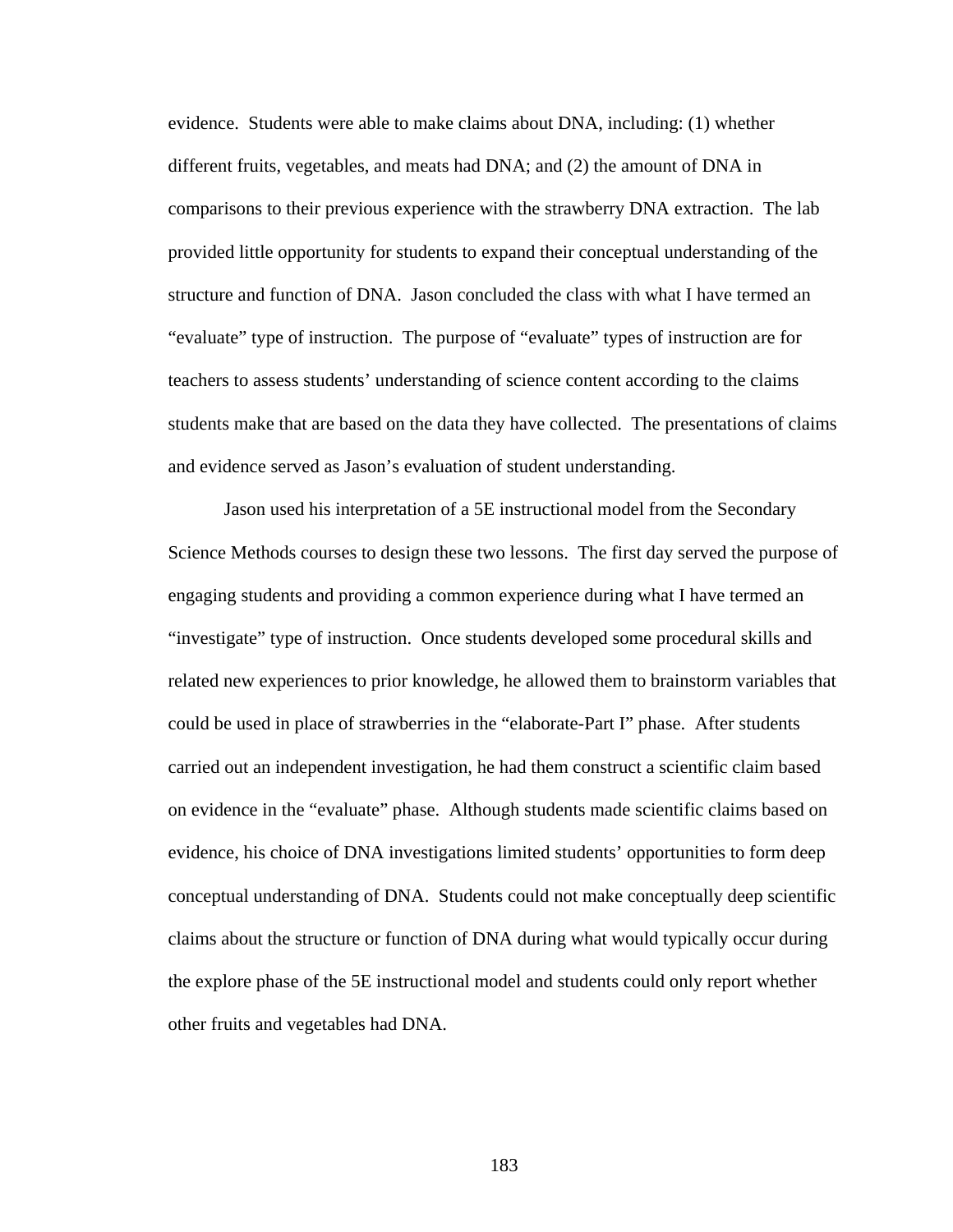evidence. Students were able to make claims about DNA, including: (1) whether different fruits, vegetables, and meats had DNA; and (2) the amount of DNA in comparisons to their previous experience with the strawberry DNA extraction. The lab provided little opportunity for students to expand their conceptual understanding of the structure and function of DNA. Jason concluded the class with what I have termed an "evaluate" type of instruction. The purpose of "evaluate" types of instruction are for teachers to assess students' understanding of science content according to the claims students make that are based on the data they have collected. The presentations of claims and evidence served as Jason's evaluation of student understanding.

Jason used his interpretation of a 5E instructional model from the Secondary Science Methods courses to design these two lessons. The first day served the purpose of engaging students and providing a common experience during what I have termed an "investigate" type of instruction. Once students developed some procedural skills and related new experiences to prior knowledge, he allowed them to brainstorm variables that could be used in place of strawberries in the "elaborate-Part I" phase. After students carried out an independent investigation, he had them construct a scientific claim based on evidence in the "evaluate" phase. Although students made scientific claims based on evidence, his choice of DNA investigations limited students' opportunities to form deep conceptual understanding of DNA. Students could not make conceptually deep scientific claims about the structure or function of DNA during what would typically occur during the explore phase of the 5E instructional model and students could only report whether other fruits and vegetables had DNA.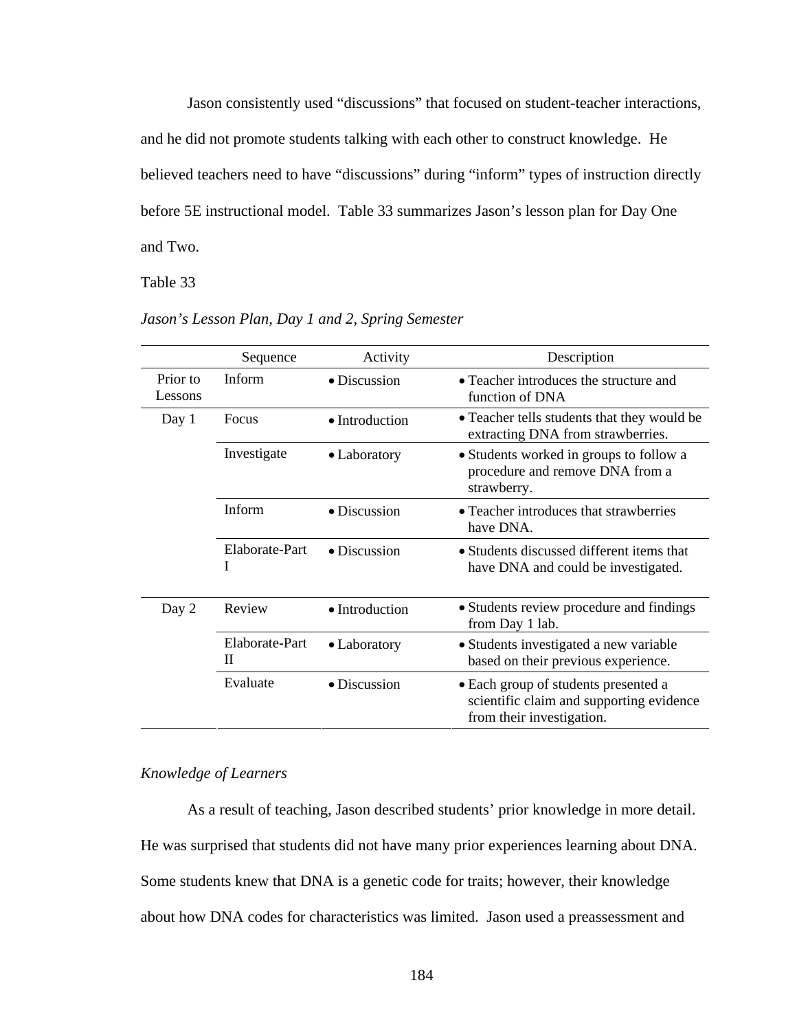Jason consistently used "discussions" that focused on student-teacher interactions, and he did not promote students talking with each other to construct knowledge. He believed teachers need to have "discussions" during "inform" types of instruction directly before 5E instructional model. Table 33 summarizes Jason's lesson plan for Day One and Two.

Table 33

*Jason's Lesson Plan, Day 1 and 2, Spring Semester*

| | Sequence | Activity | Description |
|---|---|---|---|
| Prior to Lessons | Inform | • Discussion | • Teacher introduces the structure and function of DNA |
| Day 1 | Focus | • Introduction | • Teacher tells students that they would be extracting DNA from strawberries. |
| | Investigate | • Laboratory | • Students worked in groups to follow a procedure and remove DNA from a strawberry. |
| | Inform | • Discussion | • Teacher introduces that strawberries have DNA. |
| | Elaborate-Part I | • Discussion | • Students discussed different items that have DNA and could be investigated. |
| Day 2 | Review | • Introduction | • Students review procedure and findings from Day 1 lab. |
| | Elaborate-Part II | • Laboratory | • Students investigated a new variable based on their previous experience. |
| | Evaluate | • Discussion | • Each group of students presented a scientific claim and supporting evidence from their investigation. |

*Knowledge of Learners*

As a result of teaching, Jason described students' prior knowledge in more detail. He was surprised that students did not have many prior experiences learning about DNA. Some students knew that DNA is a genetic code for traits; however, their knowledge about how DNA codes for characteristics was limited. Jason used a preassessment and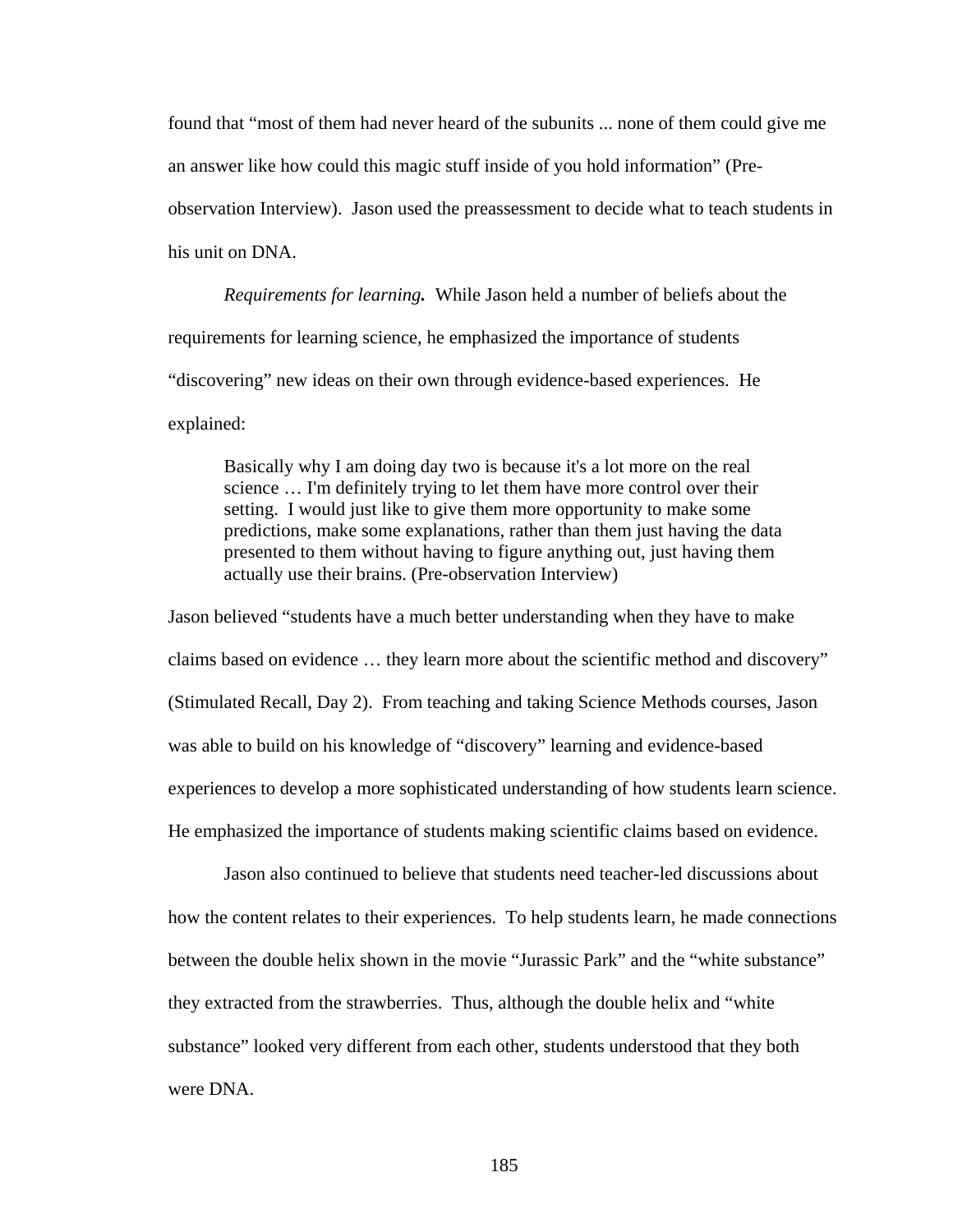found that "most of them had never heard of the subunits ... none of them could give me an answer like how could this magic stuff inside of you hold information" (Pre-observation Interview). Jason used the preassessment to decide what to teach students in his unit on DNA.

*Requirements for learning.* While Jason held a number of beliefs about the requirements for learning science, he emphasized the importance of students "discovering" new ideas on their own through evidence-based experiences. He explained:

> Basically why I am doing day two is because it's a lot more on the real science … I'm definitely trying to let them have more control over their setting. I would just like to give them more opportunity to make some predictions, make some explanations, rather than them just having the data presented to them without having to figure anything out, just having them actually use their brains. (Pre-observation Interview)

Jason believed "students have a much better understanding when they have to make claims based on evidence … they learn more about the scientific method and discovery" (Stimulated Recall, Day 2). From teaching and taking Science Methods courses, Jason was able to build on his knowledge of "discovery" learning and evidence-based experiences to develop a more sophisticated understanding of how students learn science. He emphasized the importance of students making scientific claims based on evidence.

Jason also continued to believe that students need teacher-led discussions about how the content relates to their experiences. To help students learn, he made connections between the double helix shown in the movie "Jurassic Park" and the "white substance" they extracted from the strawberries. Thus, although the double helix and "white substance" looked very different from each other, students understood that they both were DNA.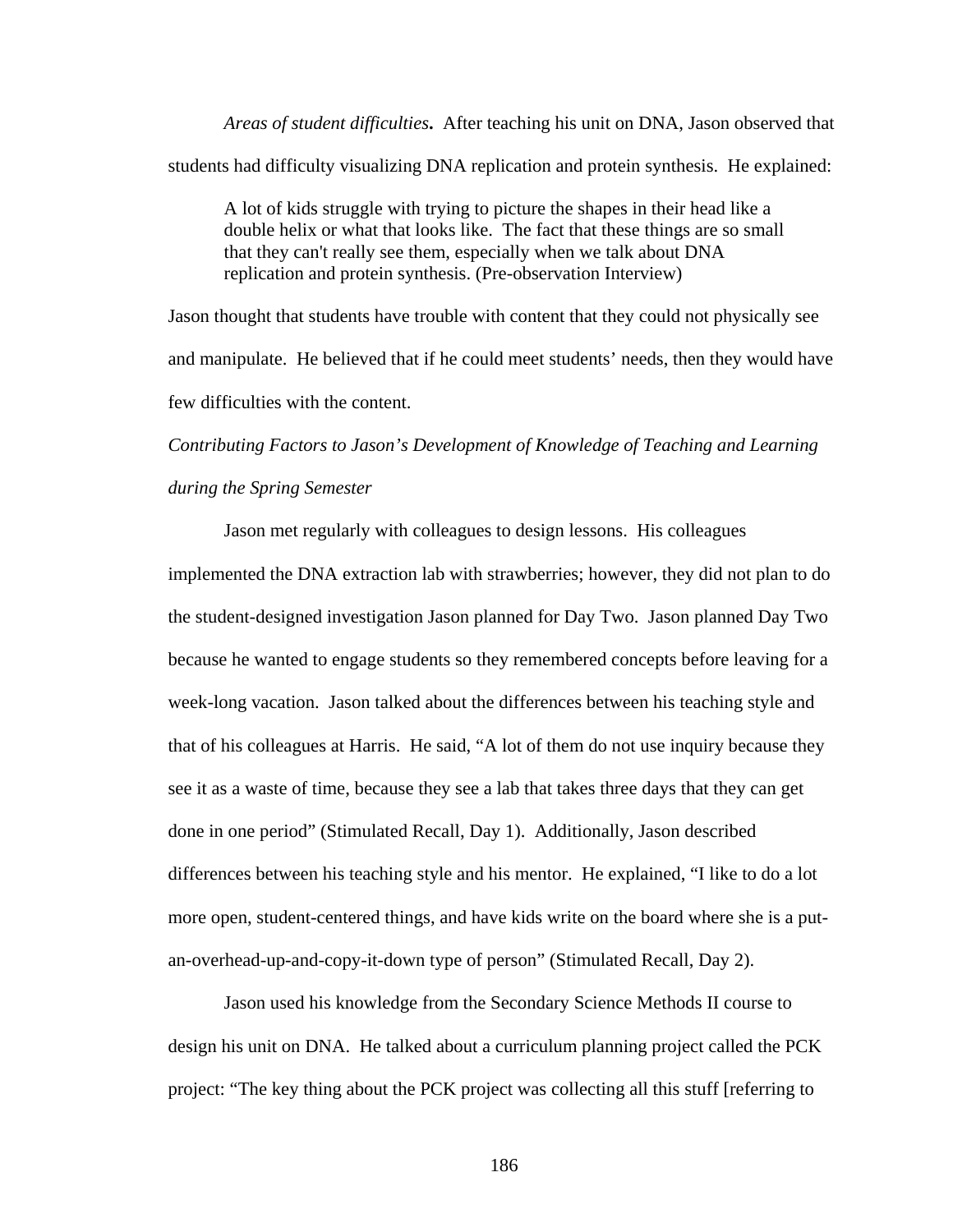*Areas of student difficulties.* After teaching his unit on DNA, Jason observed that students had difficulty visualizing DNA replication and protein synthesis. He explained:

> A lot of kids struggle with trying to picture the shapes in their head like a double helix or what that looks like. The fact that these things are so small that they can't really see them, especially when we talk about DNA replication and protein synthesis. (Pre-observation Interview)

Jason thought that students have trouble with content that they could not physically see and manipulate. He believed that if he could meet students' needs, then they would have few difficulties with the content.

*Contributing Factors to Jason's Development of Knowledge of Teaching and Learning during the Spring Semester*

Jason met regularly with colleagues to design lessons. His colleagues implemented the DNA extraction lab with strawberries; however, they did not plan to do the student-designed investigation Jason planned for Day Two. Jason planned Day Two because he wanted to engage students so they remembered concepts before leaving for a week-long vacation. Jason talked about the differences between his teaching style and that of his colleagues at Harris. He said, "A lot of them do not use inquiry because they see it as a waste of time, because they see a lab that takes three days that they can get done in one period" (Stimulated Recall, Day 1). Additionally, Jason described differences between his teaching style and his mentor. He explained, "I like to do a lot more open, student-centered things, and have kids write on the board where she is a put-an-overhead-up-and-copy-it-down type of person" (Stimulated Recall, Day 2).

Jason used his knowledge from the Secondary Science Methods II course to design his unit on DNA. He talked about a curriculum planning project called the PCK project: "The key thing about the PCK project was collecting all this stuff [referring to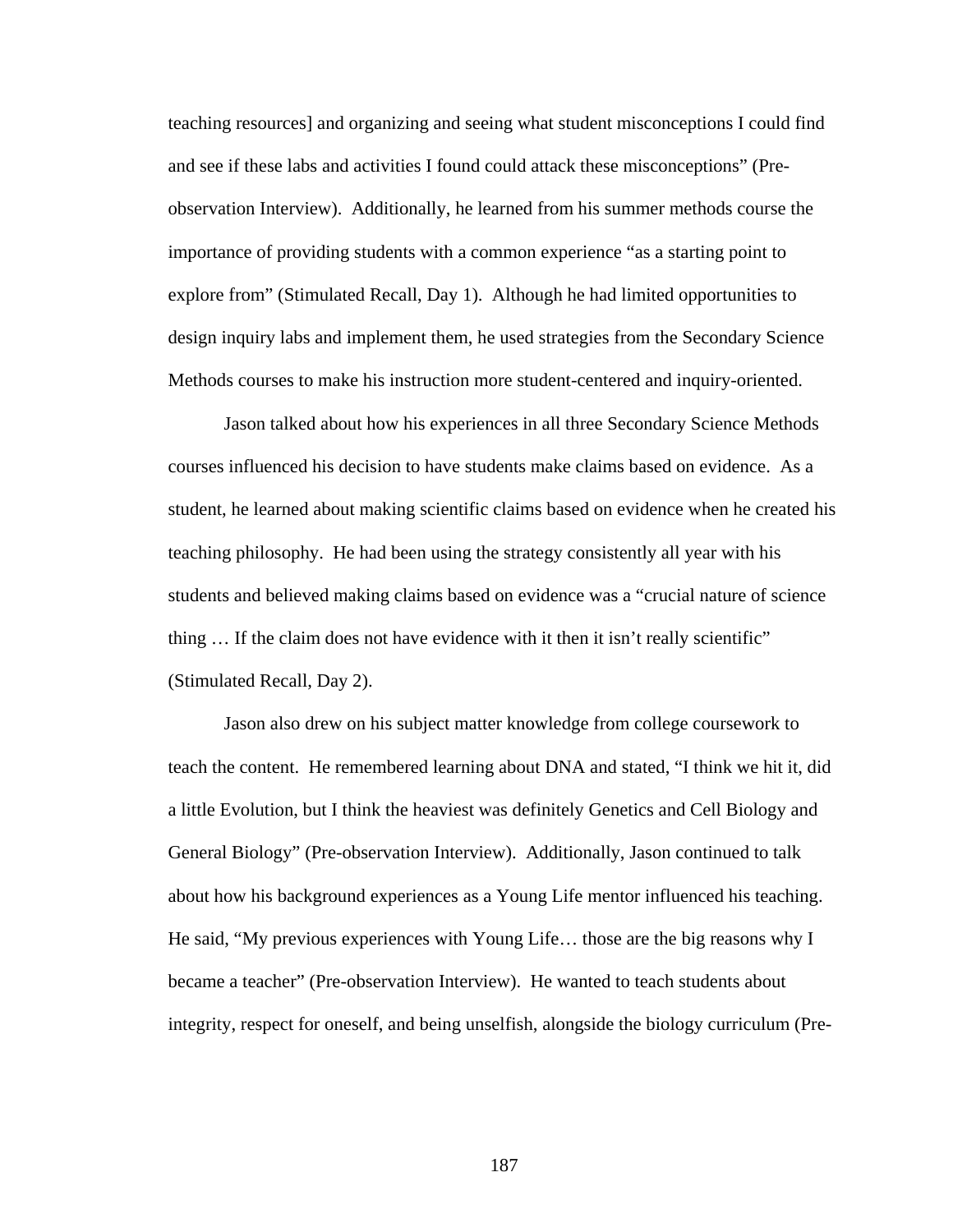teaching resources] and organizing and seeing what student misconceptions I could find and see if these labs and activities I found could attack these misconceptions" (Pre-observation Interview). Additionally, he learned from his summer methods course the importance of providing students with a common experience "as a starting point to explore from" (Stimulated Recall, Day 1). Although he had limited opportunities to design inquiry labs and implement them, he used strategies from the Secondary Science Methods courses to make his instruction more student-centered and inquiry-oriented.

Jason talked about how his experiences in all three Secondary Science Methods courses influenced his decision to have students make claims based on evidence. As a student, he learned about making scientific claims based on evidence when he created his teaching philosophy. He had been using the strategy consistently all year with his students and believed making claims based on evidence was a "crucial nature of science thing … If the claim does not have evidence with it then it isn't really scientific" (Stimulated Recall, Day 2).

Jason also drew on his subject matter knowledge from college coursework to teach the content. He remembered learning about DNA and stated, "I think we hit it, did a little Evolution, but I think the heaviest was definitely Genetics and Cell Biology and General Biology" (Pre-observation Interview). Additionally, Jason continued to talk about how his background experiences as a Young Life mentor influenced his teaching. He said, "My previous experiences with Young Life… those are the big reasons why I became a teacher" (Pre-observation Interview). He wanted to teach students about integrity, respect for oneself, and being unselfish, alongside the biology curriculum (Pre-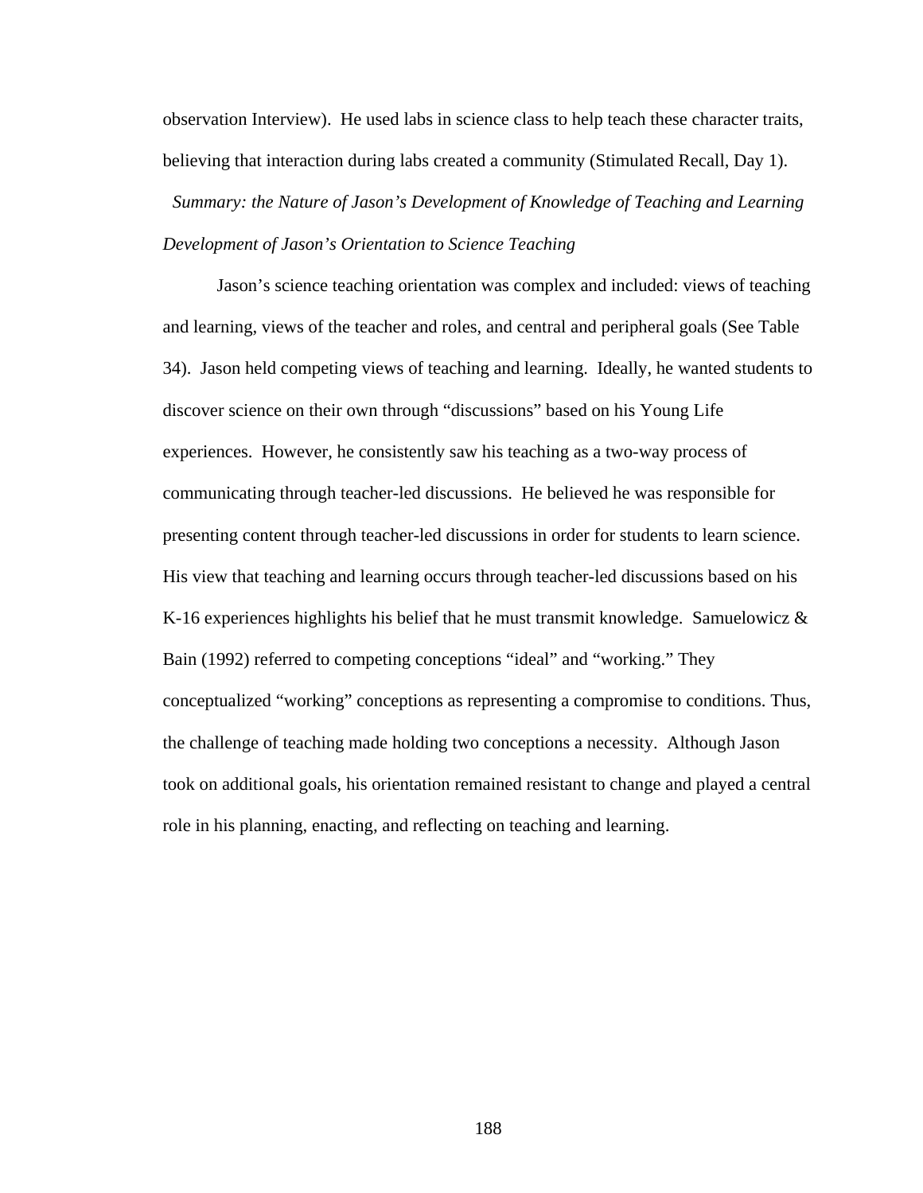observation Interview). He used labs in science class to help teach these character traits, believing that interaction during labs created a community (Stimulated Recall, Day 1).

*Summary: the Nature of Jason's Development of Knowledge of Teaching and Learning*

*Development of Jason's Orientation to Science Teaching*

Jason's science teaching orientation was complex and included: views of teaching and learning, views of the teacher and roles, and central and peripheral goals (See Table 34). Jason held competing views of teaching and learning. Ideally, he wanted students to discover science on their own through "discussions" based on his Young Life experiences. However, he consistently saw his teaching as a two-way process of communicating through teacher-led discussions. He believed he was responsible for presenting content through teacher-led discussions in order for students to learn science. His view that teaching and learning occurs through teacher-led discussions based on his K-16 experiences highlights his belief that he must transmit knowledge. Samuelowicz & Bain (1992) referred to competing conceptions "ideal" and "working." They conceptualized "working" conceptions as representing a compromise to conditions. Thus, the challenge of teaching made holding two conceptions a necessity. Although Jason took on additional goals, his orientation remained resistant to change and played a central role in his planning, enacting, and reflecting on teaching and learning.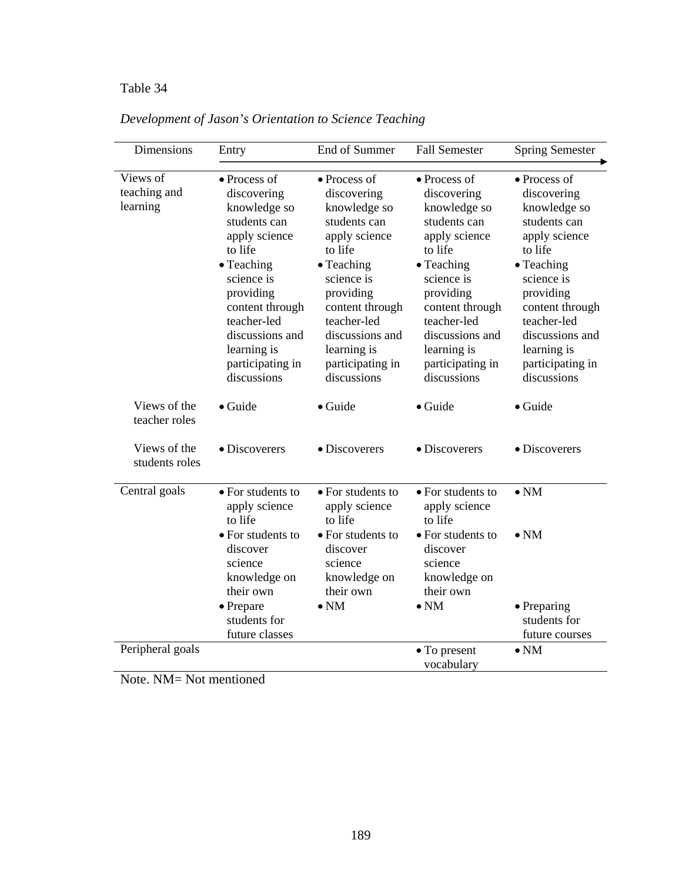Table 34

*Development of Jason's Orientation to Science Teaching*

| Dimensions | Entry | End of Summer | Fall Semester | Spring Semester |
|---|---|---|---|---|
| Views of teaching and learning | • Process of discovering knowledge so students can apply science to life<br>• Teaching science is providing content through teacher-led discussions and learning is participating in discussions | • Process of discovering knowledge so students can apply science to life<br>• Teaching science is providing content through teacher-led discussions and learning is participating in discussions | • Process of discovering knowledge so students can apply science to life<br>• Teaching science is providing content through teacher-led discussions and learning is participating in discussions | • Process of discovering knowledge so students can apply science to life<br>• Teaching science is providing content through teacher-led discussions and learning is participating in discussions |
| Views of the teacher roles | • Guide | • Guide | • Guide | • Guide |
| Views of the students roles | • Discoverers | • Discoverers | • Discoverers | • Discoverers |
| Central goals | • For students to apply science to life<br>• For students to discover science knowledge on their own<br>• Prepare students for future classes | • For students to apply science to life<br>• For students to discover science knowledge on their own<br>• NM | • For students to apply science to life<br>• For students to discover science knowledge on their own<br>• NM | • NM<br>• NM<br>• Preparing students for future courses |
| Peripheral goals | | | • To present vocabulary | • NM |

Note. NM= Not mentioned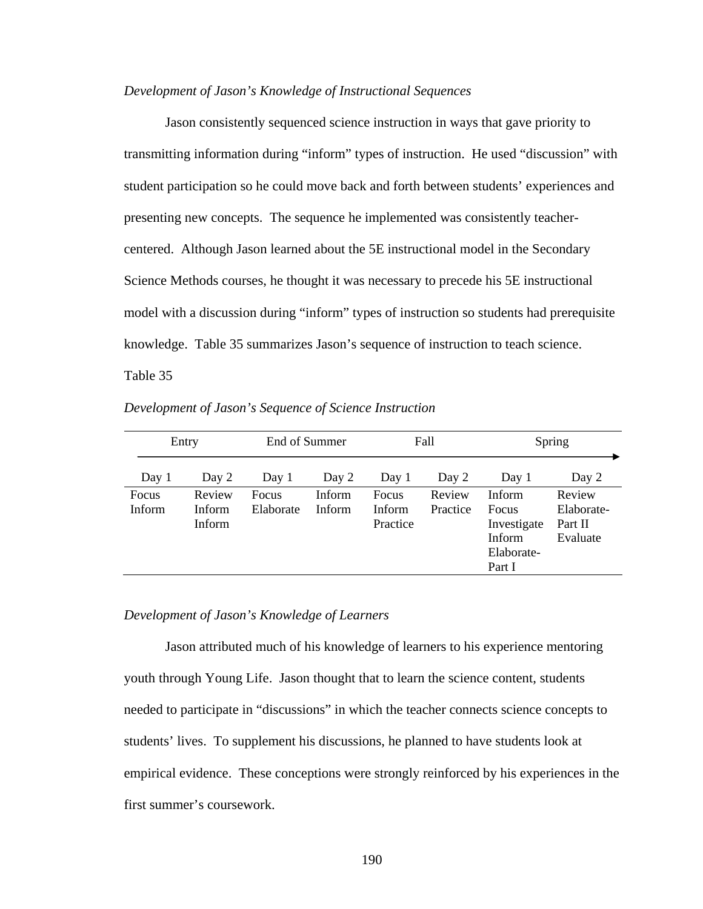*Development of Jason's Knowledge of Instructional Sequences*

Jason consistently sequenced science instruction in ways that gave priority to transmitting information during "inform" types of instruction. He used "discussion" with student participation so he could move back and forth between students' experiences and presenting new concepts. The sequence he implemented was consistently teacher-centered. Although Jason learned about the 5E instructional model in the Secondary Science Methods courses, he thought it was necessary to precede his 5E instructional model with a discussion during "inform" types of instruction so students had prerequisite knowledge. Table 35 summarizes Jason's sequence of instruction to teach science.

Table 35

*Development of Jason's Sequence of Science Instruction*

| Entry | | End of Summer | | Fall | | Spring | |
|---|---|---|---|---|---|---|---|
| Day 1 | Day 2 | Day 1 | Day 2 | Day 1 | Day 2 | Day 1 | Day 2 |
| Focus<br>Inform | Review<br>Inform<br>Inform | Focus<br>Elaborate | Inform<br>Inform | Focus<br>Inform<br>Practice | Review<br>Practice | Inform<br>Focus<br>Investigate<br>Inform<br>Elaborate-Part I | Review<br>Elaborate-Part II<br>Evaluate |

*Development of Jason's Knowledge of Learners*

Jason attributed much of his knowledge of learners to his experience mentoring youth through Young Life. Jason thought that to learn the science content, students needed to participate in "discussions" in which the teacher connects science concepts to students' lives. To supplement his discussions, he planned to have students look at empirical evidence. These conceptions were strongly reinforced by his experiences in the first summer's coursework.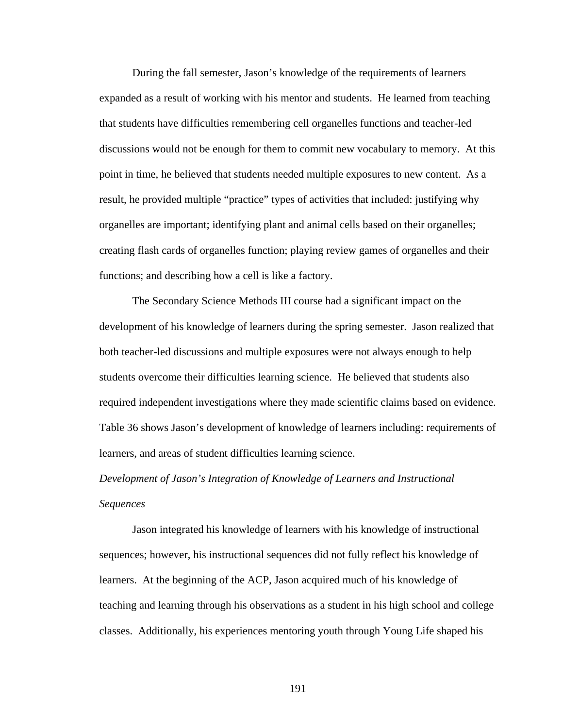During the fall semester, Jason's knowledge of the requirements of learners expanded as a result of working with his mentor and students. He learned from teaching that students have difficulties remembering cell organelles functions and teacher-led discussions would not be enough for them to commit new vocabulary to memory. At this point in time, he believed that students needed multiple exposures to new content. As a result, he provided multiple "practice" types of activities that included: justifying why organelles are important; identifying plant and animal cells based on their organelles; creating flash cards of organelles function; playing review games of organelles and their functions; and describing how a cell is like a factory.

The Secondary Science Methods III course had a significant impact on the development of his knowledge of learners during the spring semester. Jason realized that both teacher-led discussions and multiple exposures were not always enough to help students overcome their difficulties learning science. He believed that students also required independent investigations where they made scientific claims based on evidence. Table 36 shows Jason's development of knowledge of learners including: requirements of learners, and areas of student difficulties learning science.

*Development of Jason's Integration of Knowledge of Learners and Instructional Sequences*

Jason integrated his knowledge of learners with his knowledge of instructional sequences; however, his instructional sequences did not fully reflect his knowledge of learners. At the beginning of the ACP, Jason acquired much of his knowledge of teaching and learning through his observations as a student in his high school and college classes. Additionally, his experiences mentoring youth through Young Life shaped his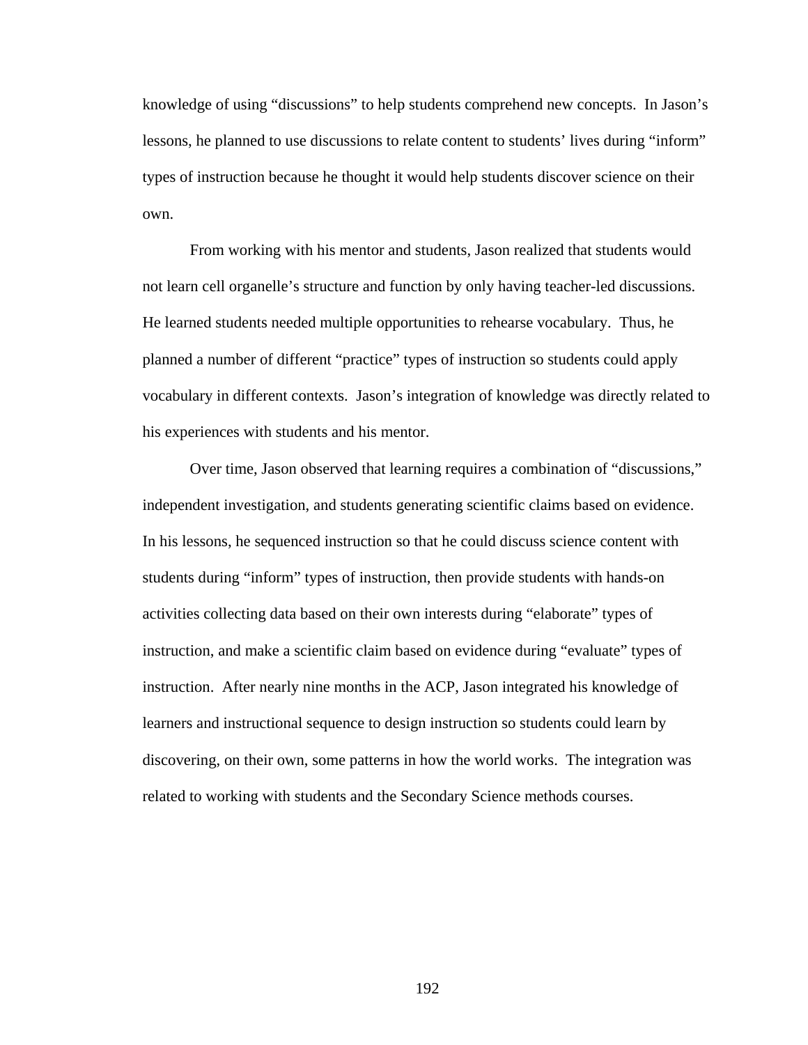knowledge of using "discussions" to help students comprehend new concepts. In Jason's lessons, he planned to use discussions to relate content to students' lives during "inform" types of instruction because he thought it would help students discover science on their own.

From working with his mentor and students, Jason realized that students would not learn cell organelle's structure and function by only having teacher-led discussions. He learned students needed multiple opportunities to rehearse vocabulary. Thus, he planned a number of different "practice" types of instruction so students could apply vocabulary in different contexts. Jason's integration of knowledge was directly related to his experiences with students and his mentor.

Over time, Jason observed that learning requires a combination of "discussions," independent investigation, and students generating scientific claims based on evidence. In his lessons, he sequenced instruction so that he could discuss science content with students during "inform" types of instruction, then provide students with hands-on activities collecting data based on their own interests during "elaborate" types of instruction, and make a scientific claim based on evidence during "evaluate" types of instruction. After nearly nine months in the ACP, Jason integrated his knowledge of learners and instructional sequence to design instruction so students could learn by discovering, on their own, some patterns in how the world works. The integration was related to working with students and the Secondary Science methods courses.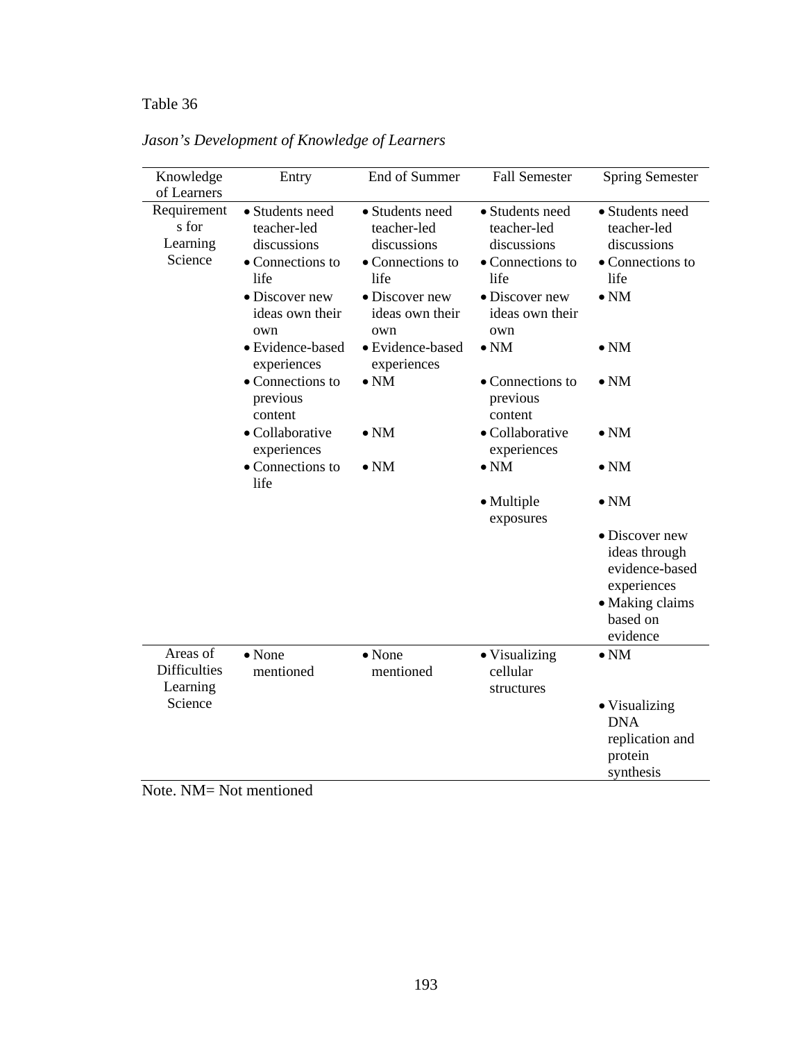Table 36

*Jason's Development of Knowledge of Learners*

| Knowledge of Learners | Entry | End of Summer | Fall Semester | Spring Semester |
|---|---|---|---|---|
| Requirements for Learning Science | • Students need teacher-led discussions | • Students need teacher-led discussions | • Students need teacher-led discussions | • Students need teacher-led discussions |
| | • Connections to life | • Connections to life | • Connections to life | • Connections to life |
| | • Discover new ideas own their own | • Discover new ideas own their own | • Discover new ideas own their own | • NM |
| | • Evidence-based experiences | • Evidence-based experiences | • NM | • NM |
| | • Connections to previous content | • NM | • Connections to previous content | • NM |
| | • Collaborative experiences | • NM | • Collaborative experiences | • NM |
| | • Connections to life | • NM | • NM | • NM |
| | | | • Multiple exposures | • NM |
| | | | | • Discover new ideas through evidence-based experiences |
| | | | | • Making claims based on evidence |
| Areas of Difficulties Learning Science | • None mentioned | • None mentioned | • Visualizing cellular structures | • NM |
| | | | | • Visualizing DNA replication and protein synthesis |

Note. NM= Not mentioned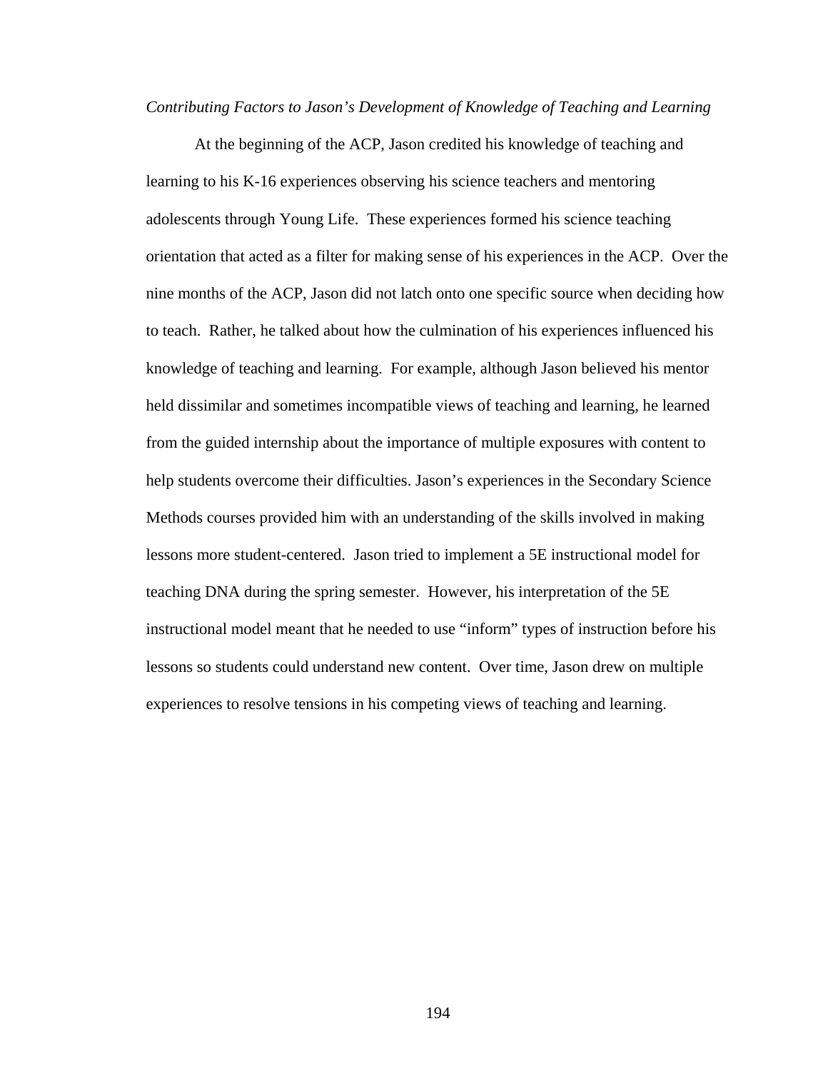*Contributing Factors to Jason's Development of Knowledge of Teaching and Learning*

At the beginning of the ACP, Jason credited his knowledge of teaching and learning to his K-16 experiences observing his science teachers and mentoring adolescents through Young Life. These experiences formed his science teaching orientation that acted as a filter for making sense of his experiences in the ACP. Over the nine months of the ACP, Jason did not latch onto one specific source when deciding how to teach. Rather, he talked about how the culmination of his experiences influenced his knowledge of teaching and learning. For example, although Jason believed his mentor held dissimilar and sometimes incompatible views of teaching and learning, he learned from the guided internship about the importance of multiple exposures with content to help students overcome their difficulties. Jason's experiences in the Secondary Science Methods courses provided him with an understanding of the skills involved in making lessons more student-centered. Jason tried to implement a 5E instructional model for teaching DNA during the spring semester. However, his interpretation of the 5E instructional model meant that he needed to use "inform" types of instruction before his lessons so students could understand new content. Over time, Jason drew on multiple experiences to resolve tensions in his competing views of teaching and learning.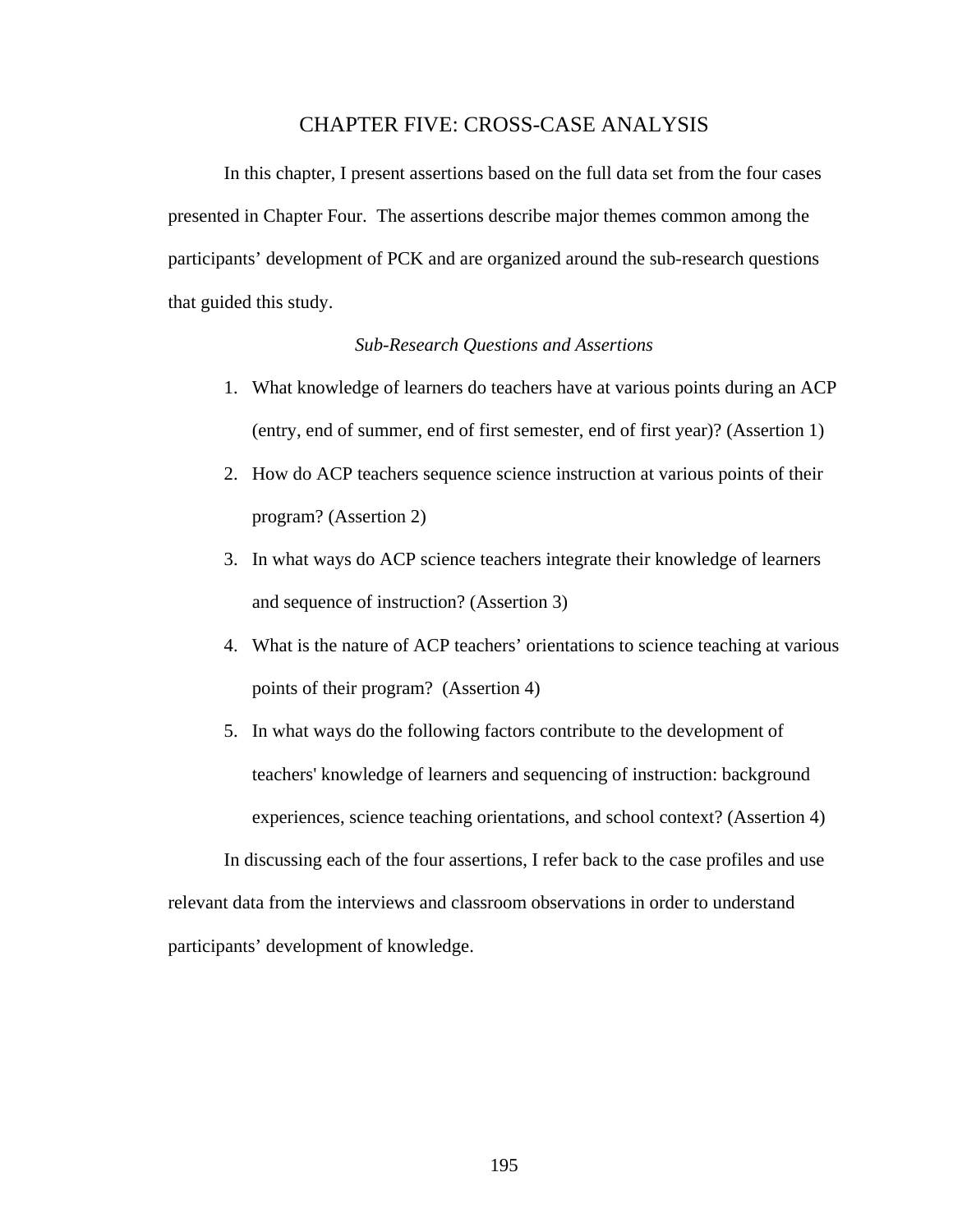# CHAPTER FIVE: CROSS-CASE ANALYSIS

In this chapter, I present assertions based on the full data set from the four cases presented in Chapter Four. The assertions describe major themes common among the participants' development of PCK and are organized around the sub-research questions that guided this study.

### *Sub-Research Questions and Assertions*

1. What knowledge of learners do teachers have at various points during an ACP (entry, end of summer, end of first semester, end of first year)? (Assertion 1)
2. How do ACP teachers sequence science instruction at various points of their program? (Assertion 2)
3. In what ways do ACP science teachers integrate their knowledge of learners and sequence of instruction? (Assertion 3)
4. What is the nature of ACP teachers' orientations to science teaching at various points of their program? (Assertion 4)
5. In what ways do the following factors contribute to the development of teachers' knowledge of learners and sequencing of instruction: background experiences, science teaching orientations, and school context? (Assertion 4)

In discussing each of the four assertions, I refer back to the case profiles and use relevant data from the interviews and classroom observations in order to understand participants' development of knowledge.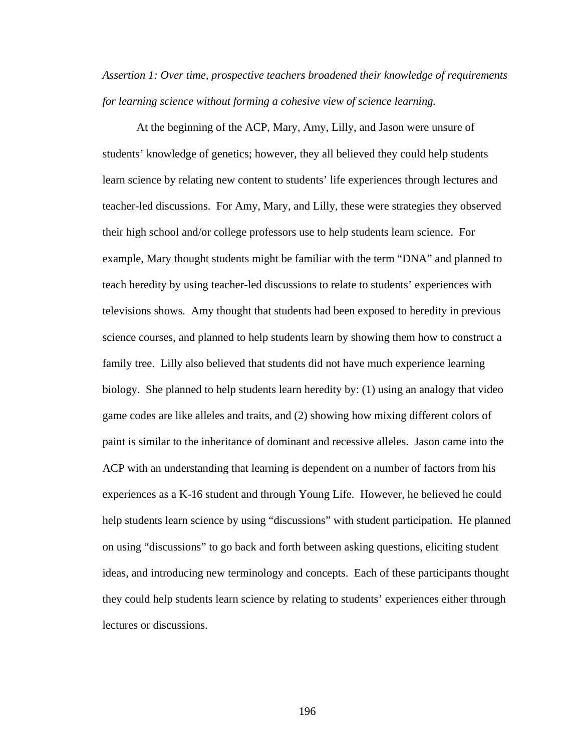*Assertion 1: Over time, prospective teachers broadened their knowledge of requirements for learning science without forming a cohesive view of science learning.*

At the beginning of the ACP, Mary, Amy, Lilly, and Jason were unsure of students' knowledge of genetics; however, they all believed they could help students learn science by relating new content to students' life experiences through lectures and teacher-led discussions. For Amy, Mary, and Lilly, these were strategies they observed their high school and/or college professors use to help students learn science. For example, Mary thought students might be familiar with the term "DNA" and planned to teach heredity by using teacher-led discussions to relate to students' experiences with televisions shows. Amy thought that students had been exposed to heredity in previous science courses, and planned to help students learn by showing them how to construct a family tree. Lilly also believed that students did not have much experience learning biology. She planned to help students learn heredity by: (1) using an analogy that video game codes are like alleles and traits, and (2) showing how mixing different colors of paint is similar to the inheritance of dominant and recessive alleles. Jason came into the ACP with an understanding that learning is dependent on a number of factors from his experiences as a K-16 student and through Young Life. However, he believed he could help students learn science by using "discussions" with student participation. He planned on using "discussions" to go back and forth between asking questions, eliciting student ideas, and introducing new terminology and concepts. Each of these participants thought they could help students learn science by relating to students' experiences either through lectures or discussions.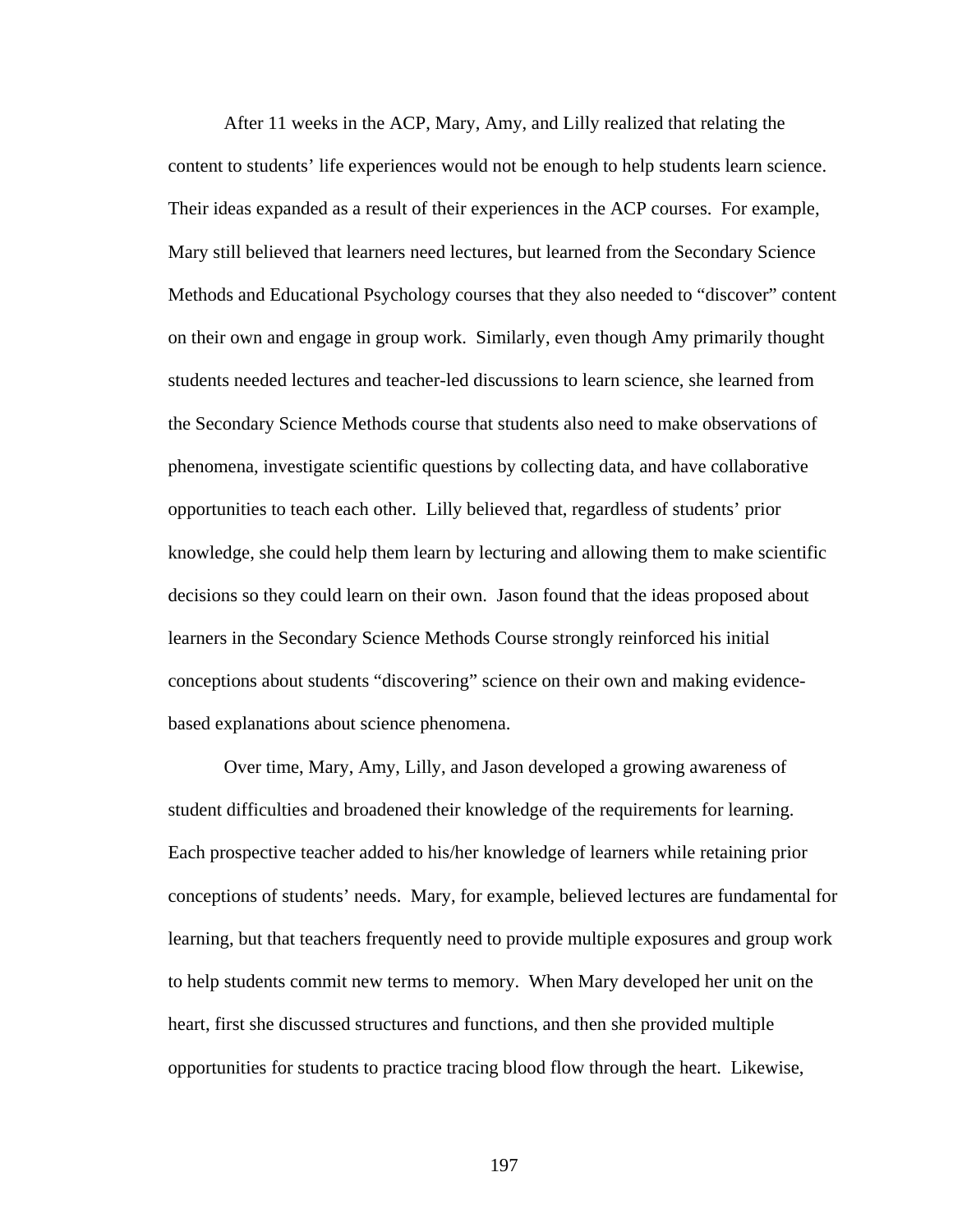After 11 weeks in the ACP, Mary, Amy, and Lilly realized that relating the content to students' life experiences would not be enough to help students learn science. Their ideas expanded as a result of their experiences in the ACP courses. For example, Mary still believed that learners need lectures, but learned from the Secondary Science Methods and Educational Psychology courses that they also needed to "discover" content on their own and engage in group work. Similarly, even though Amy primarily thought students needed lectures and teacher-led discussions to learn science, she learned from the Secondary Science Methods course that students also need to make observations of phenomena, investigate scientific questions by collecting data, and have collaborative opportunities to teach each other. Lilly believed that, regardless of students' prior knowledge, she could help them learn by lecturing and allowing them to make scientific decisions so they could learn on their own. Jason found that the ideas proposed about learners in the Secondary Science Methods Course strongly reinforced his initial conceptions about students "discovering" science on their own and making evidence-based explanations about science phenomena.

Over time, Mary, Amy, Lilly, and Jason developed a growing awareness of student difficulties and broadened their knowledge of the requirements for learning. Each prospective teacher added to his/her knowledge of learners while retaining prior conceptions of students' needs. Mary, for example, believed lectures are fundamental for learning, but that teachers frequently need to provide multiple exposures and group work to help students commit new terms to memory. When Mary developed her unit on the heart, first she discussed structures and functions, and then she provided multiple opportunities for students to practice tracing blood flow through the heart. Likewise,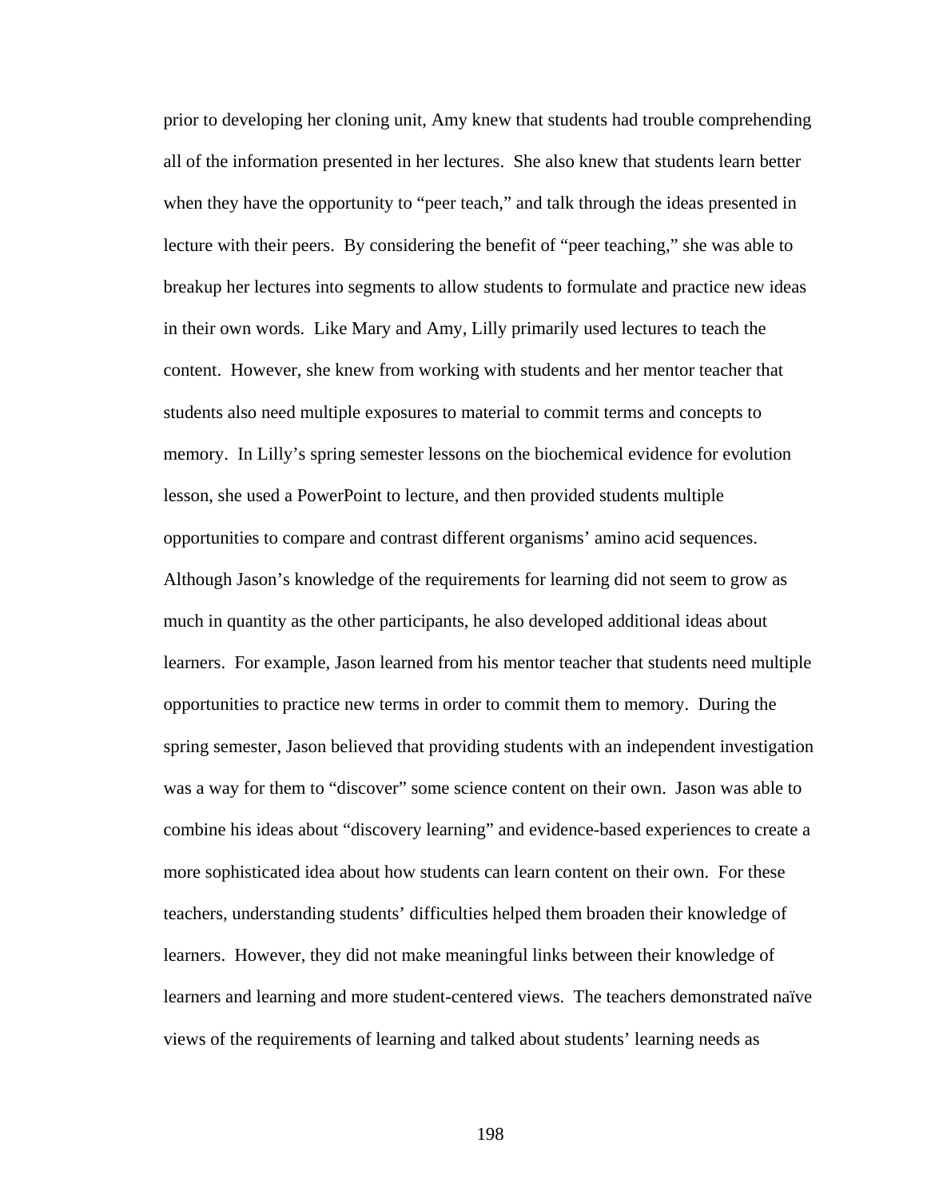prior to developing her cloning unit, Amy knew that students had trouble comprehending all of the information presented in her lectures. She also knew that students learn better when they have the opportunity to "peer teach," and talk through the ideas presented in lecture with their peers. By considering the benefit of "peer teaching," she was able to breakup her lectures into segments to allow students to formulate and practice new ideas in their own words. Like Mary and Amy, Lilly primarily used lectures to teach the content. However, she knew from working with students and her mentor teacher that students also need multiple exposures to material to commit terms and concepts to memory. In Lilly's spring semester lessons on the biochemical evidence for evolution lesson, she used a PowerPoint to lecture, and then provided students multiple opportunities to compare and contrast different organisms' amino acid sequences. Although Jason's knowledge of the requirements for learning did not seem to grow as much in quantity as the other participants, he also developed additional ideas about learners. For example, Jason learned from his mentor teacher that students need multiple opportunities to practice new terms in order to commit them to memory. During the spring semester, Jason believed that providing students with an independent investigation was a way for them to "discover" some science content on their own. Jason was able to combine his ideas about "discovery learning" and evidence-based experiences to create a more sophisticated idea about how students can learn content on their own. For these teachers, understanding students' difficulties helped them broaden their knowledge of learners. However, they did not make meaningful links between their knowledge of learners and learning and more student-centered views. The teachers demonstrated naïve views of the requirements of learning and talked about students' learning needs as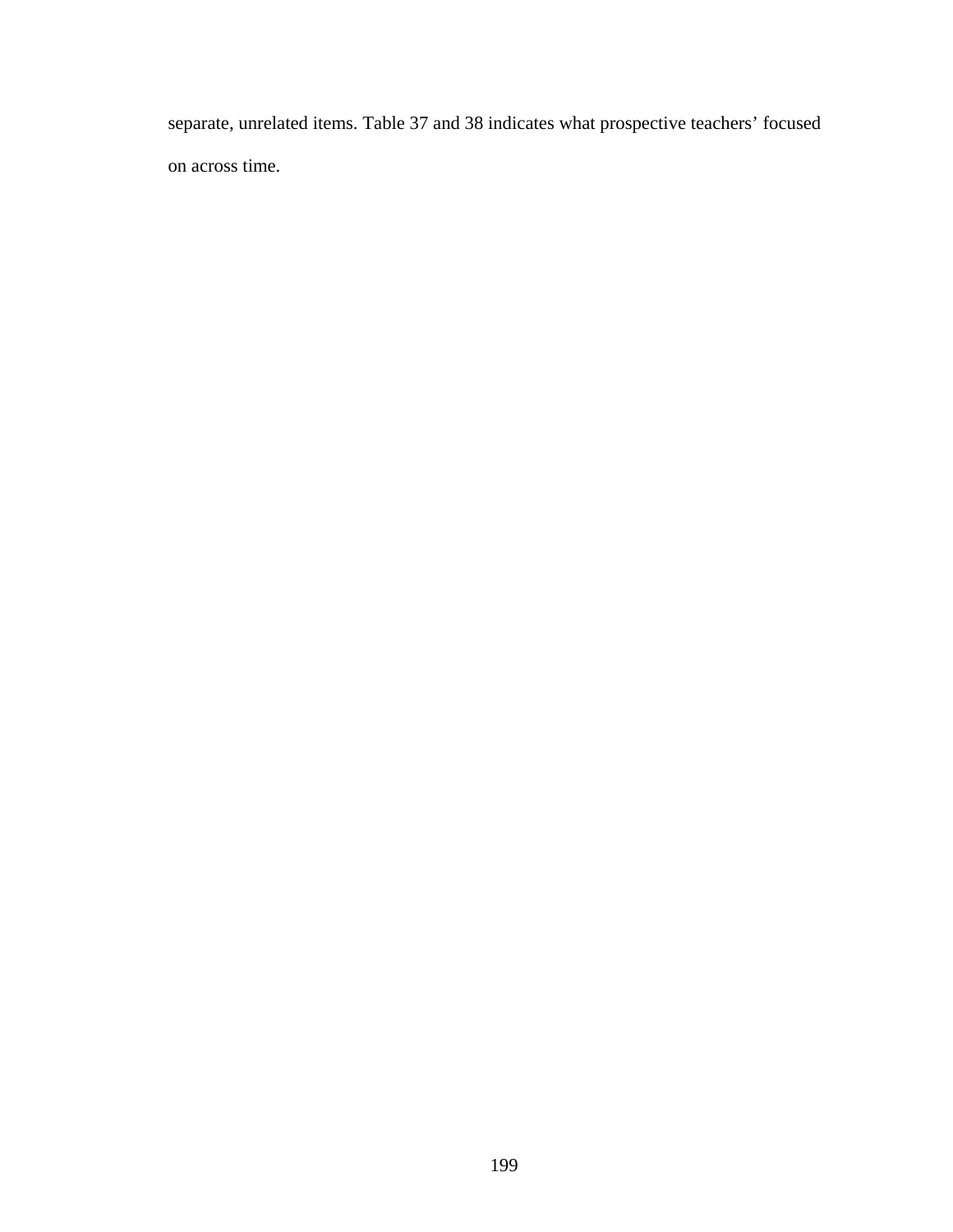separate, unrelated items. Table 37 and 38 indicates what prospective teachers' focused on across time.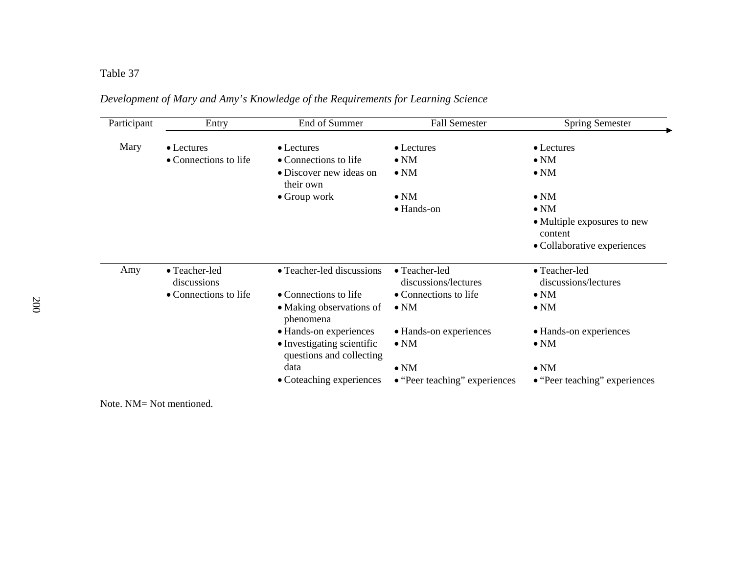Table 37

*Development of Mary and Amy's Knowledge of the Requirements for Learning Science*

| Participant | Entry | End of Summer | Fall Semester | Spring Semester |
|---|---|---|---|---|
| Mary | • Lectures | • Lectures | • Lectures | • Lectures |
| | • Connections to life | • Connections to life | • NM | • NM |
| | | • Discover new ideas on their own | • NM | • NM |
| | | • Group work | • NM | • NM |
| | | | • Hands-on | • NM |
| | | | | • Multiple exposures to new content |
| | | | | • Collaborative experiences |
| Amy | • Teacher-led discussions | • Teacher-led discussions | • Teacher-led discussions/lectures | • Teacher-led discussions/lectures |
| | • Connections to life | • Connections to life | • Connections to life | • NM |
| | | • Making observations of phenomena | • NM | • NM |
| | | • Hands-on experiences | • Hands-on experiences | • Hands-on experiences |
| | | • Investigating scientific questions and collecting data | • NM | • NM |
| | | | • NM | • NM |
| | | • Coteaching experiences | • "Peer teaching" experiences | • "Peer teaching" experiences |

Note. NM= Not mentioned.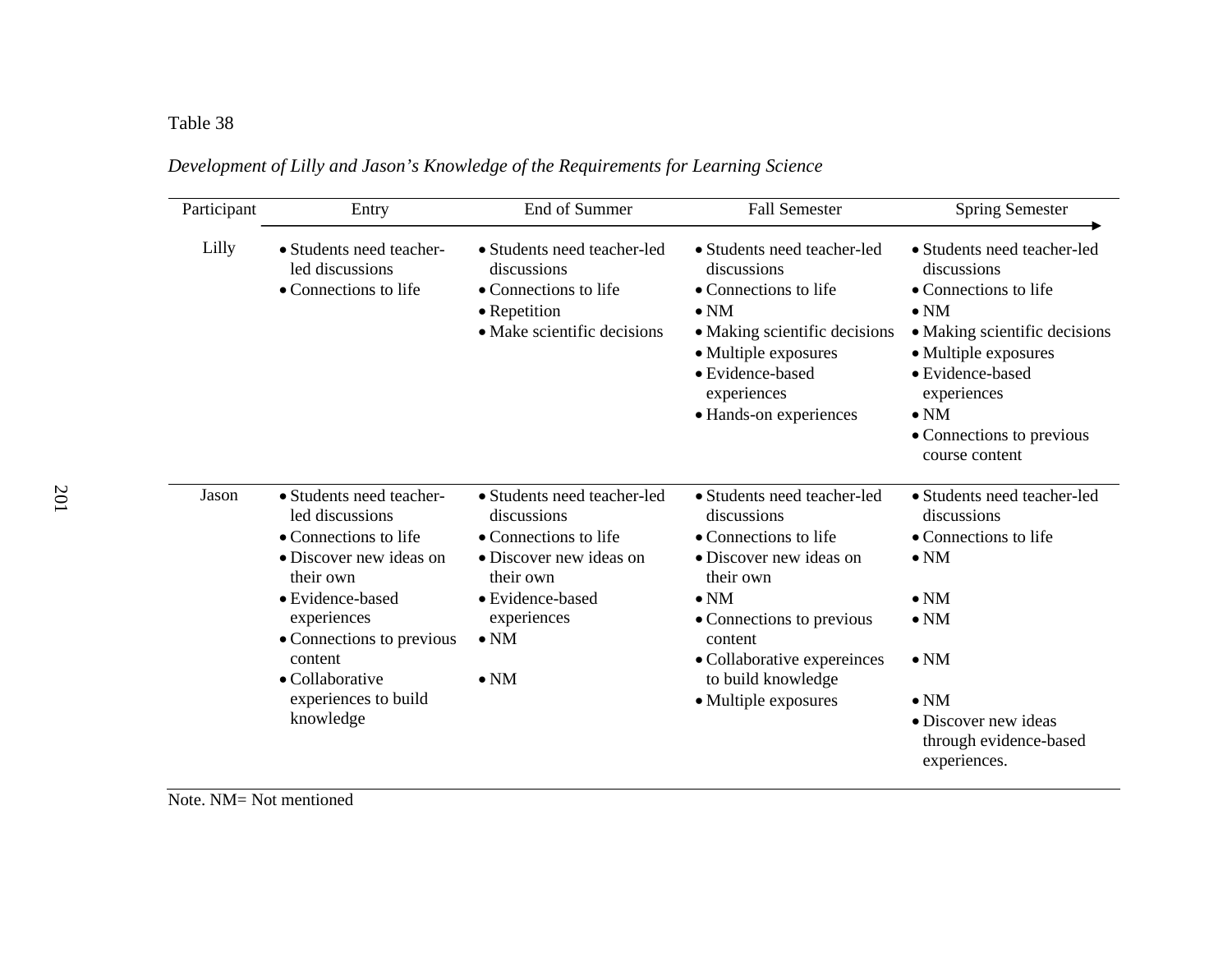Table 38

*Development of Lilly and Jason's Knowledge of the Requirements for Learning Science*

| Participant | Entry | End of Summer | Fall Semester | Spring Semester |
|---|---|---|---|---|
| Lilly | • Students need teacher-led discussions<br>• Connections to life | • Students need teacher-led discussions<br>• Connections to life<br>• Repetition<br>• Make scientific decisions | • Students need teacher-led discussions<br>• Connections to life<br>• NM<br>• Making scientific decisions<br>• Multiple exposures<br>• Evidence-based experiences<br>• Hands-on experiences | • Students need teacher-led discussions<br>• Connections to life<br>• NM<br>• Making scientific decisions<br>• Multiple exposures<br>• Evidence-based experiences<br>• NM<br>• Connections to previous course content |
| Jason | • Students need teacher-led discussions<br>• Connections to life<br>• Discover new ideas on their own<br>• Evidence-based experiences<br>• Connections to previous content<br>• Collaborative experiences to build knowledge | • Students need teacher-led discussions<br>• Connections to life<br>• Discover new ideas on their own<br>• Evidence-based experiences<br>• NM<br>• NM | • Students need teacher-led discussions<br>• Connections to life<br>• Discover new ideas on their own<br>• NM<br>• Connections to previous content<br>• Collaborative expereinces to build knowledge<br>• Multiple exposures | • Students need teacher-led discussions<br>• Connections to life<br>• NM<br>• NM<br>• NM<br>• NM<br>• NM<br>• Discover new ideas through evidence-based experiences. |

Note. NM= Not mentioned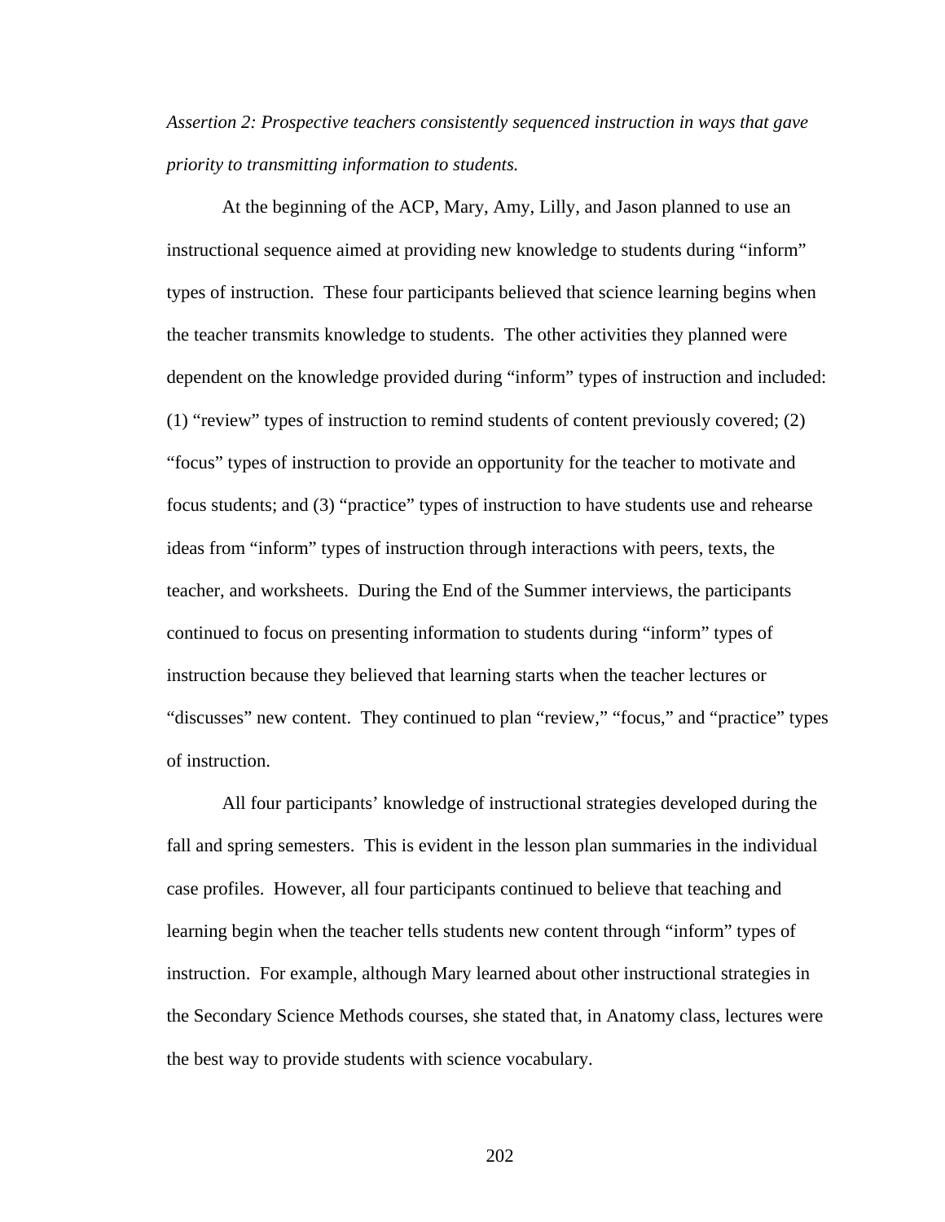*Assertion 2: Prospective teachers consistently sequenced instruction in ways that gave priority to transmitting information to students.*

At the beginning of the ACP, Mary, Amy, Lilly, and Jason planned to use an instructional sequence aimed at providing new knowledge to students during "inform" types of instruction. These four participants believed that science learning begins when the teacher transmits knowledge to students. The other activities they planned were dependent on the knowledge provided during "inform" types of instruction and included: (1) "review" types of instruction to remind students of content previously covered; (2) "focus" types of instruction to provide an opportunity for the teacher to motivate and focus students; and (3) "practice" types of instruction to have students use and rehearse ideas from "inform" types of instruction through interactions with peers, texts, the teacher, and worksheets. During the End of the Summer interviews, the participants continued to focus on presenting information to students during "inform" types of instruction because they believed that learning starts when the teacher lectures or "discusses" new content. They continued to plan "review," "focus," and "practice" types of instruction.

All four participants' knowledge of instructional strategies developed during the fall and spring semesters. This is evident in the lesson plan summaries in the individual case profiles. However, all four participants continued to believe that teaching and learning begin when the teacher tells students new content through "inform" types of instruction. For example, although Mary learned about other instructional strategies in the Secondary Science Methods courses, she stated that, in Anatomy class, lectures were the best way to provide students with science vocabulary.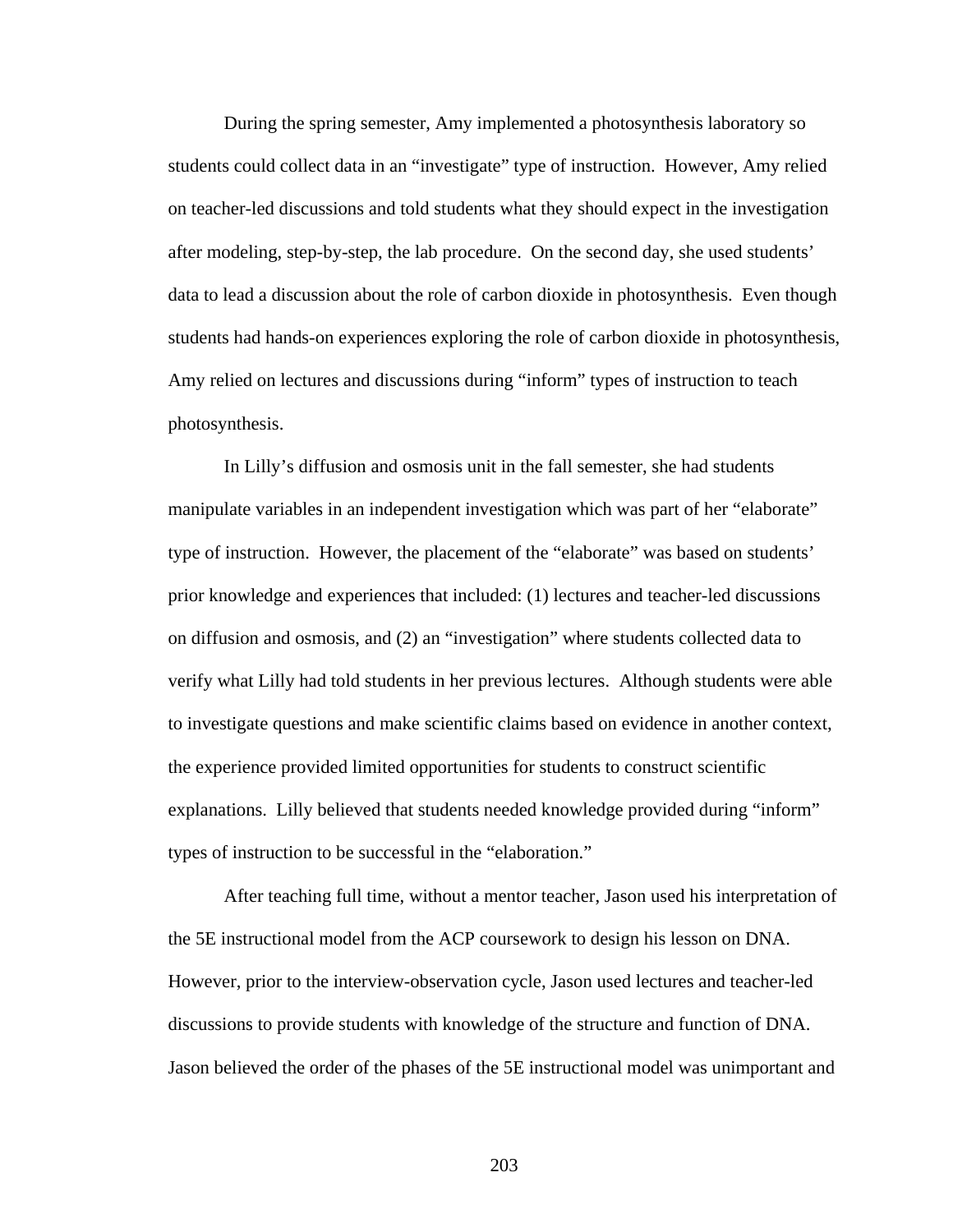During the spring semester, Amy implemented a photosynthesis laboratory so students could collect data in an "investigate" type of instruction. However, Amy relied on teacher-led discussions and told students what they should expect in the investigation after modeling, step-by-step, the lab procedure. On the second day, she used students' data to lead a discussion about the role of carbon dioxide in photosynthesis. Even though students had hands-on experiences exploring the role of carbon dioxide in photosynthesis, Amy relied on lectures and discussions during "inform" types of instruction to teach photosynthesis.

In Lilly's diffusion and osmosis unit in the fall semester, she had students manipulate variables in an independent investigation which was part of her "elaborate" type of instruction. However, the placement of the "elaborate" was based on students' prior knowledge and experiences that included: (1) lectures and teacher-led discussions on diffusion and osmosis, and (2) an "investigation" where students collected data to verify what Lilly had told students in her previous lectures. Although students were able to investigate questions and make scientific claims based on evidence in another context, the experience provided limited opportunities for students to construct scientific explanations. Lilly believed that students needed knowledge provided during "inform" types of instruction to be successful in the "elaboration."

After teaching full time, without a mentor teacher, Jason used his interpretation of the 5E instructional model from the ACP coursework to design his lesson on DNA. However, prior to the interview-observation cycle, Jason used lectures and teacher-led discussions to provide students with knowledge of the structure and function of DNA. Jason believed the order of the phases of the 5E instructional model was unimportant and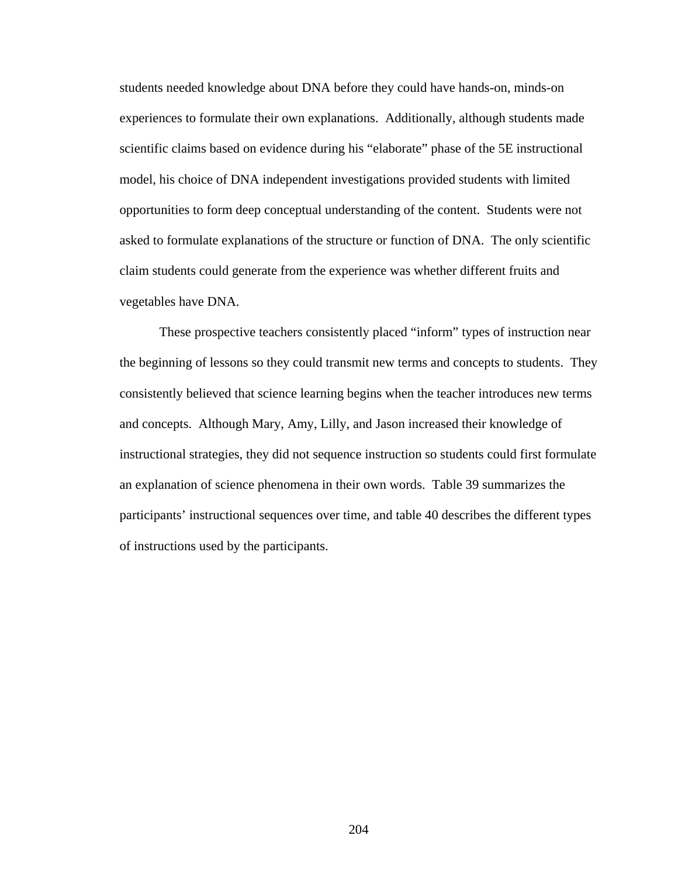students needed knowledge about DNA before they could have hands-on, minds-on experiences to formulate their own explanations. Additionally, although students made scientific claims based on evidence during his "elaborate" phase of the 5E instructional model, his choice of DNA independent investigations provided students with limited opportunities to form deep conceptual understanding of the content. Students were not asked to formulate explanations of the structure or function of DNA. The only scientific claim students could generate from the experience was whether different fruits and vegetables have DNA.

These prospective teachers consistently placed "inform" types of instruction near the beginning of lessons so they could transmit new terms and concepts to students. They consistently believed that science learning begins when the teacher introduces new terms and concepts. Although Mary, Amy, Lilly, and Jason increased their knowledge of instructional strategies, they did not sequence instruction so students could first formulate an explanation of science phenomena in their own words. Table 39 summarizes the participants' instructional sequences over time, and table 40 describes the different types of instructions used by the participants.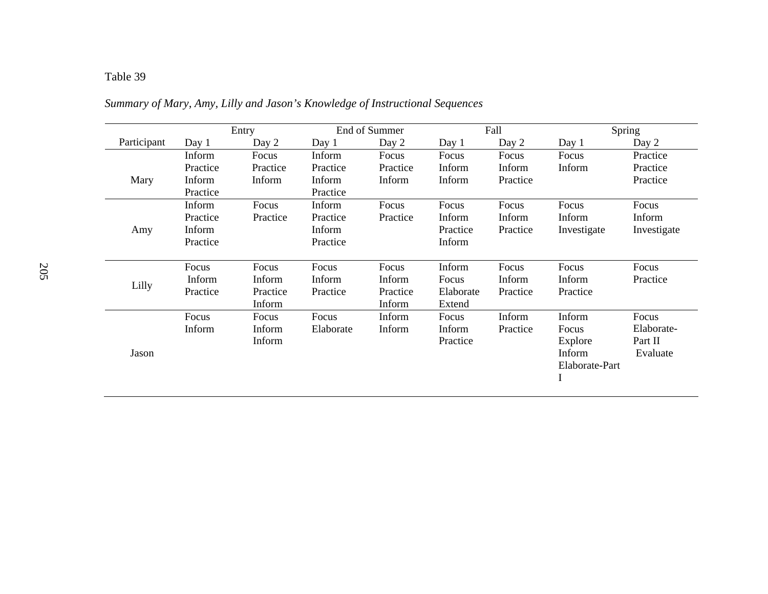Table 39

*Summary of Mary, Amy, Lilly and Jason's Knowledge of Instructional Sequences*

| Participant | Entry | | End of Summer | | Fall | | Spring | |
|---|---|---|---|---|---|---|---|---|
| | Day 1 | Day 2 | Day 1 | Day 2 | Day 1 | Day 2 | Day 1 | Day 2 |
| Mary | Inform Practice Inform Practice | Focus Practice Inform | Inform Practice Inform Practice | Focus Practice Inform | Focus Inform Inform | Focus Inform Practice | Focus Inform | Practice Practice Practice |
| Amy | Inform Practice Inform Practice | Focus Practice | Inform Practice Inform Practice | Focus Practice | Focus Inform Practice Inform | Focus Inform Practice | Focus Inform Investigate | Focus Inform Investigate |
| Lilly | Focus Inform Practice | Focus Inform Practice Inform | Focus Inform Practice | Focus Inform Practice Inform | Inform Focus Elaborate Extend | Focus Inform Practice | Focus Inform Practice | Focus Practice |
| Jason | Focus Inform | Focus Inform Inform | Focus Elaborate | Inform Inform | Focus Inform Practice | Inform Practice | Inform Focus Explore Inform Elaborate-Part I | Focus Elaborate-Part II Evaluate |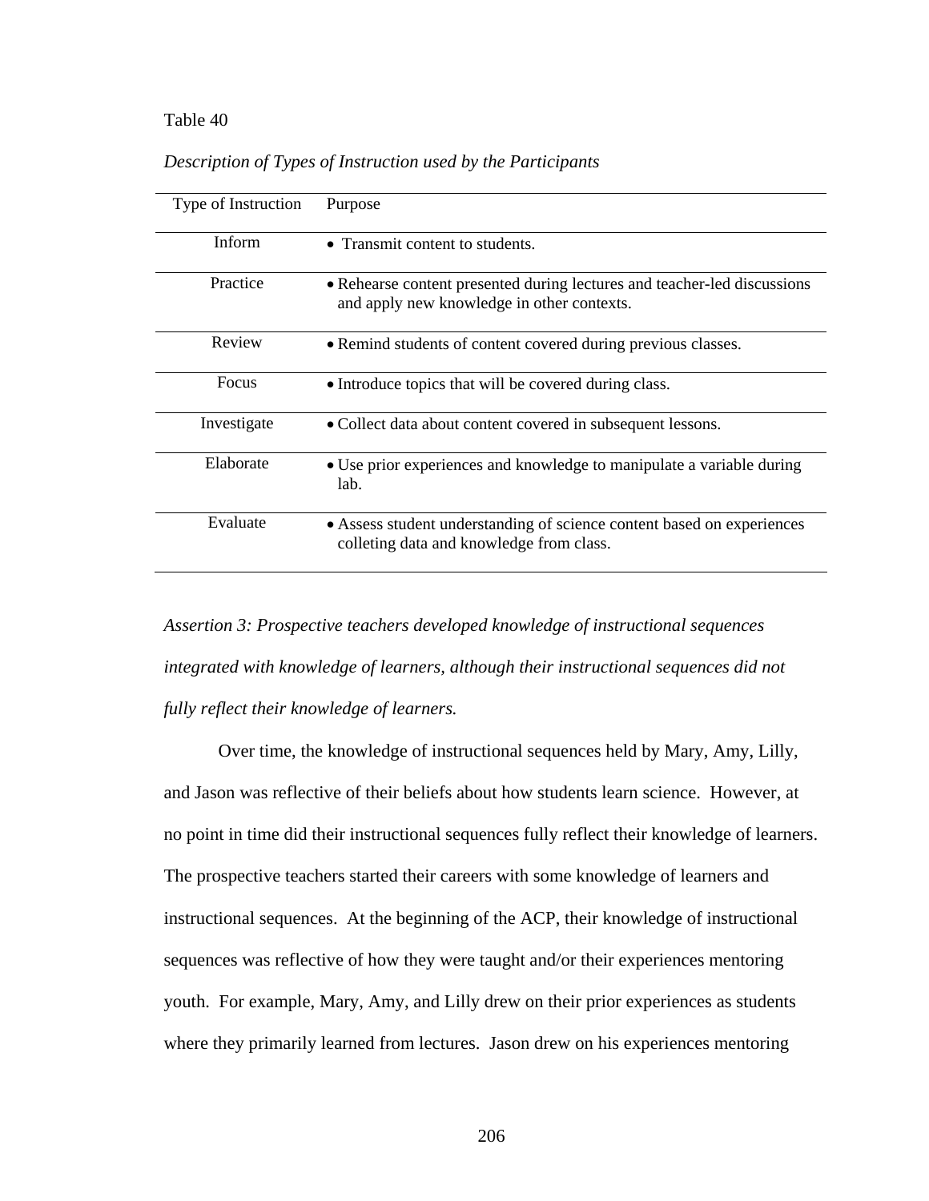Table 40

*Description of Types of Instruction used by the Participants*

| Type of Instruction | Purpose |
|---|---|
| Inform | • Transmit content to students. |
| Practice | • Rehearse content presented during lectures and teacher-led discussions and apply new knowledge in other contexts. |
| Review | • Remind students of content covered during previous classes. |
| Focus | • Introduce topics that will be covered during class. |
| Investigate | • Collect data about content covered in subsequent lessons. |
| Elaborate | • Use prior experiences and knowledge to manipulate a variable during lab. |
| Evaluate | • Assess student understanding of science content based on experiences colleting data and knowledge from class. |

*Assertion 3: Prospective teachers developed knowledge of instructional sequences integrated with knowledge of learners, although their instructional sequences did not fully reflect their knowledge of learners.*

Over time, the knowledge of instructional sequences held by Mary, Amy, Lilly, and Jason was reflective of their beliefs about how students learn science. However, at no point in time did their instructional sequences fully reflect their knowledge of learners. The prospective teachers started their careers with some knowledge of learners and instructional sequences. At the beginning of the ACP, their knowledge of instructional sequences was reflective of how they were taught and/or their experiences mentoring youth. For example, Mary, Amy, and Lilly drew on their prior experiences as students where they primarily learned from lectures. Jason drew on his experiences mentoring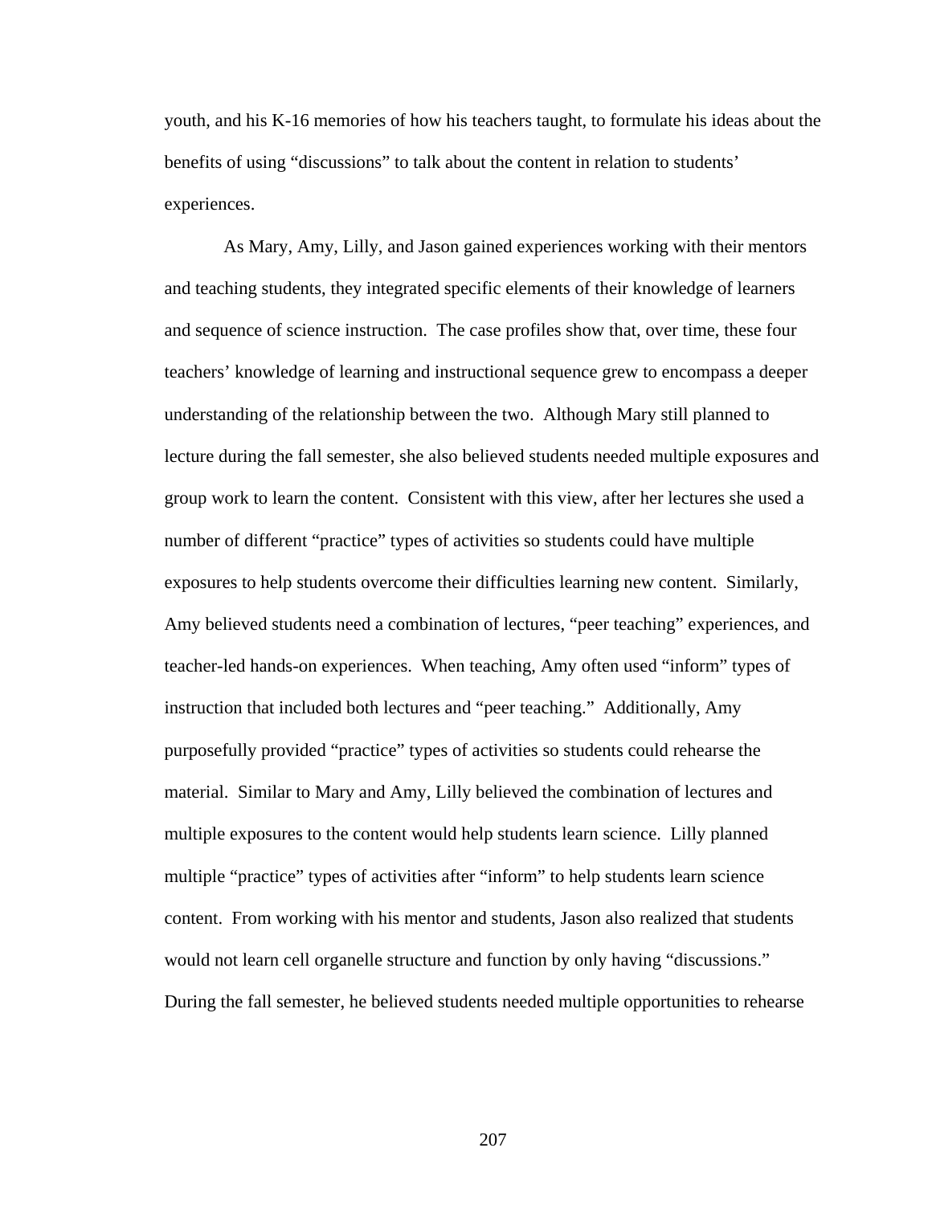youth, and his K-16 memories of how his teachers taught, to formulate his ideas about the benefits of using "discussions" to talk about the content in relation to students' experiences.

As Mary, Amy, Lilly, and Jason gained experiences working with their mentors and teaching students, they integrated specific elements of their knowledge of learners and sequence of science instruction. The case profiles show that, over time, these four teachers' knowledge of learning and instructional sequence grew to encompass a deeper understanding of the relationship between the two. Although Mary still planned to lecture during the fall semester, she also believed students needed multiple exposures and group work to learn the content. Consistent with this view, after her lectures she used a number of different "practice" types of activities so students could have multiple exposures to help students overcome their difficulties learning new content. Similarly, Amy believed students need a combination of lectures, "peer teaching" experiences, and teacher-led hands-on experiences. When teaching, Amy often used "inform" types of instruction that included both lectures and "peer teaching." Additionally, Amy purposefully provided "practice" types of activities so students could rehearse the material. Similar to Mary and Amy, Lilly believed the combination of lectures and multiple exposures to the content would help students learn science. Lilly planned multiple "practice" types of activities after "inform" to help students learn science content. From working with his mentor and students, Jason also realized that students would not learn cell organelle structure and function by only having "discussions." During the fall semester, he believed students needed multiple opportunities to rehearse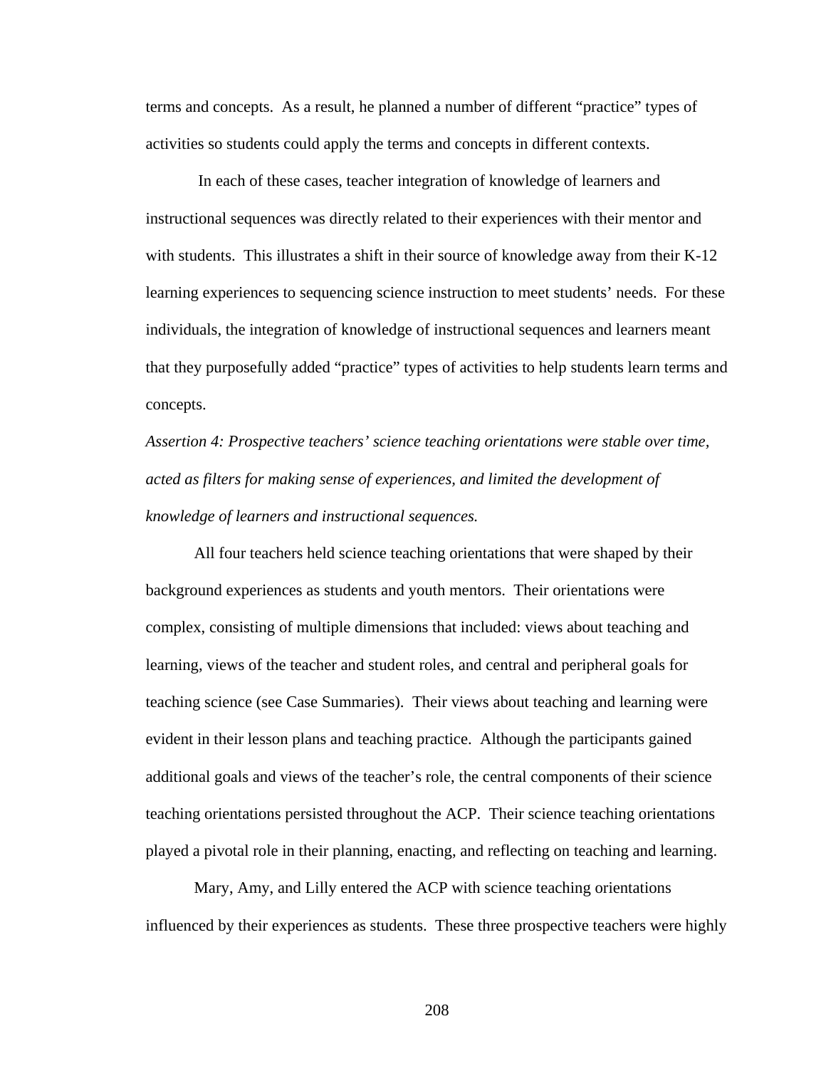terms and concepts. As a result, he planned a number of different "practice" types of activities so students could apply the terms and concepts in different contexts.

In each of these cases, teacher integration of knowledge of learners and instructional sequences was directly related to their experiences with their mentor and with students. This illustrates a shift in their source of knowledge away from their K-12 learning experiences to sequencing science instruction to meet students' needs. For these individuals, the integration of knowledge of instructional sequences and learners meant that they purposefully added "practice" types of activities to help students learn terms and concepts.

*Assertion 4: Prospective teachers' science teaching orientations were stable over time, acted as filters for making sense of experiences, and limited the development of knowledge of learners and instructional sequences.*

All four teachers held science teaching orientations that were shaped by their background experiences as students and youth mentors. Their orientations were complex, consisting of multiple dimensions that included: views about teaching and learning, views of the teacher and student roles, and central and peripheral goals for teaching science (see Case Summaries). Their views about teaching and learning were evident in their lesson plans and teaching practice. Although the participants gained additional goals and views of the teacher's role, the central components of their science teaching orientations persisted throughout the ACP. Their science teaching orientations played a pivotal role in their planning, enacting, and reflecting on teaching and learning.

Mary, Amy, and Lilly entered the ACP with science teaching orientations influenced by their experiences as students. These three prospective teachers were highly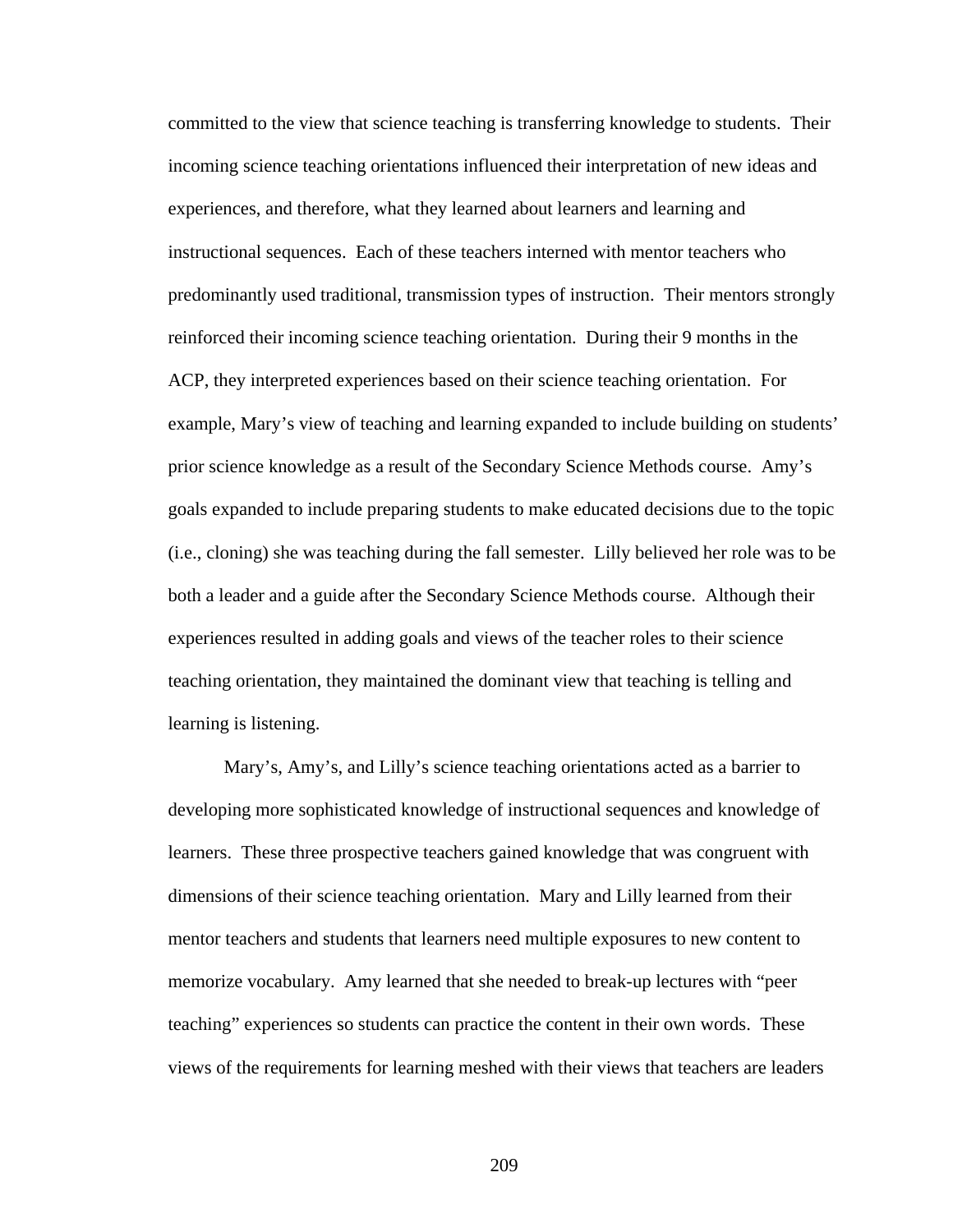committed to the view that science teaching is transferring knowledge to students. Their incoming science teaching orientations influenced their interpretation of new ideas and experiences, and therefore, what they learned about learners and learning and instructional sequences. Each of these teachers interned with mentor teachers who predominantly used traditional, transmission types of instruction. Their mentors strongly reinforced their incoming science teaching orientation. During their 9 months in the ACP, they interpreted experiences based on their science teaching orientation. For example, Mary's view of teaching and learning expanded to include building on students' prior science knowledge as a result of the Secondary Science Methods course. Amy's goals expanded to include preparing students to make educated decisions due to the topic (i.e., cloning) she was teaching during the fall semester. Lilly believed her role was to be both a leader and a guide after the Secondary Science Methods course. Although their experiences resulted in adding goals and views of the teacher roles to their science teaching orientation, they maintained the dominant view that teaching is telling and learning is listening.

Mary's, Amy's, and Lilly's science teaching orientations acted as a barrier to developing more sophisticated knowledge of instructional sequences and knowledge of learners. These three prospective teachers gained knowledge that was congruent with dimensions of their science teaching orientation. Mary and Lilly learned from their mentor teachers and students that learners need multiple exposures to new content to memorize vocabulary. Amy learned that she needed to break-up lectures with "peer teaching" experiences so students can practice the content in their own words. These views of the requirements for learning meshed with their views that teachers are leaders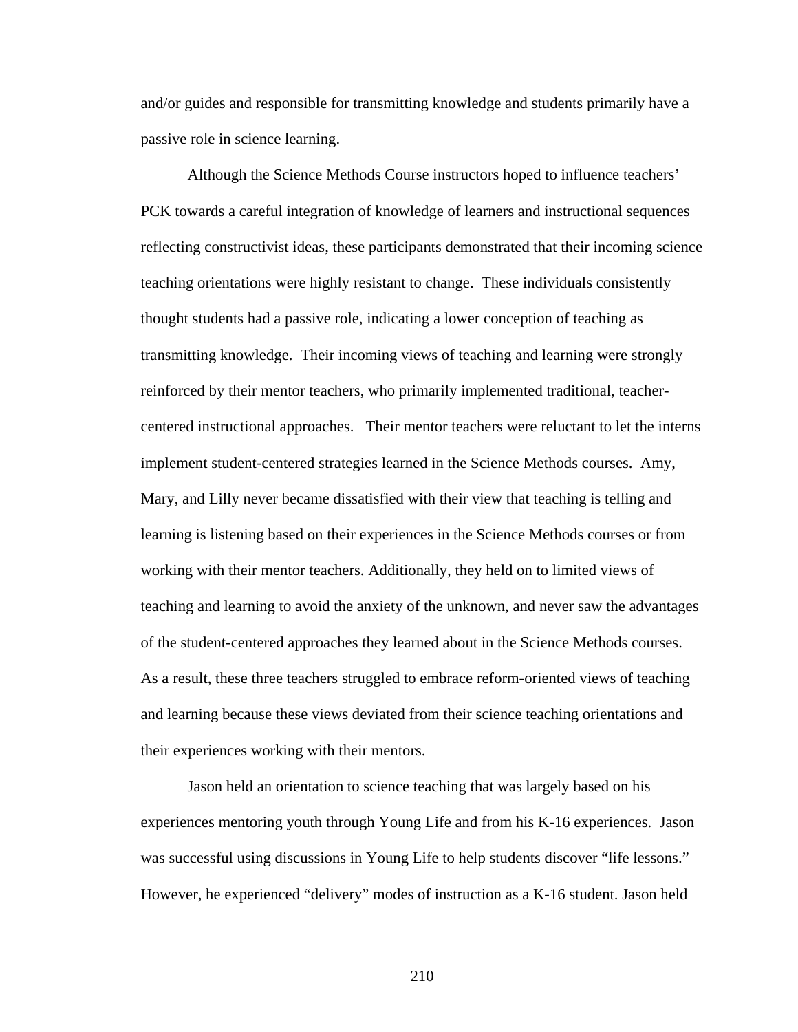and/or guides and responsible for transmitting knowledge and students primarily have a passive role in science learning.

Although the Science Methods Course instructors hoped to influence teachers' PCK towards a careful integration of knowledge of learners and instructional sequences reflecting constructivist ideas, these participants demonstrated that their incoming science teaching orientations were highly resistant to change. These individuals consistently thought students had a passive role, indicating a lower conception of teaching as transmitting knowledge. Their incoming views of teaching and learning were strongly reinforced by their mentor teachers, who primarily implemented traditional, teacher-centered instructional approaches. Their mentor teachers were reluctant to let the interns implement student-centered strategies learned in the Science Methods courses. Amy, Mary, and Lilly never became dissatisfied with their view that teaching is telling and learning is listening based on their experiences in the Science Methods courses or from working with their mentor teachers. Additionally, they held on to limited views of teaching and learning to avoid the anxiety of the unknown, and never saw the advantages of the student-centered approaches they learned about in the Science Methods courses. As a result, these three teachers struggled to embrace reform-oriented views of teaching and learning because these views deviated from their science teaching orientations and their experiences working with their mentors.

Jason held an orientation to science teaching that was largely based on his experiences mentoring youth through Young Life and from his K-16 experiences. Jason was successful using discussions in Young Life to help students discover "life lessons." However, he experienced "delivery" modes of instruction as a K-16 student. Jason held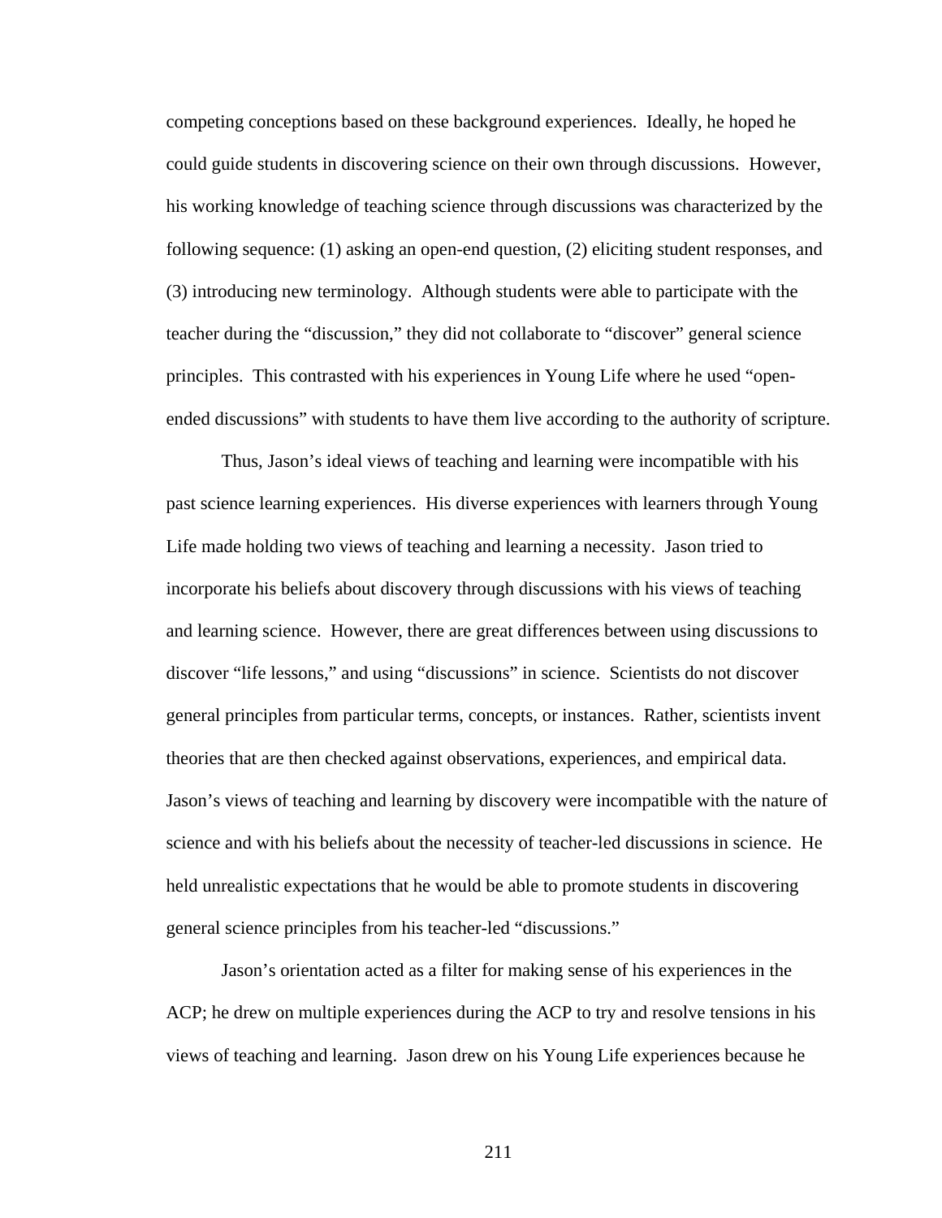competing conceptions based on these background experiences. Ideally, he hoped he could guide students in discovering science on their own through discussions. However, his working knowledge of teaching science through discussions was characterized by the following sequence: (1) asking an open-end question, (2) eliciting student responses, and (3) introducing new terminology. Although students were able to participate with the teacher during the "discussion," they did not collaborate to "discover" general science principles. This contrasted with his experiences in Young Life where he used "open-ended discussions" with students to have them live according to the authority of scripture.

Thus, Jason's ideal views of teaching and learning were incompatible with his past science learning experiences. His diverse experiences with learners through Young Life made holding two views of teaching and learning a necessity. Jason tried to incorporate his beliefs about discovery through discussions with his views of teaching and learning science. However, there are great differences between using discussions to discover "life lessons," and using "discussions" in science. Scientists do not discover general principles from particular terms, concepts, or instances. Rather, scientists invent theories that are then checked against observations, experiences, and empirical data. Jason's views of teaching and learning by discovery were incompatible with the nature of science and with his beliefs about the necessity of teacher-led discussions in science. He held unrealistic expectations that he would be able to promote students in discovering general science principles from his teacher-led "discussions."

Jason's orientation acted as a filter for making sense of his experiences in the ACP; he drew on multiple experiences during the ACP to try and resolve tensions in his views of teaching and learning. Jason drew on his Young Life experiences because he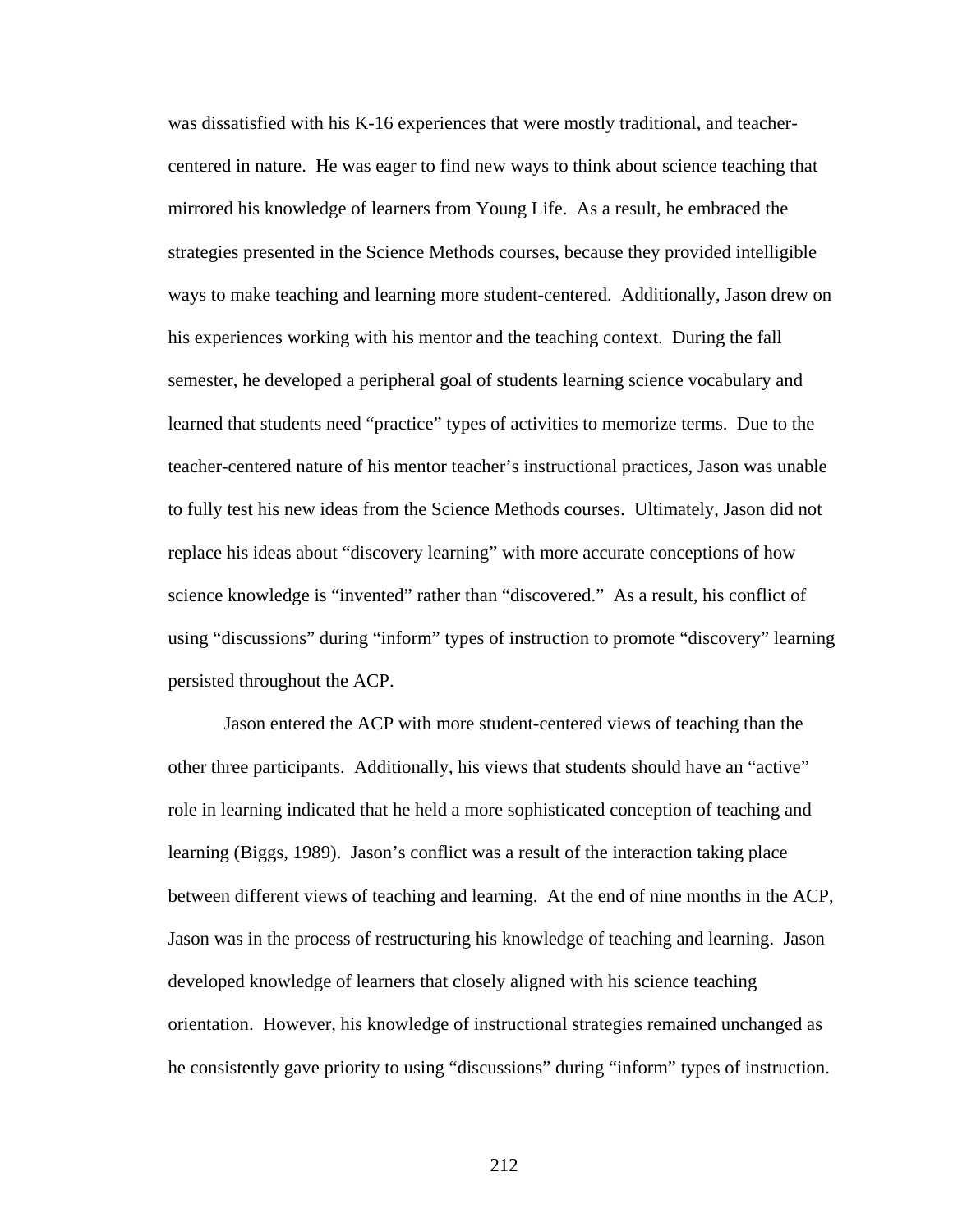was dissatisfied with his K-16 experiences that were mostly traditional, and teacher-centered in nature. He was eager to find new ways to think about science teaching that mirrored his knowledge of learners from Young Life. As a result, he embraced the strategies presented in the Science Methods courses, because they provided intelligible ways to make teaching and learning more student-centered. Additionally, Jason drew on his experiences working with his mentor and the teaching context. During the fall semester, he developed a peripheral goal of students learning science vocabulary and learned that students need "practice" types of activities to memorize terms. Due to the teacher-centered nature of his mentor teacher's instructional practices, Jason was unable to fully test his new ideas from the Science Methods courses. Ultimately, Jason did not replace his ideas about "discovery learning" with more accurate conceptions of how science knowledge is "invented" rather than "discovered." As a result, his conflict of using "discussions" during "inform" types of instruction to promote "discovery" learning persisted throughout the ACP.

Jason entered the ACP with more student-centered views of teaching than the other three participants. Additionally, his views that students should have an "active" role in learning indicated that he held a more sophisticated conception of teaching and learning (Biggs, 1989). Jason's conflict was a result of the interaction taking place between different views of teaching and learning. At the end of nine months in the ACP, Jason was in the process of restructuring his knowledge of teaching and learning. Jason developed knowledge of learners that closely aligned with his science teaching orientation. However, his knowledge of instructional strategies remained unchanged as he consistently gave priority to using "discussions" during "inform" types of instruction.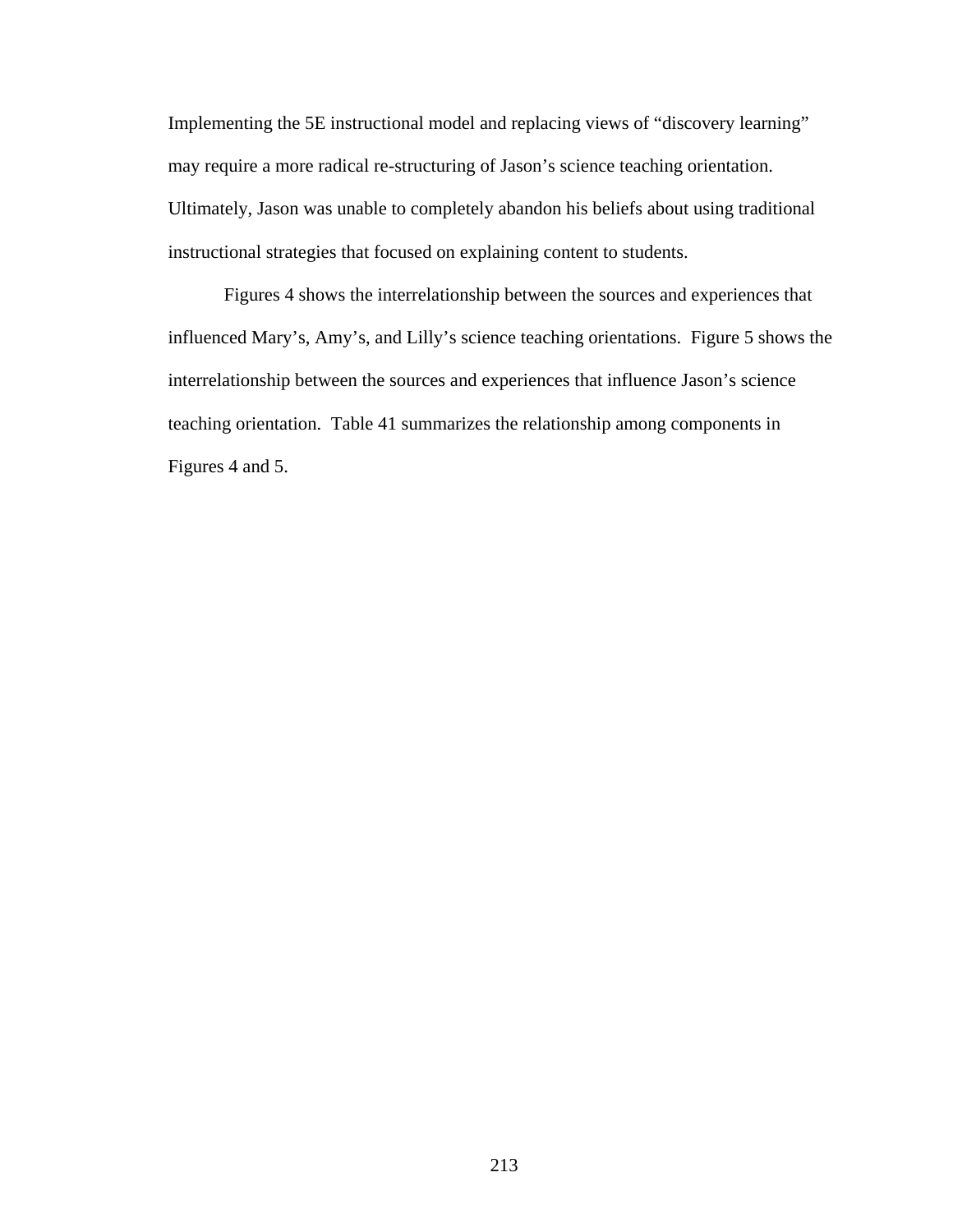Implementing the 5E instructional model and replacing views of "discovery learning" may require a more radical re-structuring of Jason's science teaching orientation. Ultimately, Jason was unable to completely abandon his beliefs about using traditional instructional strategies that focused on explaining content to students.

Figures 4 shows the interrelationship between the sources and experiences that influenced Mary's, Amy's, and Lilly's science teaching orientations. Figure 5 shows the interrelationship between the sources and experiences that influence Jason's science teaching orientation. Table 41 summarizes the relationship among components in Figures 4 and 5.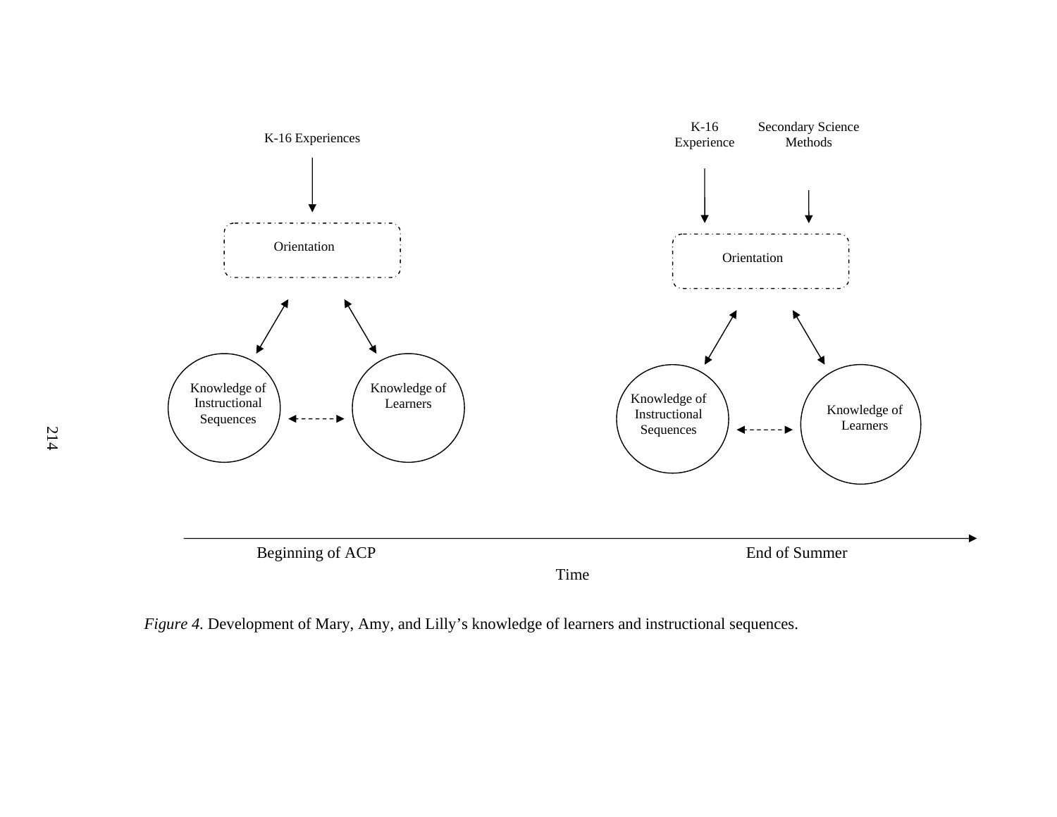K-16 Experiences

Orientation

Knowledge of Instructional Sequences

Knowledge of Learners

K-16 Experience

Secondary Science Methods

Orientation

Knowledge of Instructional Sequences

Knowledge of Learners

Beginning of ACP

End of Summer

Time

*Figure 4.* Development of Mary, Amy, and Lilly's knowledge of learners and instructional sequences.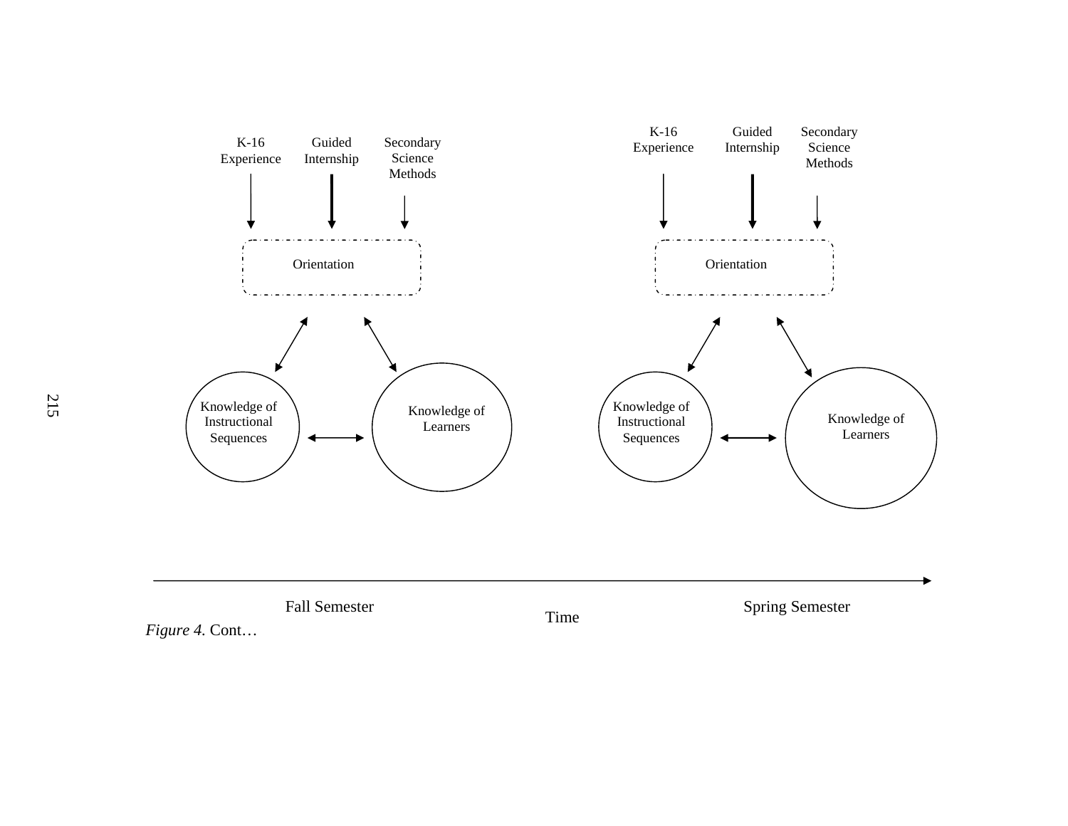K-16 Experience

Guided Internship

Secondary Science Methods

Orientation

Knowledge of Instructional Sequences

Knowledge of Learners

K-16 Experience

Guided Internship

Secondary Science Methods

Orientation

Knowledge of Instructional Sequences

Knowledge of Learners

Fall Semester

Time

Spring Semester

*Figure 4.* Cont…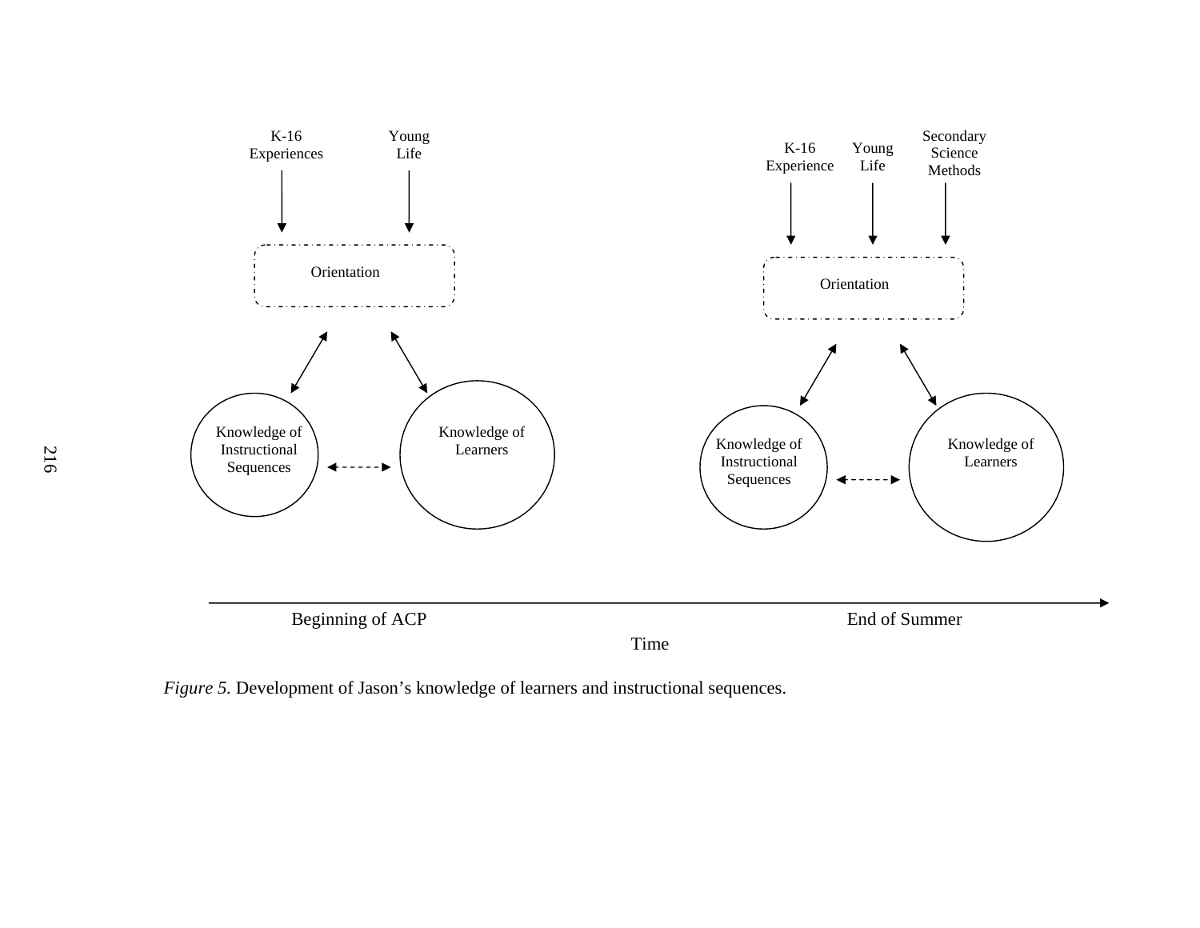K-16 Experiences

Young Life

Orientation

Knowledge of Instructional Sequences

Knowledge of Learners

K-16 Experience

Young Life

Secondary Science Methods

Orientation

Knowledge of Instructional Sequences

Knowledge of Learners

Beginning of ACP

End of Summer

Time

*Figure 5.* Development of Jason's knowledge of learners and instructional sequences.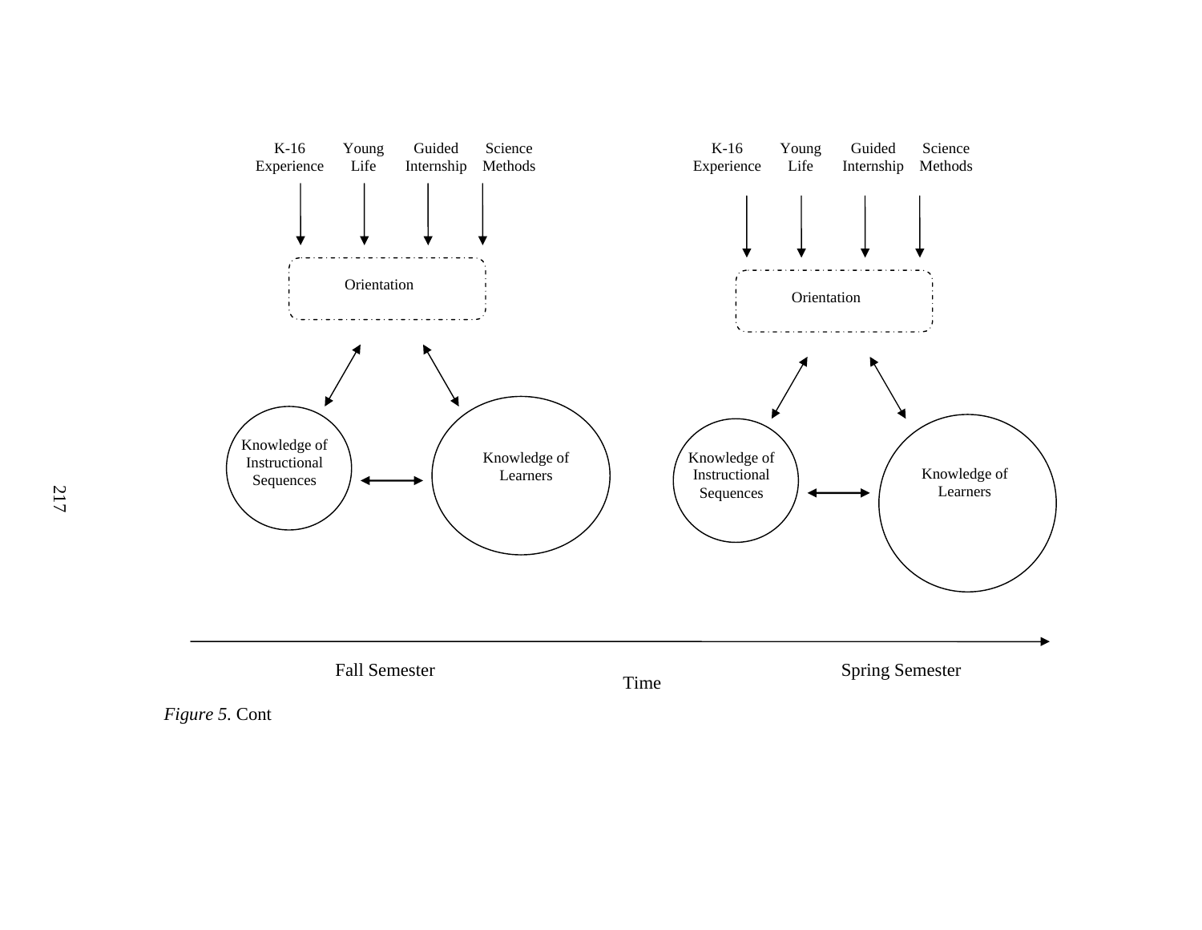K-16 Experience

Young Life

Guided Internship

Science Methods

Orientation

Knowledge of Instructional Sequences

Knowledge of Learners

K-16 Experience

Young Life

Guided Internship

Science Methods

Orientation

Knowledge of Instructional Sequences

Knowledge of Learners

Fall Semester

Time

Spring Semester

*Figure 5.* Cont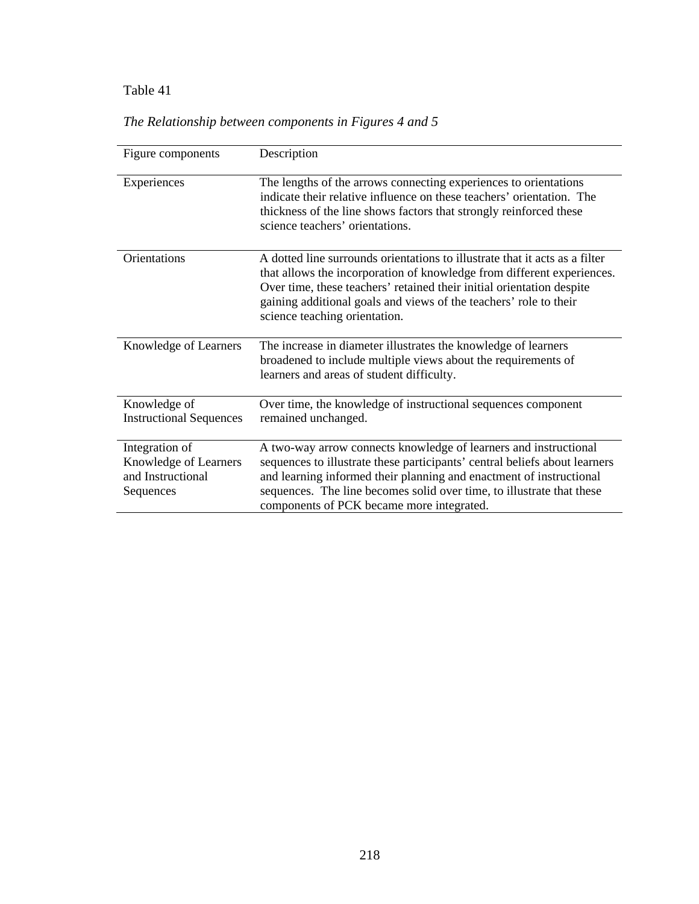Table 41

*The Relationship between components in Figures 4 and 5*

| Figure components | Description |
|---|---|
| Experiences | The lengths of the arrows connecting experiences to orientations indicate their relative influence on these teachers' orientation. The thickness of the line shows factors that strongly reinforced these science teachers' orientations. |
| Orientations | A dotted line surrounds orientations to illustrate that it acts as a filter that allows the incorporation of knowledge from different experiences. Over time, these teachers' retained their initial orientation despite gaining additional goals and views of the teachers' role to their science teaching orientation. |
| Knowledge of Learners | The increase in diameter illustrates the knowledge of learners broadened to include multiple views about the requirements of learners and areas of student difficulty. |
| Knowledge of Instructional Sequences | Over time, the knowledge of instructional sequences component remained unchanged. |
| Integration of Knowledge of Learners and Instructional Sequences | A two-way arrow connects knowledge of learners and instructional sequences to illustrate these participants' central beliefs about learners and learning informed their planning and enactment of instructional sequences. The line becomes solid over time, to illustrate that these components of PCK became more integrated. |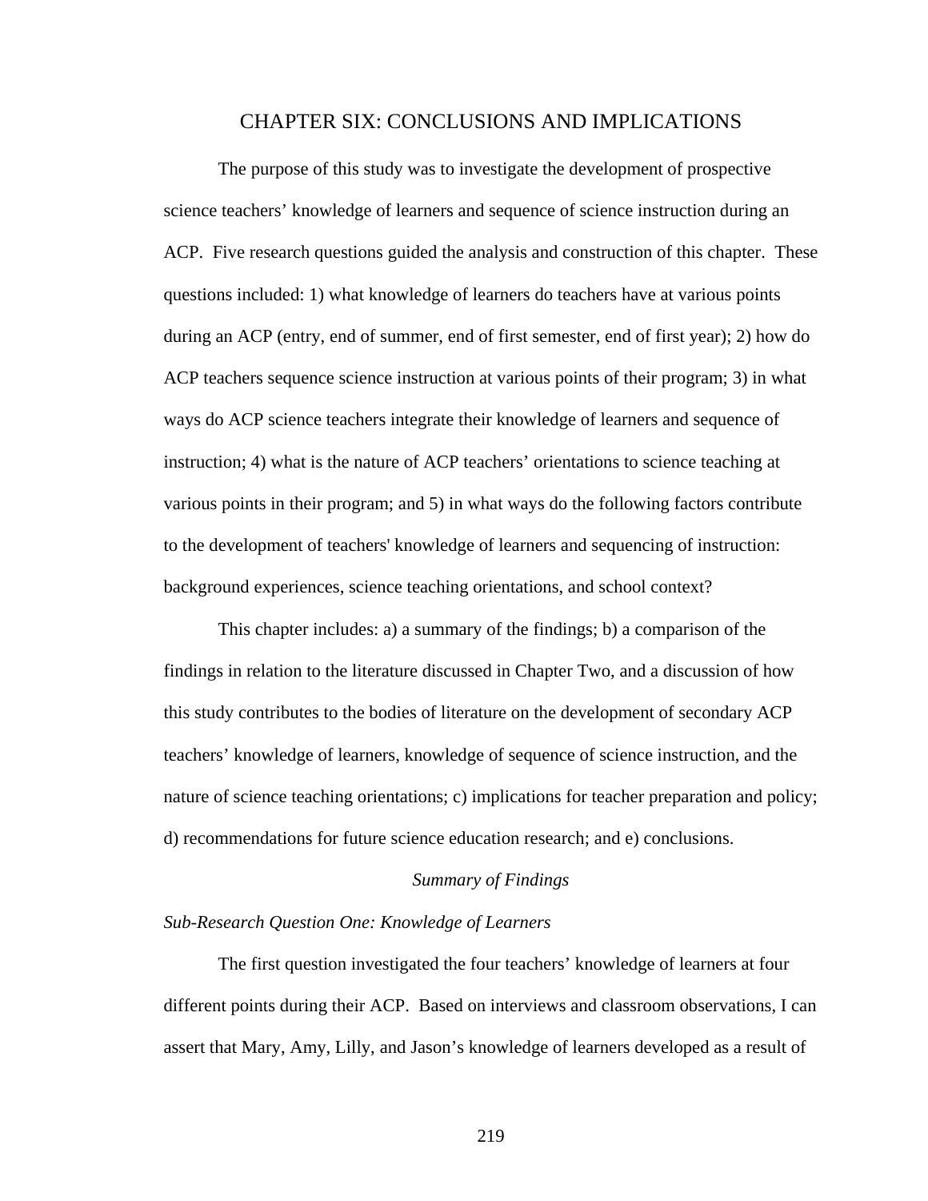# CHAPTER SIX: CONCLUSIONS AND IMPLICATIONS

The purpose of this study was to investigate the development of prospective science teachers' knowledge of learners and sequence of science instruction during an ACP. Five research questions guided the analysis and construction of this chapter. These questions included: 1) what knowledge of learners do teachers have at various points during an ACP (entry, end of summer, end of first semester, end of first year); 2) how do ACP teachers sequence science instruction at various points of their program; 3) in what ways do ACP science teachers integrate their knowledge of learners and sequence of instruction; 4) what is the nature of ACP teachers' orientations to science teaching at various points in their program; and 5) in what ways do the following factors contribute to the development of teachers' knowledge of learners and sequencing of instruction: background experiences, science teaching orientations, and school context?

This chapter includes: a) a summary of the findings; b) a comparison of the findings in relation to the literature discussed in Chapter Two, and a discussion of how this study contributes to the bodies of literature on the development of secondary ACP teachers' knowledge of learners, knowledge of sequence of science instruction, and the nature of science teaching orientations; c) implications for teacher preparation and policy; d) recommendations for future science education research; and e) conclusions.

## *Summary of Findings*

### *Sub-Research Question One: Knowledge of Learners*

The first question investigated the four teachers' knowledge of learners at four different points during their ACP. Based on interviews and classroom observations, I can assert that Mary, Amy, Lilly, and Jason's knowledge of learners developed as a result of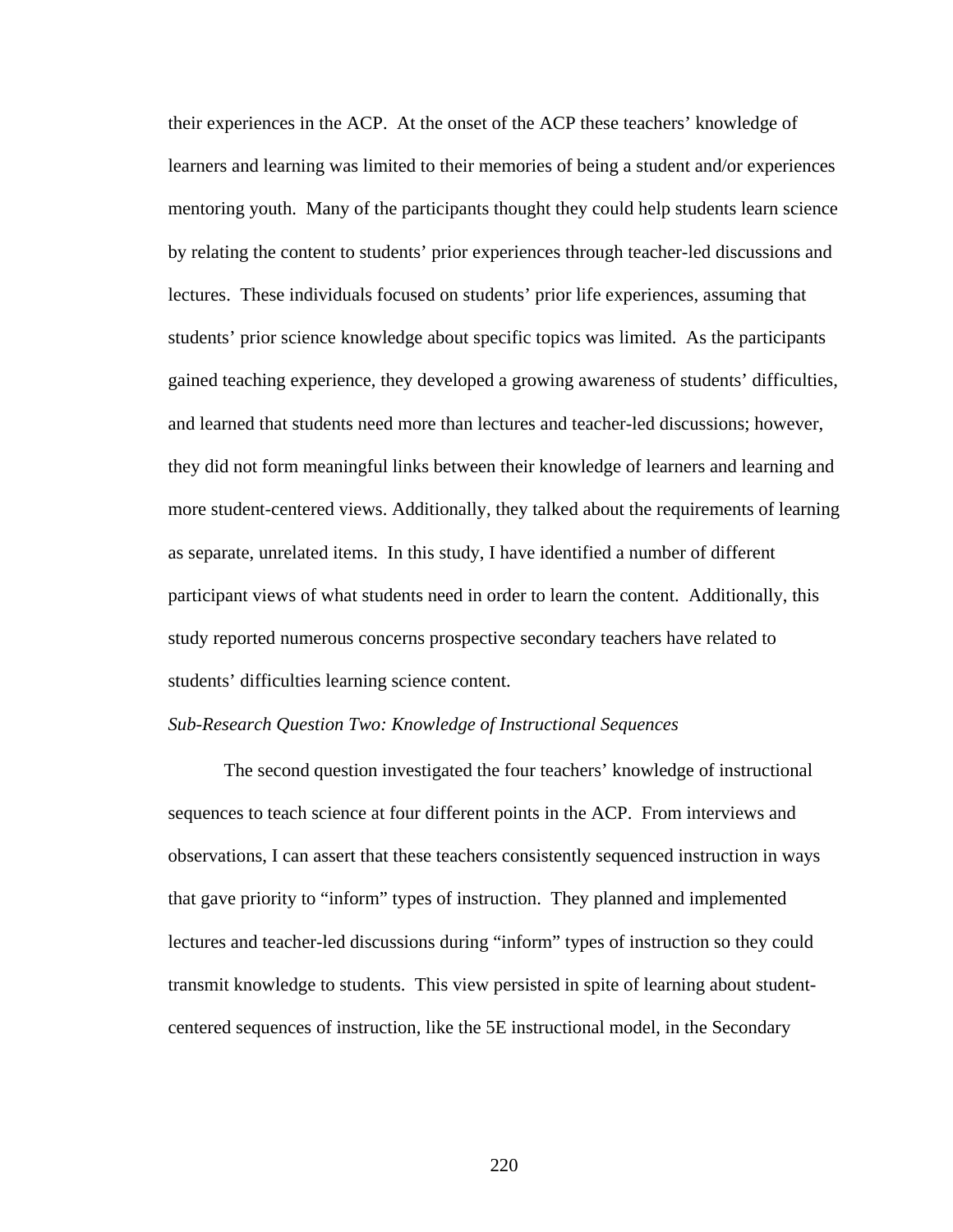their experiences in the ACP. At the onset of the ACP these teachers' knowledge of learners and learning was limited to their memories of being a student and/or experiences mentoring youth. Many of the participants thought they could help students learn science by relating the content to students' prior experiences through teacher-led discussions and lectures. These individuals focused on students' prior life experiences, assuming that students' prior science knowledge about specific topics was limited. As the participants gained teaching experience, they developed a growing awareness of students' difficulties, and learned that students need more than lectures and teacher-led discussions; however, they did not form meaningful links between their knowledge of learners and learning and more student-centered views. Additionally, they talked about the requirements of learning as separate, unrelated items. In this study, I have identified a number of different participant views of what students need in order to learn the content. Additionally, this study reported numerous concerns prospective secondary teachers have related to students' difficulties learning science content.

*Sub-Research Question Two: Knowledge of Instructional Sequences*

The second question investigated the four teachers' knowledge of instructional sequences to teach science at four different points in the ACP. From interviews and observations, I can assert that these teachers consistently sequenced instruction in ways that gave priority to "inform" types of instruction. They planned and implemented lectures and teacher-led discussions during "inform" types of instruction so they could transmit knowledge to students. This view persisted in spite of learning about student-centered sequences of instruction, like the 5E instructional model, in the Secondary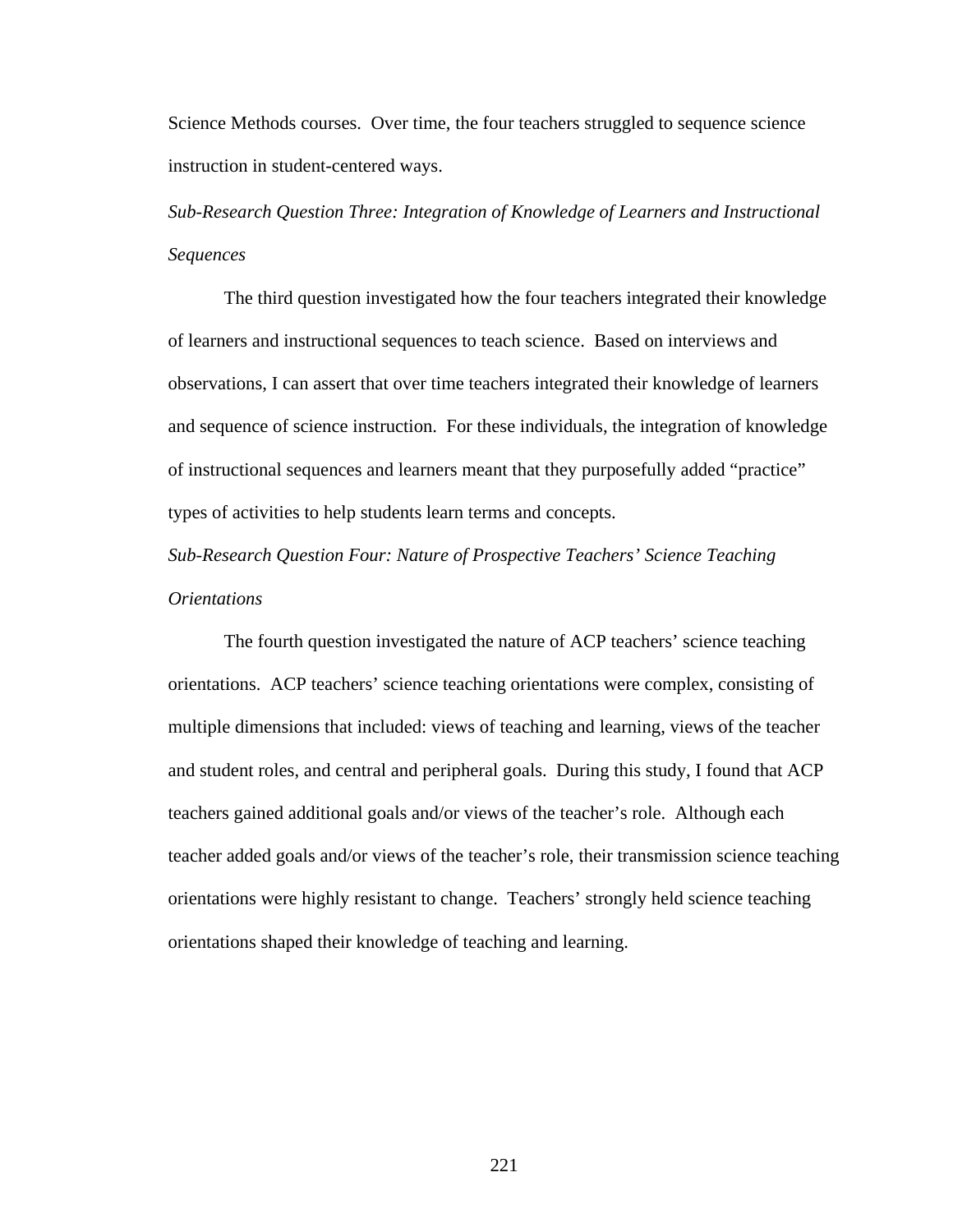Science Methods courses. Over time, the four teachers struggled to sequence science instruction in student-centered ways.

*Sub-Research Question Three: Integration of Knowledge of Learners and Instructional Sequences*

The third question investigated how the four teachers integrated their knowledge of learners and instructional sequences to teach science. Based on interviews and observations, I can assert that over time teachers integrated their knowledge of learners and sequence of science instruction. For these individuals, the integration of knowledge of instructional sequences and learners meant that they purposefully added "practice" types of activities to help students learn terms and concepts.

*Sub-Research Question Four: Nature of Prospective Teachers' Science Teaching Orientations*

The fourth question investigated the nature of ACP teachers' science teaching orientations. ACP teachers' science teaching orientations were complex, consisting of multiple dimensions that included: views of teaching and learning, views of the teacher and student roles, and central and peripheral goals. During this study, I found that ACP teachers gained additional goals and/or views of the teacher's role. Although each teacher added goals and/or views of the teacher's role, their transmission science teaching orientations were highly resistant to change. Teachers' strongly held science teaching orientations shaped their knowledge of teaching and learning.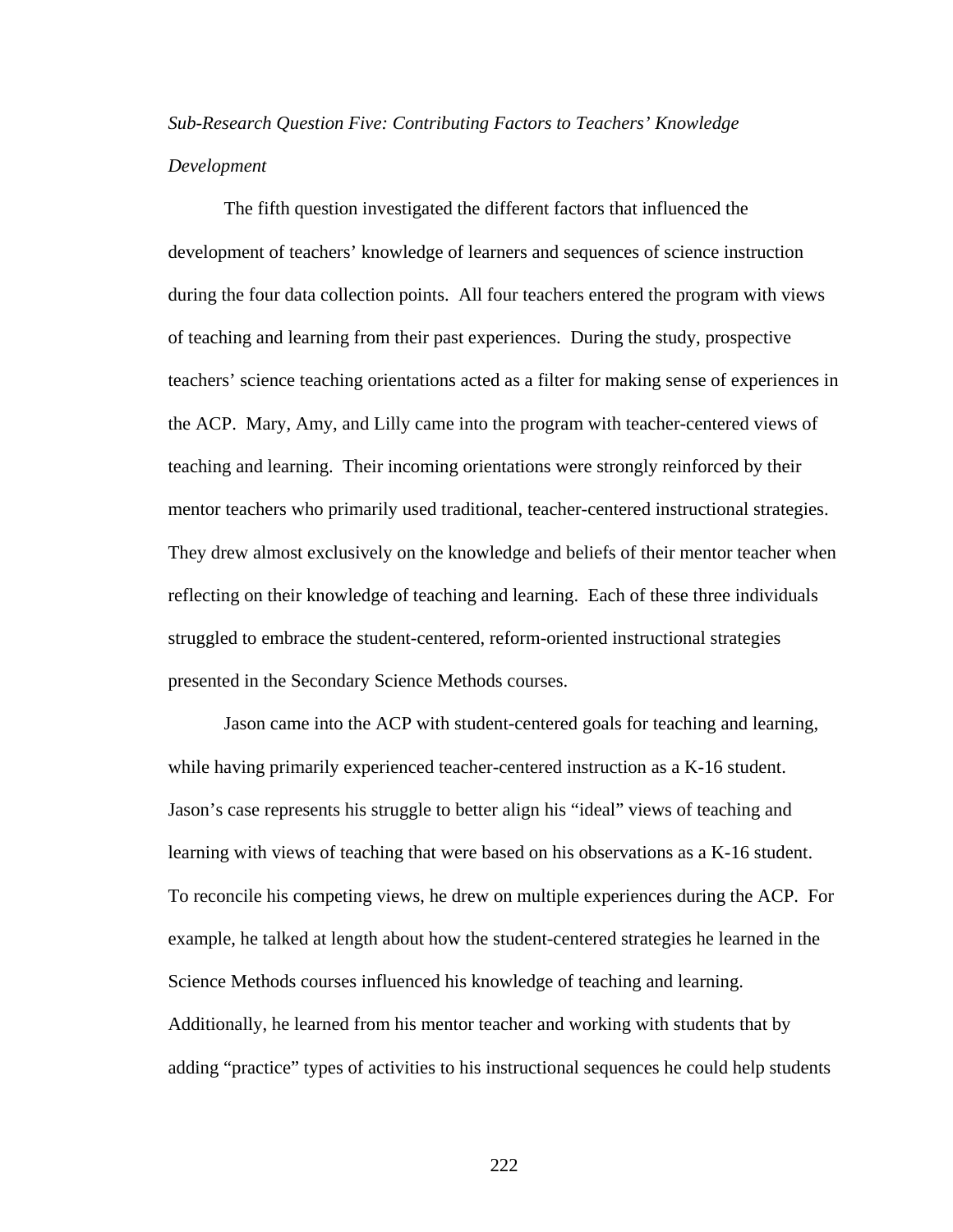*Sub-Research Question Five: Contributing Factors to Teachers' Knowledge Development*

The fifth question investigated the different factors that influenced the development of teachers' knowledge of learners and sequences of science instruction during the four data collection points. All four teachers entered the program with views of teaching and learning from their past experiences. During the study, prospective teachers' science teaching orientations acted as a filter for making sense of experiences in the ACP. Mary, Amy, and Lilly came into the program with teacher-centered views of teaching and learning. Their incoming orientations were strongly reinforced by their mentor teachers who primarily used traditional, teacher-centered instructional strategies. They drew almost exclusively on the knowledge and beliefs of their mentor teacher when reflecting on their knowledge of teaching and learning. Each of these three individuals struggled to embrace the student-centered, reform-oriented instructional strategies presented in the Secondary Science Methods courses.

Jason came into the ACP with student-centered goals for teaching and learning, while having primarily experienced teacher-centered instruction as a K-16 student. Jason's case represents his struggle to better align his "ideal" views of teaching and learning with views of teaching that were based on his observations as a K-16 student. To reconcile his competing views, he drew on multiple experiences during the ACP. For example, he talked at length about how the student-centered strategies he learned in the Science Methods courses influenced his knowledge of teaching and learning. Additionally, he learned from his mentor teacher and working with students that by adding "practice" types of activities to his instructional sequences he could help students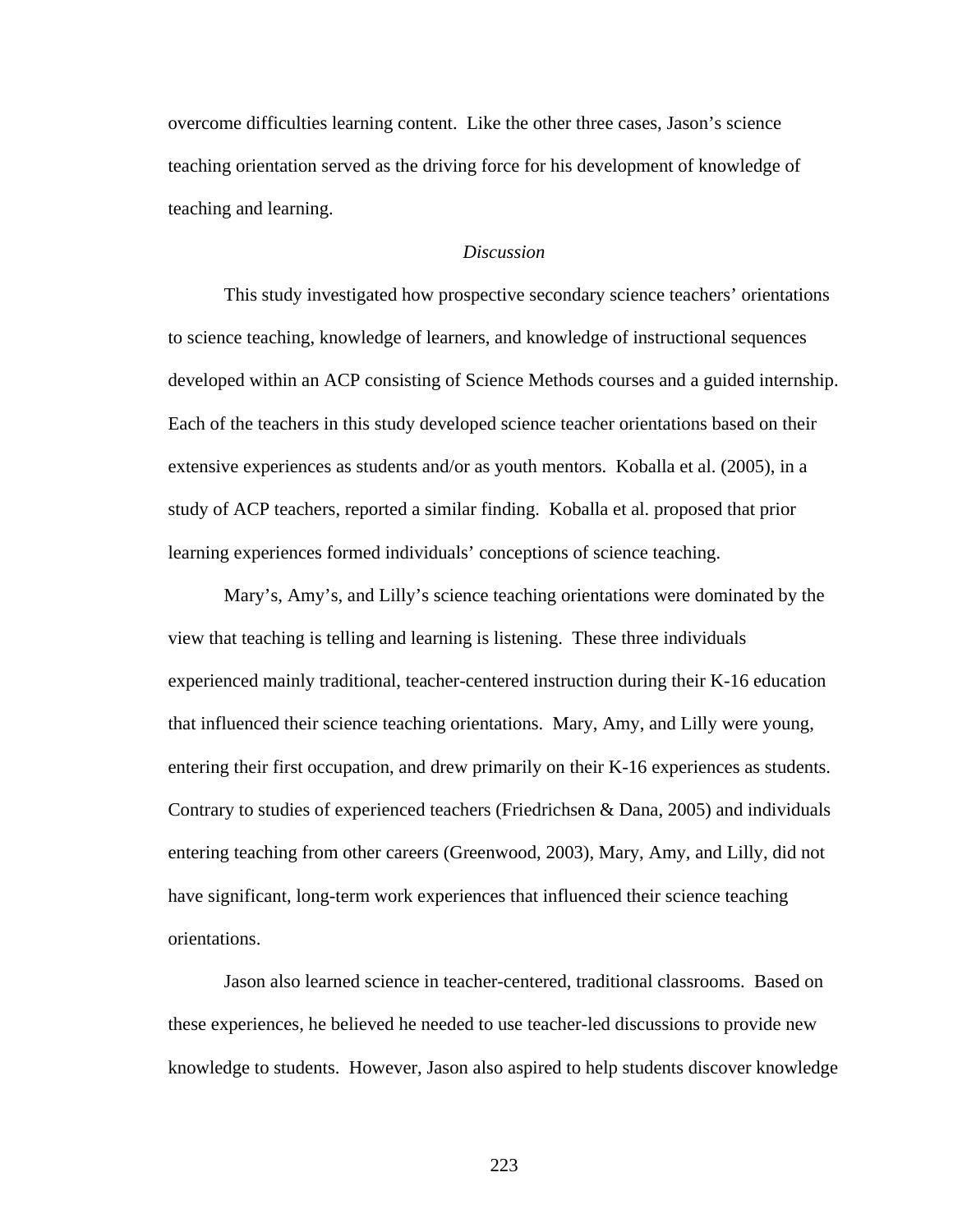overcome difficulties learning content. Like the other three cases, Jason's science teaching orientation served as the driving force for his development of knowledge of teaching and learning.

### *Discussion*

This study investigated how prospective secondary science teachers' orientations to science teaching, knowledge of learners, and knowledge of instructional sequences developed within an ACP consisting of Science Methods courses and a guided internship. Each of the teachers in this study developed science teacher orientations based on their extensive experiences as students and/or as youth mentors. Koballa et al. (2005), in a study of ACP teachers, reported a similar finding. Koballa et al. proposed that prior learning experiences formed individuals' conceptions of science teaching.

Mary's, Amy's, and Lilly's science teaching orientations were dominated by the view that teaching is telling and learning is listening. These three individuals experienced mainly traditional, teacher-centered instruction during their K-16 education that influenced their science teaching orientations. Mary, Amy, and Lilly were young, entering their first occupation, and drew primarily on their K-16 experiences as students. Contrary to studies of experienced teachers (Friedrichsen & Dana, 2005) and individuals entering teaching from other careers (Greenwood, 2003), Mary, Amy, and Lilly, did not have significant, long-term work experiences that influenced their science teaching orientations.

Jason also learned science in teacher-centered, traditional classrooms. Based on these experiences, he believed he needed to use teacher-led discussions to provide new knowledge to students. However, Jason also aspired to help students discover knowledge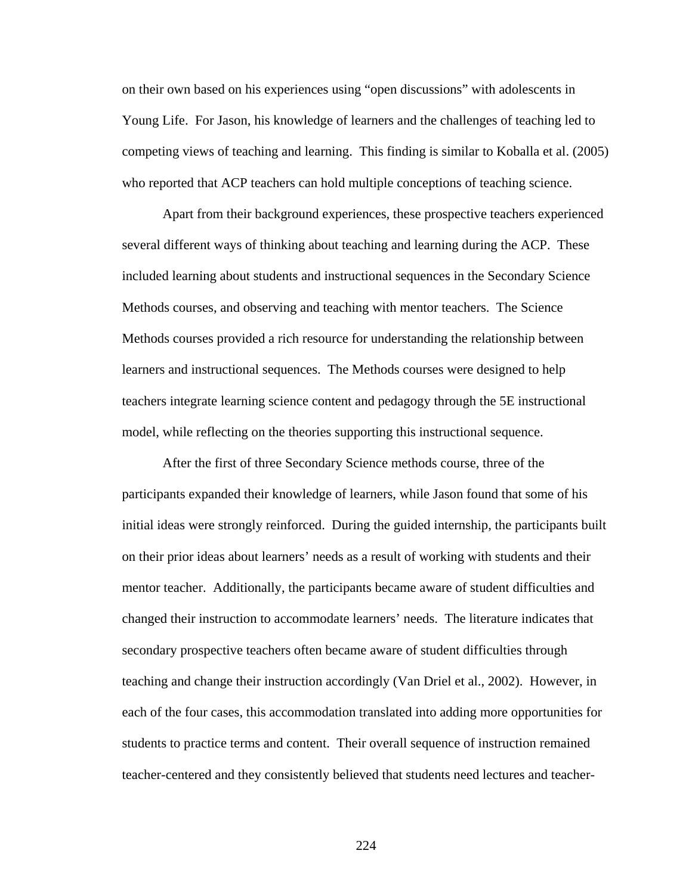on their own based on his experiences using "open discussions" with adolescents in Young Life. For Jason, his knowledge of learners and the challenges of teaching led to competing views of teaching and learning. This finding is similar to Koballa et al. (2005) who reported that ACP teachers can hold multiple conceptions of teaching science.

Apart from their background experiences, these prospective teachers experienced several different ways of thinking about teaching and learning during the ACP. These included learning about students and instructional sequences in the Secondary Science Methods courses, and observing and teaching with mentor teachers. The Science Methods courses provided a rich resource for understanding the relationship between learners and instructional sequences. The Methods courses were designed to help teachers integrate learning science content and pedagogy through the 5E instructional model, while reflecting on the theories supporting this instructional sequence.

After the first of three Secondary Science methods course, three of the participants expanded their knowledge of learners, while Jason found that some of his initial ideas were strongly reinforced. During the guided internship, the participants built on their prior ideas about learners' needs as a result of working with students and their mentor teacher. Additionally, the participants became aware of student difficulties and changed their instruction to accommodate learners' needs. The literature indicates that secondary prospective teachers often became aware of student difficulties through teaching and change their instruction accordingly (Van Driel et al., 2002). However, in each of the four cases, this accommodation translated into adding more opportunities for students to practice terms and content. Their overall sequence of instruction remained teacher-centered and they consistently believed that students need lectures and teacher-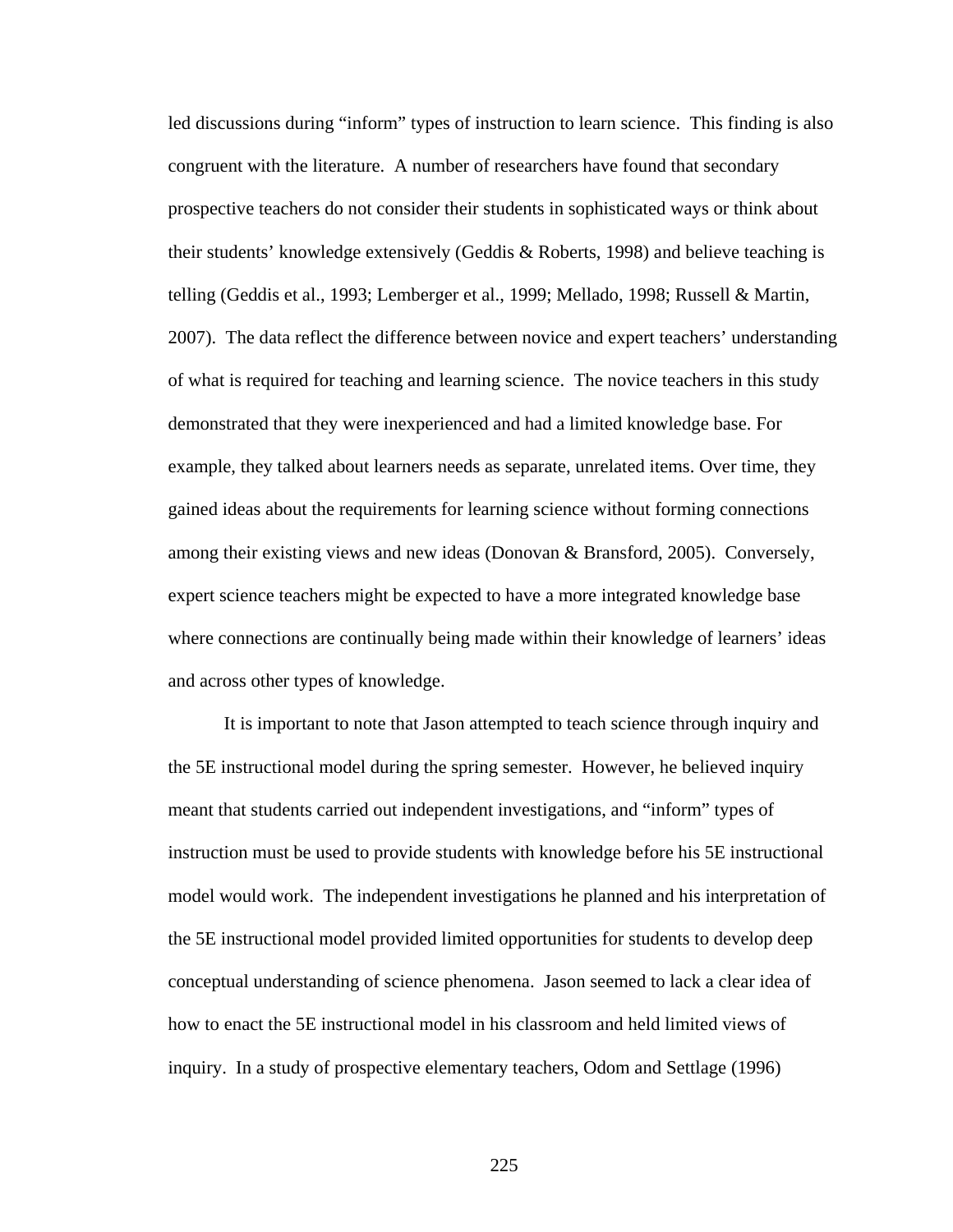led discussions during "inform" types of instruction to learn science. This finding is also congruent with the literature. A number of researchers have found that secondary prospective teachers do not consider their students in sophisticated ways or think about their students' knowledge extensively (Geddis & Roberts, 1998) and believe teaching is telling (Geddis et al., 1993; Lemberger et al., 1999; Mellado, 1998; Russell & Martin, 2007). The data reflect the difference between novice and expert teachers' understanding of what is required for teaching and learning science. The novice teachers in this study demonstrated that they were inexperienced and had a limited knowledge base. For example, they talked about learners needs as separate, unrelated items. Over time, they gained ideas about the requirements for learning science without forming connections among their existing views and new ideas (Donovan & Bransford, 2005). Conversely, expert science teachers might be expected to have a more integrated knowledge base where connections are continually being made within their knowledge of learners' ideas and across other types of knowledge.

It is important to note that Jason attempted to teach science through inquiry and the 5E instructional model during the spring semester. However, he believed inquiry meant that students carried out independent investigations, and "inform" types of instruction must be used to provide students with knowledge before his 5E instructional model would work. The independent investigations he planned and his interpretation of the 5E instructional model provided limited opportunities for students to develop deep conceptual understanding of science phenomena. Jason seemed to lack a clear idea of how to enact the 5E instructional model in his classroom and held limited views of inquiry. In a study of prospective elementary teachers, Odom and Settlage (1996)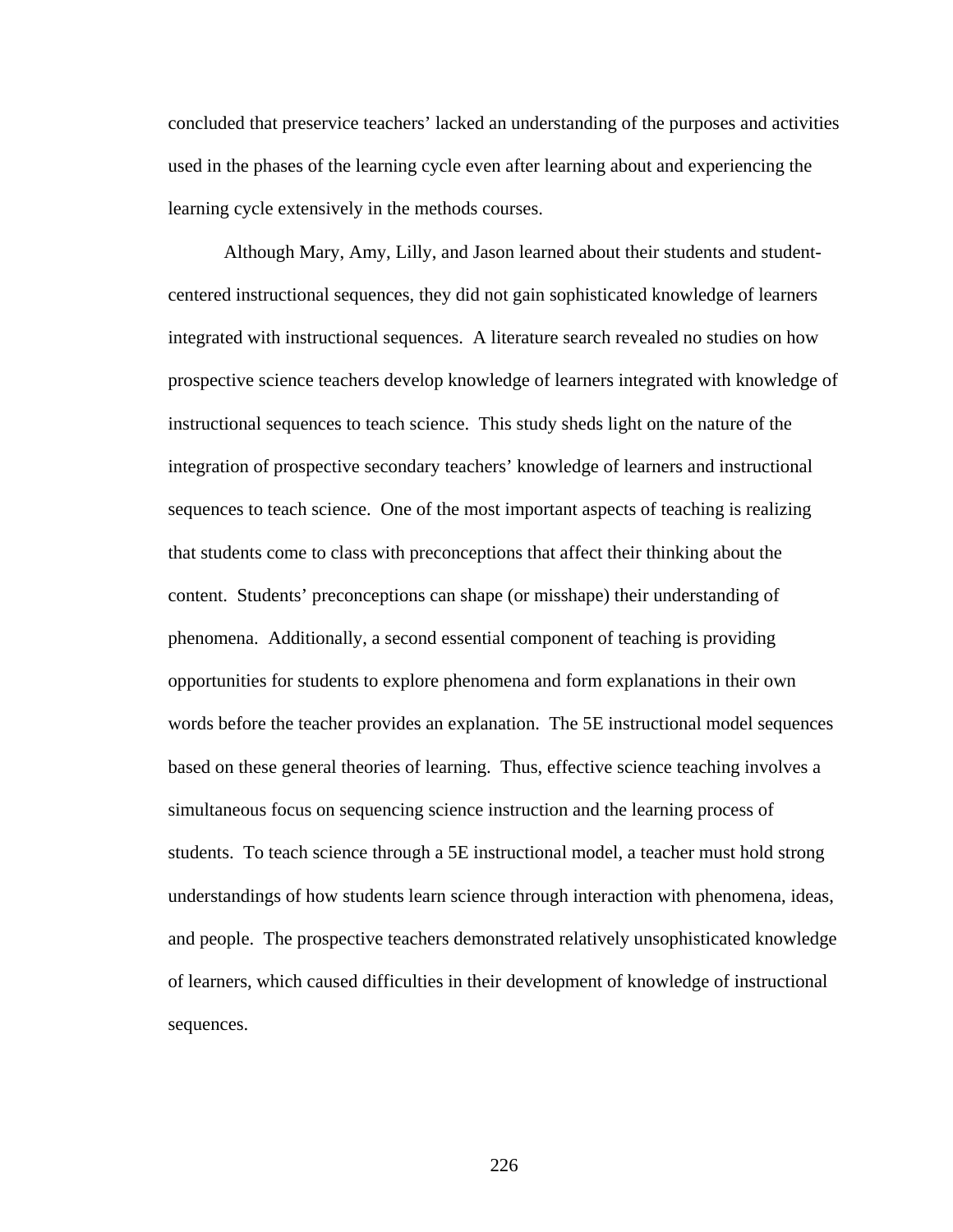concluded that preservice teachers' lacked an understanding of the purposes and activities used in the phases of the learning cycle even after learning about and experiencing the learning cycle extensively in the methods courses.

Although Mary, Amy, Lilly, and Jason learned about their students and student-centered instructional sequences, they did not gain sophisticated knowledge of learners integrated with instructional sequences. A literature search revealed no studies on how prospective science teachers develop knowledge of learners integrated with knowledge of instructional sequences to teach science. This study sheds light on the nature of the integration of prospective secondary teachers' knowledge of learners and instructional sequences to teach science. One of the most important aspects of teaching is realizing that students come to class with preconceptions that affect their thinking about the content. Students' preconceptions can shape (or misshape) their understanding of phenomena. Additionally, a second essential component of teaching is providing opportunities for students to explore phenomena and form explanations in their own words before the teacher provides an explanation. The 5E instructional model sequences based on these general theories of learning. Thus, effective science teaching involves a simultaneous focus on sequencing science instruction and the learning process of students. To teach science through a 5E instructional model, a teacher must hold strong understandings of how students learn science through interaction with phenomena, ideas, and people. The prospective teachers demonstrated relatively unsophisticated knowledge of learners, which caused difficulties in their development of knowledge of instructional sequences.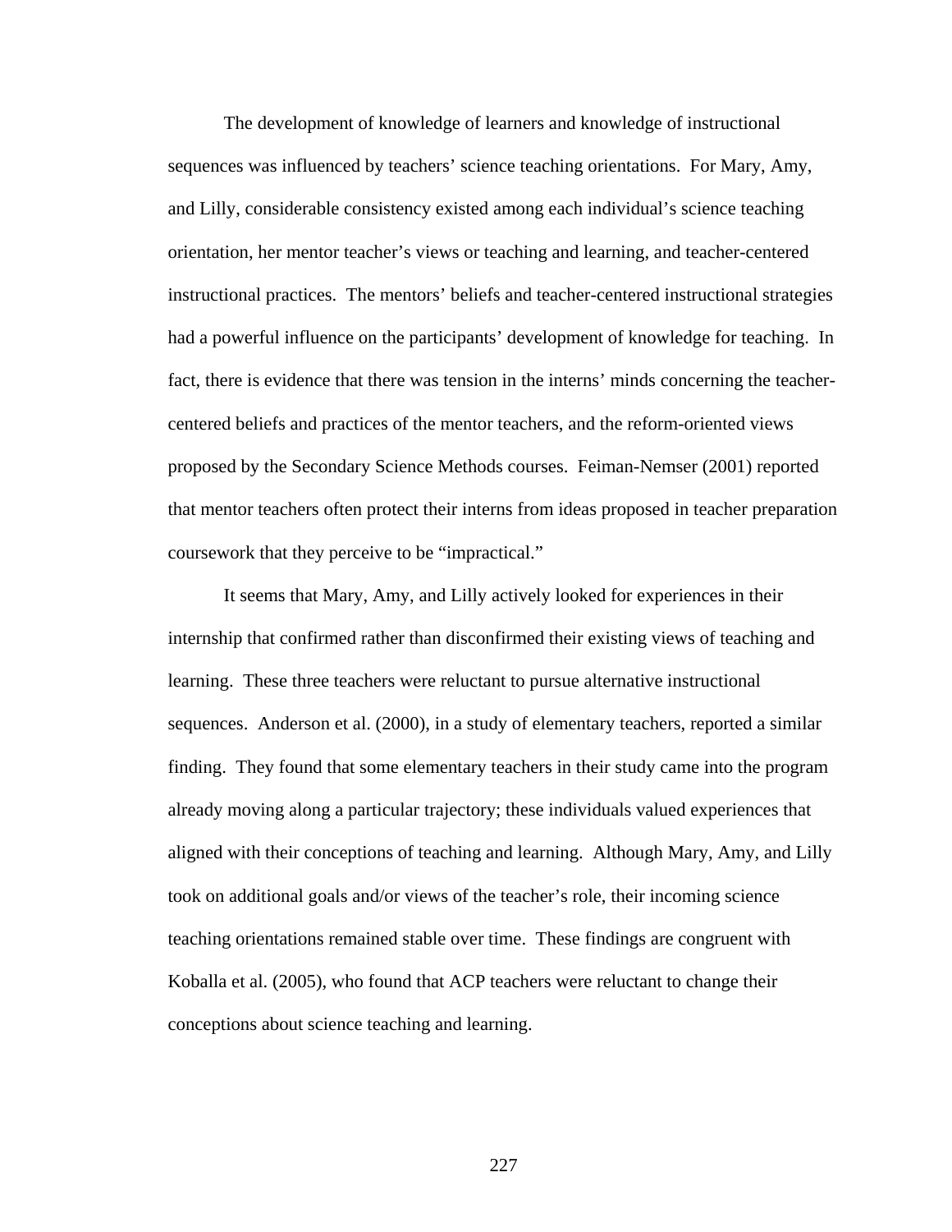The development of knowledge of learners and knowledge of instructional sequences was influenced by teachers' science teaching orientations. For Mary, Amy, and Lilly, considerable consistency existed among each individual's science teaching orientation, her mentor teacher's views or teaching and learning, and teacher-centered instructional practices. The mentors' beliefs and teacher-centered instructional strategies had a powerful influence on the participants' development of knowledge for teaching. In fact, there is evidence that there was tension in the interns' minds concerning the teacher-centered beliefs and practices of the mentor teachers, and the reform-oriented views proposed by the Secondary Science Methods courses. Feiman-Nemser (2001) reported that mentor teachers often protect their interns from ideas proposed in teacher preparation coursework that they perceive to be "impractical."

It seems that Mary, Amy, and Lilly actively looked for experiences in their internship that confirmed rather than disconfirmed their existing views of teaching and learning. These three teachers were reluctant to pursue alternative instructional sequences. Anderson et al. (2000), in a study of elementary teachers, reported a similar finding. They found that some elementary teachers in their study came into the program already moving along a particular trajectory; these individuals valued experiences that aligned with their conceptions of teaching and learning. Although Mary, Amy, and Lilly took on additional goals and/or views of the teacher's role, their incoming science teaching orientations remained stable over time. These findings are congruent with Koballa et al. (2005), who found that ACP teachers were reluctant to change their conceptions about science teaching and learning.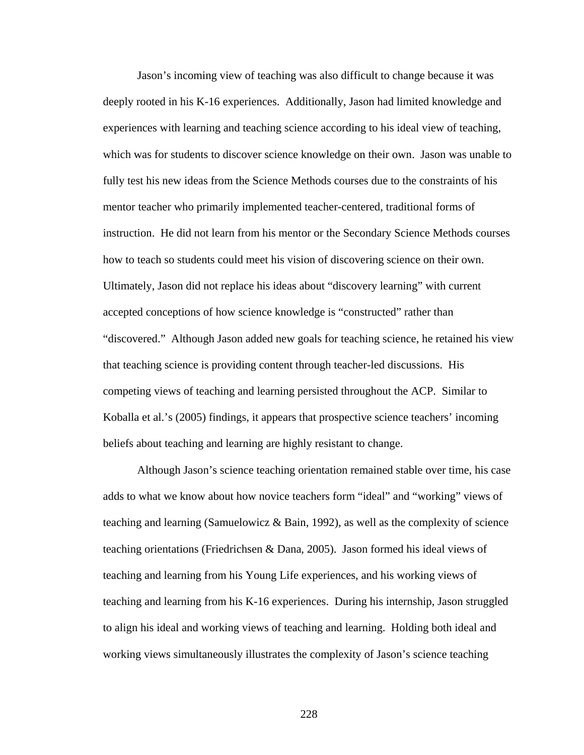Jason's incoming view of teaching was also difficult to change because it was deeply rooted in his K-16 experiences. Additionally, Jason had limited knowledge and experiences with learning and teaching science according to his ideal view of teaching, which was for students to discover science knowledge on their own. Jason was unable to fully test his new ideas from the Science Methods courses due to the constraints of his mentor teacher who primarily implemented teacher-centered, traditional forms of instruction. He did not learn from his mentor or the Secondary Science Methods courses how to teach so students could meet his vision of discovering science on their own. Ultimately, Jason did not replace his ideas about "discovery learning" with current accepted conceptions of how science knowledge is "constructed" rather than "discovered." Although Jason added new goals for teaching science, he retained his view that teaching science is providing content through teacher-led discussions. His competing views of teaching and learning persisted throughout the ACP. Similar to Koballa et al.'s (2005) findings, it appears that prospective science teachers' incoming beliefs about teaching and learning are highly resistant to change.

Although Jason's science teaching orientation remained stable over time, his case adds to what we know about how novice teachers form "ideal" and "working" views of teaching and learning (Samuelowicz & Bain, 1992), as well as the complexity of science teaching orientations (Friedrichsen & Dana, 2005). Jason formed his ideal views of teaching and learning from his Young Life experiences, and his working views of teaching and learning from his K-16 experiences. During his internship, Jason struggled to align his ideal and working views of teaching and learning. Holding both ideal and working views simultaneously illustrates the complexity of Jason's science teaching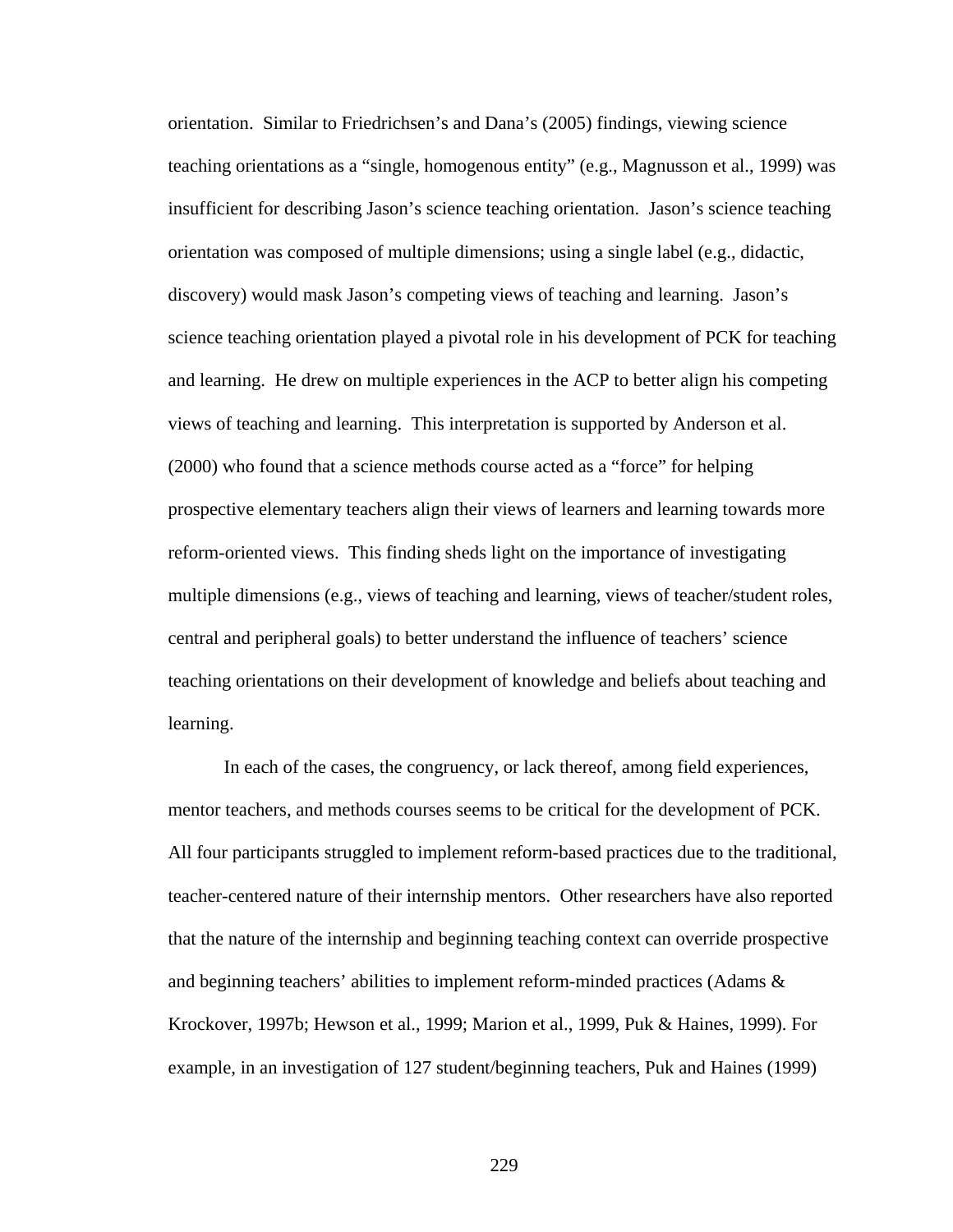orientation. Similar to Friedrichsen's and Dana's (2005) findings, viewing science teaching orientations as a "single, homogenous entity" (e.g., Magnusson et al., 1999) was insufficient for describing Jason's science teaching orientation. Jason's science teaching orientation was composed of multiple dimensions; using a single label (e.g., didactic, discovery) would mask Jason's competing views of teaching and learning. Jason's science teaching orientation played a pivotal role in his development of PCK for teaching and learning. He drew on multiple experiences in the ACP to better align his competing views of teaching and learning. This interpretation is supported by Anderson et al. (2000) who found that a science methods course acted as a "force" for helping prospective elementary teachers align their views of learners and learning towards more reform-oriented views. This finding sheds light on the importance of investigating multiple dimensions (e.g., views of teaching and learning, views of teacher/student roles, central and peripheral goals) to better understand the influence of teachers' science teaching orientations on their development of knowledge and beliefs about teaching and learning.

In each of the cases, the congruency, or lack thereof, among field experiences, mentor teachers, and methods courses seems to be critical for the development of PCK. All four participants struggled to implement reform-based practices due to the traditional, teacher-centered nature of their internship mentors. Other researchers have also reported that the nature of the internship and beginning teaching context can override prospective and beginning teachers' abilities to implement reform-minded practices (Adams & Krockover, 1997b; Hewson et al., 1999; Marion et al., 1999, Puk & Haines, 1999). For example, in an investigation of 127 student/beginning teachers, Puk and Haines (1999)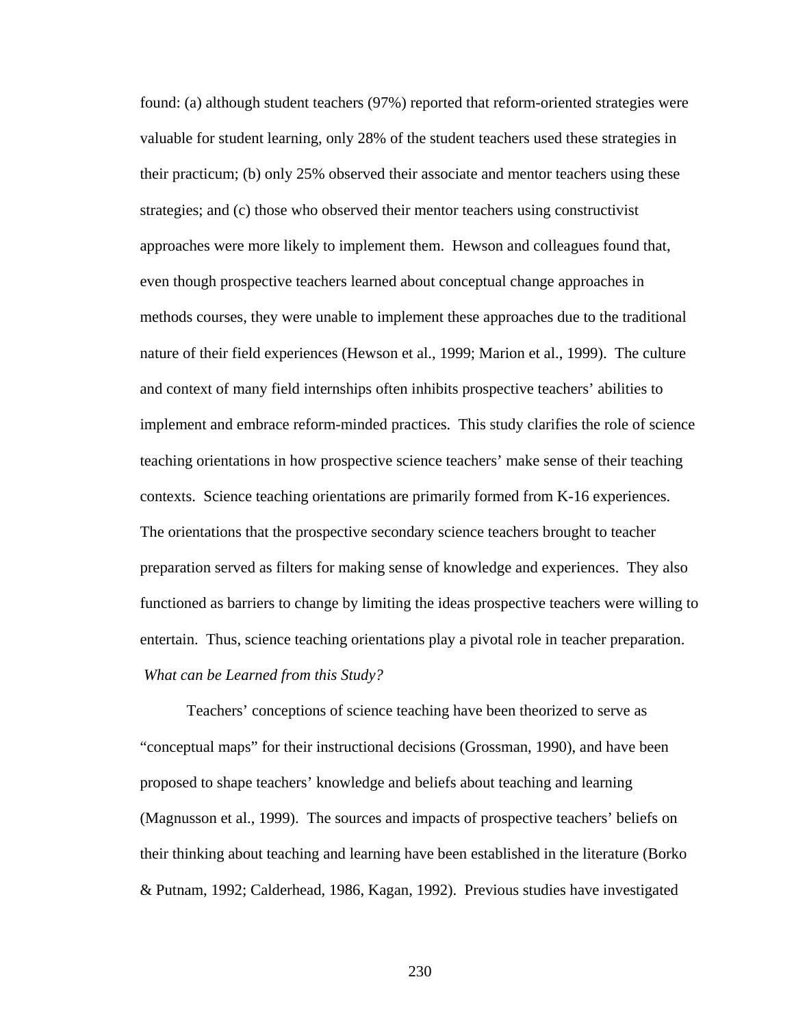found: (a) although student teachers (97%) reported that reform-oriented strategies were valuable for student learning, only 28% of the student teachers used these strategies in their practicum; (b) only 25% observed their associate and mentor teachers using these strategies; and (c) those who observed their mentor teachers using constructivist approaches were more likely to implement them. Hewson and colleagues found that, even though prospective teachers learned about conceptual change approaches in methods courses, they were unable to implement these approaches due to the traditional nature of their field experiences (Hewson et al., 1999; Marion et al., 1999). The culture and context of many field internships often inhibits prospective teachers' abilities to implement and embrace reform-minded practices. This study clarifies the role of science teaching orientations in how prospective science teachers' make sense of their teaching contexts. Science teaching orientations are primarily formed from K-16 experiences. The orientations that the prospective secondary science teachers brought to teacher preparation served as filters for making sense of knowledge and experiences. They also functioned as barriers to change by limiting the ideas prospective teachers were willing to entertain. Thus, science teaching orientations play a pivotal role in teacher preparation.

*What can be Learned from this Study?*

Teachers' conceptions of science teaching have been theorized to serve as "conceptual maps" for their instructional decisions (Grossman, 1990), and have been proposed to shape teachers' knowledge and beliefs about teaching and learning (Magnusson et al., 1999). The sources and impacts of prospective teachers' beliefs on their thinking about teaching and learning have been established in the literature (Borko & Putnam, 1992; Calderhead, 1986, Kagan, 1992). Previous studies have investigated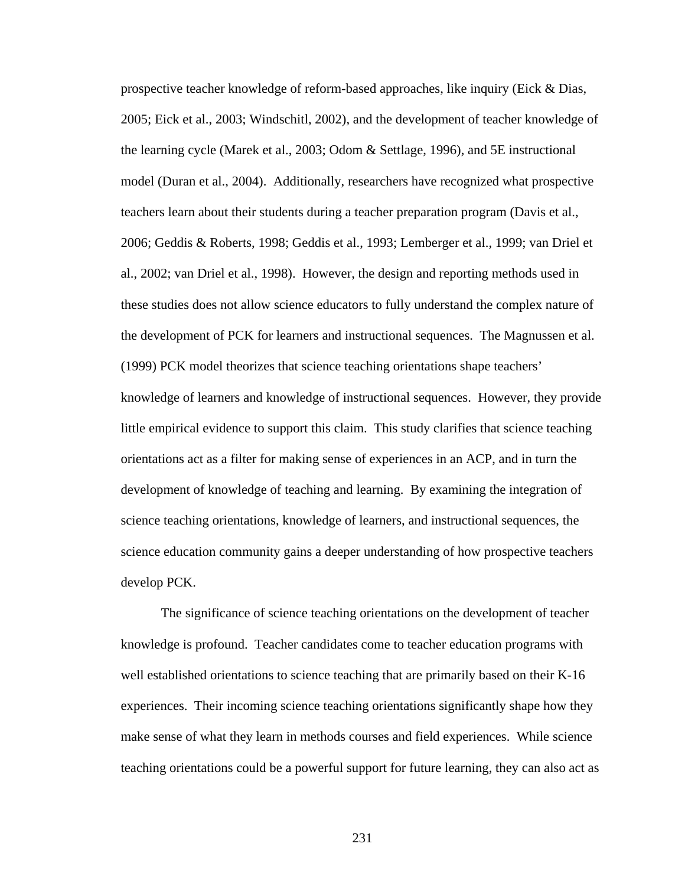prospective teacher knowledge of reform-based approaches, like inquiry (Eick & Dias, 2005; Eick et al., 2003; Windschitl, 2002), and the development of teacher knowledge of the learning cycle (Marek et al., 2003; Odom & Settlage, 1996), and 5E instructional model (Duran et al., 2004). Additionally, researchers have recognized what prospective teachers learn about their students during a teacher preparation program (Davis et al., 2006; Geddis & Roberts, 1998; Geddis et al., 1993; Lemberger et al., 1999; van Driel et al., 2002; van Driel et al., 1998). However, the design and reporting methods used in these studies does not allow science educators to fully understand the complex nature of the development of PCK for learners and instructional sequences. The Magnussen et al. (1999) PCK model theorizes that science teaching orientations shape teachers' knowledge of learners and knowledge of instructional sequences. However, they provide little empirical evidence to support this claim. This study clarifies that science teaching orientations act as a filter for making sense of experiences in an ACP, and in turn the development of knowledge of teaching and learning. By examining the integration of science teaching orientations, knowledge of learners, and instructional sequences, the science education community gains a deeper understanding of how prospective teachers develop PCK.

The significance of science teaching orientations on the development of teacher knowledge is profound. Teacher candidates come to teacher education programs with well established orientations to science teaching that are primarily based on their K-16 experiences. Their incoming science teaching orientations significantly shape how they make sense of what they learn in methods courses and field experiences. While science teaching orientations could be a powerful support for future learning, they can also act as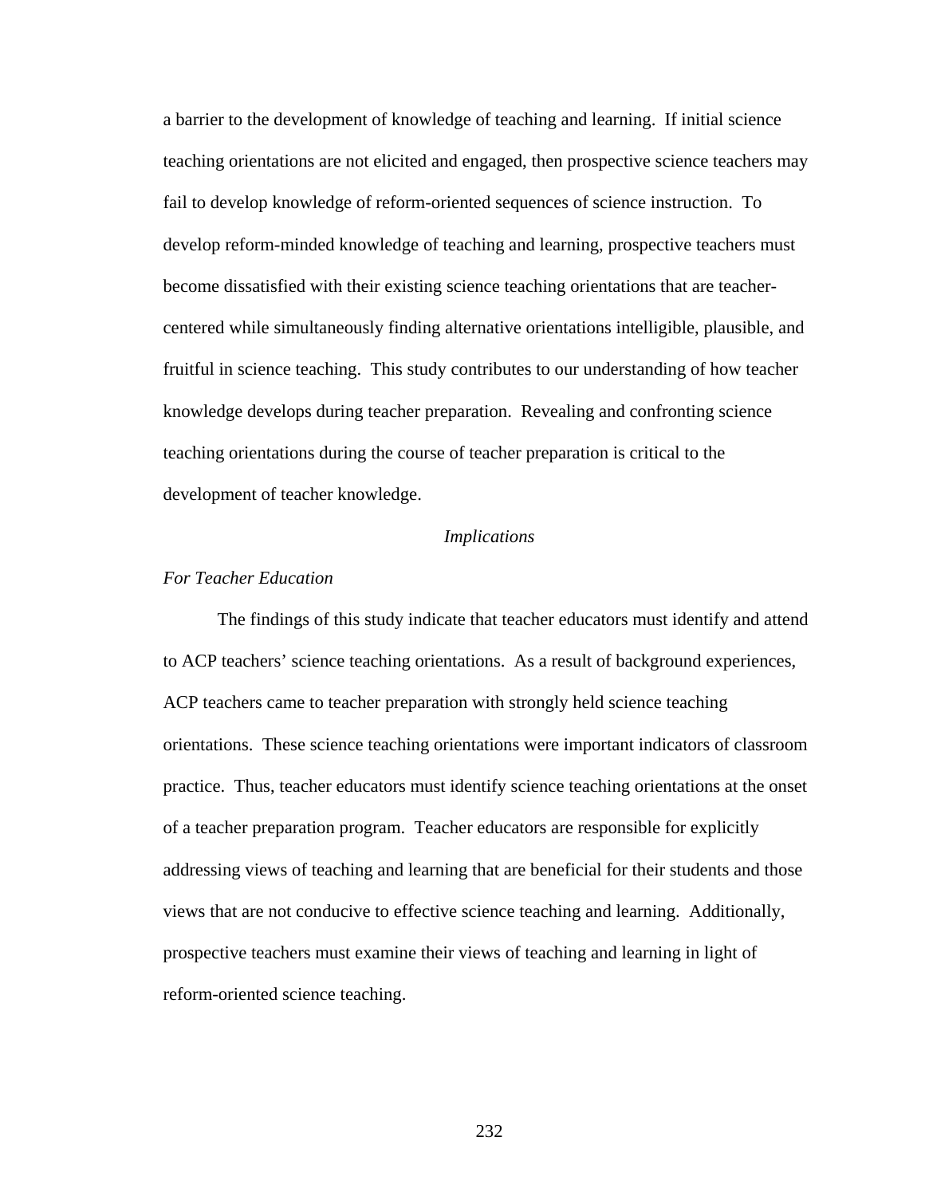a barrier to the development of knowledge of teaching and learning. If initial science teaching orientations are not elicited and engaged, then prospective science teachers may fail to develop knowledge of reform-oriented sequences of science instruction. To develop reform-minded knowledge of teaching and learning, prospective teachers must become dissatisfied with their existing science teaching orientations that are teacher-centered while simultaneously finding alternative orientations intelligible, plausible, and fruitful in science teaching. This study contributes to our understanding of how teacher knowledge develops during teacher preparation. Revealing and confronting science teaching orientations during the course of teacher preparation is critical to the development of teacher knowledge.

## *Implications*

### *For Teacher Education*

The findings of this study indicate that teacher educators must identify and attend to ACP teachers' science teaching orientations. As a result of background experiences, ACP teachers came to teacher preparation with strongly held science teaching orientations. These science teaching orientations were important indicators of classroom practice. Thus, teacher educators must identify science teaching orientations at the onset of a teacher preparation program. Teacher educators are responsible for explicitly addressing views of teaching and learning that are beneficial for their students and those views that are not conducive to effective science teaching and learning. Additionally, prospective teachers must examine their views of teaching and learning in light of reform-oriented science teaching.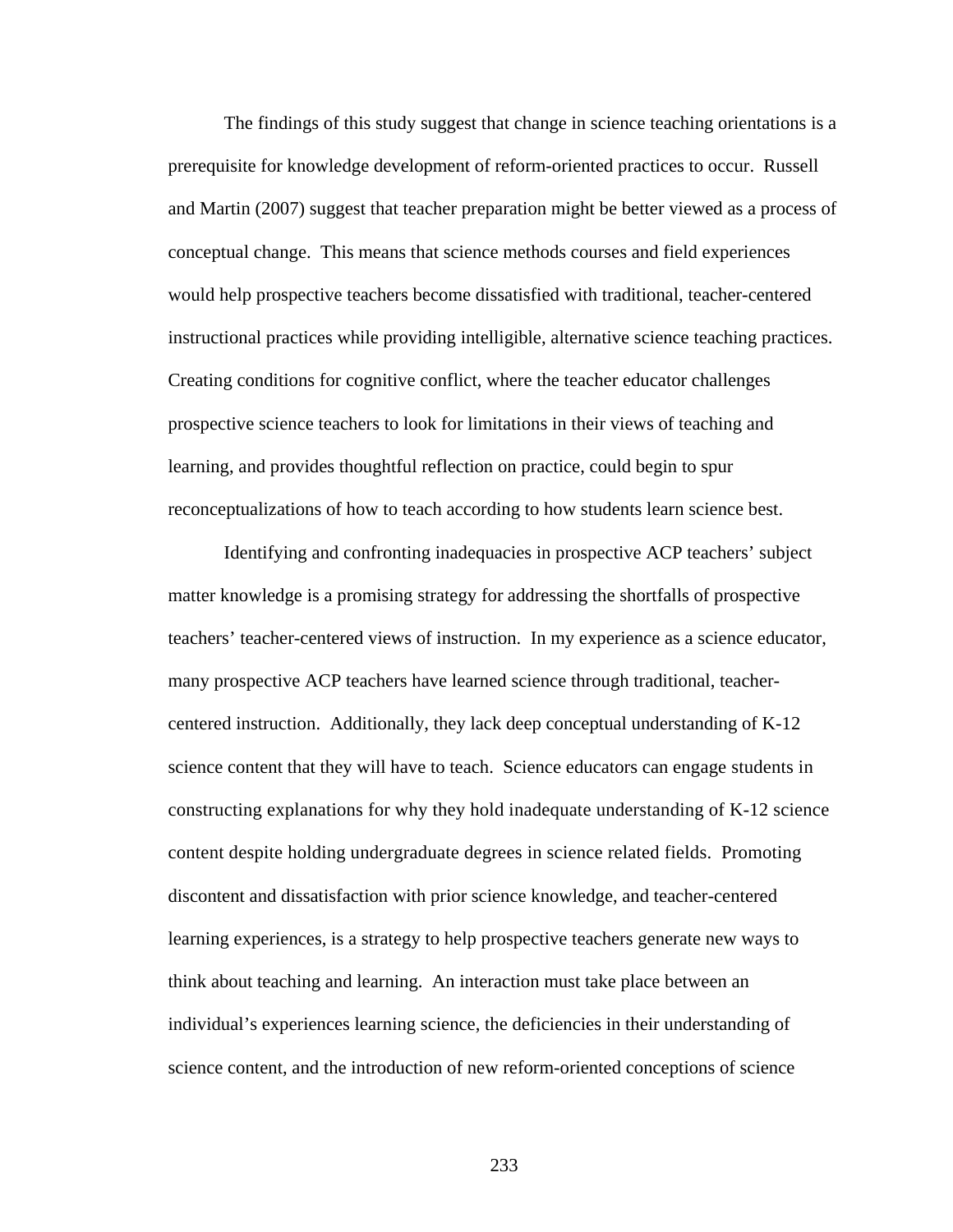The findings of this study suggest that change in science teaching orientations is a prerequisite for knowledge development of reform-oriented practices to occur. Russell and Martin (2007) suggest that teacher preparation might be better viewed as a process of conceptual change. This means that science methods courses and field experiences would help prospective teachers become dissatisfied with traditional, teacher-centered instructional practices while providing intelligible, alternative science teaching practices. Creating conditions for cognitive conflict, where the teacher educator challenges prospective science teachers to look for limitations in their views of teaching and learning, and provides thoughtful reflection on practice, could begin to spur reconceptualizations of how to teach according to how students learn science best.

Identifying and confronting inadequacies in prospective ACP teachers' subject matter knowledge is a promising strategy for addressing the shortfalls of prospective teachers' teacher-centered views of instruction. In my experience as a science educator, many prospective ACP teachers have learned science through traditional, teacher-centered instruction. Additionally, they lack deep conceptual understanding of K-12 science content that they will have to teach. Science educators can engage students in constructing explanations for why they hold inadequate understanding of K-12 science content despite holding undergraduate degrees in science related fields. Promoting discontent and dissatisfaction with prior science knowledge, and teacher-centered learning experiences, is a strategy to help prospective teachers generate new ways to think about teaching and learning. An interaction must take place between an individual's experiences learning science, the deficiencies in their understanding of science content, and the introduction of new reform-oriented conceptions of science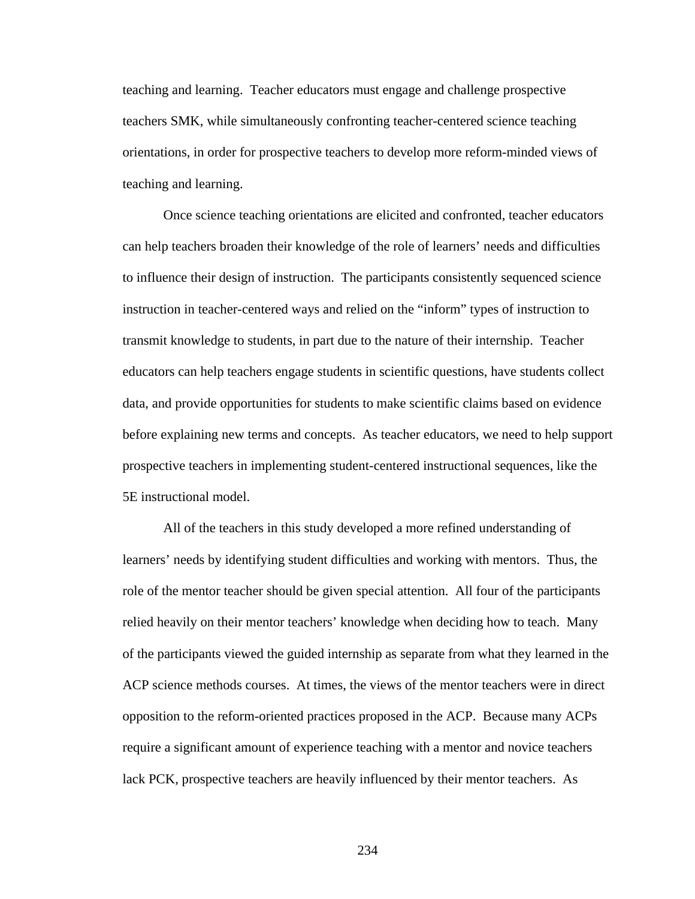teaching and learning. Teacher educators must engage and challenge prospective teachers SMK, while simultaneously confronting teacher-centered science teaching orientations, in order for prospective teachers to develop more reform-minded views of teaching and learning.

Once science teaching orientations are elicited and confronted, teacher educators can help teachers broaden their knowledge of the role of learners' needs and difficulties to influence their design of instruction. The participants consistently sequenced science instruction in teacher-centered ways and relied on the "inform" types of instruction to transmit knowledge to students, in part due to the nature of their internship. Teacher educators can help teachers engage students in scientific questions, have students collect data, and provide opportunities for students to make scientific claims based on evidence before explaining new terms and concepts. As teacher educators, we need to help support prospective teachers in implementing student-centered instructional sequences, like the 5E instructional model.

All of the teachers in this study developed a more refined understanding of learners' needs by identifying student difficulties and working with mentors. Thus, the role of the mentor teacher should be given special attention. All four of the participants relied heavily on their mentor teachers' knowledge when deciding how to teach. Many of the participants viewed the guided internship as separate from what they learned in the ACP science methods courses. At times, the views of the mentor teachers were in direct opposition to the reform-oriented practices proposed in the ACP. Because many ACPs require a significant amount of experience teaching with a mentor and novice teachers lack PCK, prospective teachers are heavily influenced by their mentor teachers. As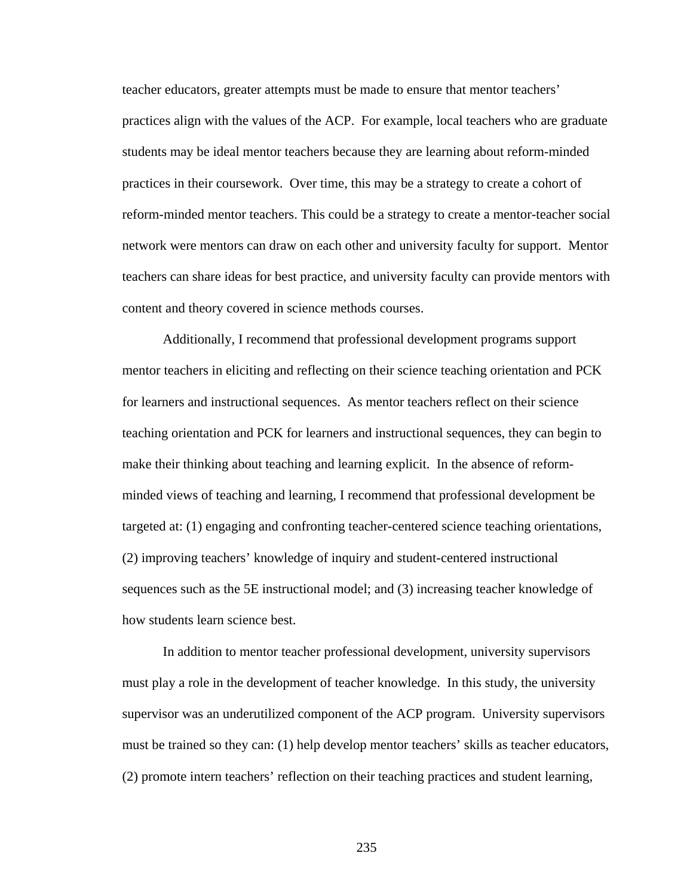teacher educators, greater attempts must be made to ensure that mentor teachers' practices align with the values of the ACP. For example, local teachers who are graduate students may be ideal mentor teachers because they are learning about reform-minded practices in their coursework. Over time, this may be a strategy to create a cohort of reform-minded mentor teachers. This could be a strategy to create a mentor-teacher social network were mentors can draw on each other and university faculty for support. Mentor teachers can share ideas for best practice, and university faculty can provide mentors with content and theory covered in science methods courses.

Additionally, I recommend that professional development programs support mentor teachers in eliciting and reflecting on their science teaching orientation and PCK for learners and instructional sequences. As mentor teachers reflect on their science teaching orientation and PCK for learners and instructional sequences, they can begin to make their thinking about teaching and learning explicit. In the absence of reform-minded views of teaching and learning, I recommend that professional development be targeted at: (1) engaging and confronting teacher-centered science teaching orientations, (2) improving teachers' knowledge of inquiry and student-centered instructional sequences such as the 5E instructional model; and (3) increasing teacher knowledge of how students learn science best.

In addition to mentor teacher professional development, university supervisors must play a role in the development of teacher knowledge. In this study, the university supervisor was an underutilized component of the ACP program. University supervisors must be trained so they can: (1) help develop mentor teachers' skills as teacher educators, (2) promote intern teachers' reflection on their teaching practices and student learning,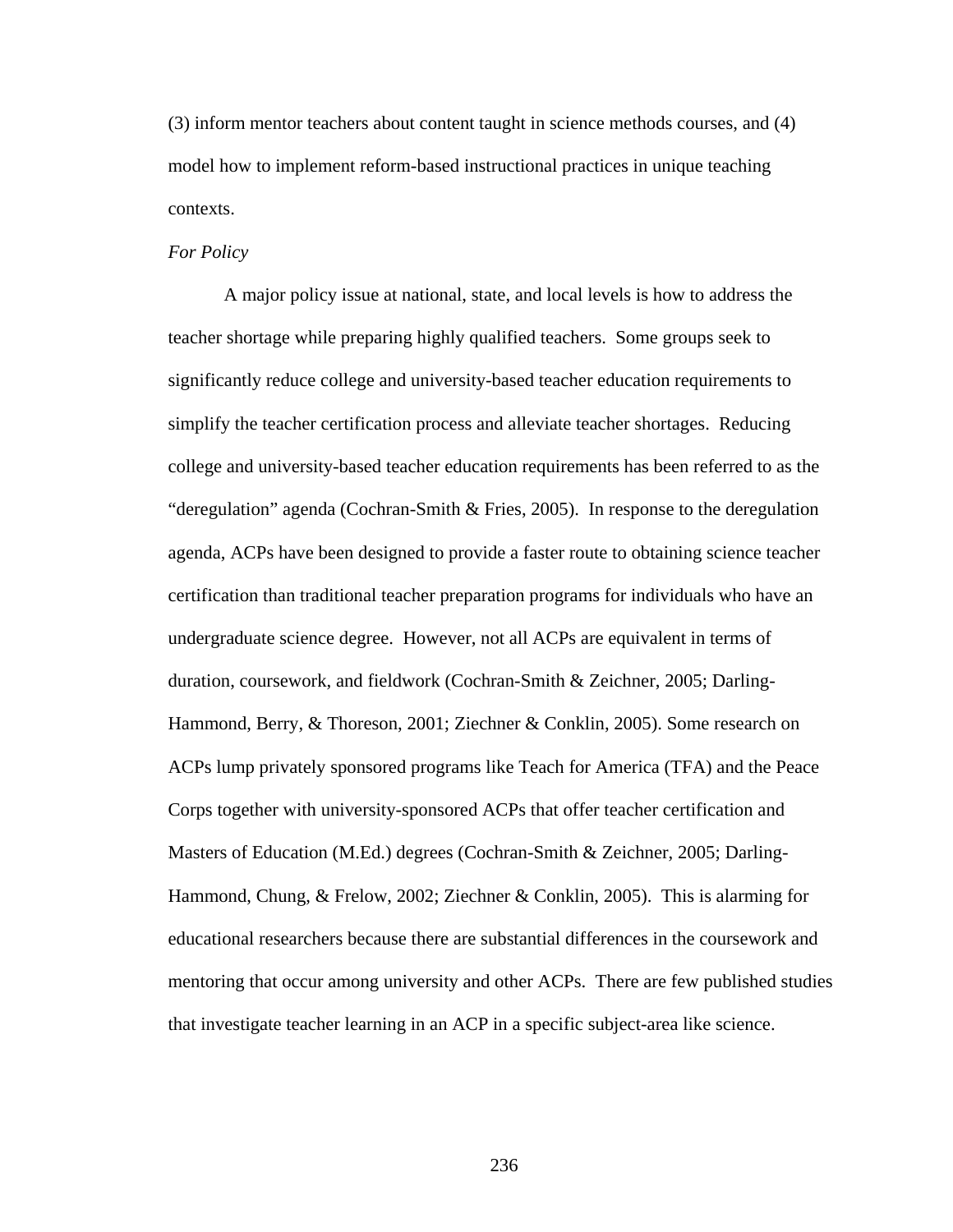(3) inform mentor teachers about content taught in science methods courses, and (4) model how to implement reform-based instructional practices in unique teaching contexts.

*For Policy*

A major policy issue at national, state, and local levels is how to address the teacher shortage while preparing highly qualified teachers. Some groups seek to significantly reduce college and university-based teacher education requirements to simplify the teacher certification process and alleviate teacher shortages. Reducing college and university-based teacher education requirements has been referred to as the "deregulation" agenda (Cochran-Smith & Fries, 2005). In response to the deregulation agenda, ACPs have been designed to provide a faster route to obtaining science teacher certification than traditional teacher preparation programs for individuals who have an undergraduate science degree. However, not all ACPs are equivalent in terms of duration, coursework, and fieldwork (Cochran-Smith & Zeichner, 2005; Darling-Hammond, Berry, & Thoreson, 2001; Ziechner & Conklin, 2005). Some research on ACPs lump privately sponsored programs like Teach for America (TFA) and the Peace Corps together with university-sponsored ACPs that offer teacher certification and Masters of Education (M.Ed.) degrees (Cochran-Smith & Zeichner, 2005; Darling-Hammond, Chung, & Frelow, 2002; Ziechner & Conklin, 2005). This is alarming for educational researchers because there are substantial differences in the coursework and mentoring that occur among university and other ACPs. There are few published studies that investigate teacher learning in an ACP in a specific subject-area like science.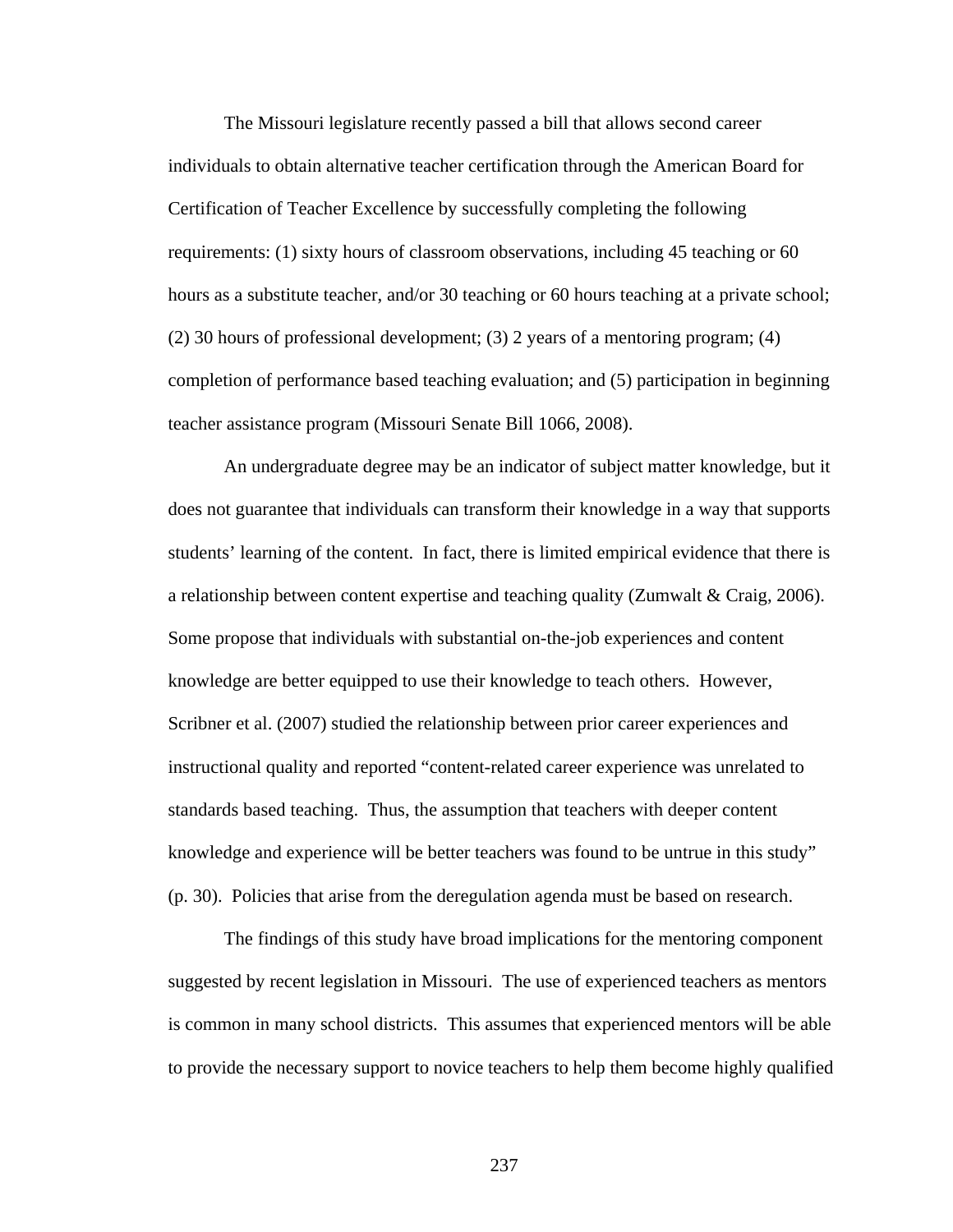The Missouri legislature recently passed a bill that allows second career individuals to obtain alternative teacher certification through the American Board for Certification of Teacher Excellence by successfully completing the following requirements: (1) sixty hours of classroom observations, including 45 teaching or 60 hours as a substitute teacher, and/or 30 teaching or 60 hours teaching at a private school; (2) 30 hours of professional development; (3) 2 years of a mentoring program; (4) completion of performance based teaching evaluation; and (5) participation in beginning teacher assistance program (Missouri Senate Bill 1066, 2008).

An undergraduate degree may be an indicator of subject matter knowledge, but it does not guarantee that individuals can transform their knowledge in a way that supports students' learning of the content. In fact, there is limited empirical evidence that there is a relationship between content expertise and teaching quality (Zumwalt & Craig, 2006). Some propose that individuals with substantial on-the-job experiences and content knowledge are better equipped to use their knowledge to teach others. However, Scribner et al. (2007) studied the relationship between prior career experiences and instructional quality and reported "content-related career experience was unrelated to standards based teaching. Thus, the assumption that teachers with deeper content knowledge and experience will be better teachers was found to be untrue in this study" (p. 30). Policies that arise from the deregulation agenda must be based on research.

The findings of this study have broad implications for the mentoring component suggested by recent legislation in Missouri. The use of experienced teachers as mentors is common in many school districts. This assumes that experienced mentors will be able to provide the necessary support to novice teachers to help them become highly qualified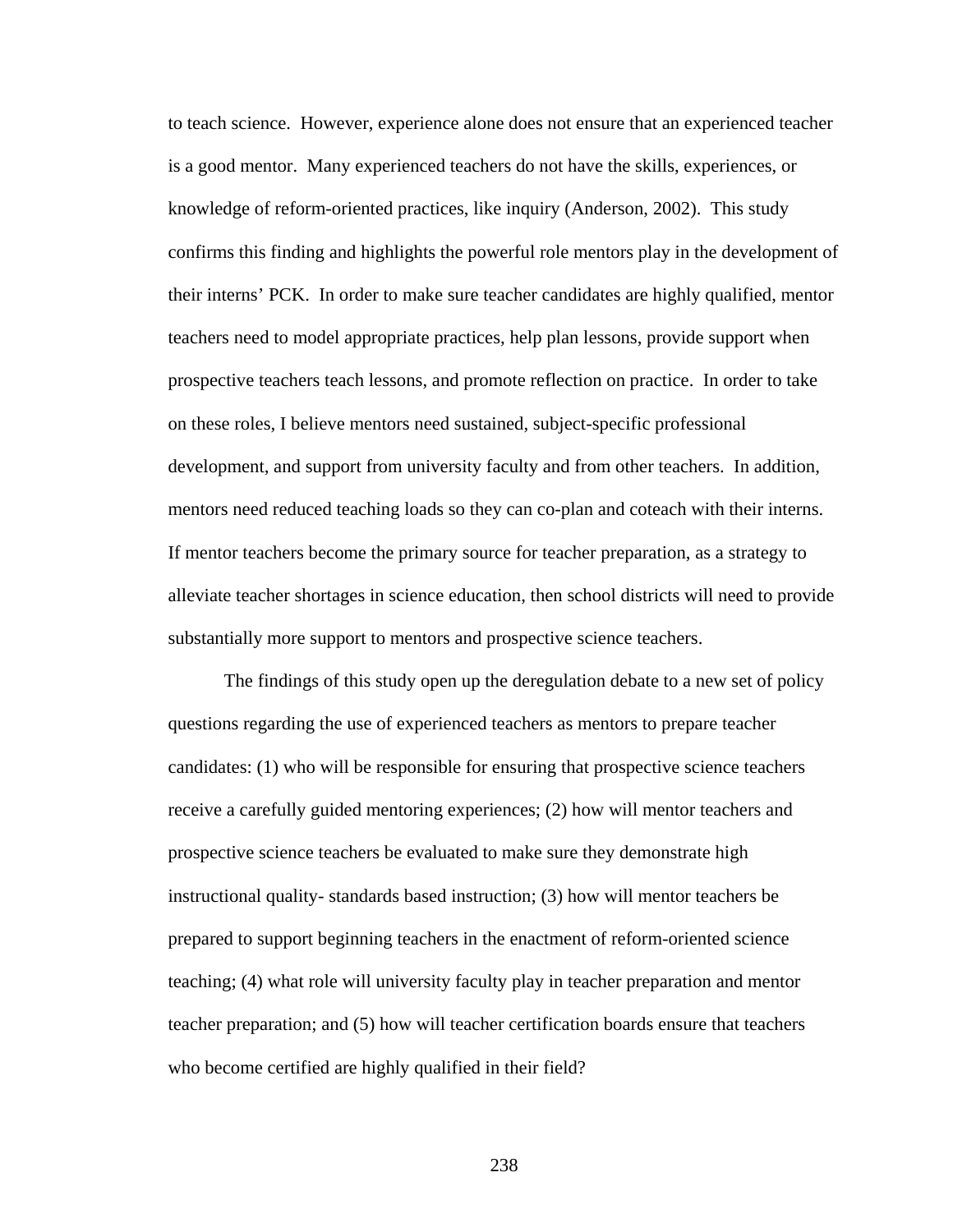to teach science. However, experience alone does not ensure that an experienced teacher is a good mentor. Many experienced teachers do not have the skills, experiences, or knowledge of reform-oriented practices, like inquiry (Anderson, 2002). This study confirms this finding and highlights the powerful role mentors play in the development of their interns' PCK. In order to make sure teacher candidates are highly qualified, mentor teachers need to model appropriate practices, help plan lessons, provide support when prospective teachers teach lessons, and promote reflection on practice. In order to take on these roles, I believe mentors need sustained, subject-specific professional development, and support from university faculty and from other teachers. In addition, mentors need reduced teaching loads so they can co-plan and coteach with their interns. If mentor teachers become the primary source for teacher preparation, as a strategy to alleviate teacher shortages in science education, then school districts will need to provide substantially more support to mentors and prospective science teachers.

The findings of this study open up the deregulation debate to a new set of policy questions regarding the use of experienced teachers as mentors to prepare teacher candidates: (1) who will be responsible for ensuring that prospective science teachers receive a carefully guided mentoring experiences; (2) how will mentor teachers and prospective science teachers be evaluated to make sure they demonstrate high instructional quality- standards based instruction; (3) how will mentor teachers be prepared to support beginning teachers in the enactment of reform-oriented science teaching; (4) what role will university faculty play in teacher preparation and mentor teacher preparation; and (5) how will teacher certification boards ensure that teachers who become certified are highly qualified in their field?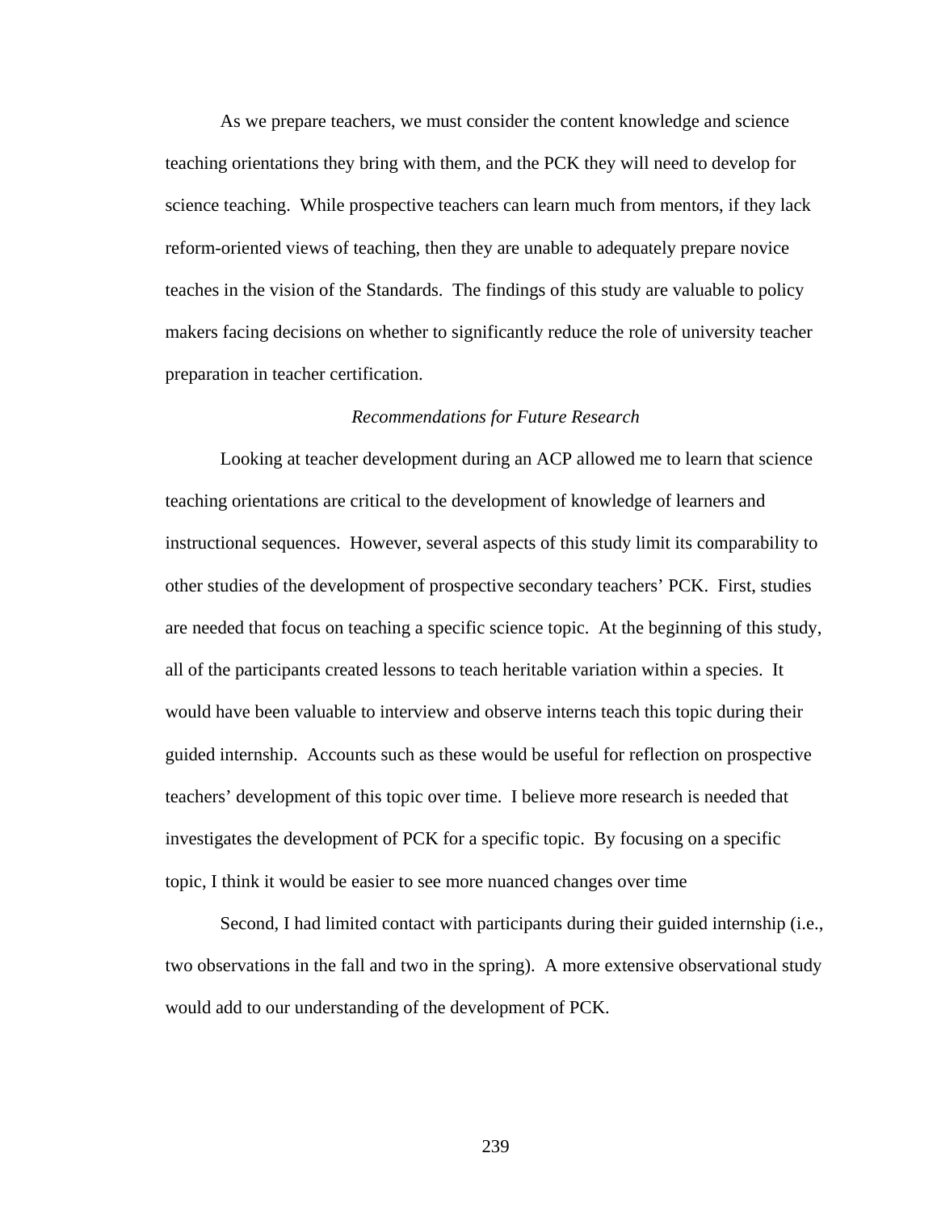As we prepare teachers, we must consider the content knowledge and science teaching orientations they bring with them, and the PCK they will need to develop for science teaching. While prospective teachers can learn much from mentors, if they lack reform-oriented views of teaching, then they are unable to adequately prepare novice teaches in the vision of the Standards. The findings of this study are valuable to policy makers facing decisions on whether to significantly reduce the role of university teacher preparation in teacher certification.

### *Recommendations for Future Research*

Looking at teacher development during an ACP allowed me to learn that science teaching orientations are critical to the development of knowledge of learners and instructional sequences. However, several aspects of this study limit its comparability to other studies of the development of prospective secondary teachers' PCK. First, studies are needed that focus on teaching a specific science topic. At the beginning of this study, all of the participants created lessons to teach heritable variation within a species. It would have been valuable to interview and observe interns teach this topic during their guided internship. Accounts such as these would be useful for reflection on prospective teachers' development of this topic over time. I believe more research is needed that investigates the development of PCK for a specific topic. By focusing on a specific topic, I think it would be easier to see more nuanced changes over time

Second, I had limited contact with participants during their guided internship (i.e., two observations in the fall and two in the spring). A more extensive observational study would add to our understanding of the development of PCK.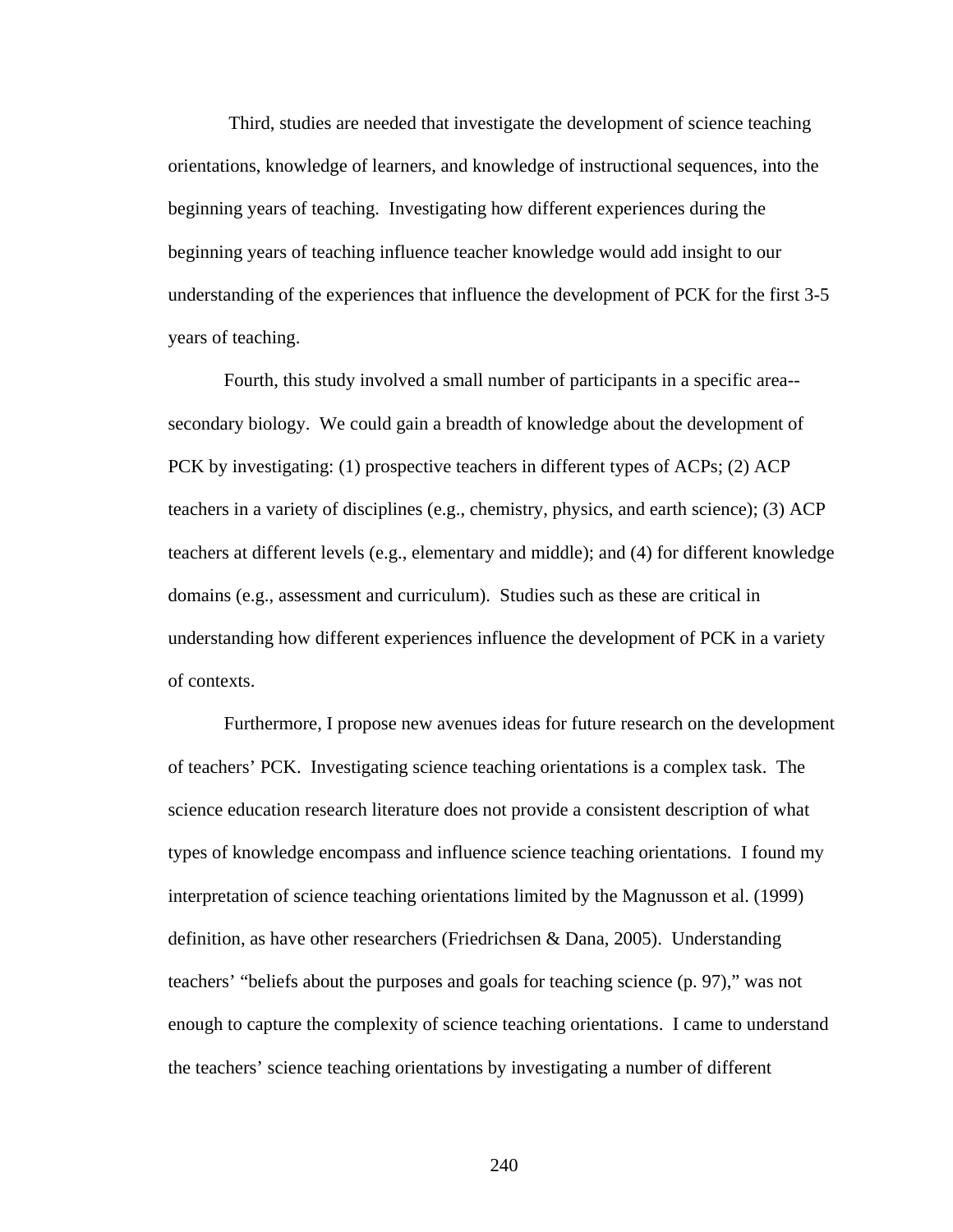Third, studies are needed that investigate the development of science teaching orientations, knowledge of learners, and knowledge of instructional sequences, into the beginning years of teaching. Investigating how different experiences during the beginning years of teaching influence teacher knowledge would add insight to our understanding of the experiences that influence the development of PCK for the first 3-5 years of teaching.

Fourth, this study involved a small number of participants in a specific area--secondary biology. We could gain a breadth of knowledge about the development of PCK by investigating: (1) prospective teachers in different types of ACPs; (2) ACP teachers in a variety of disciplines (e.g., chemistry, physics, and earth science); (3) ACP teachers at different levels (e.g., elementary and middle); and (4) for different knowledge domains (e.g., assessment and curriculum). Studies such as these are critical in understanding how different experiences influence the development of PCK in a variety of contexts.

Furthermore, I propose new avenues ideas for future research on the development of teachers' PCK. Investigating science teaching orientations is a complex task. The science education research literature does not provide a consistent description of what types of knowledge encompass and influence science teaching orientations. I found my interpretation of science teaching orientations limited by the Magnusson et al. (1999) definition, as have other researchers (Friedrichsen & Dana, 2005). Understanding teachers' "beliefs about the purposes and goals for teaching science (p. 97)," was not enough to capture the complexity of science teaching orientations. I came to understand the teachers' science teaching orientations by investigating a number of different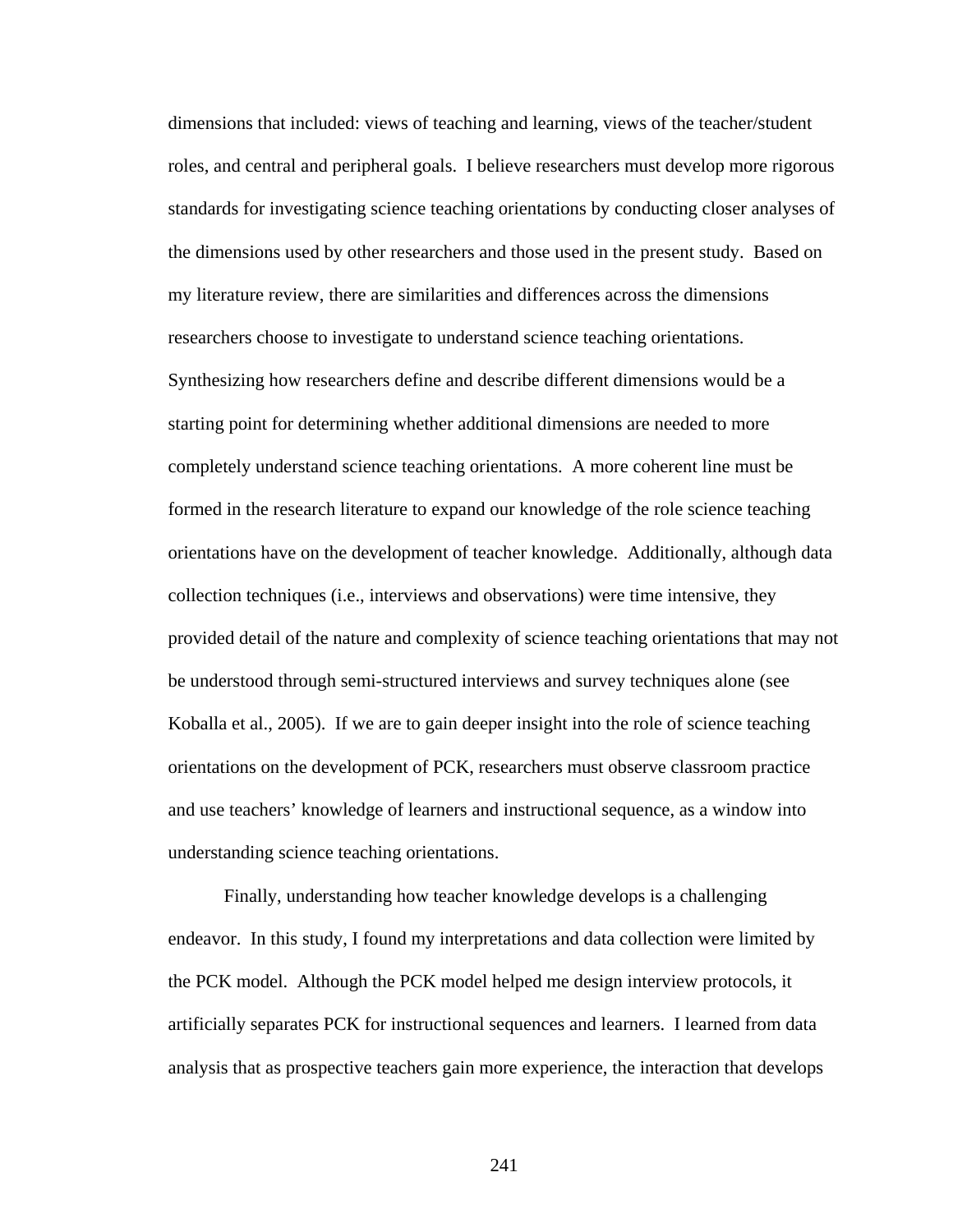dimensions that included: views of teaching and learning, views of the teacher/student roles, and central and peripheral goals. I believe researchers must develop more rigorous standards for investigating science teaching orientations by conducting closer analyses of the dimensions used by other researchers and those used in the present study. Based on my literature review, there are similarities and differences across the dimensions researchers choose to investigate to understand science teaching orientations. Synthesizing how researchers define and describe different dimensions would be a starting point for determining whether additional dimensions are needed to more completely understand science teaching orientations. A more coherent line must be formed in the research literature to expand our knowledge of the role science teaching orientations have on the development of teacher knowledge. Additionally, although data collection techniques (i.e., interviews and observations) were time intensive, they provided detail of the nature and complexity of science teaching orientations that may not be understood through semi-structured interviews and survey techniques alone (see Koballa et al., 2005). If we are to gain deeper insight into the role of science teaching orientations on the development of PCK, researchers must observe classroom practice and use teachers' knowledge of learners and instructional sequence, as a window into understanding science teaching orientations.

Finally, understanding how teacher knowledge develops is a challenging endeavor. In this study, I found my interpretations and data collection were limited by the PCK model. Although the PCK model helped me design interview protocols, it artificially separates PCK for instructional sequences and learners. I learned from data analysis that as prospective teachers gain more experience, the interaction that develops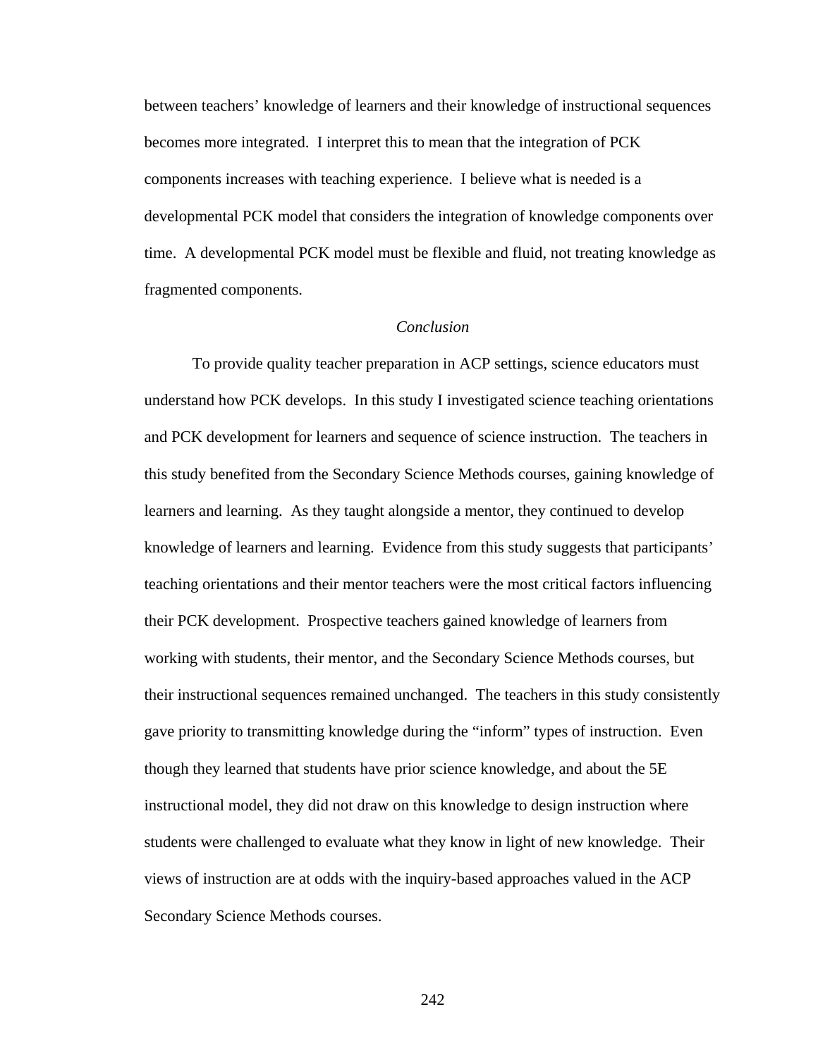between teachers' knowledge of learners and their knowledge of instructional sequences becomes more integrated. I interpret this to mean that the integration of PCK components increases with teaching experience. I believe what is needed is a developmental PCK model that considers the integration of knowledge components over time. A developmental PCK model must be flexible and fluid, not treating knowledge as fragmented components.

### *Conclusion*

To provide quality teacher preparation in ACP settings, science educators must understand how PCK develops. In this study I investigated science teaching orientations and PCK development for learners and sequence of science instruction. The teachers in this study benefited from the Secondary Science Methods courses, gaining knowledge of learners and learning. As they taught alongside a mentor, they continued to develop knowledge of learners and learning. Evidence from this study suggests that participants' teaching orientations and their mentor teachers were the most critical factors influencing their PCK development. Prospective teachers gained knowledge of learners from working with students, their mentor, and the Secondary Science Methods courses, but their instructional sequences remained unchanged. The teachers in this study consistently gave priority to transmitting knowledge during the "inform" types of instruction. Even though they learned that students have prior science knowledge, and about the 5E instructional model, they did not draw on this knowledge to design instruction where students were challenged to evaluate what they know in light of new knowledge. Their views of instruction are at odds with the inquiry-based approaches valued in the ACP Secondary Science Methods courses.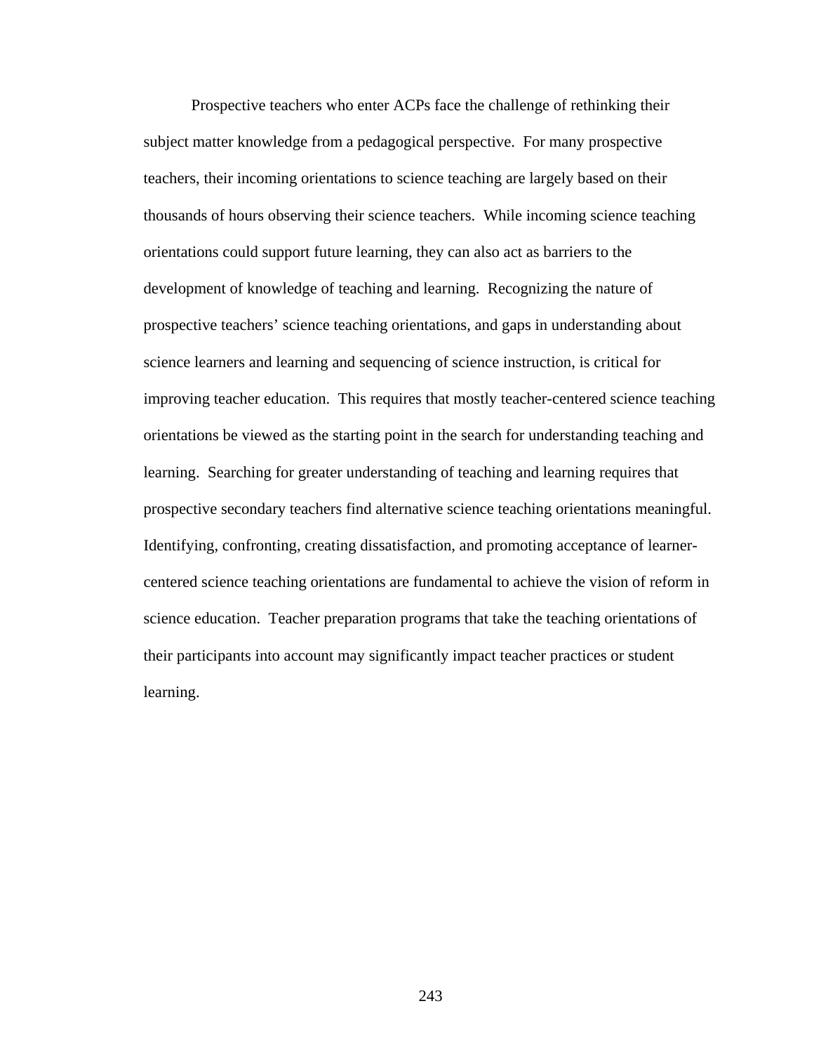Prospective teachers who enter ACPs face the challenge of rethinking their subject matter knowledge from a pedagogical perspective. For many prospective teachers, their incoming orientations to science teaching are largely based on their thousands of hours observing their science teachers. While incoming science teaching orientations could support future learning, they can also act as barriers to the development of knowledge of teaching and learning. Recognizing the nature of prospective teachers' science teaching orientations, and gaps in understanding about science learners and learning and sequencing of science instruction, is critical for improving teacher education. This requires that mostly teacher-centered science teaching orientations be viewed as the starting point in the search for understanding teaching and learning. Searching for greater understanding of teaching and learning requires that prospective secondary teachers find alternative science teaching orientations meaningful. Identifying, confronting, creating dissatisfaction, and promoting acceptance of learner-centered science teaching orientations are fundamental to achieve the vision of reform in science education. Teacher preparation programs that take the teaching orientations of their participants into account may significantly impact teacher practices or student learning.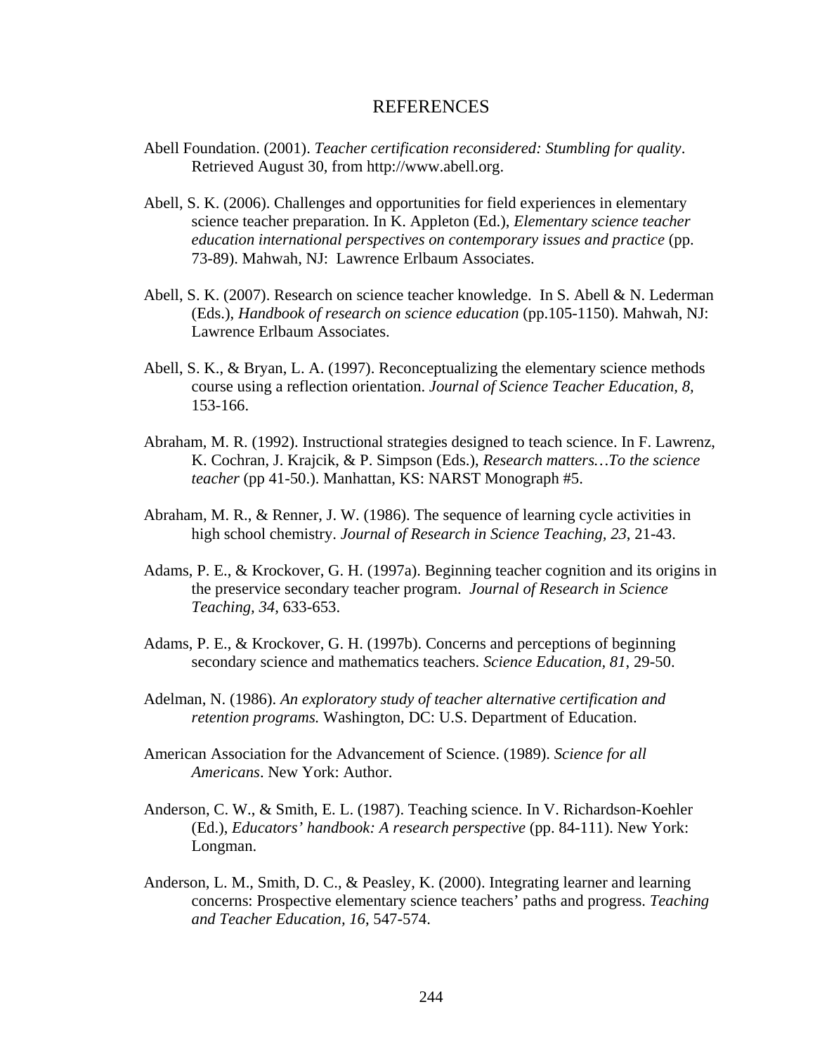# REFERENCES

Abell Foundation. (2001). *Teacher certification reconsidered: Stumbling for quality*. Retrieved August 30, from http://www.abell.org.

Abell, S. K. (2006). Challenges and opportunities for field experiences in elementary science teacher preparation. In K. Appleton (Ed.), *Elementary science teacher education international perspectives on contemporary issues and practice* (pp. 73-89). Mahwah, NJ: Lawrence Erlbaum Associates.

Abell, S. K. (2007). Research on science teacher knowledge. In S. Abell & N. Lederman (Eds.), *Handbook of research on science education* (pp.105-1150). Mahwah, NJ: Lawrence Erlbaum Associates.

Abell, S. K., & Bryan, L. A. (1997). Reconceptualizing the elementary science methods course using a reflection orientation. *Journal of Science Teacher Education, 8,* 153-166.

Abraham, M. R. (1992). Instructional strategies designed to teach science. In F. Lawrenz, K. Cochran, J. Krajcik, & P. Simpson (Eds.), *Research matters…To the science teacher* (pp 41-50.). Manhattan, KS: NARST Monograph #5.

Abraham, M. R., & Renner, J. W. (1986). The sequence of learning cycle activities in high school chemistry. *Journal of Research in Science Teaching, 23*, 21-43.

Adams, P. E., & Krockover, G. H. (1997a). Beginning teacher cognition and its origins in the preservice secondary teacher program. *Journal of Research in Science Teaching, 34*, 633-653.

Adams, P. E., & Krockover, G. H. (1997b). Concerns and perceptions of beginning secondary science and mathematics teachers. *Science Education, 81*, 29-50.

Adelman, N. (1986). *An exploratory study of teacher alternative certification and retention programs.* Washington, DC: U.S. Department of Education.

American Association for the Advancement of Science. (1989). *Science for all Americans*. New York: Author.

Anderson, C. W., & Smith, E. L. (1987). Teaching science. In V. Richardson-Koehler (Ed.), *Educators' handbook: A research perspective* (pp. 84-111). New York: Longman.

Anderson, L. M., Smith, D. C., & Peasley, K. (2000). Integrating learner and learning concerns: Prospective elementary science teachers' paths and progress. *Teaching and Teacher Education, 16*, 547-574.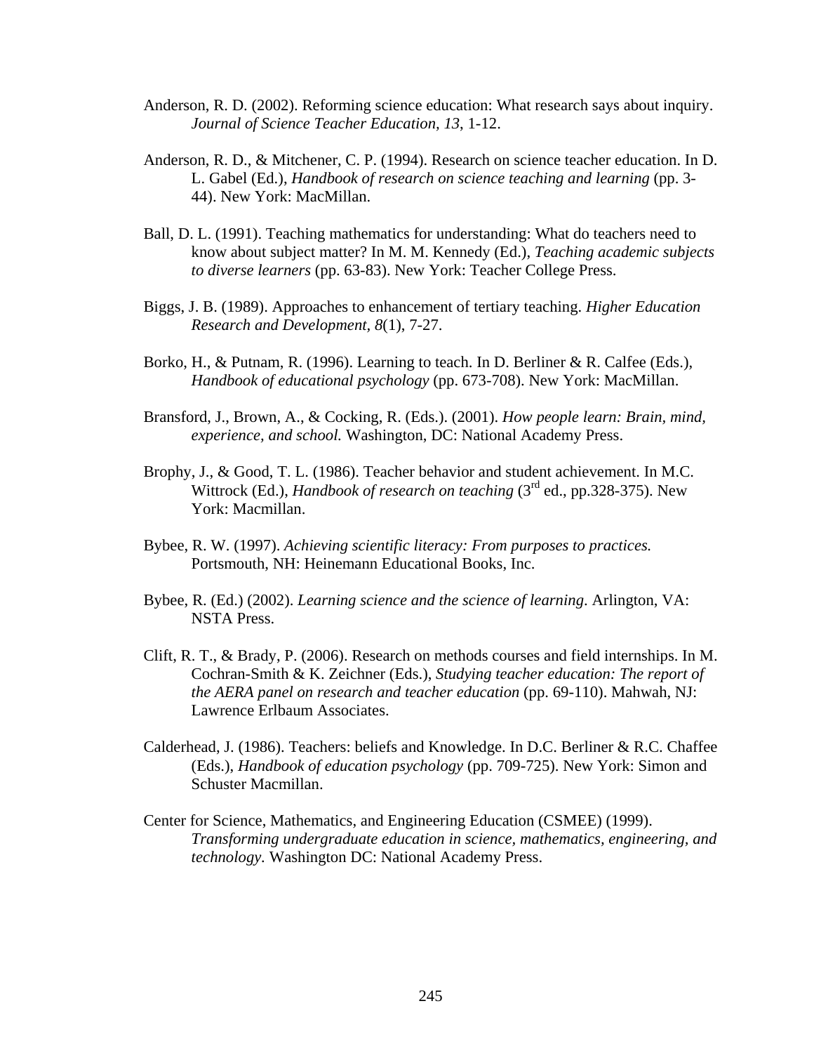Anderson, R. D. (2002). Reforming science education: What research says about inquiry. *Journal of Science Teacher Education, 13*, 1-12.

Anderson, R. D., & Mitchener, C. P. (1994). Research on science teacher education. In D. L. Gabel (Ed.), *Handbook of research on science teaching and learning* (pp. 3-44). New York: MacMillan.

Ball, D. L. (1991). Teaching mathematics for understanding: What do teachers need to know about subject matter? In M. M. Kennedy (Ed.), *Teaching academic subjects to diverse learners* (pp. 63-83). New York: Teacher College Press.

Biggs, J. B. (1989). Approaches to enhancement of tertiary teaching. *Higher Education Research and Development, 8*(1), 7-27.

Borko, H., & Putnam, R. (1996). Learning to teach. In D. Berliner & R. Calfee (Eds.), *Handbook of educational psychology* (pp. 673-708). New York: MacMillan.

Bransford, J., Brown, A., & Cocking, R. (Eds.). (2001). *How people learn: Brain, mind, experience, and school.* Washington, DC: National Academy Press.

Brophy, J., & Good, T. L. (1986). Teacher behavior and student achievement. In M.C. Wittrock (Ed.), *Handbook of research on teaching* (3rd ed., pp.328-375). New York: Macmillan.

Bybee, R. W. (1997). *Achieving scientific literacy: From purposes to practices.* Portsmouth, NH: Heinemann Educational Books, Inc.

Bybee, R. (Ed.) (2002). *Learning science and the science of learning*. Arlington, VA: NSTA Press.

Clift, R. T., & Brady, P. (2006). Research on methods courses and field internships. In M. Cochran-Smith & K. Zeichner (Eds.), *Studying teacher education: The report of the AERA panel on research and teacher education* (pp. 69-110). Mahwah, NJ: Lawrence Erlbaum Associates.

Calderhead, J. (1986). Teachers: beliefs and Knowledge. In D.C. Berliner & R.C. Chaffee (Eds.), *Handbook of education psychology* (pp. 709-725). New York: Simon and Schuster Macmillan.

Center for Science, Mathematics, and Engineering Education (CSMEE) (1999). *Transforming undergraduate education in science, mathematics, engineering, and technology*. Washington DC: National Academy Press.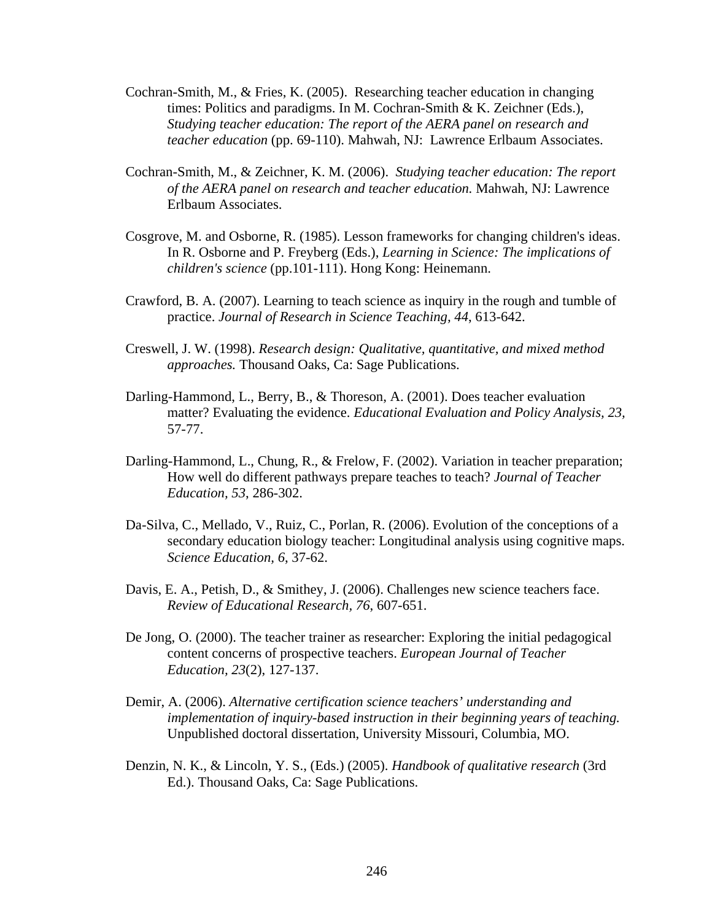Cochran-Smith, M., & Fries, K. (2005). Researching teacher education in changing times: Politics and paradigms. In M. Cochran-Smith & K. Zeichner (Eds.), *Studying teacher education: The report of the AERA panel on research and teacher education* (pp. 69-110). Mahwah, NJ: Lawrence Erlbaum Associates.

Cochran-Smith, M., & Zeichner, K. M. (2006). *Studying teacher education: The report of the AERA panel on research and teacher education.* Mahwah, NJ: Lawrence Erlbaum Associates.

Cosgrove, M. and Osborne, R. (1985). Lesson frameworks for changing children's ideas. In R. Osborne and P. Freyberg (Eds.), *Learning in Science: The implications of children's science* (pp.101-111). Hong Kong: Heinemann.

Crawford, B. A. (2007). Learning to teach science as inquiry in the rough and tumble of practice. *Journal of Research in Science Teaching, 44*, 613-642.

Creswell, J. W. (1998). *Research design: Qualitative, quantitative, and mixed method approaches.* Thousand Oaks, Ca: Sage Publications.

Darling-Hammond, L., Berry, B., & Thoreson, A. (2001). Does teacher evaluation matter? Evaluating the evidence. *Educational Evaluation and Policy Analysis, 23*, 57-77.

Darling-Hammond, L., Chung, R., & Frelow, F. (2002). Variation in teacher preparation; How well do different pathways prepare teaches to teach? *Journal of Teacher Education*, *53*, 286-302.

Da-Silva, C., Mellado, V., Ruiz, C., Porlan, R. (2006). Evolution of the conceptions of a secondary education biology teacher: Longitudinal analysis using cognitive maps. *Science Education, 6*, 37-62.

Davis, E. A., Petish, D., & Smithey, J. (2006). Challenges new science teachers face. *Review of Educational Research, 76*, 607-651.

De Jong, O. (2000). The teacher trainer as researcher: Exploring the initial pedagogical content concerns of prospective teachers. *European Journal of Teacher Education, 23*(2), 127-137.

Demir, A. (2006). *Alternative certification science teachers' understanding and implementation of inquiry-based instruction in their beginning years of teaching.* Unpublished doctoral dissertation, University Missouri, Columbia, MO.

Denzin, N. K., & Lincoln, Y. S., (Eds.) (2005). *Handbook of qualitative research* (3rd Ed.). Thousand Oaks, Ca: Sage Publications.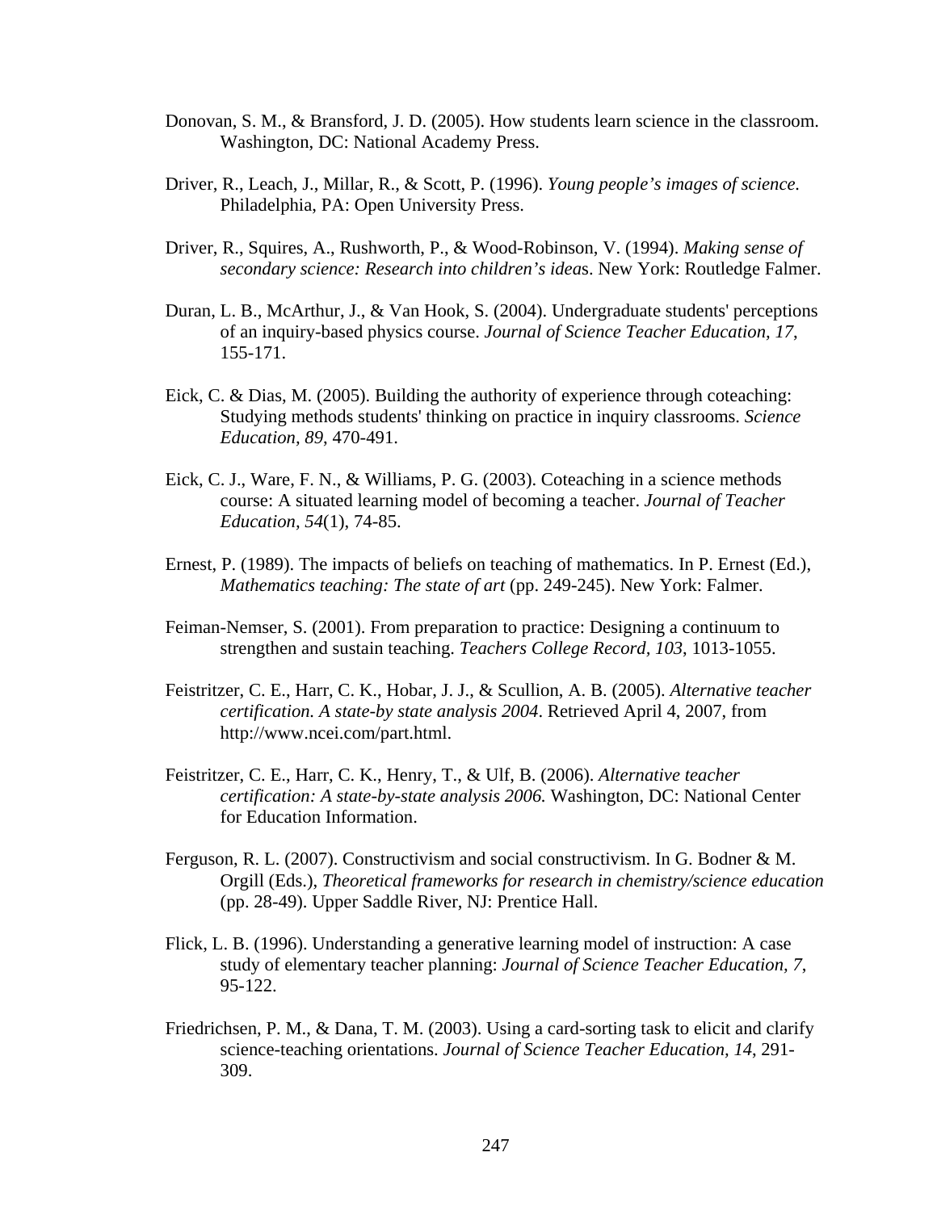Donovan, S. M., & Bransford, J. D. (2005). How students learn science in the classroom. Washington, DC: National Academy Press.

Driver, R., Leach, J., Millar, R., & Scott, P. (1996). *Young people's images of science.* Philadelphia, PA: Open University Press.

Driver, R., Squires, A., Rushworth, P., & Wood-Robinson, V. (1994). *Making sense of secondary science: Research into children's idea*s. New York: Routledge Falmer.

Duran, L. B., McArthur, J., & Van Hook, S. (2004). Undergraduate students' perceptions of an inquiry-based physics course. *Journal of Science Teacher Education*, *17*, 155-171.

Eick, C. & Dias, M. (2005). Building the authority of experience through coteaching: Studying methods students' thinking on practice in inquiry classrooms. *Science Education, 89*, 470-491.

Eick, C. J., Ware, F. N., & Williams, P. G. (2003). Coteaching in a science methods course: A situated learning model of becoming a teacher. *Journal of Teacher Education, 54*(1), 74-85.

Ernest, P. (1989). The impacts of beliefs on teaching of mathematics. In P. Ernest (Ed.), *Mathematics teaching: The state of art* (pp. 249-245). New York: Falmer.

Feiman-Nemser, S. (2001). From preparation to practice: Designing a continuum to strengthen and sustain teaching. *Teachers College Record*, *103*, 1013-1055.

Feistritzer, C. E., Harr, C. K., Hobar, J. J., & Scullion, A. B. (2005). *Alternative teacher certification. A state-by state analysis 2004*. Retrieved April 4, 2007, from http://www.ncei.com/part.html.

Feistritzer, C. E., Harr, C. K., Henry, T., & Ulf, B. (2006). *Alternative teacher certification: A state-by-state analysis 2006.* Washington, DC: National Center for Education Information.

Ferguson, R. L. (2007). Constructivism and social constructivism. In G. Bodner & M. Orgill (Eds.), *Theoretical frameworks for research in chemistry/science education* (pp. 28-49). Upper Saddle River, NJ: Prentice Hall.

Flick, L. B. (1996). Understanding a generative learning model of instruction: A case study of elementary teacher planning: *Journal of Science Teacher Education, 7*, 95-122.

Friedrichsen, P. M., & Dana, T. M. (2003). Using a card-sorting task to elicit and clarify science-teaching orientations. *Journal of Science Teacher Education, 14*, 291-309.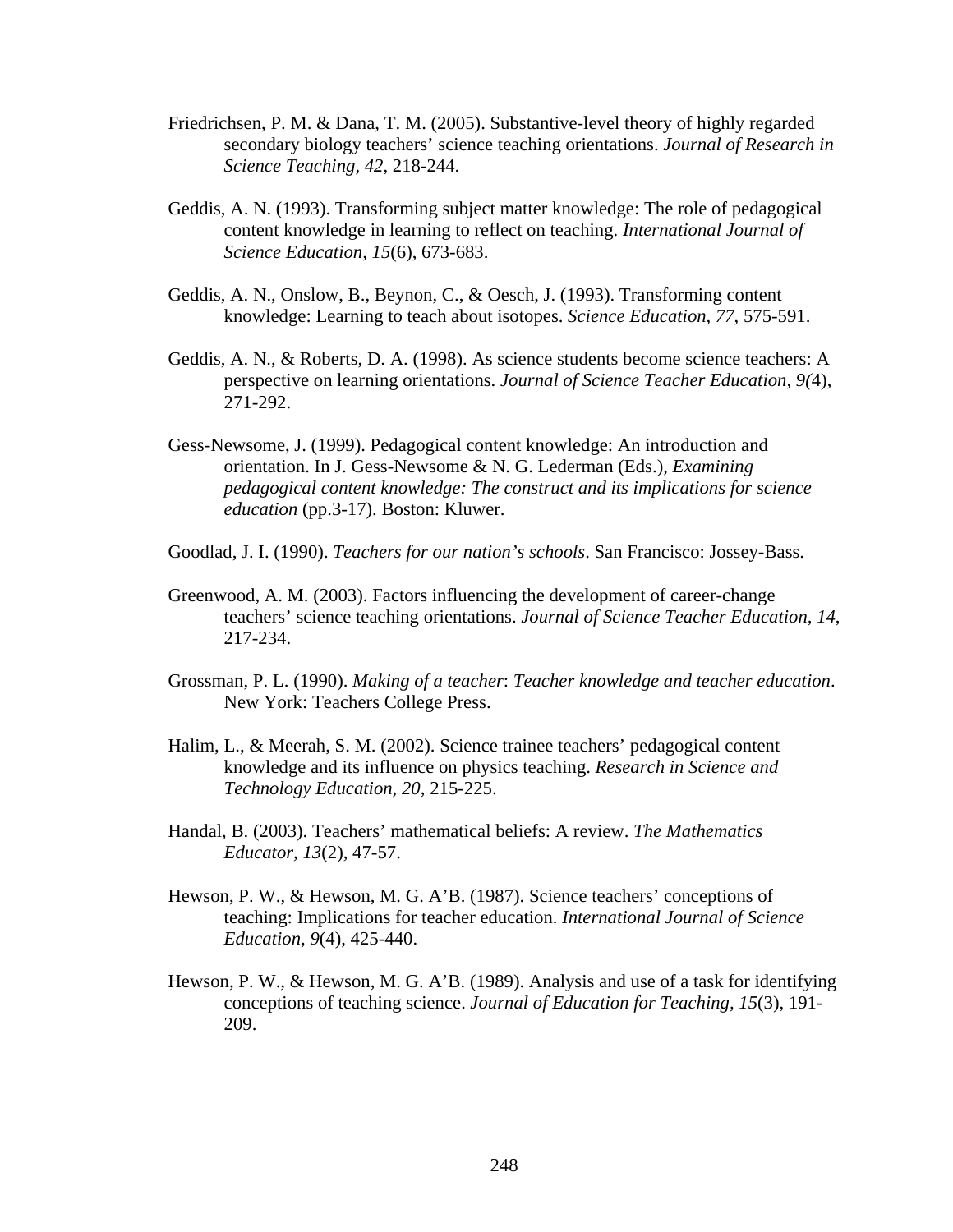Friedrichsen, P. M. & Dana, T. M. (2005). Substantive-level theory of highly regarded secondary biology teachers' science teaching orientations. *Journal of Research in Science Teaching, 42*, 218-244.

Geddis, A. N. (1993). Transforming subject matter knowledge: The role of pedagogical content knowledge in learning to reflect on teaching. *International Journal of Science Education, 15*(6), 673-683.

Geddis, A. N., Onslow, B., Beynon, C., & Oesch, J. (1993). Transforming content knowledge: Learning to teach about isotopes. *Science Education, 77*, 575-591.

Geddis, A. N., & Roberts, D. A. (1998). As science students become science teachers: A perspective on learning orientations. *Journal of Science Teacher Education, 9(*4), 271-292.

Gess-Newsome, J. (1999). Pedagogical content knowledge: An introduction and orientation. In J. Gess-Newsome & N. G. Lederman (Eds.), *Examining pedagogical content knowledge: The construct and its implications for science education* (pp.3-17). Boston: Kluwer.

Goodlad, J. I. (1990). *Teachers for our nation's schools*. San Francisco: Jossey-Bass.

Greenwood, A. M. (2003). Factors influencing the development of career-change teachers' science teaching orientations. *Journal of Science Teacher Education, 14*, 217-234.

Grossman, P. L. (1990). *Making of a teacher*: *Teacher knowledge and teacher education*. New York: Teachers College Press.

Halim, L., & Meerah, S. M. (2002). Science trainee teachers' pedagogical content knowledge and its influence on physics teaching. *Research in Science and Technology Education, 20*, 215-225.

Handal, B. (2003). Teachers' mathematical beliefs: A review. *The Mathematics Educator, 13*(2), 47-57.

Hewson, P. W., & Hewson, M. G. A'B. (1987). Science teachers' conceptions of teaching: Implications for teacher education. *International Journal of Science Education, 9*(4), 425-440.

Hewson, P. W., & Hewson, M. G. A'B. (1989). Analysis and use of a task for identifying conceptions of teaching science. *Journal of Education for Teaching, 15*(3), 191-209.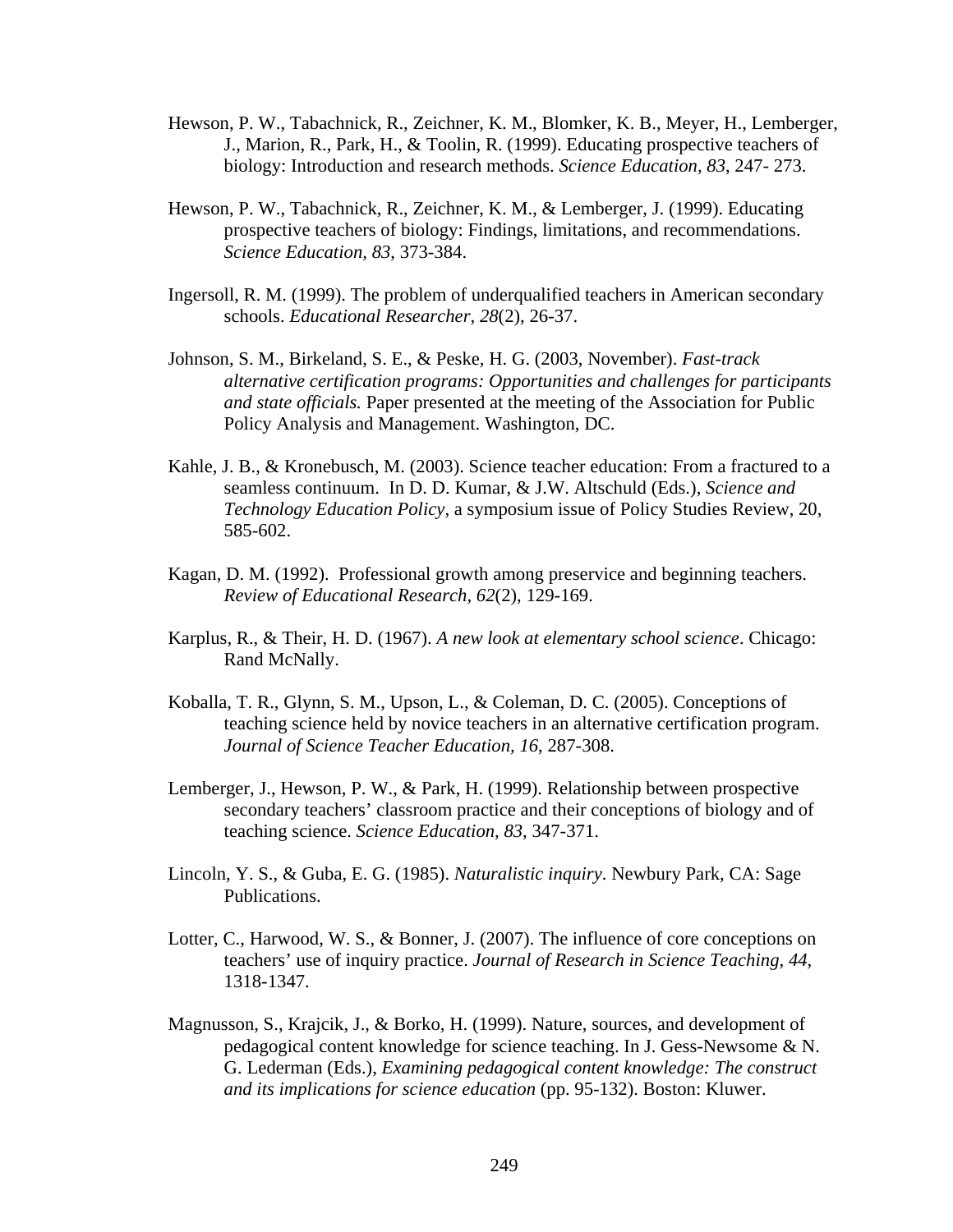Hewson, P. W., Tabachnick, R., Zeichner, K. M., Blomker, K. B., Meyer, H., Lemberger, J., Marion, R., Park, H., & Toolin, R. (1999). Educating prospective teachers of biology: Introduction and research methods. *Science Education, 83*, 247- 273.

Hewson, P. W., Tabachnick, R., Zeichner, K. M., & Lemberger, J. (1999). Educating prospective teachers of biology: Findings, limitations, and recommendations. *Science Education, 83*, 373-384.

Ingersoll, R. M. (1999). The problem of underqualified teachers in American secondary schools. *Educational Researcher, 28*(2), 26-37.

Johnson, S. M., Birkeland, S. E., & Peske, H. G. (2003, November). *Fast-track alternative certification programs: Opportunities and challenges for participants and state officials.* Paper presented at the meeting of the Association for Public Policy Analysis and Management. Washington, DC.

Kahle, J. B., & Kronebusch, M. (2003). Science teacher education: From a fractured to a seamless continuum. In D. D. Kumar, & J.W. Altschuld (Eds.), *Science and Technology Education Policy*, a symposium issue of Policy Studies Review, 20, 585-602.

Kagan, D. M. (1992). Professional growth among preservice and beginning teachers. *Review of Educational Research, 62*(2), 129-169.

Karplus, R., & Their, H. D. (1967). *A new look at elementary school science*. Chicago: Rand McNally.

Koballa, T. R., Glynn, S. M., Upson, L., & Coleman, D. C. (2005). Conceptions of teaching science held by novice teachers in an alternative certification program. *Journal of Science Teacher Education, 16*, 287-308.

Lemberger, J., Hewson, P. W., & Park, H. (1999). Relationship between prospective secondary teachers' classroom practice and their conceptions of biology and of teaching science. *Science Education, 83*, 347-371.

Lincoln, Y. S., & Guba, E. G. (1985). *Naturalistic inquiry*. Newbury Park, CA: Sage Publications.

Lotter, C., Harwood, W. S., & Bonner, J. (2007). The influence of core conceptions on teachers' use of inquiry practice. *Journal of Research in Science Teaching, 44*, 1318-1347.

Magnusson, S., Krajcik, J., & Borko, H. (1999). Nature, sources, and development of pedagogical content knowledge for science teaching. In J. Gess-Newsome & N. G. Lederman (Eds.), *Examining pedagogical content knowledge: The construct and its implications for science education* (pp. 95-132). Boston: Kluwer.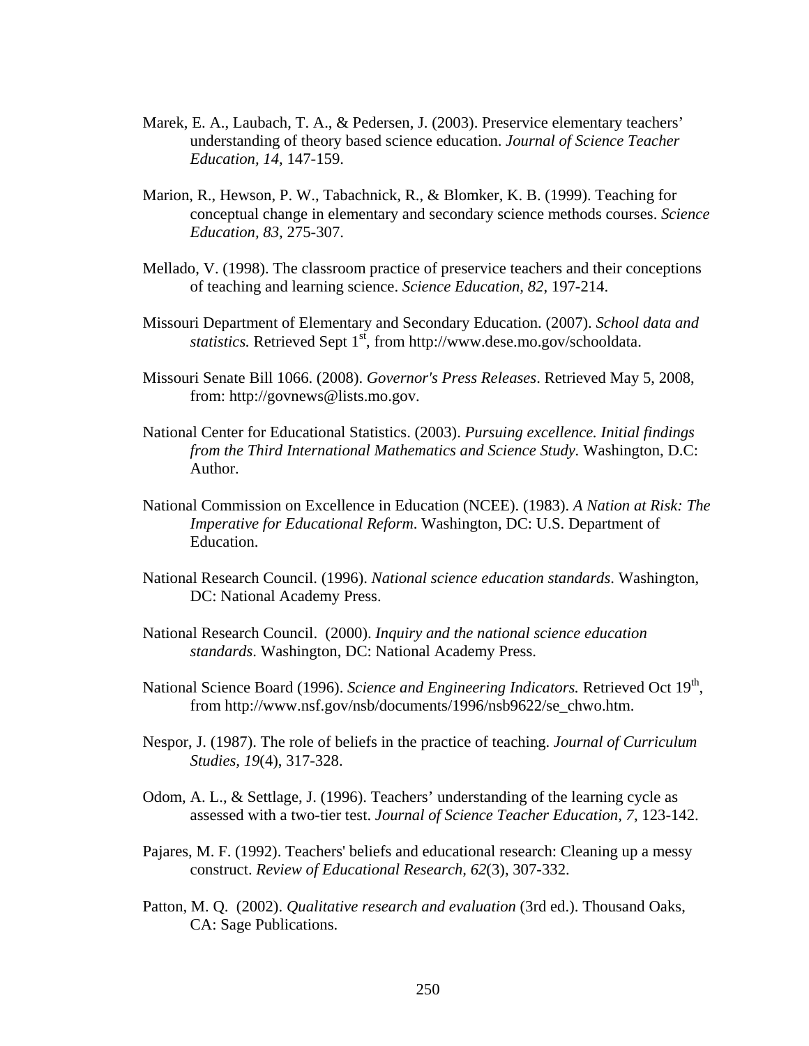Marek, E. A., Laubach, T. A., & Pedersen, J. (2003). Preservice elementary teachers' understanding of theory based science education. *Journal of Science Teacher Education*, *14*, 147-159.

Marion, R., Hewson, P. W., Tabachnick, R., & Blomker, K. B. (1999). Teaching for conceptual change in elementary and secondary science methods courses. *Science Education*, *83*, 275-307.

Mellado, V. (1998). The classroom practice of preservice teachers and their conceptions of teaching and learning science. *Science Education*, *82*, 197-214.

Missouri Department of Elementary and Secondary Education. (2007). *School data and statistics.* Retrieved Sept 1st, from http://www.dese.mo.gov/schooldata.

Missouri Senate Bill 1066. (2008). *Governor's Press Releases*. Retrieved May 5, 2008, from: http://govnews@lists.mo.gov.

National Center for Educational Statistics. (2003). *Pursuing excellence. Initial findings from the Third International Mathematics and Science Study.* Washington, D.C: Author.

National Commission on Excellence in Education (NCEE). (1983). *A Nation at Risk: The Imperative for Educational Reform*. Washington, DC: U.S. Department of Education.

National Research Council. (1996). *National science education standards*. Washington, DC: National Academy Press.

National Research Council. (2000). *Inquiry and the national science education standards*. Washington, DC: National Academy Press.

National Science Board (1996). *Science and Engineering Indicators.* Retrieved Oct 19th, from http://www.nsf.gov/nsb/documents/1996/nsb9622/se_chwo.htm.

Nespor, J. (1987). The role of beliefs in the practice of teaching. *Journal of Curriculum Studies, 19*(4), 317-328.

Odom, A. L., & Settlage, J. (1996). Teachers' understanding of the learning cycle as assessed with a two-tier test. *Journal of Science Teacher Education, 7*, 123-142.

Pajares, M. F. (1992). Teachers' beliefs and educational research: Cleaning up a messy construct. *Review of Educational Research, 62*(3), 307-332.

Patton, M. Q. (2002). *Qualitative research and evaluation* (3rd ed.). Thousand Oaks, CA: Sage Publications.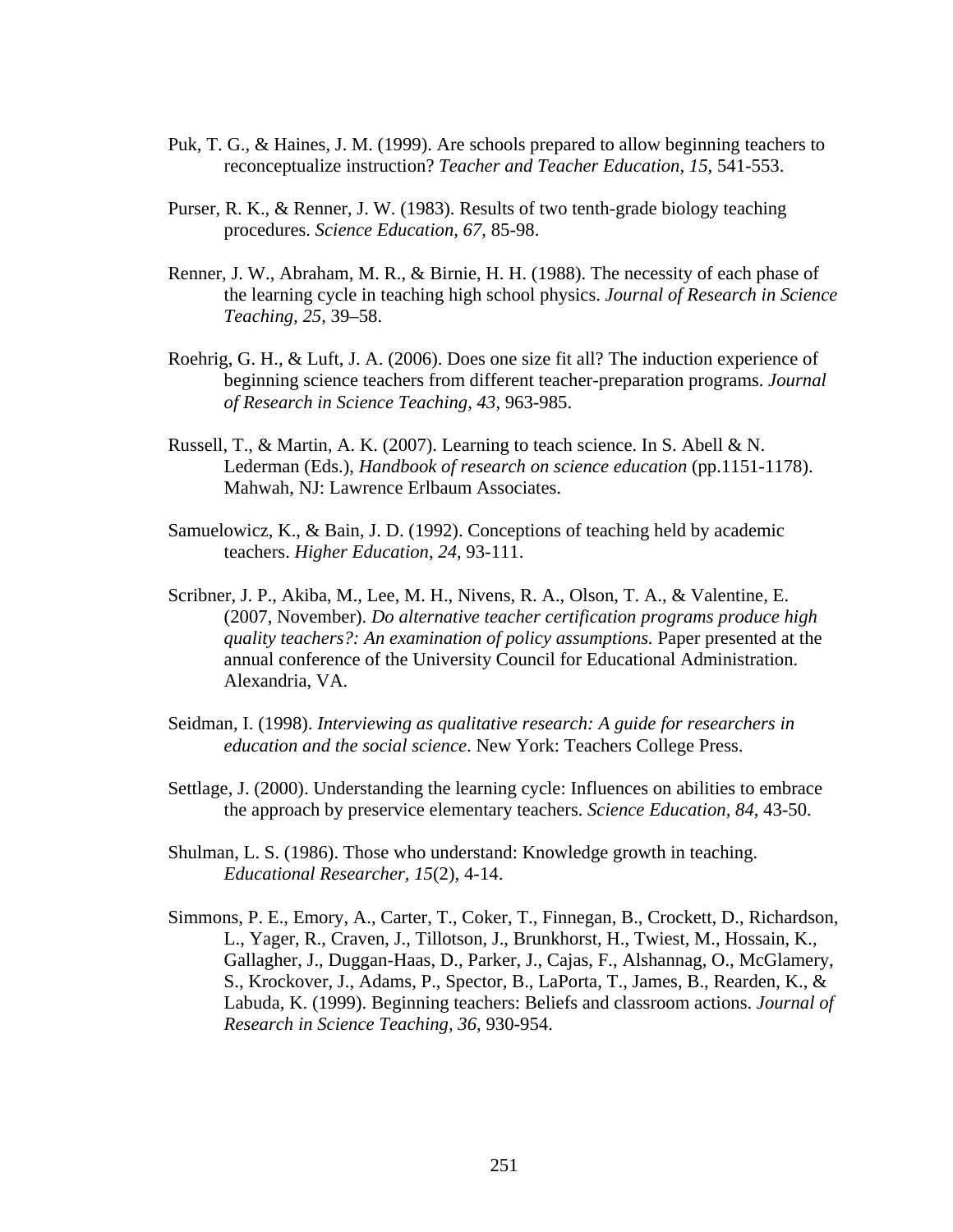Puk, T. G., & Haines, J. M. (1999). Are schools prepared to allow beginning teachers to reconceptualize instruction? *Teacher and Teacher Education, 15*, 541-553.

Purser, R. K., & Renner, J. W. (1983). Results of two tenth-grade biology teaching procedures. *Science Education, 67*, 85-98.

Renner, J. W., Abraham, M. R., & Birnie, H. H. (1988). The necessity of each phase of the learning cycle in teaching high school physics. *Journal of Research in Science Teaching, 25*, 39–58.

Roehrig, G. H., & Luft, J. A. (2006). Does one size fit all? The induction experience of beginning science teachers from different teacher-preparation programs. *Journal of Research in Science Teaching, 43*, 963-985.

Russell, T., & Martin, A. K. (2007). Learning to teach science. In S. Abell & N. Lederman (Eds.), *Handbook of research on science education* (pp.1151-1178). Mahwah, NJ: Lawrence Erlbaum Associates.

Samuelowicz, K., & Bain, J. D. (1992). Conceptions of teaching held by academic teachers. *Higher Education, 24*, 93-111.

Scribner, J. P., Akiba, M., Lee, M. H., Nivens, R. A., Olson, T. A., & Valentine, E. (2007, November). *Do alternative teacher certification programs produce high quality teachers?: An examination of policy assumptions.* Paper presented at the annual conference of the University Council for Educational Administration. Alexandria, VA.

Seidman, I. (1998). *Interviewing as qualitative research: A guide for researchers in education and the social science*. New York: Teachers College Press.

Settlage, J. (2000). Understanding the learning cycle: Influences on abilities to embrace the approach by preservice elementary teachers. *Science Education, 84*, 43-50.

Shulman, L. S. (1986). Those who understand: Knowledge growth in teaching. *Educational Researcher, 15*(2), 4-14.

Simmons, P. E., Emory, A., Carter, T., Coker, T., Finnegan, B., Crockett, D., Richardson, L., Yager, R., Craven, J., Tillotson, J., Brunkhorst, H., Twiest, M., Hossain, K., Gallagher, J., Duggan-Haas, D., Parker, J., Cajas, F., Alshannag, O., McGlamery, S., Krockover, J., Adams, P., Spector, B., LaPorta, T., James, B., Rearden, K., & Labuda, K. (1999). Beginning teachers: Beliefs and classroom actions. *Journal of Research in Science Teaching, 36*, 930-954.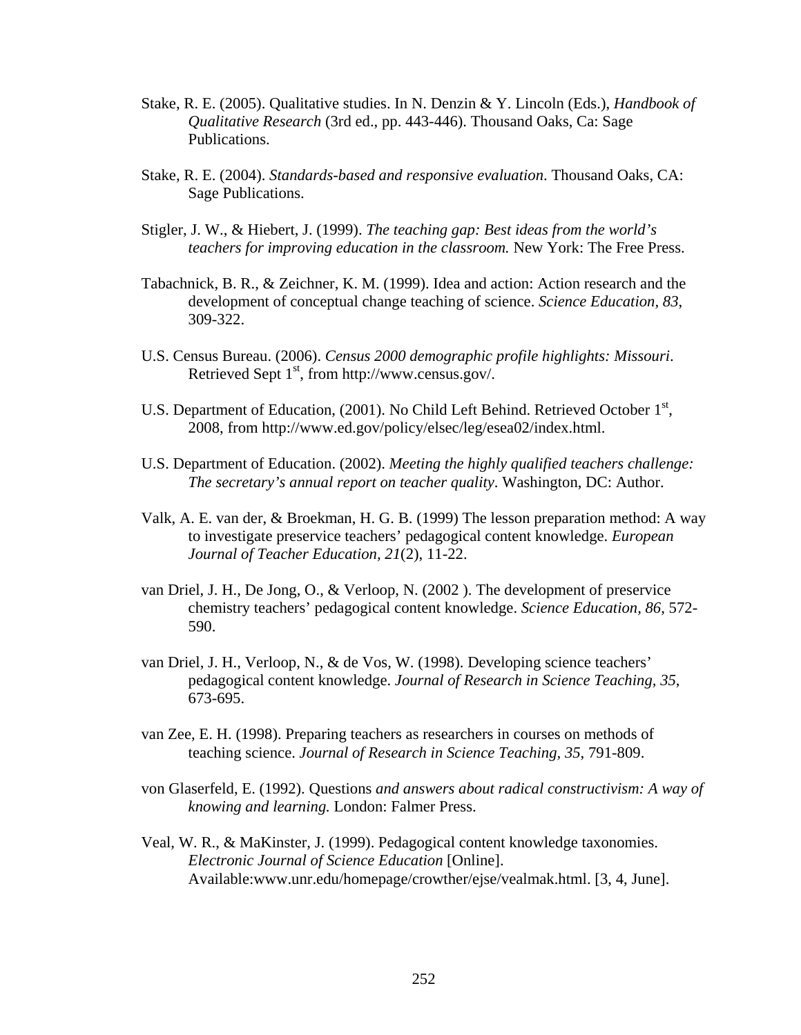Stake, R. E. (2005). Qualitative studies. In N. Denzin & Y. Lincoln (Eds.), *Handbook of Qualitative Research* (3rd ed., pp. 443-446). Thousand Oaks, Ca: Sage Publications.

Stake, R. E. (2004). *Standards-based and responsive evaluation*. Thousand Oaks, CA: Sage Publications.

Stigler, J. W., & Hiebert, J. (1999). *The teaching gap: Best ideas from the world's teachers for improving education in the classroom.* New York: The Free Press.

Tabachnick, B. R., & Zeichner, K. M. (1999). Idea and action: Action research and the development of conceptual change teaching of science. *Science Education, 83*, 309-322.

U.S. Census Bureau. (2006). *Census 2000 demographic profile highlights: Missouri*. Retrieved Sept 1st, from http://www.census.gov/.

U.S. Department of Education, (2001). No Child Left Behind. Retrieved October 1st, 2008, from http://www.ed.gov/policy/elsec/leg/esea02/index.html.

U.S. Department of Education. (2002). *Meeting the highly qualified teachers challenge: The secretary's annual report on teacher quality*. Washington, DC: Author.

Valk, A. E. van der, & Broekman, H. G. B. (1999) The lesson preparation method: A way to investigate preservice teachers' pedagogical content knowledge. *European Journal of Teacher Education, 21*(2), 11-22.

van Driel, J. H., De Jong, O., & Verloop, N. (2002 ). The development of preservice chemistry teachers' pedagogical content knowledge. *Science Education, 86*, 572-590.

van Driel, J. H., Verloop, N., & de Vos, W. (1998). Developing science teachers' pedagogical content knowledge. *Journal of Research in Science Teaching, 35*, 673-695.

van Zee, E. H. (1998). Preparing teachers as researchers in courses on methods of teaching science. *Journal of Research in Science Teaching, 35*, 791-809.

von Glaserfeld, E. (1992). Questions *and answers about radical constructivism: A way of knowing and learning.* London: Falmer Press.

Veal, W. R., & MaKinster, J. (1999). Pedagogical content knowledge taxonomies. *Electronic Journal of Science Education* [Online]. Available:www.unr.edu/homepage/crowther/ejse/vealmak.html. [3, 4, June].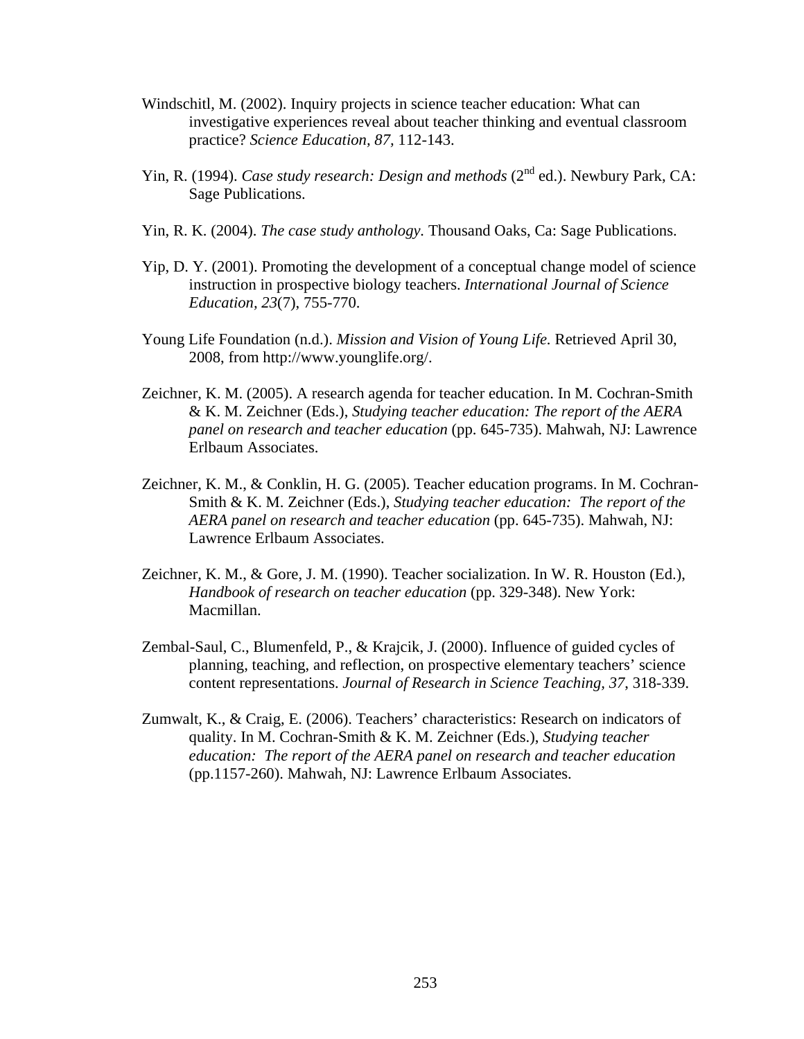Windschitl, M. (2002). Inquiry projects in science teacher education: What can investigative experiences reveal about teacher thinking and eventual classroom practice? *Science Education, 87,* 112-143.

Yin, R. (1994). *Case study research: Design and methods* (2nd ed.). Newbury Park, CA: Sage Publications.

Yin, R. K. (2004). *The case study anthology*. Thousand Oaks, Ca: Sage Publications.

Yip, D. Y. (2001). Promoting the development of a conceptual change model of science instruction in prospective biology teachers. *International Journal of Science Education, 23*(7), 755-770.

Young Life Foundation (n.d.). *Mission and Vision of Young Life.* Retrieved April 30, 2008, from http://www.younglife.org/.

Zeichner, K. M. (2005). A research agenda for teacher education. In M. Cochran-Smith & K. M. Zeichner (Eds.), *Studying teacher education: The report of the AERA panel on research and teacher education* (pp. 645-735). Mahwah, NJ: Lawrence Erlbaum Associates.

Zeichner, K. M., & Conklin, H. G. (2005). Teacher education programs. In M. Cochran-Smith & K. M. Zeichner (Eds.), *Studying teacher education: The report of the AERA panel on research and teacher education* (pp. 645-735). Mahwah, NJ: Lawrence Erlbaum Associates.

Zeichner, K. M., & Gore, J. M. (1990). Teacher socialization. In W. R. Houston (Ed.), *Handbook of research on teacher education* (pp. 329-348). New York: Macmillan.

Zembal-Saul, C., Blumenfeld, P., & Krajcik, J. (2000). Influence of guided cycles of planning, teaching, and reflection, on prospective elementary teachers' science content representations. *Journal of Research in Science Teaching, 37,* 318-339.

Zumwalt, K., & Craig, E. (2006). Teachers' characteristics: Research on indicators of quality. In M. Cochran-Smith & K. M. Zeichner (Eds.), *Studying teacher education: The report of the AERA panel on research and teacher education* (pp.1157-260). Mahwah, NJ: Lawrence Erlbaum Associates.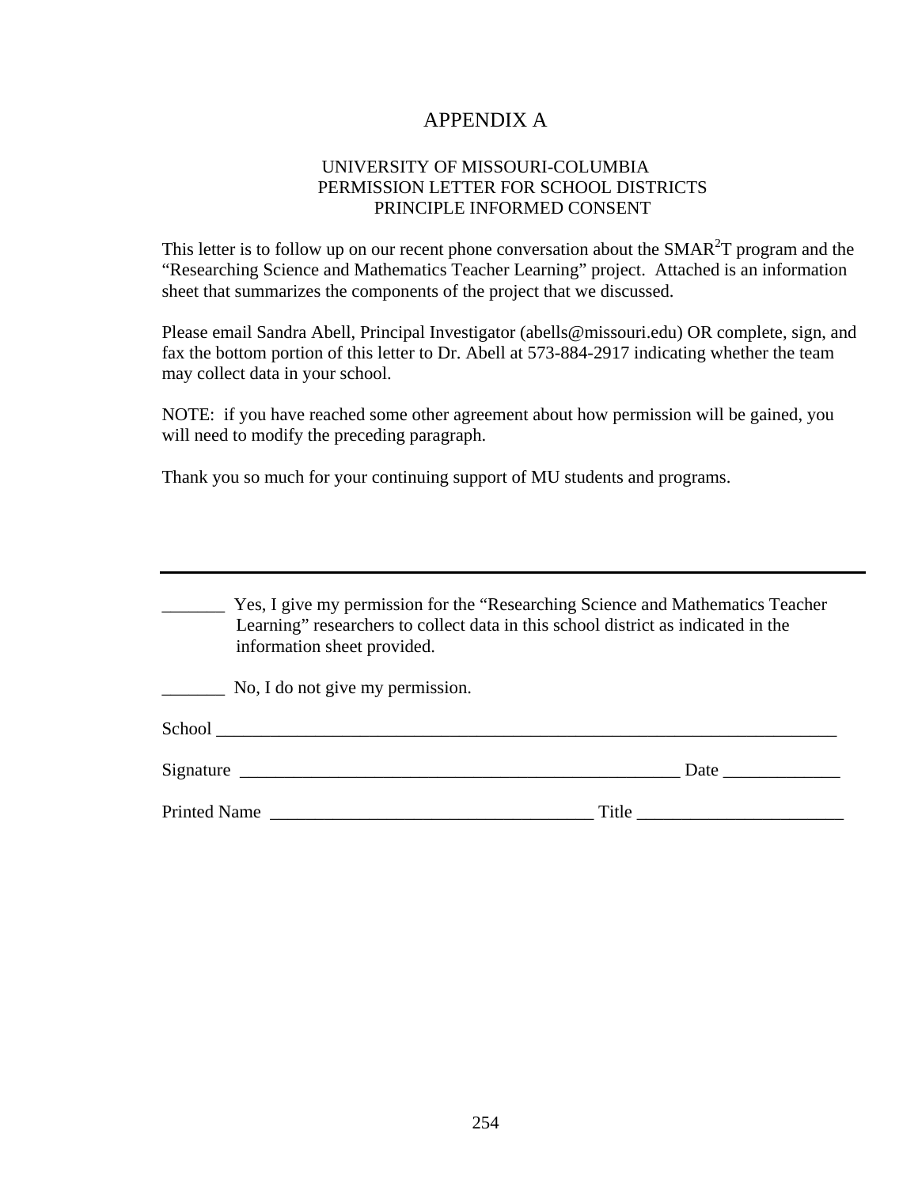# APPENDIX A

UNIVERSITY OF MISSOURI-COLUMBIA
PERMISSION LETTER FOR SCHOOL DISTRICTS
PRINCIPLE INFORMED CONSENT

This letter is to follow up on our recent phone conversation about the SMAR$^2$T program and the "Researching Science and Mathematics Teacher Learning" project. Attached is an information sheet that summarizes the components of the project that we discussed.

Please email Sandra Abell, Principal Investigator (abells@missouri.edu) OR complete, sign, and fax the bottom portion of this letter to Dr. Abell at 573-884-2917 indicating whether the team may collect data in your school.

NOTE: if you have reached some other agreement about how permission will be gained, you will need to modify the preceding paragraph.

Thank you so much for your continuing support of MU students and programs.

---

_______ Yes, I give my permission for the "Researching Science and Mathematics Teacher Learning" researchers to collect data in this school district as indicated in the information sheet provided.

_______ No, I do not give my permission.

School ___________________________________________________________________________

Signature ___________________________________________________ Date _____________

Printed Name _____________________________________ Title _______________________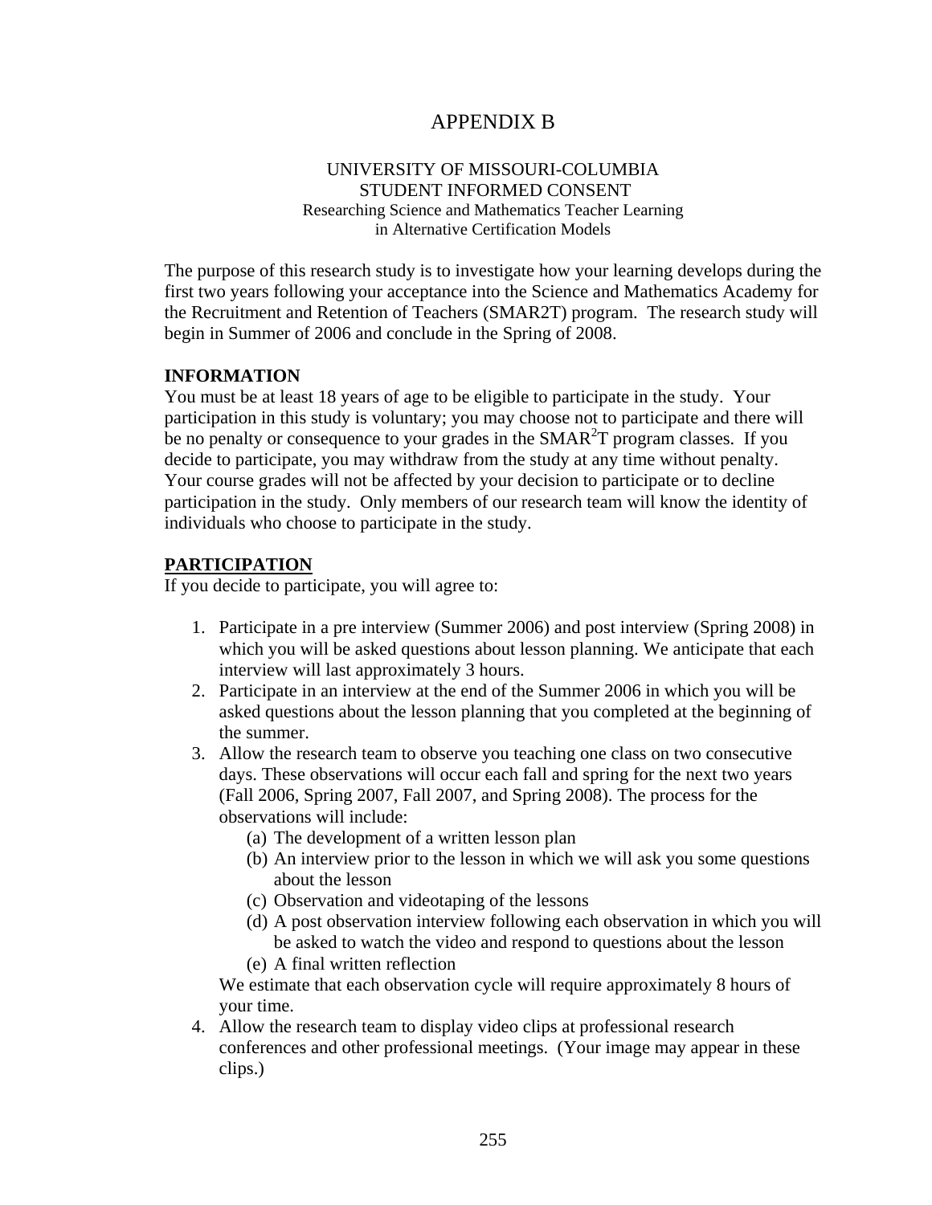# APPENDIX B

UNIVERSITY OF MISSOURI-COLUMBIA
STUDENT INFORMED CONSENT
Researching Science and Mathematics Teacher Learning
in Alternative Certification Models

The purpose of this research study is to investigate how your learning develops during the first two years following your acceptance into the Science and Mathematics Academy for the Recruitment and Retention of Teachers (SMAR2T) program. The research study will begin in Summer of 2006 and conclude in the Spring of 2008.

**INFORMATION**

You must be at least 18 years of age to be eligible to participate in the study. Your participation in this study is voluntary; you may choose not to participate and there will be no penalty or consequence to your grades in the SMAR$^2$T program classes. If you decide to participate, you may withdraw from the study at any time without penalty. Your course grades will not be affected by your decision to participate or to decline participation in the study. Only members of our research team will know the identity of individuals who choose to participate in the study.

**PARTICIPATION**

If you decide to participate, you will agree to:

1. Participate in a pre interview (Summer 2006) and post interview (Spring 2008) in which you will be asked questions about lesson planning. We anticipate that each interview will last approximately 3 hours.
2. Participate in an interview at the end of the Summer 2006 in which you will be asked questions about the lesson planning that you completed at the beginning of the summer.
3. Allow the research team to observe you teaching one class on two consecutive days. These observations will occur each fall and spring for the next two years (Fall 2006, Spring 2007, Fall 2007, and Spring 2008). The process for the observations will include:
   (a) The development of a written lesson plan
   (b) An interview prior to the lesson in which we will ask you some questions about the lesson
   (c) Observation and videotaping of the lessons
   (d) A post observation interview following each observation in which you will be asked to watch the video and respond to questions about the lesson
   (e) A final written reflection

   We estimate that each observation cycle will require approximately 8 hours of your time.
4. Allow the research team to display video clips at professional research conferences and other professional meetings. (Your image may appear in these clips.)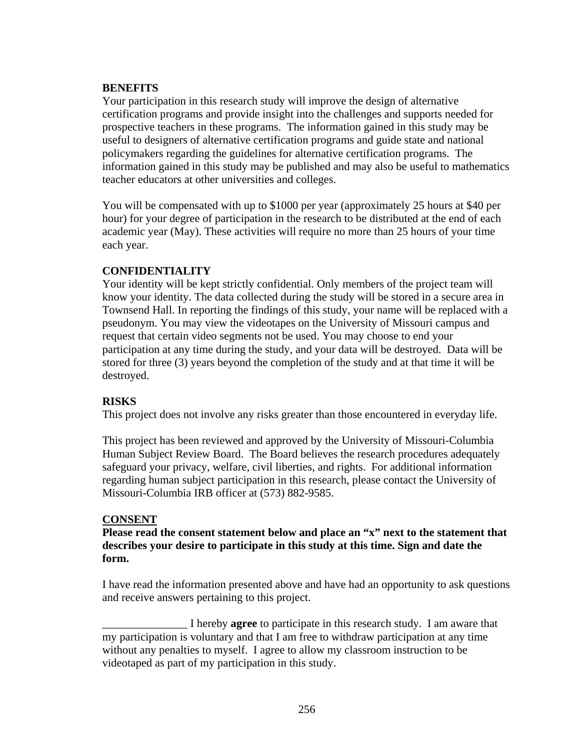**BENEFITS**

Your participation in this research study will improve the design of alternative certification programs and provide insight into the challenges and supports needed for prospective teachers in these programs. The information gained in this study may be useful to designers of alternative certification programs and guide state and national policymakers regarding the guidelines for alternative certification programs. The information gained in this study may be published and may also be useful to mathematics teacher educators at other universities and colleges.

You will be compensated with up to $1000 per year (approximately 25 hours at $40 per hour) for your degree of participation in the research to be distributed at the end of each academic year (May). These activities will require no more than 25 hours of your time each year.

**CONFIDENTIALITY**

Your identity will be kept strictly confidential. Only members of the project team will know your identity. The data collected during the study will be stored in a secure area in Townsend Hall. In reporting the findings of this study, your name will be replaced with a pseudonym. You may view the videotapes on the University of Missouri campus and request that certain video segments not be used. You may choose to end your participation at any time during the study, and your data will be destroyed. Data will be stored for three (3) years beyond the completion of the study and at that time it will be destroyed.

**RISKS**

This project does not involve any risks greater than those encountered in everyday life.

This project has been reviewed and approved by the University of Missouri-Columbia Human Subject Review Board. The Board believes the research procedures adequately safeguard your privacy, welfare, civil liberties, and rights. For additional information regarding human subject participation in this research, please contact the University of Missouri-Columbia IRB officer at (573) 882-9585.

**CONSENT**

**Please read the consent statement below and place an "x" next to the statement that describes your desire to participate in this study at this time. Sign and date the form.**

I have read the information presented above and have had an opportunity to ask questions and receive answers pertaining to this project.

_______________ I hereby **agree** to participate in this research study. I am aware that my participation is voluntary and that I am free to withdraw participation at any time without any penalties to myself. I agree to allow my classroom instruction to be videotaped as part of my participation in this study.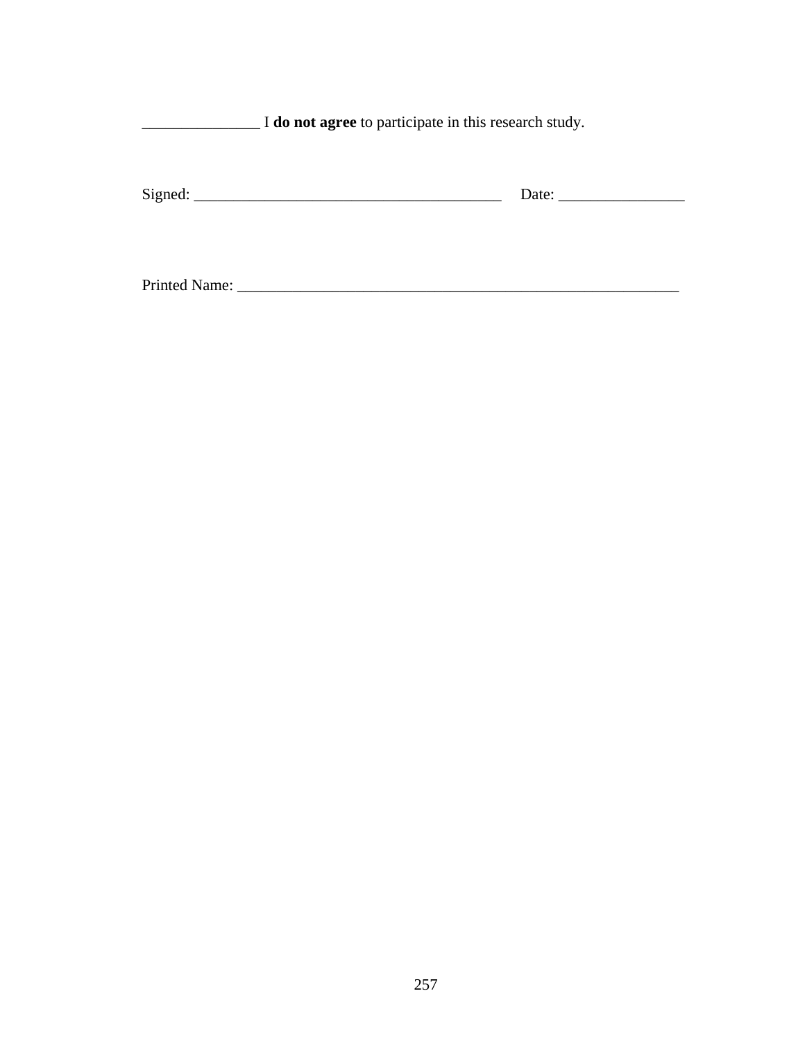_______________ I **do not agree** to participate in this research study.

Signed: _______________________________________ Date: ________________

Printed Name: _________________________________________________________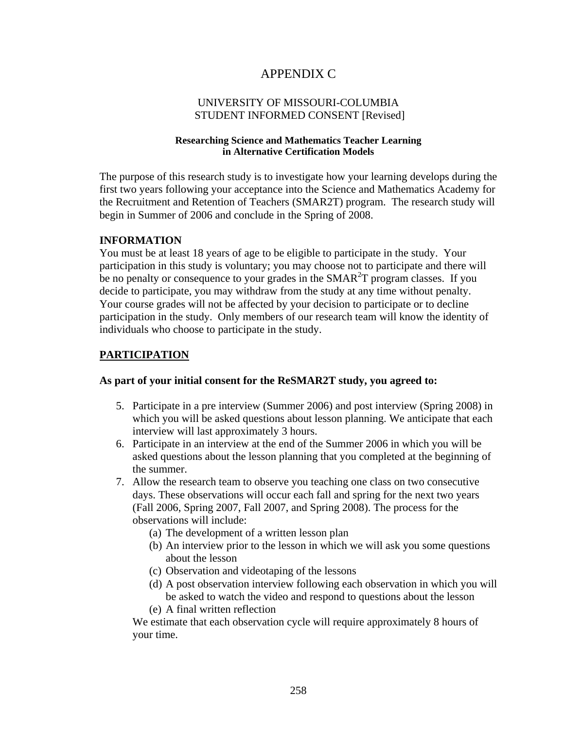# APPENDIX C

UNIVERSITY OF MISSOURI-COLUMBIA
STUDENT INFORMED CONSENT [Revised]

**Researching Science and Mathematics Teacher Learning in Alternative Certification Models**

The purpose of this research study is to investigate how your learning develops during the first two years following your acceptance into the Science and Mathematics Academy for the Recruitment and Retention of Teachers (SMAR2T) program. The research study will begin in Summer of 2006 and conclude in the Spring of 2008.

## INFORMATION

You must be at least 18 years of age to be eligible to participate in the study. Your participation in this study is voluntary; you may choose not to participate and there will be no penalty or consequence to your grades in the SMAR$^2$T program classes. If you decide to participate, you may withdraw from the study at any time without penalty. Your course grades will not be affected by your decision to participate or to decline participation in the study. Only members of our research team will know the identity of individuals who choose to participate in the study.

## PARTICIPATION

**As part of your initial consent for the ReSMAR2T study, you agreed to:**

5. Participate in a pre interview (Summer 2006) and post interview (Spring 2008) in which you will be asked questions about lesson planning. We anticipate that each interview will last approximately 3 hours.
6. Participate in an interview at the end of the Summer 2006 in which you will be asked questions about the lesson planning that you completed at the beginning of the summer.
7. Allow the research team to observe you teaching one class on two consecutive days. These observations will occur each fall and spring for the next two years (Fall 2006, Spring 2007, Fall 2007, and Spring 2008). The process for the observations will include:
   (a) The development of a written lesson plan
   (b) An interview prior to the lesson in which we will ask you some questions about the lesson
   (c) Observation and videotaping of the lessons
   (d) A post observation interview following each observation in which you will be asked to watch the video and respond to questions about the lesson
   (e) A final written reflection

   We estimate that each observation cycle will require approximately 8 hours of your time.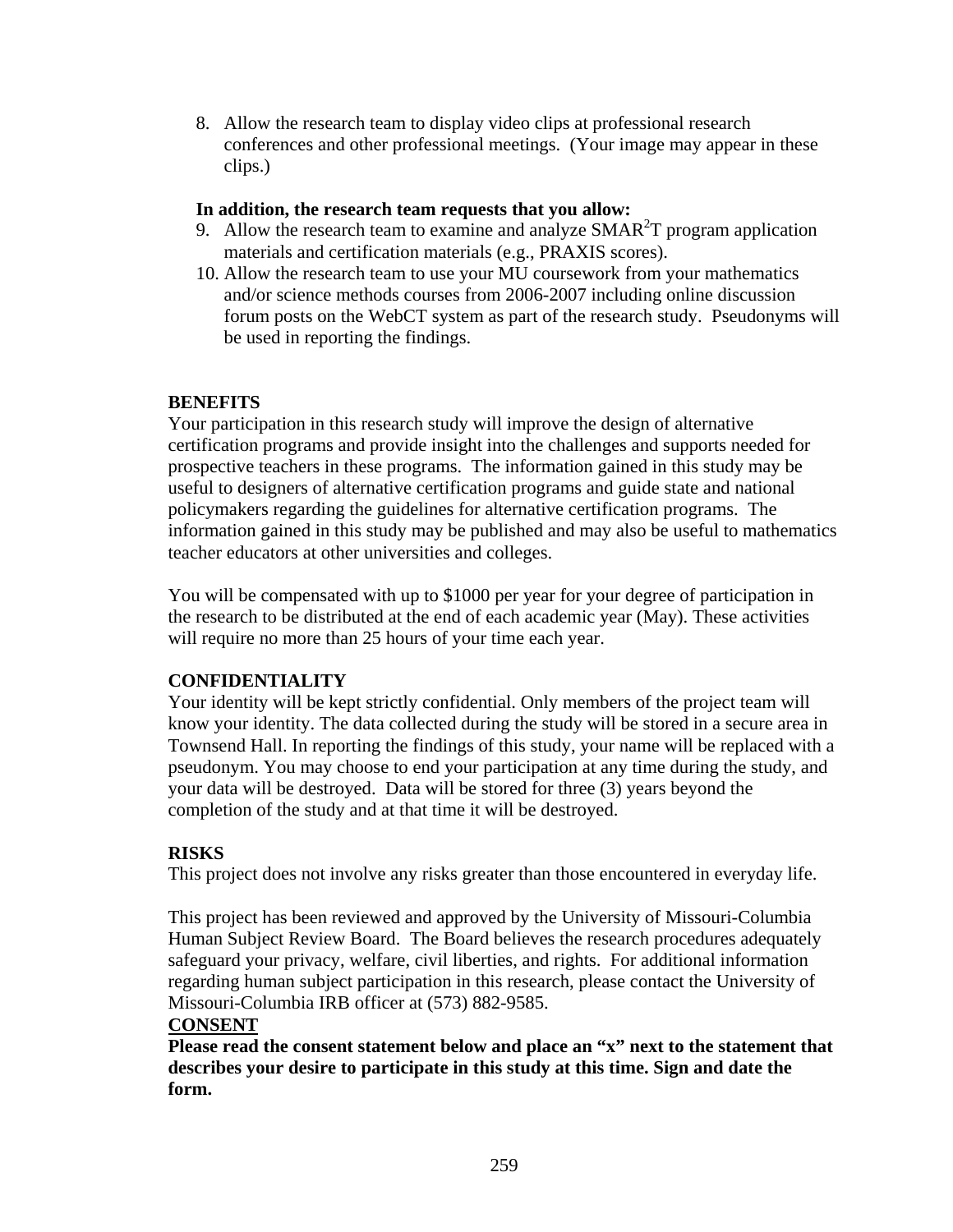8. Allow the research team to display video clips at professional research conferences and other professional meetings. (Your image may appear in these clips.)

**In addition, the research team requests that you allow:**

9. Allow the research team to examine and analyze SMAR$^2$T program application materials and certification materials (e.g., PRAXIS scores).
10. Allow the research team to use your MU coursework from your mathematics and/or science methods courses from 2006-2007 including online discussion forum posts on the WebCT system as part of the research study. Pseudonyms will be used in reporting the findings.

**BENEFITS**

Your participation in this research study will improve the design of alternative certification programs and provide insight into the challenges and supports needed for prospective teachers in these programs. The information gained in this study may be useful to designers of alternative certification programs and guide state and national policymakers regarding the guidelines for alternative certification programs. The information gained in this study may be published and may also be useful to mathematics teacher educators at other universities and colleges.

You will be compensated with up to $1000 per year for your degree of participation in the research to be distributed at the end of each academic year (May). These activities will require no more than 25 hours of your time each year.

**CONFIDENTIALITY**

Your identity will be kept strictly confidential. Only members of the project team will know your identity. The data collected during the study will be stored in a secure area in Townsend Hall. In reporting the findings of this study, your name will be replaced with a pseudonym. You may choose to end your participation at any time during the study, and your data will be destroyed. Data will be stored for three (3) years beyond the completion of the study and at that time it will be destroyed.

**RISKS**

This project does not involve any risks greater than those encountered in everyday life.

This project has been reviewed and approved by the University of Missouri-Columbia Human Subject Review Board. The Board believes the research procedures adequately safeguard your privacy, welfare, civil liberties, and rights. For additional information regarding human subject participation in this research, please contact the University of Missouri-Columbia IRB officer at (573) 882-9585.

**CONSENT**

**Please read the consent statement below and place an "x" next to the statement that describes your desire to participate in this study at this time. Sign and date the form.**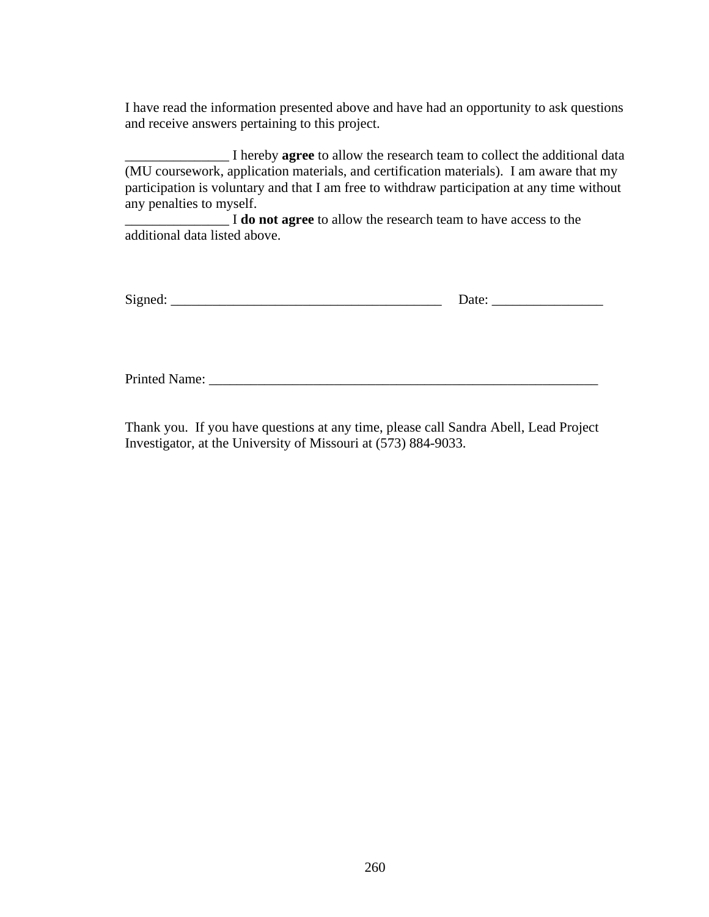I have read the information presented above and have had an opportunity to ask questions and receive answers pertaining to this project.

_______________ I hereby **agree** to allow the research team to collect the additional data (MU coursework, application materials, and certification materials). I am aware that my participation is voluntary and that I am free to withdraw participation at any time without any penalties to myself.

_______________ I **do not agree** to allow the research team to have access to the additional data listed above.

Signed: ________________________________________ Date: ________________

Printed Name: _________________________________________________________

Thank you. If you have questions at any time, please call Sandra Abell, Lead Project Investigator, at the University of Missouri at (573) 884-9033.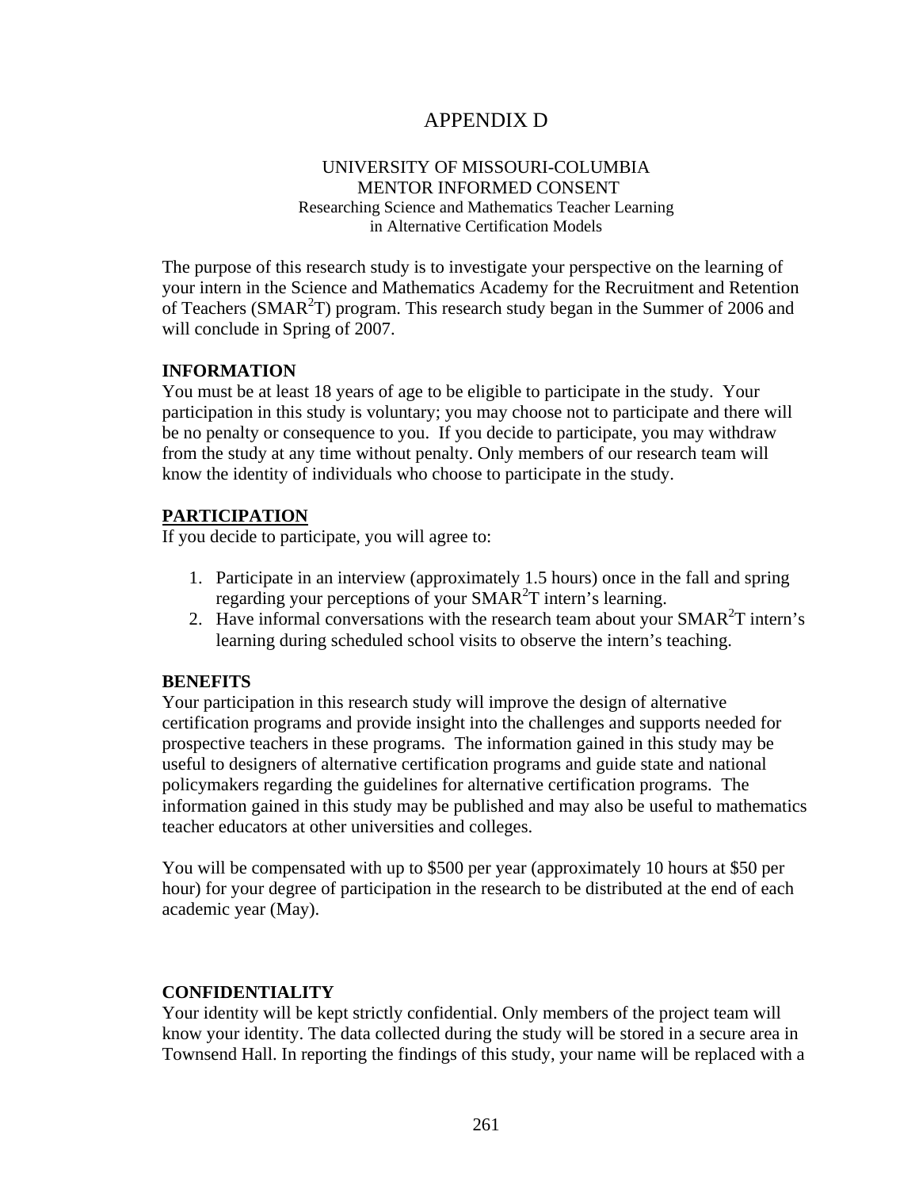# APPENDIX D

UNIVERSITY OF MISSOURI-COLUMBIA
MENTOR INFORMED CONSENT
Researching Science and Mathematics Teacher Learning
in Alternative Certification Models

The purpose of this research study is to investigate your perspective on the learning of your intern in the Science and Mathematics Academy for the Recruitment and Retention of Teachers (SMAR$^2$T) program. This research study began in the Summer of 2006 and will conclude in Spring of 2007.

**INFORMATION**

You must be at least 18 years of age to be eligible to participate in the study. Your participation in this study is voluntary; you may choose not to participate and there will be no penalty or consequence to you. If you decide to participate, you may withdraw from the study at any time without penalty. Only members of our research team will know the identity of individuals who choose to participate in the study.

**PARTICIPATION**

If you decide to participate, you will agree to:

1. Participate in an interview (approximately 1.5 hours) once in the fall and spring regarding your perceptions of your SMAR$^2$T intern's learning.
2. Have informal conversations with the research team about your SMAR$^2$T intern's learning during scheduled school visits to observe the intern's teaching.

**BENEFITS**

Your participation in this research study will improve the design of alternative certification programs and provide insight into the challenges and supports needed for prospective teachers in these programs. The information gained in this study may be useful to designers of alternative certification programs and guide state and national policymakers regarding the guidelines for alternative certification programs. The information gained in this study may be published and may also be useful to mathematics teacher educators at other universities and colleges.

You will be compensated with up to $500 per year (approximately 10 hours at $50 per hour) for your degree of participation in the research to be distributed at the end of each academic year (May).

**CONFIDENTIALITY**

Your identity will be kept strictly confidential. Only members of the project team will know your identity. The data collected during the study will be stored in a secure area in Townsend Hall. In reporting the findings of this study, your name will be replaced with a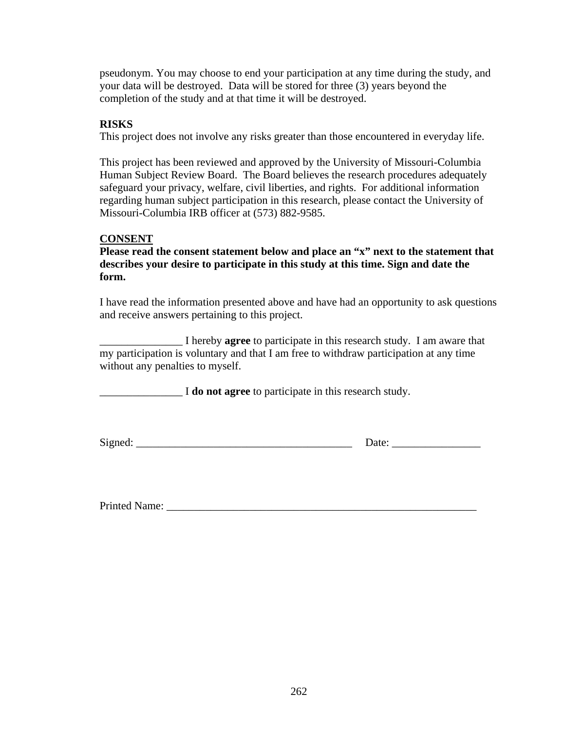pseudonym. You may choose to end your participation at any time during the study, and your data will be destroyed. Data will be stored for three (3) years beyond the completion of the study and at that time it will be destroyed.

**RISKS**

This project does not involve any risks greater than those encountered in everyday life.

This project has been reviewed and approved by the University of Missouri-Columbia Human Subject Review Board. The Board believes the research procedures adequately safeguard your privacy, welfare, civil liberties, and rights. For additional information regarding human subject participation in this research, please contact the University of Missouri-Columbia IRB officer at (573) 882-9585.

**CONSENT**

**Please read the consent statement below and place an "x" next to the statement that describes your desire to participate in this study at this time. Sign and date the form.**

I have read the information presented above and have had an opportunity to ask questions and receive answers pertaining to this project.

_______________ I hereby **agree** to participate in this research study. I am aware that my participation is voluntary and that I am free to withdraw participation at any time without any penalties to myself.

_______________ I **do not agree** to participate in this research study.

Signed: ________________________________________ Date: ________________

Printed Name: __________________________________________________________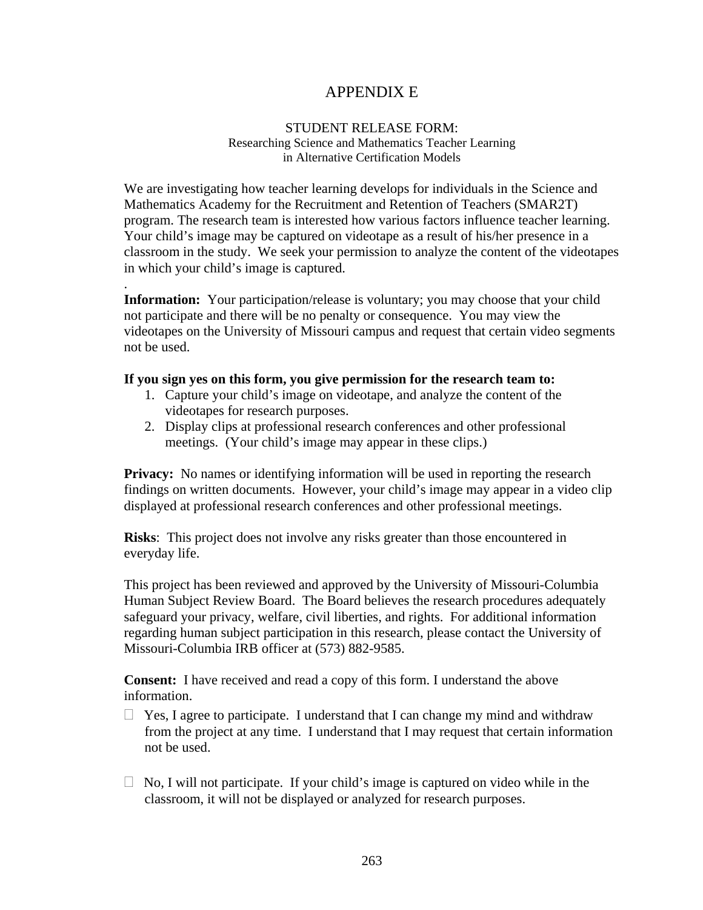# APPENDIX E

## STUDENT RELEASE FORM:

Researching Science and Mathematics Teacher Learning
in Alternative Certification Models

We are investigating how teacher learning develops for individuals in the Science and Mathematics Academy for the Recruitment and Retention of Teachers (SMAR2T) program. The research team is interested how various factors influence teacher learning. Your child's image may be captured on videotape as a result of his/her presence in a classroom in the study. We seek your permission to analyze the content of the videotapes in which your child's image is captured.

.

**Information:** Your participation/release is voluntary; you may choose that your child not participate and there will be no penalty or consequence. You may view the videotapes on the University of Missouri campus and request that certain video segments not be used.

**If you sign yes on this form, you give permission for the research team to:**

1. Capture your child's image on videotape, and analyze the content of the videotapes for research purposes.
2. Display clips at professional research conferences and other professional meetings. (Your child's image may appear in these clips.)

**Privacy:** No names or identifying information will be used in reporting the research findings on written documents. However, your child's image may appear in a video clip displayed at professional research conferences and other professional meetings.

**Risks**: This project does not involve any risks greater than those encountered in everyday life.

This project has been reviewed and approved by the University of Missouri-Columbia Human Subject Review Board. The Board believes the research procedures adequately safeguard your privacy, welfare, civil liberties, and rights. For additional information regarding human subject participation in this research, please contact the University of Missouri-Columbia IRB officer at (573) 882-9585.

**Consent:** I have received and read a copy of this form. I understand the above information.

☐ Yes, I agree to participate. I understand that I can change my mind and withdraw from the project at any time. I understand that I may request that certain information not be used.

☐ No, I will not participate. If your child's image is captured on video while in the classroom, it will not be displayed or analyzed for research purposes.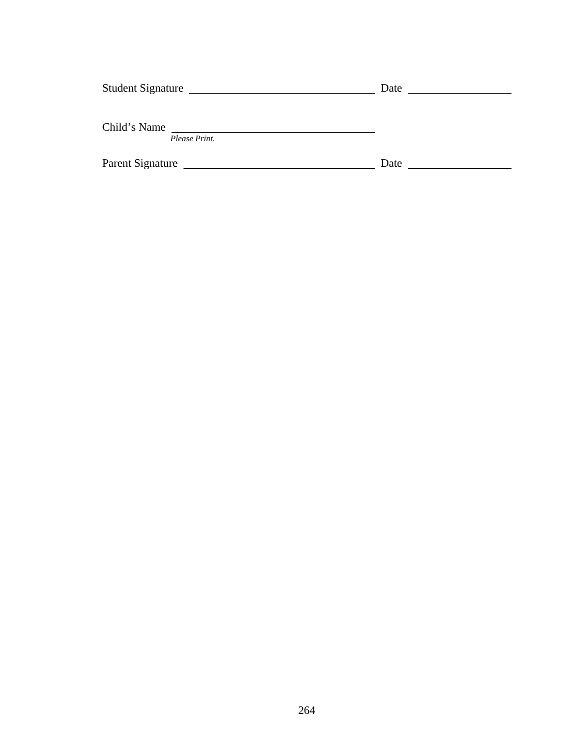Student Signature ______________________________ Date ________________

Child's Name ______________________________
*Please Print.*

Parent Signature ______________________________ Date ________________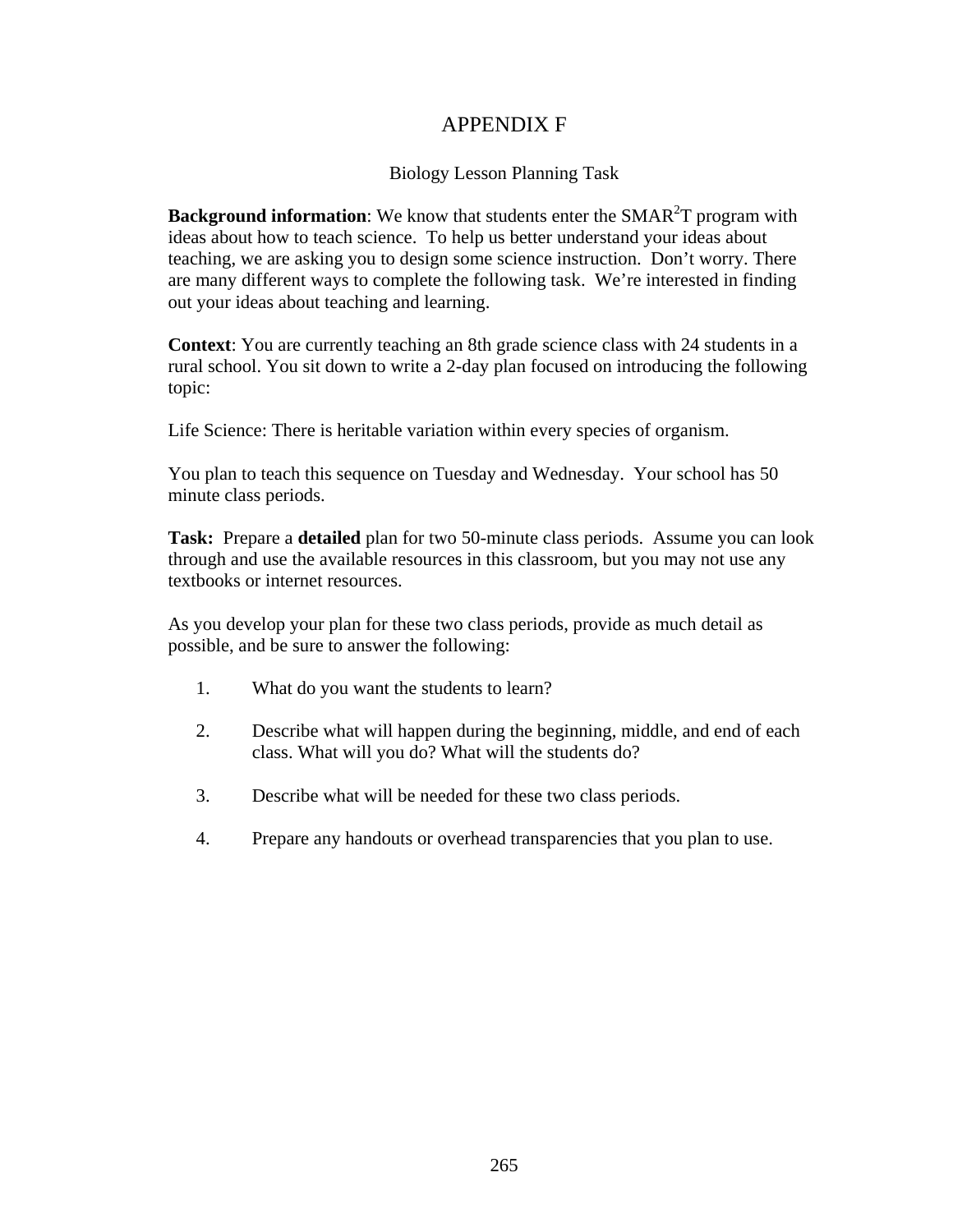# APPENDIX F

## Biology Lesson Planning Task

**Background information**: We know that students enter the SMAR$^2$T program with ideas about how to teach science. To help us better understand your ideas about teaching, we are asking you to design some science instruction. Don't worry. There are many different ways to complete the following task. We're interested in finding out your ideas about teaching and learning.

**Context**: You are currently teaching an 8th grade science class with 24 students in a rural school. You sit down to write a 2-day plan focused on introducing the following topic:

Life Science: There is heritable variation within every species of organism.

You plan to teach this sequence on Tuesday and Wednesday. Your school has 50 minute class periods.

**Task:** Prepare a **detailed** plan for two 50-minute class periods. Assume you can look through and use the available resources in this classroom, but you may not use any textbooks or internet resources.

As you develop your plan for these two class periods, provide as much detail as possible, and be sure to answer the following:

1. What do you want the students to learn?
2. Describe what will happen during the beginning, middle, and end of each class. What will you do? What will the students do?
3. Describe what will be needed for these two class periods.
4. Prepare any handouts or overhead transparencies that you plan to use.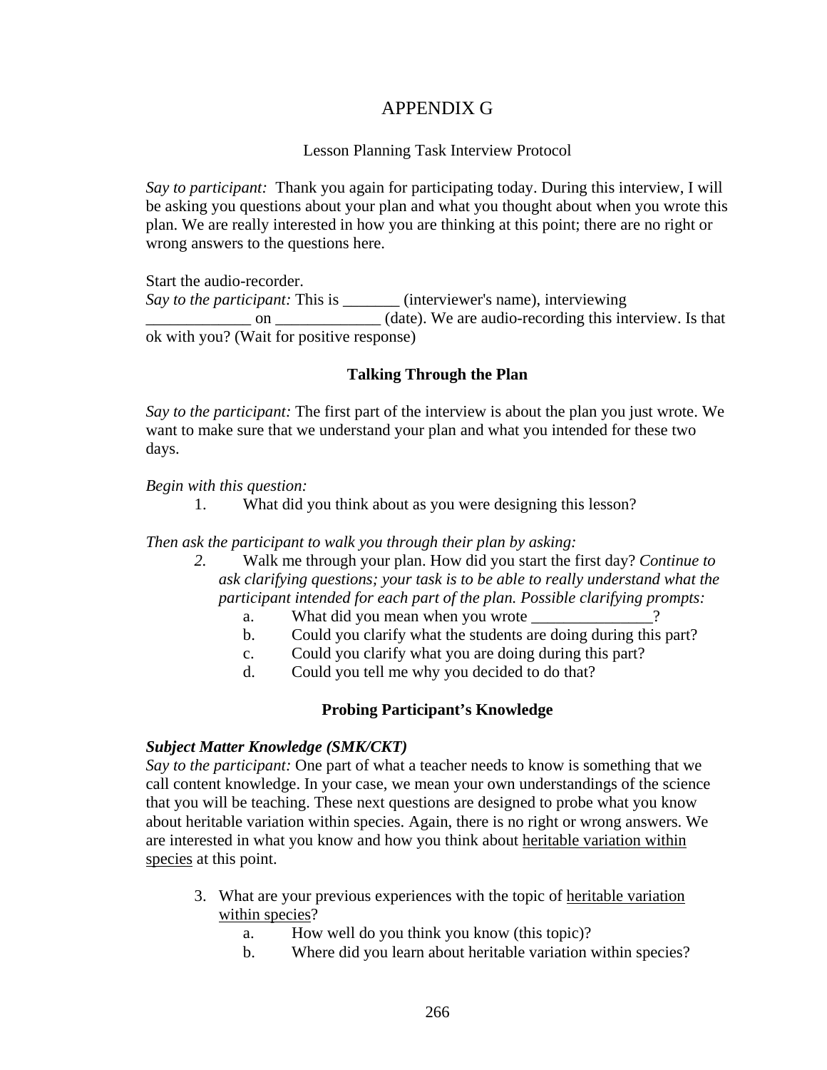# APPENDIX G

## Lesson Planning Task Interview Protocol

*Say to participant:* Thank you again for participating today. During this interview, I will be asking you questions about your plan and what you thought about when you wrote this plan. We are really interested in how you are thinking at this point; there are no right or wrong answers to the questions here.

Start the audio-recorder.
*Say to the participant:* This is _______ (interviewer's name), interviewing _____________ on _____________ (date). We are audio-recording this interview. Is that ok with you? (Wait for positive response)

### Talking Through the Plan

*Say to the participant:* The first part of the interview is about the plan you just wrote. We want to make sure that we understand your plan and what you intended for these two days.

*Begin with this question:*

1. What did you think about as you were designing this lesson?

*Then ask the participant to walk you through their plan by asking:*

2. Walk me through your plan. How did you start the first day? *Continue to ask clarifying questions; your task is to be able to really understand what the participant intended for each part of the plan. Possible clarifying prompts:*
   a. What did you mean when you wrote _______________?
   b. Could you clarify what the students are doing during this part?
   c. Could you clarify what you are doing during this part?
   d. Could you tell me why you decided to do that?

### Probing Participant's Knowledge

***Subject Matter Knowledge (SMK/CKT)***
*Say to the participant:* One part of what a teacher needs to know is something that we call content knowledge. In your case, we mean your own understandings of the science that you will be teaching. These next questions are designed to probe what you know about heritable variation within species. Again, there is no right or wrong answers. We are interested in what you know and how you think about heritable variation within species at this point.

3. What are your previous experiences with the topic of heritable variation within species?
   a. How well do you think you know (this topic)?
   b. Where did you learn about heritable variation within species?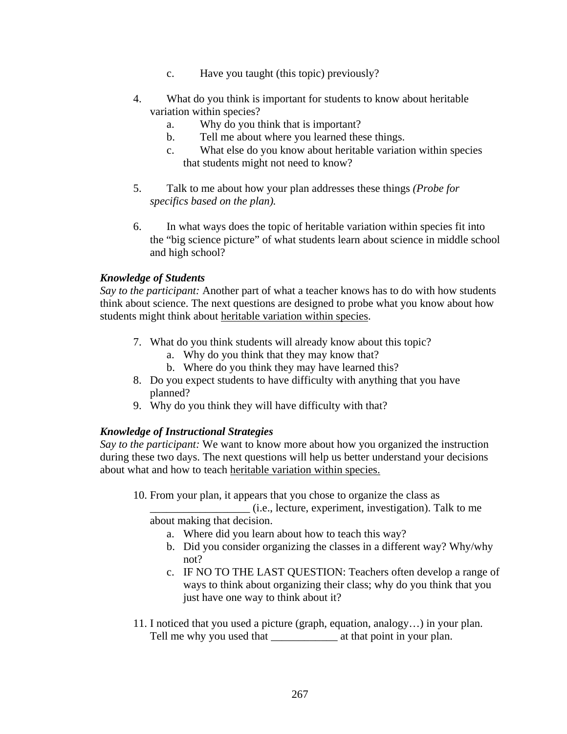c. Have you taught (this topic) previously?

4. What do you think is important for students to know about heritable variation within species?
   a. Why do you think that is important?
   b. Tell me about where you learned these things.
   c. What else do you know about heritable variation within species that students might not need to know?

5. Talk to me about how your plan addresses these things *(Probe for specifics based on the plan).*

6. In what ways does the topic of heritable variation within species fit into the "big science picture" of what students learn about science in middle school and high school?

***Knowledge of Students***

*Say to the participant:* Another part of what a teacher knows has to do with how students think about science. The next questions are designed to probe what you know about how students might think about <u>heritable variation within species</u>.

7. What do you think students will already know about this topic?
   a. Why do you think that they may know that?
   b. Where do you think they may have learned this?
8. Do you expect students to have difficulty with anything that you have planned?
9. Why do you think they will have difficulty with that?

***Knowledge of Instructional Strategies***

*Say to the participant:* We want to know more about how you organized the instruction during these two days. The next questions will help us better understand your decisions about what and how to teach <u>heritable variation within species.</u>

10. From your plan, it appears that you chose to organize the class as __________________ (i.e., lecture, experiment, investigation). Talk to me about making that decision.
    a. Where did you learn about how to teach this way?
    b. Did you consider organizing the classes in a different way? Why/why not?
    c. IF NO TO THE LAST QUESTION: Teachers often develop a range of ways to think about organizing their class; why do you think that you just have one way to think about it?

11. I noticed that you used a picture (graph, equation, analogy…) in your plan. Tell me why you used that ____________ at that point in your plan.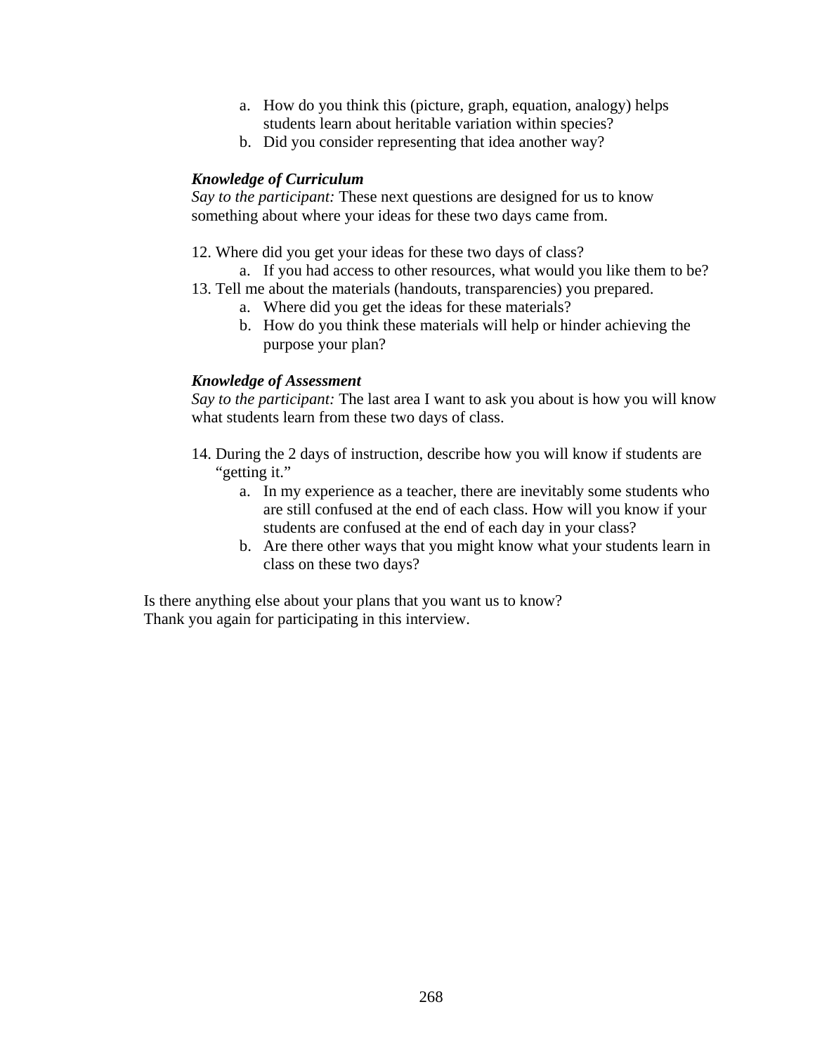a. How do you think this (picture, graph, equation, analogy) helps students learn about heritable variation within species?
   b. Did you consider representing that idea another way?

***Knowledge of Curriculum***

*Say to the participant:* These next questions are designed for us to know something about where your ideas for these two days came from.

12. Where did you get your ideas for these two days of class?
    a. If you had access to other resources, what would you like them to be?
13. Tell me about the materials (handouts, transparencies) you prepared.
    a. Where did you get the ideas for these materials?
    b. How do you think these materials will help or hinder achieving the purpose your plan?

***Knowledge of Assessment***

*Say to the participant:* The last area I want to ask you about is how you will know what students learn from these two days of class.

14. During the 2 days of instruction, describe how you will know if students are "getting it."
    a. In my experience as a teacher, there are inevitably some students who are still confused at the end of each class. How will you know if your students are confused at the end of each day in your class?
    b. Are there other ways that you might know what your students learn in class on these two days?

Is there anything else about your plans that you want us to know?
Thank you again for participating in this interview.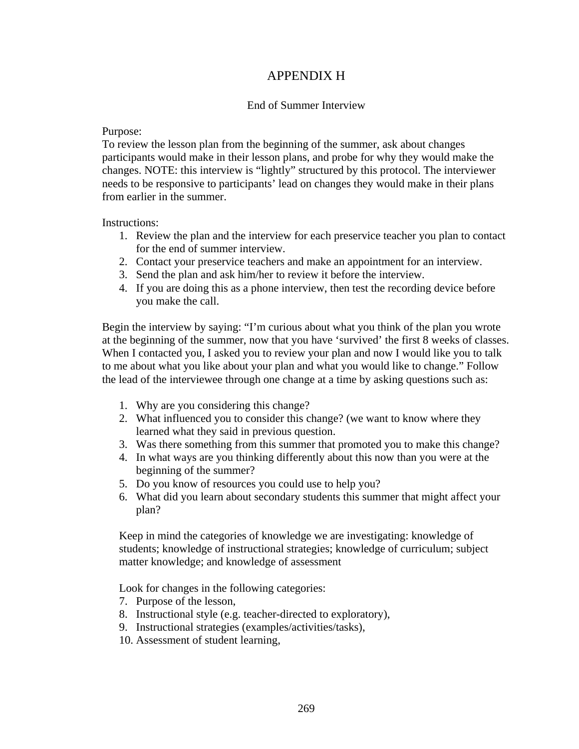# APPENDIX H

## End of Summer Interview

Purpose:
To review the lesson plan from the beginning of the summer, ask about changes participants would make in their lesson plans, and probe for why they would make the changes. NOTE: this interview is "lightly" structured by this protocol. The interviewer needs to be responsive to participants' lead on changes they would make in their plans from earlier in the summer.

Instructions:

1. Review the plan and the interview for each preservice teacher you plan to contact for the end of summer interview.
2. Contact your preservice teachers and make an appointment for an interview.
3. Send the plan and ask him/her to review it before the interview.
4. If you are doing this as a phone interview, then test the recording device before you make the call.

Begin the interview by saying: "I'm curious about what you think of the plan you wrote at the beginning of the summer, now that you have 'survived' the first 8 weeks of classes. When I contacted you, I asked you to review your plan and now I would like you to talk to me about what you like about your plan and what you would like to change." Follow the lead of the interviewee through one change at a time by asking questions such as:

1. Why are you considering this change?
2. What influenced you to consider this change? (we want to know where they learned what they said in previous question.
3. Was there something from this summer that promoted you to make this change?
4. In what ways are you thinking differently about this now than you were at the beginning of the summer?
5. Do you know of resources you could use to help you?
6. What did you learn about secondary students this summer that might affect your plan?

Keep in mind the categories of knowledge we are investigating: knowledge of students; knowledge of instructional strategies; knowledge of curriculum; subject matter knowledge; and knowledge of assessment

Look for changes in the following categories:

7. Purpose of the lesson,
8. Instructional style (e.g. teacher-directed to exploratory),
9. Instructional strategies (examples/activities/tasks),
10. Assessment of student learning,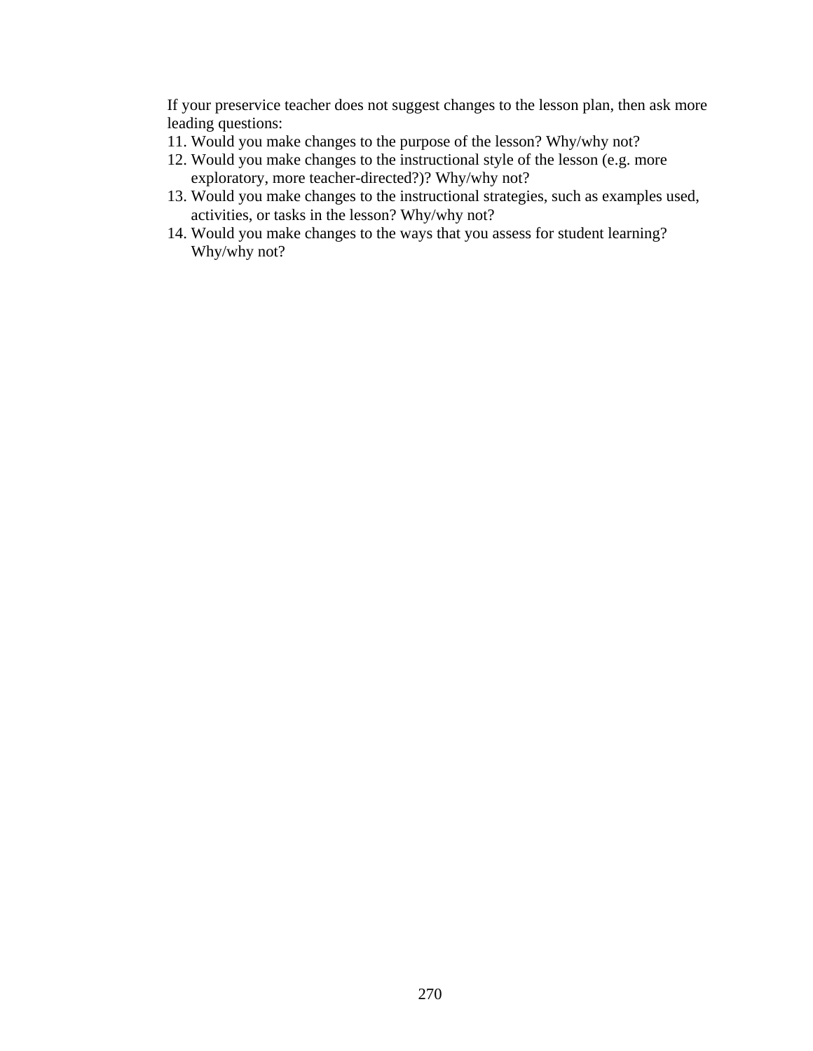If your preservice teacher does not suggest changes to the lesson plan, then ask more leading questions:

11. Would you make changes to the purpose of the lesson? Why/why not?
12. Would you make changes to the instructional style of the lesson (e.g. more exploratory, more teacher-directed?)? Why/why not?
13. Would you make changes to the instructional strategies, such as examples used, activities, or tasks in the lesson? Why/why not?
14. Would you make changes to the ways that you assess for student learning? Why/why not?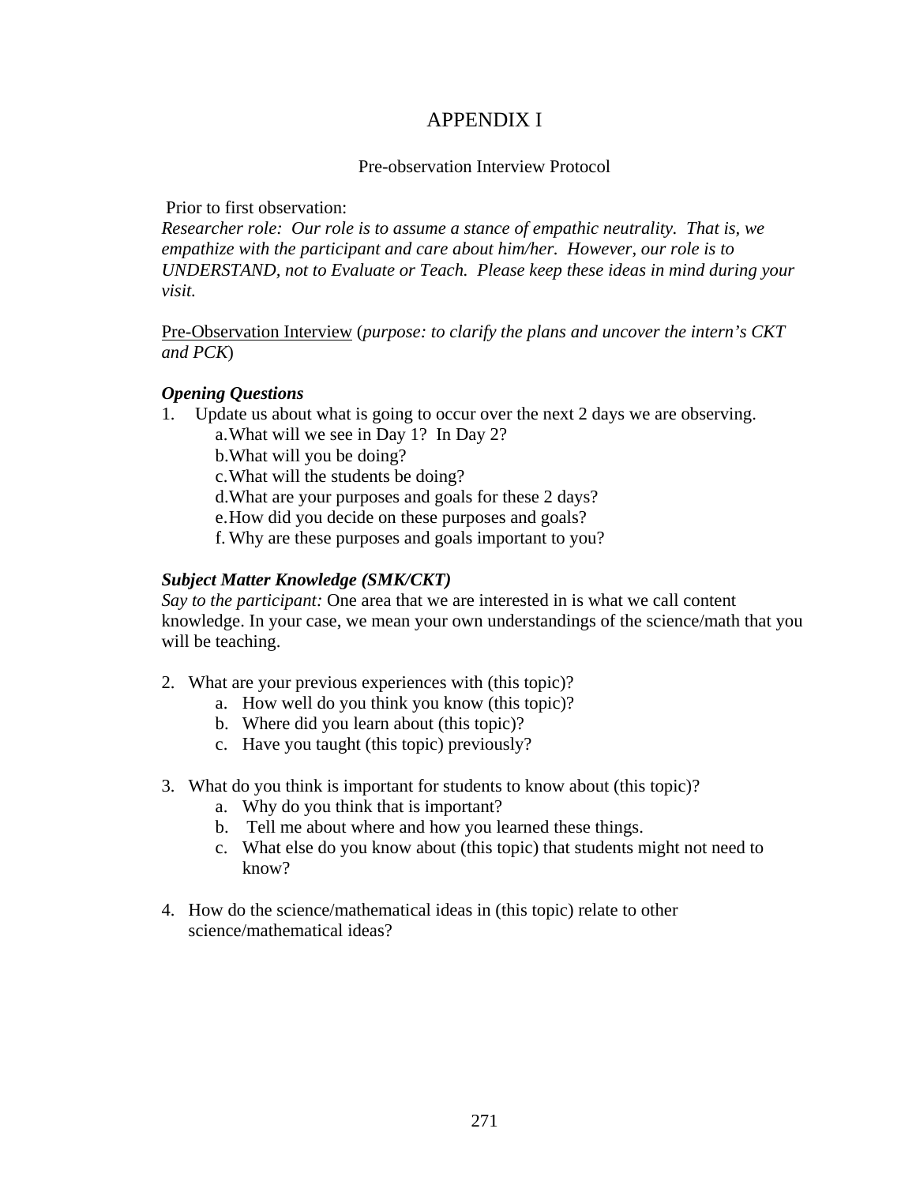# APPENDIX I

## Pre-observation Interview Protocol

Prior to first observation:

*Researcher role: Our role is to assume a stance of empathic neutrality. That is, we empathize with the participant and care about him/her. However, our role is to UNDERSTAND, not to Evaluate or Teach. Please keep these ideas in mind during your visit.*

Pre-Observation Interview (*purpose: to clarify the plans and uncover the intern's CKT and PCK*)

***Opening Questions***

1. Update us about what is going to occur over the next 2 days we are observing.
   a. What will we see in Day 1? In Day 2?
   b. What will you be doing?
   c. What will the students be doing?
   d. What are your purposes and goals for these 2 days?
   e. How did you decide on these purposes and goals?
   f. Why are these purposes and goals important to you?

***Subject Matter Knowledge (SMK/CKT)***

*Say to the participant:* One area that we are interested in is what we call content knowledge. In your case, we mean your own understandings of the science/math that you will be teaching.

2. What are your previous experiences with (this topic)?
   a. How well do you think you know (this topic)?
   b. Where did you learn about (this topic)?
   c. Have you taught (this topic) previously?

3. What do you think is important for students to know about (this topic)?
   a. Why do you think that is important?
   b. Tell me about where and how you learned these things.
   c. What else do you know about (this topic) that students might not need to know?

4. How do the science/mathematical ideas in (this topic) relate to other science/mathematical ideas?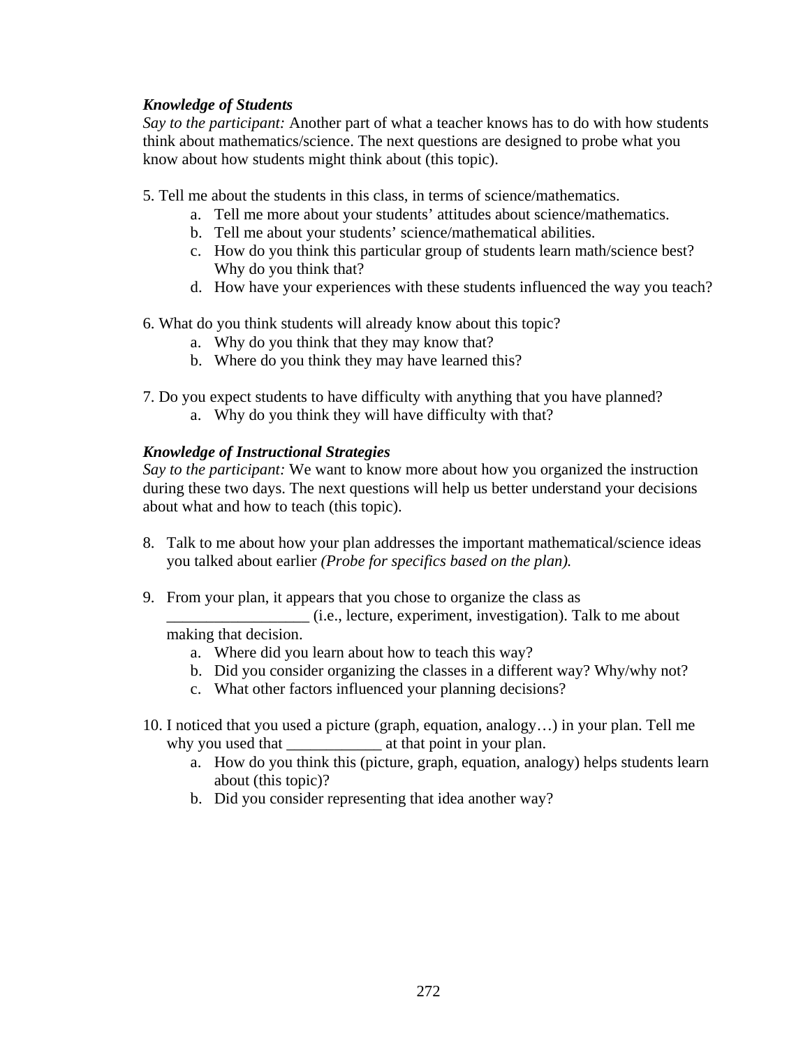***Knowledge of Students***

*Say to the participant:* Another part of what a teacher knows has to do with how students think about mathematics/science. The next questions are designed to probe what you know about how students might think about (this topic).

5. Tell me about the students in this class, in terms of science/mathematics.
    a. Tell me more about your students' attitudes about science/mathematics.
    b. Tell me about your students' science/mathematical abilities.
    c. How do you think this particular group of students learn math/science best? Why do you think that?
    d. How have your experiences with these students influenced the way you teach?

6. What do you think students will already know about this topic?
    a. Why do you think that they may know that?
    b. Where do you think they may have learned this?

7. Do you expect students to have difficulty with anything that you have planned?
    a. Why do you think they will have difficulty with that?

***Knowledge of Instructional Strategies***

*Say to the participant:* We want to know more about how you organized the instruction during these two days. The next questions will help us better understand your decisions about what and how to teach (this topic).

8. Talk to me about how your plan addresses the important mathematical/science ideas you talked about earlier *(Probe for specifics based on the plan).*

9. From your plan, it appears that you chose to organize the class as _________________ (i.e., lecture, experiment, investigation). Talk to me about making that decision.
    a. Where did you learn about how to teach this way?
    b. Did you consider organizing the classes in a different way? Why/why not?
    c. What other factors influenced your planning decisions?

10. I noticed that you used a picture (graph, equation, analogy…) in your plan. Tell me why you used that ____________ at that point in your plan.
    a. How do you think this (picture, graph, equation, analogy) helps students learn about (this topic)?
    b. Did you consider representing that idea another way?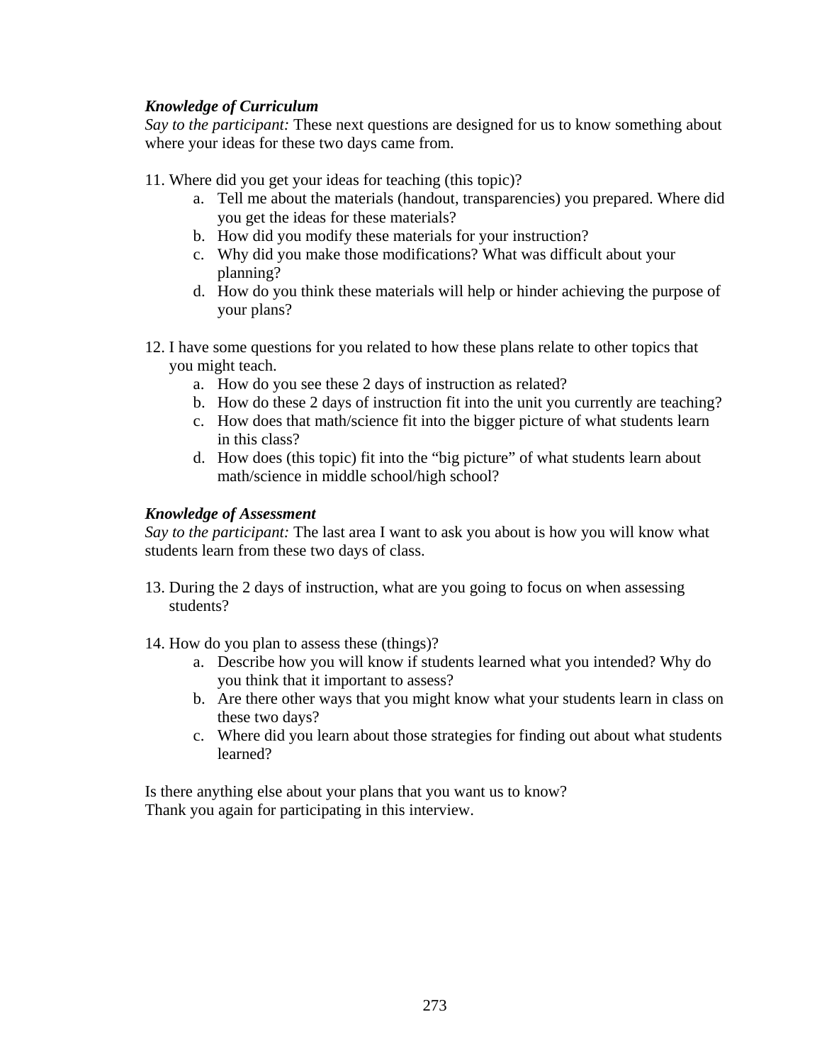***Knowledge of Curriculum***

*Say to the participant:* These next questions are designed for us to know something about where your ideas for these two days came from.

11. Where did you get your ideas for teaching (this topic)?
    a. Tell me about the materials (handout, transparencies) you prepared. Where did you get the ideas for these materials?
    b. How did you modify these materials for your instruction?
    c. Why did you make those modifications? What was difficult about your planning?
    d. How do you think these materials will help or hinder achieving the purpose of your plans?

12. I have some questions for you related to how these plans relate to other topics that you might teach.
    a. How do you see these 2 days of instruction as related?
    b. How do these 2 days of instruction fit into the unit you currently are teaching?
    c. How does that math/science fit into the bigger picture of what students learn in this class?
    d. How does (this topic) fit into the "big picture" of what students learn about math/science in middle school/high school?

***Knowledge of Assessment***

*Say to the participant:* The last area I want to ask you about is how you will know what students learn from these two days of class.

13. During the 2 days of instruction, what are you going to focus on when assessing students?

14. How do you plan to assess these (things)?
    a. Describe how you will know if students learned what you intended? Why do you think that it important to assess?
    b. Are there other ways that you might know what your students learn in class on these two days?
    c. Where did you learn about those strategies for finding out about what students learned?

Is there anything else about your plans that you want us to know?
Thank you again for participating in this interview.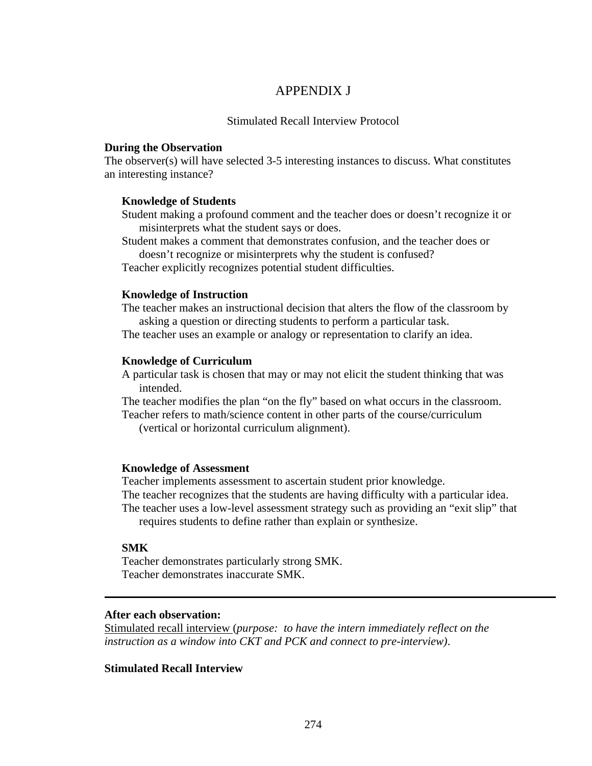# APPENDIX J

## Stimulated Recall Interview Protocol

**During the Observation**

The observer(s) will have selected 3-5 interesting instances to discuss. What constitutes an interesting instance?

**Knowledge of Students**

Student making a profound comment and the teacher does or doesn't recognize it or misinterprets what the student says or does.

Student makes a comment that demonstrates confusion, and the teacher does or doesn't recognize or misinterprets why the student is confused?

Teacher explicitly recognizes potential student difficulties.

**Knowledge of Instruction**

The teacher makes an instructional decision that alters the flow of the classroom by asking a question or directing students to perform a particular task.

The teacher uses an example or analogy or representation to clarify an idea.

**Knowledge of Curriculum**

A particular task is chosen that may or may not elicit the student thinking that was intended.

The teacher modifies the plan "on the fly" based on what occurs in the classroom.

Teacher refers to math/science content in other parts of the course/curriculum (vertical or horizontal curriculum alignment).

**Knowledge of Assessment**

Teacher implements assessment to ascertain student prior knowledge.

The teacher recognizes that the students are having difficulty with a particular idea.

The teacher uses a low-level assessment strategy such as providing an "exit slip" that requires students to define rather than explain or synthesize.

**SMK**

Teacher demonstrates particularly strong SMK.

Teacher demonstrates inaccurate SMK.

---

**After each observation:**

Stimulated recall interview (*purpose: to have the intern immediately reflect on the instruction as a window into CKT and PCK and connect to pre-interview)*.

**Stimulated Recall Interview**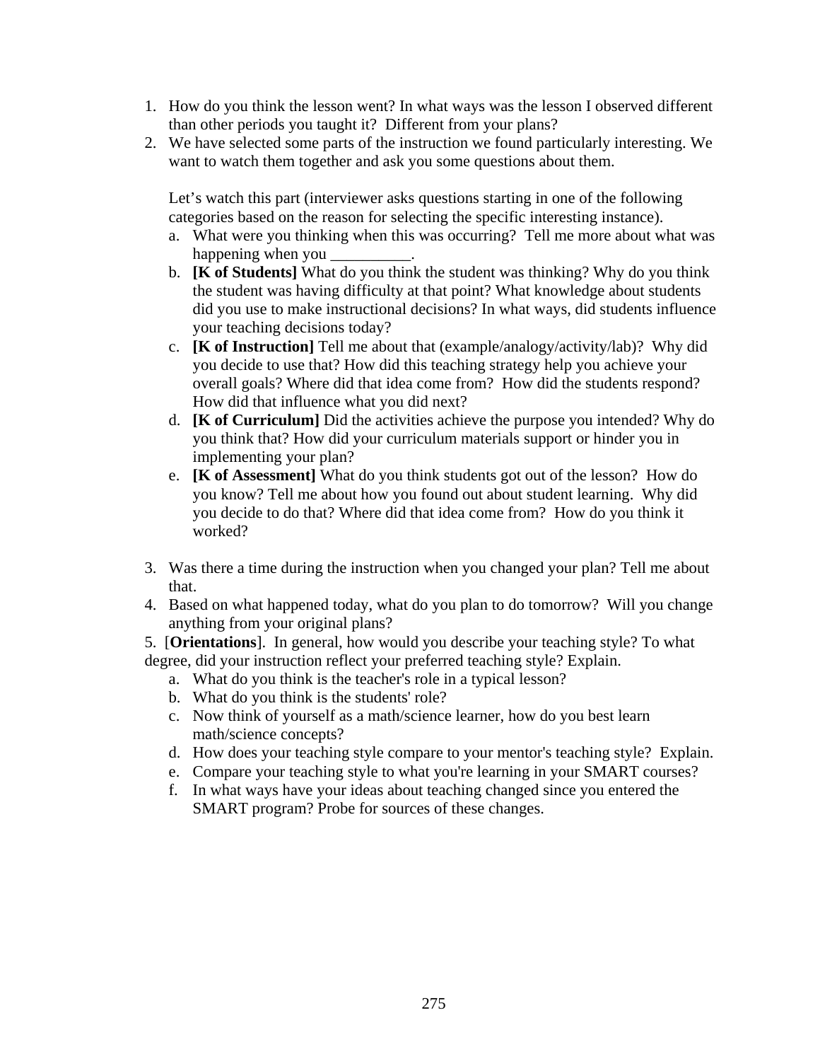1. How do you think the lesson went? In what ways was the lesson I observed different than other periods you taught it? Different from your plans?
2. We have selected some parts of the instruction we found particularly interesting. We want to watch them together and ask you some questions about them.

   Let's watch this part (interviewer asks questions starting in one of the following categories based on the reason for selecting the specific interesting instance).

   a. What were you thinking when this was occurring? Tell me more about what was happening when you __________.
   b. **[K of Students]** What do you think the student was thinking? Why do you think the student was having difficulty at that point? What knowledge about students did you use to make instructional decisions? In what ways, did students influence your teaching decisions today?
   c. **[K of Instruction]** Tell me about that (example/analogy/activity/lab)? Why did you decide to use that? How did this teaching strategy help you achieve your overall goals? Where did that idea come from? How did the students respond? How did that influence what you did next?
   d. **[K of Curriculum]** Did the activities achieve the purpose you intended? Why do you think that? How did your curriculum materials support or hinder you in implementing your plan?
   e. **[K of Assessment]** What do you think students got out of the lesson? How do you know? Tell me about how you found out about student learning. Why did you decide to do that? Where did that idea come from? How do you think it worked?

3. Was there a time during the instruction when you changed your plan? Tell me about that.
4. Based on what happened today, what do you plan to do tomorrow? Will you change anything from your original plans?

5. [**Orientations**]. In general, how would you describe your teaching style? To what degree, did your instruction reflect your preferred teaching style? Explain.

   a. What do you think is the teacher's role in a typical lesson?
   b. What do you think is the students' role?
   c. Now think of yourself as a math/science learner, how do you best learn math/science concepts?
   d. How does your teaching style compare to your mentor's teaching style? Explain.
   e. Compare your teaching style to what you're learning in your SMART courses?
   f. In what ways have your ideas about teaching changed since you entered the SMART program? Probe for sources of these changes.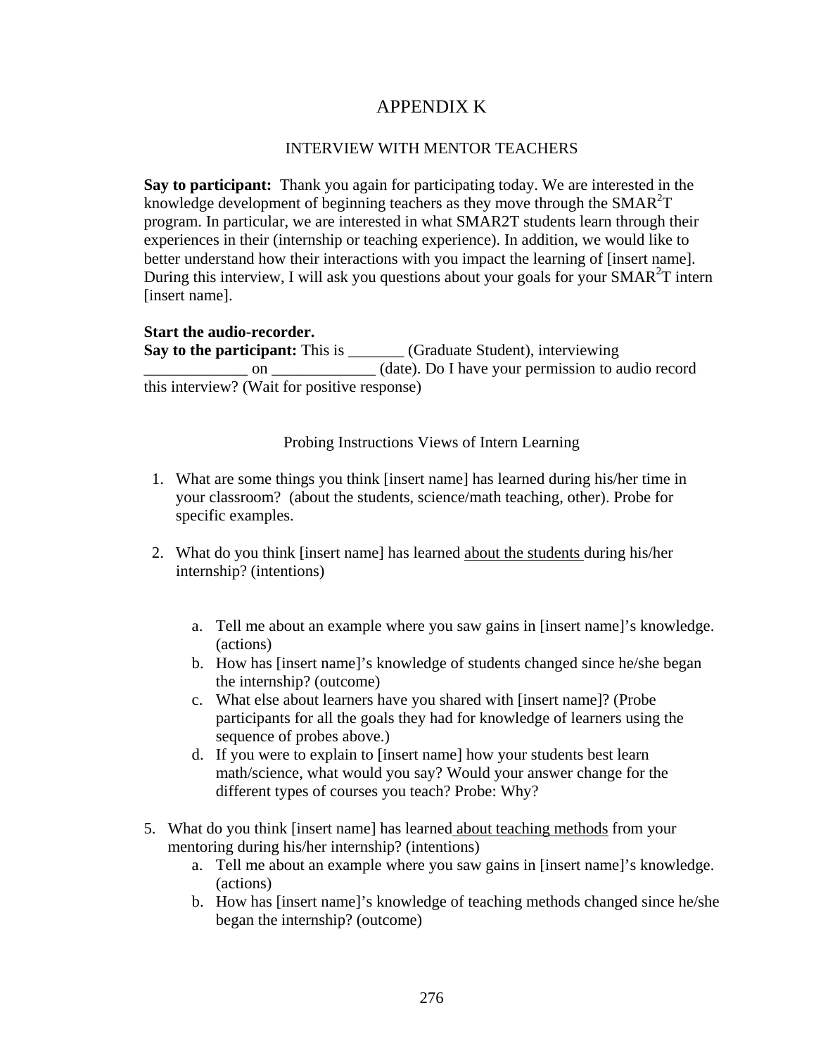# APPENDIX K

## INTERVIEW WITH MENTOR TEACHERS

**Say to participant:** Thank you again for participating today. We are interested in the knowledge development of beginning teachers as they move through the SMAR$^2$T program. In particular, we are interested in what SMAR2T students learn through their experiences in their (internship or teaching experience). In addition, we would like to better understand how their interactions with you impact the learning of [insert name]. During this interview, I will ask you questions about your goals for your SMAR$^2$T intern [insert name].

**Start the audio-recorder.**
**Say to the participant:** This is _______ (Graduate Student), interviewing _____________ on _____________ (date). Do I have your permission to audio record this interview? (Wait for positive response)

### Probing Instructions Views of Intern Learning

1. What are some things you think [insert name] has learned during his/her time in your classroom? (about the students, science/math teaching, other). Probe for specific examples.

2. What do you think [insert name] has learned <u>about the students</u> during his/her internship? (intentions)

   a. Tell me about an example where you saw gains in [insert name]'s knowledge. (actions)
   b. How has [insert name]'s knowledge of students changed since he/she began the internship? (outcome)
   c. What else about learners have you shared with [insert name]? (Probe participants for all the goals they had for knowledge of learners using the sequence of probes above.)
   d. If you were to explain to [insert name] how your students best learn math/science, what would you say? Would your answer change for the different types of courses you teach? Probe: Why?

5. What do you think [insert name] has learned <u>about teaching methods</u> from your mentoring during his/her internship? (intentions)
   a. Tell me about an example where you saw gains in [insert name]'s knowledge. (actions)
   b. How has [insert name]'s knowledge of teaching methods changed since he/she began the internship? (outcome)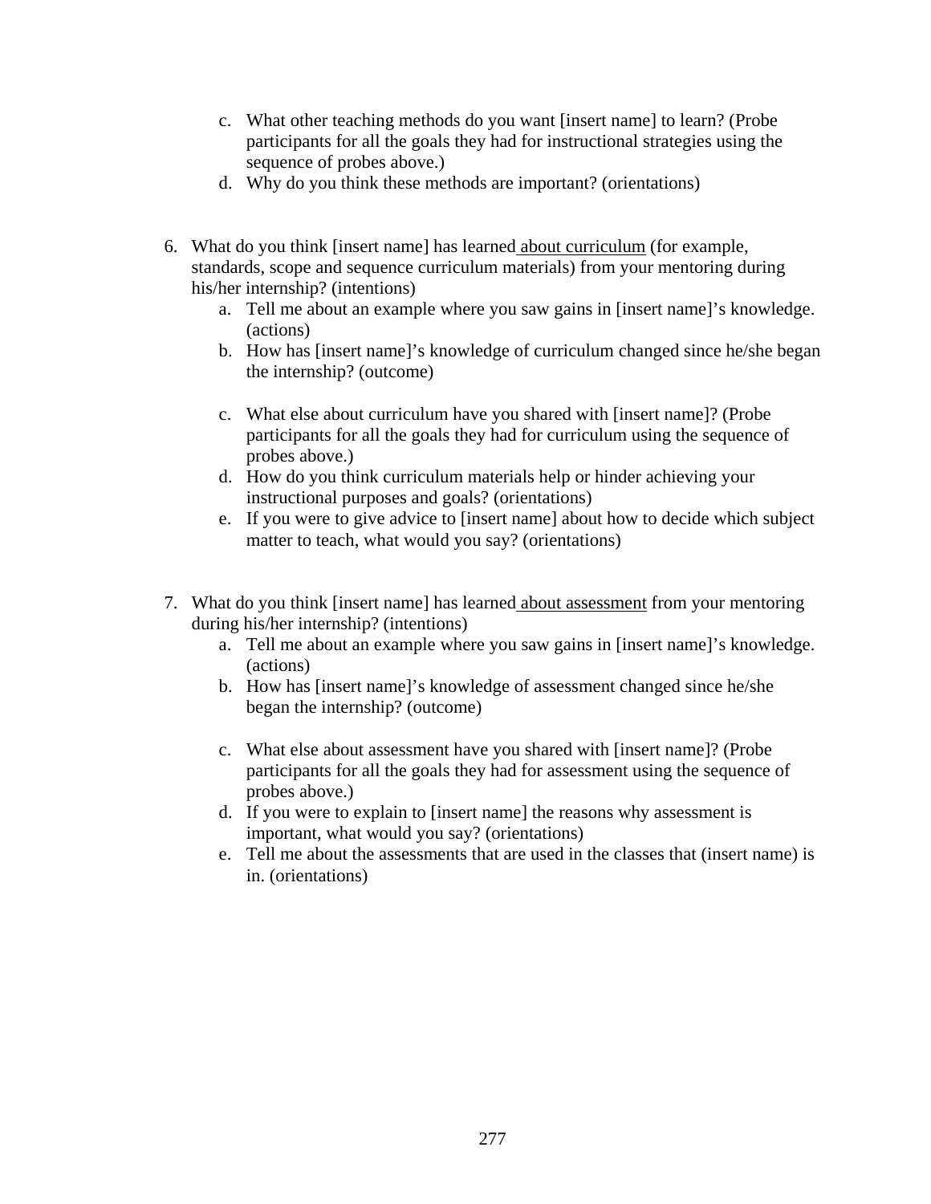c. What other teaching methods do you want [insert name] to learn? (Probe participants for all the goals they had for instructional strategies using the sequence of probes above.)
   d. Why do you think these methods are important? (orientations)

6. What do you think [insert name] has learned <u>about curriculum</u> (for example, standards, scope and sequence curriculum materials) from your mentoring during his/her internship? (intentions)
   a. Tell me about an example where you saw gains in [insert name]'s knowledge. (actions)
   b. How has [insert name]'s knowledge of curriculum changed since he/she began the internship? (outcome)

   c. What else about curriculum have you shared with [insert name]? (Probe participants for all the goals they had for curriculum using the sequence of probes above.)
   d. How do you think curriculum materials help or hinder achieving your instructional purposes and goals? (orientations)
   e. If you were to give advice to [insert name] about how to decide which subject matter to teach, what would you say? (orientations)

7. What do you think [insert name] has learned <u>about assessment</u> from your mentoring during his/her internship? (intentions)
   a. Tell me about an example where you saw gains in [insert name]'s knowledge. (actions)
   b. How has [insert name]'s knowledge of assessment changed since he/she began the internship? (outcome)

   c. What else about assessment have you shared with [insert name]? (Probe participants for all the goals they had for assessment using the sequence of probes above.)
   d. If you were to explain to [insert name] the reasons why assessment is important, what would you say? (orientations)
   e. Tell me about the assessments that are used in the classes that (insert name) is in. (orientations)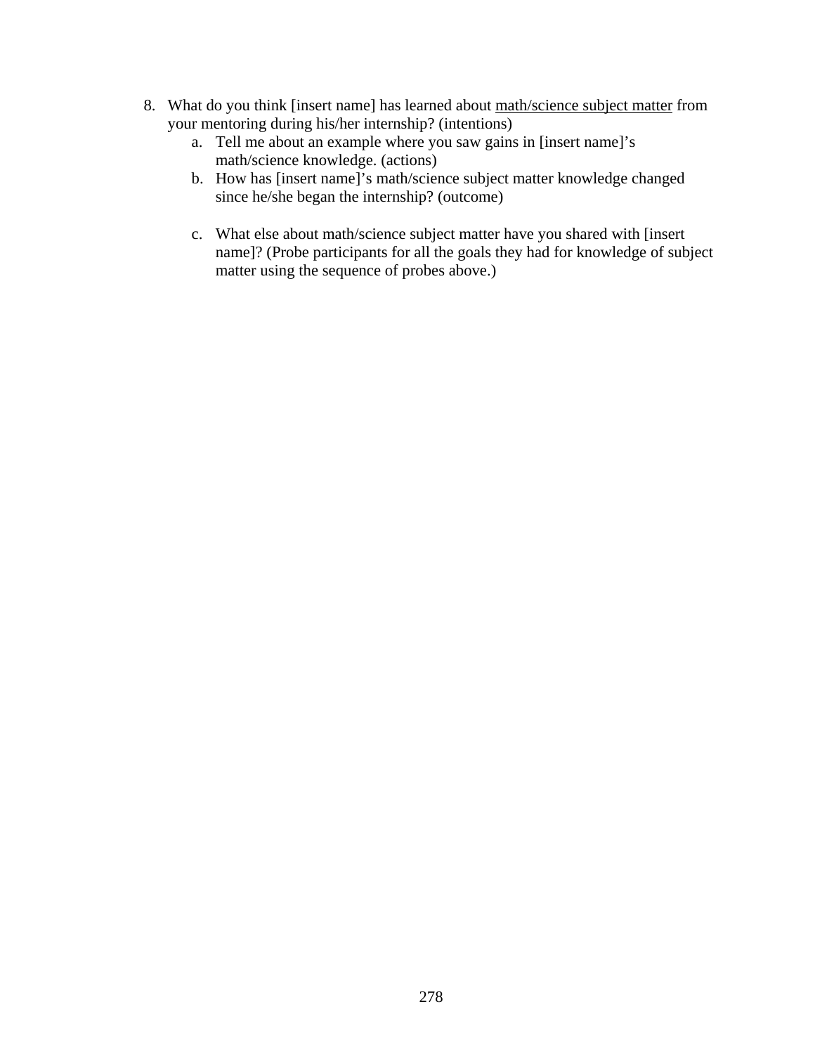8. What do you think [insert name] has learned about <u>math/science subject matter</u> from your mentoring during his/her internship? (intentions)
    a. Tell me about an example where you saw gains in [insert name]'s math/science knowledge. (actions)
    b. How has [insert name]'s math/science subject matter knowledge changed since he/she began the internship? (outcome)

    c. What else about math/science subject matter have you shared with [insert name]? (Probe participants for all the goals they had for knowledge of subject matter using the sequence of probes above.)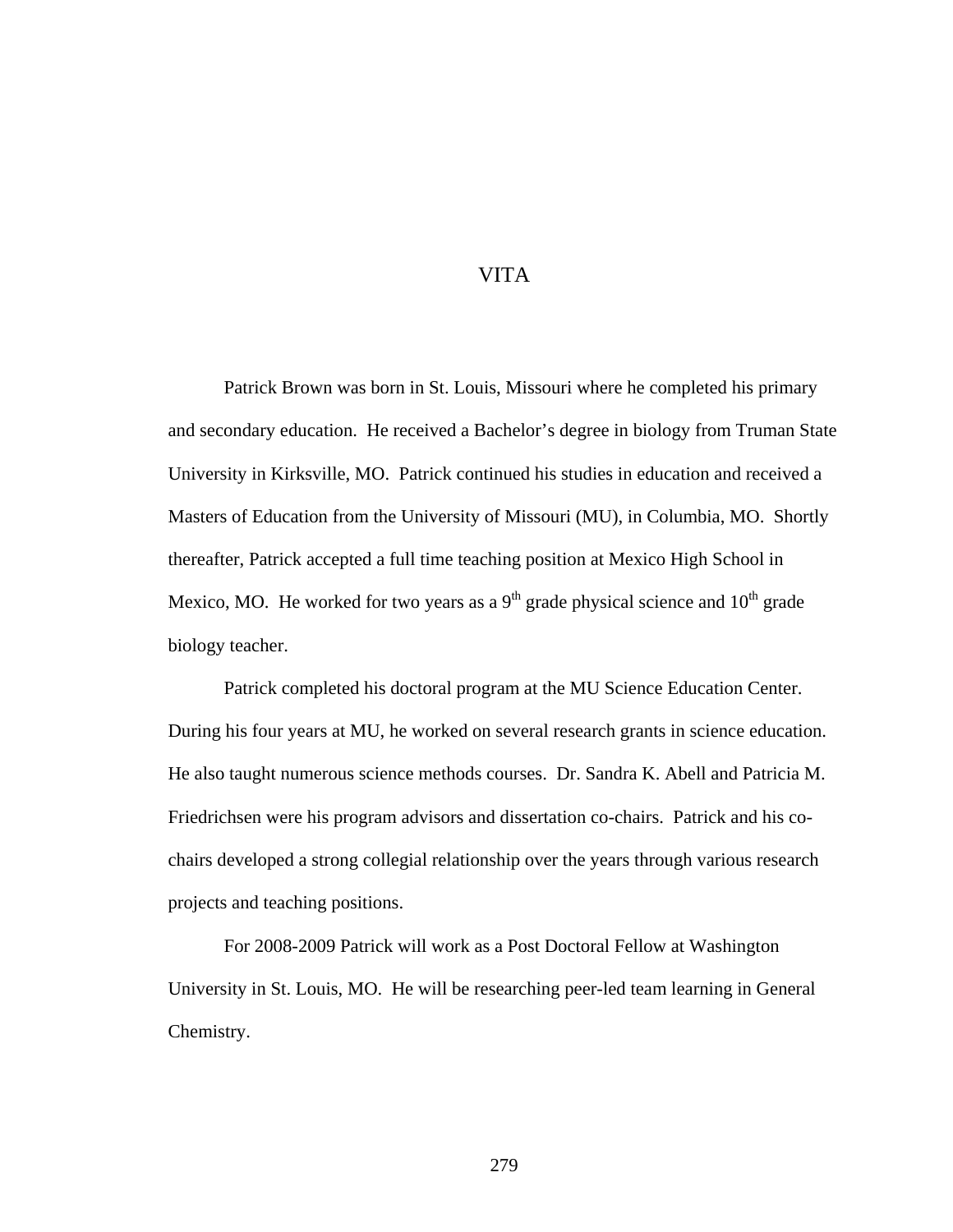# VITA

Patrick Brown was born in St. Louis, Missouri where he completed his primary and secondary education. He received a Bachelor's degree in biology from Truman State University in Kirksville, MO. Patrick continued his studies in education and received a Masters of Education from the University of Missouri (MU), in Columbia, MO. Shortly thereafter, Patrick accepted a full time teaching position at Mexico High School in Mexico, MO. He worked for two years as a 9th grade physical science and 10th grade biology teacher.

Patrick completed his doctoral program at the MU Science Education Center. During his four years at MU, he worked on several research grants in science education. He also taught numerous science methods courses. Dr. Sandra K. Abell and Patricia M. Friedrichsen were his program advisors and dissertation co-chairs. Patrick and his co-chairs developed a strong collegial relationship over the years through various research projects and teaching positions.

For 2008-2009 Patrick will work as a Post Doctoral Fellow at Washington University in St. Louis, MO. He will be researching peer-led team learning in General Chemistry.